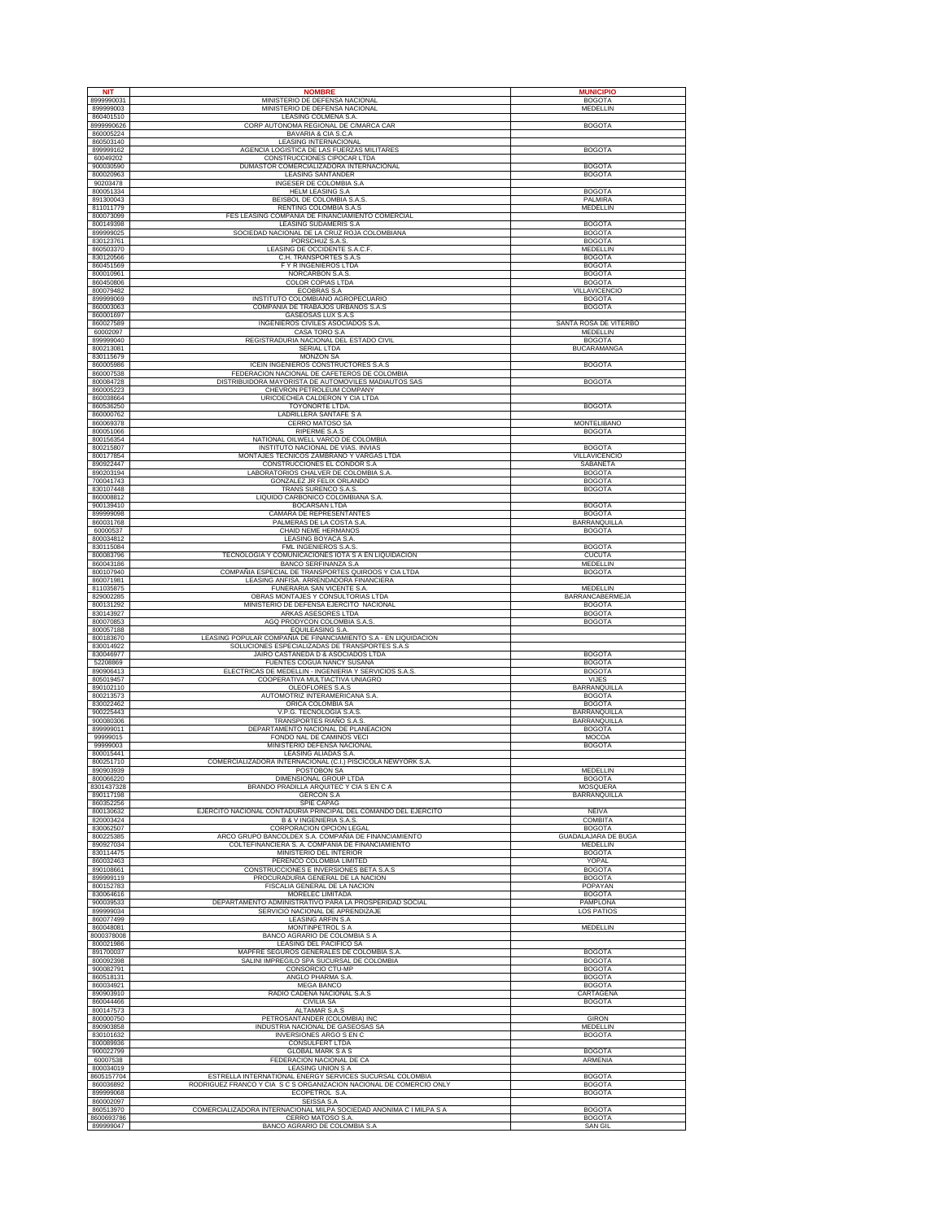| NIT | NOMBRE | MUNICIPIO |
|---|---|---|
| 8999990031 | MINISTERIO DE DEFENSA NACIONAL | BOGOTA |
| 899999003 | MINISTERIO DE DEFENSA NACIONAL | MEDELLIN |
| 860401510 | LEASING COLMENA S.A. | |
| 8999990626 | CORP AUTONOMA REGIONAL DE C/MARCA CAR | BOGOTA |
| 860005224 | BAVARIA & CIA S.C.A | |
| 860503140 | LEASING INTERNACIONAL | |
| 899999162 | AGENCIA LOGISTICA DE LAS FUERZAS MILITARES | BOGOTA |
| 60049202 | CONSTRUCCIONES CIPOCAR LTDA | |
| 900030590 | DUMASTOR COMERCIALIZADORA INTERNACIONAL | BOGOTA |
| 800020963 | LEASING SANTANDER | BOGOTA |
| 90203478 | INGESER DE COLOMBIA S.A | |
| 800051334 | HELM LEASING S.A | BOGOTA |
| 891300043 | BEISBOL DE COLOMBIA S.A.S. | PALMIRA |
| 811011779 | RENTING COLOMBIA S.A.S | MEDELLIN |
| 800073099 | FES LEASING COMPANIA DE FINANCIAMIENTO COMERCIAL | |
| 800149398 | LEASING SUDAMERIS S.A | BOGOTA |
| 899999025 | SOCIEDAD NACIONAL DE LA CRUZ ROJA COLOMBIANA | BOGOTA |
| 830123761 | PORSCHUZ S.A.S. | BOGOTA |
| 860503370 | LEASING DE OCCIDENTE S.A.C.F. | MEDELLIN |
| 830120566 | C.H. TRANSPORTES S.A.S | BOGOTA |
| 860451569 | F Y R INGENIEROS LTDA | BOGOTA |
| 800010961 | NORCARBON S.A.S. | BOGOTA |
| 860450806 | COLOR COPIAS LTDA | BOGOTA |
| 800079482 | ECOBRAS S.A | VILLAVICENCIO |
| 899999069 | INSTITUTO COLOMBIANO AGROPECUARIO | BOGOTA |
| 860003063 | COMPANIA DE TRABAJOS URBANOS S.A.S | BOGOTA |
| 860001697 | GASEOSAS LUX S.A.S | |
| 860027589 | INGENIEROS CIVILES ASOCIADOS S.A. | SANTA ROSA DE VITERBO |
| 60002097 | CASA TORO S.A | MEDELLIN |
| 899999040 | REGISTRADURIA NACIONAL DEL ESTADO CIVIL | BOGOTA |
| 800213081 | SERIAL LTDA | BUCARAMANGA |
| 830115679 | MONZON SA | |
| 860005986 | ICEIN INGENIEROS CONSTRUCTORES S.A.S | BOGOTA |
| 860007538 | FEDERACION NACIONAL DE CAFETEROS DE COLOMBIA | |
| 800084728 | DISTRIBUIDORA MAYORISTA DE AUTOMOVILES MADIAUTOS SAS | BOGOTA |
| 860005223 | CHEVRON PETROLEUM COMPANY | |
| 860038664 | URICOECHEA CALDERON Y CIA LTDA | |
| 860536250 | TOYONORTE LTDA. | BOGOTA |
| 860000762 | LADRILLERA SANTAFE S A | |
| 860069378 | CERRO MATOSO SA | MONTELIBANO |
| 800051066 | RIPERME S.A.S | BOGOTA |
| 800156354 | NATIONAL OILWELL VARCO DE COLOMBIA | |
| 800215807 | INSTITUTO NACIONAL DE VIAS. INVIAS | BOGOTA |
| 800177854 | MONTAJES TECNICOS ZAMBRANO Y VARGAS LTDA | VILLAVICENCIO |
| 890922447 | CONSTRUCCIONES EL CONDOR S.A | SABANETA |
| 890203194 | LABORATORIOS CHALVER DE COLOMBIA S.A. | BOGOTA |
| 700041743 | GONZALEZ JR FELIX ORLANDO | BOGOTA |
| 830107448 | TRANS SURENCO S.A.S. | BOGOTA |
| 860008812 | LIQUIDO CARBONICO COLOMBIANA S.A. | |
| 900139410 | BOCARSAN LTDA | BOGOTA |
| 899999098 | CAMARA DE REPRESENTANTES | BOGOTA |
| 860031768 | PALMERAS DE LA COSTA S.A. | BARRANQUILLA |
| 60000537 | CHAID NEME HERMANOS | BOGOTA |
| 800034812 | LEASING BOYACA S.A. | |
| 830115084 | FML INGENIEROS S.A.S. | BOGOTA |
| 800083796 | TECNOLOGIA Y COMUNICACIONES IOTA S A EN LIQUIDACION | CUCUTA |
| 860043186 | BANCO SERFINANZA S.A | MEDELLIN |
| 800107940 | COMPAÑIA ESPECIAL DE TRANSPORTES QUIROOS Y CIA LTDA | BOGOTA |
| 860071981 | LEASING ANFISA. ARRENDADORA FINANCIERA | |
| 811035875 | FUNERARIA SAN VICENTE S.A. | MEDELLIN |
| 829002285 | OBRAS MONTAJES Y CONSULTORIAS LTDA | BARRANCABERMEJA |
| 800131292 | MINISTERIO DE DEFENSA EJERCITO NACIONAL | BOGOTA |
| 830143927 | ARKAS ASESORES LTDA | BOGOTA |
| 800070853 | AGQ PRODYCON COLOMBIA S.A.S. | BOGOTA |
| 800057188 | EQUILEASING S.A. | |
| 800183670 | LEASING POPULAR COMPAÑIA DE FINANCIAMIENTO S.A - EN LIQUIDACION | |
| 830014922 | SOLUCIONES ESPECIALIZADAS DE TRANSPORTES S.A.S | |
| 830046977 | JAIRO CASTANEDA D & ASOCIADOS LTDA | BOGOTA |
| 52208869 | FUENTES COGUA NANCY SUSANA | BOGOTA |
| 890906413 | ELECTRICAS DE MEDELLIN - INGENIERIA Y SERVICIOS S.A.S. | BOGOTA |
| 805019457 | COOPERATIVA MULTIACTIVA UNIAGRO | VIJES |
| 890102110 | OLEOFLORES S.A.S | BARRANQUILLA |
| 800213573 | AUTOMOTRIZ INTERAMERICANA S.A. | BOGOTA |
| 830022462 | ORICA COLOMBIA SA | BOGOTA |
| 900225443 | V.P.G. TECNOLOGIA S.A.S. | BARRANQUILLA |
| 900080306 | TRANSPORTES RIAÑO S.A.S. | BARRANQUILLA |
| 899999011 | DEPARTAMENTO NACIONAL DE PLANEACION | BOGOTA |
| 99999015 | FONDO NAL DE CAMINOS VECI | MOCOA |
| 99999003 | MINISTERIO DEFENSA NACIONAL | BOGOTA |
| 800015441 | LEASING ALIADAS S.A. | |
| 800251710 | COMERCIALIZADORA INTERNACIONAL (C.I.) PISCICOLA NEWYORK S.A. | |
| 890903939 | POSTOBON SA | MEDELLIN |
| 800066220 | DIMENSIONAL GROUP LTDA | BOGOTA |
| 8301437328 | BRANDO PRADILLA ARQUITEC Y CIA S EN C A | MOSQUERA |
| 890117198 | GERCON S.A | BARRANQUILLA |
| 860352256 | SPIE CAPAG | |
| 800130632 | EJERCITO NACIONAL CONTADURIA PRINCIPAL DEL COMANDO DEL EJERCITO | NEIVA |
| 820003424 | B & V INGENIERIA S.A.S. | COMBITA |
| 830062507 | CORPORACION OPCION LEGAL | BOGOTA |
| 800225385 | ARCO GRUPO BANCOLDEX S.A. COMPAÑIA DE FINANCIAMIENTO | GUADALAJARA DE BUGA |
| 890927034 | COLTEFINANCIERA S. A. COMPAÑIA DE FINANCIAMIENTO | MEDELLIN |
| 830114475 | MINISTERIO DEL INTERIOR | BOGOTA |
| 860032463 | PERENCO COLOMBIA LIMITED | YOPAL |
| 890108661 | CONSTRUCCIONES E INVERSIONES BETA S.A.S | BOGOTA |
| 899999119 | PROCURADURIA GENERAL DE LA NACION | BOGOTA |
| 800152783 | FISCALIA GENERAL DE LA NACION | POPAYAN |
| 830064616 | MORELEC LIMITADA | BOGOTA |
| 900039533 | DEPARTAMENTO ADMINISTRATIVO PARA LA PROSPERIDAD SOCIAL | PAMPLONA |
| 899999034 | SERVICIO NACIONAL DE APRENDIZAJE | LOS PATIOS |
| 860077499 | LEASING ARFIN S.A | |
| 860048081 | MONTINPETROL S A | MEDELLIN |
| 8000378008 | BANCO AGRARIO DE COLOMBIA S A | |
| 800021986 | LEASING DEL PACIFICO SA | |
| 891700037 | MAPFRE SEGUROS GENERALES DE COLOMBIA S.A. | BOGOTA |
| 800092398 | SALINI IMPREGILO SPA SUCURSAL DE COLOMBIA | BOGOTA |
| 900082791 | CONSORCIO CTU-MP | BOGOTA |
| 860518131 | ANGLO PHARMA S.A. | BOGOTA |
| 860034921 | MEGA BANCO | BOGOTA |
| 890903910 | RADIO CADENA NACIONAL S.A.S | CARTAGENA |
| 860044466 | CIVILIA SA | BOGOTA |
| 800147573 | ALTAMAR S.A.S | |
| 800000750 | PETROSANTANDER (COLOMBIA) INC | GIRON |
| 890903858 | INDUSTRIA NACIONAL DE GASEOSAS SA | MEDELLIN |
| 830101632 | INVERSIONES ARGO S EN C | BOGOTA |
| 800089936 | CONSULFERT LTDA | |
| 900022799 | GLOBAL MARK S A S | BOGOTA |
| 60007538 | FEDERACION NACIONAL DE CA | ARMENIA |
| 800034019 | LEASING UNION S A | |
| 8605157704 | ESTRELLA INTERNATIONAL ENERGY SERVICES SUCURSAL COLOMBIA | BOGOTA |
| 860036892 | RODRIGUEZ FRANCO Y CIA S C S ORGANIZACION NACIONAL DE COMERCIO ONLY | BOGOTA |
| 899999068 | ECOPETROL S.A. | BOGOTA |
| 860002097 | SEISSA S.A | |
| 860513970 | COMERCIALIZADORA INTERNACIONAL MILPA SOCIEDAD ANONIMA C I MILPA S A | BOGOTA |
| 8600693786 | CERRO MATOSO S.A. | BOGOTA |
| 899999047 | BANCO AGRARIO DE COLOMBIA S.A | SAN GIL |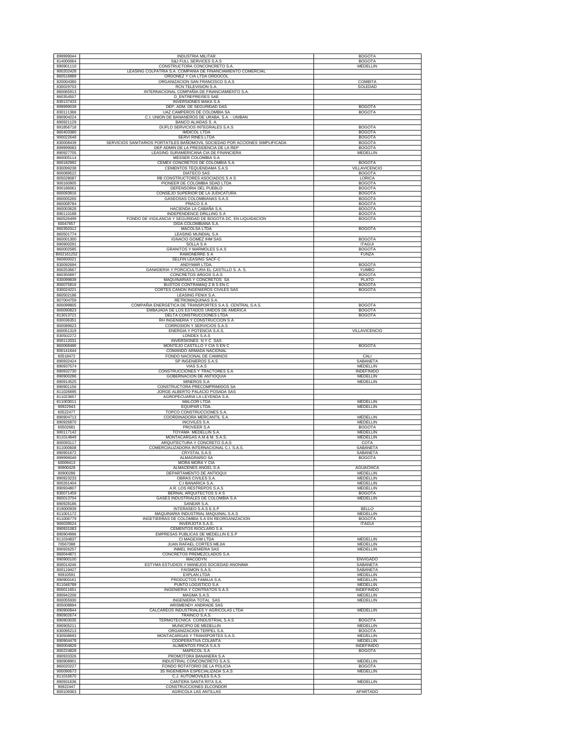| | | |
|---|---|---|
| 899999044 | INDUSTRIA MILITAR | BOGOTA |
| 814000064 | S&J FULL SERVICES S.A.S | BOGOTA |
| 890901110 | CONSTRUCTORA CONCONCRETO S.A. | MEDELLIN |
| 900202428 | LEASING COLPATRIA S.A. COMPAÑIA DE FINANCIAMIENTO COMERCIAL | |
| 860516889 | ORDOÑEZ Y CIA LTDA ORDOCOL | |
| 820004380 | ORGANIZACION SAN FRANCISCO S.A.S | COMBITA |
| 830029703 | RCN TELEVISION S.A. | SOLEDAD |
| 860065913 | INTERNACIONAL COMPAÑIA DE FINANCIAMIENTO S.A. | |
| 860354507 | D_ENTREPREISES SAE | |
| 830137433 | INVERSIONES MAKA S.A | |
| 899999039 | DEP. ADM. DE SEGURIDAD DAS | BOGOTA |
| 830111366 | UAZ CAMPEROS DE COLOMBIA SA | BOGOTA |
| 890904224 | C.I. UNION DE BANANEROS DE URABA, S.A. - UNIBAN | |
| 890921129 | BANCO ALIADAS S. A. | |
| 891856718 | DUFLO SERVICIOS INTEGRALES S.A.S | BOGOTA |
| 860403380 | IMDICOL LTDA | BOGOTA |
| 900022648 | SERVI RINES LTDA | BOGOTA |
| 830008439 | SERVICIOS SANITARIOS PORTATILES BAÑOMOVIL SOCIEDAD POR ACCIONES SIMPLIFICADA | BOGOTA |
| 899999083 | DEP ADMIN DE LA PRESIDENCIA DE LA REP | BOGOTA |
| 890927705 | LEASING SURAMERICANA CIA DE FINANCIERA | MEDELLIN |
| 860005114 | MESSER COLOMBIA S.A | |
| 800182992 | CEMEX CONCRETOS DE COLOMBIA S.A. | BOGOTA |
| 830099238 | CEMENTOS TEQUENDAMA S.A.S | VILLAVICENCIO |
| 800089522 | DIATECO SAS | BOGOTA |
| 805028087 | RB CONSTRUCTORES ASOCIADOS S A S | LORICA |
| 900160905 | PIONEER DE COLOMBIA SDAD LTDA | BOGOTA |
| 800186061 | DEFENSORIA DEL PUEBLO | BOGOTA |
| 800093816 | CONSEJO SUPERIOR DE LA JUDICATURA | BOGOTA |
| 860005265 | GASEOSAS COLOMBIANAS S.A.S | BOGOTA |
| 860008784 | PRACO S A | BOGOTA |
| 860003628 | HACIENDA LA CABAÑA S.A. | BOGOTA |
| 890110188 | INDEPENDENCE DRILLING S A | BOGOTA |
| 860526499 | FONDO DE VIGILANCIA Y SEGURIDAD DE BOGOTA DC, EN LIQUIDACION | BOGOTA |
| 60047657 | DIDA COLOMBIANA S.A. | |
| 860350312 | MACOLSA LTDA | BOGOTA |
| 860501774 | LEASING MUNDIAL S.A | |
| 860001300 | IGNACIO GOMEZ IHM SAS | BOGOTA |
| 890900291 | SOLLA S A | ITAGUI |
| 860002585 | GRANITOS Y MARMOLES S.A.S | BOGOTA |
| 8002161252 | RAMONERRE S A | FUNZA |
| 860600021 | SELFIN LEASING SACF-C | |
| 830092694 | ANDYMAR LTDA. | BOGOTA |
| 800253667 | GANADERIA Y PORCICULTURA EL CASTILLO S. A. S. | YUMBO |
| 860350697 | CONCRETOS ARGOS S.A.S | BOGOTA |
| 830099839 | MAQUINARIAS Y CONCRETOS SA | PLATO |
| 800075816 | BUSTOS CONTRAMAQ Z B S EN C | BOGOTA |
| 830024221 | CORTES CANON INGENIEROS CIVILES SAS | BOGOTA |
| 860502186 | LEASING FENIX S.A. | |
| 807004759 | RETROMAQUINAS S.A. | |
| 800099805 | COMPAÑIA ENERGETICA DE TRANSPORTES S.A.S. CENTRAL S.A.S. | BOGOTA |
| 800090823 | EMBAJADA DE LOS ESTADOS UNIDOS DE AMERICA | BOGOTA |
| 813013721 | DELTA CONSTRUCCIONES LTDA | BOGOTA |
| 830036351 | RH INGENIERIA Y CONSTRUCCION S A | |
| 800089623 | CORROSION Y SERVICIOS S.A.S | |
| 800051319 | ENERGIA Y POTENCIA S.A.S. | VILLAVICENCIO |
| 830502272 | LONDEX S.A.S | |
| 800112031 | INVERSIONES N Y C SAS | |
| 860068486 | MONTEJO CASTILLO Y CIA S EN C | BOGOTA |
| 800141644 | COMANDO ARMADA NACIONAL | |
| 60518472 | FONDO NACIONAL DE CAMINOS | CALI |
| 890932424 | SP INGENIEROS S.A.S | SABANETA |
| 890937574 | VIAS S.A.S | MEDELLIN |
| 890932730 | CONSTRUCCIONES Y TRACTORES S.A. | INDEFINIDO |
| 890900286 | GOBERNACION DE ANTIOQUIA | MEDELLIN |
| 890914525 | MINEROS S.A | MEDELLIN |
| 890901156 | CONSTRUCTORA PRECOMPRIMIDOS SA | |
| 811026695 | JORGE ALBERTO PALACIO POSADA SAS | |
| 811023657 | AGROPECUARIA LA LEYENDA S.A. | |
| 811003011 | MALCOR LTDA | MEDELLIN |
| 90922943 | EQUIPAR LTDA. | MEDELLIN |
| 60522477 | TOPCO CONSTRUCCIONES S.A. | |
| 890904713 | COORDINADORA MERCANTIL S.A. | MEDELLIN |
| 890926870 | INCIVILES S.A. | MEDELLIN |
| 60502681 | PROVEER S.A | BOGOTA |
| 900117142 | TOYAMA MEDELLIN S.A. | MEDELLIN |
| 811014849 | MONTACARGAS A.M & M. S.A.S. | MEDELLIN |
| 800093117 | ARQUITECTURA Y CONCRETO S.A.S | COTA |
| 811000608 | COMERCIALIZADORA INTERNACIONAL C.I. S.A.S. | SABANETA |
| 890901672 | CRYSTAL S.A.S | SABANETA |
| 899999049 | ALMAGRARIO SA | BOGOTA |
| 60009413 | MORA MORA Y CIA | |
| 90900428 | ALMACENES ANGEL S.A | AGUACHICA |
| 90900286 | DEPARTAMENTO DE ANTIOQUI | MEDELLIN |
| 890923233 | OBRAS CIVILES S.A. | MEDELLIN |
| 900261404 | C.I BANARICA S.A. | MEDELLIN |
| 890934807 | A.R. LOS RESTREPOS S.A.S | MEDELLIN |
| 830071459 | BERNAL ARQUITECTOS S A S | BOGOTA |
| 860013704 | GASES INDUSTRIALES DE COLOMBIA S.A | MEDELLIN |
| 890928186 | SANEAR S.A. | |
| 819000939 | INTERASEO S.A.S E.S.P | BELLO |
| 811001172 | MAQUINARIA INDUSTRIAL MAQUINAL S.A.S | MEDELLIN |
| 811006779 | INGETIERRAS DE COLOMBIA S.A EN REORGANIZACION | BOGOTA |
| 900039524 | INVERJOTA S.A.S. | ITAGUI |
| 890931083 | CEMENTOS RIOCLARO S.A | |
| 890904996 | EMPRESAS PUBLICAS DE MEDELLIN E.S.P | |
| 811034837 | CI MAGEXIM LTDA | MEDELLIN |
| 70567088 | JUAN RAFAEL CORTES MEJIA | MEDELLIN |
| 890926257 | INMEL INGENIERIA SAS | MEDELLIN |
| 860044871 | CONCRETOS PREMEZCLADOS S.A. | |
| 890900100 | MACODYN | ENVIGADO |
| 800014246 | ESTYMA ESTUDIOS Y MANEJOS SOCIEDAD ANONIMA | SABANETA |
| 800119427 | FAISMON S.A.S. | SABANETA |
| 90910591 | EXPLAN LTDA | MEDELLIN |
| 890900161 | PRODUCTOS FAMILIA S.A. | MEDELLIN |
| 811046789 | PUNTO LOGISTICO S.A | MEDELLIN |
| 800011651 | INGENIERIA Y CONTRATOS S.A.S | INDEFINIDO |
| 890942206 | MAGMA S.A.S. | MEDELLIN |
| 800055930 | INGENIERIA TOTAL SAS | MEDELLIN |
| 805008894 | ARISMENDY ANDRADE SAS | |
| 890900844 | CALCAREOS INDUSTRIALES Y AGRICOLAS LTDA | MEDELLIN |
| 890902674 | TRAINCO S.A.S. | |
| 890903035 | TERMOTECNICA COINDUSTRIAL S.A.S | BOGOTA |
| 890905211 | MUNICIPIO DE MEDELLIN | MEDELLIN |
| 830095213 | ORGANIZACION TERPEL S.A. | BOGOTA |
| 830508693 | MONTACARGAS Y TRANSPORTES S.A.S. | MEDELLIN |
| 890904478 | COOPERATIVA COLANTA | MEDELLIN |
| 860004828 | ALIMENTOS FINCA S.A.S | INDEFINIDO |
| 800224828 | MAPECOL S.A. | BOGOTA |
| 890933326 | PROMOTORA BANANERA S.A | |
| 890908901 | INDUSTRIAL CONCONCRETO S.A.S. | MEDELLIN |
| 860020227 | FONDO ROTATORIO DE LA POLICIA | BOGOTA |
| 900090673 | 3S INGENIERIA ESPECIALIZADA S.A.S | MEDELLIN |
| 811016670 | C.J. AUTOMOVILES S.A.S | |
| 890931636 | CANTERA SANTA RITA S.A. | MEDELLIN |
| 90922447 | CONSTRUCCIONES ELCONDOR | |
| 800109363 | AGRICOLA LAS ANTILLAS | APARTADO |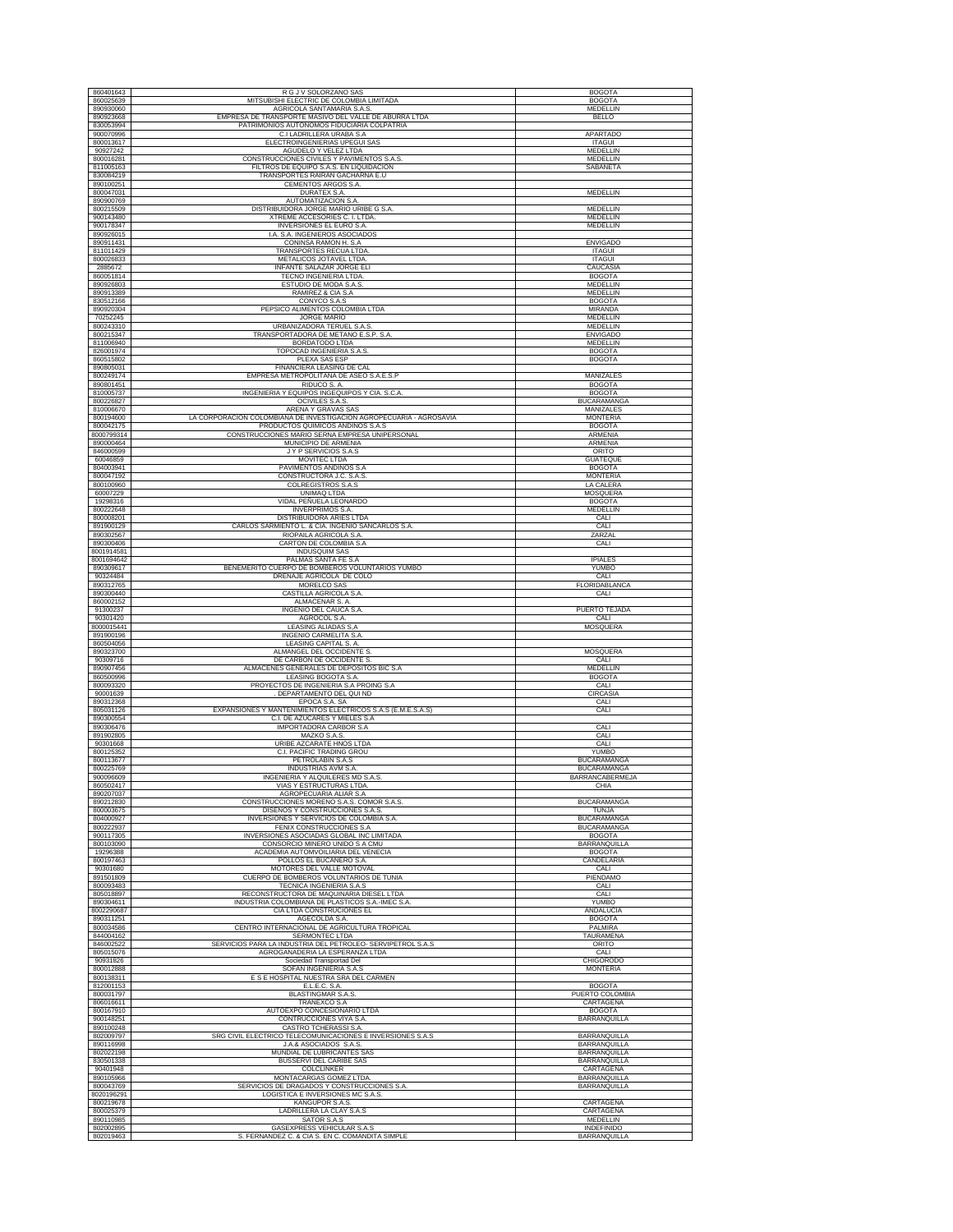| | | |
|---|---|---|
| 860401643 | R G J V SOLORZANO SAS | BOGOTA |
| 860025639 | MITSUBISHI ELECTRIC DE COLOMBIA LIMITADA | BOGOTA |
| 890930060 | AGRICOLA SANTAMARIA S.A.S. | MEDELLIN |
| 890923668 | EMPRESA DE TRANSPORTE MASIVO DEL VALLE DE ABURRA LTDA | BELLO |
| 830053994 | PATRIMONIOS AUTONOMOS FIDUCIARIA COLPATRIA | |
| 900070996 | C.I LADRILLERA URABA S.A | APARTADO |
| 800013617 | ELECTROINGENIERIAS UPEGUI SAS | ITAGUI |
| 90927242 | AGUDELO Y VELEZ LTDA | MEDELLIN |
| 800016281 | CONSTRUCCIONES CIVILES Y PAVIMENTOS S.A.S. | MEDELLIN |
| 811005163 | FILTROS DE EQUIPO S.A.S. EN LIQUIDACION | SABANETA |
| 830084219 | TRANSPORTES RAIRAN GACHARNA E.U | |
| 890100251 | CEMENTOS ARGOS S.A. | |
| 800047031 | DURATEX S.A. | MEDELLIN |
| 890900769 | AUTOMATIZACION S.A. | |
| 800215509 | DISTRIBUIDORA JORGE MARIO URIBE G S.A. | MEDELLIN |
| 900143480 | XTREME ACCESORIES C. I. LTDA. | MEDELLIN |
| 900178347 | INVERSIONES EL EURO S.A. | MEDELLIN |
| 890926015 | I.A. S.A. INGENIEROS ASOCIADOS | |
| 890911431 | CONINSA RAMON H. S.A | ENVIGADO |
| 811011429 | TRANSPORTES RECUA LTDA. | ITAGUI |
| 800026833 | METALICOS JOTAVEL LTDA. | ITAGUI |
| 2885672 | INFANTE SALAZAR JORGE ELI | CAUCASIA |
| 860051814 | TECNO INGENIERIA LTDA. | BOGOTA |
| 890926803 | ESTUDIO DE MODA S.A.S. | MEDELLIN |
| 890913389 | RAMIREZ & CIA S.A | MEDELLIN |
| 830512166 | CONYCO S.A.S | BOGOTA |
| 890920304 | PEPSICO ALIMENTOS COLOMBIA LTDA | MIRANDA |
| 70252245 | JORGE MARIO | MEDELLIN |
| 800243310 | URBANIZADORA TERUEL S.A.S. | MEDELLIN |
| 800215347 | TRANSPORTADORA DE METANO E.S.P. S.A. | ENVIGADO |
| 811006940 | BORDATODO LTDA | MEDELLIN |
| 826001974 | TOPOCAD INGENIERIA S.A.S. | BOGOTA |
| 860515802 | PLEXA SAS ESP | BOGOTA |
| 890805031 | FINANCIERA LEASING DE CAL | |
| 800249174 | EMPRESA METROPOLITANA DE ASEO S.A.E.S.P | MANIZALES |
| 890801451 | RIDUCO S. A. | BOGOTA |
| 810005737 | INGENIERIA Y EQUIPOS INGEQUIPOS Y CIA. S.C.A. | BOGOTA |
| 800226827 | OCIVILES S.A.S. | BUCARAMANGA |
| 810006670 | ARENA Y GRAVAS SAS | MANIZALES |
| 800194600 | LA CORPORACION COLOMBIANA DE INVESTIGACION AGROPECUARIA - AGROSAVIA | MONTERIA |
| 800042175 | PRODUCTOS QUIMICOS ANDINOS S.A.S | BOGOTA |
| 8000799314 | CONSTRUCCIONES MARIO SERNA EMPRESA UNIPERSONAL | ARMENIA |
| 890000464 | MUNICIPIO DE ARMENIA | ARMENIA |
| 846000699 | J Y P SERVICIOS S.A.S | ORITO |
| 60046859 | MOVITEC LTDA | GUATEQUE |
| 804003941 | PAVIMENTOS ANDINOS S.A | BOGOTA |
| 800047192 | CONSTRUCTORA J.C. S.A.S. | MONTERIA |
| 800100960 | COLREGISTROS S.A.S | LA CALERA |
| 60007229 | UNIMAQ LTDA | MOSQUERA |
| 19298316 | VIDAL PEÑUELA LEONARDO | BOGOTA |
| 800222648 | INVERPRIMOS S.A. | MEDELLIN |
| 800008201 | DISTRIBUIDORA ARIES LTDA | CALI |
| 891900129 | CARLOS SARMIENTO L. & CIA. INGENIO SANCARLOS S.A. | CALI |
| 890302567 | RIOPAILA AGRICOLA S.A. | ZARZAL |
| 890300406 | CARTON DE COLOMBIA S.A | CALI |
| 8001914581 | INDUSQUIM SAS | |
| 8001694642 | PALMAS SANTA FE S.A | IPIALES |
| 890309617 | BENEMERITO CUERPO DE BOMBEROS VOLUNTARIOS YUMBO | YUMBO |
| 90324484 | DRENAJE AGRICOLA DE COLO | CALI |
| 890312765 | MORELCO SAS | FLORIDABLANCA |
| 890300440 | CASTILLA AGRICOLA S.A. | CALI |
| 860002152 | ALMACENAR S. A. | |
| 91300237 | INGENIO DEL CAUCA S.A. | PUERTO TEJADA |
| 90301420 | AGROCOL S.A. | CALI |
| 8000015441 | LEASING ALIADAS S.A | MOSQUERA |
| 891900196 | INGENIO CARMELITA S.A. | |
| 860504056 | LEASING CAPITAL S. A. | |
| 890323700 | ALMANGEL DEL OCCIDENTE S. | MOSQUERA |
| 90309716 | DE CARBON DE OCCIDENTE S. | CALI |
| 890907456 | ALMACENES GENERALES DE DEPOSITOS BIC S.A | MEDELLIN |
| 860500996 | LEASING BOGOTA S.A. | BOGOTA |
| 800093320 | PROYECTOS DE INGENIERIA S.A PROING S.A | CALI |
| 90001639 | . DEPARTAMENTO DEL QUI ND | CIRCASIA |
| 890312368 | EPOCA S.A. SA | CALI |
| 805031126 | EXPANSIONES Y MANTENIMIENTOS ELECTRICOS S.A.S (E.M.E.S.A.S) | CALI |
| 890300554 | C.I. DE AZUCARES Y MIELES S.A | |
| 890306476 | IMPORTADORA CARBOR S.A | CALI |
| 891902805 | MAZKO S.A.S. | CALI |
| 90301668 | URIBE AZCARATE HNOS LTDA | CALI |
| 800125352 | C.I. PACIFIC TRADING GROU | YUMBO |
| 800113677 | PETROLABIN S.A.S | BUCARAMANGA |
| 800225769 | INDUSTRIAS AVM S.A. | BUCARAMANGA |
| 900096609 | INGENIERIA Y ALQUILERES MD S.A.S. | BARRANCABERMEJA |
| 860502417 | VIAS Y ESTRUCTURAS LTDA. | CHIA |
| 890207037 | AGROPECUARIA ALIAR S.A | |
| 890212830 | CONSTRUCCIONES MORENO S.A.S. COMOR S.A.S. | BUCARAMANGA |
| 800003675 | DISEÑOS Y CONSTRUCCIONES S.A.S. | TUNJA |
| 804000927 | INVERSIONES Y SERVICIOS DE COLOMBIA S.A. | BUCARAMANGA |
| 800222937 | FENIX CONSTRUCCIONES S.A | BUCARAMANGA |
| 900117305 | INVERSIONES ASOCIADAS GLOBAL INC LIMITADA | BOGOTA |
| 800103090 | CONSORCIO MINERO UNIDO S A CMU | BARRANQUILLA |
| 19296388 | ACADEMIA AUTOMOVILIARIA DEL VENECIA | BOGOTA |
| 800197463 | POLLOS EL BUCANERO S.A. | CANDELARIA |
| 90301680 | MOTORES DEL VALLE MOTOVAL | CALI |
| 891501809 | CUERPO DE BOMBEROS VOLUNTARIOS DE TUNIA | PIENDAMO |
| 800093483 | TECNICA INGENIERIA S.A.S | CALI |
| 805018897 | RECONSTRUCTORA DE MAQUINARIA DIESEL LTDA | CALI |
| 890304611 | INDUSTRIA COLOMBIANA DE PLASTICOS S.A.-IMEC S.A. | YUMBO |
| 8002290687 | CIA LTDA CONSTRUCCIONES EL | ANDALUCIA |
| 890311251 | AGECOLDA S.A. | BOGOTA |
| 800034586 | CENTRO INTERNACIONAL DE AGRICULTURA TROPICAL | PALMIRA |
| 844004162 | SERMONTEC LTDA | TAURAMENA |
| 846002522 | SERVICIOS PARA LA INDUSTRIA DEL PETROLEO- SERVIPETROL S.A.S | ORITO |
| 805015076 | AGROGANADERIA LA ESPERANZA LTDA | CALI |
| 90931826 | Sociedad Transportad Del | CHIGORODO |
| 800012888 | SOFAN INGENIERIA S.A.S | MONTERIA |
| 800138311 | E S E HOSPITAL NUESTRA SRA DEL CARMEN | |
| 812001153 | E.L.E.C. S.A. | BOGOTA |
| 800031797 | BLASTINGMAR S.A.S. | PUERTO COLOMBIA |
| 806016611 | TRANEXCO S.A | CARTAGENA |
| 800167910 | AUTOEXPO CONCESIONARIO LTDA | BOGOTA |
| 900148251 | CONTRUCCIONES VIYA S.A. | BARRANQUILLA |
| 890100248 | CASTRO TCHERASSI S.A. | |
| 802009797 | SRG CIVIL ELECTRICO TELECOMUNICACIONES E INVERSIONES S.A.S | BARRANQUILLA |
| 890116998 | J.A.& ASOCIADOS S.A.S. | BARRANQUILLA |
| 802022198 | MUNDIAL DE LUBRICANTES SAS | BARRANQUILLA |
| 830501338 | BUSSERVI DEL CARIBE SAS | BARRANQUILLA |
| 90401948 | COLCLINKER | CARTAGENA |
| 890105966 | MONTACARGAS GOMEZ LTDA. | BARRANQUILLA |
| 800043769 | SERVICIOS DE DRAGADOS Y CONSTRUCCIONES S.A. | BARRANQUILLA |
| 8020196291 | LOGISTICA E INVERSIONES MC S.A.S. | |
| 800219678 | KANGUPOR S.A.S. | CARTAGENA |
| 800025379 | LADRILLERA LA CLAY S.A.S | CARTAGENA |
| 890110985 | SATOR S.A.S | MEDELLIN |
| 802002895 | GASEXPRESS VEHICULAR S.A.S | INDEFINIDO |
| 802019463 | S. FERNANDEZ C. & CIA S. EN C. COMANDITA SIMPLE | BARRANQUILLA |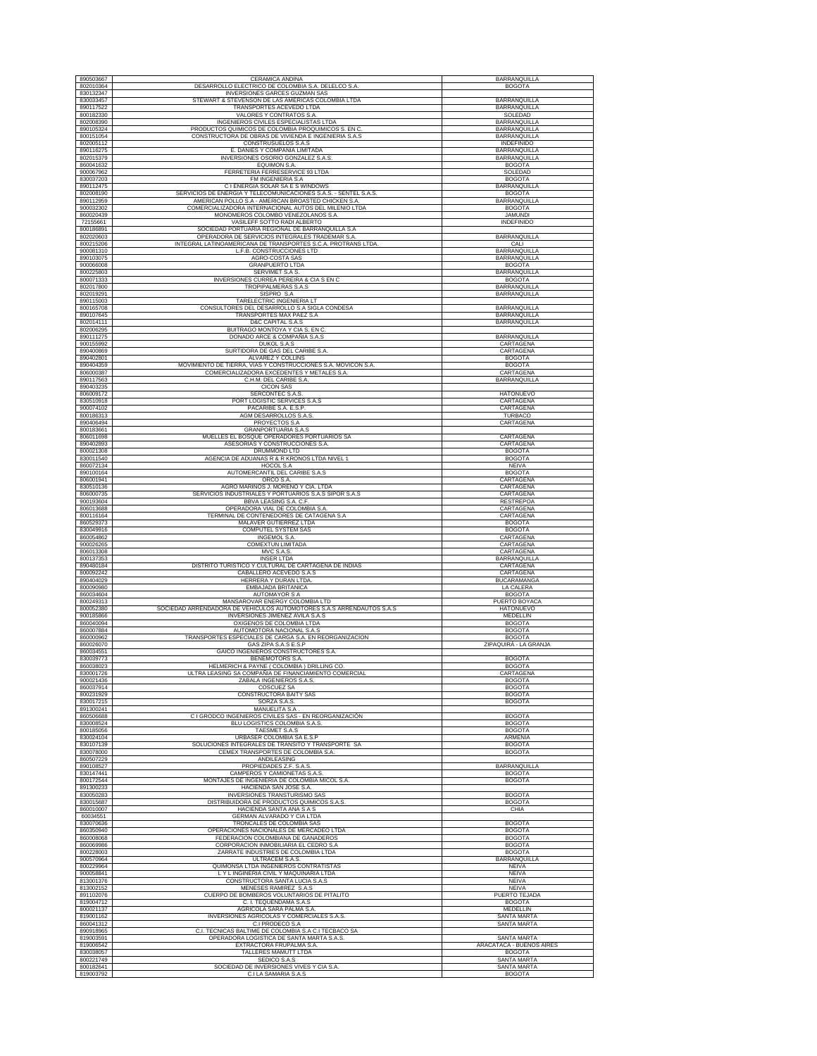| | | |
|---|---|---|
| 890503667 | CERAMICA ANDINA | BARRANQUILLA |
| 802010364 | DESARROLLO ELECTRICO DE COLOMBIA S.A. DELELCO S.A. | BOGOTA |
| 830132347 | INVERSIONES GARCES GUZMAN SAS | |
| 830033457 | STEWART & STEVENSON DE LAS AMERICAS COLOMBIA LTDA | BARRANQUILLA |
| 890117522 | TRANSPORTES ACEVEDO LTDA | BARRANQUILLA |
| 800182330 | VALORES Y CONTRATOS S.A. | SOLEDAD |
| 802008390 | INGENIEROS CIVILES ESPECIALISTAS LTDA | BARRANQUILLA |
| 890105324 | PRODUCTOS QUIMICOS DE COLOMBIA PROQUIMICOS S. EN C. | BARRANQUILLA |
| 800151054 | CONSTRUCTORA DE OBRAS DE VIVIENDA E INGENIERIA S.A.S | BARRANQUILLA |
| 802005112 | CONSTRUSUELOS S.A.S | INDEFINIDO |
| 890116275 | E. DANIES Y COMPANIA LIMITADA | BARRANQUILLA |
| 802015379 | INVERSIONES OSORIO GONZALEZ S.A.S. | BARRANQUILLA |
| 860041632 | EQUIMON S.A. | BOGOTA |
| 900067962 | FERRETERIA FERRESERVICE 93 LTDA | SOLEDAD |
| 830037203 | FM INGENIERIA S.A | BOGOTA |
| 890112475 | C I ENERGIA SOLAR SA E S WINDOWS | BARRANQUILLA |
| 802008190 | SERVICIOS DE ENERGIA Y TELECOMUNICACIONES S.A.S. - SENTEL S.A.S. | BOGOTA |
| 890112959 | AMERICAN POLLO S.A - AMERICAN BROASTED CHICKEN S.A. | BARRANQUILLA |
| 900032302 | COMERCIALIZADORA INTERNACIONAL AUTOS DEL MILENIO LTDA | BOGOTA |
| 860020439 | MONOMEROS COLOMBO VENEZOLANOS S.A. | JAMUNDI |
| 72155661 | VASILEFF SOTTO RADI ALBERTO | INDEFINIDO |
| 800186891 | SOCIEDAD PORTUARIA REGIONAL DE BARRANQUILLA S.A | |
| 802020603 | OPERADORA DE SERVICIOS INTEGRALES TRADEMAR S.A. | BARRANQUILLA |
| 800215206 | INTEGRAL LATINOAMERICANA DE TRANSPORTES S.C.A. PROTRANS LTDA. | CALI |
| 900081310 | L.F.B. CONSTRUCCIONES LTD | BARRANQUILLA |
| 890103075 | AGRO-COSTA SAS | BARRANQUILLA |
| 900066008 | GRANPUERTO LTDA | BOGOTA |
| 800225803 | SERVIMET S.A S. | BARRANQUILLA |
| 800071333 | INVERSIONES CURREA PEREIRA & CIA S EN C | BOGOTA |
| 802017800 | TROPIPALMERAS S.A.S | BARRANQUILLA |
| 802019291 | SISPRO S.A | BARRANQUILLA |
| 890115003 | TARELECTRIC INGENIERIA LT | |
| 800165708 | CONSULTORES DEL DESARROLLO S.A SIGLA CONDESA | BARRANQUILLA |
| 890107645 | TRANSPORTES MAX PAEZ S.A | BARRANQUILLA |
| 802014111 | D&C CAPITAL S.A.S | BARRANQUILLA |
| 802006295 | BUITRAGO MONTOYA Y CIA S. EN C. | |
| 890111275 | DONADO ARCE & COMPAÑIA S.A.S | BARRANQUILLA |
| 900155992 | DUKOL S.A.S | CARTAGENA |
| 890400869 | SURTIDORA DE GAS DEL CARIBE S.A. | CARTAGENA |
| 890402801 | ALVAREZ Y COLLINS | BOGOTA |
| 890404359 | MOVIMIENTO DE TIERRA, VIAS Y CONSTRUCCIONES S.A. MOVICON S.A. | BOGOTA |
| 806000387 | COMERCIALIZADORA EXCEDENTES Y METALES S.A. | CARTAGENA |
| 890117563 | C.H.M. DEL CARIBE S.A. | BARRANQUILLA |
| 890403235 | CICON SAS | |
| 806009172 | SERCONTEC S.A.S. | HATONUEVO |
| 830510918 | PORT LOGISTIC SERVICES S.A.S | CARTAGENA |
| 900074102 | PACARIBE S.A. E.S.P. | CARTAGENA |
| 800186313 | AGM DESARROLLOS S.A.S. | TURBACO |
| 890406494 | PROYECTOS S.A | CARTAGENA |
| 800183661 | GRANPORTUARIA S.A.S | |
| 806011698 | MUELLES EL BOSQUE OPERADORES PORTUARIOS SA | CARTAGENA |
| 890402893 | ASESORIAS Y CONSTRUCCIONES S.A. | CARTAGENA |
| 800021308 | DRUMMOND LTD | BOGOTA |
| 830011540 | AGENCIA DE ADUANAS R & R KRONOS LTDA NIVEL 1 | BOGOTA |
| 860072134 | HOCOL S.A | NEIVA |
| 890100164 | AUTOMERCANTIL DEL CARIBE S.A.S | BOGOTA |
| 806001941 | ORCO S.A. | CARTAGENA |
| 830510136 | AGRO MARINOS J. MORENO Y CIA. LTDA | CARTAGENA |
| 806000735 | SERVICIOS INDUSTRIALES Y PORTUARIOS S.A.S SIPOR S.A.S | CARTAGENA |
| 900193604 | BBVA LEASING S.A. C.F. | RESTREPOA |
| 806013688 | OPERADORA VIAL DE COLOMBIA S.A. | CARTAGENA |
| 800116164 | TERMINAL DE CONTENEDORES DE CATAGENA S.A | CARTAGENA |
| 860529373 | MALAVER GUTIERREZ LTDA | BOGOTA |
| 830049916 | COMPUTEL SYSTEM SAS | BOGOTA |
| 860054862 | INGEMOL S.A. | CARTAGENA |
| 900026265 | COMEXTUN LIMITADA | CARTAGENA |
| 806013308 | MVC S.A.S. | CARTAGENA |
| 800137353 | INSER LTDA | BARRANQUILLA |
| 890480184 | DISTRITO TURISTICO Y CULTURAL DE CARTAGENA DE INDIAS | CARTAGENA |
| 800092242 | CABALLERO ACEVEDO S.A.S | CARTAGENA |
| 890404029 | HERRERA Y DURAN LTDA. | BUCARAMANGA |
| 800090980 | EMBAJADA BRITANICA | LA CALERA |
| 860034604 | AUTOMAYOR S A | BOGOTA |
| 800249313 | MANSAROVAR ENERGY COLOMBIA LTD | PUERTO BOYACA |
| 800052380 | SOCIEDAD ARRENDADORA DE VEHICULOS AUTOMOTORES S.A.S ARRENDAUTOS S.A.S | HATONUEVO |
| 900185866 | INVERSIONES JIMENEZ AVILA S.A.S | MEDELLIN |
| 860040094 | OXIGENOS DE COLOMBIA LTDA | BOGOTA |
| 860007884 | AUTOMOTORA NACIONAL S.A.S | BOGOTA |
| 860000962 | TRANSPORTES ESPECIALES DE CARGA S.A. EN REORGANIZACION | BOGOTA |
| 860026070 | GAS ZIPA S.A.S E.S.P | ZIPAQUIRÁ - LA GRANJA |
| 860034551 | GAICO INGENIEROS CONSTRUCTORES S.A. | |
| 830039773 | BENEMOTORS S.A. | BOGOTA |
| 860038023 | HELMERICH & PAYNE ( COLOMBIA ) DRILLING CO. | BOGOTA |
| 830001726 | ULTRA LEASING SA COMPAÑIA DE FINANCIAMIENTO COMERCIAL | CARTAGENA |
| 900021436 | ZABALA INGENIEROS S.A.S. | BOGOTA |
| 860037914 | COSCUEZ SA | BOGOTA |
| 800231929 | CONSTRUCTORA BAITY SAS | BOGOTA |
| 830017215 | SORZA S.A.S. | BOGOTA |
| 891300241 | MANUELITA S.A . | |
| 860506688 | C I GRODCO INGENIEROS CIVILES SAS - EN REORGANIZACIÓN | BOGOTA |
| 830008524 | BLU LOGISTICS COLOMBIA S.A.S. | BOGOTA |
| 800185056 | TAESMET S.A.S | BOGOTA |
| 830024104 | URBASER COLOMBIA SA E.S.P | ARMENIA |
| 830107139 | SOLUCIONES INTEGRALES DE TRANSITO Y TRANSPORTE SA | BOGOTA |
| 830078000 | CEMEX TRANSPORTES DE COLOMBIA S.A. | BOGOTA |
| 860507229 | ANDILEASING | |
| 890108527 | PROPIEDADES Z.F. S.A.S. | BARRANQUILLA |
| 830147441 | CAMPEROS Y CAMIONETAS S.A.S. | BOGOTA |
| 800172544 | MONTAJES DE INGENIERIA DE COLOMBIA MICOL S.A. | BOGOTA |
| 891300233 | HACIENDA SAN JOSE S.A. | |
| 830050283 | INVERSIONES TRANSTURISMO SAS | BOGOTA |
| 830015687 | DISTRIBUIDORA DE PRODUCTOS QUIMICOS S.A.S. | BOGOTA |
| 860010007 | HACIENDA SANTA ANA S A S | CHIA |
| 60034551 | GERMAN ALVARADO Y CIA LTDA | |
| 830070636 | TRONCALES DE COLOMBIA SAS | BOGOTA |
| 860350940 | OPERACIONES NACIONALES DE MERCADEO LTDA | BOGOTA |
| 860008068 | FEDERACION COLOMBIANA DE GANADEROS | BOGOTA |
| 860069986 | CORPORACION INMOBILIARIA EL CEDRO S.A | BOGOTA |
| 800228003 | ZARRATE INDUSTRIES DE COLOMBIA LTDA | BOGOTA |
| 900570964 | ULTRACEM S.A.S. | BARRANQUILLA |
| 800229964 | QUIMONSA LTDA INGENIEROS CONTRATISTAS | NEIVA |
| 900058841 | L Y L INGINERIA CIVIL Y MAQUINARIA LTDA | NEIVA |
| 813001376 | CONSTRUCTORA SANTA LUCIA S.A.S | NEIVA |
| 813002152 | MENESES RAMIREZ S.A.S | NEIVA |
| 891102076 | CUERPO DE BOMBEROS VOLUNTARIOS DE PITALITO | PUERTO TEJADA |
| 819004712 | C. I. TEQUENDAMA S.A.S | BOGOTA |
| 800021137 | AGRICOLA SARA PALMA S.A. | MEDELLIN |
| 819001162 | INVERSIONES AGRICOLAS Y COMERCIALES S.A.S. | SANTA MARTA |
| 860041312 | C.I PRODECO S.A | SANTA MARTA |
| 890918965 | C.I. TECNICAS BALTIME DE COLOMBIA S.A C.I TECBACO SA | |
| 819003591 | OPERADORA LOGISTICA DE SANTA MARTA S.A.S. | SANTA MARTA |
| 819006542 | EXTRACTORA FRUPALMA S.A. | ARACATACA - BUENOS AIRES |
| 830038057 | TALLERES MAMUTT LTDA | BOGOTA |
| 800221749 | SEDICO S.A.S | SANTA MARTA |
| 800182641 | SOCIEDAD DE INVERSIONES VIVES Y CIA S.A. | SANTA MARTA |
| 819003792 | C.I LA SAMARIA S.A.S | BOGOTA |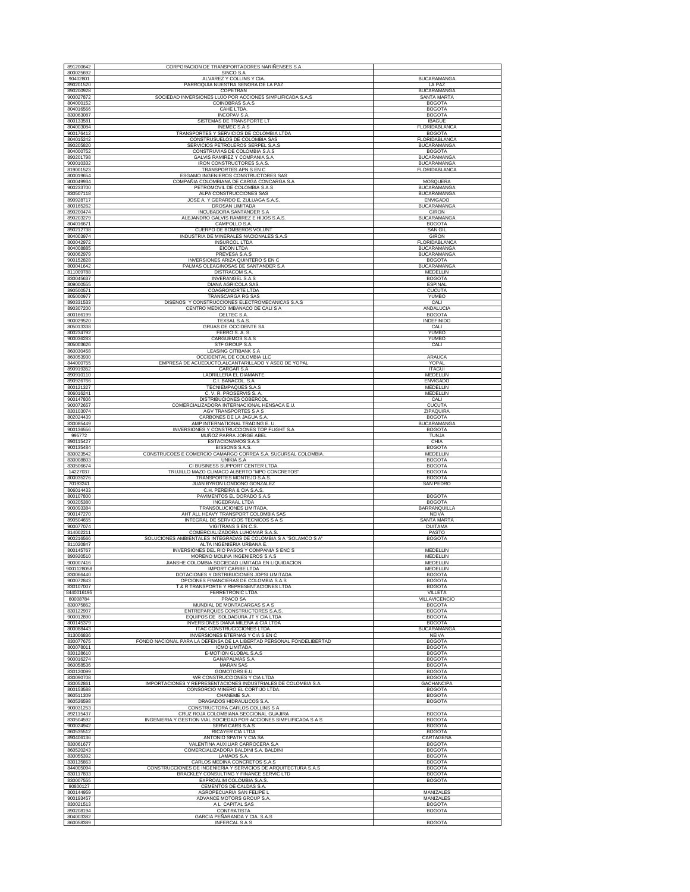| | | |
|---|---|---|
| 891200642 | CORPORACION DE TRANSPORTADORES NARIÑENSES S.A | |
| 800025692 | SINCO S.A | |
| 90402801 | ALVAREZ Y COLLINS Y CIA. | BUCARAMANGA |
| 890201520 | PARROQUIA NUESTRA SEÑORA DE LA PAZ | LA PAZ |
| 890200928 | COPETRAN | BUCARAMANGA |
| 900027872 | SOCIEDAD INVERSIONES LUJO POR ACCIONES SIMPLIFICADA S.A.S | SANTA MARTA |
| 804000152 | COINOBRAS S.A.S | BOGOTA |
| 804016566 | CAHE LTDA. | BOGOTA |
| 830063087 | INCOPAV S.A. | BOGOTA |
| 800133581 | SISTEMAS DE TRANSPORTE LT | IBAGUE |
| 804003084 | INEMEC S.A.S | FLORIDABLANCA |
| 900176412 | TRANSPORTES Y SERVICIOS DE COLOMBIA LTDA | BOGOTA |
| 804015242 | CONSTRUSUELOS DE COLOMBIA SAS | FLORIDABLANCA |
| 890205820 | SERVICIOS PETROLEROS SERPEL S.A.S | BUCARAMANGA |
| 804000752 | CONSTRUVIAS DE COLOMBIA S.A.S | BOGOTA |
| 890201798 | GALVIS RAMIREZ Y COMPAÑIA S.A | BUCARAMANGA |
| 900010332 | IRON CONSTRUCTORES S.A.S. | BUCARAMANGA |
| 819001523 | TRANSPORTES APN S EN C | FLORIDABLANCA |
| 800019654 | ESGAMO INGENIEROS CONSTRUCTORES SAS | |
| 800049934 | COMPAÑIA COLOMBIANA DE CARGA CONCARGA S.A | MOSQUERA |
| 900233700 | PETROMOVIL DE COLOMBIA S.A.S | BUCARAMANGA |
| 830507118 | ALPA CONSTRUCCIONES SAS | BUCARAMANGA |
| 890928717 | JOSE A. Y GERARDO E. ZULUAGA S.A.S. | ENVIGADO |
| 800165262 | DROSAN LIMITADA | BUCARAMANGA |
| 890200474 | INCUBADORA SANTANDER S.A | GIRON |
| 890203279 | ALEJANDRO GALVIS RAMIREZ E HIJOS S.A.S. | BUCARAMANGA |
| 804016671 | CAMPOLLO S.A. | BOGOTA |
| 890212738 | CUERPO DE BOMBEROS VOLUNT | SAN GIL |
| 804003974 | INDUSTRIA DE MINERALES NACIONALES S.A.S | GIRON |
| 800042972 | INSURCOL LTDA | FLORIDABLANCA |
| 804008885 | EICON LTDA | BUCARAMANGA |
| 900062979 | PREVESA S.A.S | BUCARAMANGA |
| 900152828 | INVERSIONES ARIZA QUINTERO S EN C | BOGOTA |
| 800041642 | PALMAS OLEAGINOSAS DE SANTANDER S.A | BUCARAMANGA |
| 811009788 | DISTRACOM S.A. | MEDELLIN |
| 830045637 | INVERANGEL S.A.S | BOGOTA |
| 809000555 | DIANA AGRICOLA SAS. | ESPINAL |
| 890500571 | COAGRONORTE LTDA | CUCUTA |
| 805000977 | TRANSCARGA RG SAS | YUMBO |
| 890331533 | DISEÑOS Y CONSTRUCCIONES ELECTROMECANICAS S.A.S | CALI |
| 890307200 | CENTRO MEDICO IMBANACO DE CALI S A | ANDALUCIA |
| 800166199 | DELTEC S.A. | BOGOTA |
| 900029520 | TEXSAL S.A.S. | INDEFINIDO |
| 805013338 | GRUAS DE OCCIDENTE SA | CALI |
| 800234792 | FERRO S. A. S. | YUMBO |
| 900036283 | CARGUEMOS S.A.S | YUMBO |
| 805003626 | STF GROUP S.A. | CALI |
| 860030458 | LEASING CITIBANK S.A | |
| 860053930 | OCCIDENTAL DE COLOMBIA LLC | ARAUCA |
| 844000755 | EMPRESA DE ACUEDUCTO,ALCANTARILLADO Y ASEO DE YOPAL | YOPAL |
| 890919352 | CARGAR S.A | ITAGUI |
| 890910110 | LADRILLERA EL DIAMANTE | MEDELLIN |
| 890926766 | C.I. BANACOL. S.A | ENVIGADO |
| 800121327 | TECNIEMPAQUES S.A.S | MEDELLIN |
| 806016241 | C. V. R. PROSERVIS S. A. | MEDELLIN |
| 900147806 | DISTRIBUCIONES COBERCOL | CALI |
| 900072657 | COMERCIALIZADORA INTERNACIONAL HENSACA E.U. | CUCUTA |
| 830103074 | AGV TRANSPORTES S A S | ZIPAQUIRA |
| 802024439 | CARBONES DE LA JAGUA S.A. | BOGOTA |
| 830085449 | AMP INTERNATIONAL TRADING E. U. | BUCARAMANGA |
| 900136556 | INVERSIONES Y CONSTRUCCIONES TOP FLIGHT S.A | BOGOTA |
| 995772 | MUÑOZ PARRA JORGE ABEL | TUNJA |
| 890115427 | ESTACIONAMOS S.A.S | CHIA |
| 900135484 | BISSONS S.A.S. | BOGOTA |
| 830023542 | CONSTRUCOES E COMERCIO CAMARGO CORREA S.A. SUCURSAL COLOMBIA. | MEDELLIN |
| 830008803 | UNIKIA S.A | BOGOTA |
| 830506674 | CI BUSINESS SUPPORT CENTER LTDA. | BOGOTA |
| 14227037 | TRUJILLO MAZO CLIMACO ALBERTO "MPO CONCRETOS" | BOGOTA |
| 800035276 | TRANSPORTES MONTEJO S.A.S. | BOGOTA |
| 70193241 | JUAN BYRON LONDOÑO GONZALEZ | SAN PEDRO |
| 806014433 | C.H. PEREIRA & CIA S.A.S. | |
| 800107800 | PAVIMENTOS EL DORADO S.A.S | BOGOTA |
| 900205380 | INGEDRAAL LTDA | BOGOTA |
| 900093384 | TRANSOLUCIONES LIMITADA. | BARRANQUILLA |
| 900147270 | AHT ALL HEAVY TRANSPORT COLOMBIA SAS | NEIVA |
| 890504655 | INTEGRAL DE SERVICIOS TECNICOS S A S | SANTA MARTA |
| 900077074 | VIGITRANS S EN C.S. | DUITAMA |
| 814002211 | COMERCIALIZADORA LUHOMAR S.A.S. | PASTO |
| 900216566 | SOLUCIONES AMBIENTALES INTEGRADAS DE COLOMBIA S A "SOLAMCO S A" | BOGOTA |
| 811020847 | ALTA INGENIERIA URBANA E. | |
| 800145767 | INVERSIONES DEL RIO PASOS Y COMPAÑIA S ENC S | MEDELLIN |
| 890920510 | MORENO MOLINA INGENIEROS S.A.S | MEDELLIN |
| 900007416 | JIANSHE COLOMBIA SOCIEDAD LIMITADA EN LIQUIDACION | MEDELLIN |
| 9001128058 | IMPORT CARIBE LTDA | MEDELLIN |
| 830066440 | DOTACIONES Y DISTRIBUCIONES JOPSI LIMITADA | BOGOTA |
| 900072843 | OPCIONES FINANCIERAS DE COLOMBIA S.A.S | BOGOTA |
| 830107007 | T & R TRANSPORTE Y REPRESENTACIONES LTDA | BOGOTA |
| 8440016195 | FERRETRONIC LTDA | VILLETA |
| 60008784 | PRACO SA | VILLAVICENCIO |
| 830075862 | MUNDIAL DE MONTACARGAS S A S | BOGOTA |
| 830122907 | ENTREPARQUES CONSTRUCTORES S.A.S. | BOGOTA |
| 900012890 | EQUIPOS DE SOLDADURA JT Y CIA LTDA | BOGOTA |
| 800145379 | INVERSIONES DIANA MILENA & CIA LTDA | BOGOTA |
| 800088443 | ITAC CONSTRUCCCIONES LTDA. | BUCARAMANGA |
| 813006836 | INVERSIONES ETERNAS Y CIA S EN C | NEIVA |
| 830077675 | FONDO NACIONAL PARA LA DEFENSA DE LA LIBERTAD PERSONAL FONDELIBERTAD | BOGOTA |
| 800078011 | ICMO LIMITADA | BOGOTA |
| 830128610 | E-MOTION GLOBAL S.A.S | BOGOTA |
| 900016274 | GANAPALMAS S.A | BOGOTA |
| 860058536 | MARAN SAS | BOGOTA |
| 830120099 | GOMOTORS E.U | BOGOTA |
| 830090708 | WR CONSTRUCCIONES Y CIA LTDA | BOGOTA |
| 830052861 | IMPORTACIONES Y REPRESENTACIONES INDUSTRIALES DE COLOMBIA S.A. | GACHANCIPA |
| 800153588 | CONSORCIO MINERO EL CORTIJO LTDA. | BOGOTA |
| 860511309 | CHANEME S.A. | BOGOTA |
| 860526598 | DRAGADOS HIDRAULICOS S.A. | BOGOTA |
| 900031253 | CONSTRUCTORA CARLOS COLLINS S A | |
| 892115437 | CRUZ ROJA COLOMBIANA SECCIONAL GUAJIRA | BOGOTA |
| 830504592 | INGENIERIA Y GESTION VIAL SOCIEDAD POR ACCIONES SIMPLIFICADA S A S | BOGOTA |
| 900024942 | SERVI CARS S.A.S | BOGOTA |
| 860535512 | RICAYER CIA LTDA | BOGOTA |
| 890406136 | ANTONIO SPATH Y CIA SA | CARTAGENA |
| 830061677 | VALENTINA AUXILIAR CARROCERA S.A | BOGOTA |
| 860520243 | COMERCIALIZADORA BALDINI S.A. BALDINI | BOGOTA |
| 830055392 | LAMAOS S.A. | BOGOTA |
| 830135863 | CARLOS MEDINA CONCRETOS S.A.S | BOGOTA |
| 844005094 | CONSTRUCCIONES DE INGENIERIA Y SERVICIOS DE ARQUITECTURA S.A.S | BOGOTA |
| 830117833 | BRACKLEY CONSULTING Y FINANCE SERVIC LTD | BOGOTA |
| 830007555 | EXPROALIM COLOMBIA S.A.S. | BOGOTA |
| 90800127 | CEMENTOS DE CALDAS S.A. | |
| 800144959 | AGROPECUARIA SAN FELIPE L | MANIZALES |
| 900193457 | ADVANCE MOTORS GROUP S.A. | MANIZALES |
| 830021513 | A L CAPITAL SAS | BOGOTA |
| 890208194 | CONTRATISTA | BOGOTA |
| 804003382 | GARCIA PEÑARANDA Y CIA. S.A.S | |
| 860058389 | INFERCAL S A S | BOGOTA |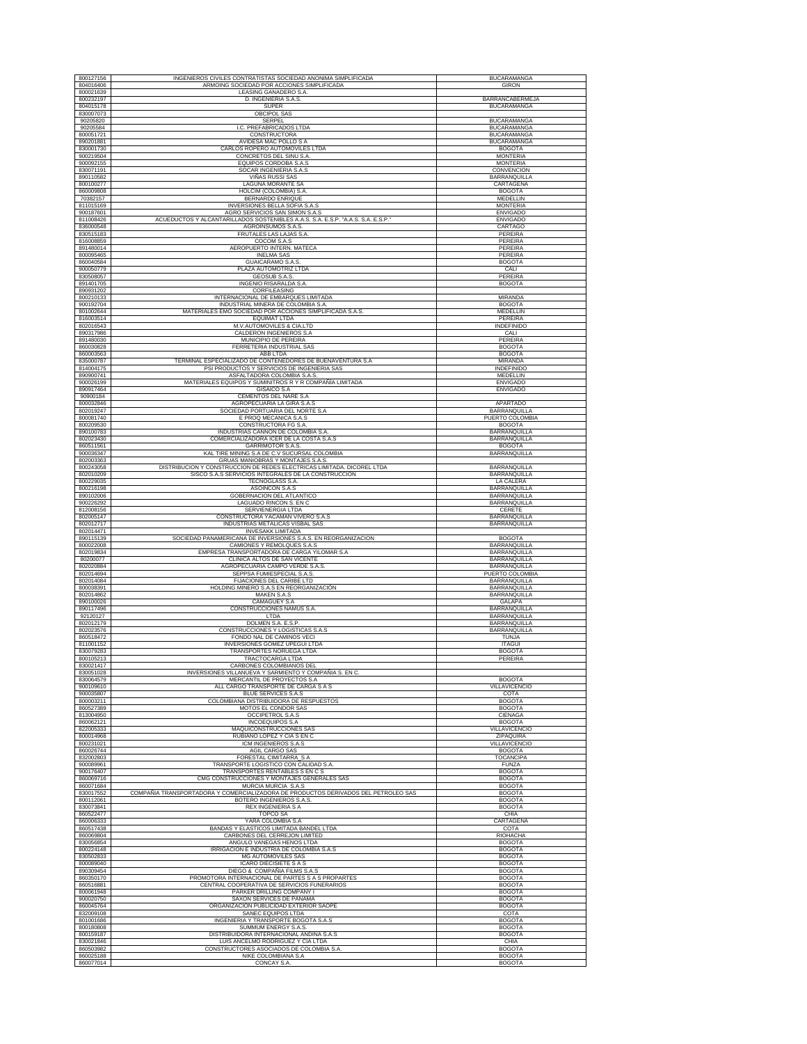| | | |
|---|---|---|
| 800127156 | INGENIEROS CIVILES CONTRATISTAS SOCIEDAD ANONIMA SIMPLIFICADA | BUCARAMANGA |
| 804016406 | ARMOING SOCIEDAD POR ACCIONES SIMPLIFICADA | GIRON |
| 800021639 | LEASING GANADERO S.A. | |
| 800232197 | D. INGENIERIA S.A.S. | BARRANCABERMEJA |
| 804015178 | SUPER | BUCARAMANGA |
| 830007073 | OBCIPOL SAS | |
| 90205820 | SERPEL | BUCARAMANGA |
| 90205584 | I.C. PREFABRICADOS LTDA | BUCARAMANGA |
| 800051721 | CONSTRUCTORA | BUCARAMANGA |
| 890201881 | AVIDESA MAC POLLO S A | BUCARAMANGA |
| 830001730 | CARLOS ROPERO AUTOMOVILES LTDA | BOGOTA |
| 900219504 | CONCRETOS DEL SINU S.A. | MONTERIA |
| 900092155 | EQUIPOS CORDOBA S.A.S | MONTERIA |
| 830071191 | SOCAR INGENIERIA S.A.S | CONVENCION |
| 890110582 | VIÑAS RUSSI SAS | BARRANQUILLA |
| 800100277 | LAGUNA MORANTE SA | CARTAGENA |
| 860009808 | HOLCIM (COLOMBIA) S.A. | BOGOTA |
| 70382157 | BERNARDO ENRIQUE | MEDELLIN |
| 811015169 | INVERSIONES BELLA SOFIA S.A.S | MONTERIA |
| 900187601 | AGRO SERVICIOS SAN SIMON S.A.S | ENVIGADO |
| 811008426 | ACUEDUCTOS Y ALCANTARILLADOS SOSTENIBLES A.A.S. S.A. E.S.P. "A.A.S. S.A. E.S.P." | ENVIGADO |
| 836000548 | AGROINSUMOS S.A.S. | CARTAGO |
| 830515183 | FRUTALES LAS LAJAS S.A. | PEREIRA |
| 816008859 | COCOM S.A.S | PEREIRA |
| 891480014 | AEROPUERTO INTERN. MATECA | PEREIRA |
| 800095465 | INELMA SAS | PEREIRA |
| 860040584 | GUAICARAMO S.A.S. | BOGOTA |
| 900050779 | PLAZA AUTOMOTRIZ LTDA | CALI |
| 830508057 | GEOSUB S.A.S. | PEREIRA |
| 891401705 | INGENIO RISARALDA S.A. | BOGOTA |
| 890931202 | CORFILEASING | |
| 800210133 | INTERNACIONAL DE EMBARQUES LIMITADA | MIRANDA |
| 900192704 | INDUSTRIAL MINERA DE COLOMBIA S.A. | BOGOTA |
| 801002644 | MATERIALES EMO SOCIEDAD POR ACCIONES SIMPLIFICADA S.A.S. | MEDELLIN |
| 816003514 | EQUIMAT LTDA | PEREIRA |
| 802016543 | M.V.AUTOMOVILES & CIA.LTD | INDEFINIDO |
| 890317986 | CALDERON INGENIEROS S.A | CALI |
| 891480030 | MUNICIPIO DE PEREIRA | PEREIRA |
| 860030828 | FERRETERIA INDUSTRIAL SAS | BOGOTA |
| 860003563 | ABB LTDA | BOGOTA |
| 835000787 | TERMINAL ESPECIALIZADO DE CONTENEDORES DE BUENAVENTURA S.A | MIRANDA |
| 814004175 | PSI PRODUCTOS Y SERVICIOS DE INGENIERIA SAS | INDEFINIDO |
| 890900741 | ASFALTADORA COLOMBIA S.A.S. | MEDELLIN |
| 900026199 | MATERIALES EQUIPOS Y SUMINITROS R Y R COMPAÑIA LIMITADA | ENVIGADO |
| 890917464 | GISAICO S.A | ENVIGADO |
| 90900184 | CEMENTOS DEL NARE S.A | |
| 800032846 | AGROPECUARIA LA GIRA S.A.S | APARTADO |
| 802019247 | SOCIEDAD PORTUARIA DEL NORTE S.A | BARRANQUILLA |
| 800081740 | E PROQ MECANICA S.A.S | PUERTO COLOMBIA |
| 800209530 | CONSTRUCTORA FG S.A. | BOGOTA |
| 890100783 | INDUSTRIAS CANNON DE COLOMBIA S.A. | BARRANQUILLA |
| 802023430 | COMERCIALIZADORA ICER DE LA COSTA S.A.S | BARRANQUILLA |
| 860511561 | GARRIMOTOR S.A.S. | BOGOTA |
| 900036347 | KAL TIRE MINING S.A DE C.V SUCURSAL COLOMBIA | BARRANQUILLA |
| 802003363 | GRUAS MANIOBRAS Y MONTAJES S.A.S. | |
| 800243058 | DISTRIBUCION Y CONSTRUCCION DE REDES ELECTRICAS LIMITADA. DICOREL LTDA | BARRANQUILLA |
| 802010209 | SISCO S.A.S SERVICIOS INTEGRALES DE LA CONSTRUCCION | BARRANQUILLA |
| 800229035 | TECNOGLASS S.A. | LA CALERA |
| 800216198 | ASOINCON S.A.S | BARRANQUILLA |
| 890102006 | GOBERNACION DEL ATLANTICO | BARRANQUILLA |
| 900226292 | LAGUADO RINCON S. EN C | BARRANQUILLA |
| 812008156 | SERVIENERGIA LTDA | CERETE |
| 802005147 | CONSTRUCTORA YACAMAN VIVERO S.A.S | BARRANQUILLA |
| 802012717 | INDUSTRIAS METALICAS VISBAL SAS | BARRANQUILLA |
| 802014471 | INVESAKK LIMITADA | |
| 890115139 | SOCIEDAD PANAMERICANA DE INVERSIONES S.A.S. EN REORGANIZACION | BOGOTA |
| 800022008 | CAMIONES Y REMOLQUES S.A.S | BARRANQUILLA |
| 802019834 | EMPRESA TRANSPORTADORA DE CARGA YILOMAR S.A | BARRANQUILLA |
| 80200077 | CLINICA ALTOS DE SAN VICENTE | BARRANQUILLA |
| 802020884 | AGROPECUARIA CAMPO VERDE S.A.S. | BARRANQUILLA |
| 802014694 | SEPPSA FUMIESPECIAL S.A.S. | PUERTO COLOMBIA |
| 802014084 | FIJACIONES DEL CARIBE LTD | BARRANQUILLA |
| 800038391 | HOLDING MINERO S.A.S EN REORGANIZACIÓN | BARRANQUILLA |
| 802014862 | MAKEN S.A.S | BARRANQUILLA |
| 890100026 | CAMAGUEY S.A | GALAPA |
| 890117496 | CONSTRUCCIONES NAMUS S.A. | BARRANQUILLA |
| 92120127 | LTDA | BARRANQUILLA |
| 802012179 | DOLMEN S.A. E.S.P. | BARRANQUILLA |
| 802023576 | CONSTRUCCIONES Y LOGISTICAS S.A.S | BARRANQUILLA |
| 860518472 | FONDO NAL DE CAMINOS VECI | TUNJA |
| 811001152 | INVERSIONES GOMEZ UPEGUI LTDA | ITAGUI |
| 830079283 | TRANSPORTES NORUEGA LTDA | BOGOTA |
| 800105213 | TRACTOCARGA LTDA | PEREIRA |
| 830021417 | CARBONES COLOMBIANOS DEL | |
| 830051028 | INVERSIONES VILLANUEVA Y SARMIENTO Y COMPAÑIA S. EN C. | |
| 830064579 | MERCANTIL DE PROYECTOS S.A | BOGOTA |
| 900109610 | ALL CARGO TRANSPORTE DE CARGA S A S | VILLAVICENCIO |
| 900035807 | BLUE SERVICES S.A.S | COTA |
| 800003211 | COLOMBIANA DISTRIBUIDORA DE RESPUESTOS | BOGOTA |
| 860527389 | MOTOS EL CONDOR SAS | BOGOTA |
| 813004950 | OCCIPETROL S.A.S | CIENAGA |
| 860062121 | INCOEQUIPOS S.A | BOGOTA |
| 822005333 | MAQUICONSTRUCCIONES SAS | VILLAVICENCIO |
| 800014968 | RUBIANO LOPEZ Y CIA S EN C | ZIPAQUIRA |
| 800231021 | ICM INGENIEROS S.A.S | VILLAVICENCIO |
| 860026744 | AGIL CARGO SAS | BOGOTA |
| 832002803 | FORESTAL CIMITARRA S A | TOCANCIPA |
| 900089961 | TRANSPORTE LOGISTICO CON CALIDAD S.A. | FUNZA |
| 900176407 | TRANSPORTES RENTABLES S EN C S | BOGOTA |
| 860069716 | CMG CONSTRUCCIONES Y MONTAJES GENERALES SAS | BOGOTA |
| 860071684 | MURCIA MURCIA S.A.S | BOGOTA |
| 830017552 | COMPAÑIA TRANSPORTADORA Y COMERCIALIZADORA DE PRODUCTOS DERIVADOS DEL PETROLEO SAS | BOGOTA |
| 800112061 | BOTERO INGENIEROS S.A.S. | BOGOTA |
| 830073841 | REX INGENIERIA S A | BOGOTA |
| 860522477 | TOPCO SA | CHIA |
| 860006333 | YARA COLOMBIA S.A | CARTAGENA |
| 860517438 | BANDAS Y ELASTICOS LIMITADA BANDEL LTDA | COTA |
| 860069804 | CARBONES DEL CERREJON LIMITED | RIOHACHA |
| 830056854 | ANGULO VANEGAS HENOS LTDA | BOGOTA |
| 800224148 | IRRIGACION E INDUSTRIA DE COLOMBIA S.A.S | BOGOTA |
| 830502833 | MG AUTOMOVILES SAS | BOGOTA |
| 800089040 | ICARO DIECISIETE S A S | BOGOTA |
| 890309454 | DIEGO & COMPAÑIA FILMS S.A.S | BOGOTA |
| 860350170 | PROMOTORA INTERNACIONAL DE PARTES S A S PROPARTES | BOGOTA |
| 860516881 | CENTRAL COOPERATIVA DE SERVICIOS FUNERARIOS | BOGOTA |
| 800061948 | PARKER DRILLING COMPANY I | BOGOTA |
| 900020750 | SAXON SERVICES DE PANAMA | BOGOTA |
| 860045764 | ORGANIZACION PUBLICIDAD EXTERIOR SAOPE | BOGOTA |
| 832009108 | SANEC EQUIPOS LTDA | COTA |
| 801001686 | INGENIERIA Y TRANSPORTE BOGOTA S.A.S | BOGOTA |
| 800180808 | SUMMUM ENERGY S.A.S. | BOGOTA |
| 800159187 | DISTRIBUIDORA INTERNACIONAL ANDINA S.A.S | BOGOTA |
| 830021846 | LUIS ANCELMO RODRIGUEZ Y CIA LTDA | CHIA |
| 860503982 | CONSTRUCTORES ASOCIADOS DE COLOMBIA S.A. | BOGOTA |
| 860025188 | NIKE COLOMBIANA S.A | BOGOTA |
| 860077014 | CONCAY S.A. | BOGOTA |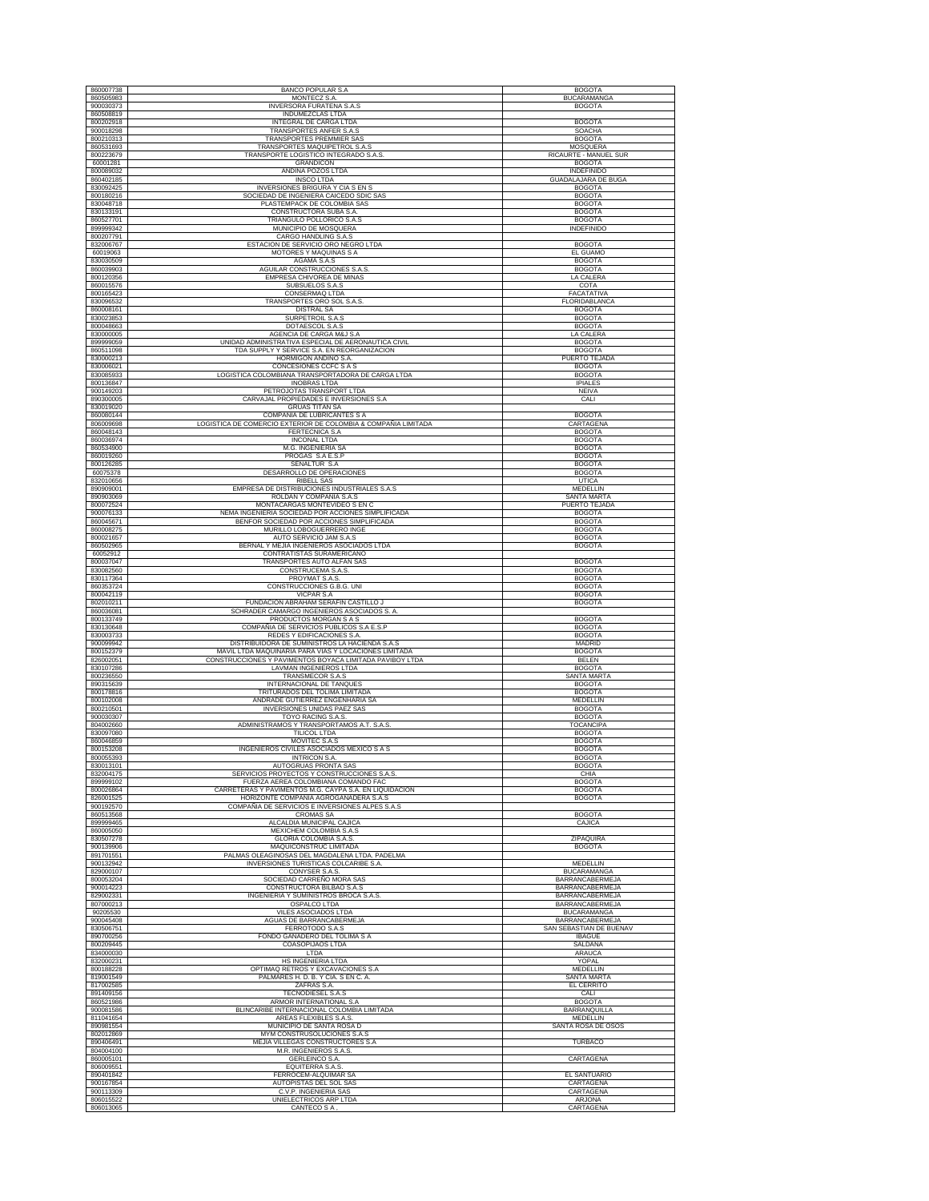| | | |
|---|---|---|
| 860007738 | BANCO POPULAR S.A | BOGOTA |
| 860505983 | MONTECZ S.A. | BUCARAMANGA |
| 900030373 | INVERSORA FURATENA S.A.S | BOGOTA |
| 860508819 | INDUMEZCLAS LTDA | |
| 800202918 | INTEGRAL DE CARGA LTDA | BOGOTA |
| 900018298 | TRANSPORTES ANFER S.A.S | SOACHA |
| 800210313 | TRANSPORTES PREMMIER SAS | BOGOTA |
| 860531693 | TRANSPORTES MAQUIPETROL S.A.S | MOSQUERA |
| 800223679 | TRANSPORTE LOGISTICO INTEGRADO S.A.S. | RICAURTE - MANUEL SUR |
| 60001281 | GRANDICON | BOGOTA |
| 800089032 | ANDINA POZOS LTDA | INDEFINIDO |
| 860402185 | INSCO LTDA | GUADALAJARA DE BUGA |
| 830092425 | INVERSIONES BRIGURA Y CIA S EN S | BOGOTA |
| 800180216 | SOCIEDAD DE INGENIERA CAICEDO SDIC SAS | BOGOTA |
| 830048718 | PLASTEMPACK DE COLOMBIA SAS | BOGOTA |
| 830133191 | CONSTRUCTORA SUBA S.A. | BOGOTA |
| 860527701 | TRIANGULO POLLORICO S.A.S | BOGOTA |
| 899999342 | MUNICIPIO DE MOSQUERA | INDEFINIDO |
| 800207791 | CARGO HANDLING S.A.S | |
| 832006767 | ESTACION DE SERVICIO ORO NEGRO LTDA | BOGOTA |
| 60019063 | MOTORES Y MAQUINAS S A | EL GUAMO |
| 830030509 | AGAMA S.A.S | BOGOTA |
| 860039903 | AGUILAR CONSTRUCCIONES S.A.S. | BOGOTA |
| 800120356 | EMPRESA CHIVOREA DE MINAS | LA CALERA |
| 860015576 | SUBSUELOS S.A.S | COTA |
| 800165423 | CONSERMAQ LTDA | FACATATIVA |
| 830096532 | TRANSPORTES ORO SOL S.A.S. | FLORIDABLANCA |
| 860008161 | DISTRAL SA | BOGOTA |
| 830023853 | SURPETROIL S.A.S | BOGOTA |
| 800048663 | DOTAESCOL S.A.S | BOGOTA |
| 830000005 | AGENCIA DE CARGA M&J S.A | LA CALERA |
| 899999059 | UNIDAD ADMINISTRATIVA ESPECIAL DE AERONAUTICA CIVIL | BOGOTA |
| 860511098 | TDA SUPPLY Y SERVICE S.A. EN REORGANIZACION | BOGOTA |
| 830000213 | HORMIGON ANDINO S.A. | PUERTO TEJADA |
| 830006021 | CONCESIONES CCFC S A S | BOGOTA |
| 830085933 | LOGISTICA COLOMBIANA TRANSPORTADORA DE CARGA LTDA | BOGOTA |
| 800136847 | INOBRAS LTDA | IPIALES |
| 900149203 | PETROJOTAS TRANSPORT LTDA | NEIVA |
| 890300005 | CARVAJAL PROPIEDADES E INVERSIONES S.A | CALI |
| 830019020 | GRUAS TITAN SA | |
| 860080144 | COMPAÑIA DE LUBRICANTES S A | BOGOTA |
| 806009698 | LOGISTICA DE COMERCIO EXTERIOR DE COLOMBIA & COMPAÑIA LIMITADA | CARTAGENA |
| 860048143 | FERTECNICA S.A | BOGOTA |
| 860036974 | INCONAL LTDA | BOGOTA |
| 860534900 | M.G. INGENIERIA SA | BOGOTA |
| 860019260 | PROGAS S.A E.S.P | BOGOTA |
| 800126285 | SENALTUR S.A | BOGOTA |
| 60075378 | DESARROLLO DE OPERACIONES | BOGOTA |
| 832010656 | RIBELL SAS | UTICA |
| 890909001 | EMPRESA DE DISTRIBUCIONES INDUSTRIALES S.A.S | MEDELLIN |
| 890903069 | ROLDAN Y COMPAÑIA S.A.S | SANTA MARTA |
| 800072524 | MONTACARGAS MONTEVIDEO S EN C | PUERTO TEJADA |
| 900076133 | NEMA INGENIERIA SOCIEDAD POR ACCIONES SIMPLIFICADA | BOGOTA |
| 860045671 | BENFOR SOCIEDAD POR ACCIONES SIMPLIFICADA | BOGOTA |
| 860008275 | MURILLO LOBOGUERRERO INGE | BOGOTA |
| 800021657 | AUTO SERVICIO JAM S.A.S | BOGOTA |
| 860502965 | BERNAL Y MEJIA INGENIEROS ASOCIADOS LTDA | BOGOTA |
| 60052912 | CONTRATISTAS SURAMERICANO | |
| 800037047 | TRANSPORTES AUTO ALFAN SAS | BOGOTA |
| 830082560 | CONSTRUCEMA S.A.S. | BOGOTA |
| 830117364 | PROYMAT S.A.S. | BOGOTA |
| 860353724 | CONSTRUCCIONES G.B.G. UNI | BOGOTA |
| 800042119 | VICPAR S.A | BOGOTA |
| 802010211 | FUNDACION ABRAHAM SERAFIN CASTILLO J | BOGOTA |
| 860036081 | SCHRADER CAMARGO INGENIEROS ASOCIADOS S. A. | |
| 800133749 | PRODUCTOS MORGAN S A S | BOGOTA |
| 830130648 | COMPAÑIA DE SERVICIOS PUBLICOS S.A E.S.P | BOGOTA |
| 830003733 | REDES Y EDIFICACIONES S.A. | BOGOTA |
| 900099942 | DISTRIBUIDORA DE SUMINISTROS LA HACIENDA S.A.S | MADRID |
| 800152379 | MAVIL LTDA MAQUINARIA PARA VIAS Y LOCACIONES LIMITADA | BOGOTA |
| 826002051 | CONSTRUCCIONES Y PAVIMENTOS BOYACA LIMITADA PAVIBOY LTDA | BELEN |
| 830107286 | LAVMAN INGENIEROS LTDA | BOGOTA |
| 800236550 | TRANSMECOR S.A.S | SANTA MARTA |
| 890315639 | INTERNACIONAL DE TANQUES | BOGOTA |
| 800178816 | TRITURADOS DEL TOLIMA LIMITADA | BOGOTA |
| 800102008 | ANDRADE GUTIERREZ ENGENHARIA SA | MEDELLIN |
| 800210501 | INVERSIONES UNIDAS PAEZ SAS | BOGOTA |
| 900030307 | TOYO RACING S.A.S. | BOGOTA |
| 804002660 | ADMINISTRAMOS Y TRANSPORTAMOS A.T. S.A.S. | TOCANCIPA |
| 830097080 | TILICOL LTDA | BOGOTA |
| 860046859 | MOVITEC S.A.S | BOGOTA |
| 800153208 | INGENIEROS CIVILES ASOCIADOS MEXICO S A S | BOGOTA |
| 800055393 | INTRICON S.A. | BOGOTA |
| 830013101 | AUTOGRUAS PRONTA SAS | BOGOTA |
| 832004175 | SERVICIOS PROYECTOS Y CONSTRUCCIONES S.A.S. | CHIA |
| 899999102 | FUERZA AEREA COLOMBIANA COMANDO FAC | BOGOTA |
| 800026864 | CARRETERAS Y PAVIMENTOS M.G. CAYPA S.A. EN LIQUIDACION | BOGOTA |
| 826001525 | HORIZONTE COMPAÑIA AGROGANADERA S.A.S | BOGOTA |
| 900192570 | COMPAÑIA DE SERVICIOS E INVERSIONES ALPES S.A.S | |
| 860513568 | CROMAS SA | BOGOTA |
| 899999465 | ALCALDIA MUNICIPAL CAJICA | CAJICA |
| 860005050 | MEXICHEM COLOMBIA S.A.S | |
| 830507278 | GLORIA COLOMBIA S.A.S. | ZIPAQUIRA |
| 900139906 | MAQUICONSTRUC LIMITADA | BOGOTA |
| 891701551 | PALMAS OLEAGINOSAS DEL MAGDALENA LTDA. PADELMA | |
| 900132942 | INVERSIONES TURISTICAS COLCARIBE S.A. | MEDELLIN |
| 829000107 | CONYSER S.A.S. | BUCARAMANGA |
| 800053204 | SOCIEDAD CARREÑO MORA SAS | BARRANCABERMEJA |
| 900014223 | CONSTRUCTORA BILBAO S.A.S | BARRANCABERMEJA |
| 829002331 | INGENIERIA Y SUMINISTROS BROCA S.A.S. | BARRANCABERMEJA |
| 807000213 | OSPALCO LTDA | BARRANCABERMEJA |
| 90205530 | VILES ASOCIADOS LTDA | BUCARAMANGA |
| 900045408 | AGUAS DE BARRANCABERMEJA | BARRANCABERMEJA |
| 830506751 | FERROTODO S.A.S | SAN SEBASTIAN DE BUENAV |
| 890700256 | FONDO GANADERO DEL TOLIMA S A | IBAGUE |
| 800209445 | COASOPIJAOS LTDA | SALDANA |
| 834000030 | LTDA | ARAUCA |
| 832000231 | HS INGENIERIA LTDA | YOPAL |
| 800188228 | OPTIMAQ RETROS Y EXCAVACIONES S.A | MEDELLIN |
| 819001549 | PALMARES H. D. B. Y CIA. S EN C. A. | SANTA MARTA |
| 817002585 | ZAFRAS S.A. | EL CERRITO |
| 891409156 | TECNODIESEL S.A.S | CALI |
| 860521986 | ARMOR INTERNATIONAL S.A | BOGOTA |
| 900081586 | BLINCARIBE INTERNACIONAL COLOMBIA LIMITADA | BARRANQUILLA |
| 811041654 | AREAS FLEXIBLES S.A.S. | MEDELLIN |
| 890981554 | MUNICIPIO DE SANTA ROSA D | SANTA ROSA DE OSOS |
| 802012869 | MYM CONSTRUSOLUCIONES S.A.S | |
| 890406491 | MEJIA VILLEGAS CONSTRUCTORES S.A | TURBACO |
| 804004100 | M.R. INGENIEROS S.A.S. | |
| 860005101 | GERLEINCO S.A. | CARTAGENA |
| 806009551 | EQUITERRA S.A.S. | |
| 890401842 | FERROCEM-ALQUIMAR SA | EL SANTUARIO |
| 900167854 | AUTOPISTAS DEL SOL SAS | CARTAGENA |
| 900113309 | C.V.P. INGENIERIA SAS | CARTAGENA |
| 806015522 | UNIELECTRICOS ARP LTDA | ARJONA |
| 806013065 | CANTECO S A . | CARTAGENA |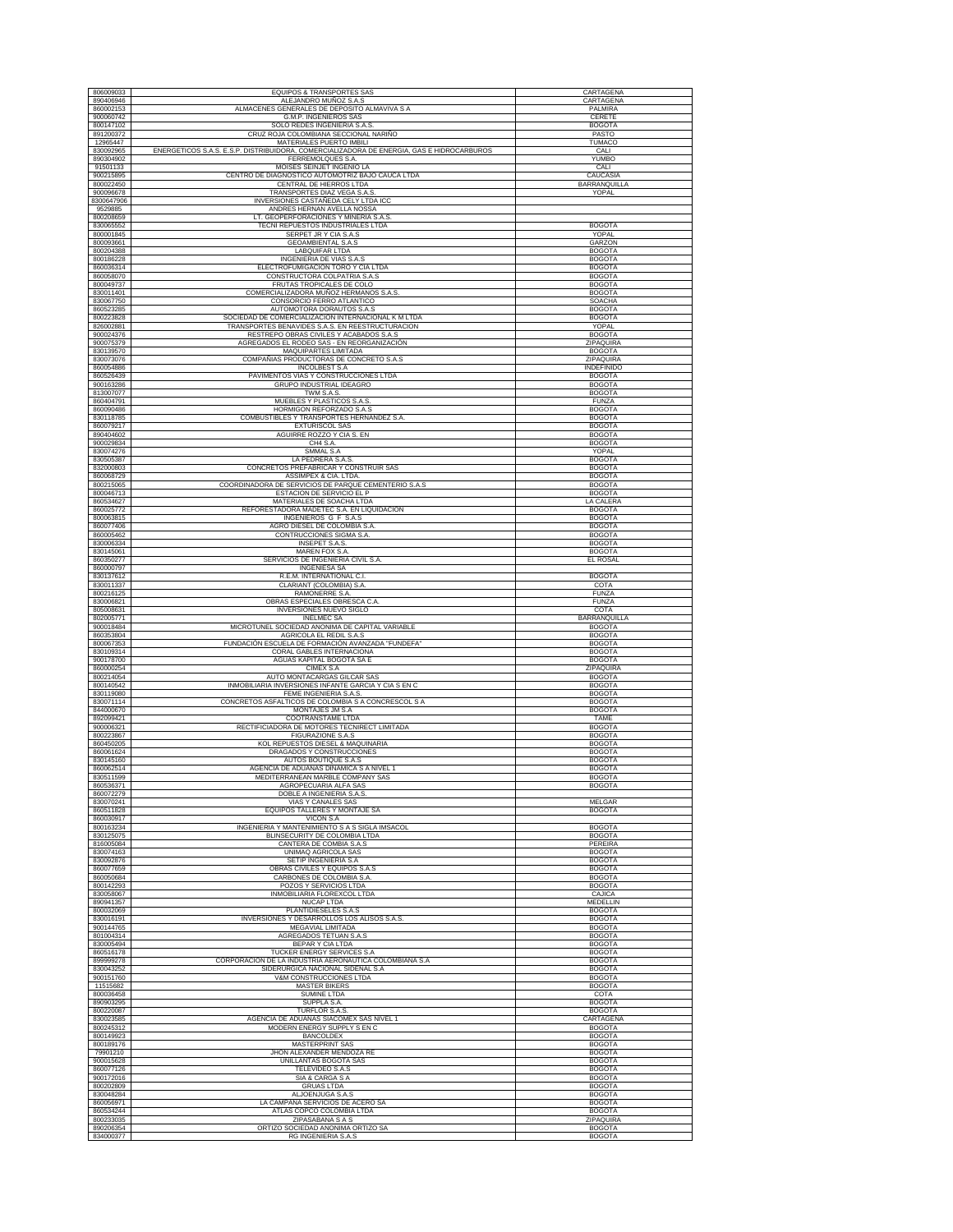| 806009033 | EQUIPOS & TRANSPORTES SAS | CARTAGENA |
|---|---|---|
| 890406946 | ALEJANDRO MUÑOZ S.A.S | CARTAGENA |
| 860002153 | ALMACENES GENERALES DE DEPOSITO ALMAVIVA S A | PALMIRA |
| 900060742 | G.M.P. INGENIEROS SAS | CERETE |
| 800147102 | SOLO REDES INGENIERIA S.A.S. | BOGOTA |
| 891200372 | CRUZ ROJA COLOMBIANA SECCIONAL NARIÑO | PASTO |
| 12965447 | MATERIALES PUERTO IMBILI | TUMACO |
| 830092965 | ENERGETICOS S.A.S. E.S.P. DISTRIBUIDORA, COMERCIALIZADORA DE ENERGIA, GAS E HIDROCARBUROS | CALI |
| 890304902 | FERREMOLQUES S.A. | YUMBO |
| 91501133 | MOISES SEINJET INGENIO LA | CALI |
| 900215895 | CENTRO DE DIAGNOSTICO AUTOMOTRIZ BAJO CAUCA LTDA | CAUCASIA |
| 800022450 | CENTRAL DE HIERROS LTDA | BARRANQUILLA |
| 900096678 | TRANSPORTES DIAZ VEGA S.A.S. | YOPAL |
| 8300647906 | INVERSIONES CASTAÑEDA CELY LTDA ICC | |
| 9529885 | ANDRES HERNAN AVELLA NOSSA | |
| 800208659 | LT. GEOPERFORACIONES Y MINERIA S.A.S. | |
| 830065552 | TECNI REPUESTOS INDUSTRIALES LTDA | BOGOTA |
| 800001845 | SERPET JR Y CIA S.A.S | YOPAL |
| 800093661 | GEOAMBIENTAL S.A.S | GARZON |
| 800204388 | LABQUIFAR LTDA | BOGOTA |
| 800186228 | INGENIERIA DE VIAS S.A.S | BOGOTA |
| 860036314 | ELECTROFUMIGACION TORO Y CIA LTDA | BOGOTA |
| 860058070 | CONSTRUCTORA COLPATRIA S.A.S | BOGOTA |
| 800049737 | FRUTAS TROPICALES DE COLO | BOGOTA |
| 830011401 | COMERCIALIZADORA MUÑOZ HERMANOS S.A.S. | BOGOTA |
| 830067750 | CONSORCIO FERRO ATLANTICO | SOACHA |
| 860523285 | AUTOMOTORA DORAUTOS S.A.S | BOGOTA |
| 800223828 | SOCIEDAD DE COMERCIALIZACION INTERNACIONAL K M LTDA | BOGOTA |
| 826002881 | TRANSPORTES BENAVIDES S.A.S. EN REESTRUCTURACION | YOPAL |
| 900024376 | RESTREPO OBRAS CIVILES Y ACABADOS S.A.S | BOGOTA |
| 900075379 | AGREGADOS EL RODEO SAS - EN REORGANIZACIÓN | ZIPAQUIRA |
| 830139570 | MAQUIPARTES LIMITADA | BOGOTA |
| 830073076 | COMPAÑIAS PRODUCTORAS DE CONCRETO S.A.S | ZIPAQUIRA |
| 860054886 | INCOLBEST S.A | INDEFINIDO |
| 860526439 | PAVIMENTOS VIAS Y CONSTRUCCIONES LTDA | BOGOTA |
| 900163286 | GRUPO INDUSTRIAL IDEAGRO | BOGOTA |
| 813007077 | TWM S.A.S. | BOGOTA |
| 860404791 | MUEBLES Y PLASTICOS S.A.S. | FUNZA |
| 860090486 | HORMIGON REFORZADO S.A.S | BOGOTA |
| 830118785 | COMBUSTIBLES Y TRANSPORTES HERNANDEZ S.A. | BOGOTA |
| 860079217 | EXTURISCOL SAS | BOGOTA |
| 890404602 | AGUIRRE ROZZO Y CIA S. EN | BOGOTA |
| 900029834 | CH4 S.A. | BOGOTA |
| 830074276 | SMMAL S.A | YOPAL |
| 830505387 | LA PEDRERA S.A.S. | BOGOTA |
| 832000803 | CONCRETOS PREFABRICAR Y CONSTRUIR SAS | BOGOTA |
| 860068729 | ASSIMPEX & CIA. LTDA. | BOGOTA |
| 800215065 | COORDINADORA DE SERVICIOS DE PARQUE CEMENTERIO S.A.S | BOGOTA |
| 800046713 | ESTACION DE SERVICIO EL P | BOGOTA |
| 860534627 | MATERIALES DE SOACHA LTDA | LA CALERA |
| 860025772 | REFORESTADORA MADETEC S.A. EN LIQUIDACION | BOGOTA |
| 800063815 | INGENIEROS G F S.A.S | BOGOTA |
| 860077406 | AGRO DIESEL DE COLOMBIA S.A. | BOGOTA |
| 860005462 | CONTRUCCIONES SIGMA S.A. | BOGOTA |
| 830006334 | INSEPET S.A.S. | BOGOTA |
| 830145061 | MAREN FOX S.A. | BOGOTA |
| 860350277 | SERVICIOS DE INGENIERIA CIVIL S.A. | EL ROSAL |
| 860000797 | INGENIESA SA | |
| 830137612 | R.E.M. INTERNATIONAL C.I. | BOGOTA |
| 830011337 | CLARIANT (COLOMBIA) S.A. | COTA |
| 800216125 | RAMONERRE S.A. | FUNZA |
| 830006821 | OBRAS ESPECIALES OBRESCA C.A. | FUNZA |
| 805008631 | INVERSIONES NUEVO SIGLO | COTA |
| 802005771 | INELMEC SA | BARRANQUILLA |
| 900018484 | MICROTUNEL SOCIEDAD ANONIMA DE CAPITAL VARIABLE | BOGOTA |
| 860353804 | AGRICOLA EL REDIL S.A.S | BOGOTA |
| 800067353 | FUNDACIÓN ESCUELA DE FORMACIÓN AVANZADA "FUNDEFA" | BOGOTA |
| 830109314 | CORAL GABLES INTERNACIONA | BOGOTA |
| 900178700 | AGUAS KAPITAL BOGOTA SA E | BOGOTA |
| 860000254 | CIMEX S.A | ZIPAQUIRA |
| 800214054 | AUTO MONTACARGAS GILCAR SAS | BOGOTA |
| 800140542 | INMOBILIARIA INVERSIONES INFANTE GARCIA Y CIA S EN C | BOGOTA |
| 830119080 | FEME INGENIERIA S.A.S. | BOGOTA |
| 830071114 | CONCRETOS ASFALTICOS DE COLOMBIA S A CONCRESCOL S A | BOGOTA |
| 844000670 | MONTAJES JM S.A | BOGOTA |
| 892099421 | COOTRANSTAME LTDA | TAME |
| 900006321 | RECTIFICIADORA DE MOTORES TECNIRECT LIMITADA | BOGOTA |
| 800223867 | FIGURAZIONE S.A.S | BOGOTA |
| 860450205 | KOL REPUESTOS DIESEL & MAQUINARIA | BOGOTA |
| 860061624 | DRAGADOS Y CONSTRUCCIONES | BOGOTA |
| 830145160 | AUTOS BOUTIQUE S.A.S | BOGOTA |
| 860062514 | AGENCIA DE ADUANAS DINAMICA S A NIVEL 1 | BOGOTA |
| 830511599 | MEDITERRANEAN MARBLE COMPANY SAS | BOGOTA |
| 860536371 | AGROPECUARIA ALFA SAS | BOGOTA |
| 860072279 | DOBLE A INGENIERIA S.A.S. | |
| 830070241 | VIAS Y CANALES SAS | MELGAR |
| 860511828 | EQUIPOS TALLERES Y MONTAJE SA | BOGOTA |
| 860030917 | VICON S.A | |
| 800163234 | INGENIERIA Y MANTENIMIENTO S A S SIGLA IMSACOL | BOGOTA |
| 830125075 | BLINSECURITY DE COLOMBIA LTDA | BOGOTA |
| 816005084 | CANTERA DE COMBIA S.A.S | PEREIRA |
| 830074163 | UNIMAQ AGRICOLA SAS | BOGOTA |
| 830092876 | SETIP INGENIERIA S.A | BOGOTA |
| 860077659 | OBRAS CIVILES Y EQUIPOS S.A.S | BOGOTA |
| 860050684 | CARBONES DE COLOMBIA S.A. | BOGOTA |
| 800142293 | POZOS Y SERVICIOS LTDA | BOGOTA |
| 830058067 | INMOBILIARIA FLOREXCOL LTDA | CAJICA |
| 890941357 | NUCAP LTDA | MEDELLIN |
| 800032069 | PLANTIDIESELES S.A.S | BOGOTA |
| 830016191 | INVERSIONES Y DESARROLLOS LOS ALISOS S.A.S. | BOGOTA |
| 900144765 | MEGAVIAL LIMITADA | BOGOTA |
| 801004314 | AGREGADOS TETUAN S.A.S | BOGOTA |
| 830005494 | BEPAR Y CIA LTDA | BOGOTA |
| 860516178 | TUCKER ENERGY SERVICES S.A | BOGOTA |
| 899999278 | CORPORACION DE LA INDUSTRIA AERONAUTICA COLOMBIANA S.A | BOGOTA |
| 830043252 | SIDERURGICA NACIONAL SIDENAL S.A | BOGOTA |
| 900151760 | V&M CONSTRUCCIONES LTDA | BOGOTA |
| 11515682 | MASTER BIKERS | BOGOTA |
| 800036458 | SUMINE LTDA | COTA |
| 890903295 | SUPPLA S.A. | BOGOTA |
| 800220087 | TURFLOR S.A.S. | BOGOTA |
| 830023585 | AGENCIA DE ADUANAS SIACOMEX SAS NIVEL 1 | CARTAGENA |
| 800245312 | MODERN ENERGY SUPPLY S EN C | BOGOTA |
| 800149923 | BANCOLDEX | BOGOTA |
| 800189176 | MASTERPRINT SAS | BOGOTA |
| 79901210 | JHON ALEXANDER MENDOZA RE | BOGOTA |
| 900015628 | UNILLANTAS BOGOTA SAS | BOGOTA |
| 860077126 | TELEVIDEO S.A.S | BOGOTA |
| 900172016 | SIA & CARGA S A | BOGOTA |
| 800202809 | GRUAS LTDA | BOGOTA |
| 830048284 | ALJOENJUGA S.A.S | BOGOTA |
| 860056971 | LA CAMPANA SERVICIOS DE ACERO SA | BOGOTA |
| 860534244 | ATLAS COPCO COLOMBIA LTDA | BOGOTA |
| 800233035 | ZIPASABANA S A S | ZIPAQUIRA |
| 890206354 | ORTIZO SOCIEDAD ANONIMA ORTIZO SA | BOGOTA |
| 834000377 | RG INGENIERIA S.A.S | BOGOTA |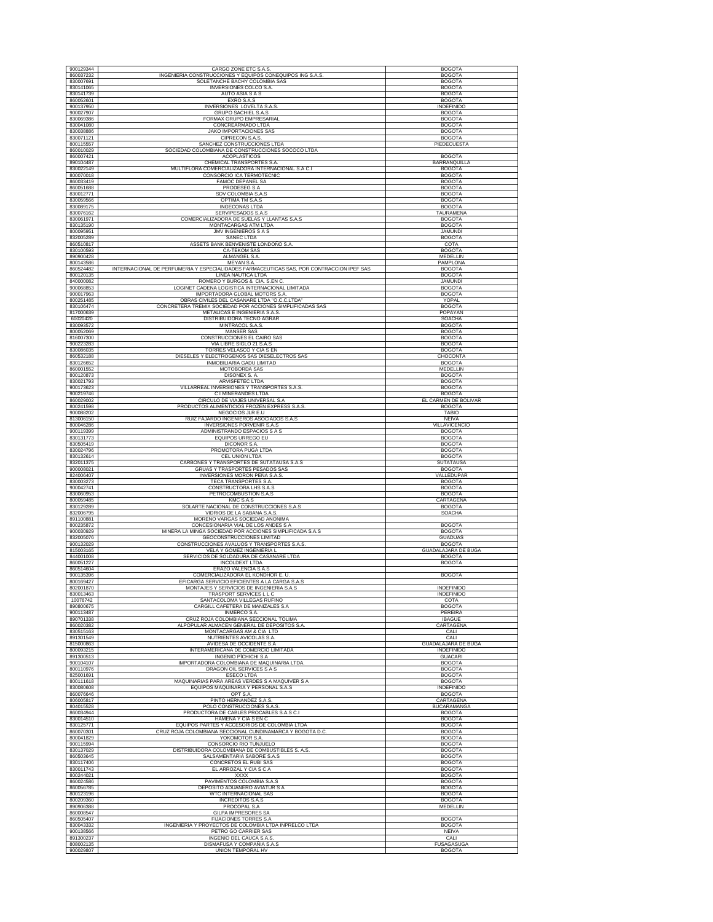| | | |
|---|---|---|
| 900129344 | CARGO ZONE ETC S.A.S. | BOGOTA |
| 860037232 | INGENIERIA CONSTRUCCIONES Y EQUIPOS CONEQUIPOS ING S.A.S. | BOGOTA |
| 830007691 | SOLETANCHE BACHY COLOMBIA SAS | BOGOTA |
| 830141065 | INVERSIONES COLCO S.A. | BOGOTA |
| 830141739 | AUTO ASIA S A S | BOGOTA |
| 860052601 | EXRO S.A.S | BOGOTA |
| 900137950 | INVERSIONES LOVELTA S.A.S. | INDEFINIDO |
| 900027907 | GRUPO SACHIEL S.A.S | BOGOTA |
| 830069386 | FORMAX GRUPO EMPRESARIAL | BOGOTA |
| 830041080 | CONCREARMADO LTDA | BOGOTA |
| 830038886 | JAKO IMPORTACIONES SAS | BOGOTA |
| 830071121 | CIPRECON S.A.S. | BOGOTA |
| 800115557 | SANCHEZ CONSTRUCCIONES LTDA | PIEDECUESTA |
| 860010029 | SOCIEDAD COLOMBIANA DE CONSTRUCCIONES SOCOCO LTDA | |
| 860007421 | ACOPLASTICOS | BOGOTA |
| 890104487 | CHEMICAL TRANSPORTES S.A. | BARRANQUILLA |
| 830022149 | MULTIFLORA COMERCIALIZADORA INTERNACIONAL S.A C.I | BOGOTA |
| 800070018 | CONSORCIO ICA TERMOTECNIC | BOGOTA |
| 860033419 | FAMOC DEPANEL SA | BOGOTA |
| 860051688 | PRODESEG S.A | BOGOTA |
| 830012771 | SDV COLOMBIA S.A.S | BOGOTA |
| 830059566 | OPTIMA TM S.A.S | BOGOTA |
| 830089175 | INGECONAS LTDA | BOGOTA |
| 830076162 | SERVIPESADOS S.A.S | TAURAMENA |
| 830061971 | COMERCIALIZADORA DE SUELAS Y LLANTAS S.A.S | BOGOTA |
| 830135190 | MONTACARGAS ATM LTDA | BOGOTA |
| 800095951 | JMV INGENIEROS S A S | JAMUNDI |
| 832005289 | SANEC LTDA | BOGOTA |
| 860510817 | ASSETS BANK BENVENISTE LONDOÑO S.A. | COTA |
| 830100593 | CA-TEKOM SAS | BOGOTA |
| 890900428 | ALMANGEL S.A. | MEDELLIN |
| 800143586 | MEYAN S.A. | PAMPLONA |
| 860524482 | INTERNACIONAL DE PERFUMERIA Y ESPECIALIDADES FARMACEUTICAS SAS, POR CONTRACCION IPEF SAS | BOGOTA |
| 800120135 | LINEA NAUTICA LTDA | BOGOTA |
| 840000082 | ROMERO Y BURGOS & CIA. S.EN C. | JAMUNDI |
| 900068853 | LOGINET CADENA LOGISTICA INTERNACIONAL LIMITADA | BOGOTA |
| 900017963 | IMPORTADORA GLOBAL MOTORS S.A. | BOGOTA |
| 800251485 | OBRAS CIVILES DEL CASANARE LTDA "O.C.C.LTDA" | YOPAL |
| 830106474 | CONCRETERA TREMIX SOCIEDAD POR ACCIONES SIMPLIFICADAS SAS | BOGOTA |
| 817000639 | METALICAS E INGENIERIA S.A.S. | POPAYAN |
| 60020420 | DISTRIBUIDORA TECNO AGRAR | SOACHA |
| 830093572 | MINTRACOL S.A.S. | BOGOTA |
| 800052069 | MANSER SAS | BOGOTA |
| 816007300 | CONSTRUCCIONES EL CAIRO SAS | BOGOTA |
| 900223283 | VIA LIBRE SIGLO 21 S.A.S | BOGOTA |
| 830086035 | TORRES VELASCO Y CIA S EN | BOGOTA |
| 860532188 | DIESELES Y ELECTROGENOS SAS DIESELECTROS SAS | CHOCONTA |
| 830126652 | INMOBILIARIA GADU LIMITAD | BOGOTA |
| 860001552 | MOTOBORDA SAS | MEDELLIN |
| 800120873 | DISONEX S. A. | BOGOTA |
| 830021793 | ARVISFETEC LTDA | BOGOTA |
| 900173623 | VILLARREAL INVERSIONES Y TRANSPORTES S.A.S. | BOGOTA |
| 900219746 | C I MINERANDES LTDA | BOGOTA |
| 860029002 | CIRCULO DE VIAJES UNIVERSAL S.A | EL CARMEN DE BOLIVAR |
| 800241598 | PRODUCTOS ALIMENTICIOS FROZEN EXPRESS S.A.S. | BOGOTA |
| 900088202 | NEGOCIOS JLR E.U | TABIO |
| 813006150 | RUIZ FAJARDO INGENIEROS ASOCIADOS S.A.S | NEIVA |
| 800046286 | INVERSIONES PORVENIR S.A.S | VILLAVICENCIO |
| 900119399 | ADMINISTRANDO ESPACIOS S A S | BOGOTA |
| 830131773 | EQUIPOS URREGO EU | BOGOTA |
| 830505419 | DICONOR S.A. | BOGOTA |
| 830024796 | PROMOTORA PUGA LTDA | BOGOTA |
| 830132614 | CEL UNION LTDA | BOGOTA |
| 832011375 | CARBONES Y TRANSPORTES DE SUTATAUSA S.A.S | SUTATAUSA |
| 900008021 | GRUAS Y TRASPORTES PESADOS SAS | BOGOTA |
| 824006407 | INVERSIONES MORON PEÑA S.A.S. | VALLEDUPAR |
| 830003273 | TECA TRANSPORTES S.A. | BOGOTA |
| 900042741 | CONSTRUCTORA LHS S.A.S | BOGOTA |
| 830060953 | PETROCOMBUSTION S.A.S | BOGOTA |
| 800059485 | KMC S.A.S | CARTAGENA |
| 830129289 | SOLARTE NACIONAL DE CONSTRUCCIONES S.A.S | BOGOTA |
| 832006795 | VIDRIOS DE LA SABANA S.A.S. | SOACHA |
| 891100881 | MORENO VARGAS SOCIEDAD ANONIMA | |
| 800235872 | CONCESIONARIA VIAL DE LOS ANDES S A | BOGOTA |
| 900030929 | MINERA LA MINGA SOCIEDAD POR ACCIONES SIMPLIFICADA S.A.S | BOGOTA |
| 832005076 | GEOCONSTRUCCIONES LIMITAD | GUADUAS |
| 900132029 | CONSTRUCCIONES AVALUOS Y TRANSPORTES S.A.S. | BOGOTA |
| 815003165 | VELA Y GOMEZ INGENIERIA L | GUADALAJARA DE BUGA |
| 844001008 | SERVICIOS DE SOLDADURA DE CASANARE LTDA | BOGOTA |
| 860051227 | INCOLDEXT LTDA | BOGOTA |
| 860514604 | ERAZO VALENCIA S.A.S | |
| 900135396 | COMERCIALIZADORA EL KONDHOR E. U. | BOGOTA |
| 800169427 | EFICARGA SERVICIO EFICIENTES A LA CARGA S.A.S | |
| 802001870 | MONTAJES Y SERVICIOS DE INGENIERIA S.A.S | INDEFINIDO |
| 830013463 | TRASPORT SERVICES L L C | INDEFINIDO |
| 10076742 | SANTACOLOMA VILLEGAS RUFINO | COTA |
| 890800675 | CARGILL CAFETERA DE MANIZALES S.A | BOGOTA |
| 900113487 | INMERCO S.A. | PEREIRA |
| 890701338 | CRUZ ROJA COLOMBIANA SECCIONAL TOLIMA | IBAGUE |
| 860020382 | ALPOPULAR ALMACEN GENERAL DE DEPOSITOS S.A. | CARTAGENA |
| 830515163 | MONTACARGAS AM & CIA LTD | CALI |
| 891301549 | NUTRIENTES AVICOLAS S.A. | CALI |
| 815000863 | AVIDESA DE OCCIDENTE S.A | GUADALAJARA DE BUGA |
| 800093215 | INTERAMERICANA DE COMERCIO LIMITADA | INDEFINIDO |
| 891300513 | INGENIO PICHICHI S.A | GUACARI |
| 900104107 | IMPORTADORA COLOMBIANA DE MAQUINARIA LTDA. | BOGOTA |
| 800110976 | DRAGON OIL SERVICES S A S | BOGOTA |
| 825001691 | ESECO LTDA | BOGOTA |
| 800111618 | MAQUINARIAS PARA AREAS VERDES S A MAQUIVER S A | BOGOTA |
| 830080608 | EQUIPOS MAQUINARIA Y PERSONAL S.A.S | INDEFINIDO |
| 860076646 | OPT S.A. | BOGOTA |
| 806005817 | PINTO HERNANDEZ S.A.S. | CARTAGENA |
| 804015528 | POLO CONSTRUCCIONES S.A.S. | BUCARAMANGA |
| 860034944 | PRODUCTORA DE CABLES PROCABLES S.A.S C.I | BOGOTA |
| 830014510 | HAMENA Y CIA S EN C | BOGOTA |
| 830125771 | EQUIPOS PARTES Y ACCESORIOS DE COLOMBIA LTDA | BOGOTA |
| 860070301 | CRUZ ROJA COLOMBIANA SECCIONAL CUNDINAMARCA Y BOGOTA D.C. | BOGOTA |
| 860041829 | YOKOMOTOR S.A. | BOGOTA |
| 900115994 | CONSORCIO RIO TUNJUELO | BOGOTA |
| 830137029 | DISTRIBUIDORA COLOMBIANA DE COMBUSTIBLES S. A.S. | BOGOTA |
| 860503645 | SALSAMENTARIA SABORE S.A.S | BOGOTA |
| 830117406 | CONCRETOS EL RUBI SAS | BOGOTA |
| 830011743 | EL ARROZAL Y CIA S C A | BOGOTA |
| 800244021 | XXXX | BOGOTA |
| 860024586 | PAVIMENTOS COLOMBIA S.A.S | BOGOTA |
| 860056785 | DEPOSITO ADUANERO AVIATUR S A | BOGOTA |
| 800123196 | WTC INTERNACIONAL SAS | BOGOTA |
| 800209360 | INCREDITOS S.A.S | BOGOTA |
| 890906388 | PROCOPAL S.A | MEDELLIN |
| 860008547 | GILPA IMPRESORES SA | |
| 860505407 | FIJACIONES TORRES S.A | BOGOTA |
| 830043332 | INGENIERIA Y PROYECTOS DE COLOMBIA LTDA INPRELCO LTDA | BOGOTA |
| 900138566 | PETRO GO CARRIER SAS | NEIVA |
| 891300237 | INGENIO DEL CAUCA S.A.S. | CALI |
| 808002135 | DISMAFUSA Y COMPAÑIA S.A.S | FUSAGASUGA |
| 900029807 | UNION TEMPORAL HV | BOGOTA |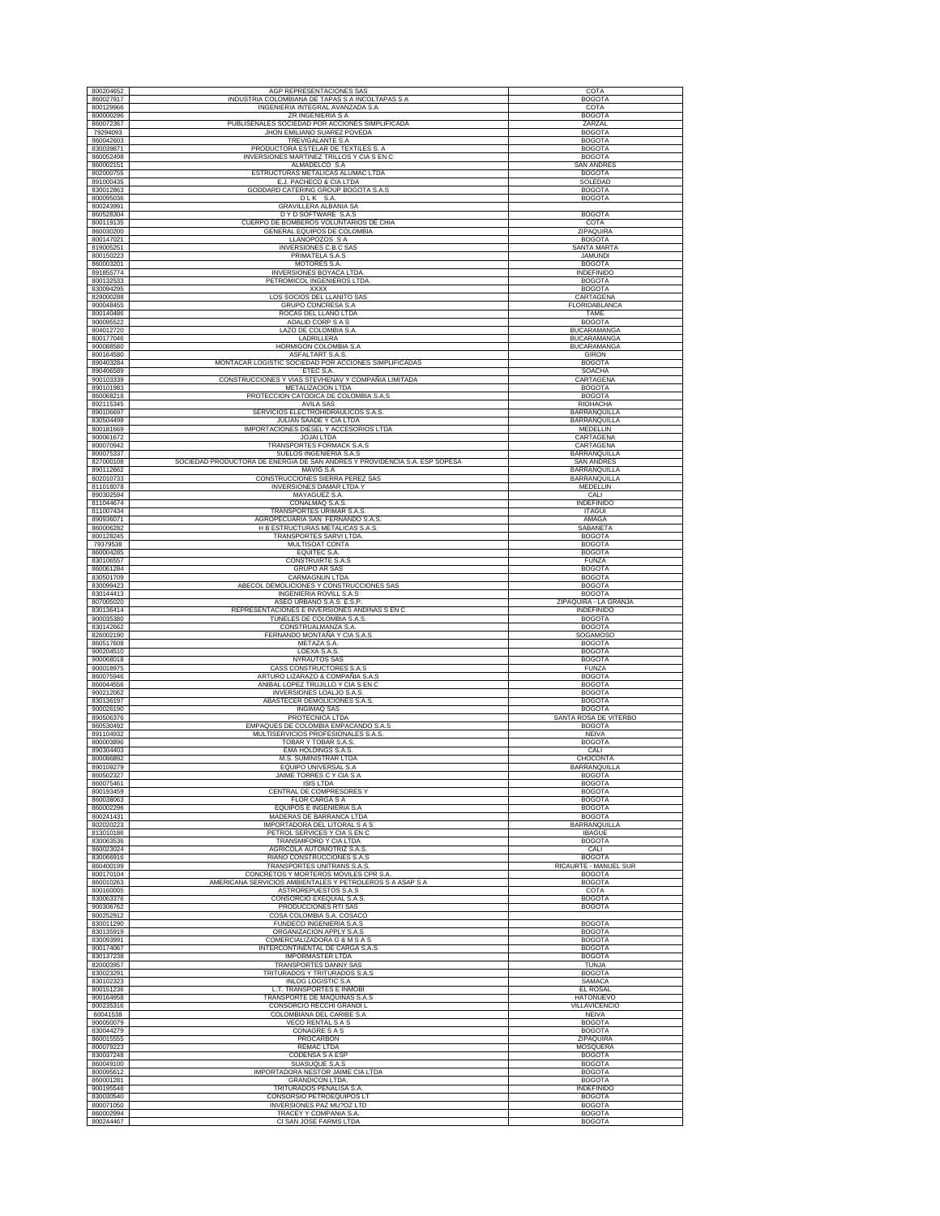| | | |
|---|---|---|
| 800204652 | AGP REPRESENTACIONES SAS | COTA |
| 860027917 | INDUSTRIA COLOMBIANA DE TAPAS S A INCOLTAPAS S A | BOGOTA |
| 800129966 | INGENIERIA INTEGRAL AVANZADA S.A | COTA |
| 800000296 | ZR INGENIERIA S A | BOGOTA |
| 860072367 | PUBLISENALES SOCIEDAD POR ACCIONES SIMPLIFICADA | ZARZAL |
| 79294093 | JHON EMILIANO SUAREZ POVEDA | BOGOTA |
| 860042603 | TREVIGALANTE S.A | BOGOTA |
| 830039871 | PRODUCTORA ESTELAR DE TEXTILES S. A | BOGOTA |
| 860052498 | INVERSIONES MARTINEZ TRILLOS Y CIA S EN C | BOGOTA |
| 860002151 | ALMADELCO S.A | SAN ANDRES |
| 802000755 | ESTRUCTURAS METALICAS ALUMAC LTDA | BOGOTA |
| 891000435 | E.J. PACHECO & CIA LTDA | SOLEDAD |
| 830012863 | GODDARD CATERING GROUP BOGOTA S.A.S | BOGOTA |
| 800095036 | D L K S.A. | BOGOTA |
| 800243991 | GRAVILLERA ALBANIA SA | |
| 860528304 | D Y D SOFTWARE S.A.S | BOGOTA |
| 800119135 | CUERPO DE BOMBEROS VOLUNTARIOS DE CHIA | COTA |
| 860030200 | GENERAL EQUIPOS DE COLOMBIA | ZIPAQUIRA |
| 800147021 | LLANOPOZOS S A | BOGOTA |
| 819005251 | INVERSIONES C.B.C SAS | SANTA MARTA |
| 800150223 | PRIMATELA S.A.S | JAMUNDI |
| 860003201 | MOTORES S.A. | BOGOTA |
| 891855774 | INVERSIONES BOYACA LTDA. | INDEFINIDO |
| 800132533 | PETROMICOL INGENIEROS LTDA. | BOGOTA |
| 830094295 | XXXX | BOGOTA |
| 829000288 | LOS SOCIOS DEL LLANITO SAS | CARTAGENA |
| 900048455 | GRUPO CONCRESA S.A | FLORIDABLANCA |
| 800140486 | ROCAS DEL LLANO LTDA | TAME |
| 900095522 | ADALID CORP S A S | BOGOTA |
| 804012720 | LAZO DE COLOMBIA S.A. | BUCARAMANGA |
| 800177046 | LADRILLERA | BUCARAMANGA |
| 900088580 | HORMIGON COLOMBIA S.A | BUCARAMANGA |
| 800164580 | ASFALTART S.A.S. | GIRON |
| 890403284 | MONTACAR LOGISTIC SOCIEDAD POR ACCIONES SIMPLIFICADAS | BOGOTA |
| 890406589 | ETEC S.A. | SOACHA |
| 900103339 | CONSTRUCCIONES Y VIAS STEVHENAV Y COMPAÑIA LIMITADA | CARTAGENA |
| 890101983 | METALIZACION LTDA | BOGOTA |
| 860068218 | PROTECCION CATODICA DE COLOMBIA S.A.S | BOGOTA |
| 892115345 | AVILA SAS | RIOHACHA |
| 890106697 | SERVICIOS ELECTROHIDRAULICOS S.A.S. | BARRANQUILLA |
| 830504499 | JULIAN SAADE Y CIA LTDA | BARRANQUILLA |
| 800181669 | IMPORTACIONES DIESEL Y ACCESORIOS LTDA | MEDELLIN |
| 900061672 | JOJAI LTDA | CARTAGENA |
| 800070942 | TRANSPORTES FORMACK S.A.S | CARTAGENA |
| 800075337 | SUELOS INGENIERIA S.A.S | BARRANQUILLA |
| 827000108 | SOCIEDAD PRODUCTORA DE ENERGIA DE SAN ANDRES Y PROVIDENCIA S.A. ESP SOPESA | SAN ANDRES |
| 890112662 | MAVIG S.A | BARRANQUILLA |
| 802010733 | CONSTRUCCIONES SIERRA PEREZ SAS | BARRANQUILLA |
| 811018078 | INVERSIONES DAMAR LTDA Y | MEDELLIN |
| 890302594 | MAYAGUEZ S.A. | CALI |
| 811044674 | CONALMAQ S.A.S. | INDEFINIDO |
| 811007434 | TRANSPORTES URIMAR S.A.S. | ITAGUI |
| 890936071 | AGROPECUARIA SAN FERNANDO S.A.S. | AMAGA |
| 860006282 | H B ESTRUCTURAS METALICAS S.A.S. | SABANETA |
| 800128245 | TRANSPORTES SARVI LTDA. | BOGOTA |
| 79379538 | MULTISOAT CONTA | BOGOTA |
| 860004285 | EQUITEC S.A. | BOGOTA |
| 830106557 | CONSTRUIRTE S.A.S | FUNZA |
| 860061284 | GRUPO AR SAS | BOGOTA |
| 830501709 | CARMAGNUN LTDA | BOGOTA |
| 830099423 | ABECOL DEMOLICIONES Y CONSTRUCCIONES SAS | BOGOTA |
| 830144413 | INGENIERIA ROVILL S.A.S | BOGOTA |
| 807005020 | ASEO URBANO S.A.S. E.S.P. | ZIPAQUIRA - LA GRANJA |
| 830136414 | REPRESENTACIONES E INVERSIONES ANDINAS S EN C | INDEFINIDO |
| 900035380 | TUNELES DE COLOMBIA S.A.S. | BOGOTA |
| 830142662 | CONSTRUALMANZA S.A. | BOGOTA |
| 826002190 | FERNANDO MONTAÑA Y CIA S.A.S | SOGAMOSO |
| 860517608 | METAZA S.A. | BOGOTA |
| 900204510 | LOEXA S.A.S. | BOGOTA |
| 900068018 | NYRAUTOS SAS | BOGOTA |
| 900018975 | CASS CONSTRUCTORES S.A.S | FUNZA |
| 860075946 | ARTURO LIZARAZO & COMPAÑIA S.A.S | BOGOTA |
| 860044556 | ANIBAL LOPEZ TRUJILLO Y CIA S EN C | BOGOTA |
| 900212062 | INVERSIONES LOALJO S.A.S. | BOGOTA |
| 830136197 | ABASTECER DEMOLICIONES S.A.S. | BOGOTA |
| 900026190 | INGIMAQ SAS | BOGOTA |
| 890506376 | PROTECNICA LTDA | SANTA ROSA DE VITERBO |
| 860530492 | EMPAQUES DE COLOMBIA EMPACANDO S.A.S | BOGOTA |
| 891104932 | MULTISERVICIOS PROFESIONALES S.A.S. | NEIVA |
| 800003896 | TOBAR Y TOBAR S.A.S. | BOGOTA |
| 890304403 | EMA HOLDINGS S.A.S. | CALI |
| 800086892 | M.S. SUMINISTRAR LTDA | CHOCONTA |
| 890109279 | EQUIPO UNIVERSAL S.A | BARRANQUILLA |
| 860502327 | JAIME TORRES C Y CIA S A | BOGOTA |
| 860075461 | ISIS LTDA | BOGOTA |
| 800193459 | CENTRAL DE COMPRESORES Y | BOGOTA |
| 860038063 | FLOR CARGA S A | BOGOTA |
| 860002296 | EQUIPOS E INGENIERIA S.A | BOGOTA |
| 800241431 | MADERAS DE BARRANCA LTDA | BOGOTA |
| 802020223 | IMPORTADORA DEL LITORAL S A S | BARRANQUILLA |
| 813010186 | PETROL SERVICES Y CIA S EN C | IBAGUE |
| 830063536 | TRANSMIFORD Y CIA LTDA | BOGOTA |
| 860023024 | AGRICOLA AUTOMOTRIZ S.A.S. | CALI |
| 830066916 | RIANO CONSTRUCCIONES S.A.S | BOGOTA |
| 860400199 | TRANSPORTES UNITRANS S.A.S. | RICAURTE - MANUEL SUR |
| 800170104 | CONCRETOS Y MORTEROS MOVILES CPR S.A. | BOGOTA |
| 860010263 | AMERICANA SERVICIOS AMBIENTALES Y PETROLEROS S A ASAP S A | BOGOTA |
| 800160005 | ASTROREPUESTOS S.A.S | COTA |
| 830063376 | CONSORCIO EXEQUIAL S.A.S. | BOGOTA |
| 900306762 | PRODUCCIONES RTI SAS | BOGOTA |
| 800252912 | COSA COLOMBIA S.A. COSACO | |
| 830011290 | FUNDECO INGENIERIA S.A.S | BOGOTA |
| 830135919 | ORGANIZACION APPLY S.A.S | BOGOTA |
| 830093991 | COMERCIALIZADORA G & M S A S | BOGOTA |
| 900174067 | INTERCONTINENTAL DE CARGA S.A.S | BOGOTA |
| 830137238 | IMPORMASTER LTDA | BOGOTA |
| 820003957 | TRANSPORTES DANNY SAS | TUNJA |
| 830023291 | TRITURADOS Y TRITURADOS S.A.S | BOGOTA |
| 830102323 | INLOG LOGISTIC S.A | SAMACA |
| 800151236 | L.T. TRANSPORTES E INMOBI | EL ROSAL |
| 900164958 | TRANSPORTE DE MAQUINAS S.A.S | HATONUEVO |
| 800235316 | CONSORCIO RECCHI GRANDI L | VILLAVICENCIO |
| 60041538 | COLOMBIANA DEL CARIBE S.A | NEIVA |
| 900050079 | VECO RENTAL S A S | BOGOTA |
| 830044279 | CONAGRE S A S | BOGOTA |
| 860015555 | PROCARBON | ZIPAQUIRA |
| 800079223 | REMAC LTDA | MOSQUERA |
| 830037248 | CODENSA S A ESP | BOGOTA |
| 860049100 | SUASUQUE S.A.S | BOGOTA |
| 800095612 | IMPORTADORA NESTOR JAIME CIA LTDA | BOGOTA |
| 860001281 | GRANDICON LTDA. | BOGOTA |
| 900195548 | TRITURADOS PENALISA S.A. | INDEFINIDO |
| 830030540 | CONSORSIO PETROEQUIPOS LT | BOGOTA |
| 800071050 | INVERSIONES PAZ MU?OZ LTD | BOGOTA |
| 860002994 | TRACEY Y COMPANIA S.A. | BOGOTA |
| 800244467 | CI SAN JOSE FARMS LTDA | BOGOTA |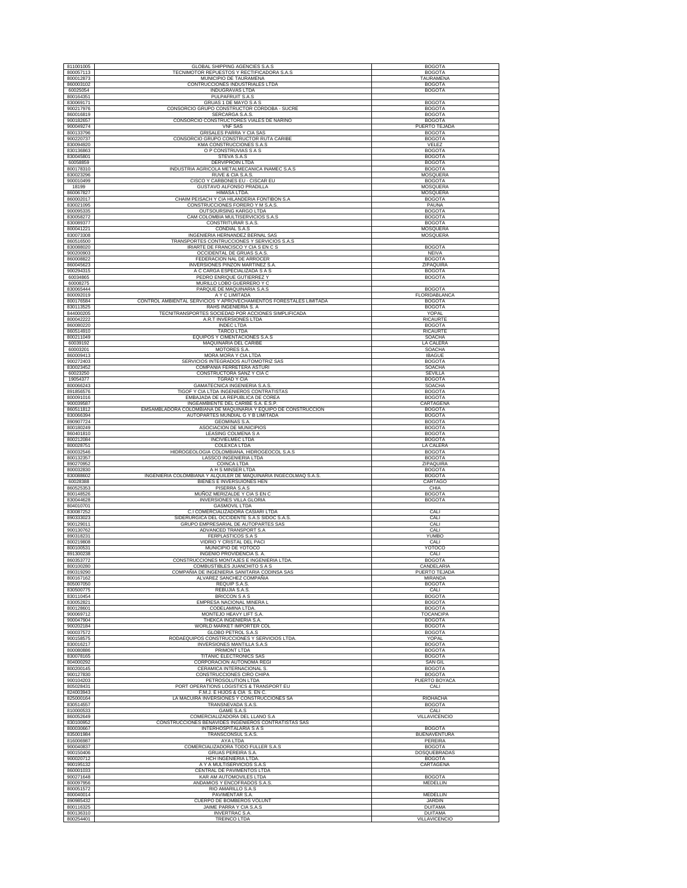| | | |
|---|---|---|
| 811001005 | GLOBAL SHIPPING AGENCIES S.A.S | BOGOTA |
| 800057113 | TECNIMOTOR REPUESTOS Y RECTIFICADORA S.A.S | BOGOTA |
| 800012873 | MUNICIPIO DE TAURAMENA | TAURAMENA |
| 860003102 | CONTRUCCIONES INDUSTRIALES LTDA | BOGOTA |
| 60025054 | INDUGRAVAS LTDA | BOGOTA |
| 800164351 | PULPAFRUIT S.A.S | |
| 830069171 | GRUAS 1 DE MAYO S A S | BOGOTA |
| 900217976 | CONSORCIO GRUPO CONSTRUCTOR CORDOBA - SUCRE | BOGOTA |
| 860016819 | SERCARGA S.A.S. | BOGOTA |
| 900182657 | CONSORCIO CONSTRUCTORES VIALES DE NARIÑO | BOGOTA |
| 900049274 | VNF SAS | PUERTO TEJADA |
| 800133796 | GRISALES PARRA Y CIA SAS | BOGOTA |
| 900220737 | CONSORCIO GRUPO CONSTRUCTOR RUTA CARIBE | BOGOTA |
| 830094920 | KMA CONSTRUCCIONES S.A.S | VELEZ |
| 830136863 | O P CONSTRUVIAS S A S | BOGOTA |
| 830045801 | STEVA S.A.S | BOGOTA |
| 60058859 | DERVIPROIN LTDA | BOGOTA |
| 800178310 | INDUSTRIA AGRICOLA METALMECANICA INAMEC S.A.S | BOGOTA |
| 830023296 | RUVE & CIA S.A.S. | MOSQUERA |
| 900010499 | CISCO Y CARBONES EU - CISCAR EU | BOGOTA |
| 18199 | GUSTAVO ALFONSO PRADILLA | MOSQUERA |
| 860067827 | HIMASA LTDA. | MOSQUERA |
| 860002017 | CHAIM PEISACH Y CIA HILANDERIA FONTIBON S.A | BOGOTA |
| 830021095 | CONSTRUCCIONES FORERO Y M S.A.S. | PAUNA |
| 900095335 | OUTSOURSING KARGO LTDA | BOGOTA |
| 830058272 | CAM COLOMBIA MULTISERVICIOS S.A.S | BOGOTA |
| 830089377 | CONSTRITURAR S.A.S. | BOGOTA |
| 800041221 | CONDIAL S.A.S | MOSQUERA |
| 830073308 | INGENIERIA HERNANDEZ BERNAL SAS | MOSQUERA |
| 860516500 | TRANSPORTES CONTRUCCIONES Y SERVICIOS S.A.S | |
| 830088020 | IRIARTE DE FRANCISCO Y CIA S EN C S | BOGOTA |
| 900200903 | OCCIDENTAL DE GRUAS S.A.S. | NEIVA |
| 860008822 | FEDERACION NAL DE ARROCER | BOGOTA |
| 860045623 | INVERSIONES PINZON MARTINEZ S.A. | ZIPAQUIRA |
| 900294315 | A C CARGA ESPECIALIZADA S A S | BOGOTA |
| 60034865 | PEDRO ENRIQUE GUTIERREZ Y | BOGOTA |
| 60008275 | MURILLO LOBO GUERRERO Y C | |
| 830065444 | PARQUE DE MAQUINARIA S.A.S | BOGOTA |
| 800092019 | A Y C LIMITADA | FLORIDABLANCA |
| 800176584 | CONTROL AMBIENTAL SERVICIOS Y APROVECHAMIENTOS FORESTALES LIMITADA | BOGOTA |
| 830113525 | RAHS INGENIERIA S. A | BOGOTA |
| 844000205 | TECNITRANSPORTES SOCIEDAD POR ACCIONES SIMPLIFICADA | YOPAL |
| 800042222 | A.R.T INVERSIONES LTDA | RICAURTE |
| 860080220 | INDEC LTDA | BOGOTA |
| 860514910 | TARCO LTDA | RICAURTE |
| 800211049 | EQUIPOS Y CIMENTACIONES S.A.S | SOACHA |
| 60039192 | MAQUINARIA DEL CARIBE | LA CALERA |
| 60003201 | MOTORES S.A. | SOACHA |
| 860009413 | MORA MORA Y CIA LTDA | IBAGUE |
| 900272403 | SERVICIOS INTEGRADOS AUTOMOTRIZ SAS | BOGOTA |
| 830023452 | COMPAÑIA FERRETERA ASTURI | SOACHA |
| 60023250 | CONSTRUCTORA SANZ Y CIA C | SEVILLA |
| 19054377 | TGRAD Y CIA | BOGOTA |
| 800066243 | GAMATECNICA INGENIERIA S.A.S. | SOACHA |
| 891856576 | TIGOF Y CIA LTDA INGENIEROS CONTRATISTAS | BOGOTA |
| 800091016 | EMBAJADA DE LA REPUBLICA DE COREA | BOGOTA |
| 900039587 | INGEAMBIENTE DEL CARIBE S.A. E.S.P. | CARTAGENA |
| 860511812 | EMSAMBLADORA COLOMBIANA DE MAQUINARIA Y EQUIPO DE CONSTRUCCION | BOGOTA |
| 830066394 | AUTOPARTES MUNDIAL G Y B LIMITADA | BOGOTA |
| 890907724 | GEOMINAS S.A. | BOGOTA |
| 800180249 | ASOCIACION DE MUNICIPIOS | BOGOTA |
| 860401810 | LEASING COLMENA S A | BOGOTA |
| 800212084 | INCIVIELMEC LTDA | BOGOTA |
| 800028751 | COLEXCA LTDA | LA CALERA |
| 800032546 | HIDROGEOLOGIA COLOMBIANA, HIDROGEOCOL S.A.S | BOGOTA |
| 800132357 | LASSCO INGENIERIA LTDA | BOGOTA |
| 890270952 | COINCA LTDA | ZIPAQUIRA |
| 800032830 | A H S MINSER LTDA | BOGOTA |
| 830088602 | INGENIERIA COLOMBIANA Y ALQUILER DE MAQUINARIA INGECOLMAQ S.A.S. | BOGOTA |
| 60028388 | BIENES E INVERSUIONES HEN | CARTAGO |
| 860525353 | PISERRA S.A.S | CHIA |
| 800148526 | MUÑOZ MERIZALDE Y CIA S EN C | BOGOTA |
| 830044628 | INVERSIONES VILLA GLORIA | BOGOTA |
| 804010701 | GASMOVIL LTDA | |
| 830087252 | C.I COMERCIALIZADORA CASIARI LTDA | CALI |
| 890333023 | SIDERURGICA DEL OCCIDENTE S.A.S SIDOC S.A.S. | CALI |
| 900129011 | GRUPO EMPRESARIAL DE AUTOPARTES SAS | CALI |
| 900130762 | ADVANCED TRANSPORT S.A | CALI |
| 890318231 | FERPLASTICOS S.A S | YUMBO |
| 800219808 | VIDRIO Y CRISTAL DEL PACI | CALI |
| 800100531 | MUNICIPIO DE YOTOCO | YOTOCO |
| 891300238 | INGENIO PROVIDENCIA S. A. | CALI |
| 860353772 | CONSTRUCCIONES MONTAJES E INGENIERIA LTDA. | BOGOTA |
| 800100280 | COMBUSTIBLES JUANCHITO S A S | CANDELARIA |
| 890319290 | COMPAÑIA DE INGENIERIA SANITARIA CODINSA SAS | PUERTO TEJADA |
| 800167162 | ALVAREZ SANCHEZ COMPAÑIA | MIRANDA |
| 805007050 | REQUIP S.A.S. | BOGOTA |
| 830500775 | REBUJIA S.A.S. | CALI |
| 830110454 | BRICCON S A S | BOGOTA |
| 830052821 | EMPRESA NACIONAL MINERA L | BOGOTA |
| 800128601 | CODELAMINA LTDA. | BOGOTA |
| 900069712 | MONTEJO HEAVY LIFT S.A. | TOCANCIPA |
| 900047904 | THEKCA INGENIERIA S.A. | BOGOTA |
| 900202184 | WORLD MARKET IMPORTER COL | BOGOTA |
| 900037572 | GLOBO PETROL S.A.S | BOGOTA |
| 900158575 | RODAEQUIPOS CONSTRUCCIONES Y SERVICIOS LTDA. | YOPAL |
| 830016217 | INVERSIONES MANTILLA S.A.S | BOGOTA |
| 800080886 | PRIMONT LTDA | BOGOTA |
| 830078165 | TITANIC ELECTRONICS SAS | BOGOTA |
| 804000292 | CORPORACION AUTONOMA REGI | SAN GIL |
| 800200145 | CERAMICA INTERNACIONAL S. | BOGOTA |
| 900127830 | CONSTRUCCIONES CIRO CHIPA | BOGOTA |
| 900104203 | PETROSOLUTION LTDA | PUERTO BOYACA |
| 805028431 | PORT OPERATIONS LOGISTICS & TRANSPORT EU | CALI |
| 824003943 | F.M.J. E HIJOS & CIA S. EN C. | |
| 825000164 | LA MACUIRA INVERSIONES Y CONSTRUCCIONES SA | RIOHACHA |
| 830514557 | TRANSNEVADA S.A.S. | BOGOTA |
| 810000533 | GAME S.A.S | CALI |
| 860052649 | COMERCIALIZADORA DEL LLANO S.A | VILLAVICENCIO |
| 830100952 | CONSTRUCCIONES BENAVIDES INGENIEROS CONTRATISTAS SAS | |
| 800030667 | INTERHOSPITALARIA S A S | BOGOTA |
| 835001984 | TRANSCONSUL S.A.S. | BUENAVENTURA |
| 816006987 | AYA LTDA | PEREIRA |
| 900040837 | COMERCIALIZADORA TODO FULLER S.A.S | BOGOTA |
| 900150406 | GRUAS PEREIRA S.A. | DOSQUEBRADAS |
| 900020712 | HCH INGENIERIA LTDA. | BOGOTA |
| 900195132 | A Y A MULTISERVICIOS S.A.S | CARTAGENA |
| 860001033 | CENTRAL DE PAVIMENTOS LTDA | |
| 900271648 | KAR AM AUTOMOVILES LTDA | BOGOTA |
| 800097956 | ANDAMIOS Y ENCOFRADOS S.A.S. | MEDELLIN |
| 800051572 | RIO AMARILLO S.A.S | |
| 800040014 | PAVIMENTAR S.A. | MEDELLIN |
| 890985432 | CUERPO DE BOMBEROS VOLUNT | JARDIN |
| 800116325 | JAIME PARRA Y CIA S.A.S | DUITAMA |
| 800136310 | INVERTRAC S.A. | DUITAMA |
| 800254401 | TREINCO LTDA | VILLAVICENCIO |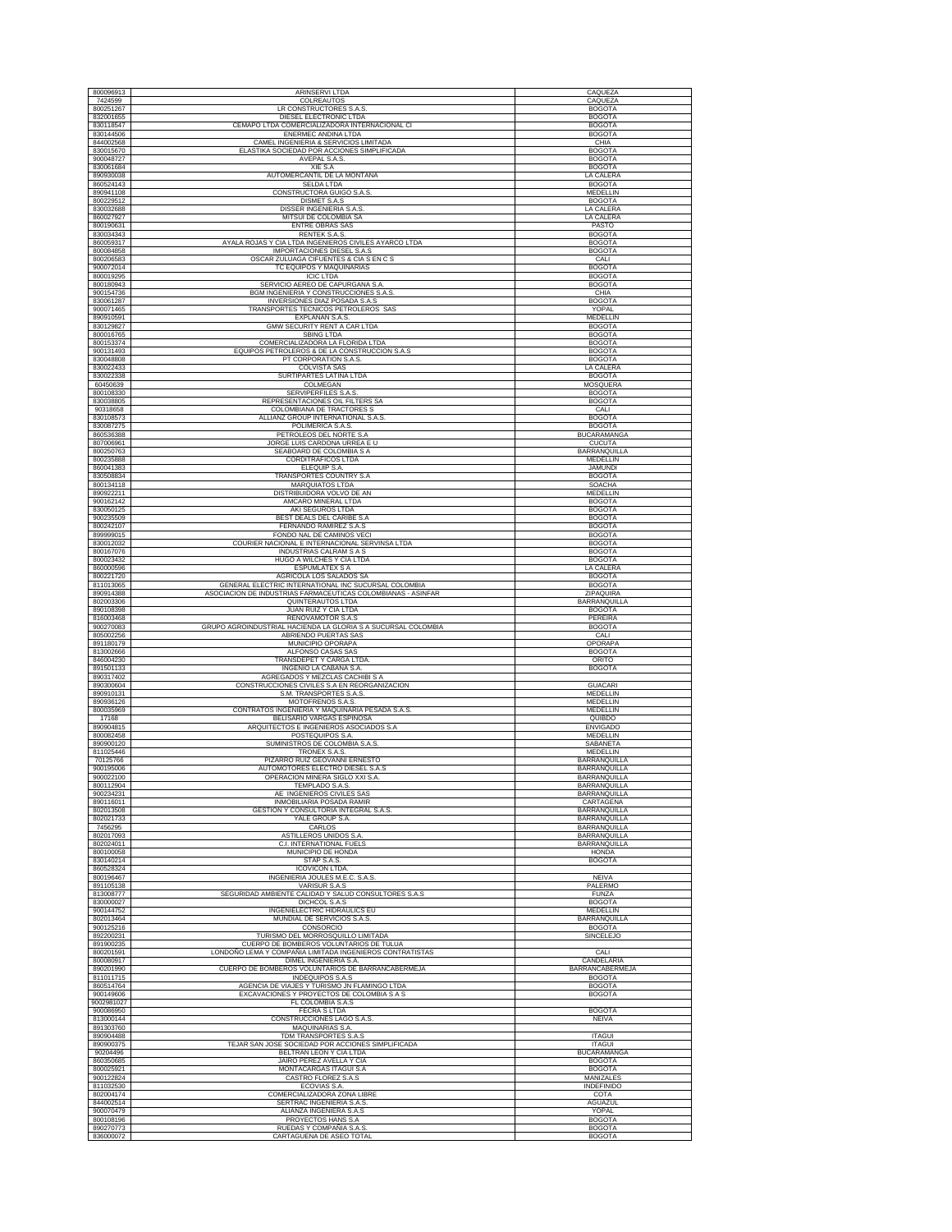| | | |
|---|---|---|
| 800096913 | ARINSERVI LTDA | CAQUEZA |
| 7424599 | COLREAUTOS | CAQUEZA |
| 800251267 | LR CONSTRUCTORES S.A.S. | BOGOTA |
| 832001655 | DIESEL ELECTRONIC LTDA | BOGOTA |
| 830118547 | CEMAPO LTDA COMERCIALIZADORA INTERNACIONAL CI | BOGOTA |
| 830144506 | ENERMEC ANDINA LTDA | BOGOTA |
| 844002568 | CAMEL INGENIERIA & SERVICIOS LIMITADA | CHIA |
| 830015670 | ELASTIKA SOCIEDAD POR ACCIONES SIMPLIFICADA | BOGOTA |
| 900048727 | AVEPAL S.A.S. | BOGOTA |
| 830061684 | XIE S.A | BOGOTA |
| 890930038 | AUTOMERCANTIL DE LA MONTAÑA | LA CALERA |
| 860524143 | SELDA LTDA | BOGOTA |
| 890941108 | CONSTRUCTORA GUIGO S.A.S. | MEDELLIN |
| 800229512 | DISMET S.A.S | BOGOTA |
| 830032688 | DISSER INGENIERIA S.A.S. | LA CALERA |
| 860027927 | MITSUI DE COLOMBIA SA | LA CALERA |
| 800190631 | ENTRE OBRAS SAS | PASTO |
| 830034343 | RENTEK S.A.S. | BOGOTA |
| 860059317 | AYALA ROJAS Y CIA LTDA INGENIEROS CIVILES AYARCO LTDA | BOGOTA |
| 800084858 | IMPORTACIONES DIESEL S.A.S | BOGOTA |
| 800206583 | OSCAR ZULUAGA CIFUENTES & CIA S EN C S | CALI |
| 900072014 | TC EQUIPOS Y MAQUINARIAS | BOGOTA |
| 800019295 | ICIC LTDA | BOGOTA |
| 800180943 | SERVICIO AEREO DE CAPURGANA S.A. | BOGOTA |
| 900154736 | BGM INGENIERIA Y CONSTRUCCIONES S.A.S. | CHIA |
| 830061287 | INVERSIONES DIAZ POSADA S.A.S | BOGOTA |
| 900071465 | TRANSPORTES TECNICOS PETROLEROS SAS | YOPAL |
| 890910591 | EXPLANAN S.A.S. | MEDELLIN |
| 830129827 | GMW SECURITY RENT A CAR LTDA | BOGOTA |
| 800016765 | SBING LTDA | BOGOTA |
| 800153374 | COMERCIALIZADORA LA FLORIDA LTDA | BOGOTA |
| 900131493 | EQUIPOS PETROLEROS & DE LA CONSTRUCCION S.A.S | BOGOTA |
| 830048808 | PT CORPORATION S.A.S. | BOGOTA |
| 830022433 | COLVISTA SAS | LA CALERA |
| 830022338 | SURTIPARTES LATINA LTDA | BOGOTA |
| 60450639 | COLMEGAN | MOSQUERA |
| 800108330 | SERVIPERFILES S.A.S. | BOGOTA |
| 830038805 | REPRESENTACIONES OIL FILTERS SA | BOGOTA |
| 90318658 | COLOMBIANA DE TRACTORES S | CALI |
| 830108573 | ALLIANZ GROUP INTERNATIONAL S.A.S. | BOGOTA |
| 830087275 | POLIMERICA S.A.S. | BOGOTA |
| 860536388 | PETROLEOS DEL NORTE S.A | BUCARAMANGA |
| 807006961 | JORGE LUIS CARDONA URREA E U | CUCUTA |
| 800250763 | SEABOARD DE COLOMBIA S A | BARRANQUILLA |
| 800235888 | CORDITRAFICOS LTDA | MEDELLIN |
| 860041383 | ELEQUIP S.A. | JAMUNDI |
| 830508834 | TRANSPORTES COUNTRY S.A | BOGOTA |
| 800134118 | MARQUIATOS LTDA | SOACHA |
| 890922211 | DISTRIBUIDORA VOLVO DE AN | MEDELLIN |
| 900162142 | AMCARO MINERAL LTDA | BOGOTA |
| 830050125 | AKI SEGUROS LTDA | BOGOTA |
| 900235509 | BEST DEALS DEL CARIBE S.A | BOGOTA |
| 800242107 | FERNANDO RAMIREZ S.A.S | BOGOTA |
| 899999015 | FONDO NAL DE CAMINOS VECI | BOGOTA |
| 830012032 | COURIER NACIONAL E INTERNACIONAL SERVINSA LTDA | BOGOTA |
| 800167076 | INDUSTRIAS CALRAM S A S | BOGOTA |
| 800023432 | HUGO A WILCHES Y CIA LTDA | BOGOTA |
| 860000596 | ESPUMLATEX S A | LA CALERA |
| 800221720 | AGRICOLA LOS SALADOS SA | BOGOTA |
| 811013065 | GENERAL ELECTRIC INTERNATIONAL INC SUCURSAL COLOMBIA | BOGOTA |
| 890914388 | ASOCIACION DE INDUSTRIAS FARMACEUTICAS COLOMBIANAS - ASINFAR | ZIPAQUIRA |
| 802003306 | QUINTERAUTOS LTDA | BARRANQUILLA |
| 890108398 | JUAN RUIZ Y CIA LTDA | BOGOTA |
| 816003468 | RENOVAMOTOR S.A.S | PEREIRA |
| 900270083 | GRUPO AGROINDUSTRIAL HACIENDA LA GLORIA S A SUCURSAL COLOMBIA | BOGOTA |
| 805002256 | ABRIENDO PUERTAS SAS | CALI |
| 891180179 | MUNICIPIO OPORAPA | OPORAPA |
| 813002666 | ALFONSO CASAS SAS | BOGOTA |
| 846004230 | TRANSDEPET Y CARGA LTDA. | ORITO |
| 891501133 | INGENIO LA CABAÑA S.A. | BOGOTA |
| 890317402 | AGREGADOS Y MEZCLAS CACHIBI S A | |
| 890300604 | CONSTRUCCIONES CIVILES S.A EN REORGANIZACION | GUACARI |
| 890910131 | S.M. TRANSPORTES S.A.S. | MEDELLIN |
| 890936126 | MOTOFRENOS S.A.S. | MEDELLIN |
| 800035969 | CONTRATOS INGENIERIA Y MAQUINARIA PESADA S.A.S. | MEDELLIN |
| 17168 | BELISARIO VARGAS ESPINOSA | QUIBDO |
| 890904815 | ARQUITECTOS E INGENIEROS ASOCIADOS S.A | ENVIGADO |
| 800082458 | POSTEQUIPOS S.A. | MEDELLIN |
| 890900120 | SUMINISTROS DE COLOMBIA S.A.S. | SABANETA |
| 811025446 | TRONEX S.A.S. | MEDELLIN |
| 70125766 | PIZARRO RUIZ GEOVANNI ERNESTO | BARRANQUILLA |
| 900195006 | AUTOMOTORES ELECTRO DIESEL S.A.S | BARRANQUILLA |
| 900022100 | OPERACION MINERA SIGLO XXI S.A. | BARRANQUILLA |
| 800112904 | TEMPLADO S.A.S. | BARRANQUILLA |
| 900234231 | AE INGENIEROS CIVILES SAS | BARRANQUILLA |
| 890116011 | INMOBILIARIA POSADA RAMIR | CARTAGENA |
| 802013508 | GESTION Y CONSULTORIA INTEGRAL S.A.S. | BARRANQUILLA |
| 802021733 | YALE GROUP S.A. | BARRANQUILLA |
| 7456295 | CARLOS | BARRANQUILLA |
| 802017093 | ASTILLEROS UNIDOS S.A. | BARRANQUILLA |
| 802024011 | C.I. INTERNATIONAL FUELS | BARRANQUILLA |
| 800100058 | MUNICIPIO DE HONDA | HONDA |
| 830140214 | STAP S.A.S. | BOGOTA |
| 860528324 | ICOVICON LTDA. | |
| 800196467 | INGENIERIA JOULES M.E.C. S.A.S. | NEIVA |
| 891105138 | VARISUR S.A.S | PALERMO |
| 813008777 | SEGURIDAD AMBIENTE CALIDAD Y SALUD CONSULTORES S.A.S | FUNZA |
| 830000027 | DICHCOL S.A.S | BOGOTA |
| 900144752 | INGENIELECTRIC HIDRAULICS EU | MEDELLIN |
| 802013464 | MUNDIAL DE SERVICIOS S.A.S. | BARRANQUILLA |
| 900125216 | CONSORCIO | BOGOTA |
| 892200231 | TURISMO DEL MORROSQUILLO LIMITADA | SINCELEJO |
| 891900235 | CUERPO DE BOMBEROS VOLUNTARIOS DE TULUA | |
| 800201591 | LONDOÑO LEMA Y COMPAÑIA LIMITADA INGENIEROS CONTRATISTAS | CALI |
| 800080917 | DIMEL INGENIERIA S.A. | CANDELARIA |
| 890201990 | CUERPO DE BOMBEROS VOLUNTARIOS DE BARRANCABERMEJA | BARRANCABERMEJA |
| 811011715 | INDEQUIPOS S.A.S | BOGOTA |
| 860514764 | AGENCIA DE VIAJES Y TURISMO JN FLAMINGO LTDA | BOGOTA |
| 900149606 | EXCAVACIONES Y PROYECTOS DE COLOMBIA S A S | BOGOTA |
| 9002981027 | FL COLOMBIA S.A.S | |
| 900086950 | FECRA S LTDA | BOGOTA |
| 813000144 | CONSTRUCCIONES LAGO S.A.S. | NEIVA |
| 891303760 | MAQUINARIAS S.A. | |
| 890904488 | TDM TRANSPORTES S.A.S | ITAGUI |
| 890900375 | TEJAR SAN JOSE SOCIEDAD POR ACCIONES SIMPLIFICADA | ITAGUI |
| 90204496 | BELTRAN LEON Y CIA LTDA | BUCARAMANGA |
| 860350685 | JAIRO PEREZ AVELLA Y CIA | BOGOTA |
| 800025921 | MONTACARGAS ITAGUI S.A | BOGOTA |
| 900122824 | CASTRO FLOREZ S.A.S | MANIZALES |
| 811032530 | ECOVIAS S.A. | INDEFINIDO |
| 802004174 | COMERCIALIZADORA ZONA LIBRE | COTA |
| 844002514 | SERTRAC INGENIERIA S.A.S. | AGUAZUL |
| 900070479 | ALIANZA INGENIERA S.A.S | YOPAL |
| 800108196 | PROYECTOS HANS S.A | BOGOTA |
| 890270773 | RUEDAS Y COMPAÑIA S.A.S. | BOGOTA |
| 836000072 | CARTAGUENA DE ASEO TOTAL | BOGOTA |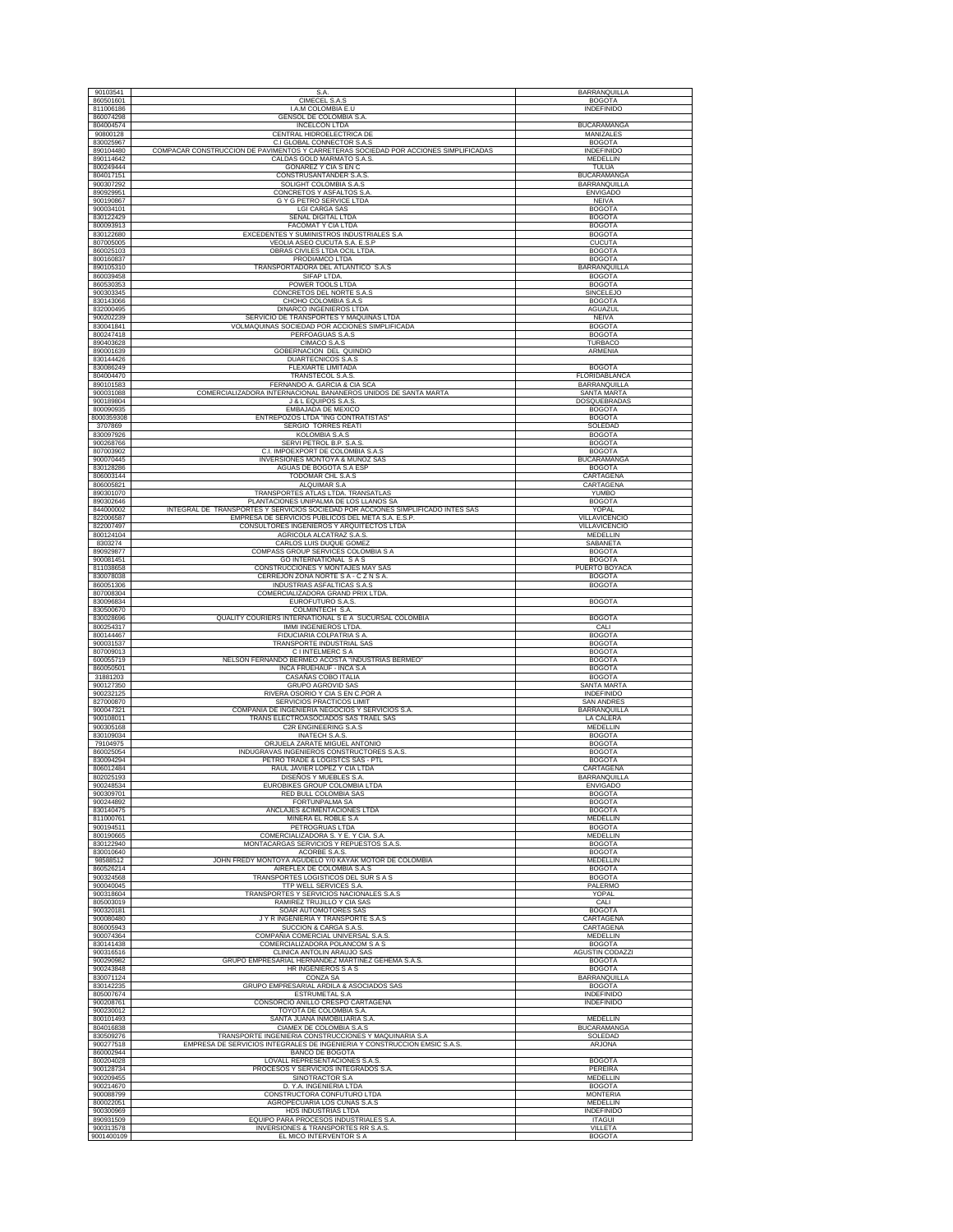| | | |
|---|---|---|
| 90103541 | S.A. | BARRANQUILLA |
| 860501601 | CIMECEL S.A.S | BOGOTA |
| 811006186 | I.A.M COLOMBIA E.U | INDEFINIDO |
| 860074298 | GENSOL DE COLOMBIA S.A. | |
| 804004574 | INCELCON LTDA | BUCARAMANGA |
| 90800128 | CENTRAL HIDROELECTRICA DE | MANIZALES |
| 830025967 | C.I GLOBAL CONNECTOR S.A.S | BOGOTA |
| 890104480 | COMPACAR CONSTRUCCION DE PAVIMENTOS Y CARRETERAS SOCIEDAD POR ACCIONES SIMPLIFICADAS | INDEFINIDO |
| 890114642 | CALDAS GOLD MARMATO S.A.S. | MEDELLIN |
| 800249444 | GONAREZ Y CIA S EN C | TULUA |
| 804017151 | CONSTRUSANTANDER S.A.S. | BUCARAMANGA |
| 900307292 | SOLIGHT COLOMBIA S.A.S | BARRANQUILLA |
| 890929951 | CONCRETOS Y ASFALTOS S.A. | ENVIGADO |
| 900190867 | G Y G PETRO SERVICE LTDA | NEIVA |
| 900034101 | LGI CARGA SAS | BOGOTA |
| 830122429 | SEÑAL DIGITAL LTDA | BOGOTA |
| 800093913 | FACOMAT Y CIA LTDA | BOGOTA |
| 830122680 | EXCEDENTES Y SUMINISTROS INDUSTRIALES S.A | BOGOTA |
| 807005005 | VEOLIA ASEO CUCUTA S.A. E.S.P | CUCUTA |
| 860025103 | OBRAS CIVILES LTDA OCIL LTDA. | BOGOTA |
| 800160837 | PRODIAMCO LTDA | BOGOTA |
| 890105310 | TRANSPORTADORA DEL ATLANTICO S.A.S | BARRANQUILLA |
| 860039458 | SIFAP LTDA. | BOGOTA |
| 860530353 | POWER TOOLS LTDA | BOGOTA |
| 900303345 | CONCRETOS DEL NORTE S.A.S | SINCELEJO |
| 830143066 | CHOHO COLOMBIA S.A.S | BOGOTA |
| 832000495 | DINARCO INGENIEROS LTDA | AGUAZUL |
| 900202239 | SERVICIO DE TRANSPORTES Y MAQUINAS LTDA | NEIVA |
| 830041841 | VOLMAQUINAS SOCIEDAD POR ACCIONES SIMPLIFICADA | BOGOTA |
| 800247418 | PERFOAGUAS S.A.S | BOGOTA |
| 890403628 | CIMACO S.A.S | TURBACO |
| 890001639 | GOBERNACION DEL QUINDIO | ARMENIA |
| 830144426 | DUARTECNICOS S.A.S | |
| 830086249 | FLEXIARTE LIMITADA | BOGOTA |
| 804004470 | TRANSTECOL S.A.S. | FLORIDABLANCA |
| 890101583 | FERNANDO A. GARCIA & CIA SCA | BARRANQUILLA |
| 900031088 | COMERCIALIZADORA INTERNACIONAL BANANEROS UNIDOS DE SANTA MARTA | SANTA MARTA |
| 900189804 | J & L EQUIPOS S.A.S. | DOSQUEBRADAS |
| 800090935 | EMBAJADA DE MEXICO | BOGOTA |
| 8000359308 | ENTREPOZOS LTDA "ING CONTRATISTAS" | BOGOTA |
| 3707869 | SERGIO TORRES REATI | SOLEDAD |
| 830097926 | KOLOMBIA S.A.S | BOGOTA |
| 900268766 | SERVI PETROL B.P. S.A.S. | BOGOTA |
| 807003902 | C.I. IMPOEXPORT DE COLOMBIA S.A.S | BOGOTA |
| 900070445 | INVERSIONES MONTOYA & MUÑOZ SAS | BUCARAMANGA |
| 830128286 | AGUAS DE BOGOTA S.A ESP | BOGOTA |
| 806003144 | TODOMAR CHL S.A.S | CARTAGENA |
| 806005821 | ALQUIMAR S.A | CARTAGENA |
| 890301070 | TRANSPORTES ATLAS LTDA. TRANSATLAS | YUMBO |
| 890302646 | PLANTACIONES UNIPALMA DE LOS LLANOS SA | BOGOTA |
| 844000002 | INTEGRAL DE TRANSPORTES Y SERVICIOS SOCIEDAD POR ACCIONES SIMPLIFICADO INTES SAS | YOPAL |
| 822006587 | EMPRESA DE SERVICIOS PUBLICOS DEL META S.A. E.S.P. | VILLAVICENCIO |
| 822007497 | CONSULTORES INGENIEROS Y ARQUITECTOS LTDA | VILLAVICENCIO |
| 800124104 | AGRICOLA ALCATRAZ S.A.S. | MEDELLIN |
| 8303274 | CARLOS LUIS DUQUE GOMEZ | SABANETA |
| 890929877 | COMPASS GROUP SERVICES COLOMBIA S A | BOGOTA |
| 900081451 | GO INTERNATIONAL S A S | BOGOTA |
| 811038658 | CONSTRUCCIONES Y MONTAJES MAY SAS | PUERTO BOYACA |
| 830078038 | CERREJON ZONA NORTE S A - C Z N S A. | BOGOTA |
| 860051306 | INDUSTRIAS ASFALTICAS S.A.S | BOGOTA |
| 807008304 | COMERCIALIZADORA GRAND PRIX LTDA. | |
| 830096834 | EUROFUTURO S.A.S. | BOGOTA |
| 830500670 | COLMINTECH S.A. | |
| 830028696 | QUALITY COURIERS INTERNATIONAL S E A SUCURSAL COLOMBIA | BOGOTA |
| 800254317 | IMMI INGENIEROS LTDA. | CALI |
| 800144467 | FIDUCIARIA COLPATRIA S A. | BOGOTA |
| 900031537 | TRANSPORTE INDUSTRIAL SAS | BOGOTA |
| 807009013 | C I INTELMERC S A | BOGOTA |
| 600055719 | NELSON FERNANDO BERMEO ACOSTA "INDUSTRIAS BERMEO" | BOGOTA |
| 860050501 | INCA FRUEHAUF - INCA S.A | BOGOTA |
| 31881203 | CASAÑAS COBO ITALIA | BOGOTA |
| 900127350 | GRUPO AGROVID SAS | SANTA MARTA |
| 900232125 | RIVERA OSORIO Y CIA S EN C.POR A | INDEFINIDO |
| 827000870 | SERVICIOS PRACTICOS LIMIT | SAN ANDRES |
| 900047321 | COMPANIA DE INGENIERIA NEGOCIOS Y SERVICIOS S.A. | BARRANQUILLA |
| 900108011 | TRANS ELECTROASOCIADOS SAS TRAEL SAS | LA CALERA |
| 900305168 | C2R ENGINEERING S.A.S | MEDELLIN |
| 830109034 | INATECH S.A.S. | BOGOTA |
| 79104975 | ORJUELA ZARATE MIGUEL ANTONIO | BOGOTA |
| 860025054 | INDUGRAVAS INGENIEROS CONSTRUCTORES S.A.S. | BOGOTA |
| 830094294 | PETRO TRADE & LOGISTCS SAS - PTL | BOGOTA |
| 806012484 | RAUL JAVIER LOPEZ Y CIA LTDA | CARTAGENA |
| 802025193 | DISEÑOS Y MUEBLES S.A. | BARRANQUILLA |
| 900248534 | EUROBIKES GROUP COLOMBIA LTDA | ENVIGADO |
| 900309701 | RED BULL COLOMBIA SAS | BOGOTA |
| 900244892 | FORTUNPALMA SA | BOGOTA |
| 830140475 | ANCLAJES &CIMENTACIONES LTDA | BOGOTA |
| 811000761 | MINERA EL ROBLE S.A | MEDELLIN |
| 900194511 | PETROGRUAS LTDA | BOGOTA |
| 800190665 | COMERCIALIZADORA S. Y E. Y CIA. S.A. | MEDELLIN |
| 830122940 | MONTACARGAS SERVICIOS Y REPUESTOS S.A.S. | BOGOTA |
| 830010640 | ACORBE S.A.S. | BOGOTA |
| 98588512 | JOHN FREDY MONTOYA AGUDELO Y/0 KAYAK MOTOR DE COLOMBIA | MEDELLIN |
| 860526214 | AIREFLEX DE COLOMBIA S.A.S | BOGOTA |
| 900324568 | TRANSPORTES LOGISTICOS DEL SUR S A S | BOGOTA |
| 900040045 | TTP WELL SERVICES S.A. | PALERMO |
| 900318604 | TRANSPORTES Y SERVICIOS NACIONALES S.A.S | YOPAL |
| 805003019 | RAMIREZ TRUJILLO Y CIA SAS | CALI |
| 900320181 | SOAR AUTOMOTORES SAS | BOGOTA |
| 900080480 | J Y R INGENIERIA Y TRANSPORTE S.A.S | CARTAGENA |
| 806005943 | SUCCION & CARGA S.A.S. | CARTAGENA |
| 900074364 | COMPAÑIA COMERCIAL UNIVERSAL S.A.S. | MEDELLIN |
| 830141438 | COMERCIALIZADORA POLANCOM S A S | BOGOTA |
| 900316516 | CLINICA ANTOLIN ARAUJO SAS | AGUSTIN CODAZZI |
| 900290982 | GRUPO EMPRESARIAL HERNANDEZ MARTINEZ GEHEMA S.A.S. | BOGOTA |
| 900243848 | HR INGENIEROS S A S | BOGOTA |
| 830071124 | CONZA SA | BARRANQUILLA |
| 830142235 | GRUPO EMPRESARIAL ARDILA & ASOCIADOS SAS | BOGOTA |
| 805007674 | ESTRUMETAL S.A | INDEFINIDO |
| 900208761 | CONSORCIO ANILLO CRESPO CARTAGENA | INDEFINIDO |
| 900230012 | TOYOTA DE COLOMBIA S.A. | |
| 800101493 | SANTA JUANA INMOBILIARIA S.A. | MEDELLIN |
| 804016838 | CIAMEX DE COLOMBIA S.A.S | BUCARAMANGA |
| 830509276 | TRANSPORTE INGENIERIA CONSTRUCCIONES Y MAQUINARIA S.A | SOLEDAD |
| 900277518 | EMPRESA DE SERVICIOS INTEGRALES DE INGENIERIA Y CONSTRUCCION EMSIC S.A.S. | ARJONA |
| 860002944 | BANCO DE BOGOTA | |
| 800204028 | LOVALL REPRESENTACIONES S.A.S. | BOGOTA |
| 900128734 | PROCESOS Y SERVICIOS INTEGRADOS S.A. | PEREIRA |
| 900209455 | SINOTRACTOR S.A | MEDELLIN |
| 900214670 | D. Y.A. INGENIERIA LTDA | BOGOTA |
| 900088799 | CONSTRUCTORA CONFUTURO LTDA | MONTERIA |
| 800022051 | AGROPECUARIA LOS CUNAS S.A.S | MEDELLIN |
| 900300969 | HDS INDUSTRIAS LTDA | INDEFINIDO |
| 890931509 | EQUIPO PARA PROCESOS INDUSTRIALES S.A. | ITAGUI |
| 900313578 | INVERSIONES & TRANSPORTES RR S.A.S. | VILLETA |
| 9001400109 | EL MICO INTERVENTOR S A | BOGOTA |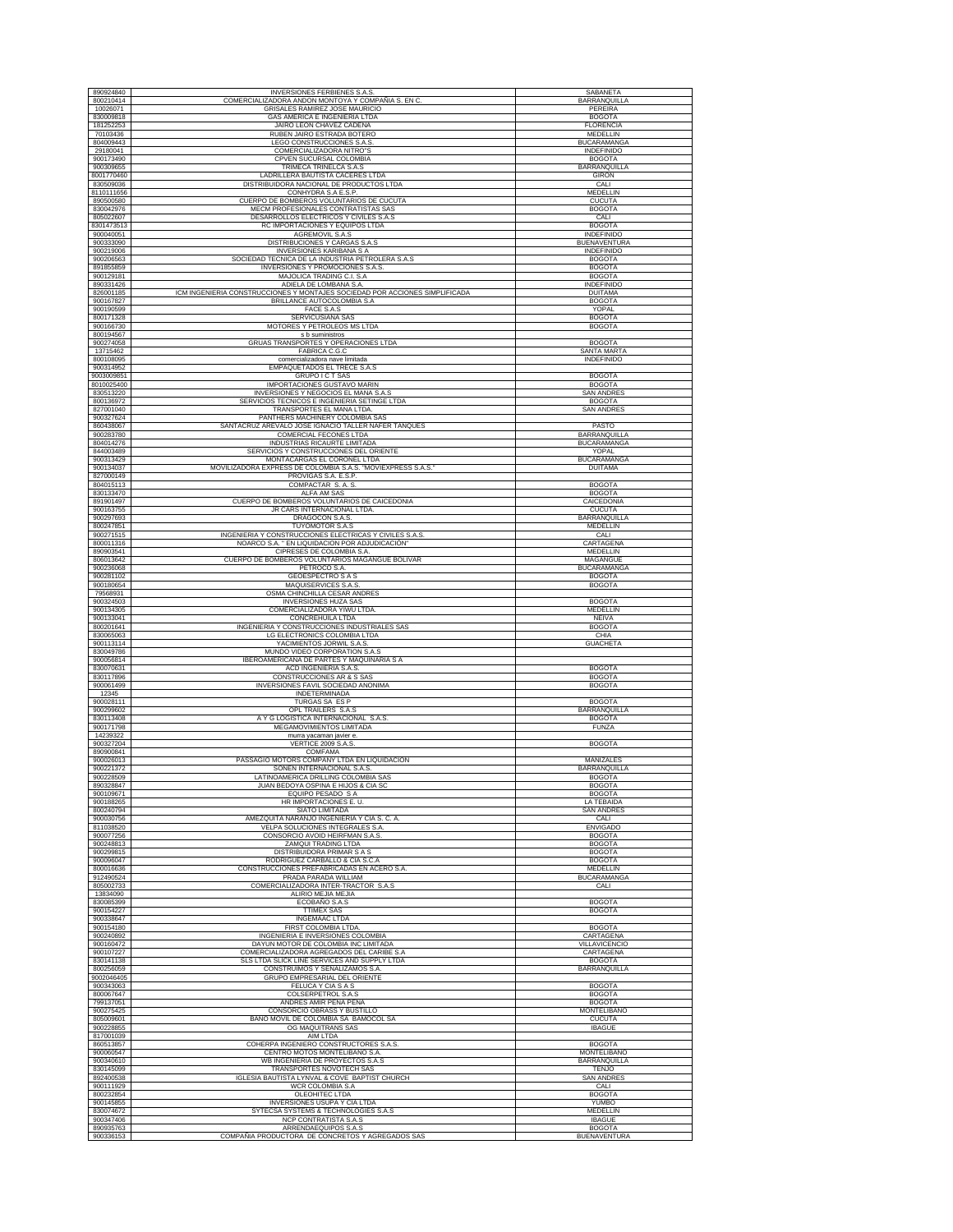| | | |
|---|---|---|
| 890924840 | INVERSIONES FERBIENES S.A.S. | SABANETA |
| 800210414 | COMERCIALIZADORA ANDON MONTOYA Y COMPAÑIA S. EN C. | BARRANQUILLA |
| 10026071 | GRISALES RAMIREZ JOSE MAURICIO | PEREIRA |
| 830009818 | GAS AMERICA E INGENIERIA LTDA | BOGOTA |
| 181252253 | JAIRO LEON CHAVEZ CADENA | FLORENCIA |
| 70103436 | RUBEN JAIRO ESTRADA BOTERO | MEDELLIN |
| 804009443 | LEGO CONSTRUCCIONES S.A.S. | BUCARAMANGA |
| 29180041 | COMERCIALIZADORA NITRO"S | INDEFINIDO |
| 900173490 | CPVEN SUCURSAL COLOMBIA | BOGOTA |
| 900309655 | TRIMECA TRINELCA S.A.S | BARRANQUILLA |
| 8001770460 | LADRILLERA BAUTISTA CACERES LTDA | GIRON |
| 830509036 | DISTRIBUIDORA NACIONAL DE PRODUCTOS LTDA | CALI |
| 8110111656 | CONHYDRA S.A E.S.P. | MEDELLIN |
| 890500580 | CUERPO DE BOMBEROS VOLUNTARIOS DE CUCUTA | CUCUTA |
| 830042976 | MECM PROFESIONALES CONTRATISTAS SAS | BOGOTA |
| 805022607 | DESARROLLOS ELECTRICOS Y CIVILES S.A.S | CALI |
| 8301473513 | RC IMPORTACIONES Y EQUIPOS LTDA | BOGOTA |
| 900040051 | AGREMOVIL S.A.S | INDEFINIDO |
| 900333090 | DISTRIBUCIONES Y CARGAS S.A.S | BUENAVENTURA |
| 900219006 | INVERSIONES KARIBANA S A | INDEFINIDO |
| 900206563 | SOCIEDAD TECNICA DE LA INDUSTRIA PETROLERA S.A.S | BOGOTA |
| 891855859 | INVERSIONES Y PROMOCIONES S.A.S. | BOGOTA |
| 900129181 | MAJOLICA TRADING C.I. S.A | BOGOTA |
| 890331426 | ADIELA DE LOMBANA S.A. | INDEFINIDO |
| 826001185 | ICM INGENIERIA CONSTRUCCIONES Y MONTAJES SOCIEDAD POR ACCIONES SIMPLIFICADA | DUITAMA |
| 900167827 | BRILLANCE AUTOCOLOMBIA S.A | BOGOTA |
| 900190599 | FACE S.A.S | YOPAL |
| 800171328 | SERVICUSIANA SAS | BOGOTA |
| 900166730 | MOTORES Y PETROLEOS MS LTDA | BOGOTA |
| 800194567 | s b suministros | |
| 900274058 | GRUAS TRANSPORTES Y OPERACIONES LTDA | BOGOTA |
| 13715462 | FABRICA C.G.C | SANTA MARTA |
| 800108095 | comercializadora nave limitada | INDEFINIDO |
| 900314952 | EMPAQUETADOS EL TRECE S.A.S | |
| 9003009851 | GRUPO I C T SAS | BOGOTA |
| 8010025400 | IMPORTACIONES GUSTAVO MARIN | BOGOTA |
| 830513220 | INVERSIONES Y NEGOCIOS EL MANA S.A.S | SAN ANDRES |
| 800136972 | SERVICIOS TECNICOS E INGENIERIA SETINGE LTDA | BOGOTA |
| 827001040 | TRANSPORTES EL MANA LTDA. | SAN ANDRES |
| 900327624 | PANTHERS MACHINERY COLOMBIA SAS | |
| 860438067 | SANTACRUZ AREVALO JOSE IGNACIO TALLER NAFER TANQUES | PASTO |
| 900283780 | COMERCIAL FECONES LTDA | BARRANQUILLA |
| 804014276 | INDUSTRIAS RICAURTE LIMITADA | BUCARAMANGA |
| 844003489 | SERVICIOS Y CONSTRUCCIONES DEL ORIENTE | YOPAL |
| 900313429 | MONTACARGAS EL CORONEL LTDA | BUCARAMANGA |
| 900134037 | MOVILIZADORA EXPRESS DE COLOMBIA S.A.S. "MOVIEXPRESS S.A.S." | DUITAMA |
| 827000149 | PROVIGAS S.A. E.S.P. | |
| 804015113 | COMPACTAR S. A. S. | BOGOTA |
| 830133470 | ALFA AM SAS | BOGOTA |
| 891901497 | CUERPO DE BOMBEROS VOLUNTARIOS DE CAICEDONIA | CAICEDONIA |
| 900163755 | JR CARS INTERNACIONAL LTDA. | CUCUTA |
| 900297693 | DRAGOCON S.A.S. | BARRANQUILLA |
| 800247851 | TUYOMOTOR S.A.S | MEDELLIN |
| 900271515 | INGENIERIA Y CONSTRUCCIONES ELECTRICAS Y CIVILES S.A.S. | CALI |
| 800011316 | NOARCO S.A. " EN LIQUIDACION POR ADJUDICACIÓN" | CARTAGENA |
| 890903541 | CIPRESES DE COLOMBIA S.A. | MEDELLIN |
| 806013642 | CUERPO DE BOMBEROS VOLUNTARIOS MAGANGUE BOLIVAR | MAGANGUE |
| 900236068 | PETROCO S.A. | BUCARAMANGA |
| 900281102 | GEOESPECTRO S A S | BOGOTA |
| 900180654 | MAQUISERVICES S.A.S. | BOGOTA |
| 79568931 | OSMA CHINCHILLA CESAR ANDRES | |
| 900324503 | INVERSIONES HUZA SAS | BOGOTA |
| 900134305 | COMERCIALIZADORA YIWU LTDA. | MEDELLIN |
| 900133041 | CONCREHUILA LTDA | NEIVA |
| 800201641 | INGENIERIA Y CONSTRUCCIONES INDUSTRIALES SAS | BOGOTA |
| 830065063 | LG ELECTRONICS COLOMBIA LTDA | CHIA |
| 900113114 | YACIMIENTOS JORWIL S.A.S. | GUACHETA |
| 830049786 | MUNDO VIDEO CORPORATION S.A.S | |
| 900056814 | IBEROAMERICANA DE PARTES Y MAQUINARIA S A | |
| 830070631 | ACD INGENIERIA S.A.S. | BOGOTA |
| 830117896 | CONSTRUCCIONES AR & S SAS | BOGOTA |
| 900061499 | INVERSIONES FAVIL SOCIEDAD ANONIMA | BOGOTA |
| 12345 | INDETERMINADA | |
| 900028111 | TURGAS SA ES P | BOGOTA |
| 900299602 | OPL TRAILERS S.A.S | BARRANQUILLA |
| 830113408 | A Y G LOGISTICA INTERNACIONAL S.A.S. | BOGOTA |
| 900171798 | MEGAMOVIMIENTOS LIMITADA | FUNZA |
| 14239322 | murra yacaman javier e. | |
| 900327204 | VERTICE 2009 S.A.S. | BOGOTA |
| 890900841 | COMFAMA | |
| 900026013 | PASSAGIO MOTORS COMPANY LTDA EN LIQUIDACION | MANIZALES |
| 900221372 | SONEN INTERNACIONAL S.A.S. | BARRANQUILLA |
| 900228509 | LATINOAMERICA DRILLING COLOMBIA SAS | BOGOTA |
| 890328847 | JUAN BEDOYA OSPINA E HIJOS & CIA SC | BOGOTA |
| 900109671 | EQUIPO PESADO S A | BOGOTA |
| 900188265 | HR IMPORTACIONES E. U. | LA TEBAIDA |
| 800240794 | SIATO LIMITADA | SAN ANDRES |
| 900030756 | AMEZQUITA NARANJO INGENIERIA Y CIA S. C. A. | CALI |
| 811038520 | VELPA SOLUCIONES INTEGRALES S.A. | ENVIGADO |
| 900077256 | CONSORCIO AVOID HEIRFMAN S.A.S. | BOGOTA |
| 900248813 | ZAMQUI TRADING LTDA | BOGOTA |
| 900299815 | DISTRIBUIDORA PRIMAR S A S | BOGOTA |
| 900096047 | RODRIGUEZ CARBALLO & CIA S.C.A | BOGOTA |
| 800016636 | CONSTRUCCIONES PREFABRICADAS EN ACERO S.A. | MEDELLIN |
| 912490524 | PRADA PARADA WILLIAM | BUCARAMANGA |
| 805002733 | COMERCIALIZADORA INTER-TRACTOR S.A.S | CALI |
| 13834090 | ALIRIO MEJIA MEJIA | |
| 830085399 | ECOBAÑO S.A.S | BOGOTA |
| 900154227 | TTIMEX SAS | BOGOTA |
| 900338647 | INGEMAAC LTDA | |
| 900154180 | FIRST COLOMBIA LTDA. | BOGOTA |
| 900240892 | INGENIERIA E INVERSIONES COLOMBIA | CARTAGENA |
| 900160472 | DAYUN MOTOR DE COLOMBIA INC LIMITADA | VILLAVICENCIO |
| 900107227 | COMERCIALIZADORA AGREGADOS DEL CARIBE S.A | CARTAGENA |
| 830141138 | SLS LTDA SLICK LINE SERVICES AND SUPPLY LTDA | BOGOTA |
| 800256059 | CONSTRUIMOS Y SEÑALIZAMOS S.A. | BARRANQUILLA |
| 9002046405 | GRUPO EMPRESARIAL DEL ORIENTE | |
| 900343063 | FELUCA Y CIA S A S | BOGOTA |
| 800067647 | COLSERPETROL S.A.S | BOGOTA |
| 799137051 | ANDRES AMIR PEÑA PEÑA | BOGOTA |
| 900275425 | CONSORCIO OBRASS Y BUSTILLO | MONTELIBANO |
| 805009601 | BAÑO MOVIL DE COLOMBIA SA BAMOCOL SA | CUCUTA |
| 900228855 | OG MAQUITRANS SAS | IBAGUE |
| 817001039 | AIM LTDA | |
| 860513857 | COHERPA INGENIERO CONSTRUCTORES S.A.S. | BOGOTA |
| 900060547 | CENTRO MOTOS MONTELIBANO S.A. | MONTELIBANO |
| 900340610 | WB INGENIERIA DE PROYECTOS S.A.S | BARRANQUILLA |
| 830145099 | TRANSPORTES NOVOTECH SAS | TENJO |
| 892400538 | IGLESIA BAUTISTA LYNVAL & COVE BAPTIST CHURCH | SAN ANDRES |
| 900111929 | WCR COLOMBIA S.A | CALI |
| 800232854 | OLEOHITEC LTDA | BOGOTA |
| 900145855 | INVERSIONES USUPA Y CIA LTDA | YUMBO |
| 830074672 | SYTECSA SYSTEMS & TECHNOLOGIES S.A.S | MEDELLIN |
| 900347406 | NCP CONTRATISTA S.A.S | IBAGUE |
| 890935763 | ARRENDAEQUIPOS S.A.S | BOGOTA |
| 900336153 | COMPAÑIA PRODUCTORA DE CONCRETOS Y AGREGADOS SAS | BUENAVENTURA |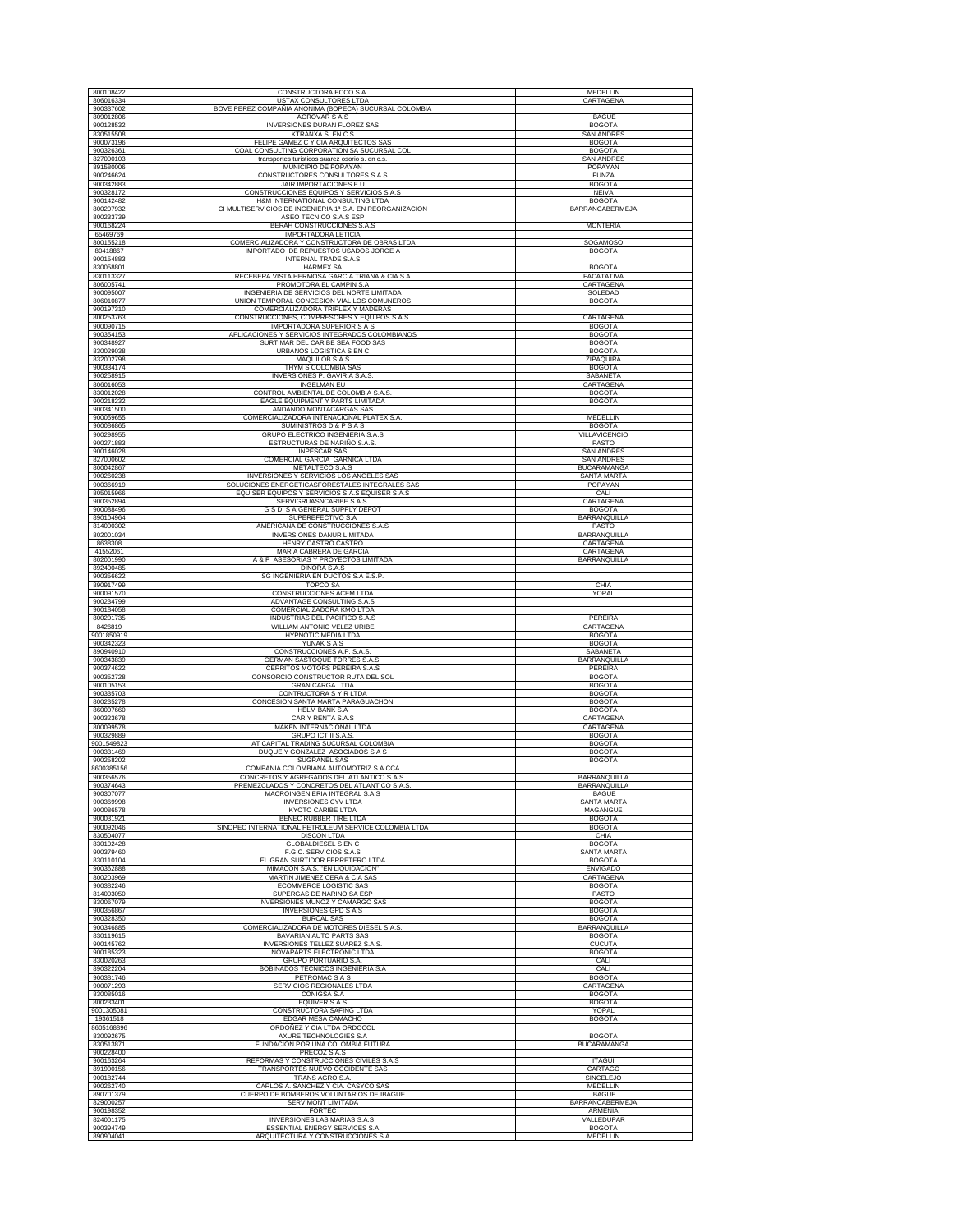| | | |
|---|---|---|
| 800108422 | CONSTRUCTORA ECCO S.A. | MEDELLIN |
| 806016334 | USTAX CONSULTORES LTDA | CARTAGENA |
| 900337602 | BOVE PEREZ COMPAÑIA ANONIMA (BOPECA) SUCURSAL COLOMBIA | |
| 809012806 | AGROVAR S A S | IBAGUE |
| 900128532 | INVERSIONES DURAN FLOREZ SAS | BOGOTA |
| 830515508 | KTRANXA S. EN.C.S | SAN ANDRES |
| 900073196 | FELIPE GAMEZ C Y CIA ARQUITECTOS SAS | BOGOTA |
| 900326361 | COAL CONSULTING CORPORATION SA SUCURSAL COL | BOGOTA |
| 827000103 | transportes turisticos suarez osorio s. en c.s. | SAN ANDRES |
| 891580006 | MUNICIPIO DE POPAYAN | POPAYAN |
| 900246624 | CONSTRUCTORES CONSULTORES S.A.S | FUNZA |
| 900342883 | JAIR IMPORTACIONES E U | BOGOTA |
| 900328172 | CONSTRUCCIONES EQUIPOS Y SERVICIOS S.A.S | NEIVA |
| 900142482 | H&M INTERNATIONAL CONSULTING LTDA | BOGOTA |
| 800207932 | CI MULTISERVICIOS DE INGENIERIA 1ª S.A. EN REORGANIZACION | BARRANCABERMEJA |
| 800233739 | ASEO TECNICO S.A.S ESP | |
| 900168224 | BERAH CONSTRUCCIONES S.A.S | MONTERIA |
| 65469769 | IMPORTADORA LETICIA | |
| 800155218 | COMERCIALIZADORA Y CONSTRUCTORA DE OBRAS LTDA | SOGAMOSO |
| 80418867 | IMPORTADO DE REPUESTOS USADOS JORGE A | BOGOTA |
| 900154883 | INTERNAL TRADE S.A.S | |
| 830058801 | HARMEX SA | BOGOTA |
| 830113327 | RECEBERA VISTA HERMOSA GARCIA TRIANA & CIA S A | FACATATIVA |
| 806005741 | PROMOTORA EL CAMPIN S.A | CARTAGENA |
| 900095007 | INGENIERIA DE SERVICIOS DEL NORTE LIMITADA | SOLEDAD |
| 806010877 | UNION TEMPORAL CONCESION VIAL LOS COMUNEROS | BOGOTA |
| 900197310 | COMERCIALIZADORA TRIPLEX Y MADERAS | |
| 800253763 | CONSTRUCCIONES, COMPRESORES Y EQUIPOS S.A.S. | CARTAGENA |
| 900090715 | IMPORTADORA SUPERIOR S A S | BOGOTA |
| 900354153 | APLICACIONES Y SERVICIOS INTEGRADOS COLOMBIANOS | BOGOTA |
| 900348927 | SURTIMAR DEL CARIBE SEA FOOD SAS | BOGOTA |
| 830029038 | URBANOS LOGISTICA S EN C | BOGOTA |
| 832002799 | MAQUILOB S A S | ZIPAQUIRA |
| 900334174 | THYM S COLOMBIA SAS | BOGOTA |
| 900258915 | INVERSIONES P. GAVIRIA S.A.S. | SABANETA |
| 806016053 | INGELMAN EU | CARTAGENA |
| 830012028 | CONTROL AMBIENTAL DE COLOMBIA S.A.S. | BOGOTA |
| 900218232 | EAGLE EQUIPMENT Y PARTS LIMITADA | BOGOTA |
| 900341500 | ANDANDO MONTACARGAS SAS | |
| 900059655 | COMERCIALIZADORA INTENACIONAL PLATEX S.A. | MEDELLIN |
| 900086865 | SUMINISTROS D & P S A S | BOGOTA |
| 900298955 | GRUPO ELECTRICO INGENIERIA S.A.S | VILLAVICENCIO |
| 900271883 | ESTRUCTURAS DE NARIÑO S.A.S. | PASTO |
| 900146028 | INPESCAR SAS | SAN ANDRES |
| 827000602 | COMERCIAL GARCIA GARNICA LTDA | SAN ANDRES |
| 800042867 | METALTECO S.A.S | BUCARAMANGA |
| 900260238 | INVERSIONES Y SERVICIOS LOS ANGELES SAS | SANTA MARTA |
| 900366919 | SOLUCIONES ENERGETICASFORESTALES INTEGRALES SAS | POPAYAN |
| 805015966 | EQUISER EQUIPOS Y SERVICIOS S.A.S EQUISER S.A.S | CALI |
| 900352894 | SERVIGRUASNCARIBE S.A.S. | CARTAGENA |
| 900088496 | G S D S A GENERAL SUPPLY DEPOT | BOGOTA |
| 890104964 | SUPEREFECTIVO S.A | BARRANQUILLA |
| 814000302 | AMERICANA DE CONSTRUCCIONES S.A.S | PASTO |
| 802001034 | INVERSIONES DANUR LIMITADA | BARRANQUILLA |
| 8638308 | HENRY CASTRO CASTRO | CARTAGENA |
| 41552061 | MARIA CABRERA DE GARCIA | CARTAGENA |
| 802001990 | A & P ASESORIAS Y PROYECTOS LIMITADA | BARRANQUILLA |
| 892400485 | DINORA S.A.S | |
| 900356622 | SG INGENIERIA EN DUCTOS S.A E.S.P. | |
| 890917499 | TOPCO SA | CHIA |
| 900091570 | CONSTRUCCIONES ACEM LTDA | YOPAL |
| 900234799 | ADVANTAGE CONSULTING S.A.S | |
| 900184058 | COMERCIALIZADORA KMO LTDA | |
| 800201735 | INDUSTRIAS DEL PACIFICO S.A.S | PEREIRA |
| 8426819 | WILLIAM ANTONIO VELEZ URIBE | CARTAGENA |
| 9001850919 | HYPNOTIC MEDIA LTDA | BOGOTA |
| 900342323 | YUNAK S A S | BOGOTA |
| 890940910 | CONSTRUCCIONES A.P. S.A.S. | SABANETA |
| 900343839 | GERMAN SASTOQUE TORRES S.A.S. | BARRANQUILLA |
| 900374622 | CERRITOS MOTORS PEREIRA S.A.S | PEREIRA |
| 900352728 | CONSORCIO CONSTRUCTOR RUTA DEL SOL | BOGOTA |
| 900105153 | GRAN CARGA LTDA | BOGOTA |
| 900335703 | CONTRUCTORA S Y R LTDA | BOGOTA |
| 800235278 | CONCESION SANTA MARTA PARAGUACHON | BOGOTA |
| 860007660 | HELM BANK S.A | BOGOTA |
| 900323678 | CAR Y RENTA S.A.S | CARTAGENA |
| 800099578 | MAKEN INTERNACIONAL LTDA | CARTAGENA |
| 900329889 | GRUPO ICT II S.A.S. | BOGOTA |
| 9001549823 | AT CAPITAL TRADING SUCURSAL COLOMBIA | BOGOTA |
| 900331469 | DUQUE Y GONZALEZ ASOCIADOS S A S | BOGOTA |
| 900258202 | SUGRANEL SAS | BOGOTA |
| 8600385156 | COMPANIA COLOMBIANA AUTOMOTRIZ S.A CCA | |
| 900356576 | CONCRETOS Y AGREGADOS DEL ATLANTICO S.A.S. | BARRANQUILLA |
| 900374643 | PREMEZCLADOS Y CONCRETOS DEL ATLANTICO S.A.S. | BARRANQUILLA |
| 900307077 | MACROINGENIERIA INTEGRAL S.A.S | IBAGUE |
| 900369998 | INVERSIONES CYV LTDA | SANTA MARTA |
| 900086578 | KYOTO CARIBE LTDA | MAGANGUE |
| 900031921 | BENEC RUBBER TIRE LTDA | BOGOTA |
| 900092046 | SINOPEC INTERNATIONAL PETROLEUM SERVICE COLOMBIA LTDA | BOGOTA |
| 830504077 | DISCON LTDA | CHIA |
| 830102428 | GLOBALDIESEL S EN C | BOGOTA |
| 900379460 | F.G.C. SERVICIOS S.A.S | SANTA MARTA |
| 830110104 | EL GRAN SURTIDOR FERRETERO LTDA | BOGOTA |
| 900362888 | MIMACON S.A.S. "EN LIQUIDACION" | ENVIGADO |
| 800203969 | MARTIN JIMENEZ CERA & CIA SAS | CARTAGENA |
| 900382246 | ECOMMERCE LOGISTIC SAS | BOGOTA |
| 814003050 | SUPERGAS DE NARINO SA ESP | PASTO |
| 830067079 | INVERSIONES MUÑOZ Y CAMARGO SAS | BOGOTA |
| 900356867 | INVERSIONES GPD S A S | BOGOTA |
| 900328350 | BURCAL SAS | BOGOTA |
| 900346885 | COMERCIALIZADORA DE MOTORES DIESEL S.A.S. | BARRANQUILLA |
| 830119615 | BAVARIAN AUTO PARTS SAS | BOGOTA |
| 900145762 | INVERSIONES TELLEZ SUAREZ S.A.S. | CUCUTA |
| 900185323 | NOVAPARTS ELECTRONIC LTDA | BOGOTA |
| 830020263 | GRUPO PORTUARIO S.A. | CALI |
| 890322204 | BOBINADOS TECNICOS INGENIERIA S.A | CALI |
| 900381746 | PETROMAC S A S | BOGOTA |
| 900071293 | SERVICIOS REGIONALES LTDA | CARTAGENA |
| 830085016 | CONIGSA S.A | BOGOTA |
| 800233401 | EQUIVER S.A.S | BOGOTA |
| 9001305081 | CONSTRUCTORA SAFING LTDA | YOPAL |
| 19361518 | EDGAR MESA CAMACHO | BOGOTA |
| 8605168896 | ORDOÑEZ Y CIA LTDA ORDOCOL | |
| 830092675 | AXURE TECHNOLOGIES S.A | BOGOTA |
| 830513871 | FUNDACION POR UNA COLOMBIA FUTURA | BUCARAMANGA |
| 900228400 | PRECOZ S.A.S | |
| 900163264 | REFORMAS Y CONSTRUCCIONES CIVILES S.A.S | ITAGUI |
| 891900156 | TRANSPORTES NUEVO OCCIDENTE SAS | CARTAGO |
| 900182744 | TRANS AGRO S.A. | SINCELEJO |
| 900262740 | CARLOS A. SANCHEZ Y CIA. CASYCO SAS | MEDELLIN |
| 890701379 | CUERPO DE BOMBEROS VOLUNTARIOS DE IBAGUE | IBAGUE |
| 829000257 | SERVIMONT LIMITADA | BARRANCABERMEJA |
| 900198352 | FORTEC | ARMENIA |
| 824001175 | INVERSIONES LAS MARIAS S.A.S. | VALLEDUPAR |
| 900394749 | ESSENTIAL ENERGY SERVICES S.A | BOGOTA |
| 890904041 | ARQUITECTURA Y CONSTRUCCIONES S.A | MEDELLIN |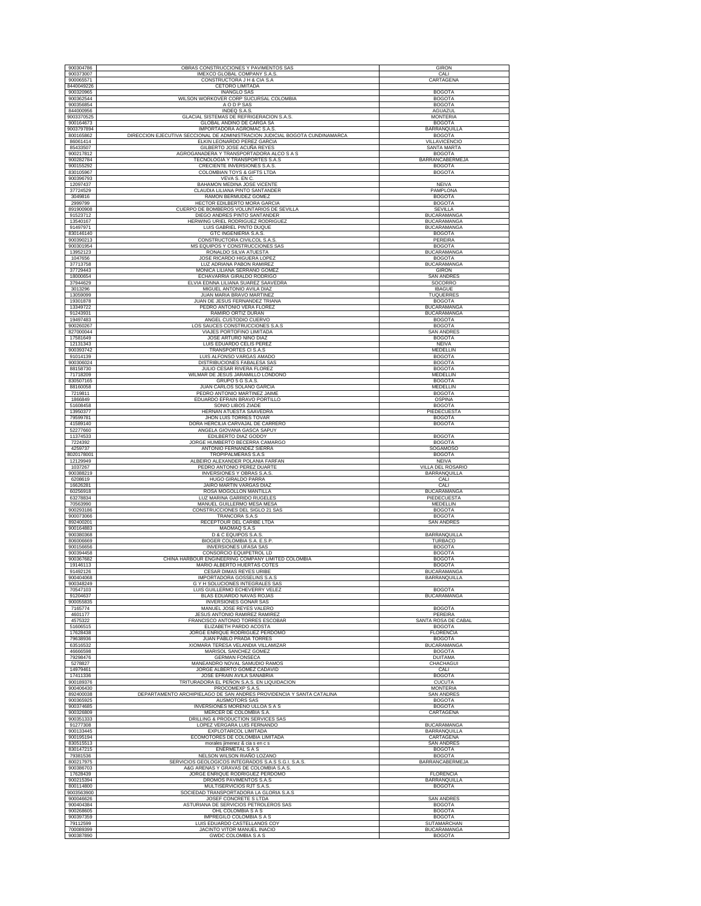| | | |
|---|---|---|
| 900304786 | OBRAS CONSTRUCCIONES Y PAVIMENTOS SAS | GIRON |
| 900373007 | IMEXCO GLOBAL COMPANY S.A.S. | CALI |
| 900065571 | CONSTRUCTORA J H & CIA S.A | CARTAGENA |
| 8440049226 | CETORO LIMITADA | |
| 900320965 | INANGLO SAS | BOGOTA |
| 900362544 | WILSON WORKOVER CORP SUCURSAL COLOMBIA | BOGOTA |
| 900356854 | A O D P SAS | BOGOTA |
| 844000956 | INDEQ S.A.S. | AGUAZUL |
| 9003370525 | GLACIAL SISTEMAS DE REFRIGERACION S.A.S. | MONTERIA |
| 900164673 | GLOBAL ANDINO DE CARGA SA | BOGOTA |
| 9003797894 | IMPORTADORA AGROMAC S.A.S. | BARRANQUILLA |
| 800165862 | DIRECCION EJECUTIVA SECCIONAL DE ADMINISTRACION JUDICIAL BOGOTA CUNDINAMARCA | BOGOTA |
| 86061414 | ELKIN LEONARDO PEREZ GARCIA | VILLAVICENCIO |
| 85433507 | GILBERTO JOSE ACUÑA REYES | SANTA MARTA |
| 900217812 | AGROGANADERA Y TRANSPORTADORA ALCO S A S | BOGOTA |
| 900282784 | TECNOLOGIA Y TRANSPORTES S.A.S | BARRANCABERMEJA |
| 900155292 | CRECIENTE INVERSIONES S.A.S. | BOGOTA |
| 830105967 | COLOMBIAN TOYS & GIFTS LTDA | BOGOTA |
| 900396793 | VEVA S. EN C. | |
| 12097437 | BAHAMON MEDINA JOSE VICENTE | NEIVA |
| 37724529 | CLAUDIA LILIANA PINTO SANTANDER | PAMPLONA |
| 3049816 | RAMON BERMUDEZ GOMEZ | BOGOTA |
| 2999799 | HECTOR EDILBERTO MORA GARCIA | BOGOTA |
| 891900908 | CUERPO DE BOMBEROS VOLUNTARIOS DE SEVILLA | SEVILLA |
| 91523712 | DIEGO ANDRES PINTO SANTANDER | BUCARAMANGA |
| 13540167 | HERWING URIEL RODRIGUEZ RODRIGUEZ | BUCARAMANGA |
| 91497971 | LUIS GABRIEL PINTO DUQUE | BUCARAMANGA |
| 830146140 | GTC INGENIERIA S.A.S. | BOGOTA |
| 900390213 | CONSTRUCTORA CIVILCOL S.A.S. | PEREIRA |
| 900301954 | MS EQUIPOS Y CONSTRUCCIONES SAS | BOGOTA |
| 13952123 | RONALDO SILVA ATUESTA | BUCARAMANGA |
| 1047656 | JOSE RICARDO HIGUERA LOPEZ | BOGOTA |
| 37713758 | LUZ ADRIANA PABON RAMIREZ | BUCARAMANGA |
| 37729443 | MONICA LILIANA SERRANO GOMEZ | GIRON |
| 18000654 | ECHAVARRIA GIRALDO RODRIGO | SAN ANDRES |
| 37944629 | ELVIA EDNNA LILIANA SUAREZ SAAVEDRA | SOCORRO |
| 3013296 | MIGUEL ANTONIO AVILA DIAZ | IBAGUE |
| 13059099 | JUAN MARIA BRAVO MARTINEZ | TUQUERRES |
| 19301878 | JUAN DE JESUS FERNANDEZ TRIANA | BOGOTA |
| 13349722 | PEDRO ANTONIO VERA FLOREZ | BUCARAMANGA |
| 91243931 | RAMIRO ORTIZ DURAN | BUCARAMANGA |
| 19497483 | ANGEL CUSTODIO CUERVO | BOGOTA |
| 900260267 | LOS SAUCES CONSTRUCCIONES S.A.S | BOGOTA |
| 827000044 | VIAJES PORTOFINO LIMITADA | SAN ANDRES |
| 17581649 | JOSE ARTURO NINO DIAZ | BOGOTA |
| 12131343 | LUIS EDUARDO CELIS PEREZ | NEIVA |
| 900393742 | TRANSPORTES CI S.A.S | MEDELLIN |
| 91014139 | LUIS ALFONSO VARGAS AMADO | BOGOTA |
| 900306024 | DISTRIBUCIONES FABALESA SAS | BOGOTA |
| 88158730 | JULIO CESAR RIVERA FLOREZ | BOGOTA |
| 71718209 | WILMAR DE JESUS JARAMILLO LONDONO | MEDELLIN |
| 830507165 | GRUPO 5 G S.A.S. | BOGOTA |
| 88160058 | JUAN CARLOS SOLANO GARCIA | MEDELLIN |
| 7219811 | PEDRO ANTONIO MARTINEZ JAIME | BOGOTA |
| 1866849 | EDUARDO EFRAIN BRAVO PORTILLO | OSPINA |
| 51608458 | SONIO LIBOS ZIADE | BOGOTA |
| 13950377 | HERNAN ATUESTA SAAVEDRA | PIEDECUESTA |
| 79599781 | JHON LUIS TORRES TOVAR | BOGOTA |
| 41589140 | DORA HERCILIA CARVAJAL DE CARRERO | BOGOTA |
| 52277660 | ANGELA GIOVANA GASCA SAPUY | |
| 11374533 | EDILBERTO DIAZ GODOY | BOGOTA |
| 7224392 | JORGE HUMBERTO BECERRA CAMARGO | BOGOTA |
| 4259737 | ANTONIO FERNANDEZ SIERRA | SOGAMOSO |
| 8020178001 | TROPIPALMERAS S.A.S | BOGOTA |
| 12129949 | ALBEIRO ALEXANDER POLANIA FARFAN | NEIVA |
| 1037267 | PEDRO ANTONIO PEREZ DUARTE | VILLA DEL ROSARIO |
| 900388219 | INVERSIONES Y OBRAS S.A.S. | BARRANQUILLA |
| 6208619 | HUGO GIRALDO PARRA | CALI |
| 16626281 | JAIRO MARTIN VARGAS DIAZ | CALI |
| 60256918 | ROSA MOGOLLON MANTILLA | BUCARAMANGA |
| 63278834 | LUZ MARINA GARRIDO RUGELES | PIEDECUESTA |
| 70563990 | MANUEL GUILLERMO MESA MESA | MEDELLIN |
| 900293186 | CONSTRUCCIONES DEL SIGLO 21 SAS | BOGOTA |
| 900073066 | TRANCORA S.A.S | BOGOTA |
| 892400201 | RECEPTOUR DEL CARIBE LTDA | SAN ANDRES |
| 900164883 | MAOMAQ S.A.S | |
| 900380368 | D & C EQUIPOS S.A.S. | BARRANQUILLA |
| 806006669 | BIOGER COLOMBIA S.A. E.S.P. | TURBACO |
| 900156656 | INVERSIONES UFASA SAS | BOGOTA |
| 900394458 | CONSORCIO EQUIPETROL LD | BOGOTA |
| 900367682 | CHINA HARBOUR ENGINEERING COMPANY LIMITED COLOMBIA | BOGOTA |
| 19146113 | MARIO ALBERTO HUERTAS COTES | BOGOTA |
| 91492126 | CESAR DIMAS REYES URIBE | BUCARAMANGA |
| 900404068 | IMPORTADORA GOSSELINS S.A.S | BARRANQUILLA |
| 900348249 | G Y H SOLUCIONES INTEGRALES SAS | |
| 70547103 | LUIS GUILLERMO ECHEVERRY VELEZ | BOGOTA |
| 91204637 | BLAS EDUARDO NAVAS ROJAS | BUCARAMANGA |
| 900055835 | INVERSIONES GONAR SAS | |
| 7165774 | MANUEL JOSE REYES VALERO | BOGOTA |
| 4601177 | JESUS ANTONIO RAMIREZ RAMIREZ | PEREIRA |
| 4575322 | FRANCISCO ANTONIO TORRES ESCOBAR | SANTA ROSA DE CABAL |
| 51606515 | ELIZABETH PARDO ACOSTA | BOGOTA |
| 17628438 | JORGE ENRIQUE RODRIGUEZ PERDOMO | FLORENCIA |
| 79638936 | JUAN PABLO PRADA TORRES | BOGOTA |
| 63516532 | XIOMARA TERESA VELANDIA VILLAMIZAR | BUCARAMANGA |
| 46666598 | MARISOL SANCHEZ GOMEZ | BOGOTA |
| 79298476 | GERMAN FONSECA | DUITAMA |
| 5278827 | MANEANDRO NOVAL SAMUDIO RAMOS | CHACHAGUI |
| 14979461 | JORGE ALBERTO GOMEZ CADAVID | CALI |
| 17411336 | JOSE EFRAIN AVILA SANABRIA | BOGOTA |
| 900189376 | TRITURADORA EL PEÑON S.A.S. EN LIQUIDACION | CUCUTA |
| 900406430 | PROCOMEXP S.A.S. | MONTERIA |
| 892400038 | DEPARTAMENTO ARCHIPIELAGO DE SAN ANDRES PROVIDENCIA Y SANTA CATALINA | SAN ANDRES |
| 900365925 | AUSMOTORS SAS | BOGOTA |
| 900374685 | INVERSIONES MORENO ULLOA S A S | BOGOTA |
| 900326809 | MERCER DE COLOMBIA S.A. | CARTAGENA |
| 900351333 | DRILLING & PRODUCTION SERVICES SAS | |
| 91277308 | LOPEZ VERGARA LUIS FERNANDO | BUCARAMANGA |
| 900133445 | EXPLOTARCOL LIMITADA | BARRANQUILLA |
| 900195194 | ECOMOTORES DE COLOMBIA LIMITADA | CARTAGENA |
| 830515513 | morales jimenez & cia s en c s | SAN ANDRES |
| 830147215 | ENERMETAL S A S | BOGOTA |
| 79381536 | NELSON WILSON RIAÑO LOZANO | BOGOTA |
| 800217975 | SERVICIOS GEOLOGICOS INTEGRADOS S.A.S S.G.I. S.A.S. | BARRANCABERMEJA |
| 900386703 | A&G ARENAS Y GRAVAS DE COLOMBIA S.A.S. | |
| 17628439 | JORGE ENRIQUE RODRIGUEZ PERDOMO | FLORENCIA |
| 900215394 | DROMOS PAVIMENTOS S.A.S | BARRANQUILLA |
| 800114800 | MULTISERVICIOS RJT S.A.S. | BOGOTA |
| 9003563900 | SOCIEDAD TRANSPORTADORA LA GLORIA S.A.S | |
| 900046626 | JOSEF CONCRETE S LTDA | SAN ANDRES |
| 900404384 | ASTURIANA DE SERVICIOS PETROLEROS SAS | BOGOTA |
| 900268605 | OHL COLOMBIA S A S | BOGOTA |
| 900397359 | IMPREGILO COLOMBIA S A S | BOGOTA |
| 79112599 | LUIS EDUARDO CASTELLANOS COY | SUTAMARCHAN |
| 700089399 | JACINTO VITOR MANUEL INACIO | BUCARAMANGA |
| 900387890 | GWDC COLOMBIA S A S | BOGOTA |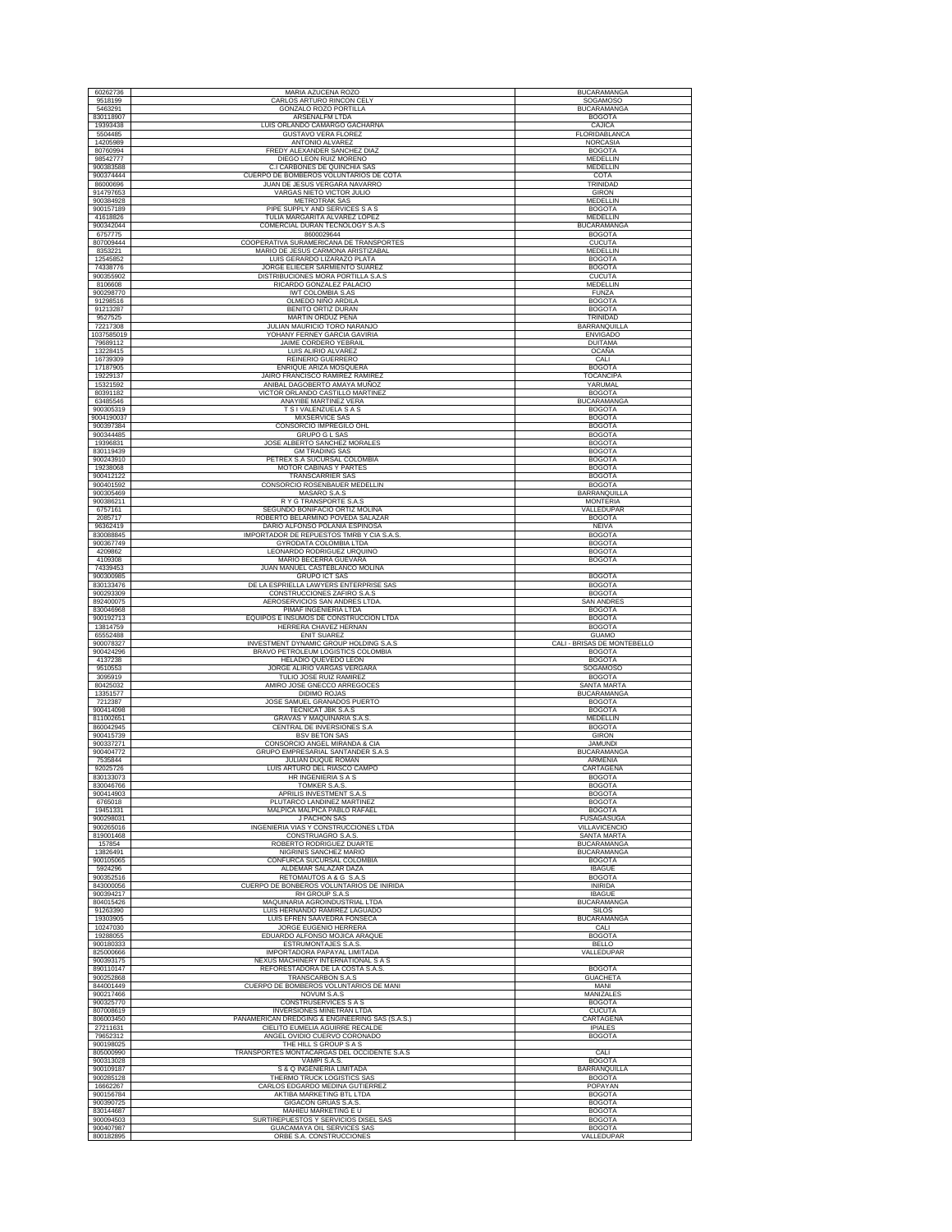| | | |
|---|---|---|
| 60262736 | MARIA AZUCENA ROZO | BUCARAMANGA |
| 9518199 | CARLOS ARTURO RINCON CELY | SOGAMOSO |
| 5463291 | GONZALO ROZO PORTILLA | BUCARAMANGA |
| 830118907 | ARSENALFM LTDA | BOGOTA |
| 19393438 | LUIS ORLANDO CAMARGO GACHARNA | CAJICA |
| 5504485 | GUSTAVO VERA FLOREZ | FLORIDABLANCA |
| 14205989 | ANTONIO ALVAREZ | NORCASIA |
| 80760994 | FREDY ALEXANDER SANCHEZ DIAZ | BOGOTA |
| 98542777 | DIEGO LEON RUIZ MORENO | MEDELLIN |
| 900383588 | C.I CARBONES DE QUINCHIA SAS | MEDELLIN |
| 900374444 | CUERPO DE BOMBEROS VOLUNTARIOS DE COTA | COTA |
| 86000696 | JUAN DE JESUS VERGARA NAVARRO | TRINIDAD |
| 914797653 | VARGAS NIETO VICTOR JULIO | GIRON |
| 900384928 | METROTRAK SAS | MEDELLIN |
| 900157189 | PIPE SUPPLY AND SERVICES S A S | BOGOTA |
| 41618826 | TULIA MARGARITA ALVAREZ LOPEZ | MEDELLIN |
| 900342044 | COMERCIAL DURAN TECNOLOGY S.A.S | BUCARAMANGA |
| 6757775 | 8600029644 | BOGOTA |
| 807009444 | COOPERATIVA SURAMERICANA DE TRANSPORTES | CUCUTA |
| 8353221 | MARIO DE JESUS CARMONA ARISTIZABAL | MEDELLIN |
| 12545852 | LUIS GERARDO LIZARAZO PLATA | BOGOTA |
| 74338776 | JORGE ELIECER SARMIENTO SUAREZ | BOGOTA |
| 900355902 | DISTRIBUCIONES MORA PORTILLA S.A.S | CUCUTA |
| 8106608 | RICARDO GONZALEZ PALACIO | MEDELLIN |
| 900298770 | IWT COLOMBIA S.AS | FUNZA |
| 91298516 | OLMEDO NIÑO ARDILA | BOGOTA |
| 91213287 | BENITO ORTIZ DURAN | BOGOTA |
| 9527525 | MARTIN ORDUZ PEÑA | TRINIDAD |
| 72217308 | JULIAN MAURICIO TORO NARANJO | BARRANQUILLA |
| 1037585019 | YOHANY FERNEY GARCIA GAVIRIA | ENVIGADO |
| 79689112 | JAIME CORDERO YEBRAIL | DUITAMA |
| 13228415 | LUIS ALIRIO ALVAREZ | OCAÑA |
| 16739309 | REINERIO GUERRERO | CALI |
| 17187905 | ENRIQUE ARIZA MOSQUERA | BOGOTA |
| 19229137 | JAIRO FRANCISCO RAMIREZ RAMIREZ | TOCANCIPA |
| 15321592 | ANIBAL DAGOBERTO AMAYA MUÑOZ | YARUMAL |
| 80391182 | VICTOR ORLANDO CASTILLO MARTINEZ | BOGOTA |
| 63485546 | ANAYIBE MARTINEZ VERA | BUCARAMANGA |
| 900305319 | T S I VALENZUELA S A S | BOGOTA |
| 9004190037 | MIXSERVICE SAS | BOGOTA |
| 900397384 | CONSORCIO IMPREGILO OHL | BOGOTA |
| 900344485 | GRUPO G L SAS | BOGOTA |
| 19396831 | JOSE ALBERTO SANCHEZ MORALES | BOGOTA |
| 830119439 | GM TRADING SAS | BOGOTA |
| 900243910 | PETREX S.A SUCURSAL COLOMBIA | BOGOTA |
| 19238068 | MOTOR CABINAS Y PARTES | BOGOTA |
| 900412122 | TRANSCARRIER SAS | BOGOTA |
| 900401592 | CONSORCIO ROSENBAUER MEDELLIN | BOGOTA |
| 900305469 | MASARO S.A.S | BARRANQUILLA |
| 900386211 | R Y G TRANSPORTE S.A.S | MONTERIA |
| 6757161 | SEGUNDO BONIFACIO ORTIZ MOLINA | VALLEDUPAR |
| 2085717 | ROBERTO BELARMINO POVEDA SALAZAR | BOGOTA |
| 96362419 | DARIO ALFONSO POLANIA ESPINOSA | NEIVA |
| 830088845 | IMPORTADOR DE REPUESTOS TMRB Y CIA S.A.S. | BOGOTA |
| 900367749 | GYRODATA COLOMBIA LTDA | BOGOTA |
| 4209862 | LEONARDO RODRIGUEZ URQUINO | BOGOTA |
| 4109308 | MARIO BECERRA GUEVARA | BOGOTA |
| 74339453 | JUAN MANUEL CASTEBLANCO MOLINA | |
| 900300985 | GRUPO ICT SAS | BOGOTA |
| 830133476 | DE LA ESPRIELLA LAWYERS ENTERPRISE SAS | BOGOTA |
| 900293309 | CONSTRUCCIONES ZAFIRO S.A.S | BOGOTA |
| 892400075 | AEROSERVICIOS SAN ANDRES LTDA. | SAN ANDRES |
| 830046968 | PIMAF INGENIERIA LTDA | BOGOTA |
| 900192713 | EQUIPOS E INSUMOS DE CONSTRUCCION LTDA | BOGOTA |
| 13814759 | HERRERA CHAVEZ HERNAN | BOGOTA |
| 65552488 | ENIT SUAREZ | GUAMO |
| 900078327 | INVESTMENT DYNAMIC GROUP HOLDING S.A.S | CALI - BRISAS DE MONTEBELLO |
| 900424296 | BRAVO PETROLEUM LOGISTICS COLOMBIA | BOGOTA |
| 4137238 | HELADIO QUEVEDO LEON | BOGOTA |
| 9510553 | JORGE ALIRIO VARGAS VERGARA | SOGAMOSO |
| 3095919 | TULIO JOSE RUIZ RAMIREZ | BOGOTA |
| 80425032 | AMIRO JOSE GNECCO ARREGOCES | SANTA MARTA |
| 13351577 | DIDIMO ROJAS | BUCARAMANGA |
| 7212387 | JOSE SAMUEL GRANADOS PUERTO | BOGOTA |
| 900414098 | TECNICAT JBK S.A.S | BOGOTA |
| 811002651 | GRAVAS Y MAQUINARIA S.A.S. | MEDELLIN |
| 860042945 | CENTRAL DE INVERSIONES S.A | BOGOTA |
| 900415739 | BSV BETON SAS | GIRON |
| 900337271 | CONSORCIO ANGEL MIRANDA & CIA | JAMUNDI |
| 900404772 | GRUPO EMPRESARIAL SANTANDER S.A.S | BUCARAMANGA |
| 7535844 | JULIAN DUQUE ROMAN | ARMENIA |
| 92025726 | LUIS ARTURO DEL RIASCO CAMPO | CARTAGENA |
| 830133073 | HR INGENIERIA S A S | BOGOTA |
| 830046766 | TOMKER S.A.S. | BOGOTA |
| 900414903 | APRILIS INVESTMENT S.A.S | BOGOTA |
| 6765018 | PLUTARCO LANDINEZ MARTINEZ | BOGOTA |
| 19451331 | MALPICA MALPICA PABLO RAFAEL | BOGOTA |
| 900298031 | J PACHON SAS | FUSAGASUGA |
| 900265016 | INGENIERIA VIAS Y CONSTRUCCIONES LTDA | VILLAVICENCIO |
| 819001468 | CONSTRUAGRO S.A.S. | SANTA MARTA |
| 157854 | ROBERTO RODRIGUEZ DUARTE | BUCARAMANGA |
| 13826491 | NIGRINIS SANCHEZ MARIO | BUCARAMANGA |
| 900105065 | CONFURCA SUCURSAL COLOMBIA | BOGOTA |
| 5924296 | ALDEMAR SALAZAR DAZA | IBAGUE |
| 900352516 | RETOMAUTOS A & G S.A.S | BOGOTA |
| 843000056 | CUERPO DE BONBEROS VOLUNTARIOS DE INIRIDA | INIRIDA |
| 900394217 | RH GROUP S.A.S | IBAGUE |
| 804015426 | MAQUINARIA AGROINDUSTRIAL LTDA | BUCARAMANGA |
| 91263390 | LUIS HERNANDO RAMIREZ LAGUADO | SILOS |
| 19303905 | LUIS EFREN SAAVEDRA FONSECA | BUCARAMANGA |
| 10247030 | JORGE EUGENIO HERRERA | CALI |
| 19288055 | EDUARDO ALFONSO MOJICA ARAQUE | BOGOTA |
| 900180333 | ESTRUMONTAJES S.A.S. | BELLO |
| 825000666 | IMPORTADORA PAPAYAL LIMITADA | VALLEDUPAR |
| 900393175 | NEXUS MACHINERY INTERNATIONAL S A S | |
| 890110147 | REFORESTADORA DE LA COSTA S.A.S. | BOGOTA |
| 900252868 | TRANSCARBON S.A.S | GUACHETA |
| 844001449 | CUERPO DE BOMBEROS VOLUNTARIOS DE MANI | MANI |
| 900217466 | NOVUM S.A.S | MANIZALES |
| 900325770 | CONSTRUSERVICES S A S | BOGOTA |
| 807008619 | INVERSIONES MINETRAN LTDA | CUCUTA |
| 806003450 | PANAMERICAN DREDGING & ENGINEERING SAS (S.A.S.) | CARTAGENA |
| 27211631 | CIELITO EUMELIA AGUIRRE RECALDE | IPIALES |
| 79652312 | ANGEL OVIDIO CUERVO CORONADO | BOGOTA |
| 900198025 | THE HILL S GROUP S A S | |
| 805000990 | TRANSPORTES MONTACARGAS DEL OCCIDENTE S.A.S | CALI |
| 900313028 | VAMPI S.A.S. | BOGOTA |
| 900109187 | S & Q INGENIERIA LIMITADA | BARRANQUILLA |
| 900285128 | THERMO TRUCK LOGISTICS SAS | BOGOTA |
| 16662267 | CARLOS EDGARDO MEDINA GUTIERREZ | POPAYAN |
| 900156784 | AKTIBA MARKETING BTL LTDA | BOGOTA |
| 900390725 | GIGACON GRUAS S.A.S. | BOGOTA |
| 830144687 | MAHIEU MARKETING E U | BOGOTA |
| 900094503 | SURTIREPUESTOS Y SERVICIOS DISEL SAS | BOGOTA |
| 900407987 | GUACAMAYA OIL SERVICES SAS | BOGOTA |
| 800182895 | ORBE S.A. CONSTRUCCIONES | VALLEDUPAR |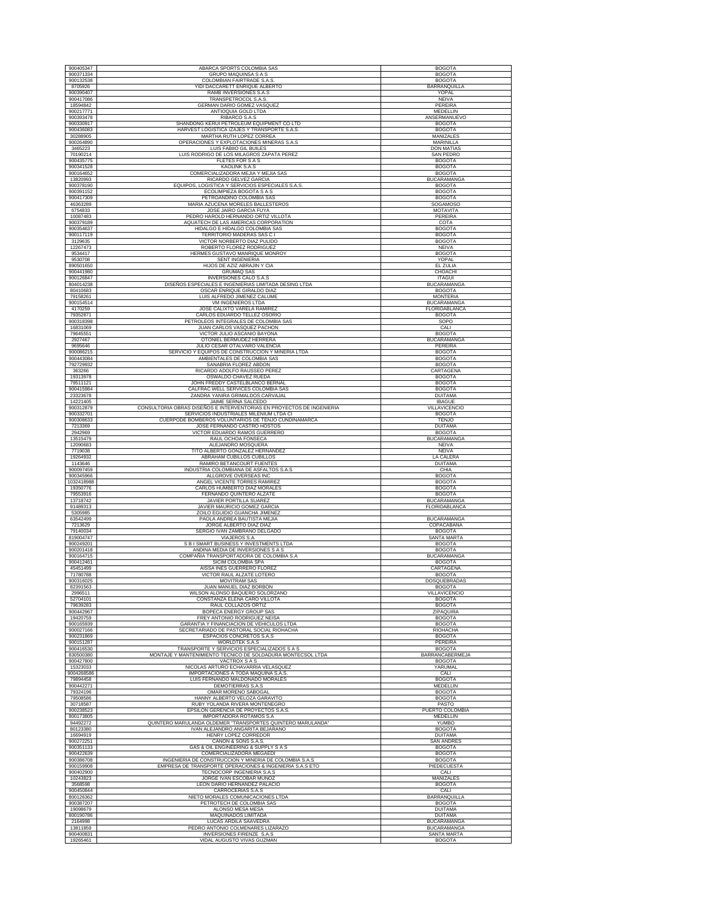| | | |
|---|---|---|
| 900405347 | ABARCA SPORTS COLOMBIA SAS | BOGOTA |
| 900371334 | GRUPO MAQUINSA S A S | BOGOTA |
| 900132538 | COLOMBIAN FAIRTRADE S.A.S. | BOGOTA |
| 8705926 | YIDI DACCARETT ENRIQUE ALBERTO | BARRANQUILLA |
| 900390407 | RAMB INVERSIONES S.A.S | YOPAL |
| 900417086 | TRANSPETROCOL S.A.S. | NEIVA |
| 18594842 | GERMAN DARIO GOMEZ VASQUEZ | PEREIRA |
| 900217771 | ANTIOQUIA GOLD LTDA | MEDELLIN |
| 900393478 | RIBARCO S.A.S | ANSERMANUEVO |
| 900330917 | SHANDONG KERUI PETROLEUM EQUIPMENT CO LTD | BOGOTA |
| 900436083 | HARVEST LOGISTICA IZAJES Y TRANSPORTE S.A.S. | BOGOTA |
| 30288905 | MARTHA RUTH LOPEZ CORREA | MANIZALES |
| 900264890 | OPERACIONES Y EXPLOTACIONES MINERAS S.A.S | MARINILLA |
| 3465223 | LUIS FABIIO GIL BUILES | DON MATIAS |
| 70190214 | LUIS RODRIGO DE LOS MILAGROS ZAPATA PEREZ | SAN PEDRO |
| 900435775 | FLETES FOR S A S | BOGOTA |
| 900341528 | KAOLINK S.A.S | BOGOTA |
| 900164652 | COMERCIALIZADORA MEJIA Y MEJIA SAS | BOGOTA |
| 13820993 | RICARDO GELVEZ GARCIA | BUCARAMANGA |
| 900378190 | EQUIPOS, LOGISTICA Y SERVICIOS ESPECIALES S.A.S. | BOGOTA |
| 900391152 | ECOLIMPIEZA BOGOTA S A S | BOGOTA |
| 900417309 | PETROANDINO COLOMBIA SAS | BOGOTA |
| 46363289 | MARIA AZUCENA MORELES BALLESTEROS | SOGAMOSO |
| 6754833 | JOSE JAIRO GARCIA FUYA | MOTAVITA |
| 10087483 | PEDRO HAROLD HERNANDO ORTIZ VILLOTA | PEREIRA |
| 900379189 | AQUATECH DE LAS AMERICAS CORPORATION | COTA |
| 900354637 | HIDALGO E HIDALGO COLOMBIA SAS | BOGOTA |
| 900117119 | TERRITORIO MADERAS SAS C I | BOGOTA |
| 3129635 | VICTOR NORBERTO DIAZ PULIDO | BOGOTA |
| 12267473 | ROBERTO FLOREZ RODRIGUEZ | NEIVA |
| 9534417 | HERMES GUSTAVO MANRIQUE MONROY | BOGOTA |
| 9530708 | SENT INGENIERIA | YOPAL |
| 890501650 | HIJOS DE AZIZ ABRAJIN Y CIA | EL ZULIA |
| 900441980 | GRUMAQ SAS | CHOACHI |
| 900126847 | INVERSIONES CALO S.A.S | ITAGUI |
| 804014238 | DISEÑOS ESPECIALES E INGENIERIAS LIMITADA DESING LTDA | BUCARAMANGA |
| 80410683 | OSCAR ENRIQUE GIRALDO DIAZ | BOGOTA |
| 79158261 | LUIS ALFREDO JIMENEZ CALUME | MONTERIA |
| 900154514 | VM INGENIEROS LTDA | BUCARAMANGA |
| 4170259 | JOSE CALIXTO VARELA RAMIREZ | FLORIDABLANCA |
| 79352871 | CARLOS EDUARDO TELLEZ OSORIO | BOGOTA |
| 900318398 | PETROLEOS INTEGRALES DE COLOMBIA SAS | SOPO |
| 16831069 | JUAN CARLOS VASQUEZ PACHON | CALI |
| 79645551 | VICTOR JULIO ASCANIO BAYONA | BOGOTA |
| 2927467 | OTONIEL BERMUDEZ HERRERA | BUCARAMANGA |
| 9695646 | JULIO CESAR OTALVARO VALENCIA | PEREIRA |
| 900086215 | SERVICIO Y EQUIPOS DE CONSTRUCCION Y MINERIA LTDA | BOGOTA |
| 900443084 | AMBIENTALES DE COLOMBIA SAS | BOGOTA |
| 792729932 | SANABRIA FLOREZ ABDON | BOGOTA |
| 363266 | RICARDO ADOLFO RAUSSEO PEREZ | CARTAGENA |
| 19313978 | OSWALDO CHAVEZ RUEDA | BOGOTA |
| 79511121 | JOHN FREDDY CASTELBLANCO BERNAL | BOGOTA |
| 900415984 | CALFRAC WELL SERVICES COLOMBIA SAS | BOGOTA |
| 23323678 | ZANDRA YANIRA GRIMALDOS CARVAJAL | DUITAMA |
| 14221405 | JAIME SERNA SALCEDO | IBAGUE |
| 900312879 | CONSULTORIA OBRAS DISEÑOS E INTERVENTORIAS EN PROYECTOS DE INGENIERIA | VILLAVICENCIO |
| 900332701 | SERVICIOS INDUSTRIALES MILENIUM LTDA CI | BOGOTA |
| 900308633 | CUERPODE BOMBEROS VOLUNTARIOS DE TENJO CUNDINAMARCA | TENJO |
| 7213369 | JOSE FERNANDO CASTRO HOSTOS | DUITAMA |
| 2942969 | VICTOR EDUARDO RAMOS GUERRERO | BOGOTA |
| 13515479 | RAUL OCHOA FONSECA | BUCARAMANGA |
| 12090683 | ALEJANDRO MOSQUERA | NEIVA |
| 7719038 | TITO ALBERTO GONZALEZ HERNANDEZ | NEIVA |
| 19264932 | ABRAHAM CUBILLOS CUBILLOS | LA CALERA |
| 1143646 | RAMIRO BETANCOURT FUENTES | DUITAMA |
| 900097459 | INDUSTRIA COLOMBIANA DE ASFALTOS S.A.S | CHIA |
| 900345966 | ALLGROVE OVERSEAS INC | BOGOTA |
| 1032418988 | ANGEL VICENTE TORRES RAMIREZ | BOGOTA |
| 19350776 | CARLOS HUMBERTO DIAZ MORALES | BOGOTA |
| 79553916 | FERNANDO QUINTERO ALZATE | BOGOTA |
| 13718742 | JAVIER PORTILLA SUAREZ | BUCARAMANGA |
| 91489313 | JAVIER MAURICIO GOMEZ GARCIA | FLORIDABLANCA |
| 5305985 | ZOILO EGUIDIO GUANCHA JIMENEZ | |
| 63542499 | PAOLA ANDREA BAUTISTA MEJIA | BUCARAMANGA |
| 7213629 | JORGE ALBERTO DIAZ DIAZ | COPACABANA |
| 79140034 | SERGIO IVAN ZAMBRANO DELGADO | BOGOTA |
| 819004747 | VIAJEROS S.A. | SANTA MARTA |
| 900249201 | S B I SMART BUSINESS Y INVESTMENTS LTDA | BOGOTA |
| 900201418 | ANDINA MEDIA DE INVERSIONES S A S | BOGOTA |
| 900164715 | COMPAÑIA TRANSPORTADORA DE COLOMBIA S.A | BUCARAMANGA |
| 900412461 | SICIM COLOMBIA SPA | BOGOTA |
| 45451499 | AISSA INES GUERRERO FLOREZ | CARTAGENA |
| 71780788 | VICTOR RAUL ALZATE LOTERO | BOGOTA |
| 900316025 | MOVITRAM SAS | DOSQUEBRADAS |
| 82391563 | JUAN MANUEL DIAZ BORBON | BOGOTA |
| 2996511 | WILSON ALONSO BAQUERO SOLORZANO | VILLAVICENCIO |
| 52704101 | CONSTANZA ELENA CARO VILLOTA | BOGOTA |
| 79639293 | RAUL COLLAZOS ORTIZ | BOGOTA |
| 900442967 | BOPECA ENERGY GROUP SAS | ZIPAQUIRA |
| 19420759 | FREY ANTONIO RODRIGUEZ NEISA | BOGOTA |
| 900165939 | GARANTIA Y FINANCIACION DE VEHICULOS LTDA | BOGOTA |
| 900027166 | SECRETARIADO DE PASTORAL SOCIAL RIOHACHA | RIOHACHA |
| 900231869 | ESPACIOS CONCRETOS S.A.S | BOGOTA |
| 900151287 | WORLDTEK S.A.S | PEREIRA |
| 900416530 | TRANSPORTE Y SERVICIOS ESPECIALIZADOS S A S | BOGOTA |
| 830500380 | MONTAJE Y MANTENIMIENTO TECNICO DE SOLDADURA MONTECSOL LTDA | BARRANCABERMEJA |
| 900427800 | VACTROX S A S | BOGOTA |
| 15323033 | NICOLAS ARTURO ECHAVARRIA VELASQUEZ | YARUMAL |
| 9004268586 | IMPORTACIONES A TODA MAQUINA S.A.S. | CALI |
| 79894458 | LUIS FERNANDO MALDONADO MORALES | BOGOTA |
| 900442271 | DEMOTIERRAS S.A.S | MEDELLIN |
| 79324196 | OMAR MORENO SABOGAL | BOGOTA |
| 79508586 | HANNY ALBERTO VELOZA GARAVITO | BOGOTA |
| 30718587 | RUBY YOLANDA RIVERA MONTENEGRO | PASTO |
| 900238523 | EPSILON GERENCIA DE PROYECTOS S.A.S. | PUERTO COLOMBIA |
| 800173805 | IMPORTADORA ROTAMOS S.A | MEDELLIN |
| 94492272 | QUINTERO MARULANDA OLDEMER "TRANSPORTES QUINTERO MARULANDA" | YUMBO |
| 80123380 | IVAN ALEJANDRO ANGARITA BEJARANO | BOGOTA |
| 16694919 | HENRY LOPEZ CORREDOR | DUITAMA |
| 900272251 | CANON & SONS S.A.S. | SAN ANDRES |
| 900351133 | GAS & OIL ENGINEERING & SUPPLY S A S | BOGOTA |
| 900422639 | COMERCIALIZADORA MEGAEDI | BOGOTA |
| 900386708 | INGENIERIA DE CONSTRUCCION Y MINERIA DE COLOMBIA S.A.S | BOGOTA |
| 900159908 | EMPRESA DE TRANSPORTE OPERACIONES & INGENIERIA S.A.S ETO | PIEDECUESTA |
| 900402900 | TECNOCORP INGENIERIA S.A.S | CALI |
| 10243823 | JORGE IVAN ESCOBAR MUÑOZ | MANIZALES |
| 3568598 | LEON DARIO HERNANDEZ PALACIO | BOGOTA |
| 900450844 | CARROCERIAS S.A.S | CALI |
| 800126362 | NIETO MORALES COMUNICACIONES LTDA | BARRANQUILLA |
| 900387207 | PETROTECH DE COLOMBIA SAS | BOGOTA |
| 19098679 | ALONSO MESA MESA | DUITAMA |
| 800190786 | MAQUINADOS LIMITADA | DUITAMA |
| 2164998 | LUCAS ARDILA SAAVEDRA | BUCARAMANGA |
| 13811859 | PEDRO ANTONIO COLMENARES LIZARAZO | BUCARAMANGA |
| 900400831 | INVERSIONES FIRENZE S.A.S | SANTA MARTA |
| 19265461 | VIDAL AUGUSTO VIVAS GUZMAN | BOGOTA |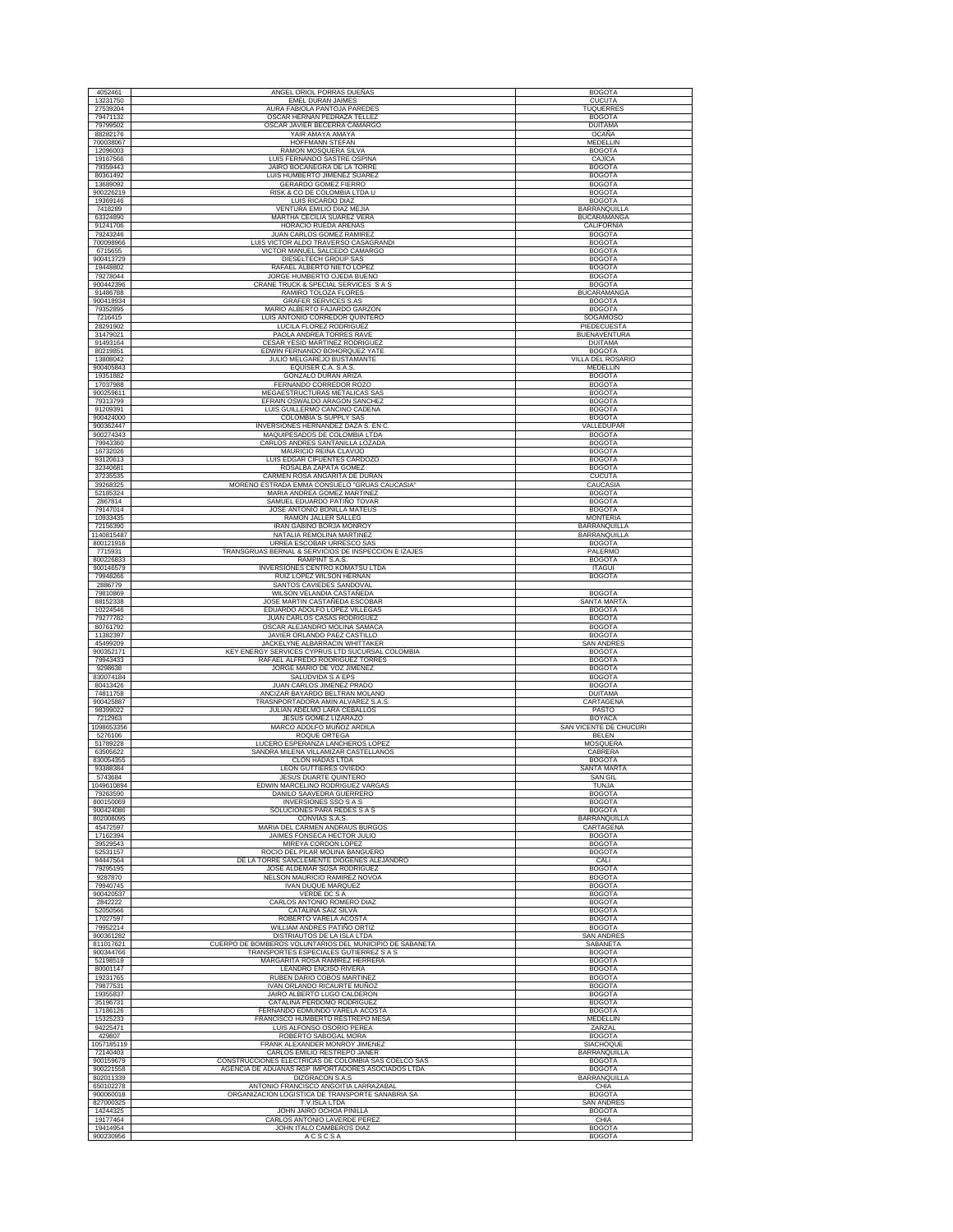| | | |
|---|---|---|
| 4052461 | ANGEL ORIOL PORRAS DUEÑAS | BOGOTA |
| 13231750 | EMEL DURAN JAIMES | CUCUTA |
| 27539204 | AURA FABIOLA PANTOJA PAREDES | TUQUERRES |
| 79471132 | OSCAR HERNAN PEDRAZA TELLEZ | BOGOTA |
| 79799502 | OSCAR JAVIER BECERRA CAMARGO | DUITAMA |
| 88282176 | YAIR AMAYA AMAYA | OCAÑA |
| 700038067 | HOFFMANN STEFAN | MEDELLIN |
| 12096003 | RAMON MOSQUERA SILVA | BOGOTA |
| 19167566 | LUIS FERNANDO SASTRE OSPINA | CAJICA |
| 79359443 | JAIRO BOCANEGRA DE LA TORRE | BOGOTA |
| 80361492 | LUIS HUMBERTO JIMENEZ SUAREZ | BOGOTA |
| 13689092 | GERARDO GOMEZ FIERRO | BOGOTA |
| 900226219 | RISK & CO DE COLOMBIA LTDA U | BOGOTA |
| 19369146 | LUIS RICARDO DIAZ | BOGOTA |
| 7418289 | VENTURA EMILIO DIAZ MEJIA | BARRANQUILLA |
| 63324890 | MARTHA CECILIA SUAREZ VERA | BUCARAMANGA |
| 91241706 | HORACIO RUEDA ARENAS | CALIFORNIA |
| 79243246 | JUAN CARLOS GOMEZ RAMIREZ | BOGOTA |
| 700098966 | LUIS VICTOR ALDO TRAVERSO CASAGRANDI | BOGOTA |
| 6715655 | VICTOR MANUEL SALCEDO CAMARGO | BOGOTA |
| 900413729 | DIESELTECH GROUP SAS | BOGOTA |
| 19448802 | RAFAEL ALBERTO NIETO LOPEZ | BOGOTA |
| 79278044 | JORGE HUMBERTO OJEDA BUENO | BOGOTA |
| 900442396 | CRANE TRUCK & SPECIAL SERVICES S A S | BOGOTA |
| 91486788 | RAMIRO TOLOZA FLORES | BUCARAMANGA |
| 900418934 | GRAFER SERVICES S.AS | BOGOTA |
| 79352895 | MARIO ALBERTO FAJARDO GARZON | BOGOTA |
| 7216415 | LUIS ANTONIO CORREDOR QUINTERO | SOGAMOSO |
| 28291902 | LUCILA FLOREZ RODRIGUEZ | PIEDECUESTA |
| 31479021 | PAOLA ANDREA TORRES RAVE | BUENAVENTURA |
| 91493164 | CESAR YESID MARTINEZ RODRIGUEZ | DUITAMA |
| 80219851 | EDWIN FERNANDO BOHORQUEZ YATE | BOGOTA |
| 13808042 | JULIO MELGAREJO BUSTAMANTE | VILLA DEL ROSARIO |
| 900405843 | EQUISER C.A. S.A.S. | MEDELLIN |
| 19351882 | GONZALO DURAN ARIZA | BOGOTA |
| 17037988 | FERNANDO CORREDOR ROZO | BOGOTA |
| 900259611 | MEGAESTRUCTURAS METALICAS SAS | BOGOTA |
| 79313799 | EFRAIN OSWALDO ARAGON SANCHEZ | BOGOTA |
| 91209391 | LUIS GUILLERMO CANCINO CADENA | BOGOTA |
| 900424000 | COLOMBIA´S SUPPLY SAS | BOGOTA |
| 900362447 | INVERSIONES HERNANDEZ DAZA S. EN C. | VALLEDUPAR |
| 900274343 | MAQUIPESADOS DE COLOMBIA LTDA | BOGOTA |
| 79943360 | CARLOS ANDRES SANTANILLA LOZADA | BOGOTA |
| 16732026 | MAURICIO REINA CLAVIJO | BOGOTA |
| 93120613 | LUIS EDGAR CIFUENTES CARDOZO | BOGOTA |
| 32340681 | ROSALBA ZAPATA GOMEZ | BOGOTA |
| 37235535 | CARMEN ROSA ANGARITA DE DURAN | CUCUTA |
| 39268325 | MORENO ESTRADA EMMA CONSUELO "GRUAS CAUCASIA" | CAUCASIA |
| 52185324 | MARIA ANDREA GOMEZ MARTINEZ | BOGOTA |
| 2867814 | SAMUEL EDUARDO PATIÑO TOVAR | BOGOTA |
| 79147014 | JOSE ANTONIO BONILLA MATEUS | BOGOTA |
| 10933435 | RAMON JALLER SALLEG | MONTERIA |
| 72156390 | IRAN GABINO BORJA MONROY | BARRANQUILLA |
| 1140815487 | NATALIA REMOLINA MARTINEZ | BARRANQUILLA |
| 800121916 | URREA ESCOBAR URRESCO SAS | BOGOTA |
| 7715931 | TRANSGRUAS BERNAL & SERVICIOS DE INSPECCION E IZAJES | PALERMO |
| 800226833 | RAMPINT S.A.S. | BOGOTA |
| 900146579 | INVERSIONES CENTRO KOMATSU LTDA | ITAGUI |
| 79948266 | RUIZ LOPEZ WILSON HERNAN | BOGOTA |
| 2886779 | SANTOS CAVIEDES SANDOVAL | |
| 79810869 | WILSON VELANDIA CASTAÑEDA | BOGOTA |
| 88152338 | JOSE MARTIN CASTAÑEDA ESCOBAR | SANTA MARTA |
| 10224546 | EDUARDO ADOLFO LOPEZ VILLEGAS | BOGOTA |
| 79277782 | JUAN CARLOS CASAS RODRIGUEZ | BOGOTA |
| 80761792 | OSCAR ALEJANDRO MOLINA SAMACA | BOGOTA |
| 11382397 | JAVIER ORLANDO PAEZ CASTILLO | BOGOTA |
| 45499209 | JACKELYNE ALBARRACIN WHITTAKER | SAN ANDRES |
| 900352171 | KEY ENERGY SERVICES CYPRUS LTD SUCURSAL COLOMBIA | BOGOTA |
| 79943433 | RAFAEL ALFREDO RODRIGUEZ TORRES | BOGOTA |
| 9298638 | JORGE MARIO DE VOZ JIMENEZ | BOGOTA |
| 830074184 | SALUDVIDA S A EPS | BOGOTA |
| 80413426 | JUAN CARLOS JIMENEZ PRADO | BOGOTA |
| 74811758 | ANCIZAR BAYARDO BELTRAN MOLANO | DUITAMA |
| 900425887 | TRASNPORTADORA AMIN ALVAREZ S.A.S. | CARTAGENA |
| 98399022 | JULIAN ADELMO LARA CEBALLOS | PASTO |
| 7212963 | JESUS GOMEZ LIZARAZO | BOYACA |
| 1098653356 | MARCO ADOLFO MUÑOZ ARDILA | SAN VICENTE DE CHUCURI |
| 5276106 | ROQUE ORTEGA | BELEN |
| 51789228 | LUCERO ESPERANZA LANCHEROS LOPEZ | MOSQUERA |
| 63505622 | SANDRA MILENA VILLAMIZAR CASTELLANOS | CABRERA |
| 830054355 | CLON HADAS LTDA | BOGOTA |
| 93388384 | LEON GUTTIERES OVIEDO | SANTA MARTA |
| 5743684 | JESUS DUARTE QUINTERO | SAN GIL |
| 1049610894 | EDWIN MARCELINO RODRIGUEZ VARGAS | TUNJA |
| 79263590 | DANILO SAAVEDRA GUERRERO | BOGOTA |
| 800150069 | INVERSIONES SSO S A S | BOGOTA |
| 900424086 | SOLUCIONES PARA REDES S A S | BOGOTA |
| 802008095 | CONVIAS S.A.S. | BARRANQUILLA |
| 45472697 | MARIA DEL CARMEN ANDRAUS BURGOS | CARTAGENA |
| 17162394 | JAIMES FONSECA HECTOR JULIO | BOGOTA |
| 39529543 | MIREYA CORDON LOPEZ | BOGOTA |
| 52531157 | ROCIO DEL PILAR MOLINA BANGUERO | BOGOTA |
| 94447564 | DE LA TORRE SANCLEMENTE DIOGENES ALEJANDRO | CALI |
| 79295195 | JOSE ALDEMAR SOSA RODRIGUEZ | BOGOTA |
| 9287870 | NELSON MAURICIO RAMIREZ NOVOA | BOGOTA |
| 79940745 | IVAN DUQUE MARQUEZ | BOGOTA |
| 900420537 | VERDE DC S A | BOGOTA |
| 2842222 | CARLOS ANTONIO ROMERO DIAZ | BOGOTA |
| 52050566 | CATALINA SAIZ SILVA | BOGOTA |
| 17027597 | ROBERTO VARELA ACOSTA | BOGOTA |
| 79952214 | WILLIAM ANDRES PATIÑO ORTIZ | BOGOTA |
| 900361282 | DISTRIAUTOS DE LA ISLA LTDA | SAN ANDRES |
| 811017621 | CUERPO DE BOMBEROS VOLUNTARIOS DEL MUNICIPIO DE SABANETA | SABANETA |
| 900344766 | TRANSPORTES ESPECIALES GUTIERREZ S A S | BOGOTA |
| 52198519 | MARGARITA ROSA RAMIREZ HERRERA | BOGOTA |
| 80001147 | LEANDRO ENCISO RIVERA | BOGOTA |
| 19231765 | RUBEN DARIO COBOS MARTINEZ | BOGOTA |
| 79877531 | IVAN ORLANDO RICAURTE MUÑOZ | BOGOTA |
| 19355837 | JAIRO ALBERTO LUGO CALDERON | BOGOTA |
| 35196731 | CATALINA PERDOMO RODRIGUEZ | BOGOTA |
| 17186126 | FERNANDO EDMUNDO VARELA ACOSTA | BOGOTA |
| 15325233 | FRANCISCO HUMBERTO RESTREPO MESA | MEDELLIN |
| 94225471 | LUIS ALFONSO OSORIO PEREA | ZARZAL |
| 429807 | ROBERTO SABOGAL MORA | BOGOTA |
| 1057185119 | FRANK ALEXANDER MONROY JIMENEZ | SIACHOQUE |
| 72140403 | CARLOS EMILIO RESTREPO JANER | BARRANQUILLA |
| 900159679 | CONSTRUCCIONES ELECTRICAS DE COLOMBIA SAS COELCO SAS | BOGOTA |
| 900221558 | AGENCIA DE ADUANAS RGP IMPORTADORES ASOCIADOS LTDA | BOGOTA |
| 802011339 | DIZGRACON S.A.S | BARRANQUILLA |
| 650102278 | ANTONIO FRANCISCO ANGOITIA LARRAZABAL | CHIA |
| 900060018 | ORGANIZACION LOGISTICA DE TRANSPORTE SANABRIA SA | BOGOTA |
| 827000325 | T.V.ISLA LTDA | SAN ANDRES |
| 14244325 | JOHN JAIRO OCHOA PINILLA | BOGOTA |
| 19177464 | CARLOS ANTONIO LAVERDE PEREZ | CHIA |
| 19414954 | JOHN ITALO CAMBEROS DIAZ | BOGOTA |
| 900230956 | A C S C S A | BOGOTA |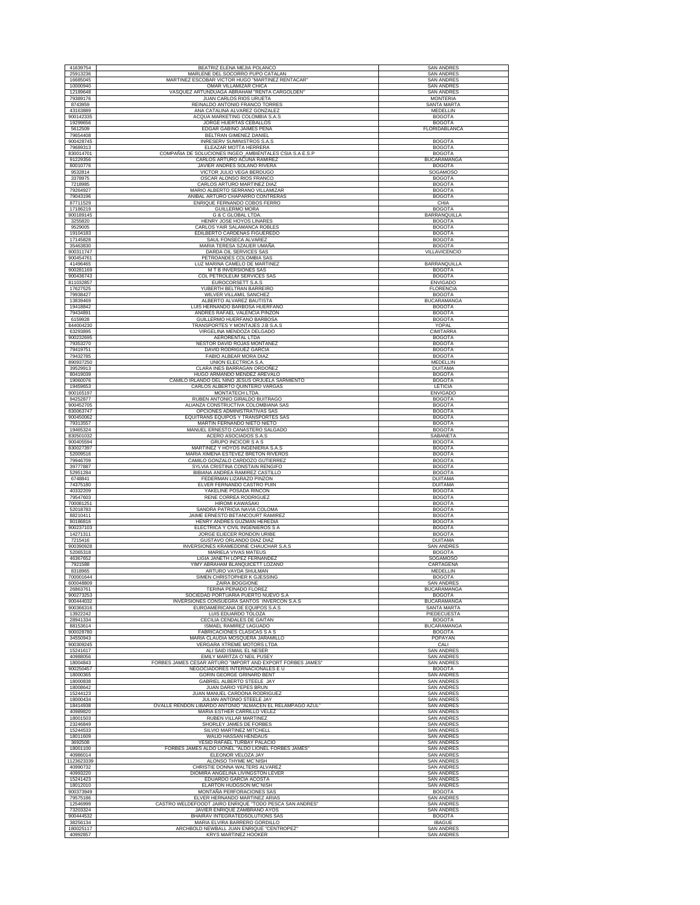| | | |
|---|---|---|
| 41639754 | BEATRIZ ELENA MEJIA POLANCO | SAN ANDRES |
| 25913236 | MARLENE DEL SOCORRO PUPO CATALAN | SAN ANDRES |
| 16685045 | MARTINEZ ESCOBAR VICTOR HUGO "MARTINEZ RENTACAR" | SAN ANDRES |
| 10000940 | OMAR VILLAMIZAR CHICA | SAN ANDRES |
| 12189648 | VASQUEZ ARTUNDUAGA ABRAHAM "RENTA CARGOLDEN" | SAN ANDRES |
| 79389176 | JUAN CARLOS RIOS URUETA | MONTERIA |
| 8743959 | REINALDO ANTONIO FRANCO TORRES | SANTA MARTA |
| 43163889 | ANA CATALINA ALVAREZ GONZALEZ | MEDELLIN |
| 900142335 | ACQUA MARKETING COLOMBIA S.A.S | BOGOTA |
| 19299656 | JORGE HUERTAS CEBALLOS | BOGOTA |
| 5612509 | EDGAR GABINO JAIMES PEÑA | FLORIDABLANCA |
| 79654408 | BELTRAN GIMENEZ DANIEL | |
| 900428745 | INRESERV SUMINISTROS S.A.S | BOGOTA |
| 79689313 | ELEAZAR MOTTA HERRERA | BOGOTA |
| 830014701 | COMPAÑIA DE SOLUCIONES INGEO_AMBIENTALES CSIA S.A E.S.P | BOGOTA |
| 91229356 | CARLOS ARTURO ACUÑA RAMIREZ | BUCARAMANGA |
| 80010776 | JAVIER ANDRES SOLANO RIVERA | BOGOTA |
| 9532814 | VICTOR JULIO VEGA BERDUGO | SOGAMOSO |
| 3378975 | OSCAR ALONSO RIOS FRANCO | BOGOTA |
| 7218985 | CARLOS ARTURO MARTINEZ DIAZ | BOGOTA |
| 79264927 | MARIO ALBERTO SERRANO VILLAMIZAR | BOGOTA |
| 79043196 | ANIBAL ARTURO CHAPARRO CONTRERAS | BOGOTA |
| 87711529 | ENRIQUE FERNANDO COBOS FERRO | CHIA |
| 17186219 | GUILLERMO MORA | BOGOTA |
| 900189145 | G & C GLOBAL LTDA. | BARRANQUILLA |
| 3255820 | HENRY JOSE HOYOS LINARES | BOGOTA |
| 9529005 | CARLOS YAIR SALAMANCA ROBLES | BOGOTA |
| 19104183 | EDILBERTO CARDENAS FIGUEREDO | BOGOTA |
| 17145828 | SAUL FONSECA ALVAREZ | BOGOTA |
| 35463830 | MARIA TERESA SZAUER UMAÑA | BOGOTA |
| 900311747 | DARDA OIL SERVICES SAS | VILLAVICENCIO |
| 900454761 | PETROANDES COLOMBIA SAS | |
| 41496465 | LUZ MARINA CAMELO DE MARTINEZ | BARRANQUILLA |
| 900281169 | M T B INVERSIONES SAS | BOGOTA |
| 900436743 | COL PETROLEUM SERVICES SAS | BOGOTA |
| 811032857 | EUROCORSETT S.A.S | ENVIGADO |
| 17627525 | YUBERTH BELTRAN BARREIRO | FLORENCIA |
| 79938427 | WILVER VILLAMIL SANCHEZ | BOGOTA |
| 13839469 | ALBERTO ALVAREZ BAUTISTA | BUCARAMANGA |
| 19418842 | LUIS HERNANDO BARBOSA HUERFANO | BOGOTA |
| 79434891 | ANDRES RAFAEL VALENCIA PINZON | BOGOTA |
| 6159928 | GUILLERMO HUERFANO BARBOSA | BOGOTA |
| 844004230 | TRANSPORTES Y MONTAJES J.B S.A.S | YOPAL |
| 63293895 | VIRGELINA MENDOZA DELGADO | CIMITARRA |
| 900232695 | AERORENTAL LTDA | BOGOTA |
| 79353270 | NESTOR DAVID ROJAS MONTAÑEZ | BOGOTA |
| 79419751 | DAVID RODRIGUEZ GARCIA | BOGOTA |
| 79432785 | FABIO ALBEAR MORA DIAZ | BOGOTA |
| 890937250 | UNION ELECTRICA S.A. | MEDELLIN |
| 39529913 | CLARA INES BARRAGAN ORDOÑEZ | DUITAMA |
| 80419039 | HUGO ARMANDO MENDEZ AREVALO | BOGOTA |
| 19060076 | CAMILO IRLANDO DEL NIÑO JESUS ORJUELA SARMIENTO | BOGOTA |
| 19459653 | CARLOS ALBERTO QUINTERO VARGAS | LETICIA |
| 900165197 | MONTATECH LTDA. | ENVIGADO |
| 94252877 | RUBEN ANTONIO GIRALDO BUITRAGO | BOGOTA |
| 900452705 | ALIANZA CONSTRUCTIVA COLOMBIANA SAS | BOGOTA |
| 830063747 | OPCIONES ADMINISTRATIVAS SAS | BOGOTA |
| 900450062 | EQUITRANS EQUIPOS Y TRANSPORTES SAS | BOGOTA |
| 79313557 | MARTIN FERNANDO NIETO NIETO | BOGOTA |
| 19465324 | MANUEL ERNESTO CANASTERO SALGADO | BOGOTA |
| 830501032 | ACERO ASOCIADOS S.A.S | SABANETA |
| 900405594 | GRUPO INCICOR S A S | BOGOTA |
| 830027397 | MARTINEZ Y HOYOS INGENIERIA S.A.S | BOGOTA |
| 52009516 | MARIA XIMENA ESTEVEZ BRETON RIVEROS | BOGOTA |
| 79946709 | CAMILO GONZALO CARDOZO GUTIERREZ | BOGOTA |
| 39777887 | SYLVIA CRISTINA CONSTAIN RENGIFO | BOGOTA |
| 52951284 | BIBIANA ANDREA RAMIREZ CASTILLO | BOGOTA |
| 6748841 | FEDERMAN LIZARAZO PINZON | DUITAMA |
| 74375180 | ELVER FERNANDO CASTRO PUIN | DUITAMA |
| 40332209 | YAKELINE POSADA RINCON | BOGOTA |
| 79547603 | RENE CORREA RODRIGUEZ | BOGOTA |
| 700081251 | HIROMI KAWASAKI | BOGOTA |
| 52018783 | SANDRA PATRICIA NAVIA COLOMA | BOGOTA |
| 88210411 | JAIME ERNESTO BETANCOURT RAMIREZ | BOGOTA |
| 80186816 | HENRY ANDRES GUZMAN HEREDIA | BOGOTA |
| 900237103 | ELECTRICA Y CIVIL INGENIEROS S A | BOGOTA |
| 14271311 | JORGE ELIECER RONDON URIBE | BOGOTA |
| 7215416 | GUSTAVO ORLANDO DIAZ DIAZ | DUITAMA |
| 900390928 | INVERSIONES KRAMEDDINE CHAUCHAR S.A.S | SAN ANDRES |
| 52065318 | MARIELA VIVAS MATEUS | BOGOTA |
| 46367652 | LIGIA JANETH LOPEZ FERNANDEZ | SOGAMOSO |
| 7921588 | YIMY ABRAHAM BLANQUICETT LOZANO | CARTAGENA |
| 8318965 | ARTURO VAYDA SHULMAN | MEDELLIN |
| 700001644 | SIMEN CHRISTOPHER K GJESSING | BOGOTA |
| 600048809 | ZAIRA BOGGIONE | SAN ANDRES |
| 26863761 | TERINA PEINADO FLOREZ | BUCARAMANGA |
| 900273253 | SOCIEDAD PORTUARIA PUERTO NUEVO S.A | BOGOTA |
| 900444032 | INVERSIONES CONSUEGRA SANTOS INVERCON S.A.S | BUCARAMANGA |
| 900366316 | EUROAMERICANA DE EQUIPOS S.A.S | SANTA MARTA |
| 13922242 | LUIS EDUARDO TOLOZA | PIEDECUESTA |
| 28941334 | CECILIA CENDALES DE GAITAN | BOGOTA |
| 88153614 | ISMAEL RAMIREZ LAGUADO | BUCARAMANGA |
| 900028780 | FABRICACIONES CLASICAS S A S | BOGOTA |
| 34550943 | MARIA CLAUDIA MOSQUERA JARAMILLO | POPAYAN |
| 900309245 | VERGARA XTREME MOTORS LTDA | CALI |
| 15241617 | ALI SAID ISMAIL EL NESER | SAN ANDRES |
| 40988056 | EMILY MARITZA O´NEIL PUSEY | SAN ANDRES |
| 18004843 | FORBES JAMES CESAR ARTURO "IMPORT AND EXPORT FORBES JAMES" | SAN ANDRES |
| 900250457 | NEGOCIADORES INTERNACIONALES E U | BOGOTA |
| 18000365 | GORIN GEORGE GRINARD BENT | SAN ANDRES |
| 18000838 | GABRIEL ALBERTO STEELE JAY | SAN ANDRES |
| 18008642 | JUAN DARIO YEPES BRUN | SAN ANDRES |
| 15244123 | JUAN MANUEL CARDONA RODRIGUEZ | SAN ANDRES |
| 18000434 | JULIAN ANTONIO STEELE JAY | SAN ANDRES |
| 18414938 | OVALLE RENDON LIBARDO ANTONIO "ALMACEN EL RELAMPAGO AZUL" | SAN ANDRES |
| 40989820 | MARIA ESTHER CARRILLO VELEZ | SAN ANDRES |
| 18001503 | RUBEN VILLAR MARTINEZ | SAN ANDRES |
| 23246849 | SHORLEY JAMES DE FORBES | SAN ANDRES |
| 15244533 | SILVIO MARTINEZ MITCHELL | SAN ANDRES |
| 18011609 | WALID HASSAN HENDAUS | SAN ANDRES |
| 3692508 | YESID RAFAEL TURBAY PALACIO | SAN ANDRES |
| 18001100 | FORBES JAMES ALDO LIONEL "ALDO LIONEL FORBES JAMES" | SAN ANDRES |
| 40986014 | ELEONOR VELOZA JAY | SAN ANDRES |
| 1123623339 | ALONSO THYME MC´NISH | SAN ANDRES |
| 40990732 | CHRISTIE DONNA WALTERS ALVAREZ | SAN ANDRES |
| 40993220 | DIOMIRA ANGELINA LIVINGSTON LEVER | SAN ANDRES |
| 15241423 | EDUARDO GARCIA ACOSTA | SAN ANDRES |
| 18012010 | ELARTON HUDGSON MC´NISH | SAN ANDRES |
| 900373949 | MONTAÑA PERFORACIONES SAS | BOGOTA |
| 79575186 | ELVER HERNANDO MARTINEZ ARIAS | SAN ANDRES |
| 12546999 | CASTRO WELDEFOODT JAIRO ENRIQUE "TODO PESCA SAN ANDRES" | SAN ANDRES |
| 73203324 | JAVIER ENRIQUE ZAMBRANO AYOS | SAN ANDRES |
| 900444532 | BHAIRAV INTEGRATEDSOLUTIONS SAS | BOGOTA |
| 38256134 | MARIA ELVIRA BARRERO GORDILLO | IBAGUE |
| 180025117 | ARCHBOLD NEWBALL JUAN ENRIQUE "CENTROPEZ" | SAN ANDRES |
| 40992857 | KRYS MARTINEZ HOOKER | SAN ANDRES |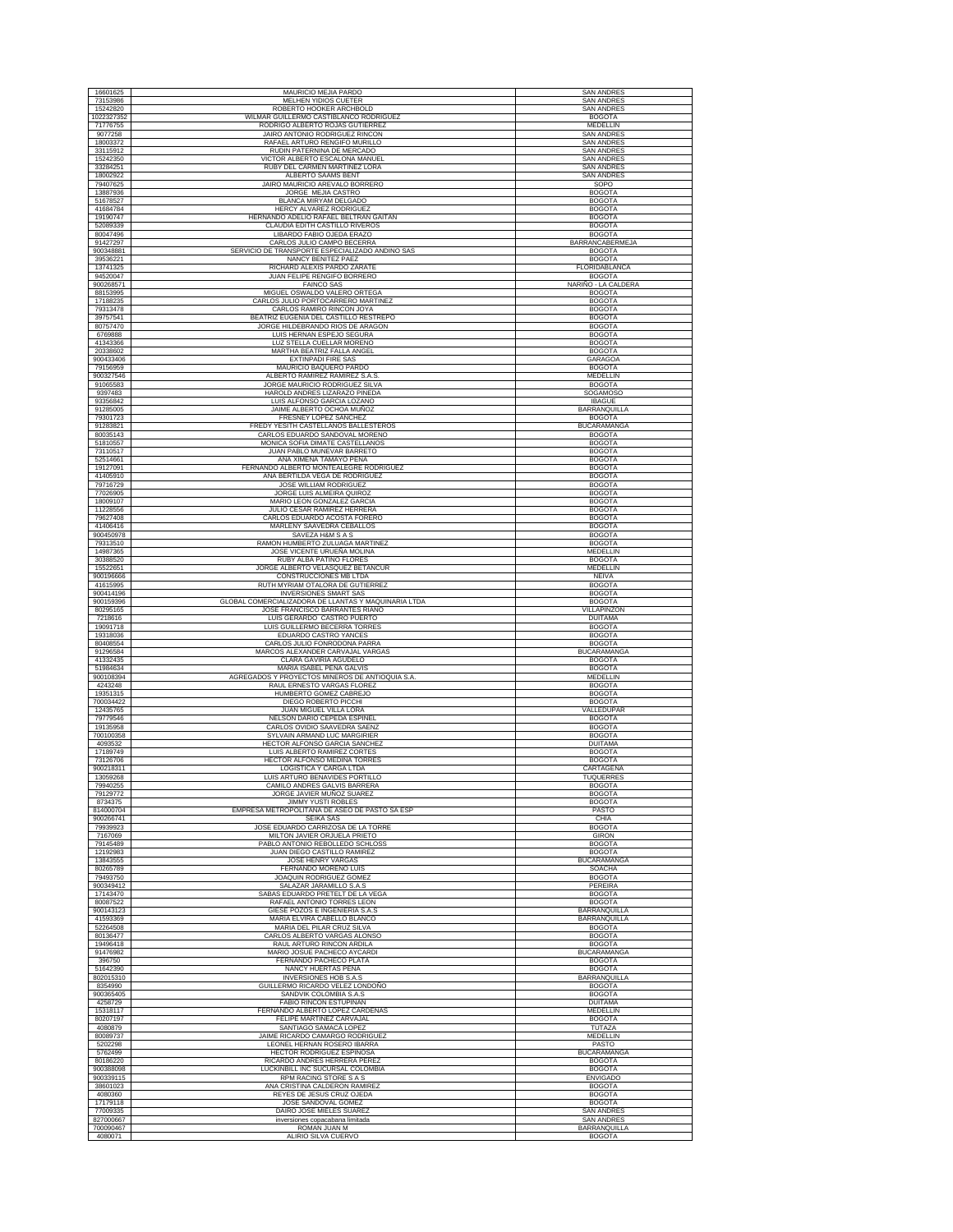| | | |
|---|---|---|
| 16601625 | MAURICIO MEJIA PARDO | SAN ANDRES |
| 73153986 | MELHEN YIDIOS CUETER | SAN ANDRES |
| 15242820 | ROBERTO HOOKER ARCHBOLD | SAN ANDRES |
| 1022327352 | WILMAR GUILLERMO CASTIBLANCO RODRIGUEZ | BOGOTA |
| 71776755 | RODRIGO ALBERTO ROJAS GUTIERREZ | MEDELLIN |
| 9077258 | JAIRO ANTONIO RODRIGUEZ RINCON | SAN ANDRES |
| 18003372 | RAFAEL ARTURO RENGIFO MURILLO | SAN ANDRES |
| 33115912 | RUDIN PATERNINA DE MERCADO | SAN ANDRES |
| 15242350 | VICTOR ALBERTO ESCALONA MANUEL | SAN ANDRES |
| 33284251 | RUBY DEL CARMEN MARTINEZ LORA | SAN ANDRES |
| 18002922 | ALBERTO SAAMS BENT | SAN ANDRES |
| 79407625 | JAIRO MAURICIO AREVALO BORRERO | SOPO |
| 13887936 | JORGE MEJIA CASTRO | BOGOTA |
| 51678527 | BLANCA MIRYAM DELGADO | BOGOTA |
| 41684784 | HERCY ALVAREZ RODRIGUEZ | BOGOTA |
| 19190747 | HERNANDO ADELIO RAFAEL BELTRAN GAITAN | BOGOTA |
| 52089339 | CLAUDIA EDITH CASTILLO RIVEROS | BOGOTA |
| 80047496 | LIBARDO FABIO OJEDA ERAZO | BOGOTA |
| 91427297 | CARLOS JULIO CAMPO BECERRA | BARRANCABERMEJA |
| 900348881 | SERVICIO DE TRANSPORTE ESPECIALIZADO ANDINO SAS | BOGOTA |
| 39536221 | NANCY BENITEZ PAEZ | BOGOTA |
| 13741325 | RICHARD ALEXIS PARDO ZARATE | FLORIDABLANCA |
| 94520047 | JUAN FELIPE RENGIFO BORRERO | BOGOTA |
| 900268571 | FAINCO SAS | NARIÑO - LA CALDERA |
| 88153995 | MIGUEL OSWALDO VALERO ORTEGA | BOGOTA |
| 17188235 | CARLOS JULIO PORTOCARRERO MARTINEZ | BOGOTA |
| 79313478 | CARLOS RAMIRO RINCON JOYA | BOGOTA |
| 39757541 | BEATRIZ EUGENIA DEL CASTILLO RESTREPO | BOGOTA |
| 80757470 | JORGE HILDEBRANDO RIOS DE ARAGON | BOGOTA |
| 6769888 | LUIS HERNAN ESPEJO SEGURA | BOGOTA |
| 41343366 | LUZ STELLA CUELLAR MORENO | BOGOTA |
| 20338602 | MARTHA BEATRIZ FALLA ANGEL | BOGOTA |
| 900433406 | EXTINPADI FIRE SAS | GARAGOA |
| 79156959 | MAURICIO BAQUERO PARDO | BOGOTA |
| 900327546 | ALBERTO RAMIREZ RAMIREZ S.A.S. | MEDELLIN |
| 91065583 | JORGE MAURICIO RODRIGUEZ SILVA | BOGOTA |
| 9397483 | HAROLD ANDRES LIZARAZO PINEDA | SOGAMOSO |
| 93356842 | LUIS ALFONSO GARCIA LOZANO | IBAGUE |
| 91285005 | JAIME ALBERTO OCHOA MUÑOZ | BARRANQUILLA |
| 79301723 | FRESNEY LOPEZ SANCHEZ | BOGOTA |
| 91283821 | FREDY YESITH CASTELLANOS BALLESTEROS | BUCARAMANGA |
| 80035143 | CARLOS EDUARDO SANDOVAL MORENO | BOGOTA |
| 51810557 | MONICA SOFIA DIMATE CASTELLANOS | BOGOTA |
| 73110517 | JUAN PABLO MUNEVAR BARRETO | BOGOTA |
| 52514661 | ANA XIMENA TAMAYO PEÑA | BOGOTA |
| 19127091 | FERNANDO ALBERTO MONTEALEGRE RODRIGUEZ | BOGOTA |
| 41405910 | ANA BERTILDA VEGA DE RODRIGUEZ | BOGOTA |
| 79716729 | JOSE WILLIAM RODRIGUEZ | BOGOTA |
| 77026905 | JORGE LUIS ALMEIRA QUIROZ | BOGOTA |
| 18009107 | MARIO LEON GONZALEZ GARCIA | BOGOTA |
| 11228556 | JULIO CESAR RAMIREZ HERRERA | BOGOTA |
| 79627408 | CARLOS EDUARDO ACOSTA FORERO | BOGOTA |
| 41406416 | MARLENY SAAVEDRA CEBALLOS | BOGOTA |
| 900450978 | SAVEZA H&M S A S | BOGOTA |
| 79313510 | RAMON HUMBERTO ZULUAGA MARTINEZ | BOGOTA |
| 14987365 | JOSE VICENTE URUEÑA MOLINA | MEDELLIN |
| 30388520 | RUBY ALBA PATIÑO FLORES | BOGOTA |
| 15522651 | JORGE ALBERTO VELASQUEZ BETANCUR | MEDELLIN |
| 900196666 | CONSTRUCCIONES MB LTDA | NEIVA |
| 41615995 | RUTH MYRIAM OTALORA DE GUTIERREZ | BOGOTA |
| 900414196 | INVERSIONES SMART SAS | BOGOTA |
| 900159396 | GLOBAL COMERCIALIZADORA DE LLANTAS Y MAQUINARIA LTDA | BOGOTA |
| 80295165 | JOSE FRANCISCO BARRANTES RIAÑO | VILLAPINZON |
| 7218616 | LUIS GERARDO CASTRO PUERTO | DUITAMA |
| 19091718 | LUIS GUILLERMO BECERRA TORRES | BOGOTA |
| 19318036 | EDUARDO CASTRO YANCES | BOGOTA |
| 80408554 | CARLOS JULIO FONRODONA PARRA | BOGOTA |
| 91296584 | MARCOS ALEXANDER CARVAJAL VARGAS | BUCARAMANGA |
| 41332435 | CLARA GAVIRIA AGUDELO | BOGOTA |
| 51984634 | MARIA ISABEL PEÑA GALVIS | BOGOTA |
| 900108394 | AGREGADOS Y PROYECTOS MINEROS DE ANTIOQUIA S.A. | MEDELLIN |
| 4243248 | RAUL ERNESTO VARGAS FLOREZ | BOGOTA |
| 19351315 | HUMBERTO GOMEZ CABREJO | BOGOTA |
| 700034422 | DIEGO ROBERTO PICCHI | BOGOTA |
| 12435765 | JUAN MIGUEL VILLA LORA | VALLEDUPAR |
| 79779546 | NELSON DARIO CEPEDA ESPINEL | BOGOTA |
| 19135958 | CARLOS OVIDIO SAAVEDRA SAENZ | BOGOTA |
| 700100358 | SYLVAIN ARMAND LUC MARGIRIER | BOGOTA |
| 4093532 | HECTOR ALFONSO GARCIA SANCHEZ | DUITAMA |
| 17189749 | LUIS ALBERTO RAMIREZ CORTES | BOGOTA |
| 73126706 | HECTOR ALFONSO MEDINA TORRES | BOGOTA |
| 900218311 | LOGISTICA Y CARGA LTDA | CARTAGENA |
| 13059268 | LUIS ARTURO BENAVIDES PORTILLO | TUQUERRES |
| 79940255 | CAMILO ANDRES GALVIS BARRERA | BOGOTA |
| 79129772 | JORGE JAVIER MUÑOZ SUAREZ | BOGOTA |
| 8734375 | JIMMY YUSTI ROBLES | BOGOTA |
| 814000704 | EMPRESA METROPOLITANA DE ASEO DE PASTO SA ESP | PASTO |
| 900266741 | SEIKA SAS | CHIA |
| 79939923 | JOSE EDUARDO CARRIZOSA DE LA TORRE | BOGOTA |
| 7167069 | MILTON JAVIER ORJUELA PRIETO | GIRON |
| 79145489 | PABLO ANTONIO REBOLLEDO SCHLOSS | BOGOTA |
| 12192983 | JUAN DIEGO CASTILLO RAMIREZ | BOGOTA |
| 13843555 | JOSE HENRY VARGAS | BUCARAMANGA |
| 80265789 | FERNANDO MORENO LUIS | SOACHA |
| 79493750 | JOAQUIN RODRIGUEZ GOMEZ | BOGOTA |
| 900349412 | SALAZAR JARAMILLO S.A.S | PEREIRA |
| 17143470 | SABAS EDUARDO PRETELT DE LA VEGA | BOGOTA |
| 80087522 | RAFAEL ANTONIO TORRES LEON | BOGOTA |
| 900143123 | GIESE POZOS E INGENIERIA S.A.S | BARRANQUILLA |
| 41593369 | MARIA ELVIRA CABELLO BLANCO | BARRANQUILLA |
| 52264508 | MARIA DEL PILAR CRUZ SILVA | BOGOTA |
| 80136477 | CARLOS ALBERTO VARGAS ALONSO | BOGOTA |
| 19496418 | RAUL ARTURO RINCON ARDILA | BOGOTA |
| 91476982 | MARIO JOSUE PACHECO AYCARDI | BUCARAMANGA |
| 396750 | FERNANDO PACHECO PLATA | BOGOTA |
| 51642390 | NANCY HUERTAS PEÑA | BOGOTA |
| 802015310 | INVERSIONES HOB S.A.S | BARRANQUILLA |
| 8354990 | GUILLERMO RICARDO VELEZ LONDOÑO | BOGOTA |
| 900365405 | SANDVIK COLOMBIA S.A.S | BOGOTA |
| 4258729 | FABIO RINCON ESTUPIÑAN | DUITAMA |
| 15318117 | FERNANDO ALBERTO LOPEZ CARDENAS | MEDELLIN |
| 80207197 | FELIPE MARTINEZ CARVAJAL | BOGOTA |
| 4080879 | SANTIAGO SAMACA LOPEZ | TUTAZA |
| 80089737 | JAIME RICARDO CAMARGO RODRIGUEZ | MEDELLIN |
| 5202298 | LEONEL HERNAN ROSERO IBARRA | PASTO |
| 5762499 | HECTOR RODRIGUEZ ESPINOSA | BUCARAMANGA |
| 80186220 | RICARDO ANDRES HERRERA PEREZ | BOGOTA |
| 900388098 | LUCKINBILL INC SUCURSAL COLOMBIA | BOGOTA |
| 900339115 | RPM RACING STORE S A S | ENVIGADO |
| 39601023 | ANA CRISTINA CALDERON RAMIREZ | BOGOTA |
| 4080360 | REYES DE JESUS CRUZ OJEDA | BOGOTA |
| 17179118 | JOSE SANDOVAL GOMEZ | BOGOTA |
| 77009335 | DAIRO JOSE MIELES SUAREZ | SAN ANDRES |
| 827000667 | inversiones copacabana limitada | SAN ANDRES |
| 700090467 | ROMAN JUAN M | BARRANQUILLA |
| 4080071 | ALIRIO SILVA CUERVO | BOGOTA |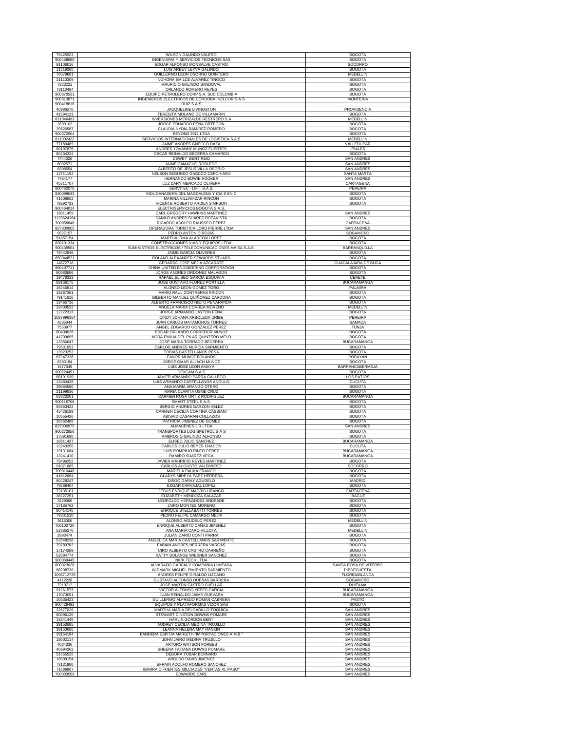| | | |
|---|---|---|
| 79425923 | WILSON GALINDO VALERO | BOGOTA |
| 900468680 | INGENIERIA Y SERVICIOS TECNICOS SAS | BOGOTA |
| 91106016 | EDGAR ALFONSO MONSALVE CASTRO | SOCORRO |
| 11319360 | LUIS ARBEY LEYVA GALINDO | BOGOTA |
| 70079681 | GUILLERMO LEON OSORNO QUINTERO | MEDELLIN |
| 21110309 | NOHORA EMILCE ALVAREZ TINOCO | BOGOTA |
| 7223221 | MAURICIO GALINDO SANDOVAL | BOGOTA |
| 73110494 | ORLANDO ROMERO REYES | BOGOTA |
| 900370531 | EQUIPO PETROLERO CORP S.A. SUC COLOMBIA | BOGOTA |
| 900313871 | INGENIEROS ELECTRICOS DE CORDOBA INELCOR S.A.S | MONTERIA |
| 900418816 | RUIZ S.A.S | |
| 40986270 | JACQUELINE LIVINGSTON | PROVIDENCIA |
| 41594123 | TERESITA MOLANO DE VILLAMARIN | BOGOTA |
| 811046493 | INVERSIONES MERIZALDE RESTREPO S.A | MEDELLIN |
| 2899102 | JORGE EDUARDO PEÑA ORTEGON | BOGOTA |
| 39526587 | CLAUDIA NYDIA RAMIREZ ROMERO | BOGOTA |
| 900372904 | BEYOND 2011 LTDA | BOGOTA |
| 811002422 | SERVICIOS INTERNACIONALES DE LOGISTICA S.A.S | MEDELLIN |
| 77189489 | JAIME ANDRES GNECCO DAZA | VALLEDUPAR |
| 80197876 | ANDRES YOVANNY MUÑOZ FUERTES | IPIALES |
| 80234324 | OSCAR REINALDO BECERRA CAMARGO | BOGOTA |
| 7444026 | DEWEY BENT REID | SAN ANDRES |
| 6092571 | JAIME CAMACHO ROBLEDO | SAN ANDRES |
| 8308554 | ALBERTO DE JESUS VILLA OSORIO | SAN ANDRES |
| 12711194 | NELSON SEGUNDO GNECCO CERCHIARO | SANTA MARTA |
| 7434177 | HERNANDO BOWIE HOOKER | SAN ANDRES |
| 45511707 | LUZ DARY MERCADO OLIVERA | CARTAGENA |
| 900462076 | SERVITEC - LIFT S.A.S. | PEREIRA |
| 830099643 | INDUGANADERA DEL MAGDALENA Y CIA S EN C | BOGOTA |
| 41508602 | MARINA VILLAMIZAR RINCON | BOGOTA |
| 79292733 | VICENTE ROBERTO ARDILA SIMPSON | BOGOTA |
| 900464014 | ELECTRISERVICIOS BOGOTA S.A.S. | |
| 18011459 | CARL GREGORY HAWKINS MARTINEZ | SAN ANDRES |
| 1123624164 | DANILO ANDRES SUAREZ ROTAVISTA | BOGOTA |
| 700058846 | RICARDO ADOLFO RAUSSEO PEREZ | CARTAGENA |
| 827000855 | OPERADORA TURISTICA LORD PIERRE LTDA | SAN ANDRES |
| 9527157 | PEDRO ANTONIO ROJAS | SOGAMOSO |
| 51857154 | MARTHA IRMA ALARCON LOPEZ | BOGOTA |
| 830101334 | CONSTRUCCIONES VIAS Y EQUIPOS LTDA | BOGOTA |
| 900439504 | SUMINISTROS ELECTRICOS / TELECOMUNICACIONES MAISA S.A.S. | BARRANQUILLA |
| 79442846 | JAIME GARCIA OLIVARES | BOGOTA |
| 650044521 | ROLAND ALEXANDER SEWARDS STUARD | BOGOTA |
| 14872718 | GERARDO JOSE MEJIA AZCARATE | GUADALAJARA DE BUGA |
| 900407711 | CHINA UNITED ENGINEERING CORPORATION | BOGOTA |
| 80083686 | JORGE ANDRES ORDOÑEZ MALAGON | BOGOTA |
| 19478333 | RAFAEL ELISEO GARCIA ESQUIVIA | CERETE |
| 88166175 | JOSE GUSTAVO FLOREZ PORTILLA | BUCARAMANGA |
| 16246614 | ALONSO LEON GOMEZ TORO | PALMIRA |
| 19287361 | MARIO RAUL CONTRERAS RINCON | BOGOTA |
| 79141810 | GILBERTO MANUEL QUIÑONEZ CARDONA | BOGOTA |
| 19465716 | ALBERTO FRANCISCO NIETO PEÑARANDA | BOGOTA |
| 32400522 | ANGELA MARIA CORREA MORENO | MEDELLIN |
| 12272313 | JORGE ARMANDO LAYTON PEÑA | BOGOTA |
| 1087996364 | CINDY JOHANA ARBOLEDA URIBE | PEREIRA |
| 4235044 | JUAN CARLOS MATAMOROS TORRES | SAMACA |
| 7550977 | ANGEL EDGARDO GONZALEZ PEREZ | TUNJA |
| 80409028 | EDGAR ORLANDO CORREDOR MUÑOZ | BOGOTA |
| 41709605 | NORA EMILIA DEL PILAR QUINTERO MELO | BOGOTA |
| 13356647 | JOSE MARIA TORRADO BECERRA | BUCARAMANGA |
| 79531053 | CARLOS ANDRES MURCIA SARMIENTO | BOGOTA |
| 13923252 | TOBIAS CASTELLANOS PEÑA | BOGOTA |
| 87247338 | FANOR MUÑOZ BOLAÑOS | POPAYAN |
| 8283184 | JORGE OMAR ALJACH MUÑOZ | BOGOTA |
| 1977345 | LUIS JOSE LEON AMAYA | BARRANCABERMEJA |
| 900224451 | DEXCAM S.A.S | BOGOTA |
| 88191930 | JAVIER ARMANDO PARRA GALLEGO | LOS PATIOS |
| 13483428 | LUIS ARMANDO CASTELLANOS ANGULO | CUCUTA |
| 39684580 | ANA MARIA ARANGO OTERO | BOGOTA |
| 21199836 | MARIA CLARITA USME CRUZ | BOGOTA |
| 63323201 | CARMEN ROSA ORTIZ RODRIGUEZ | BUCARAMANGA |
| 900115708 | SMART STEEL S.A.S. | BOGOTA |
| 93363422 | SERGIO ANDRES GARZON VELEZ | BOGOTA |
| 45426189 | CARMEN CECILIA CORTINA CASSIANI | BOGOTA |
| 10555426 | ABISAID CASARAN COLLAZOS | BOGOTA |
| 35462488 | PATRICIA JIMENEZ DE GOMEZ | BOGOTA |
| 827000975 | ALMACENES J.R LTDA | SAN ANDRES |
| 900272856 | TRANSPORTES LOGISPETROL S A S | BOGOTA |
| 17091690 | AMBROSIO GALINDO ALFONSO | BOGOTA |
| 18911437 | ELISEO JULIO SANCHEZ | BUCARAMANGA |
| 13240250 | CARLOS JULIO REYES CHACON | CUCUTA |
| 19131084 | LUIS POMPILIO PINTO PEREZ | BUCARAMANGA |
| 13241410 | RAMIRO SUAREZ VEGA | BUCARAMANGA |
| 79496252 | JAVIER MAURICIO REYES MARTINEZ | BOGOTA |
| 91071685 | CARLOS AUGUSTO VALDIVIESO | SOCORRO |
| 700010448 | MARIELA PALMA FRANCO | BOGOTA |
| 41612684 | GLADYS MIREYA PAEZ HERRERA | BOGOTA |
| 80428247 | DIEGO GARAY AGUDELO | MADRID |
| 79288404 | EDGAR CARVAJAL LOPEZ | BOGOTA |
| 72135101 | JESUS ENRIQUE MADRID URANGO | CARTAGENA |
| 38227251 | ELIZABETH MENDOZA SALAZAR | IBAGUE |
| 3229366 | LEOPOLDO HERNANDEZ ANDRADE | BOGOTA |
| 17185762 | JAIRO MONTES MORENO | BOGOTA |
| 80414145 | ENRIQUE STELLABATTI TORRES | BOGOTA |
| 79301510 | PEDRO FELIPE CAMARGO MEJIA | BOGOTA |
| 3616006 | ALONSO AGUDELO PEREZ | MEDELLIN |
| 700102720 | ENRIQUE ALBERTO CAÑAS JIMENEZ | BOGOTA |
| 52385276 | ANA MARIA CARO VILLOTA | MEDELLIN |
| 2993474 | JULIAN DARIO CONTI PARRA | BOGOTA |
| 52548238 | ANGELICA MARIA CASTELLANOS SARMIENTO | BOGOTA |
| 79780782 | FABIAN ANDRES HERRERA VARGAS | BOGOTA |
| 17174389 | CIRO ALBERTO CASTRO CARREÑO | BOGOTA |
| 52084774 | KATTY SOLANGE WIESNER SANCHEZ | BOGOTA |
| 900069445 | NICK TECH LTDA | BOGOTA |
| 800023028 | ALVARADO GARCIA Y COMPAÑIA LIMITADA | SANTA ROSA DE VITERBO |
| 88208730 | WIDMARK MIGUEL PIMIENTO SARMIENTO | PIEDECUESTA |
| 1098712725 | ANDRES FELIPE GIRALDO LIZCANO | FLORIDABLANCA |
| 4112228 | GUSTAVO ALFONSO DUEÑAS BARRERA | SOGAMOSO |
| 7219712 | JOSE MARTIN CASTRO CUELLAR | DUITAMA |
| 91261573 | VICTOR ALFONSO YEPES GARCIA | BUCARAMANGA |
| 17070091 | JUAN REINALDO JAIME GUEVARA | BUCARAMANGA |
| 10536423 | GUILLERMO ALFREDO ROMAN CABRERA | PASTO |
| 900429492 | EQUIPOS Y PLATAFORMAS VIZOR SAS | BOGOTA |
| 32677026 | MARTHA MARIA DELGADILLO TOQUICA | SAN ANDRES |
| 80096120 | STEWART DINSTON DOWNS POMARE | SAN ANDRES |
| 15241446 | HARLIN GORDON BENT | SAN ANDRES |
| 39153685 | AUDREY CECILIA MEDINA TRUJILLO | SAN ANDRES |
| 39150666 | LEANNA HELENA MAY RANKIN | SAN ANDRES |
| 39154184 | BANDERA ESPITIA MARGITH "IMPORTACIONES A.M.B." | SAN ANDRES |
| 18002117 | JOHN JAIRO MEDINA TRUJILLO | SAN ANDRES |
| 4034336 | ARTURO WATSON FORBES | SAN ANDRES |
| 40994262 | SHEENA TATIANA DOWNS POMARE | SAN ANDRES |
| 51565525 | DEBORA TOBAR BERNARD | SAN ANDRES |
| 18009154 | AROLDO DAVIS JIMENEZ | SAN ANDRES |
| 73131980 | EFRAIN ADOLFO ROMERO SANCHEZ | SAN ANDRES |
| 71586867 | IBARRA CIFUENTES MILCIADES "VENTAS AL PASO" | SAN ANDRES |
| 700003559 | EDWARDS CARL | SAN ANDRES |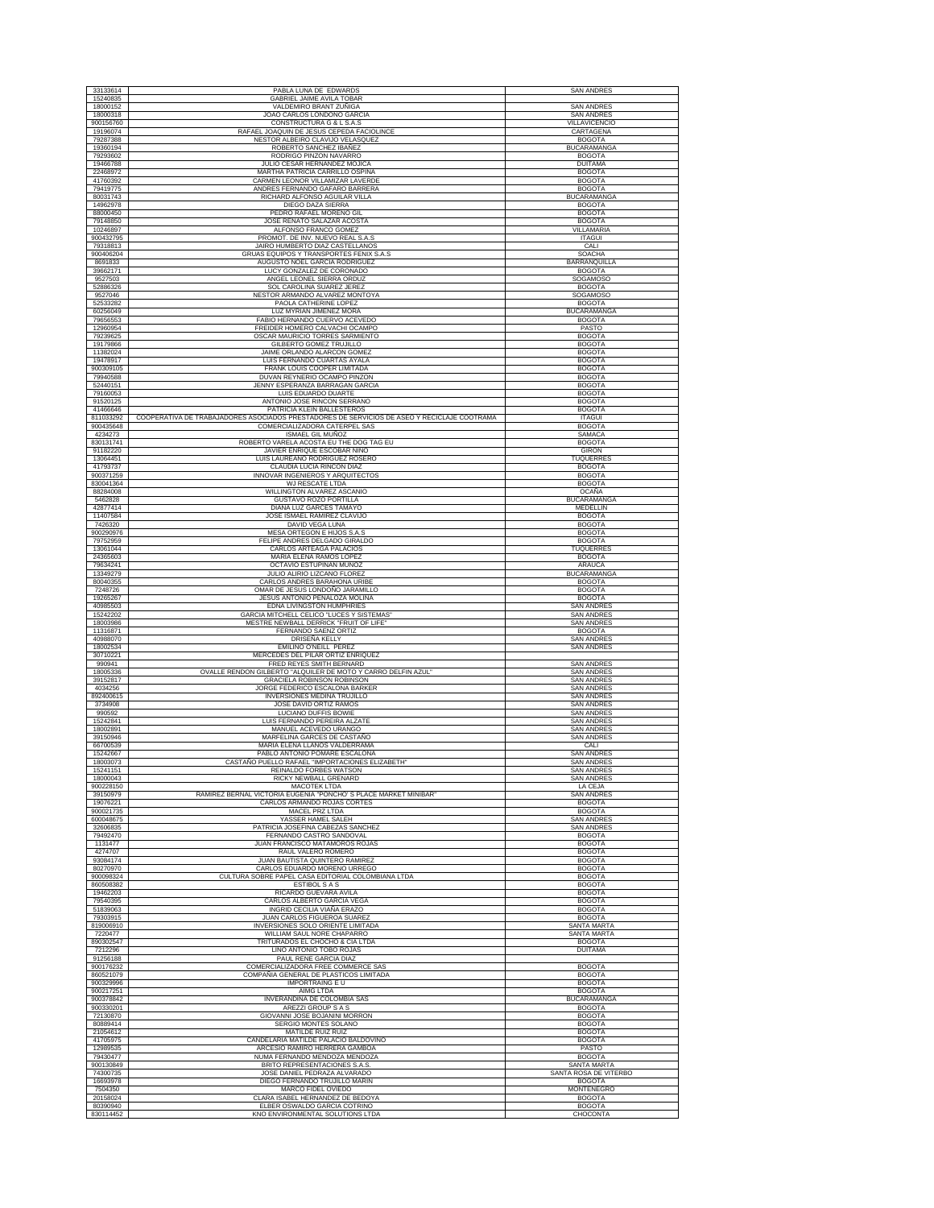| | | |
|---|---|---|
| 33133614 | PABLA LUNA DE EDWARDS | SAN ANDRES |
| 15240835 | GABRIEL JAIME AVILA TOBAR | |
| 18000152 | VALDEMIRO BRANT ZUÑIGA | SAN ANDRES |
| 18000318 | JOAO CARLOS LONDOÑO GARCIA | SAN ANDRES |
| 900156760 | CONSTRUCTURA G & L S.A.S | VILLAVICENCIO |
| 19196074 | RAFAEL JOAQUIN DE JESUS CEPEDA FACIOLINCE | CARTAGENA |
| 79287388 | NESTOR ALBEIRO CLAVIJO VELASQUEZ | BOGOTA |
| 19360194 | ROBERTO SANCHEZ IBAÑEZ | BUCARAMANGA |
| 79293602 | RODRIGO PINZON NAVARRO | BOGOTA |
| 19466788 | JULIO CESAR HERNANDEZ MOJICA | DUITAMA |
| 22468972 | MARTHA PATRICIA CARRILLO OSPINA | BOGOTA |
| 41760392 | CARMEN LEONOR VILLAMIZAR LAVERDE | BOGOTA |
| 79419775 | ANDRES FERNANDO GAFARO BARRERA | BOGOTA |
| 80031743 | RICHARD ALFONSO AGUILAR VILLA | BUCARAMANGA |
| 14962978 | DIEGO DAZA SIERRA | BOGOTA |
| 88000450 | PEDRO RAFAEL MORENO GIL | BOGOTA |
| 79148850 | JOSE RENATO SALAZAR ACOSTA | BOGOTA |
| 10246897 | ALFONSO FRANCO GOMEZ | VILLAMARIA |
| 900432795 | PROMOT. DE INV. NUEVO REAL S.A.S | ITAGUI |
| 79318813 | JAIRO HUMBERTO DIAZ CASTELLANOS | CALI |
| 900406204 | GRUAS EQUIPOS Y TRANSPORTES FENIX S.A.S | SOACHA |
| 8691833 | AUGUSTO NOEL GARCIA RODRIGUEZ | BARRANQUILLA |
| 39662171 | LUCY GONZALEZ DE CORONADO | BOGOTA |
| 9527503 | ANGEL LEONEL SIERRA ORDUZ | SOGAMOSO |
| 52886326 | SOL CAROLINA SUAREZ JEREZ | BOGOTA |
| 9527046 | NESTOR ARMANDO ALVAREZ MONTOYA | SOGAMOSO |
| 52533282 | PAOLA CATHERINE LOPEZ | BOGOTA |
| 60256049 | LUZ MYRIAN JIMENEZ MORA | BUCARAMANGA |
| 79656553 | FABIO HERNANDO CUERVO ACEVEDO | BOGOTA |
| 12960954 | FREIDER HOMERO CALVACHI OCAMPO | PASTO |
| 79239625 | OSCAR MAURICIO TORRES SARMIENTO | BOGOTA |
| 19179866 | GILBERTO GOMEZ TRUJILLO | BOGOTA |
| 11382024 | JAIME ORLANDO ALARCON GOMEZ | BOGOTA |
| 19478917 | LUIS FERNANDO CUARTAS AYALA | BOGOTA |
| 900309105 | FRANK LOUIS COOPER LIMITADA | BOGOTA |
| 79940588 | DUVAN REYNERIO OCAMPO PINZON | BOGOTA |
| 52440151 | JENNY ESPERANZA BARRAGAN GARCIA | BOGOTA |
| 79160053 | LUIS EDUARDO DUARTE | BOGOTA |
| 91520125 | ANTONIO JOSE RINCON SERRANO | BOGOTA |
| 41466646 | PATRICIA KLEIN BALLESTEROS | BOGOTA |
| 811033292 | COOPERATIVA DE TRABAJADORES ASOCIADOS PRESTADORES DE SERVICIOS DE ASEO Y RECICLAJE COOTRAMA | ITAGUI |
| 900435648 | COMERCIALIZADORA CATERPEL SAS | BOGOTA |
| 4234273 | ISMAEL GIL MUÑOZ | SAMACA |
| 830131741 | ROBERTO VARELA ACOSTA EU THE DOG TAG EU | BOGOTA |
| 91182220 | JAVIER ENRIQUE ESCOBAR NIÑO | GIRON |
| 13064451 | LUIS LAUREANO RODRIGUEZ ROSERO | TUQUERRES |
| 41793737 | CLAUDIA LUCIA RINCON DIAZ | BOGOTA |
| 900371259 | INNOVAR INGENIEROS Y ARQUITECTOS | BOGOTA |
| 830041364 | WJ RESCATE LTDA | BOGOTA |
| 88284008 | WILLINGTON ALVAREZ ASCANIO | OCAÑA |
| 5462828 | GUSTAVO ROZO PORTILLA | BUCARAMANGA |
| 42877414 | DIANA LUZ GARCES TAMAYO | MEDELLIN |
| 11407584 | JOSE ISMAEL RAMIREZ CLAVIJO | BOGOTA |
| 7426320 | DAVID VEGA LUNA | BOGOTA |
| 900290976 | MESA ORTEGON E HIJOS S.A.S | BOGOTA |
| 79752959 | FELIPE ANDRES DELGADO GIRALDO | BOGOTA |
| 13061044 | CARLOS ARTEAGA PALACIOS | TUQUERRES |
| 24365603 | MARIA ELENA RAMOS LOPEZ | BOGOTA |
| 79634241 | OCTAVIO ESTUPIÑAN MUÑOZ | ARAUCA |
| 13349279 | JULIO ALIRIO LIZCANO FLOREZ | BUCARAMANGA |
| 80040355 | CARLOS ANDRES BARAHONA URIBE | BOGOTA |
| 7248726 | OMAR DE JESUS LONDOÑO JARAMILLO | BOGOTA |
| 19265267 | JESUS ANTONIO PEÑALOZA MOLINA | BOGOTA |
| 40985503 | EDNA LIVINGSTON HUMPHRIES | SAN ANDRES |
| 15242202 | GARCIA MITCHELL CELICO "LUCES Y SISTEMAS" | SAN ANDRES |
| 18003986 | MESTRE NEWBALL DERRICK "FRUIT OF LIFE" | SAN ANDRES |
| 11316871 | FERNANDO SAENZ ORTIZ | BOGOTA |
| 40988070 | DRISEÑA KELLY | SAN ANDRES |
| 18002534 | EMILINO O'NEILL PEREZ | SAN ANDRES |
| 30710221 | MERCEDES DEL PILAR ORTIZ ENRIQUEZ | |
| 990941 | FRED REYES SMITH BERNARD | SAN ANDRES |
| 18005336 | OVALLE RENDON GILBERTO "ALQUILER DE MOTO Y CARRO DELFIN AZUL" | SAN ANDRES |
| 39152817 | GRACIELA ROBINSON ROBINSON | SAN ANDRES |
| 4034256 | JORGE FEDERICO ESCALONA BARKER | SAN ANDRES |
| 892400615 | INVERSIONES MEDINA TRUJILLO | SAN ANDRES |
| 3734908 | JOSE DAVID ORTIZ RAMOS | SAN ANDRES |
| 990592 | LUCIANO DUFFIS BOWIE | SAN ANDRES |
| 15242841 | LUIS FERNANDO PEREIRA ALZATE | SAN ANDRES |
| 18002891 | MANUEL ACEVEDO URANGO | SAN ANDRES |
| 39150946 | MARFELINA GARCES DE CASTAÑO | SAN ANDRES |
| 66700539 | MARIA ELENA LLANOS VALDERRAMA | CALI |
| 15242667 | PABLO ANTONIO POMARE ESCALONA | SAN ANDRES |
| 18003073 | CASTAÑO PUELLO RAFAEL "IMPORTACIONES ELIZABETH" | SAN ANDRES |
| 15241151 | REINALDO FORBES WATSON | SAN ANDRES |
| 18000043 | RICKY NEWBALL GRENARD | SAN ANDRES |
| 900228150 | MACOTEK LTDA | LA CEJA |
| 39150979 | RAMIREZ BERNAL VICTORIA EUGENIA "PONCHO' S PLACE MARKET MINIBAR" | SAN ANDRES |
| 19076221 | CARLOS ARMANDO ROJAS CORTES | BOGOTA |
| 900021735 | MACEL PRZ LTDA | BOGOTA |
| 600048675 | YASSER HAMEL SALEH | SAN ANDRES |
| 32606835 | PATRICIA JOSEFINA CABEZAS SANCHEZ | SAN ANDRES |
| 79492470 | FERNANDO CASTRO SANDOVAL | BOGOTA |
| 1131477 | JUAN FRANCISCO MATAMOROS ROJAS | BOGOTA |
| 4274707 | RAUL VALERO ROMERO | BOGOTA |
| 93084174 | JUAN BAUTISTA QUINTERO RAMIREZ | BOGOTA |
| 80270970 | CARLOS EDUARDO MORENO URREGO | BOGOTA |
| 900098324 | CULTURA SOBRE PAPEL CASA EDITORIAL COLOMBIANA LTDA | BOGOTA |
| 860508382 | ESTIBOL S A S | BOGOTA |
| 19462203 | RICARDO GUEVARA AVILA | BOGOTA |
| 79540395 | CARLOS ALBERTO GARCIA VEGA | BOGOTA |
| 51839063 | INGRID CECILIA VIAÑA ERAZO | BOGOTA |
| 79303915 | JUAN CARLOS FIGUEROA SUAREZ | BOGOTA |
| 819006910 | INVERSIONES SOLO ORIENTE LIMITADA | SANTA MARTA |
| 7220477 | WILLIAM SAUL NORE CHAPARRO | SANTA MARTA |
| 890302547 | TRITURADOS EL CHOCHO & CIA LTDA | BOGOTA |
| 7212296 | LINO ANTONIO TOBO ROJAS | DUITAMA |
| 91256188 | PAUL RENE GARCIA DIAZ | |
| 900176232 | COMERCIALIZADORA FREE COMMERCE SAS | BOGOTA |
| 860521079 | COMPAÑIA GENERAL DE PLASTICOS LIMITADA | BOGOTA |
| 900329996 | IMPORTRAING E U | BOGOTA |
| 900217251 | AIMG LTDA | BOGOTA |
| 900378842 | INVERANDINA DE COLOMBIA SAS | BUCARAMANGA |
| 900330201 | AREZZI GROUP S A S | BOGOTA |
| 72130870 | GIOVANNI JOSE BOJANINI MORRON | BOGOTA |
| 80889414 | SERGIO MONTES SOLANO | BOGOTA |
| 21054612 | MATILDE RUIZ RUIZ | BOGOTA |
| 41705975 | CANDELARIA MATILDE PALACIO BALDOVINO | BOGOTA |
| 12989535 | ARCESIO RAMIRO HERRERA GAMBOA | PASTO |
| 79430477 | NUMA FERNANDO MENDOZA MENDOZA | BOGOTA |
| 900130849 | BRITO REPRESENTACIONES S.A.S. | SANTA MARTA |
| 74300735 | JOSE DANIEL PEDRAZA ALVARADO | SANTA ROSA DE VITERBO |
| 16693978 | DIEGO FERNANDO TRUJILLO MARIN | BOGOTA |
| 7504350 | MARCO FIDEL OVIEDO | MONTENEGRO |
| 20158024 | CLARA ISABEL HERNANDEZ DE BEDOYA | BOGOTA |
| 80390940 | ELBER OSWALDO GARCIA COTRINO | BOGOTA |
| 830114452 | KNO ENVIRONMENTAL SOLUTIONS LTDA | CHOCONTA |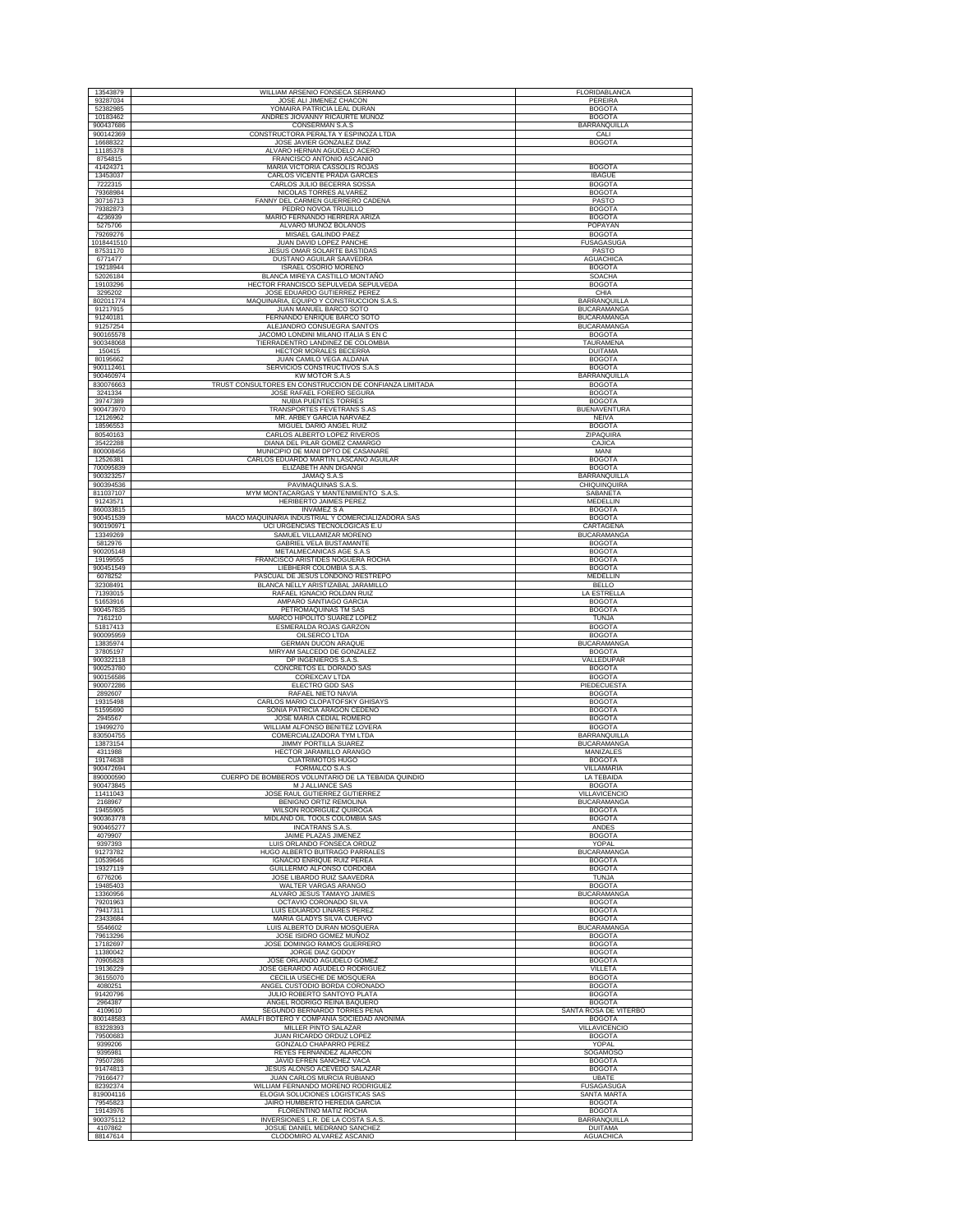| | | |
|---|---|---|
| 13543879 | WILLIAM ARSENIO FONSECA SERRANO | FLORIDABLANCA |
| 93287034 | JOSE ALI JIMENEZ CHACON | PEREIRA |
| 52382985 | YOMAIRA PATRICIA LEAL DURAN | BOGOTA |
| 10183462 | ANDRES JIOVANNY RICAURTE MUÑOZ | BOGOTA |
| 900437686 | CONSERMAN S.A.S | BARRANQUILLA |
| 900142369 | CONSTRUCTORA PERALTA Y ESPINOZA LTDA | CALI |
| 16688322 | JOSE JAVIER GONZALEZ DIAZ | BOGOTA |
| 11185378 | ALVARO HERNAN AGUDELO ACERO | |
| 8754815 | FRANCISCO ANTONIO ASCANIO | |
| 41424371 | MARIA VICTORIA CASSOLIS ROJAS | BOGOTA |
| 13453037 | CARLOS VICENTE PRADA GARCES | IBAGUE |
| 7222315 | CARLOS JULIO BECERRA SOSSA | BOGOTA |
| 79368984 | NICOLAS TORRES ALVAREZ | BOGOTA |
| 30716713 | FANNY DEL CARMEN GUERRERO CADENA | PASTO |
| 79382873 | PEDRO NOVOA TRUJILLO | BOGOTA |
| 4236939 | MARIO FERNANDO HERRERA ARIZA | BOGOTA |
| 5275706 | ALVARO MUÑOZ BOLAÑOS | POPAYAN |
| 79269276 | MISAEL GALINDO PAEZ | BOGOTA |
| 1018441510 | JUAN DAVID LOPEZ PANCHE | FUSAGASUGA |
| 87531170 | JESUS OMAR SOLARTE BASTIDAS | PASTO |
| 6771477 | DUSTANO AGUILAR SAAVEDRA | AGUACHICA |
| 19218944 | ISRAEL OSORIO MORENO | BOGOTA |
| 52026184 | BLANCA MIREYA CASTILLO MONTAÑO | SOACHA |
| 19103296 | HECTOR FRANCISCO SEPULVEDA SEPULVEDA | BOGOTA |
| 3295202 | JOSE EDUARDO GUTIERREZ PEREZ | CHIA |
| 802011774 | MAQUINARIA, EQUIPO Y CONSTRUCCION S.A.S. | BARRANQUILLA |
| 91217915 | JUAN MANUEL BARCO SOTO | BUCARAMANGA |
| 91240181 | FERNANDO ENRIQUE BARCO SOTO | BUCARAMANGA |
| 91257254 | ALEJANDRO CONSUEGRA SANTOS | BUCARAMANGA |
| 900165578 | JACOMO LONDINI MILANO ITALIA S EN C | BOGOTA |
| 900348068 | TIERRADENTRO LANDINEZ DE COLOMBIA | TAURAMENA |
| 150415 | HECTOR MORALES BECERRA | DUITAMA |
| 80195662 | JUAN CAMILO VEGA ALDANA | BOGOTA |
| 900112461 | SERVICIOS CONSTRUCTIVOS S.A.S | BOGOTA |
| 900460974 | KW MOTOR S.A.S | BARRANQUILLA |
| 830076663 | TRUST CONSULTORES EN CONSTRUCCION DE CONFIANZA LIMITADA | BOGOTA |
| 3241334 | JOSE RAFAEL FORERO SEGURA | BOGOTA |
| 39747389 | NUBIA PUENTES TORRES | BOGOTA |
| 900473970 | TRANSPORTES FEVETRANS S.AS | BUENAVENTURA |
| 12126962 | MR. ARBEY GARCIA NARVAEZ | NEIVA |
| 18596553 | MIGUEL DARIO ANGEL RUIZ | BOGOTA |
| 80540163 | CARLOS ALBERTO LOPEZ RIVEROS | ZIPAQUIRA |
| 35422288 | DIANA DEL PILAR GOMEZ CAMARGO | CAJICA |
| 800008456 | MUNICIPIO DE MANI DPTO DE CASANARE | MANI |
| 12526381 | CARLOS EDUARDO MARTIN LASCANO AGUILAR | BOGOTA |
| 700095839 | ELIZABETH ANN DIGANGI | BOGOTA |
| 900323257 | JAMAQ S.A.S | BARRANQUILLA |
| 900394536 | PAVIMAQUINAS S.A.S. | CHIQUINQUIRA |
| 811037107 | MYM MONTACARGAS Y MANTENIMIENTO S.A.S. | SABANETA |
| 91243571 | HERIBERTO JAIMES PEREZ | MEDELLIN |
| 860033815 | INVAMEZ S A | BOGOTA |
| 900451539 | MACO MAQUINARIA INDUSTRIAL Y COMERCIALIZADORA SAS | BOGOTA |
| 900190971 | UCI URGENCIAS TECNOLOGICAS E.U | CARTAGENA |
| 13349269 | SAMUEL VILLAMIZAR MORENO | BUCARAMANGA |
| 5812976 | GABRIEL VELA BUSTAMANTE | BOGOTA |
| 900205148 | METALMECANICAS AGE S.A.S | BOGOTA |
| 19199555 | FRANCISCO ARISTIDES NOGUERA ROCHA | BOGOTA |
| 900451549 | LIEBHERR COLOMBIA S.A.S. | BOGOTA |
| 6078252 | PASCUAL DE JESUS LONDOÑO RESTREPO | MEDELLIN |
| 32308491 | BLANCA NELLY ARISTIZABAL JARAMILLO | BELLO |
| 71393015 | RAFAEL IGNACIO ROLDAN RUIZ | LA ESTRELLA |
| 51653916 | AMPARO SANTIAGO GARCIA | BOGOTA |
| 900457835 | PETROMAQUINAS TM SAS | BOGOTA |
| 7161210 | MARCO HIPOLITO SUAREZ LOPEZ | TUNJA |
| 51817413 | ESMERALDA ROJAS GARZON | BOGOTA |
| 900095959 | OILSERCO LTDA | BOGOTA |
| 13835974 | GERMAN DUCON ARAQUE | BUCARAMANGA |
| 37805197 | MIRYAM SALCEDO DE GONZALEZ | BOGOTA |
| 900322118 | DP INGENIEROS S.A.S. | VALLEDUPAR |
| 900253780 | CONCRETOS EL DORADO SAS | BOGOTA |
| 900156586 | COREXCAV LTDA | BOGOTA |
| 900072286 | ELECTRO GDD SAS | PIEDECUESTA |
| 2892607 | RAFAEL NIETO NAVIA | BOGOTA |
| 19315498 | CARLOS MARIO CLOPATOFSKY GHISAYS | BOGOTA |
| 51595690 | SONIA PATRICIA ARAGON CEDENO | BOGOTA |
| 2945567 | JOSE MARIA CEDIAL ROMERO | BOGOTA |
| 19499270 | WILLIAM ALFONSO BENITEZ LOVERA | BOGOTA |
| 830504755 | COMERCIALIZADORA TYM LTDA | BARRANQUILLA |
| 13873154 | JIMMY PORTILLA SUAREZ | BUCARAMANGA |
| 4311988 | HECTOR JARAMILLO ARANGO | MANIZALES |
| 19174638 | CUATRIMOTOS HUGO | BOGOTA |
| 900472694 | FORMALCO S.A.S | VILLAMARIA |
| 890000590 | CUERPO DE BOMBEROS VOLUNTARIO DE LA TEBAIDA QUINDIO | LA TEBAIDA |
| 900473845 | M J ALLIANCE SAS | MEDELLIN |
| 11411043 | JOSE RAUL GUTIERREZ GUTIERREZ | VILLAVICENCIO |
| 2168967 | BENIGNO ORTIZ REMOLINA | BUCARAMANGA |
| 19455905 | WILSON RODRIGUEZ QUIROGA | BOGOTA |
| 900363778 | MIDLAND OIL TOOLS COLOMBIA SAS | BOGOTA |
| 900465277 | INCATRANS S.A.S. | ANDES |
| 4079907 | JAIME PLAZAS JIMENEZ | BOGOTA |
| 9397393 | LUIS ORLANDO FONSECA ORDUZ | YOPAL |
| 91273782 | HUGO ALBERTO BUITRAGO PARRALES | BUCARAMANGA |
| 10539646 | IGNACIO ENRIQUE RUIZ PEREA | BOGOTA |
| 19327119 | GUILLERMO ALFONSO CORDOBA | BOGOTA |
| 6776206 | JOSE LIBARDO RUIZ SAAVEDRA | TUNJA |
| 19485403 | WALTER VARGAS ARANGO | BOGOTA |
| 13360956 | ALVARO JESUS TAMAYO JAIMES | BUCARAMANGA |
| 79201963 | OCTAVIO CORONADO SILVA | BOGOTA |
| 79417311 | LUIS EDUARDO LINARES PEREZ | BOGOTA |
| 23433684 | MARIA GLADYS SILVA CUERVO | BOGOTA |
| 5546602 | LUIS ALBERTO DURAN MOSQUERA | BUCARAMANGA |
| 79613296 | JOSE ISIDRO GOMEZ MUÑOZ | BOGOTA |
| 17182697 | JOSE DOMINGO RAMOS GUERRERO | BOGOTA |
| 11380042 | JORGE DIAZ GODOY | BOGOTA |
| 70905828 | JOSE ORLANDO AGUDELO GOMEZ | BOGOTA |
| 19136229 | JOSE GERARDO AGUDELO RODRIGUEZ | VILLETA |
| 36155070 | CECILIA USECHE DE MOSQUERA | BOGOTA |
| 4080251 | ANGEL CUSTODIO BORDA CORONADO | BOGOTA |
| 91420796 | JULIO ROBERTO SANTOYO PLATA | BOGOTA |
| 2964387 | ANGEL RODRIGO REINA BAQUERO | BOGOTA |
| 4109610 | SEGUNDO BERNARDO TORRES PEÑA | SANTA ROSA DE VITERBO |
| 800148583 | AMALFI BOTERO Y COMPANIA SOCIEDAD ANONIMA | BOGOTA |
| 83228393 | MILLER PINTO SALAZAR | VILLAVICENCIO |
| 79500683 | JUAN RICARDO ORDUZ LOPEZ | BOGOTA |
| 9399206 | GONZALO CHAPARRO PEREZ | YOPAL |
| 9395981 | REYES FERNANDEZ ALARCON | SOGAMOSO |
| 79507286 | JAVID EFREN SANCHEZ VACA | BOGOTA |
| 91474813 | JESUS ALONSO ACEVEDO SALAZAR | BOGOTA |
| 79166477 | JUAN CARLOS MURCIA RUBIANO | UBATE |
| 82392374 | WILLIAM FERNANDO MORENO RODRIGUEZ | FUSAGASUGA |
| 819004116 | ELOGIA SOLUCIONES LOGISTICAS SAS | SANTA MARTA |
| 79545823 | JAIRO HUMBERTO HEREDIA GARCIA | BOGOTA |
| 19143976 | FLORENTINO MATIZ ROCHA | BOGOTA |
| 900375112 | INVERSIONES L.R. DE LA COSTA S.A.S. | BARRANQUILLA |
| 4107862 | JOSUE DANIEL MEDRANO SANCHEZ | DUITAMA |
| 88147614 | CLODOMIRO ALVAREZ ASCANIO | AGUACHICA |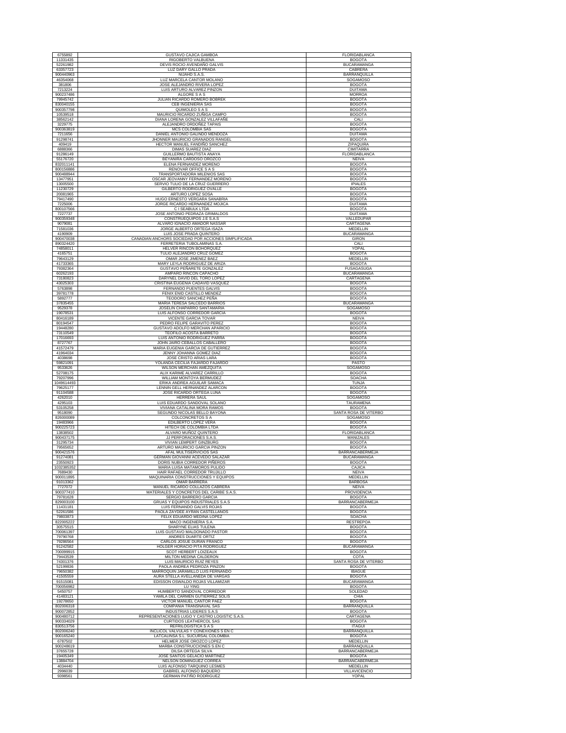| | | |
|---|---|---|
| 6755892 | GUSTAVO CAJICA GAMBOA | FLORIDABLANCA |
| 11331435 | RIGOBERTO VALBUENA | BOGOTA |
| 52261982 | DEVIS ROCIO AVENDAÑO GALVIS | BUCARAMANGA |
| 63357723 | LUZ DARY GALLO PRADA | CABRERA |
| 900440963 | NIJAHD S.A.S. | BARRANQUILLA |
| 46354068 | LUZ MARCELA CANTOR MOLANO | SOGAMOSO |
| 381806 | JOSE ALEJANDRO RIVERA LOPEZ | BOGOTA |
| 7213224 | LUIS ARTURO ALVAREZ PINZON | DUITAMA |
| 900237486 | ALGORE S A S | MORROA |
| 79945742 | JULIAN RICARDO ROMERO BOBREK | BOGOTA |
| 830040155 | CEB INGENIERIA SAS | BOGOTA |
| 900357798 | QUIMOLEO S A S | BOGOTA |
| 10539518 | MAURICIO RICARDO ZUÑIGA CAMPO | BOGOTA |
| 38562142 | DIANA LORENA GONZALEZ VILLAFAÑE | CALI |
| 3229775 | ALEJANDRO ORDOÑEZ TAPAIS | BOGOTA |
| 900363819 | MCS COLOMBIA SAS | BOGOTA |
| 7211656 | DANIEL ANTONIO GALINDO MENDOZA | DUITAMA |
| 91298741 | JHONNER MAURICIO GRANADOS RANGEL | BOGOTA |
| 409419 | HECTOR MANUEL FANDIÑO SANCHEZ | ZIPAQUIRA |
| 6888366 | DIMAS SUAREZ DIAZ | CIMITARRA |
| 91286149 | GUILLERMO BAUTISTA ANAYA | FLORIDABLANCA |
| 55176720 | BEYANIRA CARDOSO OROZCO | NEIVA |
| 832011141 | ELENA FERNANDEZ MORENO | BOGOTA |
| 800156886 | RENOVAR OFFICE S A S | BOGOTA |
| 900488944 | TRANSPORTADORA MILENIOS SAS | BOGOTA |
| 13477951 | OSCAR JEOVANNY FERNANDEZ MORENO | BOGOTA |
| 13005500 | SERVIO TULIO DE LA CRUZ GUERRERO | IPIALES |
| 11230729 | GILBERTO RODRIGUEZ OVALLE | BOGOTA |
| 20081965 | ARTURO LOPEZ SOSA | BOGOTA |
| 79417490 | HUGO ERNESTO VERGARA SANABRIA | BOGOTA |
| 7225006 | JORGE RICARDO HERNANDEZ MOJICA | DUITAMA |
| 800107566 | C I SEABULK LTDA | BOGOTA |
| 7227737 | JOSE ANTONIO PEDRAZA GRIMALDOS | DUITAMA |
| 900359348 | CONSTRUEQUIPOS J.E S.A.S | VALLEDUPAR |
| 9079081 | ALVARO IGNACIO AMADOR NASSAR | CARTAGENA |
| 71581036 | JORGE ALBERTO ORTEGA ISAZA | MEDELLIN |
| 4190909 | LUIS JOSE PRADA QUINTERO | BUCARAMANGA |
| 900470038 | CANADIAN ANCHORS SOCIEDAD POR ACCIONES SIMPLIFICADA | GIRON |
| 890324420 | FERRETERIA TUBOLAMINAS S.A. | CALI |
| 74858011 | HELVER RINCON BOHORQUEZ | YOPAL |
| 4165751 | TULIO ALEJANDRO CRUZ GOMEZ | BOGOTA |
| 79643129 | OMAR JOSE JIMENEZ BAEZ | MEDELLIN |
| 41733365 | MARY LEYLA RODRIGUEZ DE ARIZA | BOGOTA |
| 79382364 | GUSTAVO PEÑARETE GONZALEZ | FUSAGASUGA |
| 60262193 | AMPARO RINCON CAPACHO | BUCARAMANGA |
| 73180823 | DARYNEL DAVID DEL TORO LOPEZ | CARTAGENA |
| 43025303 | CRISTINA EUGENIA CADAVID VASQUEZ | BOGOTA |
| 5763898 | FERNANDO PUENTES GALVIS | BOGOTA |
| 39781778 | FENIX ENID CASTILLO MENDEZ | BOGOTA |
| 5892777 | TEODORO SANCHEZ PEÑA | BOGOTA |
| 37835455 | MARIA TERESA SALCEDO BARRIOS | BUCARAMANGA |
| 9529378 | JOSELIN CHAPARRO SANTAMARIA | SOGAMOSO |
| 19078531 | LUIS ALFONSO CORREDOR GARCIA | BOGOTA |
| 80416189 | VICENTE GARCIA TOVAR | NEIVA |
| 80194547 | PEDRO FELIPE GARAVITO PEREZ | BOGOTA |
| 19448280 | GUSTAVO ADOLFO MERCHAN APARICIO | BOGOTA |
| 73110549 | TEOFILO ACOSTA BARRETO | BOGOTA |
| 17016693 | LUIS ANTONIO RODRIGUEZ PARRA | BOGOTA |
| 8727767 | JOHN JAIRO CEBALLOS CABALLERO | BOGOTA |
| 41572479 | MARIA EUGENIA GARCIA DE GUTIERREZ | BOGOTA |
| 41964034 | JENNY JOHANNA GOMEZ DIAZ | BOGOTA |
| 4038698 | JOSE CRISTO ARIAS LARA | BOGOTA |
| 59821091 | YOLANDA CECILIA FAJARDO FAJARDO | PASTO |
| 9533626 | WILSON MERCHAN AMEZQUITA | SOGAMOSO |
| 52708175 | ALIX KARIME ALVAREZ CARRILLO | BOGOTA |
| 79207996 | WILLIAM MONTOYA BERMUDEZ | SOACHA |
| 1049614493 | ERIKA ANDREA AGUILAR SAMACA | TUNJA |
| 79625177 | LENNIN GELL HERNANDEZ ALARCON | BOGOTA |
| 91104588 | JOSE RICARDO ORTEGA LUNA | BOGOTA |
| 4262010 | HERRERA SAUL | SOGAMOSO |
| 4295103 | LUIS EDUARDO SANDOVAL SOLANO | TAURAMENA |
| 53105258 | VIVIANA CATALINA MORA RAMOS | BOGOTA |
| 9518090 | SEGUNDO NICOLAS BELLO BAYONA | SANTA ROSA DE VITERBO |
| 826000089 | COLCONCRETOS S A | SOGAMOSO |
| 19483966 | EDILBERTO LOPEZ VERA | BOGOTA |
| 900225723 | HITECH DE COLOMBIA LTDA | BOGOTA |
| 13838502 | ALVARO MUÑOZ QUINTERO | FLORIDABLANCA |
| 900437175 | JJ PERFORACIONES S.A.S. | MANIZALES |
| 31295734 | VIVIAN LEMPERT GINZBURG | BOGOTA |
| 79565652 | ARTURO MAURICIO GARCIA PINZON | BOGOTA |
| 900421576 | AFAL MULTISERVICIOS SAS | BARRANCABERMEJA |
| 91274081 | GERMAN GIOVANNI ACEVEDO SALAZAR | BUCARAMANGA |
| 23550923 | DORIS NUBIA CORREDOR PIÑEROS | BOGOTA |
| 1032385352 | MARIA LUISA MATAMOROS PULIDO | CAJICA |
| 7689430 | HAIR RAFAEL CORREDOR TRUJILLO | NEIVA |
| 900011895 | MAQUINARIA CONSTRUCCIONES Y EQUIPOS | MEDELLIN |
| 91013362 | OMAR BARRERA | BARBOSA |
| 7727072 | MANUEL RICARDO COLLAZOS CABRERA | NEIVA |
| 900377410 | MATERIALES Y CONCRETOS DEL CARIBE S.A.S. | PROVIDENCIA |
| 79781628 | SERGIO BARRERO GARCIA | BOGOTA |
| 829003100 | GRUAS Y EQUIPOS INDUSTRIALES S.A.S | BARRANCABERMEJA |
| 11431181 | LUIS FERNANDO GALVIS ROJAS | BOGOTA |
| 52261586 | PAOLA ZAYDEE AYRAN CASTELLANOS | BOGOTA |
| 79803673 | FELIX EDUARDO MEDINA LOPEZ | SOACHA |
| 822005222 | MACO INGENIERIA S.A. | RESTREPOA |
| 30575515 | SHARYNE ELIAS TULENA | BOGOTA |
| 700061397 | LUIS GUSTAVO MALDONADO PASTOR | BOGOTA |
| 79790768 | ANDRES DUARTE ORTIZ | BOGOTA |
| 79286564 | CARLOS JOSUE DURAN FRANCO | BOGOTA |
| 91242582 | HOLGER HORACIO PITA RODRIGUEZ | BUCARAMANGA |
| 700099915 | SCOT HERBERT LOIZEAUX | BOGOTA |
| 79443539 | MILTON MEDINA CALDERON | COTA |
| 74301376 | LUIS MAURICIO RUIZ REYES | SANTA ROSA DE VITERBO |
| 52199836 | PAOLA ANDREA PEDROZA PINZON | BOGOTA |
| 79650382 | MARROQUIN JARAMILLO LUIS FERNANDO | IBAGUE |
| 41505559 | AURA STELLA AVELLANEDA DE VARGAS | BOGOTA |
| 91515081 | EDISSON OSWALDO ROJAS VILLAMIZAR | BUCARAMANGA |
| 700056982 | LU YING | BOGOTA |
| 5450757 | HUMBERTO SANDOVAL CORREDOR | SOLEDAD |
| 41483121 | YAMILA DEL CARMEN GUTIERREZ SOLIS | CHIA |
| 19278650 | VICTOR MANUEL CANTOR PAEZ | BOGOTA |
| 802006318 | COMPANIA TRANSNAVAL SAS | BARRANQUILLA |
| 900072852 | INDUSTRIAS LIDERES S.A.S | BOGOTA |
| 900480712 | REPRESENTACIONES LUGO Y CASTRO LOGISTIC S.A.S. | CARTAGENA |
| 900334029 | CURTIDOS LEATHERCOL SAS | BOGOTA |
| 830513756 | REFRILOGISTICA S A S | ITAGUI |
| 802006240 | INCLICOL VALVULAS Y CONEXIONES S EN C | BARRANQUILLA |
| 900165240 | LATCALINSA S.L. SUCURSAL COLOMBIA | BOGOTA |
| 6787502 | HELMER JOSE OROZCO LOPEZ | MEDELLIN |
| 900248619 | MARBA CONSTRUCCIONES S.EN C | BARRANQUILLA |
| 37655728 | DILSA ORTEGA SILVA | BARRANCABERMEJA |
| 19405349 | JOSE SANTOS GELACIO MARTINEZ | BOGOTA |
| 13884704 | NELSON DOMINGUEZ CORREA | BARRANCABERMEJA |
| 4034440 | LUIS ALFONSO TARQUINO LESMES | MEDELLIN |
| 2996039 | GABRIEL ALFONSO BAQUERO | VILLAVICENCIO |
| 9398561 | GERMAN PATIÑO RODRIGUEZ | YOPAL |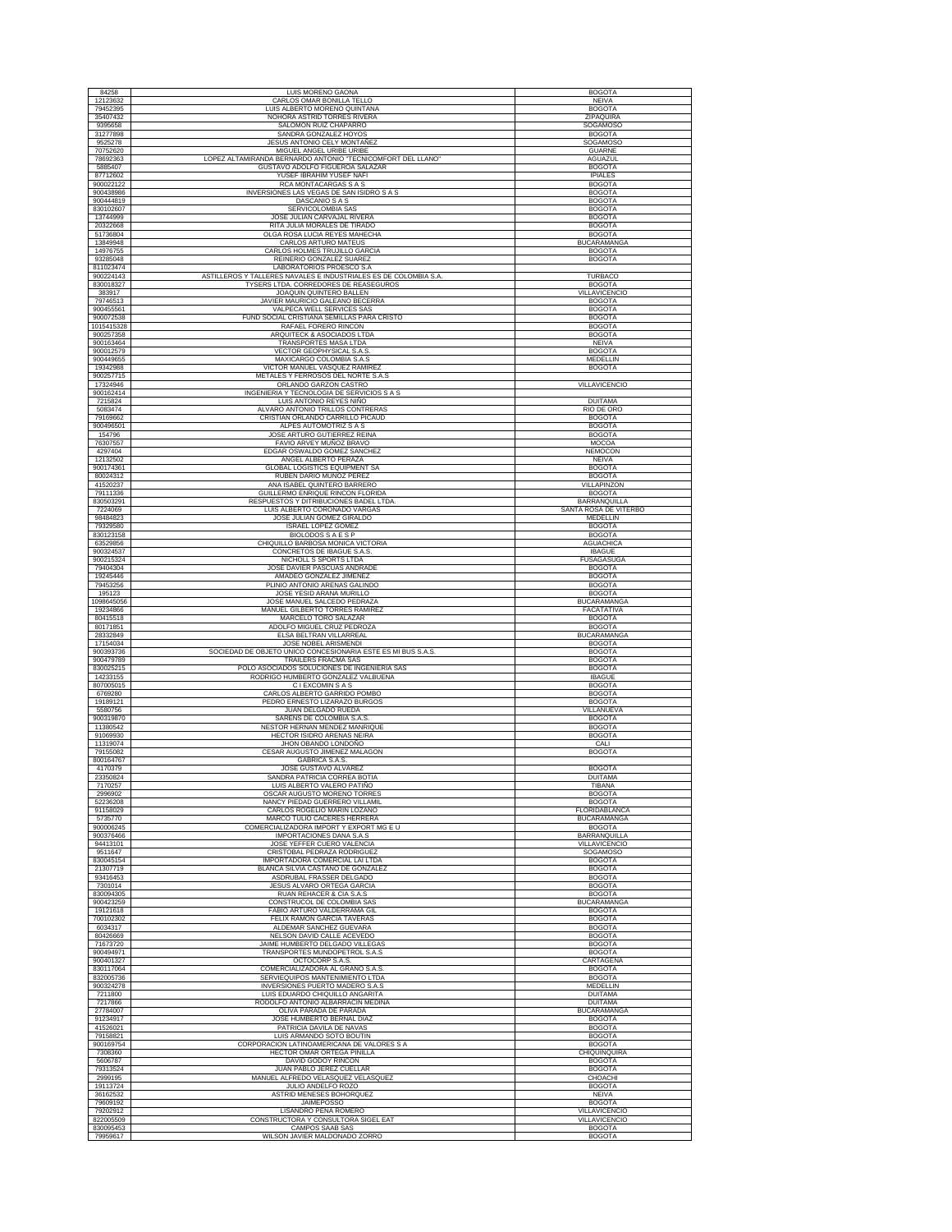| | | |
|---|---|---|
| 84258 | LUIS MORENO GAONA | BOGOTA |
| 12123632 | CARLOS OMAR BONILLA TELLO | NEIVA |
| 79452395 | LUIS ALBERTO MORENO QUINTANA | BOGOTA |
| 35407432 | NOHORA ASTRID TORRES RIVERA | ZIPAQUIRA |
| 9395658 | SALOMON RUIZ CHAPARRO | SOGAMOSO |
| 31277898 | SANDRA GONZALEZ HOYOS | BOGOTA |
| 9525278 | JESUS ANTONIO CELY MONTAÑEZ | SOGAMOSO |
| 70752620 | MIGUEL ANGEL URIBE URIBE | GUARNE |
| 78692363 | LOPEZ ALTAMIRANDA BERNARDO ANTONIO "TECNICOMFORT DEL LLANO" | AGUAZUL |
| 5885407 | GUSTAVO ADOLFO FIGUEROA SALAZAR | BOGOTA |
| 87712602 | YUSEF IBRAHIM YUSEF NAFI | IPIALES |
| 900022122 | RCA MONTACARGAS S A S | BOGOTA |
| 900438986 | INVERSIONES LAS VEGAS DE SAN ISIDRO S A S | BOGOTA |
| 900444819 | DASCANIO S A S | BOGOTA |
| 830102607 | SERVICOLOMBIA SAS | BOGOTA |
| 13744999 | JOSE JULIAN CARVAJAL RIVERA | BOGOTA |
| 20322668 | RITA JULIA MORALES DE TIRADO | BOGOTA |
| 51736804 | OLGA ROSA LUCIA REYES MAHECHA | BOGOTA |
| 13849948 | CARLOS ARTURO MATEUS | BUCARAMANGA |
| 14976755 | CARLOS HOLMES TRUJILLO GARCIA | BOGOTA |
| 93285048 | REINERIO GONZALEZ SUAREZ | BOGOTA |
| 811023474 | LABORATORIOS PROESCO S.A | |
| 900224143 | ASTILLEROS Y TALLERES NAVALES E INDUSTRIALES ES DE COLOMBIA S.A. | TURBACO |
| 830018327 | TYSERS LTDA. CORREDORES DE REASEGUROS | BOGOTA |
| 383917 | JOAQUIN QUINTERO BALLEN | VILLAVICENCIO |
| 79746513 | JAVIER MAURICIO GALEANO BECERRA | BOGOTA |
| 900455561 | VALPECA WELL SERVICES SAS | BOGOTA |
| 900072538 | FUND SOCIAL CRISTIANA SEMILLAS PARA CRISTO | BOGOTA |
| 1015415328 | RAFAEL FORERO RINCON | BOGOTA |
| 900257358 | ARQUITECK & ASOCIADOS LTDA | BOGOTA |
| 900163464 | TRANSPORTES MASA LTDA | NEIVA |
| 900012579 | VECTOR GEOPHYSICAL S.A.S. | BOGOTA |
| 900449655 | MAXICARGO COLOMBIA S.A.S | MEDELLIN |
| 19342988 | VICTOR MANUEL VASQUEZ RAMIREZ | BOGOTA |
| 900257715 | METALES Y FERROSOS DEL NORTE S.A.S | |
| 17324946 | ORLANDO GARZON CASTRO | VILLAVICENCIO |
| 900162414 | INGENIERIA Y TECNOLOGIA DE SERVICIOS S A S | |
| 7215824 | LUIS ANTONIO REYES NIÑO | DUITAMA |
| 5083474 | ALVARO ANTONIO TRILLOS CONTRERAS | RIO DE ORO |
| 79169662 | CRISTIAN ORLANDO CARRILLO PICAUD | BOGOTA |
| 900496501 | ALPES AUTOMOTRIZ S A S | BOGOTA |
| 154796 | JOSE ARTURO GUTIERREZ REINA | BOGOTA |
| 76307557 | FAVIO ARVEY MUÑOZ BRAVO | MOCOA |
| 4297404 | EDGAR OSWALDO GOMEZ SANCHEZ | NEMOCON |
| 12132502 | ANGEL ALBERTO PERAZA | NEIVA |
| 900174361 | GLOBAL LOGISTICS EQUIPMENT SA | BOGOTA |
| 80024312 | RUBEN DARIO MUÑOZ PEREZ | BOGOTA |
| 41520237 | ANA ISABEL QUINTERO BARRERO | VILLAPINZON |
| 79111336 | GUILLERMO ENRIQUE RINCON FLORIDA | BOGOTA |
| 830503291 | RESPUESTOS Y DITRIBUCIONES BADEL LTDA. | BARRANQUILLA |
| 7224069 | LUIS ALBERTO CORONADO VARGAS | SANTA ROSA DE VITERBO |
| 98484823 | JOSE JULIAN GOMEZ GIRALDO | MEDELLIN |
| 79329580 | ISRAEL LOPEZ GOMEZ | BOGOTA |
| 830123158 | BIOLODOS S A E S P | BOGOTA |
| 63529856 | CHIQUILLO BARBOSA MONICA VICTORIA | AGUACHICA |
| 900324537 | CONCRETOS DE IBAGUE S.A.S. | IBAGUE |
| 900215324 | NICHOLL S SPORTS LTDA | FUSAGASUGA |
| 79404304 | JOSE DAVIER PASCUAS ANDRADE | BOGOTA |
| 19245446 | AMADEO GONZALEZ JIMENEZ | BOGOTA |
| 79453256 | PLINIO ANTONIO ARENAS GALINDO | BOGOTA |
| 195123 | JOSE YESID ARANA MURILLO | BOGOTA |
| 1098645056 | JOSE MANUEL SALCEDO PEDRAZA | BUCARAMANGA |
| 19234866 | MANUEL GILBERTO TORRES RAMIREZ | FACATATIVA |
| 80415518 | MARCELO TORO SALAZAR | BOGOTA |
| 80171851 | ADOLFO MIGUEL CRUZ PEDROZA | BOGOTA |
| 28332849 | ELSA BELTRAN VILLARREAL | BUCARAMANGA |
| 17154034 | JOSE NOBEL ARISMENDI | BOGOTA |
| 900393736 | SOCIEDAD DE OBJETO UNICO CONCESIONARIA ESTE ES MI BUS S.A.S. | BOGOTA |
| 900479789 | TRAILERS FRACMA SAS | BOGOTA |
| 830025215 | POLO ASOCIADOS SOLUCIONES DE INGENIERIA SAS | BOGOTA |
| 14233155 | RODRIGO HUMBERTO GONZALEZ VALBUENA | IBAGUE |
| 807005015 | C I EXCOMIN S A S | BOGOTA |
| 6769280 | CARLOS ALBERTO GARRIDO POMBO | BOGOTA |
| 19189121 | PEDRO ERNESTO LIZARAZO BURGOS | BOGOTA |
| 5580756 | JUAN DELGADO RUEDA | VILLANUEVA |
| 900319870 | SARENS DE COLOMBIA S.A.S. | BOGOTA |
| 11380542 | NESTOR HERNAN MENDEZ MANRIQUE | BOGOTA |
| 91069930 | HECTOR ISIDRO ARENAS NEIRA | BOGOTA |
| 11319074 | JHON OBANDO LONDOÑO | CALI |
| 79155082 | CESAR AUGUSTO JIMENEZ MALAGON | BOGOTA |
| 800164767 | GABRICA S.A.S. | |
| 4170379 | JOSE GUSTAVO ALVAREZ | BOGOTA |
| 23350824 | SANDRA PATRICIA CORREA BOTIA | DUITAMA |
| 7170257 | LUIS ALBERTO VALERO PATIÑO | TIBANA |
| 2996902 | OSCAR AUGUSTO MORENO TORRES | BOGOTA |
| 52236208 | NANCY PIEDAD GUERRERO VILLAMIL | BOGOTA |
| 91158029 | CARLOS ROGELIO MARIN LOZANO | FLORIDABLANCA |
| 5735770 | MARCO TULIO CACERES HERRERA | BUCARAMANGA |
| 900006245 | COMERCIALIZADORA IMPORT Y EXPORT MG E U | BOGOTA |
| 900376466 | IMPORTACIONES DANA S.A.S | BARRANQUILLA |
| 94413101 | JOSE YEFFER CUERO VALENCIA | VILLAVICENCIO |
| 9511647 | CRISTOBAL PEDRAZA RODRIGUEZ | SOGAMOSO |
| 830045154 | IMPORTADORA COMERCIAL LAI LTDA | BOGOTA |
| 21307719 | BLANCA SILVIA CASTANO DE GONZALEZ | BOGOTA |
| 93416453 | ASDRUBAL FRASSER DELGADO | BOGOTA |
| 7301014 | JESUS ALVARO ORTEGA GARCIA | BOGOTA |
| 830094305 | RUAN REHACER & CIA S.A.S | BOGOTA |
| 900423259 | CONSTRUCOL DE COLOMBIA SAS | BUCARAMANGA |
| 19121618 | FABIO ARTURO VALDERRAMA GIL | BOGOTA |
| 700102302 | FELIX RAMON GARCIA TAVERAS | BOGOTA |
| 6034317 | ALDEMAR SANCHEZ GUEVARA | BOGOTA |
| 80426669 | NELSON DAVID CALLE ACEVEDO | BOGOTA |
| 71673720 | JAIME HUMBERTO DELGADO VILLEGAS | BOGOTA |
| 900494971 | TRANSPORTES MUNDOPETROL S.A.S | BOGOTA |
| 900401327 | OCTOCORP S.A.S. | CARTAGENA |
| 830117064 | COMERCIALIZADORA AL GRANO S.A.S. | BOGOTA |
| 832005736 | SERVIEQUIPOS MANTENIMIENTO LTDA | BOGOTA |
| 900324278 | INVERSIONES PUERTO MADERO S.A.S | MEDELLIN |
| 7211800 | LUIS EDUARDO CHIQUILLO ANGARITA | DUITAMA |
| 7217866 | RODOLFO ANTONIO ALBARRACIN MEDINA | DUITAMA |
| 27784007 | OLIVA PARADA DE PARADA | BUCARAMANGA |
| 91234917 | JOSE HUMBERTO BERNAL DIAZ | BOGOTA |
| 41526021 | PATRICIA DAVILA DE NAVAS | BOGOTA |
| 79158821 | LUIS ARMANDO SOTO BOUTIN | BOGOTA |
| 900169754 | CORPORACION LATINOAMERICANA DE VALORES S A | BOGOTA |
| 7308360 | HECTOR OMAR ORTEGA PINILLA | CHIQUINQUIRA |
| 5606787 | DAVID GODOY RINCON | BOGOTA |
| 79313524 | JUAN PABLO JEREZ CUELLAR | BOGOTA |
| 2999195 | MANUEL ALFREDO VELASQUEZ VELASQUEZ | CHOACHI |
| 19113724 | JULIO ANDELFO ROZO | BOGOTA |
| 36162532 | ASTRID MENESES BOHORQUEZ | NEIVA |
| 79609192 | JAIMEPOSSO | BOGOTA |
| 79202912 | LISANDRO PEÑA ROMERO | VILLAVICENCIO |
| 822005509 | CONSTRUCTORA Y CONSULTORA SIGEL EAT | VILLAVICENCIO |
| 830095453 | CAMPOS SAAB SAS | BOGOTA |
| 79959617 | WILSON JAVIER MALDONADO ZORRO | BOGOTA |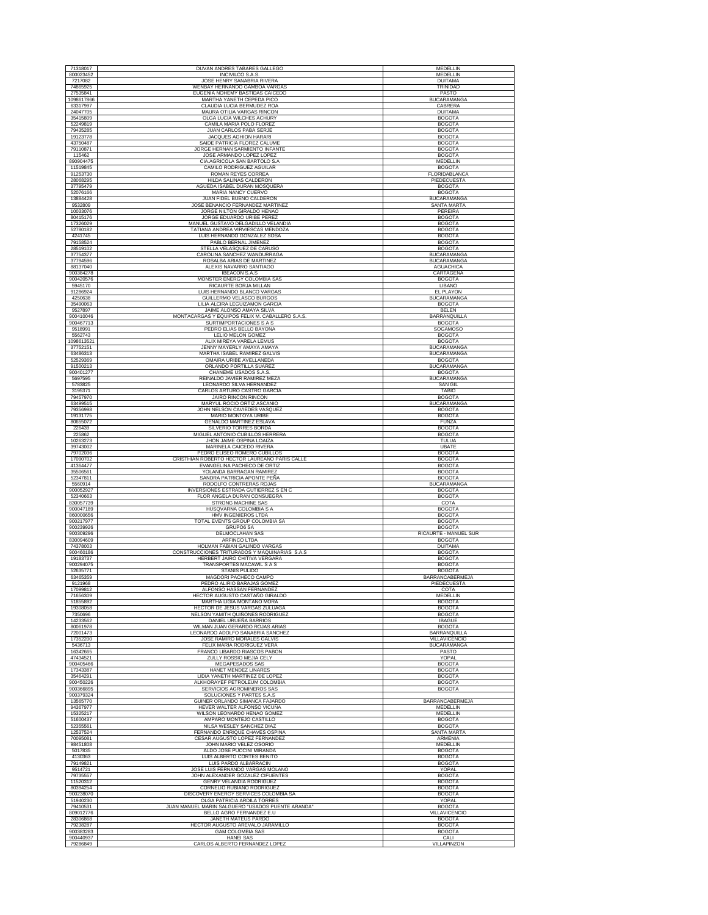| | | |
|---|---|---|
| 71318017 | DUVAN ANDRES TABARES GALLEGO | MEDELLIN |
| 800023452 | INCIVILCO S.A.S. | MEDELLIN |
| 7217082 | JOSE HENRY SANABRIA RIVERA | DUITAMA |
| 74865925 | WENBAY HERNANDO GAMBOA VARGAS | TRINIDAD |
| 27535841 | EUGENIA NOHEMY BASTIDAS CAICEDO | PASTO |
| 1098617866 | MARTHA YANETH CEPEDA PICO | BUCARAMANGA |
| 63317997 | CLAUDIA LUCIA BERMUDEZ ROA | CABRERA |
| 24047705 | MAURA OTILIA VARGAS RINCON | DUITAMA |
| 35415809 | OLGA LUCIA WILCHES ACHURY | BOGOTA |
| 52249819 | CAMILA MARIA POLO FLOREZ | BOGOTA |
| 79435285 | JUAN CARLOS PABA SERJE | BOGOTA |
| 19123778 | JACQUES AGHION HARARI | BOGOTA |
| 43750487 | SAIDE PATRICIA FLOREZ CALUME | BOGOTA |
| 79110871 | JORGE HERNAN SARMIENTO INFANTE | BOGOTA |
| 115462 | JOSE ARMANDO LOPEZ LOPEZ | BOGOTA |
| 890904475 | CIA.AGRICOLA SAN BARTOLO S.A | MEDELLIN |
| 11519845 | CAMILO RODRIGUEZ AGUILAR | BOGOTA |
| 91253730 | ROMAN REYES CORREA | FLORIDABLANCA |
| 28068295 | HILDA SALINAS CALDERON | PIEDECUESTA |
| 37795479 | AGUEDA ISABEL DURAN MOSQUERA | BOGOTA |
| 52076166 | MARIA NANCY CUERVO | BOGOTA |
| 13884428 | JUAN FIDEL BUENO CALDERON | BUCARAMANGA |
| 9532809 | JOSE BENANCIO FERNANDEZ MARTINEZ | SANTA MARTA |
| 10033076 | JORGE NILTON GIRALDO HENAO | PEREIRA |
| 80415176 | JORGE EDUARDO URIBE PEREZ | BOGOTA |
| 17326029 | MANUEL GUSTAVO DELGADILLO VELANDIA | BOGOTA |
| 52780182 | TATIANA ANDREA VIRVIESCAS MENDOZA | BOGOTA |
| 4241745 | LUIS HERNANDO GONZALEZ SOSA | BOGOTA |
| 79158524 | PABLO BERNAL JIMENEZ | BOGOTA |
| 28519102 | STELLA VELASQUEZ DE CARUSO | BOGOTA |
| 37754377 | CAROLINA SANCHEZ WANDURRAGA | BUCARAMANGA |
| 37794596 | ROSALBA ARIAS DE MARTINEZ | BUCARAMANGA |
| 88137040 | ALEXIS NAVARRO SANTIAGO | AGUACHICA |
| 900384278 | IBEACON S.A.S | CARTAGENA |
| 900420576 | MONSTER ENERGY COLOMBIA SAS | BOGOTA |
| 5945170 | RICAURTE BORJA MILLAN | LIBANO |
| 91286924 | LUIS HERNANDO BLANCO VARGAS | EL PLAYON |
| 4250638 | GUILLERMO VELASCO BURGOS | BUCARAMANGA |
| 35490063 | LILIA ALCIRA LEGUIZAMON GARCIA | BOGOTA |
| 9527897 | JAIME ALONSO AMAYA SILVA | BELEN |
| 900410046 | MONTACARGAS Y EQUIPOS FELIX M. CABALLERO S.A.S. | BARRANQUILLA |
| 900467713 | SURTIMPORTACIONES S A S | BOGOTA |
| 9518991 | PEDRO ELIAS BELLO BAYONA | SOGAMOSO |
| 5562743 | LELIO MELON GOMEZ | BOGOTA |
| 1098613521 | ALIX MIREYA VARELA LEMUS | BOGOTA |
| 37752151 | JENNY MAYERLY AMAYA AMAYA | BUCARAMANGA |
| 63486313 | MARTHA ISABEL RAMIREZ GALVIS | BUCARAMANGA |
| 52529369 | OMAIRA URIBE AVELLANEDA | BOGOTA |
| 91500213 | ORLANDO PORTILLA SUAREZ | BUCARAMANGA |
| 900401277 | CHANEME USADOS S.A.S. | BOGOTA |
| 5697595 | REINALDO JAVIER RAMIREZ MEZA | BUCARAMANGA |
| 5783825 | LEONARDO SILVA HERNANDEZ | SAN GIL |
| 3195371 | CARLOS ARTURO CASTRO GARCIA | TABIO |
| 79457970 | JAIRO RINCON RINCON | BOGOTA |
| 63499515 | MARYUL ROCIO ORTIZ ASCANIO | BUCARAMANGA |
| 79356998 | JOHN NELSON CAVIEDES VASQUEZ | BOGOTA |
| 19131775 | MARIO MONTOYA URIBE | BOGOTA |
| 80655072 | GENALDO MARTINEZ ESLAVA | FUNZA |
| 226439 | SILVERIO TORRES BORDA | BOGOTA |
| 225862 | MIGUEL ANTONIO CUBILLOS HERRERA | BOGOTA |
| 10263273 | JHON JAIME OSPINA LOAIZA | TULUA |
| 39743002 | MARINELA CAICEDO RIVERA | UBATE |
| 79702036 | PEDRO ELISEO ROMERO CUBILLOS | BOGOTA |
| 17090702 | CRISTHIAN ROBERTO HECTOR LAUREANO PARIS CALLE | BOGOTA |
| 41364477 | EVANGELINA PACHECO DE ORTIZ | BOGOTA |
| 35506561 | YOLANDA BARRAGAN RAMIREZ | BOGOTA |
| 52347811 | SANDRA PATRICIA APONTE PEÑA | BOGOTA |
| 5560914 | RODOLFO CONTRERAS ROJAS | BUCARAMANGA |
| 900052927 | INVERSIONES ESTRADA GUTIERREZ S EN C | BOGOTA |
| 52340663 | FLOR ANGELA DURAN CONSUEGRA | BOGOTA |
| 830057739 | STRONG MACHINE SAS | COTA |
| 900047189 | HUSQVARNA COLOMBIA S A | BOGOTA |
| 860000656 | HMV INGENIEROS LTDA | BOGOTA |
| 900217977 | TOTAL EVENTS GROUP COLOMBIA SA | BOGOTA |
| 900239926 | GRUPO6 SA | BOGOTA |
| 900309296 | DELMOCLAHAN SAS | RICAURTE - MANUEL SUR |
| 830094609 | ARFINCO LTDA | BOGOTA |
| 74378003 | HOLMAN FABIAN GALINDO VARGAS | DUITAMA |
| 900460186 | CONSTRUCCIONES TRITURADOS Y MAQUINARIAS S.A.S | BOGOTA |
| 19183737 | HERBERT JAIRO CHITIVA VERGARA | BOGOTA |
| 900294075 | TRANSPORTES MACAWIL S A S | BOGOTA |
| 52635771 | STANIS PULIDO | BOGOTA |
| 63465359 | MAGDORI PACHECO CAMPO | BARRANCABERMEJA |
| 9121968 | PEDRO ALIRIO BARAJAS GOMEZ | PIEDECUESTA |
| 17099812 | ALFONSO HASSAN FERNANDEZ | COTA |
| 71656309 | HECTOR AUGUSTO CASTAÑO GIRALDO | MEDELLIN |
| 51855892 | MARTHA LIGIA MONTAÑO MORA | BOGOTA |
| 19308058 | HECTOR DE JESUS VARGAS ZULUAGA | BOGOTA |
| 7350696 | NELSON YAMITH QUIÑONES RODRIGUEZ | BOGOTA |
| 14233562 | DANIEL URUEÑA BARRIOS | IBAGUE |
| 80061978 | WILMAN JUAN GERARDO ROJAS ARIAS | BOGOTA |
| 72001473 | LEONARDO ADOLFO SANABRIA SANCHEZ | BARRANQUILLA |
| 17352200 | JOSE RAMIRO MORALES GALVIS | VILLAVICENCIO |
| 5436713 | FELIX MARIA RODRIGUEZ VERA | BUCARAMANGA |
| 16342665 | FRANCO LIBARDO RIASCOS PABON | PASTO |
| 47434521 | ZULLY ROSSIO MEJIA CELY | YOPAL |
| 900405466 | MEGAPESADOS SAS | BOGOTA |
| 17343387 | HANET MENDEZ LINARES | BOGOTA |
| 35464291 | LIDIA YANETH MARTINEZ DE LOPEZ | BOGOTA |
| 900450226 | ALKHORAYEF PETROLEUM COLOMBIA | BOGOTA |
| 900366895 | SERVICIOS AGROMINEROS SAS | BOGOTA |
| 900379324 | SOLUCIONES Y PARTES S.A.S | |
| 13565770 | GUINER ORLANDO SIMANCA FAJARDO | BARRANCABERMEJA |
| 94367977 | HEVER WALTER ALFONSO VICUÑA | MEDELLIN |
| 15325217 | WILSON LEONARDO HENAO GOMEZ | MEDELLIN |
| 51600437 | AMPARO MONTEJO CASTILLO | BOGOTA |
| 52355561 | NILSA WESLEY SANCHEZ DIAZ | BOGOTA |
| 12537524 | FERNANDO ENRIQUE CHAVES OSPINA | SANTA MARTA |
| 70095081 | CESAR AUGUSTO LOPEZ FERNANDEZ | ARMENIA |
| 98451808 | JOHN MARIO VELEZ OSORIO | MEDELLIN |
| 5017835 | ALDO JOSE PUCCINI MIRANDA | BOGOTA |
| 4130363 | LUIS ALBERTO CORTES BENITO | BOGOTA |
| 79149821 | LUIS PARDO ALBARRACIN | BOGOTA |
| 9514721 | JOSE LUIS FERNANDO VARGAS MOLANO | YOPAL |
| 79735557 | JOHN ALEXANDER GOZALEZ CIFUENTES | BOGOTA |
| 11520312 | GENRY VELANDIA RODRIGUEZ | BOGOTA |
| 80394254 | CORNELIO RUBIANO RODRIGUEZ | BOGOTA |
| 900238070 | DISCOVERY ENERGY SERVICES COLOMBIA SA | BOGOTA |
| 51940230 | OLGA PATRICIA ARDILA TORRES | YOPAL |
| 79410531 | JUAN MANUEL MARIN SALGUERO "USADOS PUENTE ARANDA" | BOGOTA |
| 809012776 | BELLO AGRO FERNANDEZ E.U | VILLAVICENCIO |
| 28306868 | JANETH MATEUS PARDO | BOGOTA |
| 79238287 | HECTOR AUGUSTO AREVALO JARAMILLO | BOGOTA |
| 900383283 | GAM COLOMBIA SAS | BOGOTA |
| 900440937 | HANEI SAS | CALI |
| 79286849 | CARLOS ALBERTO FERNANDEZ LOPEZ | VILLAPINZON |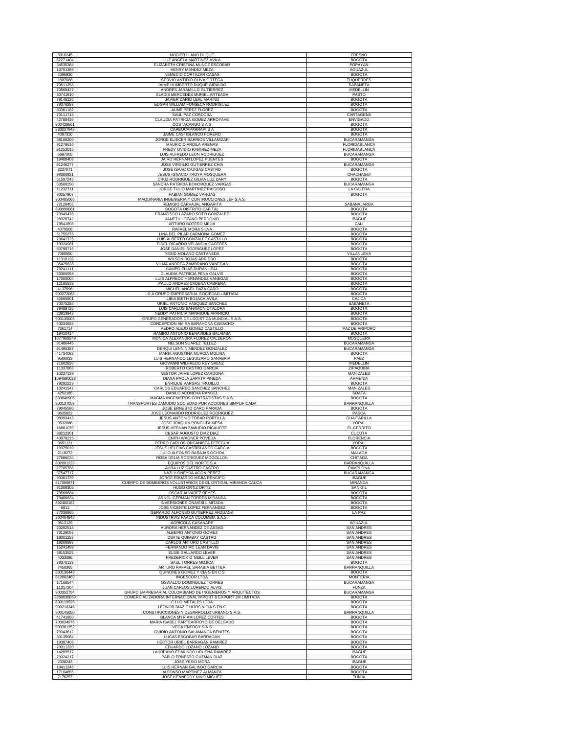| | | |
|---|---|---|
| 5916245 | NODIER LLANO DUQUE | FRESNO |
| 52271404 | LUZ ANGELA MARTINEZ AVILA | BOGOTA |
| 34535384 | ELIZABETH CRISTINA MUÑOZ ESCOBAR | POPAYAN |
| 13701389 | HENRY MENDEZ MEZA | AGUAZUL |
| 4096920 | NEMECIO CORTAZAR CASAS | BOGOTA |
| 1887688 | SERVIO ANTIDIO OLIVA ORTEGA | TUQUERRES |
| 70511258 | JAIME HUMBERTO DUQUE GIRALDO | SABANETA |
| 70568427 | ANDRES JARAMILLO GUTIERREZ | MEDELLIN |
| 30741910 | GLADIS MERCEDES MURIEL ARTEAGA | PASTO |
| 79146226 | JAVIER DARIO LEAL MARINO | BOGOTA |
| 79376287 | EDGAR WILLIAM FONSECA RODRIGUEZ | BOGOTA |
| 80361182 | JAIME PEREZ FLOREZ | BOGOTA |
| 73111718 | SAUL PAZ CORDOBA | CARTAGENA |
| 42788436 | CLAUDIA PATRICIA GOMEZ ARROYAVE | ENVIGADO |
| 900429561 | COSTACARGO S A S | BOGOTA |
| 830037948 | CARBOCAPARRAPI S A | BOGOTA |
| 4097310 | JAIME CASTIBLANCO FORERO | BOGOTA |
| 88166200 | JORGE ELIECER BARRIOS VILLAMIZAR | BUCARAMANGA |
| 91278616 | MAURICIO ARDILA ARENAS | FLORIDABLANCA |
| 91252015 | FREDY OVIDIO RAMIREZ MEZA | FLORIDABLANCA |
| 5697305 | LUIS ALFREDO LEON RODRIGUEZ | BUCARAMANGA |
| 19489408 | JAIRO HERNAN LOPEZ PUENTES | BOGOTA |
| 91246277 | JOSE VIRGILIO GUTIERREZ CHIA | BUCARAMANGA |
| 3227071 | JOSE ISAAC CAJIGAS CASTRO | BOGOTA |
| 98380921 | JESUS IGNACIO TROYA MOSQUERA | CHACHAGUI |
| 51597245 | CRUZ RODRIGUEZ GILMA LUZ DARY | BOGOTA |
| 63508290 | SANDRA PATRICIA BOHORQUEZ VARGAS | BUCARAMANGA |
| 11232711 | JORGE TULIO MARTINEZ RAIGOSO | LA CALERA |
| 80057907 | FABIAN GOMEZ VARGAS | BOGOTA |
| 900485066 | MAQUINARIA INGENIERIA Y CONTRUCCIONES JEF S.A.S. | |
| 72129455 | REMIGIO CARVAJAL ANGARITA | SABANALARGA |
| 899999061 | BOGOTA DISTRITO CAPITAL | BOGOTA |
| 79949478 | FRANCISCO LAZARO SOTO GONZALEZ | BOGOTA |
| 28928742 | JANETH LOZANO PERDOMO | IBAGUE |
| 79541898 | ARTURO BOTERO MEJIA | CALI |
| 4079508 | RAFAEL MORA SILVA | BOGOTA |
| 51755275 | LINA DEL PILAR CARMONA GOMEZ | BOGOTA |
| 79641725 | LUIS ALBERTO GONZALEZ CASTILLO | BOGOTA |
| 19324981 | FIDEL RICARDO VELANDIA CACERES | BOGOTA |
| 80798715 | JOSE DANIEL RODRIGUEZ LOPEZ | BOGOTA |
| 7060550 | YESID MOLANO CASTANEDA | VILLANUEVA |
| 11310128 | WILSON ROJAS ARRIERO | BOGOTA |
| 35425628 | VILMA ANDREA ZAMBRANO VANEGAS | BOGOTA |
| 79241111 | CAMPO ELIAS DURAN LEAL | BOGOTA |
| 63300958 | CLAUDIA PATRICIA PEÑA GALVIS | BOGOTA |
| 17000004 | LUIS ALFREDO HERNANDEZ VANEGAS | BOGOTA |
| 12195538 | PAULO ANDRES CADENA CABRERA | BOGOTA |
| 4137596 | MIGUEL ANGEL DAZA CARO | BOGOTA |
| 900272068 | I D A GRUPO EMPRESARIAL SOCIEDAD LIMITADA | BOGOTA |
| 52665801 | LIBIA IBETH BOJACA AVILA | CAJICA |
| 70075286 | URIEL ANTONIO VASQUEZ SANCHEZ | SABANETA |
| 79489720 | LUIS CARLOS BAHAMON OTALORA | BOGOTA |
| 23913943 | NEDDY PATRICIA MANRIQUE APARICIO | BOGOTA |
| 900135005 | GRUPO GENERADOR DE LOGISTICA MUNDIAL S.A.S. | BOGOTA |
| 40034925 | CONCEPCION AMIRA BARAHONA CAMACHO | BOGOTA |
| 7361714 | PEDRO ALEJO GOMEZ CASTILLO | PAZ DE ARIPORO |
| 19410414 | RAMIRO ANTONIO BENAVIDES BALAMBA | BOGOTA |
| 1077969249 | MONICA ALEXANDRA FLOREZ CALDERON | MOSQUERA |
| 91486445 | NELSON SUAREZ TELLEZ | BUCARAMANGA |
| 91495387 | DERQUI LENNIN MENDEZ GONZALEZ | BUCARAMANGA |
| 41734092 | MARIA AGUSTINA MURCIA MOLINA | BOGOTA |
| 9506033 | LUIS HERNANDO LEGUIZAMO SANABRIA | PAEZ |
| 71602820 | GIOVANNI WILFREDO REY SAENZ | MEDELLIN |
| 11337868 | ROBERTO CASTRO GARCIA | ZIPAQUIRA |
| 10227139 | NESTOR JAIME LOPEZ CARDONA | MANIZALES |
| 1094890028 | DIANA PAOLA ZAPATA PINEDA | ARMENIA |
| 79292229 | ENRIQUE VARGAS TRUJILLO | BOGOTA |
| 10241547 | CARLOS EDUARDO SANCHEZ SANCHEZ | MANIZALES |
| 4252185 | DANILO ACONCHA RANGEL | SOATA |
| 830040905 | MAGMA INGENIEROS CONTRATISTAS S.A.S. | BOGOTA |
| 800137059 | TRANSPORTES ZAMUDIO SOCIEDAD POR ACCIONES SIMPLIFICADA | BARRANQUILLA |
| 79045580 | JOSE ERNESTO CARO PARADA | BOGOTA |
| 9635822 | JOSE LEONARDO RODRIGUEZ RODRIGUEZ | PASCA |
| 98393413 | JESUS ANTONIO TOBAR PORTILLA | GUAITARILLA |
| 9532086 | JOSE JOAQUIN PONGUTA MESA | YOPAL |
| 16861070 | JESUS HERNAN ZAMUDIO RICAURTE | EL CERRITO |
| 88212201 | CESAR AUGUSTO DIAZ DIAZ | CUCUTA |
| 40078215 | ENITH WAGNER POVEDA | FLORENCIA |
| 9651131 | PEDRO CARLOS ORGANISTA FETEGUA | YOPAL |
| 19379010 | JESUS HELCIAS CASTIBLANCO GARCIA | BOGOTA |
| 2118272 | JULIO ALFONSO BARAJAS OCHOA | MALAGA |
| 27686034 | ROSA DELIA RODRIGUEZ MOGOLLON | CHITAGA |
| 802001223 | EQUIPOS DEL NORTE S.A | BARRANQUILLA |
| 27785788 | AURA LUZ CASTRO CASTRO | PAMPLONA |
| 37547717 | NAZLY ONEYDA AGON PEREZ | BUCARAMANGA |
| 93361739 | JORGE EDUARDO MEJIA RENGIFO | IBAGUE |
| 817006871 | CUERPO DE BOMBEROS VOLUNTARIOS DE EL ORTIGAL MIRANDA CAUCA | MIRANDA |
| 91069305 | HUGO ORTIZ ORTIZ | SAN GIL |
| 79560684 | OSCAR ALVAREZ REYES | BOGOTA |
| 79466834 | ARNOL GERMAN TORRES MIRANDA | BOGOTA |
| 892400182 | INVERSIONES ONAISSI LIMITADA | BOGOTA |
| 6911 | JOSE VICENTE LOPEZ FERNANDEZ | BOGOTA |
| 77038865 | GERARDO ALFONSO GUTIERREZ ARZUAGA | LA PAZ |
| 860404848 | INDUSTRIAS FAACA COLOMBIA S.A.S. | |
| 9513129 | AGRICOLA CASANARE | AGUAZUL |
| 20282518 | AURORA HERNANDEZ DE ASSAD | SAN ANDRES |
| 73129055 | ALBEIRO ANTONIO GOMEZ | SAN ANDRES |
| 18001253 | DWITE QUIMBAY CASTRO | SAN ANDRES |
| 19208998 | CARLOS ARTURO CASTILLO | SAN ANDRES |
| 15241499 | FERNANDO MC LEAN DAVIS | SAN ANDRES |
| 39153525 | ELSIE GALLARDO LEVER | SAN ANDRES |
| 4033086 | FREDERICK O´NEILL LEVER | SAN ANDRES |
| 79370138 | SAUL TORRES MOJICA | BOGOTA |
| 7458365 | ARTURO RAFAEL SARABIA BETTER | BARRANQUILLA |
| 830136443 | QUINONES GOMEZ Y CIA S EN C S | BOGOTA |
| 812002469 | INGESCOR LTDA | MONTERIA |
| 17168544 | OSWALDO DOMINGUEZ TORRES | BUCARAMANGA |
| 11317204 | JUAN CARLOS LORENZO ALVIS | FUNZA |
| 900352754 | GRUPO EMPRESARIAL COLOMBIANO DE INGENIEROS Y ARQUITECTOS | BUCARAMANGA |
| 8260038869 | COMERCIALIZADORA INTERNACIONAL IMPORT & EXPORT JM LIMITADA | BOGOTA |
| 830119526 | C I LG METALES LTDA | BOGOTA |
| 900216346 | LEONOR DIAZ E HIJOS & CIA S EN C | BOGOTA |
| 900145050 | CONSTRUCCIONES Y DESARROLLO URBANO S.A.S. | BARRANQUILLA |
| 41741950 | BLANCA MYRIAM LOPEZ CORTES | BOGOTA |
| 700034976 | MARIA ISABEL PARTEARROYO DE DELGADO | BOGOTA |
| 900301352 | VEGA ENERGY S A S | BOGOTA |
| 79343612 | OVIDIO ANTONIO SALAMANCA BENITES | BOGOTA |
| 80135984 | LUCAS ESCOBAR BARRAGAN | BOGOTA |
| 19387408 | HECTOR URIEL BARRAGAN RAMIREZ | BOGOTA |
| 79311320 | EDUARDO LOZANO LOZANO | BOGOTA |
| 14209517 | LAUREANO EDMUNDO URUEÑA RAMIREZ | IBAGUE |
| 79324217 | PABLO ERNESTO GUZMAN DIAZ | BOGOTA |
| 2338243 | JOSE YESID MORA | IBAGUE |
| 19411246 | LUIS HERNAN GALINDO GARCIA | BOGOTA |
| 17164855 | ALFONSO MARTINEZ ALMANZA | BOGOTA |
| 7176257 | JOSE KENNEDDY NIÑO MIGUEZ | TUNJA |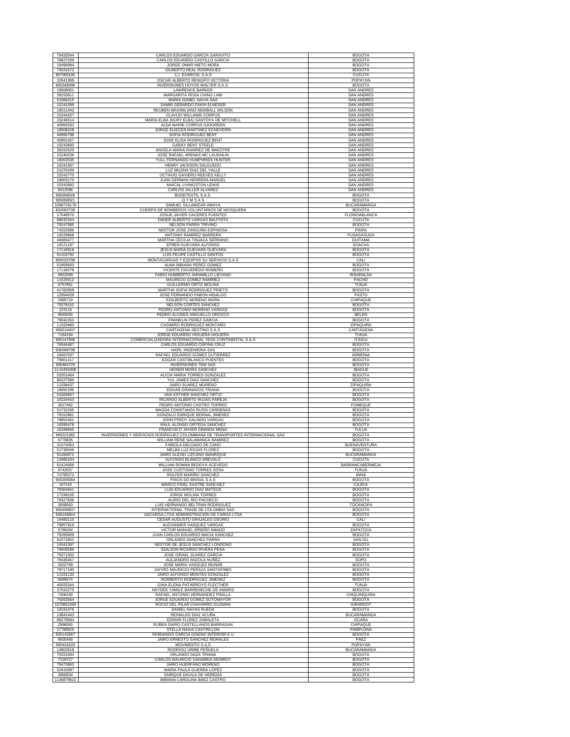| | | |
|---|---|---|
| 79432544 | CARLOS EDUARDO GARCIA GARAVITO | BOGOTA |
| 79627209 | CARLOS EDUARDO CASTILLO GARCIA | BOGOTA |
| 19496994 | JORGE OMAR NIETO MORA | BOGOTA |
| 79331672 | GILBERTO REAL RODRIGUEZ | BOGOTA |
| 807005195 | C.I. EXARCOL S.A.S | CUCUTA |
| 10541368 | OSCAR ALBERTO RENGIFO VICTORIA | POPAYAN |
| 900348496 | INVERSIONES HOYOS WALTER S.A.S. | BOGOTA |
| 18008051 | LAWRENCE BARKER | SAN ANDRES |
| 39153611 | MARGARITA ROSA CHING LAW | SAN ANDRES |
| 51566215 | MARIA ISABEL NAVIA SAA | SAN ANDRES |
| 15241599 | SAMIR GERARDO FAKIH ELNESER | SAN ANDRES |
| 18011443 | REUBEN MAXIMILIANO NEWBALL WILSON | SAN ANDRES |
| 15244427 | CLAVIJO WILLIAMS CORPUS | SAN ANDRES |
| 23246514 | MARIA ELBA (NURY ELBA) SANTOYA DE MITCHELL | SAN ANDRES |
| 40992632 | ALDA MARIE CORPUS SJOGREEN | SAN ANDRES |
| 18008228 | JORGE ELIECER MARTINEZ ECHEVERRI | SAN ANDRES |
| 40990798 | SOFIA RODRIGUEZ BENT | SAN ANDRES |
| 40991457 | DIXIE ELISA RODRIGUEZ BENT | SAN ANDRES |
| 15243693 | GARAY BENT STEELE | SAN ANDRES |
| 39152620 | ANGELA MARIA RAMIREZ DE MAESTRE | SAN ANDRES |
| 15240236 | JOSE RAFAEL ARENAS MC LAUGHLIN | SAN ANDRES |
| 18003535 | YULL FERNANDO HUMPHRIES HUNTER | SAN ANDRES |
| 15241567 | HENRY JACKSON SALGUEDO | SAN ANDRES |
| 21070439 | LUZ MILENA DIAZ DEL VALLE | SAN ANDRES |
| 15243770 | OCTAVIO GAVIERO REEVES KELLY | SAN ANDRES |
| 18003170 | JUAN GERMAN HERRERA MANUEL | SAN ANDRES |
| 15243982 | MAICAL LIVINGSTON LEWIS | SAN ANDRES |
| 8312586 | CARLOS JALLER ALVAREZ | SAN ANDRES |
| 900306546 | BODETEXTIL S.A.S. | BOGOTA |
| 900058021 | Q Y M S A S | BOGOTA |
| 1098729178 | SAMUEL VILLAMIZAR AMAYA | BUCARAMANGA |
| 832002738 | CUERPO DE BOMBEROS VOLUNTARIOS DE MOSQUERA | BOGOTA |
| 17548570 | JOSUE JAVIER CACERES FUENTES | FLORIDABLANCA |
| 88032344 | DIDIER ALBERTO VARGAS BAUTISTA | CUCUTA |
| 79247585 | NELSON PARRA TRIVINO | BOGOTA |
| 74322596 | NESTOR JOSE ZANGUÑA ESPINOSA | PAIPA |
| 19229868 | ANTONIO RAMIREZ BARRERA | FUSAGASUGA |
| 46665477 | MARTHA CECILIA TINJACA SERRANO | DUITAMA |
| 19121187 | EFREN GUEVARA ALFONSO | SOACHA |
| 17116918 | JESUS MARIA GUEVARA GUEVARA | BOGOTA |
| 91103792 | LUIS FELIPE CASTILLO SANTOS | BOGOTA |
| 805020798 | MONTACARGAS Y EQUIPOS SU SERVICIO S.A.S | CALI |
| 51959933 | ALMA BIBIANA PEREZ GOMEZ | BOGOTA |
| 17118278 | VICENTE FIGUEREDO ROMERO | BOGOTA |
| 9922099 | FABIO HUMBERTO JARAMILLO LIEVANO | RISARALDA |
| 11520512 | MAURICIO GOMEZ RAMIREZ | PACHO |
| 6757951 | GUILLERMO ORTIZ MOLINA | TUNJA |
| 41782858 | MARTHA SOFIA RODRIGUEZ PRIETO | BOGOTA |
| 12994029 | JOSE FERNANDO PABON HIDALGO | PASTO |
| 2995719 | EDILBERTO MORENO MORA | CHIPAQUE |
| 79378152 | NELSON CORTES SANCHEZ | BOGOTA |
| 123115 | PEDRO ANTONIO MORENO VARGAS | BOGOTA |
| 9645055 | PEDRO ALCIDES ARGUELLO OROZCO | BELEN |
| 79042263 | FRANKLIN PEREZ GARCIA | BOGOTA |
| 11333460 | CASIMIRO RODRIGUEZ MONTAÑO | ZIPAQUIRA |
| 900510407 | CARTAGENA DESTINO S.A.S | CARTAGENA |
| 7164154 | JORGE EDUARDO HIGUERA HIGUERA | TUNJA |
| 900147696 | COMERCIALIZADORA INTERNACIONAL YESS CONTINENTAL S.A.S | ITAGUI |
| 79344487 | CARLOS EDUARDO OSPINA CRUZ | BOGOTA |
| 830098798 | HAPIL INGENIERIA SAS | BOGOTA |
| 18497037 | RAFAEL EDUARDO GOMEZ GUTIERREZ | ARMENIA |
| 79601417 | EDGAR CASTIBLANCO PUENTES | BOGOTA |
| 900484726 | INVERSIONES TEM SAS | BOGOTA |
| 1110456308 | HEINER MORA SANCHEZ | IBAGUE |
| 52051464 | ALICIA MARIA TORRES GONZALEZ | BOGOTA |
| 80227586 | YUL JAMES DIAZ SANCHEZ | BOGOTA |
| 11338437 | JAIRO SUAREZ MORENO | ZIPAQUIRA |
| 19092296 | EDGAR GRANADOS TRIANA | BOGOTA |
| 51583607 | ANA ESTHER SANCHEZ ORTIZ | BOGOTA |
| 16224443 | RICARDO ALBERTO ROJAS PAREJA | BOGOTA |
| 3017482 | PEDRO ANTONIO CASTRO TORRES | FOMEQUE |
| 51732205 | MAGDA CONSTANZA RUSSI CARDENAS | BOGOTA |
| 79152861 | GONZALO ENRIQUE BERNAL JIMENEZ | BOGOTA |
| 79852461 | JOHN FREDY GALINDO VARGAS | BOGOTA |
| 16595478 | RAUL ALONSO ORTEGA SANCHEZ | BOGOTA |
| 16349645 | FRANCISCO JAVIER GRANDA MENA | TULUA |
| 900221082 | INVERSIONES Y SERVICIOS RODRIGUEZ COLOMBIANA DE TRANSPORTES INTERNACIONAL SAS | BOGOTA |
| 6770835 | WILLIAM RENE SALAMANCA RAMIREZ | BOGOTA |
| 31374054 | FABIOLA DELGADO DE CANO | BUENAVENTURA |
| 51736046 | MELBA LUZ ROJAS FLOREZ | BOGOTA |
| 91284972 | JAIRO ALEXEI LIZCANO MANRIQUE | BUCARAMANGA |
| 13460104 | ALFONSO BLANCO AREVALO | CUCUTA |
| 91424069 | WILLIAM ROMAN BEDOYA ACEVEDO | BARRANCABERMEJA |
| 6742557 | JOSE CUSTODIO TORRES SOSA | TUNJA |
| 74795072 | ROLFER MARIÑO SANCHEZ | MANI |
| 900306584 | PISOS DO BRASIL S A S | BOGOTA |
| 197142 | MARCO FIDEL SASTRE SANCHEZ | CAJICA |
| 79364641 | LUIS EDUARDO DIAZ MATEUS | BOGOTA |
| 17198155 | JORGE MOLINA TORRES | BOGOTA |
| 79327836 | ALIRIO DEL RIO PACHECO | BOGOTA |
| 3058563 | LUIS HERNANDO BELTRAN RODRIGUEZ | TOCANCIPA |
| 900496837 | INTERNATIONAL TRADE DE COLOMBIA SAS | BOGOTA |
| 830146844 | ADCARGA LTDA ADMINISTRACION DE CARGA LTDA | BOGOTA |
| 19480110 | CESAR AUGUSTO GRAJALES OSORIO | CALI |
| 79857819 | ALEXANDER VASQUEZ VARGAS | BOGOTA |
| 5796204 | VICTOR MANUEL IRREÑO AMADO | ZAPATOCA |
| 79285809 | JUAN CARLOS EDUARDO MACIA SANCHEZ | BOGOTA |
| 91071852 | ORLANDO SANCHEZ PARRA | SAN GIL |
| 19341597 | NESTOR DE JESUS SANCHEZ LONDOÑO | BOGOTA |
| 79505589 | EDILSON RICARDO RIVERA PEÑA | BOGOTA |
| 79371932 | JOSE ISRAEL SUAREZ GARCIA | BOGOTA |
| 79435457 | ALEJANDRO ANZOLA NUÑEZ | SOPO |
| 3202799 | JOSE MARIA VASQUEZ MUNAR | BOGOTA |
| 79717190 | DAYRO MAURICIO PERAZA SANTOFIMIO | BOGOTA |
| 11331133 | JAIRO ALFONSO MONTES GONZALEZ | BOGOTA |
| 5695674 | NORBERTO RODRIGUEZ JIMENEZ | BOGOTA |
| 40025344 | GINA ELENA PATARROYO FLECTHER | TUNJA |
| 37915275 | HAYDEE YAMILE BARRENECHE DE AMARIS | BOGOTA |
| 7306155 | RAFAEL ANTONIO HERNANDEZ PINILLA | CHIQUINQUIRA |
| 79263564 | JORGE EDUARDO GOMEZ SOTOMAYOR | BOGOTA |
| 1070601093 | ROCIO DEL PILAR CHAVARRO GUZMAN | GIRARDOT |
| 19191476 | DANIEL NAVAS RUEDA | BOGOTA |
| 13842443 | REINALDO DIAZ ACUÑA | BUCARAMANGA |
| 88279684 | EDWAR FLOREZ ZABALETA | OCAÑA |
| 2996565 | RUBEN DARIO CASTELLANOS BARRAGAN | CHIPAQUE |
| 27788925 | STELLA NAVIA CASTRILLON | PAMPLONA |
| 830142667 | FERNANDO GARCIA DISEÑO INTERIOR E U | BOGOTA |
| 9505466 | JAIRO ERNESTO SANCHEZ MORALES | PAEZ |
| 900431633 | MOVIMENTO S.A.S | POPAYAN |
| 13802818 | RODRIGO URIBE PEÑUELA | BUCARAMANGA |
| 79331694 | ORLANDO DAZA TRIANA | BOGOTA |
| 7229727 | CARLOS MAURICIO SANABRIA MONROY | BOGOTA |
| 79473863 | JAIRO HUERFANO MORENO | BOGOTA |
| 52410097 | MARIA PAULA GUERRA LOPEZ | BOGOTA |
| 2860504 | ENRIQUE DAVILA DE HEREDIA | BOGOTA |
| 1136879622 | BIBIANA CAROLINA BAEZ CASTRO | BOGOTA |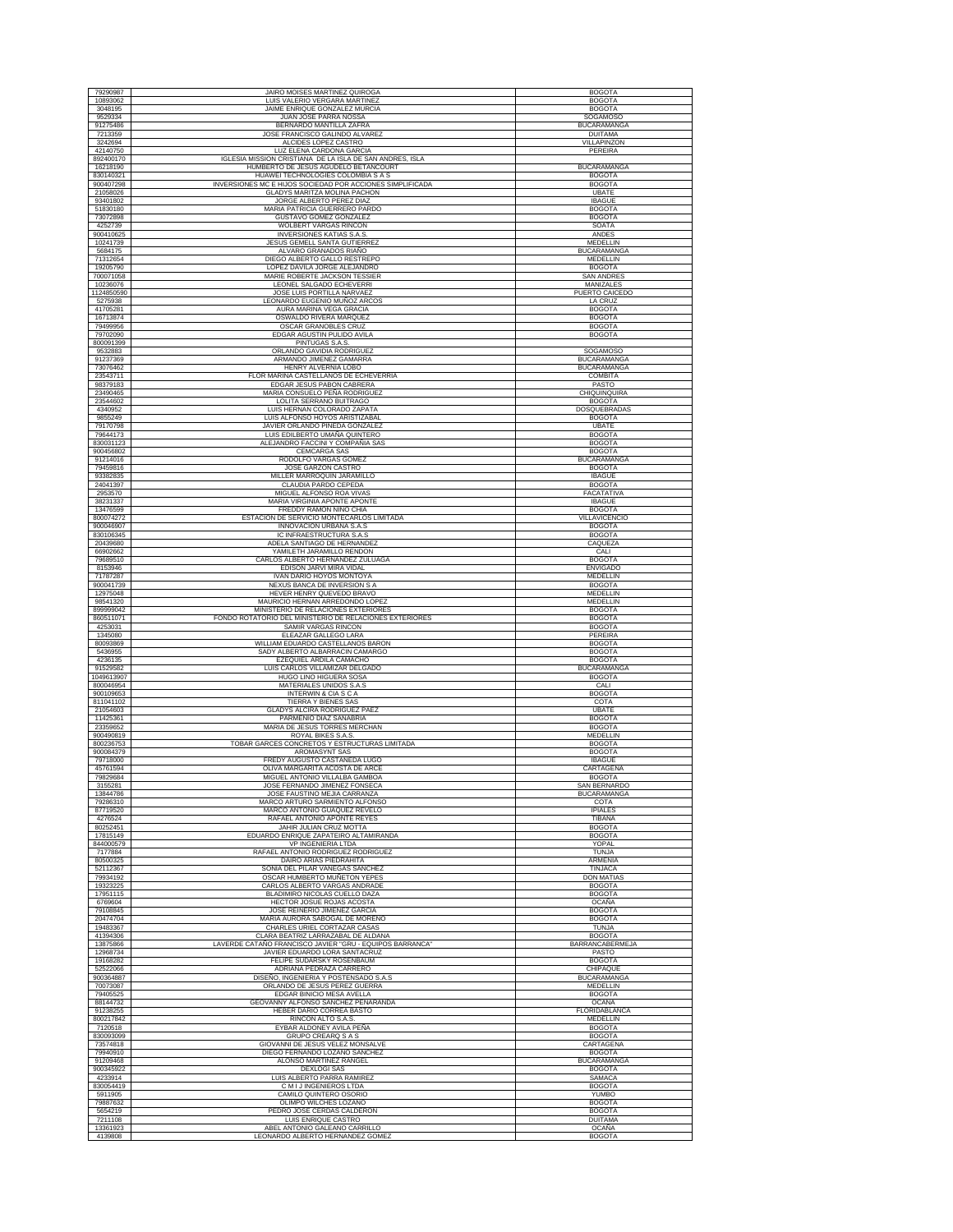| | | |
|---|---|---|
| 79290987 | JAIRO MOISES MARTINEZ QUIROGA | BOGOTA |
| 10893062 | LUIS VALERIO VERGARA MARTINEZ | BOGOTA |
| 3048195 | JAIME ENRIQUE GONZALEZ MURCIA | BOGOTA |
| 9529334 | JUAN JOSE PARRA NOSSA | SOGAMOSO |
| 91275486 | BERNARDO MANTILLA ZAFRA | BUCARAMANGA |
| 7213359 | JOSE FRANCISCO GALINDO ALVAREZ | DUITAMA |
| 3242694 | ALCIDES LOPEZ CASTRO | VILLAPINZON |
| 42140750 | LUZ ELENA CARDONA GARCIA | PEREIRA |
| 892400170 | IGLESIA MISSION CRISTIANA DE LA ISLA DE SAN ANDRES, ISLA | |
| 16218190 | HUMBERTO DE JESUS AGUDELO BETANCOURT | BUCARAMANGA |
| 830140321 | HUAWEI TECHNOLOGIES COLOMBIA S A S | BOGOTA |
| 900407298 | INVERSIONES MC E HIJOS SOCIEDAD POR ACCIONES SIMPLIFICADA | BOGOTA |
| 21058026 | GLADYS MARITZA MOLINA PACHON | UBATE |
| 93401802 | JORGE ALBERTO PEREZ DIAZ | IBAGUE |
| 51830180 | MARIA PATRICIA GUERRERO PARDO | BOGOTA |
| 73072898 | GUSTAVO GOMEZ GONZALEZ | BOGOTA |
| 4252739 | WOLBERT VARGAS RINCON | SOATA |
| 900410625 | INVERSIONES KATIAS S.A.S. | ANDES |
| 10241739 | JESUS GEMELL SANTA GUTIERREZ | MEDELLIN |
| 5684175 | ALVARO GRANADOS RIAÑO | BUCARAMANGA |
| 71312654 | DIEGO ALBERTO GALLO RESTREPO | MEDELLIN |
| 19205790 | LOPEZ DAVILA JORGE ALEJANDRO | BOGOTA |
| 700071058 | MARIE ROBERTE JACKSON TESSIER | SAN ANDRES |
| 10236076 | LEONEL SALGADO ECHEVERRI | MANIZALES |
| 1124850590 | JOSE LUIS PORTILLA NARVAEZ | PUERTO CAICEDO |
| 5275938 | LEONARDO EUGENIO MUÑOZ ARCOS | LA CRUZ |
| 41705281 | AURA MARINA VEGA GRACIA | BOGOTA |
| 16713874 | OSWALDO RIVERA MARQUEZ | BOGOTA |
| 79499956 | OSCAR GRANOBLES CRUZ | BOGOTA |
| 79702090 | EDGAR AGUSTIN PULIDO AVILA | BOGOTA |
| 800091399 | PINTUGAS S.A.S. | |
| 9532883 | ORLANDO GAVIDIA RODRIGUEZ | SOGAMOSO |
| 91237369 | ARMANDO JIMENEZ GAMARRA | BUCARAMANGA |
| 73076462 | HENRY ALVERNIA LOBO | BUCARAMANGA |
| 23543711 | FLOR MARINA CASTELLANOS DE ECHEVERRIA | COMBITA |
| 98379183 | EDGAR JESUS PABON CABRERA | PASTO |
| 23490465 | MARIA CONSUELO PEÑA RODRIGUEZ | CHIQUINQUIRA |
| 23544602 | LOLITA SERRANO BUITRAGO | BOGOTA |
| 4340952 | LUIS HERNAN COLORADO ZAPATA | DOSQUEBRADAS |
| 9855249 | LUIS ALFONSO HOYOS ARISTIZABAL | BOGOTA |
| 79170798 | JAVIER ORLANDO PINEDA GONZALEZ | UBATE |
| 79644173 | LUIS EDILBERTO UMAÑA QUINTERO | BOGOTA |
| 830031123 | ALEJANDRO FACCINI Y COMPAÑIA SAS | BOGOTA |
| 900456802 | CEMCARGA SAS | BOGOTA |
| 91214016 | RODOLFO VARGAS GOMEZ | BUCARAMANGA |
| 79459816 | JOSE GARZON CASTRO | BOGOTA |
| 93382835 | MILLER MARROQUIN JARAMILLO | IBAGUE |
| 24041397 | CLAUDIA PARDO CEPEDA | BOGOTA |
| 2953570 | MIGUEL ALFONSO ROA VIVAS | FACATATIVA |
| 38231337 | MARIA VIRGINIA APONTE APONTE | IBAGUE |
| 13476599 | FREDDY RAMON NIÑO CHIA | BOGOTA |
| 800074272 | ESTACION DE SERVICIO MONTECARLOS LIMITADA | VILLAVICENCIO |
| 900046907 | INNOVACION URBANA S.A.S | BOGOTA |
| 830106345 | IC INFRAESTRUCTURA S.A.S | BOGOTA |
| 20439680 | ADELA SANTIAGO DE HERNANDEZ | CAQUEZA |
| 66902662 | YAMILETH JARAMILLO RENDON | CALI |
| 79689510 | CARLOS ALBERTO HERNANDEZ ZULUAGA | BOGOTA |
| 8153946 | EDISON JARVI MIRA VIDAL | ENVIGADO |
| 71787287 | IVAN DARIO HOYOS MONTOYA | MEDELLIN |
| 900041739 | NEXUS BANCA DE INVERSION S A | BOGOTA |
| 12975048 | HEVER HENRY QUEVEDO BRAVO | MEDELLIN |
| 98541320 | MAURICIO HERNAN ARREDONDO LOPEZ | MEDELLIN |
| 899999042 | MINISTERIO DE RELACIONES EXTERIORES | BOGOTA |
| 860511071 | FONDO ROTATORIO DEL MINISTERIO DE RELACIONES EXTERIORES | BOGOTA |
| 4253031 | SAMIR VARGAS RINCON | BOGOTA |
| 1345080 | ELEAZAR GALLEGO LARA | PEREIRA |
| 80093869 | WILLIAM EDUARDO CASTELLANOS BARON | BOGOTA |
| 5436955 | SADY ALBERTO ALBARRACIN CAMARGO | BOGOTA |
| 4236135 | EZEQUIEL ARDILA CAMACHO | BOGOTA |
| 91529582 | LUIS CARLOS VILLAMIZAR DELGADO | BUCARAMANGA |
| 1049613907 | HUGO LINO HIGUERA SOSA | BOGOTA |
| 800046954 | MATERIALES UNIDOS S.A.S | CALI |
| 900109653 | INTERWIN & CIA S C A | BOGOTA |
| 811041102 | TIERRA Y BIENES SAS | COTA |
| 21054603 | GLADYS ALCIRA RODRIGUEZ PAEZ | UBATE |
| 11425361 | PARMENIO DIAZ SANABRIA | BOGOTA |
| 23359652 | MARIA DE JESUS TORRES MERCHAN | BOGOTA |
| 900490819 | ROYAL BIKES S.A.S. | MEDELLIN |
| 800236753 | TOBAR GARCES CONCRETOS Y ESTRUCTURAS LIMITADA | BOGOTA |
| 900084379 | AROMASYNT SAS | BOGOTA |
| 79718000 | FREDY AUGUSTO CASTAÑEDA LUGO | IBAGUE |
| 45761594 | OLIVA MARGARITA ACOSTA DE ARCE | CARTAGENA |
| 79829684 | MIGUEL ANTONIO VILLALBA GAMBOA | BOGOTA |
| 3155281 | JOSE FERNANDO JIMENEZ FONSECA | SAN BERNARDO |
| 13844786 | JOSE FAUSTINO MEJIA CARRANZA | BUCARAMANGA |
| 79286310 | MARCO ARTURO SARMIENTO ALFONSO | COTA |
| 87719520 | MARCO ANTONIO GUAQUEZ REVELO | IPIALES |
| 4276524 | RAFAEL ANTONIO APONTE REYES | TIBANA |
| 80252451 | JAHIR JULIAN CRUZ MOTTA | BOGOTA |
| 17815149 | EDUARDO ENRIQUE ZAPATEIRO ALTAMIRANDA | BOGOTA |
| 844000579 | VP INGENIERIA LTDA | YOPAL |
| 7177884 | RAFAEL ANTONIO RODRIGUEZ RODRIGUEZ | TUNJA |
| 80500325 | DAIRO ARIAS PIEDRAHITA | ARMENIA |
| 52112367 | SONIA DEL PILAR VANEGAS SANCHEZ | TINJACA |
| 79934192 | OSCAR HUMBERTO MUÑETON YEPES | DON MATIAS |
| 19323225 | CARLOS ALBERTO VARGAS ANDRADE | BOGOTA |
| 17951115 | BLADIMIRO NICOLAS CUELLO DAZA | BOGOTA |
| 6769604 | HECTOR JOSUE ROJAS ACOSTA | OCAÑA |
| 79108845 | JOSE REINERIO JIMENEZ GARCIA | BOGOTA |
| 20474704 | MARIA AURORA SABOGAL DE MORENO | BOGOTA |
| 19483367 | CHARLES URIEL CORTAZAR CASAS | TUNJA |
| 41394306 | CLARA BEATRIZ LARRAZABAL DE ALDANA | BOGOTA |
| 13875866 | LAVERDE CATAÑO FRANCISCO JAVIER "GRU - EQUIPOS BARRANCA" | BARRANCABERMEJA |
| 12968734 | JAVIER EDUARDO LORA SANTACRUZ | PASTO |
| 19168282 | FELIPE SUDARSKY ROSENBAUM | BOGOTA |
| 52522066 | ADRIANA PEDRAZA CARRERO | CHIPAQUE |
| 900364887 | DISEÑO, INGENIERIA Y POSTENSADO S.A.S | BUCARAMANGA |
| 70073087 | ORLANDO DE JESUS PEREZ GUERRA | MEDELLIN |
| 79405525 | EDGAR BINICIO MESA AVELLA | BOGOTA |
| 88144732 | GEOVANNY ALFONSO SANCHEZ PEÑARANDA | OCAÑA |
| 91238255 | HEBER DARIO CORREA BASTO | FLORIDABLANCA |
| 800217842 | RINCON ALTO S.A.S. | MEDELLIN |
| 7120518 | EYBAR ALDONEY AVILA PEÑA | BOGOTA |
| 830093099 | GRUPO CREARQ S A S | BOGOTA |
| 73574818 | GIOVANNI DE JESUS VELEZ MONSALVE | CARTAGENA |
| 79940910 | DIEGO FERNANDO LOZANO SANCHEZ | BOGOTA |
| 91209468 | ALONSO MARTINEZ RANGEL | BUCARAMANGA |
| 900345822 | DEXLOGI SAS | BOGOTA |
| 4233914 | LUIS ALBERTO PARRA RAMIREZ | SAMACA |
| 830054419 | C M I J INGENIEROS LTDA | BOGOTA |
| 5911905 | CAMILO QUINTERO OSORIO | YUMBO |
| 79887632 | OLIMPO WILCHES LOZANO | BOGOTA |
| 5654219 | PEDRO JOSE CERDAS CALDERON | BOGOTA |
| 7211108 | LUIS ENRIQUE CASTRO | DUITAMA |
| 13361923 | ABEL ANTONIO GALEANO CARRILLO | OCAÑA |
| 4139808 | LEONARDO ALBERTO HERNANDEZ GOMEZ | BOGOTA |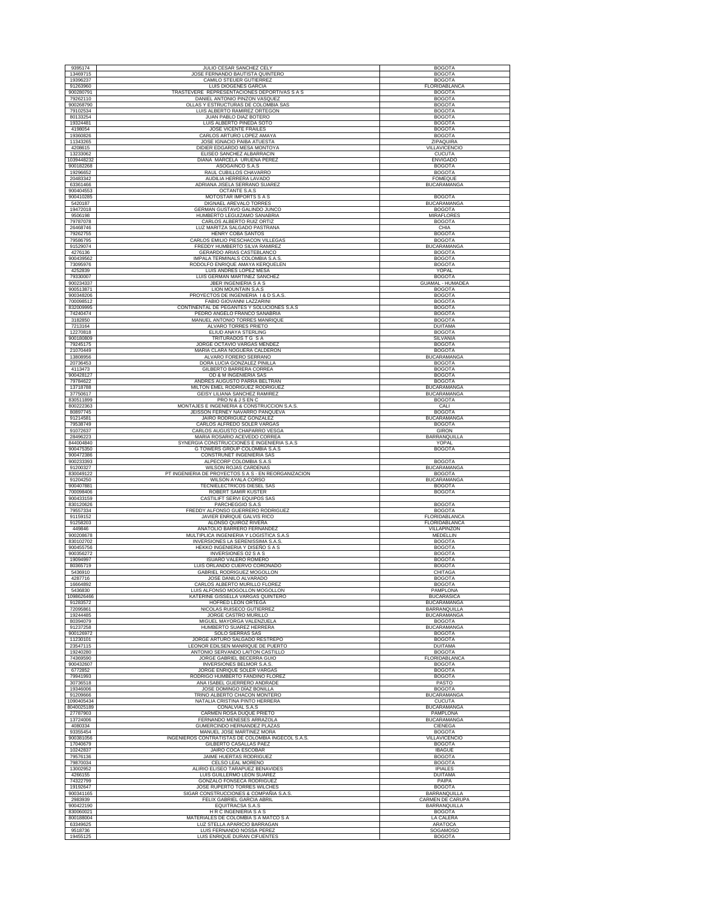| | | |
|---|---|---|
| 9395174 | JULIO CESAR SANCHEZ CELY | BOGOTA |
| 13469715 | JOSE FERNANDO BAUTISTA QUINTERO | BOGOTA |
| 19396237 | CAMILO STEUER GUTIERREZ | BOGOTA |
| 91263960 | LUIS DIOGENES GARCIA | FLORIDABLANCA |
| 900280791 | TRASTEVERE REPRESENTACIONES DEPORTIVAS S A S | BOGOTA |
| 79262110 | DANIEL ANTONIO PINZON VASQUEZ | BOGOTA |
| 900268790 | OLLAS Y ESTRUCTURAS DE COLOMBIA SAS | BOGOTA |
| 79102534 | LUIS ALBERTO RAMIREZ ORTEGON | BOGOTA |
| 80133254 | JUAN PABLO DIAZ BOTERO | BOGOTA |
| 19324481 | LUIS ALBERTO PINEDA SOTO | BOGOTA |
| 4198054 | JOSE VICENTE FRAILES | BOGOTA |
| 19360826 | CARLOS ARTURO LOPEZ AMAYA | BOGOTA |
| 11343265 | JOSE IGNACIO PAIBA ATUESTA | ZIPAQUIRA |
| 4208615 | DIDIER EDGARDO MESA MONTOYA | VILLAVICENCIO |
| 13233062 | ELISEO SANCHEZ ALBARRACIN | CUCUTA |
| 1039448232 | DIANA MARCELA URUEÑA PEREZ | ENVIGADO |
| 900182268 | ASOGAINCO S.A.S | BOGOTA |
| 19296652 | RAUL CUBILLOS CHAVARRO | BOGOTA |
| 20483342 | AUDILIA HERRERA LAVADO | FOMEQUE |
| 63361466 | ADRIANA JISELA SERRANO SUAREZ | BUCARAMANGA |
| 900404553 | OCTANTE S.A.S | |
| 900410285 | MOTOSTAR IMPORTS S A S | BOGOTA |
| 5420187 | DIGNAEL AREVALO TORRES | BUCARAMANGA |
| 19472018 | GERMAN GUSTAVO GALINDO JUNCO | BOGOTA |
| 9506198 | HUMBERTO LEGUIZAMO SANABRIA | MIRAFLORES |
| 79787078 | CARLOS ALBERTO RUIZ ORTIZ | BOGOTA |
| 26468746 | LUZ MARITZA SALGADO PASTRANA | CHIA |
| 79262755 | HENRY COBA SANTOS | BOGOTA |
| 79586795 | CARLOS EMILIO PIESCHACON VILLEGAS | BOGOTA |
| 91529074 | FREDDY HUMBERTO SILVA RAMIREZ | BUCARAMANGA |
| 4276136 | GERARDO ARIAS CASTEBLANCO | BOGOTA |
| 900439562 | IMPALA TERMINALS COLOMBIA S.A.S. | BOGOTA |
| 73095976 | RODOLFO ENRIQUE AMAYA KERQUELEN | BOGOTA |
| 4252839 | LUIS ANDRES LOPEZ MESA | YOPAL |
| 79330007 | LUIS GERMAN MARTINEZ SANCHEZ | BOGOTA |
| 900234337 | JBER INGENIERIA S A S | GUAMAL - HUMADEA |
| 900513871 | LION MOUNTAIN S.A.S | BOGOTA |
| 900348206 | PROYECTOS DE INGENIERIA I & D S.A.S. | BOGOTA |
| 700098512 | FABIO GIOVANNI LAZZARINI | BOGOTA |
| 832009995 | CONTINENTAL DE PEGANTES Y SOLUCIONES S.A.S | BOGOTA |
| 74240474 | PEDRO ANGELO FRANCO SANABRIA | BOGOTA |
| 3182850 | MANUEL ANTONIO TORRES MANRIQUE | BOGOTA |
| 7213164 | ALVARO TORRES PRIETO | DUITAMA |
| 12270818 | ELIUD ANAYA STERLING | BOGOTA |
| 900180809 | TRITURADOS T G S A | SILVANIA |
| 79245175 | JORGE OCTAVIO VARGAS MENDEZ | BOGOTA |
| 21070449 | MARIA CLARA NOGUERA CALDERON | BOGOTA |
| 13808956 | ALVARO FORERO SERRANO | BUCARAMANGA |
| 20736453 | DORA LUCIA GONZALEZ PINILLA | BOGOTA |
| 4113473 | GILBERTO BARRERA CORREA | BOGOTA |
| 900428127 | OD & M INGENIERIA SAS | BOGOTA |
| 79784622 | ANDRES AUGUSTO PARRA BELTRAN | BOGOTA |
| 13718788 | MILTON EMEL RODRIGUEZ RODRIGUEZ | BUCARAMANGA |
| 37750617 | GEISY LILIANA SANCHEZ RAMIREZ | BUCARAMANGA |
| 830511899 | PRO N & J S EN C | BOGOTA |
| 800222363 | MONTAJES E INGENIERIA & CONSTRUCCION S.A.S. | CALI |
| 80897745 | JEISSON FERNEY NAVARRO PANQUEVA | BOGOTA |
| 91214581 | JAIRO RODRIGUEZ GONZALEZ | BUCARAMANGA |
| 79538749 | CARLOS ALFREDO SOLER VARGAS | BOGOTA |
| 91072637 | CARLOS AUGUSTO CHAPARRO VESGA | GIRON |
| 28496223 | MARIA ROSARIO ACEVEDO CORREA | BARRANQUILLA |
| 844004840 | SYNERGIA CONSTRUCCIONES E INGENIERIA S.A.S | YOPAL |
| 900475350 | G TOWERS GROUP COLOMBIA S.A.S | BOGOTA |
| 900472386 | CONSTRUNET INGENIERIA SAS | |
| 900233393 | ALPECORP COLOMBIA S.A.S | BOGOTA |
| 91200327 | WILSON ROJAS CARDENAS | BUCARAMANGA |
| 830049122 | PT INGENIERIA DE PROYECTOS S A S - EN REORGANIZACION | BOGOTA |
| 91204250 | WILSON AYALA CORSO | BUCARAMANGA |
| 900407881 | TECNIELECTRICOS DIESEL SAS | BOGOTA |
| 700098406 | ROBERT SAMIR KUSTER | BOGOTA |
| 900433159 | CASTILIFT SERVI EQUIPOS SAS | |
| 830120626 | PARCHEGGIO S.A.S | BOGOTA |
| 79557334 | FREDDY ALFONSO GUERRERO RODRIGUEZ | BOGOTA |
| 91159152 | JAVIER ENRIQUE GALVIS RICO | FLORIDABLANCA |
| 91258203 | ALONSO QUIROZ RIVERA | FLORIDABLANCA |
| 449846 | ANATOLIO BARRERO FERNANDEZ | VILLAPINZON |
| 900208678 | MULTIPLICA INGENIERIA Y LOGISTICA S.A.S | MEDELLIN |
| 830102702 | INVERSIONES LA SERENISSIMA S.A.S. | BOGOTA |
| 900455756 | HEKKO INGENIERIA Y DISEÑO S A S | BOGOTA |
| 900356272 | INVERSIONES O2 S A S | BOGOTA |
| 19094997 | ISUARO VALERO ROMERO | BOGOTA |
| 80365719 | LUIS ORLANDO CUERVO CORONADO | BOGOTA |
| 5436910 | GABRIEL RODRIGUEZ MOGOLLON | CHITAGA |
| 4287716 | JOSE DANILO ALVARADO | BOGOTA |
| 16664892 | CARLOS ALBERTO MURILLO FLOREZ | BOGOTA |
| 5436830 | LUIS ALFONSO MOGOLLON MOGOLLON | PAMPLONA |
| 1098626466 | KATERINE GISSELLA VARGAS QUINTERO | BUCARASICA |
| 91283572 | HOFRED LEON ORTEGA | BUCARAMANGA |
| 72095861 | NICOLAS RUISECO GUTIERREZ | BARRANQUILLA |
| 19244485 | JORGE CASTRO MURILLO | BUCARAMANGA |
| 80394079 | MIGUEL MAYORGA VALENZUELA | BOGOTA |
| 91237258 | HUMBERTO SUAREZ HERRERA | BUCARAMANGA |
| 900126972 | SOLO SIERRAS SAS | BOGOTA |
| 11230101 | JORGE ARTURO SALGADO RESTREPO | BOGOTA |
| 23547115 | LEONOR EDILSEN MANRIQUE DE PUERTO | DUITAMA |
| 19240280 | ANTONIO SERVANDO LAITON CASTILLO | BOGOTA |
| 74369590 | JORGE GABRIEL BECERRA GUIO | FLORIDABLANCA |
| 900432607 | INVERSIONES BELMOR S.A.S. | BOGOTA |
| 6772852 | JORGE ENRIQUE SOLER VARGAS | BOGOTA |
| 79941993 | RODRIGO HUMBERTO FANDINO FLOREZ | BOGOTA |
| 30736518 | ANA ISABEL GUERRERO ANDRADE | PASTO |
| 19346006 | JOSE DOMINGO DIAZ BONILLA | BOGOTA |
| 91209666 | TRINO ALBERTO CHACON MONTERO | BUCARAMANGA |
| 1090405434 | NATALIA CRISTINA PINTO HERRERA | CUCUTA |
| 8040025189 | CONALVIAL S.A.S | BUCARAMANGA |
| 27787903 | CARMEN ROSA DUQUE PRIETO | PAMPLONA |
| 13724006 | FERNANDO MENESES ARRAZOLA | BUCARAMANGA |
| 4080334 | GUMERCINDO HERNANDEZ PLAZAS | CIENEGA |
| 93355454 | MANUEL JOSE MARTINEZ MORA | BOGOTA |
| 900381056 | INGENIEROS CONTRATISTAS DE COLOMBIA INGECOL S.A.S. | VILLAVICENCIO |
| 17040679 | GILBERTO CASALLAS PAEZ | BOGOTA |
| 10242837 | JAIRO COCA ESCOBAR | IBAGUE |
| 79576136 | JAIME HUERTAS RODRIGUEZ | BOGOTA |
| 79870034 | CELSO LEAL MORENO | BOGOTA |
| 13002952 | ALIRIO ELISEO TARAPUEZ BENAVIDES | IPIALES |
| 4266155 | LUIS GUILLERMO LEON SUAREZ | DUITAMA |
| 74322799 | GONZALO FONSECA RODRIGUEZ | PAIPA |
| 19192647 | JOSE RUPERTO TORRES WILCHES | BOGOTA |
| 900341165 | SIGAR CONSTRUCCIONES & COMPAÑIA S.A.S. | BARRANQUILLA |
| 2983939 | FELIX GABRIEL GARCIA ABRIL | CARMEN DE CARUPA |
| 900422190 | EQUITRACSA S.A.S | BARRANQUILLA |
| 830060021 | H R C INGENIERIA S A S | BOGOTA |
| 800188004 | MATERIALES DE COLOMBIA S A MATCO S A | LA CALERA |
| 63349625 | LUZ STELLA APARICIO BARRAGAN | ARATOCA |
| 9518736 | LUIS FERNANDO NOSSA PEREZ | SOGAMOSO |
| 19455125 | LUIS ENRIQUE DURAN CIFUENTES | BOGOTA |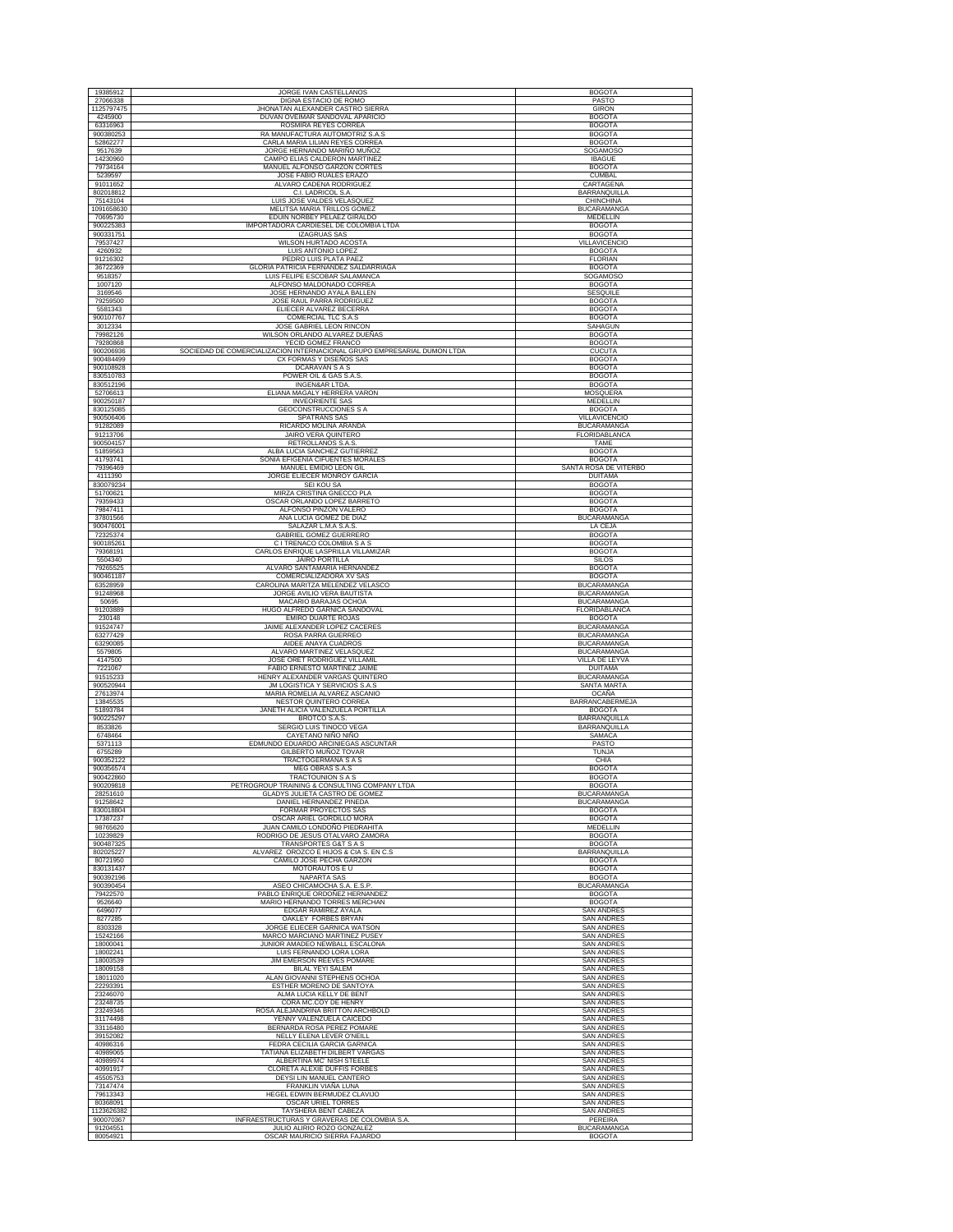| | | |
|---|---|---|
| 19385912 | JORGE IVAN CASTELLANOS | BOGOTA |
| 27066338 | DIGNA ESTACIO DE ROMO | PASTO |
| 1125797475 | JHONATAN ALEXANDER CASTRO SIERRA | GIRON |
| 4245900 | DUVAN OVEIMAR SANDOVAL APARICIO | BOGOTA |
| 63316963 | ROSMIRA REYES CORREA | BOGOTA |
| 900380253 | RA MANUFACTURA AUTOMOTRIZ S.A.S | BOGOTA |
| 52862277 | CARLA MARIA LILIAN REYES CORREA | BOGOTA |
| 9517639 | JORGE HERNANDO MARIÑO MUÑOZ | SOGAMOSO |
| 14230960 | CAMPO ELIAS CALDERON MARTINEZ | IBAGUE |
| 79734164 | MANUEL ALFONSO GARZON CORTES | BOGOTA |
| 5239597 | JOSE FABIO RUALES ERAZO | CUMBAL |
| 91011652 | ALVARO CADENA RODRIGUEZ | CARTAGENA |
| 802018812 | C.I. LADRICOL S.A. | BARRANQUILLA |
| 75143104 | LUIS JOSE VALDES VELASQUEZ | CHINCHINA |
| 1091658630 | MELITSA MARIA TRILLOS GOMEZ | BUCARAMANGA |
| 70695730 | EDUIN NORBEY PELAEZ GIRALDO | MEDELLIN |
| 900225383 | IMPORTADORA CARDIESEL DE COLOMBIA LTDA | BOGOTA |
| 900331751 | IZAGRUAS SAS | BOGOTA |
| 79537427 | WILSON HURTADO ACOSTA | VILLAVICENCIO |
| 4260932 | LUIS ANTONIO LOPEZ | BOGOTA |
| 91216302 | PEDRO LUIS PLATA PAEZ | FLORIAN |
| 36722369 | GLORIA PATRICIA FERNANDEZ SALDARRIAGA | BOGOTA |
| 9518357 | LUIS FELIPE ESCOBAR SALAMANCA | SOGAMOSO |
| 1007120 | ALFONSO MALDONADO CORREA | BOGOTA |
| 3169546 | JOSE HERNANDO AYALA BALLEN | SESQUILE |
| 79259500 | JOSE RAUL PARRA RODRIGUEZ | BOGOTA |
| 5581343 | ELIECER ALVAREZ BECERRA | BOGOTA |
| 900107767 | COMERCIAL TLC S.A.S | BOGOTA |
| 3012334 | JOSE GABRIEL LEON RINCON | SAHAGUN |
| 79982126 | WILSON ORLANDO ALVAREZ DUEÑAS | BOGOTA |
| 79280868 | YECID GOMEZ FRANCO | BOGOTA |
| 900206936 | SOCIEDAD DE COMERCIALIZACION INTERNACIONAL GRUPO EMPRESARIAL DUMON LTDA | CUCUTA |
| 900484499 | CX FORMAS Y DISEÑOS SAS | BOGOTA |
| 900108928 | DCARAVAN S A S | BOGOTA |
| 830510783 | POWER OIL & GAS S.A.S. | BOGOTA |
| 830512196 | INGEN&AR LTDA. | BOGOTA |
| 52706613 | ELIANA MAGALY HERRERA VARON | MOSQUERA |
| 900250187 | INVEORIENTE SAS | MEDELLIN |
| 830125085 | GEOCONSTRUCCIONES S A | BOGOTA |
| 900506406 | SPATRANS SAS | VILLAVICENCIO |
| 91282089 | RICARDO MOLINA ARANDA | BUCARAMANGA |
| 91213706 | JAIRO VERA QUINTERO | FLORIDABLANCA |
| 900504157 | RETROLLANOS S.A.S. | TAME |
| 51859563 | ALBA LUCIA SANCHEZ GUTIERREZ | BOGOTA |
| 41793741 | SONIA EFIGENIA CIFUENTES MORALES | BOGOTA |
| 79396469 | MANUEL EMIDIO LEON GIL | SANTA ROSA DE VITERBO |
| 4111390 | JORGE ELIECER MONROY GARCIA | DUITAMA |
| 830079234 | SEI KOU SA | BOGOTA |
| 51700621 | MIRZA CRISTINA GNECCO PLA | BOGOTA |
| 79359433 | OSCAR ORLANDO LOPEZ BARRETO | BOGOTA |
| 79847411 | ALFONSO PINZON VALERO | BOGOTA |
| 37801566 | ANA LUCIA GOMEZ DE DIAZ | BUCARAMANGA |
| 900476001 | SALAZAR L.M.A S.A.S. | LA CEJA |
| 72325374 | GABRIEL GOMEZ GUERRERO | BOGOTA |
| 900185261 | C I TRENACO COLOMBIA S A S | BOGOTA |
| 79368191 | CARLOS ENRIQUE LASPRILLA VILLAMIZAR | BOGOTA |
| 5504340 | JAIRO PORTILLA | SILOS |
| 79265525 | ALVARO SANTAMARIA HERNANDEZ | BOGOTA |
| 900461187 | COMERCIALIZADORA XV SAS | BOGOTA |
| 63528959 | CAROLINA MARITZA MELENDEZ VELASCO | BUCARAMANGA |
| 91248968 | JORGE AVILIO VERA BAUTISTA | BUCARAMANGA |
| 50695 | MACARIO BARAJAS OCHOA | BUCARAMANGA |
| 91203889 | HUGO ALFREDO GARNICA SANDOVAL | FLORIDABLANCA |
| 230148 | EMIRO DUARTE ROJAS | BOGOTA |
| 91524747 | JAIME ALEXANDER LOPEZ CACERES | BUCARAMANGA |
| 63277429 | ROSA PARRA GUERREO | BUCARAMANGA |
| 63290085 | AIDEE ANAYA CUADROS | BUCARAMANGA |
| 5579805 | ALVARO MARTINEZ VELASQUEZ | BUCARAMANGA |
| 4147500 | JOSE ORET RODRIGUEZ VILLAMIL | VILLA DE LEYVA |
| 7221067 | FABIO ERNESTO MARTINEZ JAIME | DUITAMA |
| 91515233 | HENRY ALEXANDER VARGAS QUINTERO | BUCARAMANGA |
| 900520944 | JM LOGISTICA Y SERVICIOS S.A.S | SANTA MARTA |
| 27613974 | MARIA ROMELIA ALVAREZ ASCANIO | OCAÑA |
| 13845535 | NESTOR QUINTERO CORREA | BARRANCABERMEJA |
| 51893784 | JANETH ALICIA VALENZUELA PORTILLA | BOGOTA |
| 900225297 | BROTCO S.A.S. | BARRANQUILLA |
| 8533826 | SERGIO LUIS TINOCO VEGA | BARRANQUILLA |
| 6748464 | CAYETANO NIÑO NIÑO | SAMACA |
| 5371113 | EDMUNDO EDUARDO ARCINIEGAS ASCUNTAR | PASTO |
| 6755289 | GILBERTO MUÑOZ TOVAR | TUNJA |
| 900352122 | TRACTOGERMANA S A S | CHIA |
| 900356574 | MEG OBRAS S.A.S | BOGOTA |
| 900422860 | TRACTOUNION S A S | BOGOTA |
| 900209818 | PETROGROUP TRAINING & CONSULTING COMPANY LTDA | BOGOTA |
| 28251610 | GLADYS JULIETA CASTRO DE GOMEZ | BUCARAMANGA |
| 91258642 | DANIEL HERNANDEZ PINEDA | BUCARAMANGA |
| 830018804 | FORMAR PROYECTOS SAS | BOGOTA |
| 17387237 | OSCAR ARIEL GORDILLO MORA | BOGOTA |
| 98765620 | JUAN CAMILO LONDOÑO PIEDRAHITA | MEDELLIN |
| 10239829 | RODRIGO DE JESUS OTALVARO ZAMORA | BOGOTA |
| 900487325 | TRANSPORTES G&T S A S | BOGOTA |
| 802025227 | ALVAREZ OROZCO E HIJOS & CIA S. EN C.S | BARRANQUILLA |
| 80721950 | CAMILO JOSE PECHA GARZON | BOGOTA |
| 830131437 | MOTORAUTOS E U | BOGOTA |
| 900392196 | NAPARTA SAS | BOGOTA |
| 900390454 | ASEO CHICAMOCHA S.A. E.S.P. | BUCARAMANGA |
| 79422570 | PABLO ENRIQUE ORDOÑEZ HERNANDEZ | BOGOTA |
| 9526640 | MARIO HERNANDO TORRES MERCHAN | BOGOTA |
| 6490077 | EDGAR RAMIREZ AYALA | SAN ANDRES |
| 8277285 | OAKLEY FORBES BRYAN | SAN ANDRES |
| 8303328 | JORGE ELIECER GARNICA WATSON | SAN ANDRES |
| 15242166 | MARCO MARCIANO MARTINEZ PUSEY | SAN ANDRES |
| 18000041 | JUNIOR AMADEO NEWBALL ESCALONA | SAN ANDRES |
| 18002241 | LUIS FERNANDO LORA LORA | SAN ANDRES |
| 18003539 | JIM EMERSON REEVES POMARE | SAN ANDRES |
| 18009158 | BILAL YEYI SALEM | SAN ANDRES |
| 18011020 | ALAN GIOVANNI STEPHENS OCHOA | SAN ANDRES |
| 22293391 | ESTHER MORENO DE SANTOYA | SAN ANDRES |
| 23246070 | ALMA LUCIA KELLY DE BENT | SAN ANDRES |
| 23248735 | CORA MC.COY DE HENRY | SAN ANDRES |
| 23249346 | ROSA ALEJANDRINA BRITTON ARCHBOLD | SAN ANDRES |
| 31174498 | YENNY VALENZUELA CAICEDO | SAN ANDRES |
| 33116480 | BERNARDA ROSA PEREZ POMARE | SAN ANDRES |
| 39152082 | NELLY ELENA LEVER O'NEILL | SAN ANDRES |
| 40986316 | FEDRA CECILIA GARCIA GARNICA | SAN ANDRES |
| 40989065 | TATIANA ELIZABETH DILBERT VARGAS | SAN ANDRES |
| 40989974 | ALBERTINA MC' NISH STEELE | SAN ANDRES |
| 40991917 | CLORETA ALEXIE DUFFIS FORBES | SAN ANDRES |
| 45505753 | DEYSI LIN MANUEL CANTERO | SAN ANDRES |
| 73147474 | FRANKLIN VIAÑA LUNA | SAN ANDRES |
| 79613343 | HEGEL EDWIN BERMUDEZ CLAVIJO | SAN ANDRES |
| 80368091 | OSCAR URIEL TORRES | SAN ANDRES |
| 1123626382 | TAYSHERA BENT CABEZA | SAN ANDRES |
| 900070367 | INFRAESTRUCTURAS Y GRAVERAS DE COLOMBIA S.A. | PEREIRA |
| 91204551 | JULIO ALIRIO ROZO GONZALEZ | BUCARAMANGA |
| 80054921 | OSCAR MAURICIO SIERRA FAJARDO | BOGOTA |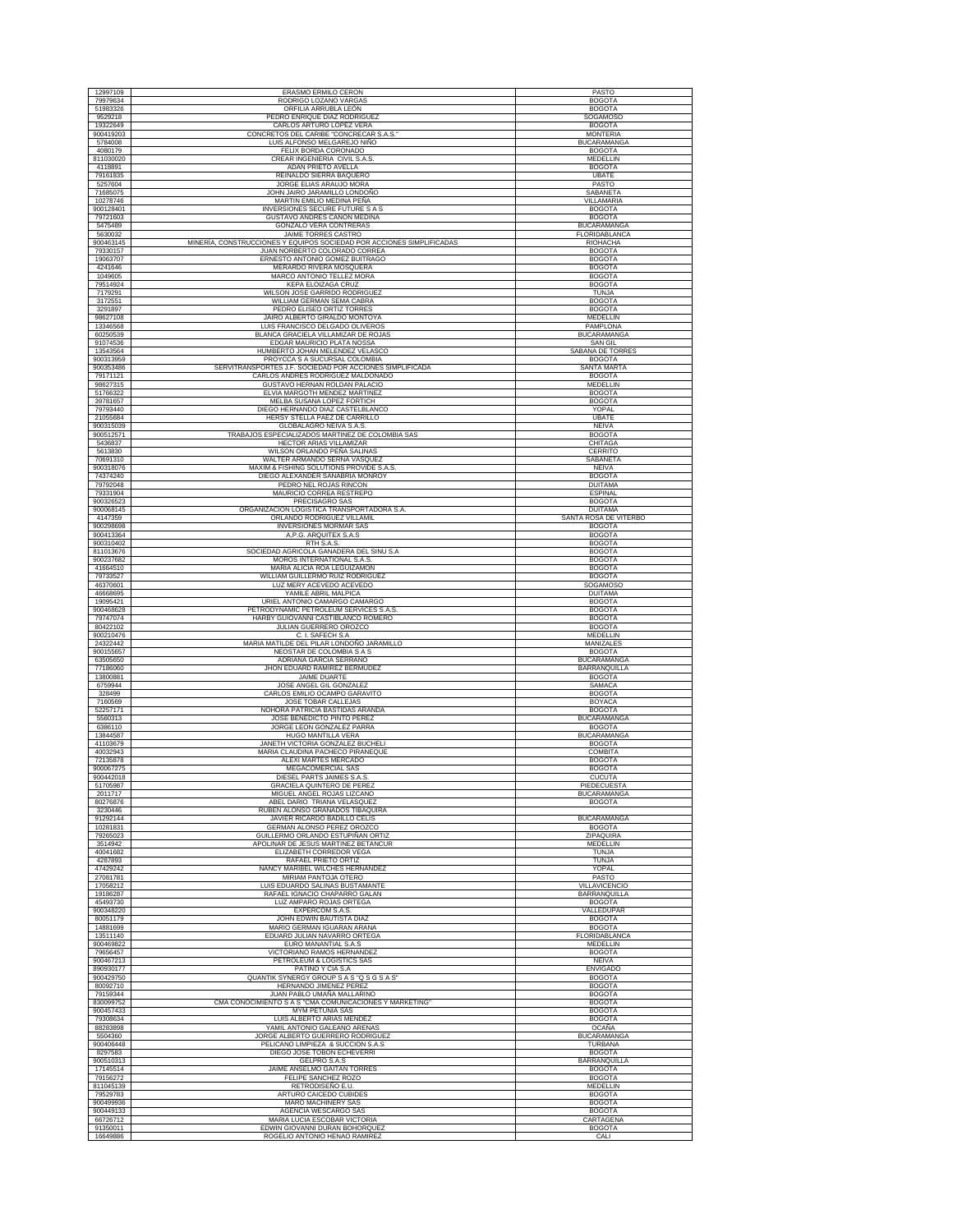| | | |
|---|---|---|
| 12997109 | ERASMO ERMILO CERON | PASTO |
| 79979634 | RODRIGO LOZANO VARGAS | BOGOTA |
| 51983326 | ORFILIA ARRUBLA LEÓN | BOGOTA |
| 9529218 | PEDRO ENRIQUE DIAZ RODRIGUEZ | SOGAMOSO |
| 19322649 | CARLOS ARTURO LOPEZ VERA | BOGOTA |
| 900419203 | CONCRETOS DEL CARIBE "CONCRECAR S.A.S." | MONTERIA |
| 5784008 | LUIS ALFONSO MELGAREJO NIÑO | BUCARAMANGA |
| 4080179 | FELIX BORDA CORONADO | BOGOTA |
| 811030020 | CREAR INGENIERIA CIVIL S.A.S. | MEDELLIN |
| 4118891 | ADAN PRIETO AVELLA | BOGOTA |
| 79161835 | REINALDO SIERRA BAQUERO | UBATE |
| 5257604 | JORGE ELIAS ARAUJO MORA | PASTO |
| 71685075 | JOHN JAIRO JARAMILLO LONDOÑO | SABANETA |
| 10278746 | MARTIN EMILIO MEDINA PEÑA | VILLAMARIA |
| 900128401 | INVERSIONES SECURE FUTURE S A S | BOGOTA |
| 79721603 | GUSTAVO ANDRES CAÑON MEDINA | BOGOTA |
| 5475489 | GONZALO VERA CONTRERAS | BUCARAMANGA |
| 5630032 | JAIME TORRES CASTRO | FLORIDABLANCA |
| 900463145 | MINERÍA, CONSTRUCCIONES Y EQUIPOS SOCIEDAD POR ACCIONES SIMPLIFICADAS | RIOHACHA |
| 79330157 | JUAN NORBERTO COLORADO CORREA | BOGOTA |
| 19063707 | ERNESTO ANTONIO GOMEZ BUITRAGO | BOGOTA |
| 4241646 | MERARDO RIVERA MOSQUERA | BOGOTA |
| 1049605 | MARCO ANTONIO TELLEZ MORA | BOGOTA |
| 79514924 | KEPA ELOIZAGA CRUZ | BOGOTA |
| 7179291 | WILSON JOSE GARRIDO RODRIGUEZ | TUNJA |
| 3172551 | WILLIAM GERMAN SEMA CABRA | BOGOTA |
| 3291897 | PEDRO ELISEO ORTIZ TORRES | BOGOTA |
| 98627108 | JAIRO ALBERTO GIRALDO MONTOYA | MEDELLIN |
| 13346568 | LUIS FRANCISCO DELGADO OLIVEROS | PAMPLONA |
| 60250539 | BLANCA GRACIELA VILLAMIZAR DE ROJAS | BUCARAMANGA |
| 91074536 | EDGAR MAURICIO PLATA NOSSA | SAN GIL |
| 13543564 | HUMBERTO JOHAN MELENDEZ VELASCO | SABANA DE TORRES |
| 900313959 | PROYCCA S A SUCURSAL COLOMBIA | BOGOTA |
| 900353486 | SERVITRANSPORTES J.F. SOCIEDAD POR ACCIONES SIMPLIFICADA | SANTA MARTA |
| 79171121 | CARLOS ANDRES RODRIGUEZ MALDONADO | BOGOTA |
| 98627315 | GUSTAVO HERNAN ROLDAN PALACIO | MEDELLIN |
| 51766322 | ELVIA MARGOTH MENDEZ MARTINEZ | BOGOTA |
| 39781657 | MELBA SUSANA LOPEZ FORTICH | BOGOTA |
| 79793440 | DIEGO HERNANDO DIAZ CASTELBLANCO | YOPAL |
| 21055684 | HERSY STELLA PAEZ DE CARRILLO | UBATE |
| 900315039 | GLOBALAGRO NEIVA S.A.S. | NEIVA |
| 900512571 | TRABAJOS ESPECIALIZADOS MARTINEZ DE COLOMBIA SAS | BOGOTA |
| 5436837 | HECTOR ARIAS VILLAMIZAR | CHITAGA |
| 5613830 | WILSON ORLANDO PEÑA SALINAS | CERRITO |
| 70691310 | WALTER ARMANDO SERNA VASQUEZ | SABANETA |
| 900318076 | MAXIM & FISHING SOLUTIONS PROVIDE S.A.S. | NEIVA |
| 74374240 | DIEGO ALEXANDER SANABRIA MONROY | BOGOTA |
| 79792048 | PEDRO NEL ROJAS RINCON | DUITAMA |
| 79331904 | MAURICIO CORREA RESTREPO | ESPINAL |
| 900326523 | PRECISAGRO SAS | BOGOTA |
| 900068145 | ORGANIZACIÓN LOGISTICA TRANSPORTADORA S.A. | DUITAMA |
| 4147359 | ORLANDO RODRIGUEZ VILLAMIL | SANTA ROSA DE VITERBO |
| 900298698 | INVERSIONES MORMAR SAS | BOGOTA |
| 900413364 | A.P.G. ARQUITEX S.A.S | BOGOTA |
| 900310402 | RTH S.A.S. | BOGOTA |
| 811013676 | SOCIEDAD AGRICOLA GANADERA DEL SINU S.A | BOGOTA |
| 900237682 | MOROS INTERNATIONAL S.A.S. | BOGOTA |
| 41664510 | MARIA ALICIA ROA LEGUIZAMON | BOGOTA |
| 79733527 | WILLIAM GUILLERMO RUIZ RODRIGUEZ | BOGOTA |
| 46370601 | LUZ MERY ACEVEDO ACEVEDO | SOGAMOSO |
| 46668695 | YAMILE ABRIL MALPICA | DUITAMA |
| 19095421 | URIEL ANTONIO CAMARGO CAMARGO | BOGOTA |
| 900468628 | PETRODYNAMIC PETROLEUM SERVICES S.A.S. | BOGOTA |
| 79747074 | HARBY GUIOVANNI CASTIBLANCO ROMERO | BOGOTA |
| 80422102 | JULIAN GUERRERO OROZCO | BOGOTA |
| 900210476 | C. I. SAFECH S.A | MEDELLIN |
| 24322442 | MARIA MATILDE DEL PILAR LONDOÑO JARAMILLO | MANIZALES |
| 900155657 | NEOSTAR DE COLOMBIA S A S | BOGOTA |
| 63505650 | ADRIANA GARCIA SERRANO | BUCARAMANGA |
| 77186060 | JHON EDUARD RAMIREZ BERMUDEZ | BARRANQUILLA |
| 13800881 | JAIME DUARTE | BOGOTA |
| 6759944 | JOSE ANGEL GIL GONZALEZ | SAMACA |
| 328499 | CARLOS EMILIO OCAMPO GARAVITO | BOGOTA |
| 7160569 | JOSE TOBAR CALLEJAS | BOYACA |
| 52257171 | NOHORA PATRICIA BASTIDAS ARANDA | BOGOTA |
| 5560313 | JOSE BENEDICTO PINTO PEREZ | BUCARAMANGA |
| 6386110 | JORGE LEON GONZALEZ PARRA | BOGOTA |
| 13844587 | HUGO MANTILLA VERA | BUCARAMANGA |
| 41103679 | JANETH VICTORIA GONZALEZ BUCHELI | BOGOTA |
| 40032943 | MARIA CLAUDINA PACHECO PIRANEQUE | COMBITA |
| 72135878 | ALEXI MARTES MERCADO | BOGOTA |
| 900067275 | MEGACOMERCIAL SAS | BOGOTA |
| 900442018 | DIESEL PARTS JAIMES S.A.S. | CUCUTA |
| 51705987 | GRACIELA QUINTERO DE PEREZ | PIEDECUESTA |
| 2011717 | MIGUEL ANGEL ROJAS LIZCANO | BUCARAMANGA |
| 80276876 | ABEL DARIO TRIANA VELASQUEZ | BOGOTA |
| 3230446 | RUBEN ALONSO GRANADOS TIBAQUIRA | |
| 91292144 | JAVIER RICARDO BADILLO CELIS | BUCARAMANGA |
| 10281831 | GERMAN ALONSO PEREZ OROZCO | BOGOTA |
| 79265023 | GUILLERMO ORLANDO ESTUPIÑAN ORTIZ | ZIPAQUIRA |
| 3514942 | APOLINAR DE JESUS MARTINEZ BETANCUR | MEDELLIN |
| 40041682 | ELIZABETH CORREDOR VEGA | TUNJA |
| 4287893 | RAFAEL PRIETO ORTIZ | TUNJA |
| 47429242 | NANCY MARIBEL WILCHES HERNANDEZ | YOPAL |
| 27081781 | MIRIAM PANTOJA OTERO | PASTO |
| 17058212 | LUIS EDUARDO SALINAS BUSTAMANTE | VILLAVICENCIO |
| 19186287 | RAFAEL IGNACIO CHAPARRO GALAN | BARRANQUILLA |
| 45493730 | LUZ AMPARO ROJAS ORTEGA | BOGOTA |
| 900348220 | EXPERCOM S.A.S. | VALLEDUPAR |
| 80051179 | JOHN EDWIN BAUTISTA DIAZ | BOGOTA |
| 14881699 | MARIO GERMAN IGUARAN ARANA | BOGOTA |
| 13511140 | EDUARD JULIAN NAVARRO ORTEGA | FLORIDABLANCA |
| 900469822 | EURO MANANTIAL S.A.S | MEDELLIN |
| 79656457 | VICTORIANO RAMOS HERNANDEZ | BOGOTA |
| 900467213 | PETROLEUM & LOGISTICS SAS | NEIVA |
| 890930177 | PATIÑO Y CIA S.A | ENVIGADO |
| 900429750 | QUANTIK SYNERGY GROUP S A S "Q S G S A S" | BOGOTA |
| 80092710 | HERNANDO JIMENEZ PEREZ | BOGOTA |
| 79159344 | JUAN PABLO UMAÑA MALLARINO | BOGOTA |
| 830099752 | CMA CONOCIMIENTO S A S "CMA COMUNICACIONES Y MARKETING" | BOGOTA |
| 900457433 | MYM PETUNIA SAS | BOGOTA |
| 79308634 | LUIS ALBERTO ARIAS MENDEZ | BOGOTA |
| 88283898 | YAMIL ANTONIO GALEANO ARENAS | OCAÑA |
| 5504360 | JORGE ALBERTO GUERRERO RODRIGUEZ | BUCARAMANGA |
| 900406449 | PELICANO LIMPIEZA & SUCCION S.A.S | TURBANA |
| 8297583 | DIEGO JOSE TOBON ECHEVERRI | BOGOTA |
| 900510313 | GELPRO S.A.S | BARRANQUILLA |
| 17145514 | JAIME ANSELMO GAITAN TORRES | BOGOTA |
| 79156272 | FELIPE SANCHEZ ROZO | BOGOTA |
| 811045139 | RETRODISEÑO E.U. | MEDELLIN |
| 79529783 | ARTURO CAICEDO CUBIDES | BOGOTA |
| 900499936 | MARO MACHINERY SAS | BOGOTA |
| 900449133 | AGENCIA WESCARGO SAS | BOGOTA |
| 66726712 | MARIA LUCIA ESCOBAR VICTORIA | CARTAGENA |
| 91350011 | EDWIN GIOVANNI DURAN BOHORQUEZ | BOGOTA |
| 16649886 | ROGELIO ANTONIO HENAO RAMIREZ | CALI |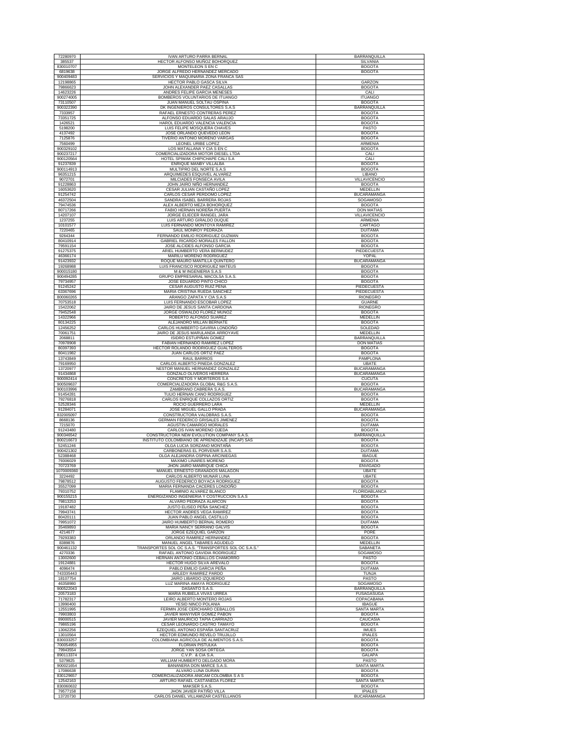| | | |
|---|---|---|
| 72280970 | IVAN ARTURO PARRA BERNAL | BARRANQUILLA |
| 385537 | HECTOR ALFONSO MUÑOZ BOHORQUEZ | SILVANIA |
| 830010707 | MONTELEON S EN C | BOGOTA |
| 6819638 | JORGE ALFREDO HERNANDEZ MERCADO | BOGOTA |
| 900409483 | SERVICIOS Y MAQUINARIA ZONA FRANCA SAS | |
| 12198865 | HECTOR PABLO GASCA SILVA | GARZON |
| 79866623 | JOHN ALEXANDER PAEZ CASALLAS | BOGOTA |
| 14623226 | ANDRES FELIPE GARCIA MENESES | CALI |
| 900274005 | BOMBEROS VOLUNTARIOS DE ITUANGO | ITUANGO |
| 73110507 | JUAN MANUEL SOLTAU OSPINA | BOGOTA |
| 900322390 | DK INGENIEROS CONSULTORES S.A.S | BARRANQUILLA |
| 7333957 | RAFAEL ERNESTO CONTRERAS PEREZ | BOGOTA |
| 73351725 | ALFONSO EDUARDO SALAS ARAUJO | BOGOTA |
| 1426521 | HAROL EDUARDO VALENCIA VALENCIA | BOGOTA |
| 5198200 | LUIS FELIPE MOSQUERA CHAVES | PASTO |
| 4137492 | JOSE ORLANDO QUEVEDO LEON | BOGOTA |
| 7125876 | TIVERIO ANTONIO MORENO VARGAS | BOGOTA |
| 7560499 | LEONEL URIBE LOPEZ | ARMENIA |
| 900329102 | LOS MATALLANA Y CIA S EN C | BOGOTA |
| 900237217 | COMERCIALIZADORA MOTOR DIESEL LTDA | CALI |
| 900120564 | HOTEL SPIWAK CHIPICHAPE CALI S.A | CALI |
| 91237839 | ENRIQUE MANBY VILLALBA | BOGOTA |
| 900114913 | MULTIPRO DEL NORTE S.A.S | BOGOTA |
| 96351215 | ARQUIMEDES ESQUIVEL ALVAREZ | LIBANO |
| 9072701 | MILCIADES FONSECA AVILA | VILLAVICENCIO |
| 91228863 | JOHN JAIRO NIÑO HERNANDEZ | BOGOTA |
| 16053620 | CESAR JULIAN CASTAÑO LOPEZ | MEDELLIN |
| 91254742 | CARLOS CESAR PERDOMO LOPEZ | BUCARAMANGA |
| 46372504 | SANDRA ISABEL BARRERA ROJAS | SOGAMOSO |
| 79474536 | ALEX ALBERTO MEZA BOHORQUEZ | BOGOTA |
| 80717266 | FABIO HERNAN NOREÑA PUERTA | DON MATIAS |
| 14207107 | JORGE ELIECER RANGEL JARA | VILLAVICENCIO |
| 1237255 | LUIS ARTURO GIRALDO DUQUE | ARMENIA |
| 10101577 | LUIS FERNANDO MONTOYA RAMIREZ | CARTAGO |
| 7220465 | SAUL MONROY PEDRAZA | DUITAMA |
| 9264344 | FERNANDO EMILIO RODRIGUEZ GUZMAN | BOGOTA |
| 80410914 | GABRIEL RICARDO MORALES FALLON | BOGOTA |
| 79591154 | JOSE ALCIDES ALFONSO GARCIA | BOGOTA |
| 91275375 | ARIEL HUMBERTO VERA BERMUDEZ | PIEDECUESTA |
| 46366174 | MARILU MORENO RODRIGUEZ | YOPAL |
| 91423932 | ROQUE MAURO MANTILLA QUINTERO | BUCARAMANGA |
| 19268988 | LUIS FRANCISCO RODRIGUEZ MATEUS | BOGOTA |
| 900015180 | M & M INGENIERIA S.A.S | BOGOTA |
| 900494285 | GRUPO EMPRESARIAL MACOLSA S.A.S. | BOGOTA |
| 79734957 | JOSE EDUARDO PINTO CHICO | BOGOTA |
| 91245242 | CESAR AUGUSTO RUIZ PEÑA | PIEDECUESTA |
| 63367696 | MARIA CRISTINA RUEDA SANCHEZ | PIEDECUESTA |
| 800060265 | ARANGO ZAPATA Y CIA S.A.S | RIONEGRO |
| 70753518 | LUIS FERNANDO ESCOBAR LOPEZ | GUARNE |
| 15422062 | JAIRO DE JESUS SANTA CARDONA | RIONEGRO |
| 79452548 | JORGE OSWALDO FLOREZ MUÑOZ | BOGOTA |
| 14322966 | ROBERTO ALFONSO SUAREZ | MEDELLIN |
| 80134225 | ALEJANDRO MILLAN BERNATE | BOGOTA |
| 12456252 | CARLOS HUMBERTO GAVIRIA LONDOÑO | SOLEDAD |
| 70061751 | JAIRO DE JESUS MARULANDA ARROYAVE | MEDELLIN |
| 2068811 | ISIDRO ESTUPIÑAN GOMEZ | BARRANQUILLA |
| 70978908 | FABIAN HERNANDO RAMIREZ LOPEZ | DON MATIAS |
| 80397393 | HECTOR ROLANDO RODRIGUEZ GUALTEROS | BOGOTA |
| 80411982 | JUAN CARLOS ORTIZ PAEZ | BOGOTA |
| 13743849 | RAUL BARRIOS | PAMPLONA |
| 79169950 | CARLOS ALBERTO PINEDA GONZALEZ | UBATE |
| 13720977 | NESTOR MANUEL HERNANDEZ GONZALEZ | BUCARAMANGA |
| 91434868 | GONZALO OLIVEROS HERRERA | BUCARAMANGA |
| 900092414 | CONCRETOS Y MORTEROS S.A | CUCUTA |
| 900509637 | COMERCIALIZADORA GLOBAL R&G S.A.S. | BOGOTA |
| 900103996 | ZAMBRANO CABRERA S.A.S. | BUCARAMANGA |
| 91454281 | TULIO HERNAN CANO RODRIGUEZ | BOGOTA |
| 79276818 | CARLOS ENRIQUE COLLAZOS ORTIZ | BOGOTA |
| 52528346 | ROCIO GUERRERO LARA | MEDELLIN |
| 91284071 | JOSE MIGUEL GALLO PRADA | BUCARAMANGA |
| 832005097 | CONSTRUCTORA VALOBRAS S.A.S. | BOGOTA |
| 8668136 | GERMAN FEDERICO GRISALES JIMENEZ | BOGOTA |
| 7215070 | AGUSTIN CAMARGO MORALES | DUITAMA |
| 91243480 | CARLOS IVAN MORENO OJEDA | BOGOTA |
| 900346542 | CONSTRUCTORA NEW EVOLUTION COMPANY S.A.S. | BARRANQUILLA |
| 800216673 | INSTITUTO COLOMBIANO DE APRENDIZAJE (INCAP) SAS | BOGOTA |
| 52451246 | OLGA LUCIA SORZANO MONTAÑA | BOGOTA |
| 900421302 | CARBONERAS EL PORVENIR S.A.S. | DUITAMA |
| 52388468 | OLGA ALEJANDRA OSPINA ARCINIEGAS | IBAGUE |
| 79306029 | MAXIMO LINARES MORENO | BOGOTA |
| 70723769 | JHON JAIRO MANRIQUE CHICA | ENVIGADO |
| 1070009360 | MANUEL ERNESTO GRANADOS MALAGON | UBATE |
| 3224492 | CARLOS ALBERTO MUNAR LUNA | UBATE |
| 79878512 | AUGUSTO FEDERICO BOYACA RODRIGUEZ | BOGOTA |
| 35527099 | MARIA FERNANDA CACERES LONDOÑO | BOGOTA |
| 79310752 | FLAMINIO ALVAREZ BLANCO | FLORIDABLANCA |
| 900155215 | ENERGIZANDO INGENIERIA Y COSTRUCCION S.A.S | BOGOTA |
| 79813253 | ALVARO PEDRAZA ALARCON | BOGOTA |
| 19187482 | JUSTO ELISEO PEÑA SANCHEZ | BOGOTA |
| 79943741 | HECTOR ANDRES VEGA RAMIREZ | BOGOTA |
| 80420111 | JUAN PABLO ANGEL CASTILLO | BOGOTA |
| 79951072 | JAIRO HUMBERTO BERNAL ROMERO | DUITAMA |
| 35469893 | MARIA NANCY SERRANO GALVIS | BOGOTA |
| 4214677 | JORGE EZEQUIEL GARZON | PORE |
| 79293383 | ORLANDO RAMIREZ HERNANDEZ | BOGOTA |
| 8389876 | MANUEL ANGEL TABARES AGUDELO | MEDELLIN |
| 900461132 | TRANSPORTES SOL OC S.A.S. "TRANSPORTES SOL OC S.A.S." | SABANETA |
| 4270336 | RAFAEL ANTONIO GAVIDIA RODRIGUEZ | SOGAMOSO |
| 13002600 | HERNAN ANTONIO CEBALLOS CHAMORRO | PASTO |
| 19124881 | HECTOR HUGO SILVA AREVALO | BOGOTA |
| 4096474 | PABLO EMILIO GARCIA PEÑA | DUITAMA |
| 743335443 | ARLEDY RAMIREZ PARDO | TUNJA |
| 18107754 | JAIRO LIBARDO IZQUIERDO | PASTO |
| 46358980 | LUZ MARINA AMAYA RODRIGUEZ | SOGAMOSO |
| 900522043 | DASANTO S.A.S. | BARRANQUILLA |
| 20573183 | MARIA RUBIELA VIVAS URREA | FUSAGASUGA |
| 71782317 | LEIRO ALBERTO MONTERO ROJAS | COPACABANA |
| 13990400 | YESID NINCO POLANIA | IBAGUE |
| 12551995 | FERMIN JOSE CERCHIARO CEBALLOS | SANTA MARTA |
| 79903803 | JAVIER MANYIVER GOMEZ PABON | BOGOTA |
| 89000515 | JAVIER MAURICIO TAPIA CARRIAZO | CAUCASIA |
| 79865196 | CESAR LEONARDO CASTRO TAMAYO | BOGOTA |
| 13062256 | EZEQUIEL ANTONIO ESPAÑA SANTACRUZ | IMUES |
| 13010564 | HECTOR EDMUNDO REVELO TRUJILLO | IPIALES |
| 830033257 | COLOMBIANA AGRICOLA DE ALIMENTOS S.A.S. | BOGOTA |
| 700054955 | FLORIAN PISTULKA | BOGOTA |
| 79943554 | JORGE YAN SOSA ORTEGA | BOGOTA |
| 890113374 | C.V.P. & CIA S.A. | GALAPA |
| 5379625 | WILLIAM HUMBERTO DELGADO MORA | PASTO |
| 900021654 | BANANERA DON MARCE S.A.S. | SANTA MARTA |
| 17086638 | ALVARO LUNA DURAN | BOGOTA |
| 830129657 | COMERCIALIZADORA ANICAM COLOMBIA S A S | BOGOTA |
| 12542163 | ARTURO RAFAEL CASTANEDA FLOREZ | SANTA MARTA |
| 830060632 | MAKSER S.A.S. | BOGOTA |
| 79577158 | JHON JAVIER PATIÑO VILLA | IPIALES |
| 13720730 | CARLOS DANIEL VILLAMIZAR CASTELLANOS | BUCARAMANGA |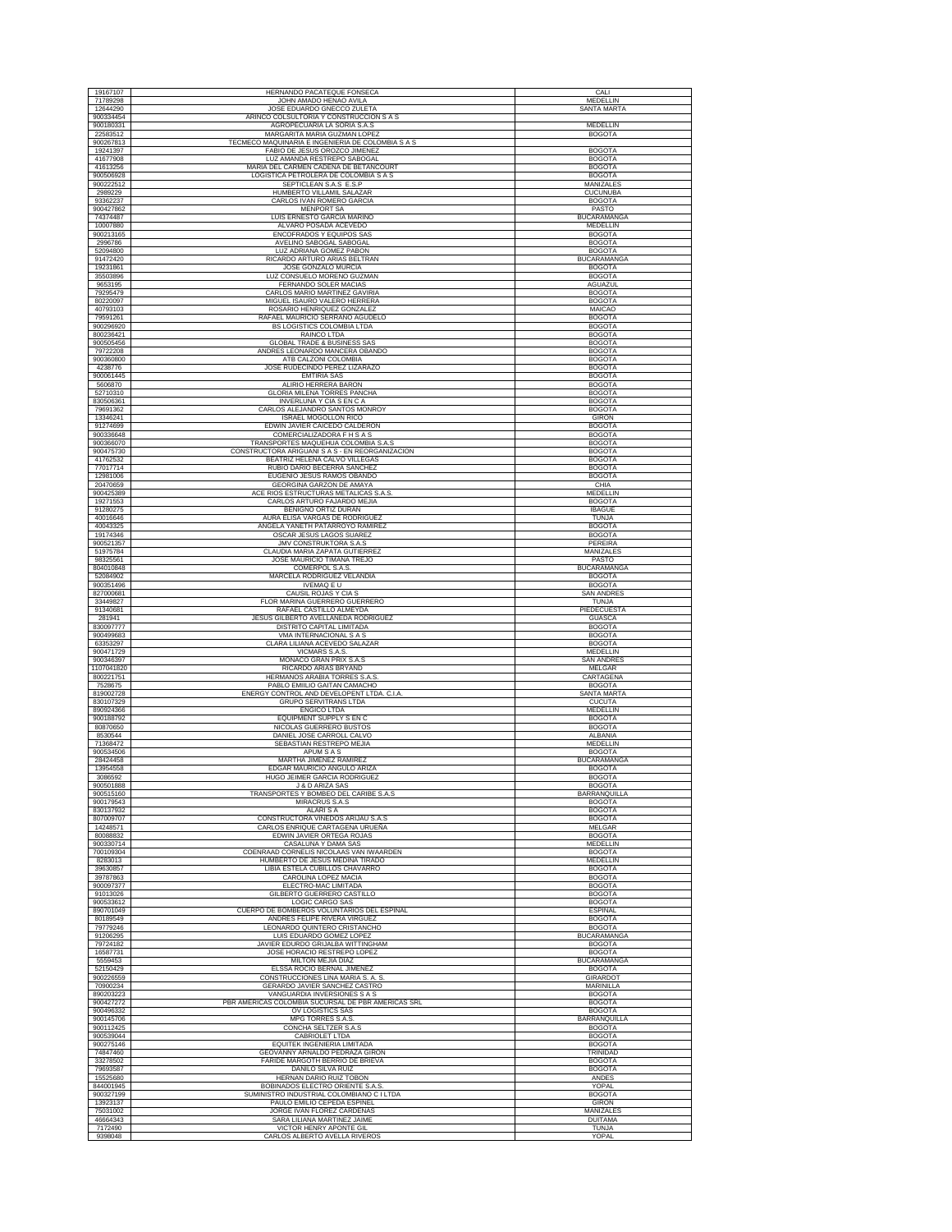| | | |
|---|---|---|
| 19167107 | HERNANDO PACATEQUE FONSECA | CALI |
| 71789298 | JOHN AMADO HENAO AVILA | MEDELLIN |
| 12644290 | JOSE EDUARDO GNECCO ZULETA | SANTA MARTA |
| 900334454 | ARINCO COLSULTORIA Y CONSTRUCCION S A S | |
| 900180331 | AGROPECUARIA LA SORIA S.A.S | MEDELLIN |
| 22583512 | MARGARITA MARIA GUZMAN LOPEZ | BOGOTA |
| 900267813 | TECMECO MAQUINARIA E INGENIERIA DE COLOMBIA S A S | |
| 19241397 | FABIO DE JESUS OROZCO JIMENEZ | BOGOTA |
| 41677908 | LUZ AMANDA RESTREPO SABOGAL | BOGOTA |
| 41613256 | MARIA DEL CARMEN CADENA DE BETANCOURT | BOGOTA |
| 900506928 | LOGISTICA PETROLERA DE COLOMBIA S A S | BOGOTA |
| 900222512 | SEPTICLEAN S.A.S E.S.P | MANIZALES |
| 2989229 | HUMBERTO VILLAMIL SALAZAR | CUCUNUBA |
| 93362237 | CARLOS IVAN ROMERO GARCIA | BOGOTA |
| 900427862 | MENPORT SA | PASTO |
| 74374487 | LUIS ERNESTO GARCIA MARIÑO | BUCARAMANGA |
| 10007880 | ALVARO POSADA ACEVEDO | MEDELLIN |
| 900213165 | ENCOFRADOS Y EQUIPOS SAS | BOGOTA |
| 2996786 | AVELINO SABOGAL SABOGAL | BOGOTA |
| 52094800 | LUZ ADRIANA GOMEZ PABON | BOGOTA |
| 91472420 | RICARDO ARTURO ARIAS BELTRAN | BUCARAMANGA |
| 19231861 | JOSE GONZALO MURCIA | BOGOTA |
| 35503896 | LUZ CONSUELO MORENO GUZMAN | BOGOTA |
| 9653195 | FERNANDO SOLER MACIAS | AGUAZUL |
| 79295479 | CARLOS MARIO MARTINEZ GAVIRIA | BOGOTA |
| 80220097 | MIGUEL ISAURO VALERO HERRERA | BOGOTA |
| 40793103 | ROSARIO HENRIQUEZ GONZALEZ | MAICAO |
| 79591261 | RAFAEL MAURICIO SERRANO AGUDELO | BOGOTA |
| 900296920 | BS LOGISTICS COLOMBIA LTDA | BOGOTA |
| 800236421 | RAINCO LTDA | BOGOTA |
| 900505456 | GLOBAL TRADE & BUSINESS SAS | BOGOTA |
| 79722208 | ANDRES LEONARDO MANCERA OBANDO | BOGOTA |
| 900360800 | ATB CALZONI COLOMBIA | BOGOTA |
| 4238776 | JOSE RUDECINDO PEREZ LIZARAZO | BOGOTA |
| 900061445 | EMTIRIA SAS | BOGOTA |
| 5606870 | ALIRIO HERRERA BARON | BOGOTA |
| 52710310 | GLORIA MILENA TORRES PANCHA | BOGOTA |
| 830506361 | INVERLUNA Y CIA S EN C A | BOGOTA |
| 79691362 | CARLOS ALEJANDRO SANTOS MONROY | BOGOTA |
| 13346241 | ISRAEL MOGOLLON RICO | GIRON |
| 91274699 | EDWIN JAVIER CAICEDO CALDERON | BOGOTA |
| 900336648 | COMERCIALIZADORA F H S A S | BOGOTA |
| 900366070 | TRANSPORTES MAQUEHUA COLOMBIA S.A.S | BOGOTA |
| 900475730 | CONSTRUCTORA ARIGUANI S A S - EN REORGANIZACION | BOGOTA |
| 41762532 | BEATRIZ HELENA CALVO VILLEGAS | BOGOTA |
| 77017714 | RUBIO DARIO BECERRA SANCHEZ | BOGOTA |
| 12981006 | EUGENIO JESUS RAMOS OBANDO | BOGOTA |
| 20470659 | GEORGINA GARZON DE AMAYA | CHIA |
| 900425389 | ACE RIOS ESTRUCTURAS METALICAS S.A.S. | MEDELLIN |
| 19271553 | CARLOS ARTURO FAJARDO MEJIA | BOGOTA |
| 91280275 | BENIGNO ORTIZ DURAN | IBAGUE |
| 40016646 | AURA ELISA VARGAS DE RODRIGUEZ | TUNJA |
| 40043325 | ANGELA YANETH PATARROYO RAMIREZ | BOGOTA |
| 19174346 | OSCAR JESUS LAGOS SUAREZ | BOGOTA |
| 900521357 | JMV CONSTRUKTORA S.A.S | PEREIRA |
| 51975784 | CLAUDIA MARIA ZAPATA GUTIERREZ | MANIZALES |
| 98325561 | JOSE MAURICIO TIMANA TREJO | PASTO |
| 804010848 | COMERPOL S.A.S. | BUCARAMANGA |
| 52084902 | MARCELA RODRIGUEZ VELANDIA | BOGOTA |
| 900351496 | IVEMAQ E U | BOGOTA |
| 827000681 | CAUSIL ROJAS Y CIA S | SAN ANDRES |
| 33449827 | FLOR MARINA GUERRERO GUERRERO | TUNJA |
| 91340681 | RAFAEL CASTILLO ALMEYDA | PIEDECUESTA |
| 281941 | JESUS GILBERTO AVELLANEDA RODRIGUEZ | GUASCA |
| 830097777 | DISTRITO CAPITAL LIMITADA | BOGOTA |
| 900499683 | VMA INTERNACIONAL S A S | BOGOTA |
| 63353297 | CLARA LILIANA ACEVEDO SALAZAR | BOGOTA |
| 900471729 | VICMARS S.A.S. | MEDELLIN |
| 900346397 | MONACO GRAN PRIX S.A.S | SAN ANDRES |
| 1107041820 | RICARDO ARIAS BRYAND | MELGAR |
| 800221751 | HERMANOS ARABIA TORRES S.A.S. | CARTAGENA |
| 7528675 | PABLO EMILIO GAITAN CAMACHO | BOGOTA |
| 819002728 | ENERGY CONTROL AND DEVELOPENT LTDA. C.I.A. | SANTA MARTA |
| 830107329 | GRUPO SERVITRANS LTDA | CUCUTA |
| 890924366 | ENGICO LTDA | MEDELLIN |
| 900188792 | EQUIPMENT SUPPLY S EN C | BOGOTA |
| 80870650 | NICOLAS GUERRERO BUSTOS | BOGOTA |
| 8530544 | DANIEL JOSE CARROLL CALVO | ALBANIA |
| 71368472 | SEBASTIAN RESTREPO MEJIA | MEDELLIN |
| 900534506 | APUM S A S | BOGOTA |
| 28424458 | MARTHA JIMENEZ RAMIREZ | BUCARAMANGA |
| 13954558 | EDGAR MAURICIO ANGULO ARIZA | BOGOTA |
| 3086592 | HUGO JEIMER GARCIA RODRIGUEZ | BOGOTA |
| 900501888 | J & D ARIZA SAS | BOGOTA |
| 900515160 | TRANSPORTES Y BOMBEO DEL CARIBE S.A.S | BARRANQUILLA |
| 900179543 | MIRACRUS S.A.S | BOGOTA |
| 830137932 | ALARI S A | BOGOTA |
| 807009707 | CONSTRUCTORA VIÑEDOS ARIJAU S.A.S | BOGOTA |
| 14248571 | CARLOS ENRIQUE CARTAGENA URUEÑA | MELGAR |
| 80088832 | EDWIN JAVIER ORTEGA ROJAS | BOGOTA |
| 900330714 | CASALUNA Y DAMA SAS | MEDELLIN |
| 700109304 | COENRAAD CORNELIS NICOLAAS VAN IWAARDEN | BOGOTA |
| 8283013 | HUMBERTO DE JESUS MEDINA TIRADO | MEDELLIN |
| 39630857 | LIBIA ESTELA CUBILLOS CHAVARRO | BOGOTA |
| 39787863 | CAROLINA LOPEZ MACIA | BOGOTA |
| 900097377 | ELECTRO-MAC LIMITADA | BOGOTA |
| 91013026 | GILBERTO GUERRERO CASTILLO | BOGOTA |
| 900533612 | LOGIC CARGO SAS | BOGOTA |
| 890701049 | CUERPO DE BOMBEROS VOLUNTARIOS DEL ESPINAL | ESPINAL |
| 80189549 | ANDRES FELIPE RIVERA VIRGUEZ | BOGOTA |
| 79779246 | LEONARDO QUINTERO CRISTANCHO | BOGOTA |
| 91206295 | LUIS EDUARDO GOMEZ LOPEZ | BUCARAMANGA |
| 79724182 | JAVIER EDURDO GRIJALBA WITTINGHAM | BOGOTA |
| 16587731 | JOSE HORACIO RESTREPO LOPEZ | BOGOTA |
| 5559453 | MILTON MEJIA DIAZ | BUCARAMANGA |
| 52150429 | ELSSA ROCIO BERNAL JIMENEZ | BOGOTA |
| 900226559 | CONSTRUCCIONES LINA MARIA S. A. S. | GIRARDOT |
| 70900234 | GERARDO JAVIER SANCHEZ CASTRO | MARINILLA |
| 890203223 | VANGUARDIA INVERSIONES S A S | BOGOTA |
| 900427272 | PBR AMERICAS COLOMBIA SUCURSAL DE PBR AMERICAS SRL | BOGOTA |
| 900496332 | OV LOGISTICS SAS | BOGOTA |
| 900145706 | MPG TORRES S.A.S. | BARRANQUILLA |
| 900112425 | CONCHA SELTZER S.A.S | BOGOTA |
| 900539044 | CABRIOLET LTDA | BOGOTA |
| 900275146 | EQUITEK INGENIERIA LIMITADA | BOGOTA |
| 74847460 | GEOVANNY ARNALDO PEDRAZA GIRON | TRINIDAD |
| 33278502 | FARIDE MARGOTH BERRIO DE BRIEVA | BOGOTA |
| 79693587 | DANILO SILVA RUIZ | BOGOTA |
| 15525680 | HERNAN DARIO RUIZ TOBON | ANDES |
| 844001945 | BOBINADOS ELECTRO ORIENTE S.A.S. | YOPAL |
| 900327199 | SUMINISTRO INDUSTRIAL COLOMBIANO C I LTDA | BOGOTA |
| 13923137 | PAULO EMILIO CEPEDA ESPINEL | GIRON |
| 75031002 | JORGE IVAN FLOREZ CARDENAS | MANIZALES |
| 46664343 | SARA LILIANA MARTINEZ JAIME | DUITAMA |
| 7172490 | VICTOR HENRY APONTE GIL | TUNJA |
| 9398048 | CARLOS ALBERTO AVELLA RIVEROS | YOPAL |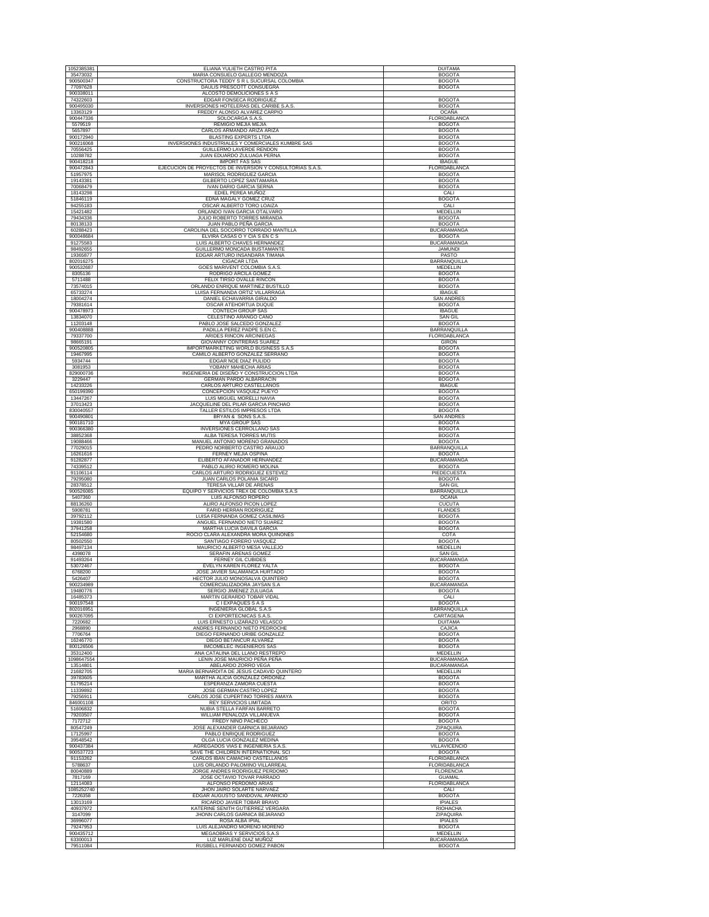| | | |
|---|---|---|
| 1052385381 | ELIANA YULIETH CASTRO PITA | DUITAMA |
| 35473032 | MARIA CONSUELO GALLEGO MENDOZA | BOGOTA |
| 900500347 | CONSTRUCTORA TEDDY S R L SUCURSAL COLOMBIA | BOGOTA |
| 77097628 | DAULIS PRESCOTT CONSUEGRA | BOGOTA |
| 900338011 | ALCOSTO DEMOLICIONES S A S | |
| 74322603 | EDGAR FONSECA RODRIGUEZ | BOGOTA |
| 900495030 | INVERSIONES HOTELERAS DEL CARIBE S.A.S. | BOGOTA |
| 13363129 | FREDDY ALONSO ALVAREZ CARPIO | OCAÑA |
| 900447336 | SOLOCARGA S.A.S. | FLORIDABLANCA |
| 5579519 | REMIGIO MEJIA MEJIA | BOGOTA |
| 5657897 | CARLOS ARMANDO ARIZA ARIZA | BOGOTA |
| 900172940 | BLASTING EXPERTS LTDA | BOGOTA |
| 900216068 | INVERSIONES INDUSTRIALES Y COMERCIALES KUMBRE SAS | BOGOTA |
| 70556425 | GUILLERMO LAVERDE RENDON | BOGOTA |
| 10288782 | JUAN EDUARDO ZULUAGA PERNA | BOGOTA |
| 900418218 | IMPORT FAS SAS | IBAGUE |
| 900472843 | EJECUCION DE PROYECTOS DE INVERSION Y CONSULTORIAS S.A.S. | FLORIDABLANCA |
| 51957975 | MARISOL RODRIGUEZ GARCIA | BOGOTA |
| 19143381 | GILBERTO LOPEZ SANTAMARIA | BOGOTA |
| 70068479 | IVAN DARIO GARCIA SERNA | BOGOTA |
| 18143298 | EDIEL PEREA MUÑOZ | CALI |
| 51846119 | EDNA MAGALY GOMEZ CRUZ | BOGOTA |
| 94255183 | OSCAR ALBERTO TORO LOAIZA | CALI |
| 15421482 | ORLANDO IVAN GARCIA OTALVARO | MEDELLIN |
| 79434336 | JULIO ROBERTO TORRES MIRANDA | BOGOTA |
| 80138133 | JUAN PABLO PEÑA GARCIA | BOGOTA |
| 60288423 | CAROLINA DEL SOCORRO TORRADO MANTILLA | BUCARAMANGA |
| 900048684 | ELVIRA CASAS O Y CIA S EN C S | BOGOTA |
| 91275583 | LUIS ALBERTO CHAVES HERNANDEZ | BUCARAMANGA |
| 98492655 | GUILLERMO MONCADA BUSTAMANTE | JAMUNDI |
| 19365877 | EDGAR ARTURO INSANDARA TIMANA | PASTO |
| 802016275 | CIGACAR LTDA | BARRANQUILLA |
| 900532687 | GOES MARIVENT COLOMBIA S.A.S. | MEDELLIN |
| 8305136 | RODRIGO ARCILA GOMEZ | BOGOTA |
| 5711488 | FELIX TIRSO OVALLE RINCON | BOGOTA |
| 73574015 | ORLANDO ENRIQUE MARTINEZ BUSTILLO | BOGOTA |
| 65733274 | LUISA FERNANDA ORTIZ VILLARRAGA | IBAGUE |
| 18004274 | DANIEL ECHAVARRIA GIRALDO | SAN ANDRES |
| 79381614 | OSCAR ATEHORTUA DUQUE | BOGOTA |
| 900478973 | CONTECH GROUP SAS | IBAGUE |
| 13834070 | CELESTINO ARANGO CANO | SAN GIL |
| 11203148 | PABLO JOSE SALCEDO GONZALEZ | BOGOTA |
| 900408888 | PADILLA PEREZ PADPE S.EN C. | BARRANQUILLA |
| 79337700 | ARIDES RINCON ARCINIEGAS | FLORIDABLANCA |
| 98665191 | GIOVANNY CONTRERAS SUAREZ | GIRON |
| 900520805 | IMPORTMARKETING WORLD BUSINESS S.A.S | BOGOTA |
| 19467995 | CAMILO ALBERTO GONZALEZ SERRANO | BOGOTA |
| 5934744 | EDGAR NOE DIAZ PULIDO | BOGOTA |
| 3081953 | YOBANY MAHECHA ARIAS | BOGOTA |
| 829000736 | INGENIERIA DE DISEÑO Y CONSTRUCCION LTDA | BOGOTA |
| 3229447 | GERMAN PARDO ALBARRACIN | BOGOTA |
| 14233226 | CARLOS ARTURO CASTELLANOS | IBAGUE |
| 650199390 | CONCEPCION VASQUEZ PUEYO | BOGOTA |
| 13447267 | LUIS MIGUEL MORELLI NAVIA | BOGOTA |
| 37013423 | JACQUELINE DEL PILAR GARCIA PINCHAO | BOGOTA |
| 830040557 | TALLER ESTILOS IMPRESOS LTDA | BOGOTA |
| 900490801 | BRYAN & SONS S.A.S. | SAN ANDRES |
| 900181710 | MYA GROUP SAS | BOGOTA |
| 900366380 | INVERSIONES CERROLLANO SAS | BOGOTA |
| 38852368 | ALBA TERESA TORRES MUTIS | BOGOTA |
| 19088466 | MANUEL ANTONIO MORENO GRANADOS | BOGOTA |
| 77029015 | PEDRO NORBERTO CASTRO ARAUJO | BARRANQUILLA |
| 16261616 | FERNEY MEJIA OSPINA | BOGOTA |
| 91282877 | ELIBERTO AFANADOR HERNANDEZ | BUCARAMANGA |
| 74339512 | PABLO ALIRIO ROMERO MOLINA | BOGOTA |
| 91106114 | CARLOS ARTURO RODRIGUEZ ESTEVEZ | PIEDECUESTA |
| 79295080 | JUAN CARLOS POLANIA SICARD | BOGOTA |
| 28378512 | TERESA VILLAR DE ARENAS | SAN GIL |
| 900526085 | EQUIPO Y SERVICIOS TREX DE COLOMBIA S.A.S | BARRANQUILLA |
| 5407360 | LUIS ALFONSO ROPERO | OCAÑA |
| 88136260 | ALIRO ALFONSO PICON LOPEZ | CUCUTA |
| 5908781 | FARID HERRAN RODRIGUEZ | FLANDES |
| 39792112 | LUISA FERNANDA GOMEZ CASILIMAS | BOGOTA |
| 19381580 | ANGUEL FERNANDO NIETO SUAREZ | BOGOTA |
| 37941258 | MARTHA LUCIA DAVILA GARCIA | BOGOTA |
| 52154680 | ROCIO CLARA ALEXANDRA MORA QUINONES | COTA |
| 80502550 | SANTIAGO FORERO VASQUEZ | BOGOTA |
| 98497134 | MAURICIO ALBERTO MESA VALLEJO | MEDELLIN |
| 4398078 | SERAFIN ARENAS GOMEZ | SAN GIL |
| 91493264 | FERNEY GIL CUBIDES | BUCARAMANGA |
| 53072467 | EVELYN KAREN FLOREZ YALTA | BOGOTA |
| 6768200 | JOSE JAVIER SALAMANCA HURTADO | BOGOTA |
| 5426407 | HECTOR JULIO MONOSALVA QUINTERO | BOGOTA |
| 900234989 | COMERCIALIZADORA JAYSAN S.A | BUCARAMANGA |
| 19480776 | SERGIO JIMENEZ ZULUAGA | BOGOTA |
| 16485373 | MARTIN GERARDO TOBAR VIDAL | CALI |
| 900197548 | C I EXPAQUES S A S | BOGOTA |
| 802016951 | INGENIERIA GLOBAL S.A.S | BARRANQUILLA |
| 900267095 | CI EXPORTECNICAS S.A.S. | CARTAGENA |
| 7220682 | LUIS ERNESTO LIZARAZO VELASCO | DUITAMA |
| 2968890 | ANDRES FERNANDO NIETO PEDROCHE | CAJICA |
| 7706764 | DIEGO FERNANDO URIBE GONZALEZ | BOGOTA |
| 16246770 | DIEGO BETANCUR ALVAREZ | BOGOTA |
| 800126506 | IMCOMELEC INGENIEROS SAS | BOGOTA |
| 35312400 | ANA CATALINA DEL LLANO RESTREPO | MEDELLIN |
| 1098647554 | LENIN JOSE MAURICIO PEÑA PEÑA | BUCARAMANGA |
| 13514801 | ABELARDO ZORRO VEGA | BUCARAMANGA |
| 21682705 | MARIA BERNARDITA DE JESUS CADAVID QUINTERO | MEDELLIN |
| 39783605 | MARTHA ALICIA GONZALEZ ORDOÑEZ | BOGOTA |
| 51795214 | ESPERANZA ZAMORA CUESTA | BOGOTA |
| 11339892 | JOSE GERMAN CASTRO LOPEZ | BOGOTA |
| 79256911 | CARLOS JOSE CUPERTINO TORRES AMAYA | BOGOTA |
| 846001108 | REY SERVICIOS LIMITADA | ORITO |
| 51606832 | NUBIA STELLA FARFAN BARRETO | BOGOTA |
| 79203507 | WILLIAM PEÑALOZA VILLANUEVA | BOGOTA |
| 7172712 | FREDY NIÑO PACHECO | BOGOTA |
| 80547249 | JOSE ALEXANDER GARNICA BEJARANO | ZIPAQUIRA |
| 17125997 | PABLO ENRIQUE RODRIGUEZ | BOGOTA |
| 39548542 | OLGA LUCIA GONZALEZ MEDINA | BOGOTA |
| 900437384 | AGREGADOS VIAS E INGENIERIA S.A.S. | VILLAVICENCIO |
| 900537723 | SAVE THE CHILDREN INTERNATIONAL SCI | BOGOTA |
| 91153262 | CARLOS IBAN CAMACHO CASTELLANOS | FLORIDABLANCA |
| 5788637 | LUIS ORLANDO PALOMINO VILLARREAL | FLORIDABLANCA |
| 80040889 | JORGE ANDRES RODRIGUEZ PERDOMO | FLORENCIA |
| 7817169 | JOSE OCTAVIO TOVAR PARRADO | GUAMAL |
| 12114083 | ALFONSO PERDOMO ARIAS | FLORIDABLANCA |
| 1085252740 | JHON JAIRO SOLARTE NARVAEZ | CALI |
| 7226358 | EDGAR AUGUSTO SANDOVAL APARICIO | BOGOTA |
| 13013169 | RICARDO JAVIER TOBAR BRAVO | IPIALES |
| 40937972 | KATERINE SENITH GUTIERREZ VERGARA | RIOHACHA |
| 3147099 | JHONN CARLOS GARNICA BEJARANO | ZIPAQUIRA |
| 36996077 | ROSA ALBA IPIAL | IPIALES |
| 79247953 | LUIS ALEJANDRO MORENO MORENO | BOGOTA |
| 900435712 | MEGAOBRAS Y SERVICIOS S.A.S | MEDELLIN |
| 63300013 | LUZ MARLENE DIAZ MUÑOZ | BUCARAMANGA |
| 79511084 | RUSBELL FERNANDO GOMEZ PABON | BOGOTA |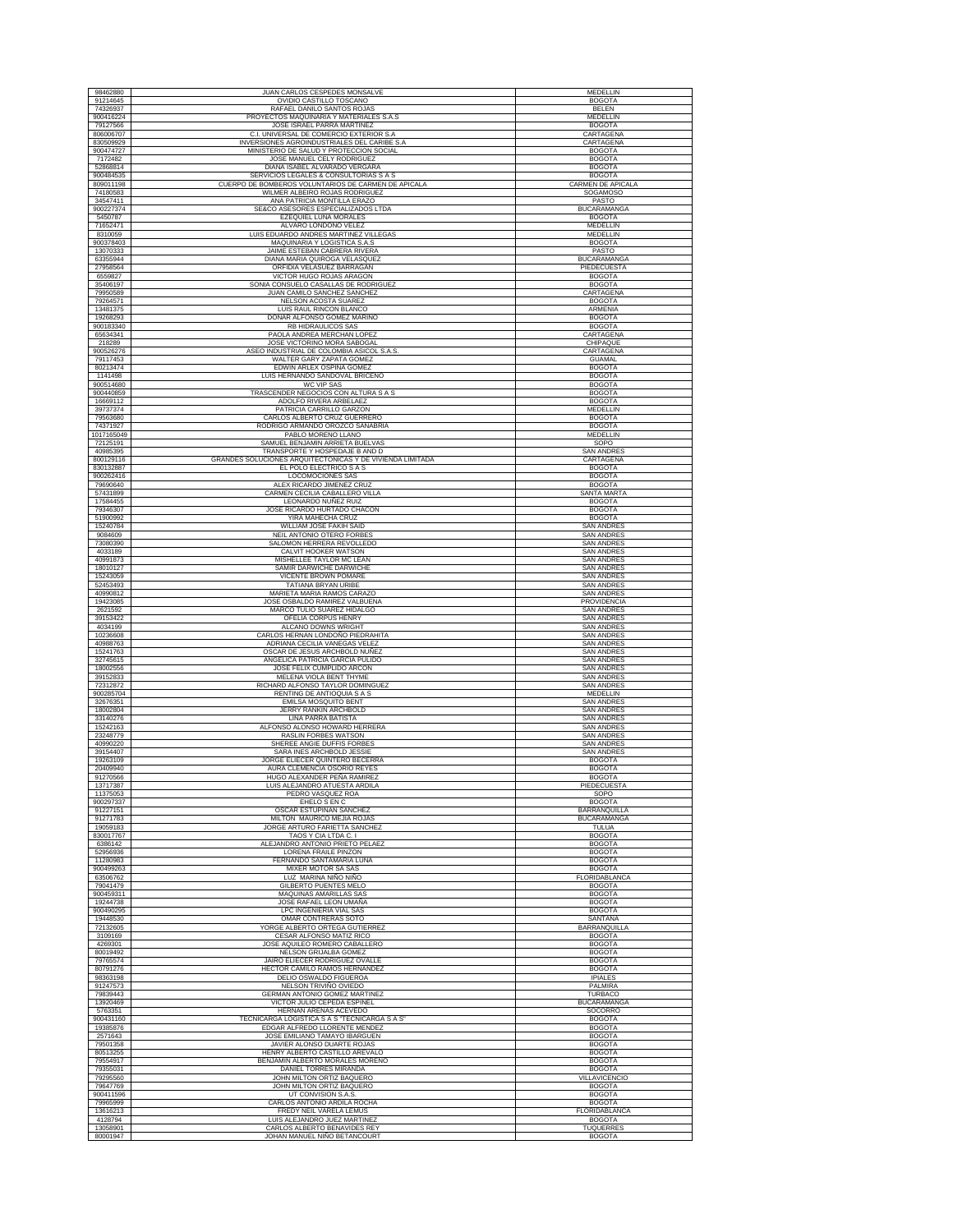| | | |
|---|---|---|
| 98462880 | JUAN CARLOS CESPEDES MONSALVE | MEDELLIN |
| 91214645 | OVIDIO CASTILLO TOSCANO | BOGOTA |
| 74326937 | RAFAEL DANILO SANTOS ROJAS | BELEN |
| 900416224 | PROYECTOS MAQUINARIA Y MATERIALES S.A.S | MEDELLIN |
| 79127566 | JOSE ISRAEL PARRA MARTINEZ | BOGOTA |
| 806006707 | C.I. UNIVERSAL DE COMERCIO EXTERIOR S.A | CARTAGENA |
| 830509929 | INVERSIONES AGROINDUSTRIALES DEL CARIBE S.A | CARTAGENA |
| 900474727 | MINISTERIO DE SALUD Y PROTECCION SOCIAL | BOGOTA |
| 7172482 | JOSE MANUEL CELY RODRIGUEZ | BOGOTA |
| 52868814 | DIANA ISABEL ALVARADO VERGARA | BOGOTA |
| 900484535 | SERVICIOS LEGALES & CONSULTORIAS S A S | BOGOTA |
| 809011198 | CUERPO DE BOMBEROS VOLUNTARIOS DE CARMEN DE APICALA | CARMEN DE APICALA |
| 74180583 | WILMER ALBEIRO ROJAS RODRIGUEZ | SOGAMOSO |
| 34547411 | ANA PATRICIA MONTILLA ERAZO | PASTO |
| 900227374 | SE&CO ASESORES ESPECIALIZADOS LTDA | BUCARAMANGA |
| 5450787 | EZEQUIEL LUNA MORALES | BOGOTA |
| 71652471 | ALVARO LONDOÑO VELEZ | MEDELLIN |
| 8310059 | LUIS EDUARDO ANDRES MARTINEZ VILLEGAS | MEDELLIN |
| 900378403 | MAQUINARIA Y LOGISTICA S.A.S | BOGOTA |
| 13070333 | JAIME ESTEBAN CABRERA RIVERA | PASTO |
| 63355944 | DIANA MARIA QUIROGA VELASQUEZ | BUCARAMANGA |
| 27958564 | ORFIDIA VELASUEZ BARRAGAN | PIEDECUESTA |
| 6559827 | VICTOR HUGO ROJAS ARAGON | BOGOTA |
| 35406197 | SONIA CONSUELO CASALLAS DE RODRIGUEZ | BOGOTA |
| 79950589 | JUAN CAMILO SANCHEZ SANCHEZ | CARTAGENA |
| 79264571 | NELSON ACOSTA SUAREZ | BOGOTA |
| 13481375 | LUIS RAUL RINCON BLANCO | ARMENIA |
| 19268293 | DONAR ALFONSO GOMEZ MARIÑO | BOGOTA |
| 900183340 | RB HIDRAULICOS SAS | BOGOTA |
| 65634341 | PAOLA ANDREA MERCHAN LOPEZ | CARTAGENA |
| 218289 | JOSE VICTORINO MORA SABOGAL | CHIPAQUE |
| 900526276 | ASEO INDUSTRIAL DE COLOMBIA ASICOL S.A.S. | CARTAGENA |
| 79117453 | WALTER GARY ZAPATA GOMEZ | GUAMAL |
| 80213474 | EDWIN ARLEX OSPINA GOMEZ | BOGOTA |
| 1141498 | LUIS HERNANDO SANDOVAL BRICEÑO | BOGOTA |
| 900514680 | WC VIP SAS | BOGOTA |
| 900440859 | TRASCENDER NEGOCIOS CON ALTURA S A S | BOGOTA |
| 16669112 | ADOLFO RIVERA ARBELAEZ | BOGOTA |
| 39737374 | PATRICIA CARRILLO GARZON | MEDELLIN |
| 79563680 | CARLOS ALBERTO CRUZ GUERRERO | BOGOTA |
| 74371927 | RODRIGO ARMANDO OROZCO SANABRIA | BOGOTA |
| 1017165049 | PABLO MORENO LLANO | MEDELLIN |
| 72125191 | SAMUEL BENJAMIN ARRIETA BUELVAS | SOPO |
| 40985395 | TRANSPORTE Y HOSPEDAJE B AND D | SAN ANDRES |
| 800129116 | GRANDES SOLUCIONES ARQUITECTONICAS Y DE VIVIENDA LIMITADA | CARTAGENA |
| 830132887 | EL POLO ELECTRICO S A S | BOGOTA |
| 900262416 | LOCOMOCIONES SAS | BOGOTA |
| 79690640 | ALEX RICARDO JIMENEZ CRUZ | BOGOTA |
| 57431899 | CARMEN CECILIA CABALLERO VILLA | SANTA MARTA |
| 17584455 | LEONARDO NUÑEZ RUIZ | BOGOTA |
| 79346307 | JOSE RICARDO HURTADO CHACON | BOGOTA |
| 51900992 | YIRA MAHECHA CRUZ | BOGOTA |
| 15240784 | WILLIAM JOSE FAKIH SAID | SAN ANDRES |
| 9084609 | NEIL ANTONIO OTERO FORBES | SAN ANDRES |
| 73080390 | SALOMON HERRERA REVOLLEDO | SAN ANDRES |
| 4033189 | CALVIT HOOKER WATSON | SAN ANDRES |
| 40991873 | MISHELLEE TAYLOR MC LEAN | SAN ANDRES |
| 18010127 | SAMIR DARWICHE DARWICHE | SAN ANDRES |
| 15243059 | VICENTE BROWN POMARE | SAN ANDRES |
| 52453493 | TATIANA BRYAN URIBE | SAN ANDRES |
| 40990812 | MARIETA MARIA RAMOS CARAZO | SAN ANDRES |
| 19423085 | JOSE OSBALDO RAMIREZ VALBUENA | PROVIDENCIA |
| 2621592 | MARCO TULIO SUAREZ HIDALGO | SAN ANDRES |
| 39153422 | OFELIA CORPUS HENRY | SAN ANDRES |
| 4034199 | ALCANO DOWNS WRIGHT | SAN ANDRES |
| 10236608 | CARLOS HERNAN LONDOÑO PIEDRAHITA | SAN ANDRES |
| 40988763 | ADRIANA CECILIA VANEGAS VELEZ | SAN ANDRES |
| 15241763 | OSCAR DE JESUS ARCHBOLD NUÑEZ | SAN ANDRES |
| 32745615 | ANGELICA PATRICIA GARCIA PULIDO | SAN ANDRES |
| 18002556 | JOSE FELIX CUMPLIDO ARCON | SAN ANDRES |
| 39152833 | MELENA VIOLA BENT THYME | SAN ANDRES |
| 72312872 | RICHARD ALFONSO TAYLOR DOMINGUEZ | SAN ANDRES |
| 900285704 | RENTING DE ANTIOQUIA S A S | MEDELLIN |
| 32676351 | EMILSA MOSQUITO BENT | SAN ANDRES |
| 18002804 | JERRY RANKIN ARCHBOLD | SAN ANDRES |
| 33140276 | LINA PARRA BATISTA | SAN ANDRES |
| 15242163 | ALFONSO ALONSO HOWARD HERRERA | SAN ANDRES |
| 23248779 | RASLIN FORBES WATSON | SAN ANDRES |
| 40990220 | SHEREE ANGIE DUFFIS FORBES | SAN ANDRES |
| 39154407 | SARA INES ARCHBOLD JESSIE | SAN ANDRES |
| 19263109 | JORGE ELIECER QUINTERO BECERRA | BOGOTA |
| 20409940 | AURA CLEMENCIA OSORIO REYES | BOGOTA |
| 91270566 | HUGO ALEXANDER PEÑA RAMIREZ | BOGOTA |
| 13717387 | LUIS ALEJANDRO ATUESTA ARDILA | PIEDECUESTA |
| 11375053 | PEDRO VASQUEZ ROA | SOPO |
| 900297337 | EHELO S EN C | BOGOTA |
| 91227151 | OSCAR ESTUPIÑAN SANCHEZ | BARRANQUILLA |
| 91271783 | MILTON MAURICIO MEJIA ROJAS | BUCARAMANGA |
| 19059183 | JORGE ARTURO FARIETTA SANCHEZ | TULUA |
| 830017767 | TAOS Y CIA LTDA C. I | BOGOTA |
| 6386142 | ALEJANDRO ANTONIO PRIETO PELAEZ | BOGOTA |
| 52956936 | LORENA FRAILE PINZON | BOGOTA |
| 11280983 | FERNANDO SANTAMARIA LUNA | BOGOTA |
| 900499263 | MIXER MOTOR SA SAS | BOGOTA |
| 63506762 | LUZ MARINA NIÑO NIÑO | FLORIDABLANCA |
| 79041479 | GILBERTO PUENTES MELO | BOGOTA |
| 900459311 | MAQUINAS AMARILLAS SAS | BOGOTA |
| 19244738 | JOSE RAFAEL LEON UMAÑA | BOGOTA |
| 900490295 | LPC INGENIERIA VIAL SAS | BOGOTA |
| 19448530 | OMAR CONTRERAS SOTO | SANTANA |
| 72132605 | YORGE ALBERTO ORTEGA GUTIERREZ | BARRANQUILLA |
| 3109169 | CESAR ALFONSO MATIZ RICO | BOGOTA |
| 4269301 | JOSE AQUILEO ROMERO CABALLERO | BOGOTA |
| 80019492 | NELSON GRIJALBA GOMEZ | BOGOTA |
| 79765574 | JAIRO ELIECER RODRIGUEZ OVALLE | BOGOTA |
| 80791276 | HECTOR CAMILO RAMOS HERNANDEZ | BOGOTA |
| 98363198 | DELIO OSWALDO FIGUEROA | IPIALES |
| 91247573 | NELSON TRIVIÑO OVIEDO | PALMIRA |
| 79839443 | GERMAN ANTONIO GOMEZ MARTINEZ | TURBACO |
| 13920469 | VICTOR JULIO CEPEDA ESPINEL | BUCARAMANGA |
| 5763351 | HERNAN ARENAS ACEVEDO | SOCORRO |
| 900431160 | TECNICARGA LOGISTICA S A S "TECNICARGA S A S" | BOGOTA |
| 19385876 | EDGAR ALFREDO LLORENTE MENDEZ | BOGOTA |
| 2571643 | JOSE EMILIANO TAMAYO IBARGUEN | BOGOTA |
| 79501358 | JAVIER ALONSO DUARTE ROJAS | BOGOTA |
| 80513255 | HENRY ALBERTO CASTILLO AREVALO | BOGOTA |
| 79554917 | BENJAMIN ALBERTO MORALES MORENO | BOGOTA |
| 79355031 | DANIEL TORRES MIRANDA | BOGOTA |
| 79295560 | JOHN MILTON ORTIZ BAQUERO | VILLAVICENCIO |
| 79647769 | JOHN MILTON ORTIZ BAQUERO | BOGOTA |
| 900411596 | UT CONVISION S.A.S. | BOGOTA |
| 79965999 | CARLOS ANTONIO ARDILA ROCHA | BOGOTA |
| 13616213 | FREDY NEIL VARELA LEMUS | FLORIDABLANCA |
| 4128794 | LUIS ALEJANDRO JUEZ MARTINEZ | BOGOTA |
| 13058901 | CARLOS ALBERTO BENAVIDES REY | TUQUERRES |
| 80001947 | JOHAN MANUEL NIÑO BETANCOURT | BOGOTA |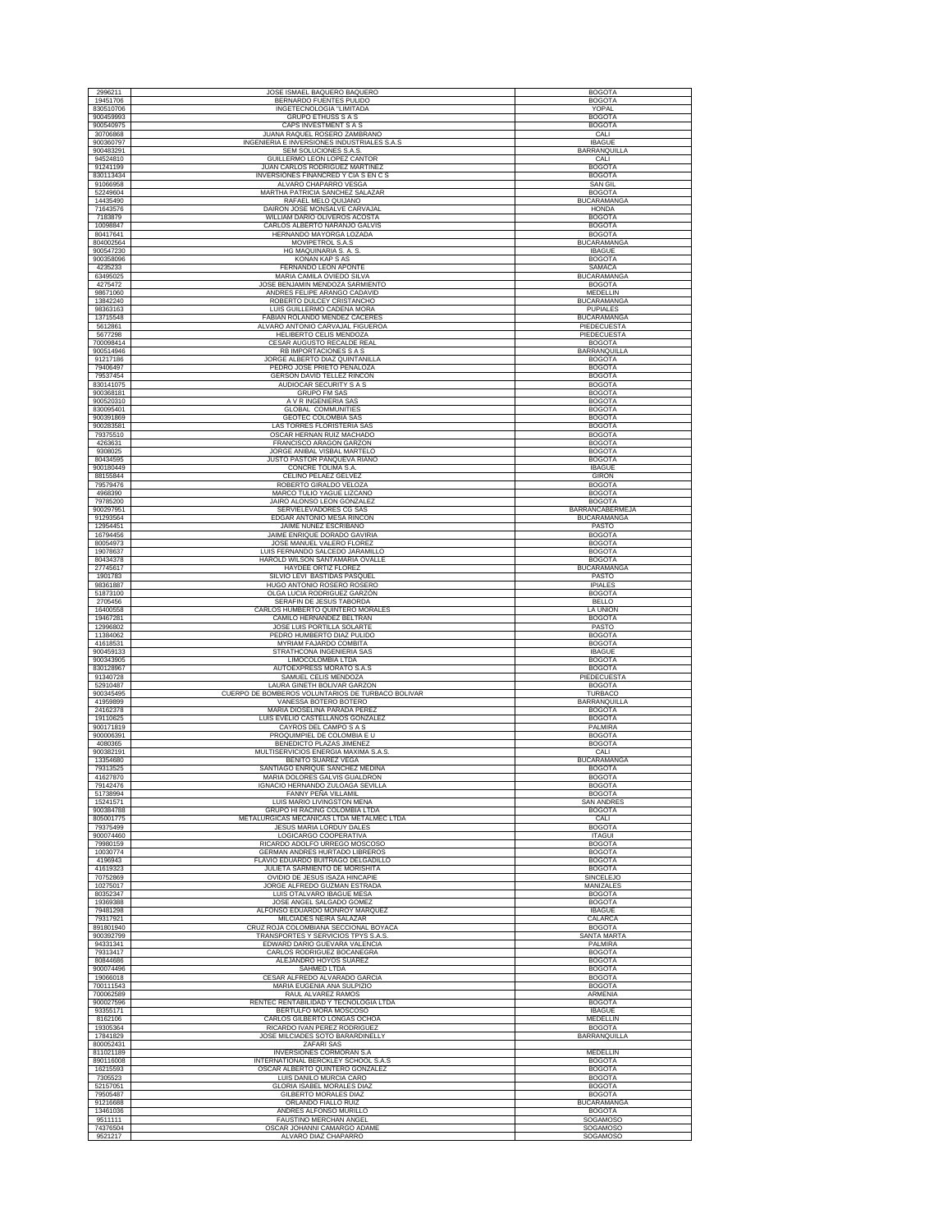| | | |
|---|---|---|
| 2996211 | JOSE ISMAEL BAQUERO BAQUERO | BOGOTA |
| 19451706 | BERNARDO FUENTES PULIDO | BOGOTA |
| 830510706 | INGETECNOLOGIA "LIMITADA | YOPAL |
| 900459993 | GRUPO ETHUSS S A S | BOGOTA |
| 900540975 | CAPS INVESTMENT S A S | BOGOTA |
| 30706868 | JUANA RAQUEL ROSERO ZAMBRANO | CALI |
| 900360797 | INGENIERIA E INVERSIONES INDUSTRIALES S.A.S | IBAGUE |
| 900483291 | SEM SOLUCIONES S.A.S. | BARRANQUILLA |
| 94524810 | GUILLERMO LEON LOPEZ CANTOR | CALI |
| 91241199 | JUAN CARLOS RODRIGUEZ MARTINEZ | BOGOTA |
| 830113434 | INVERSIONES FINANCRED Y CIA S EN C S | BOGOTA |
| 91066958 | ALVARO CHAPARRO VESGA | SAN GIL |
| 52249604 | MARTHA PATRICIA SANCHEZ SALAZAR | BOGOTA |
| 14435490 | RAFAEL MELO QUIJANO | BUCARAMANGA |
| 71643576 | DAIRON JOSE MONSALVE CARVAJAL | HONDA |
| 7183879 | WILLIAM DARIO OLIVEROS ACOSTA | BOGOTA |
| 10098847 | CARLOS ALBERTO NARANJO GALVIS | BOGOTA |
| 80417641 | HERNANDO MAYORGA LOZADA | BOGOTA |
| 804002564 | MOVIPETROL S.A.S | BUCARAMANGA |
| 900547230 | HG MAQUINARIA S. A. S. | IBAGUE |
| 900358096 | KONAN KAP S AS | BOGOTA |
| 4235233 | FERNANDO LEON APONTE | SAMACA |
| 63495025 | MARIA CAMILA OVIEDO SILVA | BUCARAMANGA |
| 4275472 | JOSE BENJAMIN MENDOZA SARMIENTO | BOGOTA |
| 98671060 | ANDRES FELIPE ARANGO CADAVID | MEDELLIN |
| 13842240 | ROBERTO DULCEY CRISTANCHO | BUCARAMANGA |
| 98363163 | LUIS GUILLERMO CADENA MORA | PUPIALES |
| 13715548 | FABIAN ROLANDO MENDEZ CACERES | BUCARAMANGA |
| 5612861 | ALVARO ANTONIO CARVAJAL FIGUEROA | PIEDECUESTA |
| 5677298 | HELIBERTO CELIS MENDOZA | PIEDECUESTA |
| 700098414 | CESAR AUGUSTO RECALDE REAL | BOGOTA |
| 900514946 | RB IMPORTACIONES S A S | BARRANQUILLA |
| 91217186 | JORGE ALBERTO DIAZ QUINTANILLA | BOGOTA |
| 79406497 | PEDRO JOSE PRIETO PENALOZA | BOGOTA |
| 79537454 | GERSON DAVID TELLEZ RINCON | BOGOTA |
| 830141075 | AUDIOCAR SECURITY S A S | BOGOTA |
| 900368181 | GRUPO FM SAS | BOGOTA |
| 900520310 | A V R INGENIERIA SAS | BOGOTA |
| 830095401 | GLOBAL COMMUNITIES | BOGOTA |
| 900391869 | GEOTEC COLOMBIA SAS | BOGOTA |
| 900283581 | LAS TORRES FLORISTERIA SAS | BOGOTA |
| 79375510 | OSCAR HERNAN RUIZ MACHADO | BOGOTA |
| 4263631 | FRANCISCO ARAGON GARZON | BOGOTA |
| 9308025 | JORGE ANIBAL VISBAL MARTELO | BOGOTA |
| 80434595 | JUSTO PASTOR PANQUEVA RIANO | BOGOTA |
| 900180449 | CONCRE TOLIMA S.A. | IBAGUE |
| 88155844 | CELINO PELAEZ GELVEZ | GIRON |
| 79579476 | ROBERTO GIRALDO VELOZA | BOGOTA |
| 4968390 | MARCO TULIO YAGUE LIZCANO | BOGOTA |
| 79785200 | JAIRO ALONSO LEON GONZALEZ | BOGOTA |
| 900297951 | SERVIELEVADORES CG SAS | BARRANCABERMEJA |
| 91293564 | EDGAR ANTONIO MESA RINCON | BUCARAMANGA |
| 12954451 | JAIME NUNEZ ESCRIBANO | PASTO |
| 16794456 | JAIME ENRIQUE DORADO GAVIRIA | BOGOTA |
| 80054973 | JOSE MANUEL VALERO FLOREZ | BOGOTA |
| 19078637 | LUIS FERNANDO SALCEDO JARAMILLO | BOGOTA |
| 80434378 | HAROLD WILSON SANTAMARIA OVALLE | BOGOTA |
| 27745617 | HAYDEE ORTIZ FLOREZ | BUCARAMANGA |
| 1901783 | SILVIO LEVI BASTIDAS PASQUEL | PASTO |
| 98361887 | HUGO ANTONIO ROSERO ROSERO | IPIALES |
| 51873100 | OLGA LUCIA RODRIGUEZ GARZON | BOGOTA |
| 2705456 | SERAFIN DE JESUS TABORDA | BELLO |
| 16400558 | CARLOS HUMBERTO QUINTERO MORALES | LA UNION |
| 19467281 | CAMILO HERNANDEZ BELTRAN | BOGOTA |
| 12996802 | JOSE LUIS PORTILLA SOLARTE | PASTO |
| 11384062 | PEDRO HUMBERTO DIAZ PULIDO | BOGOTA |
| 41618531 | MYRIAM FAJARDO COMBITA | BOGOTA |
| 900459133 | STRATHCONA INGENIERIA SAS | IBAGUE |
| 900343905 | LIMOCOLOMBIA LTDA | BOGOTA |
| 830128967 | AUTOEXPRESS MORATO S.A.S | BOGOTA |
| 91340728 | SAMUEL CELIS MENDOZA | PIEDECUESTA |
| 52910487 | LAURA GINETH BOLIVAR GARZON | BOGOTA |
| 900345495 | CUERPO DE BOMBEROS VOLUNTARIOS DE TURBACO BOLIVAR | TURBACO |
| 41959899 | VANESSA BOTERO BOTERO | BARRANQUILLA |
| 24162378 | MARIA DIOSELINA PARADA PEREZ | BOGOTA |
| 19110625 | LUIS EVELIO CASTELLANOS GONZALEZ | BOGOTA |
| 900171819 | CAYROS DEL CAMPO S A S | PALMIRA |
| 900006391 | PROQUIMPIEL DE COLOMBIA E U | BOGOTA |
| 4080365 | BENEDICTO PLAZAS JIMENEZ | BOGOTA |
| 900382191 | MULTISERVICIOS ENERGIA MAXIMA S.A.S. | CALI |
| 13354680 | BENITO SUAREZ VEGA | BUCARAMANGA |
| 79313525 | SANTIAGO ENRIQUE SANCHEZ MEDINA | BOGOTA |
| 41627870 | MARIA DOLORES GALVIS GUALDRON | BOGOTA |
| 79142476 | IGNACIO HERNANDO ZULOAGA SEVILLA | BOGOTA |
| 51738994 | FANNY PEÑA VILLAMIL | BOGOTA |
| 15241571 | LUIS MARIO LIVINGSTON MENA | SAN ANDRES |
| 900384788 | GRUPO HI RACING COLOMBIA LTDA | BOGOTA |
| 805001775 | METALURGICAS MECANICAS LTDA METALMEC LTDA | CALI |
| 79375499 | JESUS MARIA LORDUY DALES | BOGOTA |
| 900074460 | LOGICARGO COOPERATIVA | ITAGUI |
| 79980159 | RICARDO ADOLFO URREGO MOSCOSO | BOGOTA |
| 10030774 | GERMAN ANDRES HURTADO LIBREROS | BOGOTA |
| 4196943 | FLAVIO EDUARDO BUITRAGO DELGADILLO | BOGOTA |
| 41619323 | JULIETA SARMIENTO DE MORISHITA | BOGOTA |
| 70752869 | OVIDIO DE JESUS ISAZA HINCAPIE | SINCELEJO |
| 10275017 | JORGE ALFREDO GUZMAN ESTRADA | MANIZALES |
| 80352347 | LUIS OTALVARO IBAGUE MESA | BOGOTA |
| 19369388 | JOSE ANGEL SALGADO GOMEZ | BOGOTA |
| 79481298 | ALFONSO EDUARDO MONROY MARQUEZ | IBAGUE |
| 79317921 | MILCIADES NEIRA SALAZAR | CALARCA |
| 891801940 | CRUZ ROJA COLOMBIANA SECCIONAL BOYACA | BOGOTA |
| 900392799 | TRANSPORTES Y SERVICIOS TPYS S.A.S. | SANTA MARTA |
| 94331341 | EDWARD DARIO GUEVARA VALENCIA | PALMIRA |
| 79313417 | CARLOS RODRIGUEZ BOCANEGRA | BOGOTA |
| 80844686 | ALEJANDRO HOYOS SUAREZ | BOGOTA |
| 900074496 | SAHMED LTDA | BOGOTA |
| 19066018 | CESAR ALFREDO ALVARADO GARCIA | BOGOTA |
| 700111543 | MARIA EUGENIA ANA SULPIZIO | BOGOTA |
| 700062589 | RAUL ALVAREZ RAMOS | ARMENIA |
| 900027596 | RENTEC RENTABILIDAD Y TECNOLOGIA LTDA | BOGOTA |
| 93355171 | BERTULFO MORA MOSCOSO | IBAGUE |
| 8162106 | CARLOS GILBERTO LONGAS OCHOA | MEDELLIN |
| 19305364 | RICARDO IVAN PEREZ RODRIGUEZ | BOGOTA |
| 17841829 | JOSE MILCIADES SOTO BARARDINELLY | BARRANQUILLA |
| 800052431 | ZAFARI SAS | |
| 811021189 | INVERSIONES CORMORAN S.A | MEDELLIN |
| 890116008 | INTERNATIONAL BERCKLEY SCHOOL S.A.S | BOGOTA |
| 16215593 | OSCAR ALBERTO QUINTERO GONZALEZ | BOGOTA |
| 7305523 | LUIS DANILO MURCIA CARO | BOGOTA |
| 52157051 | GLORIA ISABEL MORALES DIAZ | BOGOTA |
| 79505487 | GILBERTO MORALES DIAZ | BOGOTA |
| 91216688 | ORLANDO FIALLO RUIZ | BUCARAMANGA |
| 13461036 | ANDRES ALFONSO MURILLO | BOGOTA |
| 9511111 | FAUSTINO MERCHAN ANGEL | SOGAMOSO |
| 74376504 | OSCAR JOHANNI CAMARGO ADAME | SOGAMOSO |
| 9521217 | ALVARO DIAZ CHAPARRO | SOGAMOSO |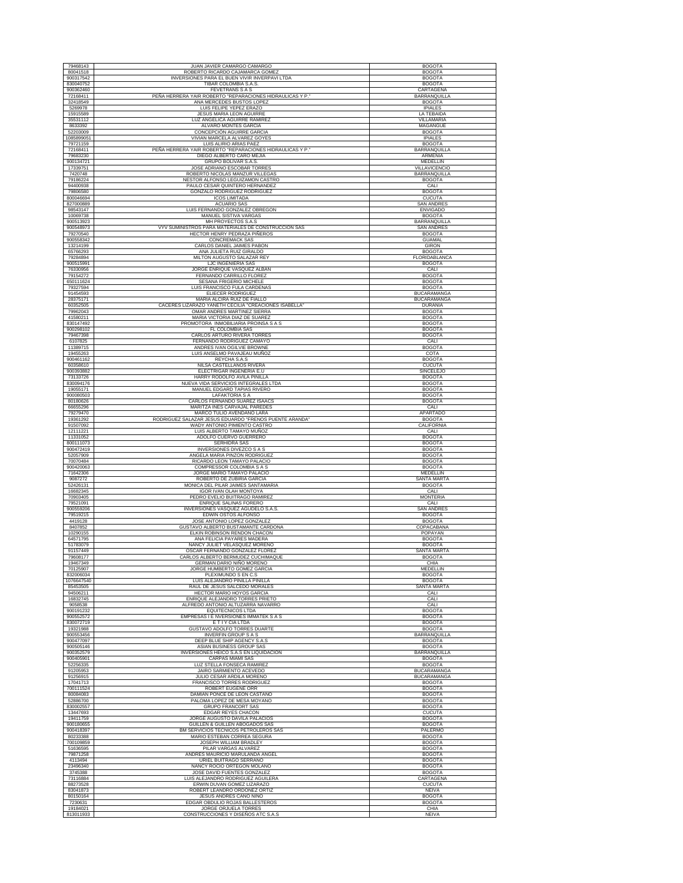| | | |
|---|---|---|
| 79468143 | JUAN JAVIER CAMARGO CAMARGO | BOGOTA |
| 80041518 | ROBERTO RICARDO CAJAMARCA GOMEZ | BOGOTA |
| 900317542 | INVERSIONES PARA EL BUEN VIVIR INVERPAVI LTDA | BOGOTA |
| 830040752 | TIBAR COLOMBIA S.A.S. | BOGOTA |
| 900362460 | FEVETRANS S A S | CARTAGENA |
| 72168411 | PEÑA HERRERA YAIR ROBERTO "REPARACIONES HIDRAULICAS Y P." | BARRANQUILLA |
| 32418549 | ANA MERCEDES BUSTOS LOPEZ | BOGOTA |
| 5269978 | LUIS FELIPE YEPEZ ERAZO | IPIALES |
| 15915589 | JESUS MARIA LEON AGUIRRE | LA TEBAIDA |
| 35531112 | LUZ ANGELICA AGUIRRE RAMIREZ | VILLAMARIA |
| 8633392 | ALVARO MONTES GARCIA | MAGANGUE |
| 52203009 | CONCEPCION AGUIRRE GARCIA | BOGOTA |
| 1085899051 | VIVIAN MARCELA ALVAREZ GOYES | IPIALES |
| 79721159 | LUIS ALIRIO ARIAS PAEZ | BOGOTA |
| 72168411 | PEÑA HERRERA YAIR ROBERTO "REPARACIONES HIDRAULICAS Y P." | BARRANQUILLA |
| 79683230 | DIEGO ALBERTO CARO MEJIA | ARMENIA |
| 900134721 | GRUPO BOLIVAR S.A.S. | MEDELLIN |
| 17339751 | JOSE ADRIANO ESCOBAR TORRES | VILLAVICENCIO |
| 7420748 | ROBERTO NICOLAS MANZUR VILLEGAS | BARRANQUILLA |
| 79186224 | NESTOR ALFONSO LEGUIZAMON CASTRO | BOGOTA |
| 94400938 | PAULO CESAR QUINTERO HERNANDEZ | CALI |
| 79806580 | GONZALO RODRIGUEZ RODRIGUEZ | BOGOTA |
| 800046694 | ICOS LIMITADA | CUCUTA |
| 827000889 | ACUARIO SAS | SAN ANDRES |
| 98543147 | LUIS FERNANDO GONZALEZ OBREGON | ENVIGADO |
| 10069738 | MANUEL SISTIVA VARGAS | BOGOTA |
| 900513923 | MH PROYECTOS S.A.S | BARRANQUILLA |
| 900548973 | VYV SUMINISTROS PARA MATERIALES DE CONSTRUCCION SAS | SAN ANDRES |
| 79270540 | HECTOR HENRY PEDRAZA PIÑEROS | BOGOTA |
| 900558342 | CONCREMACK SAS | GUAMAL |
| 13214199 | CARLOS DANIEL JAIMES PABON | GIRON |
| 65766293 | ANA JULIETA RUIZ GIRALDO | BOGOTA |
| 79284894 | MILTON AUGUSTO SALAZAR REY | FLORIDABLANCA |
| 900515991 | LJC INGENIERIA SAS | BOGOTA |
| 76330956 | JORGE ENRIQUE VASQUEZ ALBAN | CALI |
| 79154272 | FERNANDO CARRILLO FLOREZ | BOGOTA |
| 650111624 | SESANA FRIGERIO MICHELE | BOGOTA |
| 79327594 | LUIS FRANCISCO FULA CARDENAS | BOGOTA |
| 91454593 | ELIECER RODRIGUEZ | BUCARAMANGA |
| 28375171 | MARIA ALCIRA RUIZ DE FIALLO | BUCARAMANGA |
| 60352505 | CACERES LIZARAZO YANETH CECILIA "CREACIONES ISABELLA" | DURANIA |
| 79962043 | OMAR ANDRES MARTINEZ SIERRA | BOGOTA |
| 41580211 | MARIA VICTORIA DIAZ DE SUAREZ | BOGOTA |
| 830147492 | PROMOTORA INMOBILIARIA PROINSA S A S | BOGOTA |
| 900298102 | FL COLOMBIA SAS | BOGOTA |
| 79467398 | CARLOS ARTURO RIVERA TORRES | BOGOTA |
| 6107825 | FERNANDO RODRIGUEZ CAMAYO | CALI |
| 11389715 | ANDRES IVAN OGILVIE BROWNE | BOGOTA |
| 19455263 | LUIS ANSELMO PAVAJEAU MUÑOZ | COTA |
| 900461162 | REYCHA S.A.S | BOGOTA |
| 60358610 | NILSA CASTELLANOS RIVERA | CUCUTA |
| 900393882 | ELECTRIGAR INGENERIA E.U | SINCELEJO |
| 73133726 | HARRY RODOLFO AVILA PINILLA | BOGOTA |
| 830094176 | NUEVA VIDA SERVICIOS INTEGRALES LTDA | BOGOTA |
| 19055171 | MANUEL EDGARD TAPIAS RIVERO | BOGOTA |
| 900080503 | LAFAKTORIA S A | BOGOTA |
| 80180626 | CARLOS FERNANDO SUAREZ ISAACS | BOGOTA |
| 66655296 | MARITZA INES CARVAJAL PAREDES | CALI |
| 79279470 | MARCO TULIO AVENDAÑO LARA | APARTADO |
| 19361292 | RODRIGUEZ SALAZAR JESUS EDUARDO "FRENOS PUENTE ARANDA" | BOGOTA |
| 91507092 | WADY ANTONIO PIMIENTO CASTRO | CALIFORNIA |
| 12111221 | LUIS ALBERTO TAMAYO MUÑOZ | CALI |
| 11331052 | ADOLFO CUERVO GUERRERO | BOGOTA |
| 800111073 | SERHIDRA SAS | BOGOTA |
| 900472419 | INVERSIONES DIVEZCO S A S | BOGOTA |
| 52057909 | ANGELA MARIA PINZON RODRIGUEZ | BOGOTA |
| 70070484 | RICARDO LEON TAMAYO PALACIO | BOGOTA |
| 900420063 | COMPRESSOR COLOMBIA S A S | BOGOTA |
| 71642306 | JORGE MARIO TAMAYO PALACIO | MEDELLIN |
| 9087272 | ROBERTO DE ZUBIRIA GARCIA | SANTA MARTA |
| 52426131 | MONICA DEL PILAR JAIMES SANTAMARIA | BOGOTA |
| 16682345 | IGOR IVAN OLAH MONTOYA | CALI |
| 70903405 | PEDRO EVELIO BUITRAGO RAMIREZ | MONTERIA |
| 79521091 | ENRIQUE SALINAS FORERO | CALI |
| 900559206 | INVERSIONES VASQUEZ AGUDELO S.A.S. | SAN ANDRES |
| 79519215 | EDWIN OSTOS ALFONSO | BOGOTA |
| 4419128 | JOSE ANTONIO LOPEZ GONZALEZ | BOGOTA |
| 8407852 | GUSTAVO ALBERTO BUSTAMANTE CARDONA | COPACABANA |
| 10290155 | ELKIN ROBINSON RENDON CHACON | POPAYAN |
| 64571795 | ANA FELICIA PAYARES MADERA | BOGOTA |
| 51783079 | NANCY JULIET VELASQUEZ MORENO | BOGOTA |
| 91157449 | OSCAR FERNANDO GONZALEZ FLOREZ | SANTA MARTA |
| 79608177 | CARLOS ALBERTO BERMUDEZ CUCHIMAQUE | BOGOTA |
| 19467349 | GERMAN DARIO NIÑO MORENO | CHIA |
| 70125907 | JORGE HUMBERTO GOMEZ GARCIA | MEDELLIN |
| 832006034 | PLEXIMUNDO S EN C.S | BOGOTA |
| 1076647540 | LUIS ALEJANDRO PINILLA PINILLA | BOGOTA |
| 85453505 | RAUL DE JESUS SALCEDO MORALES | SANTA MARTA |
| 94506211 | HECTOR MARIO HOYOS GARCIA | CALI |
| 16832745 | ENRIQUE ALEJANDRO TORRES PRIETO | CALI |
| 9058538 | ALFREDO ANTONIO ALTUZARRA NAVARRO | CALI |
| 900191232 | EQUITECNICOS LTDA | BOGOTA |
| 900552572 | EMPRESAS I E NVERSIONES IMMATEK S A S | BOGOTA |
| 830072719 | E T I Y CIA LTDA | BOGOTA |
| 19321988 | GUSTAVO ADOLFO TORRES DUARTE | BOGOTA |
| 900553456 | INVERFIN GROUP S A S | BARRANQUILLA |
| 900477097 | DEEP BLUE SHIP AGENCY S.A.S | BOGOTA |
| 900505146 | ASIAN BUSINESS GROUP SAS | BOGOTA |
| 900352579 | INVERSIONES HEICO S.A.S EN LIQUIDACION | BARRANQUILLA |
| 900405901 | CARPAS MIAMI SAS | BOGOTA |
| 52256335 | LUZ STELLA FONSECA RAMIREZ | BOGOTA |
| 91205953 | JAIRO SARMIENTO ACEVEDO | BUCARAMANGA |
| 91256915 | JULIO CESAR ARDILA MORENO | BUCARAMANGA |
| 17041713 | FRANCISCO TORRES RODRIGUEZ | BOGOTA |
| 700111524 | ROBERT EUGENE ORR | BOGOTA |
| 80084083 | DAMIAN PONCE DE LEON CASTAÑO | BOGOTA |
| 52886700 | PALOMA LOPEZ DE MESA MOYANO | BOGOTA |
| 830002557 | GRUPO FRANCORT SAS | BOGOTA |
| 13447693 | EDGAR REYES CHACON | CUCUTA |
| 19411759 | JORGE AUGUSTO DAVILA PALACIOS | BOGOTA |
| 900180655 | GUILLEN & GUILLEN ABOGADOS SAS | BOGOTA |
| 900418397 | BM SERVICIOS TECNICOS PETROLEROS SAS | PALERMO |
| 80233388 | MARIO ESTEBAN CORREA SEGURA | BOGOTA |
| 700109859 | JOSEPH WILLIAM BRADLEY | BOGOTA |
| 51636595 | PILAR VARGAS ALVAREZ | BOGOTA |
| 79871258 | ANDRES MAURICIO MARULANDA ANGEL | BOGOTA |
| 4113494 | URIEL BUITRAGO SERRANO | BOGOTA |
| 23496340 | NANCY ROCIO ORTEGON MOLANO | BOGOTA |
| 3745388 | JOSE DAVID FUENTES GONZALEZ | BOGOTA |
| 73116884 | LUIS ALEJANDRO RODRIGUEZ AGUILERA | CARTAGENA |
| 88273528 | ERWIN DUVAN GOMEZ LIZARAZO | CUCUTA |
| 83041873 | ROBERT LEANDRO ORDOÑEZ ORTIZ | NEIVA |
| 80150164 | JESUS ANDRES CANO NIÑO | BOGOTA |
| 7230631 | EDGAR OBDULIO ROJAS BALLESTEROS | BOGOTA |
| 19184021 | JORGE ORJUELA TORRES | CHIA |
| 813011933 | CONSTRUCCIONES Y DISEÑOS ATC S.A.S | NEIVA |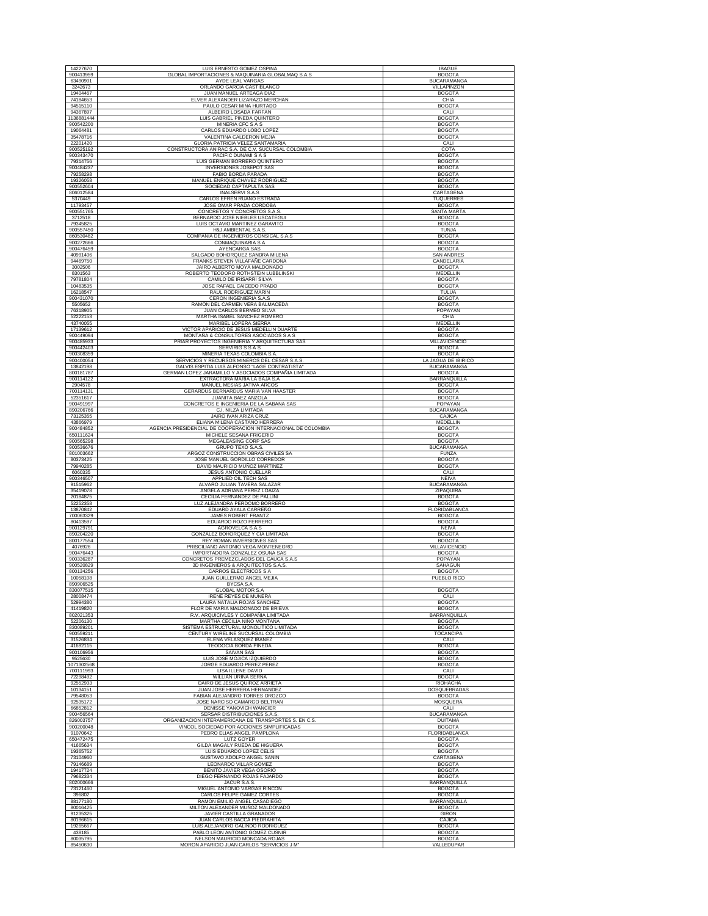| | | |
|---|---|---|
| 14227670 | LUIS ERNESTO GOMEZ OSPINA | IBAGUE |
| 900413959 | GLOBAL IMPORTACIONES & MAQUINARIA GLOBALMAQ S.A.S | BOGOTA |
| 63490901 | AYDE LEAL VARGAS | BUCARAMANGA |
| 3242673 | ORLANDO GARCIA CASTIBLANCO | VILLAPINZON |
| 19404467 | JUAN MANUEL ARTEAGA DIAZ | BOGOTA |
| 74184653 | ELVER ALEXANDER LIZARAZO MERCHAN | CHIA |
| 94515110 | PAULO CESAR MINA HURTADO | BOGOTA |
| 94367897 | ALBEIRO LOSADA FARFAN | CALI |
| 1136881444 | LUIS GABRIEL PINEDA QUINTERO | BOGOTA |
| 900542200 | MINERIA CFC S A S | BOGOTA |
| 19064481 | CARLOS EDUARDO LOBO LOPEZ | BOGOTA |
| 35478716 | VALENTINA CALDERON MEJIA | BOGOTA |
| 22201420 | GLORIA PATRICIA VELEZ SANTAMARIA | CALI |
| 900525192 | CONSTRUCTORA ANIRAC S.A. DE C.V. SUCURSAL COLOMBIA | COTA |
| 900343470 | PACIFIC DUNAMI S A S | BOGOTA |
| 79314756 | LUIS GERMAN BORRERO QUINTERO | BOGOTA |
| 900484237 | INVERSIONES JOSEPOT SAS | BOGOTA |
| 79258298 | FABIO BORDA PARADA | BOGOTA |
| 19326058 | MANUEL ENRIQUE CHAVEZ RODRIGUEZ | BOGOTA |
| 900552604 | SOCIEDAD CAPTAPULTA SAS | BOGOTA |
| 806012584 | INALSERVI S.A.S | CARTAGENA |
| 5370449 | CARLOS EFREN RUANO ESTRADA | TUQUERRES |
| 11793457 | JOSE OMAR PRADA CORDOBA | BOGOTA |
| 900551765 | CONCRETOS Y CONCRETOS S.A.S. | SANTA MARTA |
| 3712518 | BERNARDO JOSE NIEBLES USCATEGUI | BOGOTA |
| 79345825 | LUIS OCTAVIO MARTINEZ GARAVITO | BOGOTA |
| 900557450 | H&J AMBIENTAL S.A.S. | TUNJA |
| 860530482 | COMPANIA DE INGENIEROS CONSICAL S.A.S | BOGOTA |
| 900272666 | CONMAQUINARIA S A | BOGOTA |
| 900476459 | AYENCARGA SAS | BOGOTA |
| 40991406 | SALGADO BOHORQUEZ SANDRA MILENA | SAN ANDRES |
| 94469750 | FRANKS STEVEN VILLAFAÑE CARDONA | CANDELARIA |
| 3002506 | JAIRO ALBERTO MOYA MALDONADO | BOGOTA |
| 8301563 | ROBERTO TEODORO ROTHSTEIN LUBBLINSKI | MEDELLIN |
| 79781804 | CAMILO DE IRISARRI SILVA | BOGOTA |
| 10483535 | JOSE RAFAEL CAICEDO PRADO | BOGOTA |
| 16218547 | RAUL RODRIGUEZ MARIN | TULUA |
| 900431070 | CERON INGENIERIA S.A.S | BOGOTA |
| 5505652 | RAMON DEL CARMEN VERA BALMACEDA | BOGOTA |
| 76318905 | JUAN CARLOS BERMEO SILVA | POPAYAN |
| 52222153 | MARTHA ISABEL SANCHEZ ROMERO | CHIA |
| 43740055 | MARIBEL LOPERA SIERRA | MEDELLIN |
| 17139612 | VICTOR APARICIO DE JESUS MEDELLIN DUARTE | BOGOTA |
| 900449094 | MONTAÑA & CONSULTORES ASOCIADOS S A S | BOGOTA |
| 900485933 | PRIAR PROYECTOS INGENIERIA Y ARQUITECTURA SAS | VILLAVICENCIO |
| 900442403 | SERVIRIG S S A S | BOGOTA |
| 900308359 | MINERIA TEXAS COLOMBIA S.A. | BOGOTA |
| 900400054 | SERVICIOS Y RECURSOS MINEROS DEL CESAR S.A.S. | LA JAGUA DE IBIRICO |
| 13842198 | GALVIS ESPITIA LUIS ALFONSO "LAGE CONTRATISTA" | BUCARAMANGA |
| 800181787 | GERMAN LOPEZ JARAMILLO Y ASOCIADOS COMPAÑIA LIMITADA | BOGOTA |
| 900114122 | EXTRACTORA MARIA LA BAJA S.A | BARRANQUILLA |
| 2904578 | MANUEL MESIAS JATIVA ARCOS | BOGOTA |
| 700114131 | GERARDUS BERNARDUS MARIA VAN HAASTER | BOGOTA |
| 52351617 | JUANITA BAEZ ANZOLA | BOGOTA |
| 900491997 | CONCRETOS E INGENIERIA DE LA SABANA SAS | POPAYAN |
| 890206766 | C.I. NILZA LIMITADA | BUCARAMANGA |
| 73125355 | JAIRO IVAN ARIZA CRUZ | CAJICA |
| 43866979 | ELIANA MILENA CASTAÑO HERRERA | MEDELLIN |
| 900484852 | AGENCIA PRESIDENCIAL DE COOPERACION INTERNACIONAL DE COLOMBIA | BOGOTA |
| 650111624 | MICHELE SESANA FRIGERIO | BOGOTA |
| 900565298 | MEGALEASING CORP SAS | BOGOTA |
| 900536676 | GRUPO TEXO S.A.S. | BUCARAMANGA |
| 801003662 | ARGOZ CONSTRUCCION OBRAS CIVILES SA | FUNZA |
| 80373425 | JOSE MANUEL GORDILLO CORREDOR | BOGOTA |
| 79940285 | DAVID MAURICIO MUÑOZ MARTINEZ | BOGOTA |
| 6060335 | JESUS ANTONIO CUELLAR | CALI |
| 900346507 | APPLIED OIL TECH SAS | NEIVA |
| 91515962 | ALVARO JULIAN TAVERA SALAZAR | BUCARAMANGA |
| 35419078 | ANGELA ADRIANA PEREZ LOAIZA | ZIPAQUIRA |
| 20184875 | CECILIA FERNANDEZ DE PALLINI | BOGOTA |
| 52252358 | LUZ ALEJANDRA PERDOMO BORRERO | BOGOTA |
| 13870842 | EDUARD AYALA CARREÑO | FLORIDABLANCA |
| 700063329 | JAMES ROBERT FRANTZ | BOGOTA |
| 80413597 | EDUARDO ROZO FERRERO | BOGOTA |
| 900129791 | AGROVELCA S.A.S | NEIVA |
| 890204220 | GONZALEZ BOHORQUEZ Y CIA LIMITADA | BOGOTA |
| 800177554 | REY ROMAN INVERSIONES SAS | BOGOTA |
| 4076926 | PRISCILIANO ANTONIO VEGA MONTENEGRO | VILLAVICENCIO |
| 900476443 | IMPORTADORA GONZALEZ OSUNA SAS | BOGOTA |
| 900336287 | CONCRETOS PREMEZCLADOS DEL CAUCA S.A.S | POPAYAN |
| 900520829 | 3D INGENIEROS & ARQUITECTOS S.A.S. | SAHAGUN |
| 800134256 | CARROS ELECTRICOS S A | BOGOTA |
| 10058108 | JUAN GUILLERMO ANGEL MEJIA | PUEBLO RICO |
| 890906525 | BYCSA S.A | |
| 830077515 | GLOBAL MOTOR S.A | BOGOTA |
| 28008474 | IRENE REYES DE MUNERA | CALI |
| 52994380 | LAURA NATALIA ROJAS SANCHEZ | BOGOTA |
| 41419820 | FLOR DE MARIA MALDONADO DE BRIEVA | BOGOTA |
| 802021353 | R.V. ARQUICIVLES Y COMPAÑIA LIMITADA | BARRANQUILLA |
| 52206130 | MARTHA CECILIA NIÑO MONTAÑA | BOGOTA |
| 830089201 | SISTEMA ESTRUCTURAL MONOLITICO LIMITADA | BOGOTA |
| 900559211 | CENTURY WIRELINE SUCURSAL COLOMBIA | TOCANCIPA |
| 31526834 | ELENA VELASQUEZ IBANEZ | CALI |
| 41692115 | TEODOCIA BORDA PINEDA | BOGOTA |
| 900106956 | SAIVAN SAS | BOGOTA |
| 9525630 | LUIS JOSE MOJICA IZQUIERDO | BOGOTA |
| 1071302568 | JORGE EDUARDO PEREZ PEREZ | BOGOTA |
| 700111993 | LISA ILLENE DAVID | CALI |
| 72298492 | WILLIAN URIÑA SERNA | BOGOTA |
| 92552933 | DAIRO DE JESUS QUIROZ ARRIETA | RIOHACHA |
| 10134151 | JUAN JOSE HERRERA HERNANDEZ | DOSQUEBRADAS |
| 79548053 | FABIAN ALEJANDRO TORRES OROZCO | BOGOTA |
| 92535172 | JOSE NARCISO CAMARGO BELTRAN | MOSQUERA |
| 66852812 | DENISSE YANOVICH WANCIER | CALI |
| 900456564 | SERSAR DISTRIBUCIONES S.A.S. | BUCARAMANGA |
| 826003757 | ORGANIZACION INTERAMERICANA DE TRANSPORTES S. EN C.S. | DUITAMA |
| 900200048 | VINCOL SOCIEDAD POR ACCIONES SIMPLIFICADAS | BOGOTA |
| 91070642 | PEDRO ELIAS ANGEL PAMPLONA | FLORIDABLANCA |
| 650472475 | LUTZ GOYER | BOGOTA |
| 41665634 | GILDA MAGALY RUEDA DE HIGUERA | BOGOTA |
| 19365752 | LUIS EDUARDO LOPEZ CELIS | BOGOTA |
| 73104960 | GUSTAVO ADOLFO ANGEL SANIN | CARTAGENA |
| 79146689 | LEONARDO VILLAR GOMEZ | BOGOTA |
| 19417724 | BENITO JAVIER VEGA OSORIO | BOGOTA |
| 79682334 | DIEGO FERNANDO ROJAS FAJARDO | BOGOTA |
| 802000666 | JACUR S.A.S. | BARRANQUILLA |
| 73121460 | MIGUEL ANTONIO VARGAS RINCON | BOGOTA |
| 396802 | CARLOS FELIPE GAMEZ CORTES | BOGOTA |
| 88177180 | RAMON EMILIO ANGEL CASADIEGO | BARRANQUILLA |
| 80016425 | MILTON ALEXANDER MUÑOZ MALDONADO | BOGOTA |
| 91235325 | JAVIER CASTILLA GRANADOS | GIRON |
| 80196615 | JUAN CARLOS BACCA PIEDRAHITA | CAJICA |
| 19265667 | LUIS ALEJANDRO GALINDO RODRIGUEZ | BOGOTA |
| 438185 | PABLO LEON ANTONIO GOMEZ CUSNIR | BOGOTA |
| 80035795 | NELSON MAURICIO MONCADA ROJAS | BOGOTA |
| 85450630 | MORON APARICIO JUAN CARLOS "SERVICIOS J M" | VALLEDUPAR |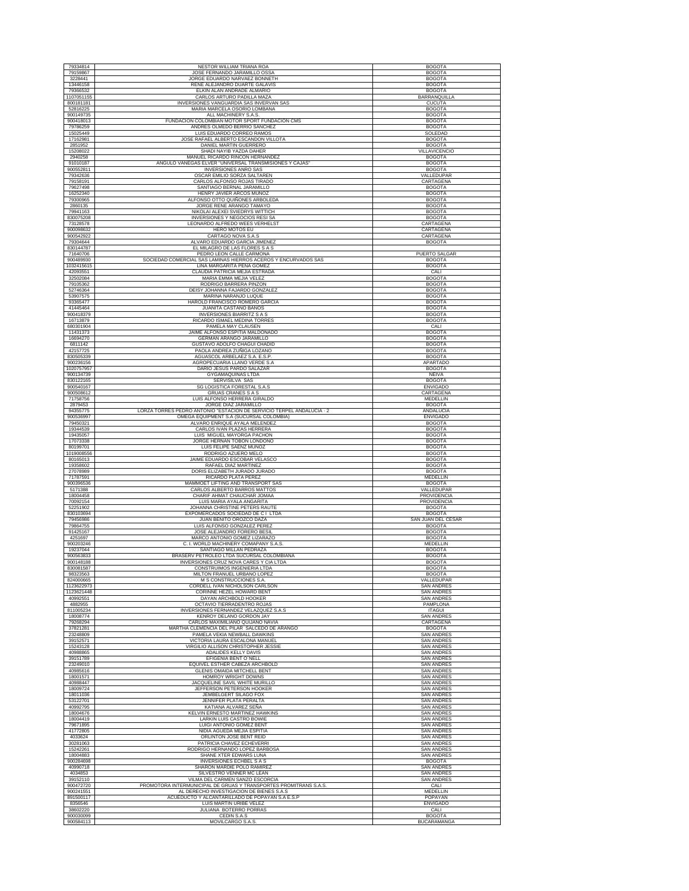| | | |
|---|---|---|
| 79334814 | NESTOR WILLIAM TRIANA ROA | BOGOTA |
| 79159867 | JOSE FERNANDO JARAMILLO OSSA | BOGOTA |
| 3228441 | JORGE EDUARDO NARVAEZ BONNETH | BOGOTA |
| 13446158 | RENE ALEJANDRO DUARTE GALAVIS | BOGOTA |
| 79366532 | ELKIN ALAN ANDRADE ALMARIO | BOGOTA |
| 1107051155 | CARLOS ARTURO PADILLA MAZA | BARRANQUILLA |
| 800181181 | INVERSIONES VANGUARDIA SAS INVERVAN SAS | CUCUTA |
| 52816225 | MARIA MARCELA OSORIO LOMBANA | BOGOTA |
| 900149735 | ALL MACHINERY S.A.S. | BOGOTA |
| 900418013 | FUNDACION COLOMBIAN MOTOR SPORT FUNDACION CMS | BOGOTA |
| 79786259 | ANDRES OLMEDO BERRIO SANCHEZ | BOGOTA |
| 15025449 | LUIS EDUARDO CORREO RAMOS | SOLEDAD |
| 17162981 | JOSE RAFAEL ALBERTO ESCANDON VILLOTA | BOGOTA |
| 2851952 | DANIEL MARTIN GUERRERO | BOGOTA |
| 15208022 | SHADI NAYIB YAZDA DAHER | VILLAVICENCIO |
| 2940258 | MANUEL RICARDO RINCON HERNANDEZ | BOGOTA |
| 91010187 | ANGULO VANEGAS ELVER "UNIVERSAL TRANSMISIONES Y CAJAS" | BOGOTA |
| 900552811 | INVERSIONES ANRO SAS | BOGOTA |
| 79342636 | OSCAR EMILIO SORZA SALTAREN | VALLEDUPAR |
| 79158191 | CARLOS ALFONSO ROJAS TIRADO | CARTAGENA |
| 79627498 | SANTIAGO BERNAL JARAMILLO | BOGOTA |
| 16252340 | HENRY JAVIER ARCOS MUNOZ | BOGOTA |
| 79300965 | ALFONSO OTTO QUIÑONES ARBOLEDA | BOGOTA |
| 2860135 | JORGE RENE ARANGO TAMAYO | BOGOTA |
| 79941163 | NIKOLAI ALEXEI SVIEDRYS WITTICH | BOGOTA |
| 830075208 | INVERSIONES Y NEGOCIOS RESI SA | BOGOTA |
| 73128578 | LEONARDO ALFREDO WEES VERHELST | CARTAGENA |
| 900098632 | HERO MOTOS EU | CARTAGENA |
| 900542922 | CARTAGO NOVA S.A.S | CARTAGENA |
| 79304644 | ALVARO EDUARDO GARCIA JIMENEZ | BOGOTA |
| 830144787 | EL MILAGRO DE LAS FLORES S A S | |
| 71640706 | PEDRO LEON CALLE CARMONA | PUERTO SALGAR |
| 900489930 | SOCIEDAD COMERCIAL SAS LAMINAS HIERROS ACEROS Y ENCURVADOS SAS | BOGOTA |
| 1032415615 | LINA MARGARITA PEÑA GOMEZ | BOGOTA |
| 42093551 | CLAUDIA PATRICIA MEJIA ESTRADA | CALI |
| 32502084 | MARIA EMMA MEJIA VELEZ | BOGOTA |
| 79105362 | RODRIGO BARRERA PINZON | BOGOTA |
| 52746364 | DEISY JOHANNA FAJARDO GONZALEZ | BOGOTA |
| 53907575 | MARINA NARANJO LUQUE | BOGOTA |
| 93365477 | HAROLD FRANCISCO ROMERO GARCIA | BOGOTA |
| 41445464 | JUANITA CASTAÑO BAÑOS | BOGOTA |
| 900418379 | INVERSIONES BIARRITZ S A S | BOGOTA |
| 16713879 | RICARDO ISMAEL MEDINA TORRES | BOGOTA |
| 680301904 | PAMELA MAY CLAUSEN | CALI |
| 11431373 | JAIME ALFONSO ESPITIA MALDONADO | BOGOTA |
| 16694270 | GERMAN ARANGO JARAMILLO | BOGOTA |
| 6811142 | GUSTAVO ADOLFO CHAGUI CHADID | BOGOTA |
| 42157725 | PAOLA ANDREA ZUÑIGA LOZANO | BOGOTA |
| 830505339 | AGUASCOL ARBELAEZ S.A. E.S.P. | BOGOTA |
| 900236156 | AGROPECUARIA LLANO VERDE S.A | APARTADO |
| 1020757957 | DARIO JESUS PARDO SALAZAR | BOGOTA |
| 900134739 | GYGAMAQUINAS LTDA | NEIVA |
| 830122165 | SERVISILVA SAS | BOGOTA |
| 900540167 | SG LOGISTICA FORESTAL S.A.S | ENVIGADO |
| 900508612 | GRUAS CRANES S A S | CARTAGENA |
| 71758756 | LUIS ALFONSO HERRERA GIRALDO | MEDELLIN |
| 2879453 | JORGE DIAZ JARAMILLO | BOGOTA |
| 94355775 | LORZA TORRES PEDRO ANTONIO "ESTACION DE SERVICIO TERPEL ANDALUCIA - 2 | ANDALUCIA |
| 900536997 | OMEGA EQUIPMENT S.A (SUCURSAL COLOMBIA) | ENVIGADO |
| 79450321 | ALVARO ENRIQUE AYALA MELENDEZ | BOGOTA |
| 19344539 | CARLOS IVAN PLAZAS HERRERA | BOGOTA |
| 19435057 | LUIS MIGUEL MAYORGA PACHON | BOGOTA |
| 17073338 | JORGE HERNAN TOBON LONDOÑO | BOGOTA |
| 80199701 | LUIS FELIPE SAENZ MUÑOZ | BOGOTA |
| 1019008556 | RODRIGO AZUERO MELO | BOGOTA |
| 80165013 | JAIME EDUARDO ESCOBAR VELASCO | BOGOTA |
| 19358602 | RAFAEL DIAZ MARTINEZ | BOGOTA |
| 27078989 | DORIS ELIZABETH JURADO JURADO | BOGOTA |
| 71787591 | RICARDO PLATA PEREZ | MEDELLIN |
| 900396536 | MAMMOET LIFTING AND TRANSPORT SAS | BOGOTA |
| 5171388 | CARLOS ALBERTO BARROS MATTOS | VALLEDUPAR |
| 18004458 | CHARIF AHMAT CHAUCHAR JOMAA | PROVIDENCIA |
| 70092154 | LUIS MARIA AYALA ANGARITA | PROVIDENCIA |
| 52251902 | JOHANNA CHRISTINE PETERS RAUTE | BOGOTA |
| 830103694 | EXPOMERCADOS SOCIEDAD DE C I LTDA | BOGOTA |
| 79456986 | JUAN BENITO OROZCO DAZA | SAN JUAN DEL CESAR |
| 79864755 | LUIS ALFONSO GONZALEZ PEREZ | BOGOTA |
| 91425167 | JOSE ALEJANDRO FORERO BESIL | BOGOTA |
| 4251697 | MARCO ANTONIO GOMEZ LIZARAZO | BOGOTA |
| 900203246 | C. I. WORLD MACHINERY COMAPANY S.A.S. | MEDELLIN |
| 19237044 | SANTIAGO MILLAN PEDRAZA | BOGOTA |
| 900563833 | BRASERV PETROLEO LTDA SUCURSAL COLOMBIANA | BOGOTA |
| 900148188 | INVERSIONES CRUZ NOVA CARES Y CIA LTDA | BOGOTA |
| 830081587 | CONSTRUIMOS INGENIERIA LTDA | BOGOTA |
| 98323563 | MILTON FRANUEL URBANO LOPEZ | BOGOTA |
| 824000665 | M S CONSTRUCCIONES S.A. | VALLEDUPAR |
| 1123622973 | CORDELL IVAN NICHOLSON CARLSON | SAN ANDRES |
| 1123621448 | CORINNE HEZEL HOWARD BENT | SAN ANDRES |
| 40992551 | DAYAN ARCHBOLD HOOKER | SAN ANDRES |
| 4882955 | OCTAVIO TIERRADENTRO ROJAS | PAMPLONA |
| 811005234 | INVERSIONES FERNANDEZ VELAZQUEZ S.A.S | ITAGUI |
| 18008774 | KENROY DELANO GORDON JAY | SAN ANDRES |
| 79268294 | CARLOS MAXIMILIANO QUIJANO NAVIA | CARTAGENA |
| 37821281 | MARTHA CLEMENCIA DEL PILAR SALCEDO DE ARANGO | BOGOTA |
| 23248809 | PAMELA VEKIA NEWBALL DAWKINS | SAN ANDRES |
| 39152571 | VICTORIA LAURA ESCALONA MANUEL | SAN ANDRES |
| 15243128 | VIRGILIO ALLISON CHRISTOPHER JESSIE | SAN ANDRES |
| 40988865 | ADALIDES KELLY DAVIS | SAN ANDRES |
| 39151789 | EFIGENIA BENT O NELL | SAN ANDRES |
| 23249010 | EQUIVEL ESTHER CABEZA ARCHIBOLD | SAN ANDRES |
| 40985616 | GLENIS OMAIDA MITCHELL BENT | SAN ANDRES |
| 18001571 | HOMROY WRIGHT DOWNS | SAN ANDRES |
| 40988447 | JACQUELINE SAVIL WHITE MURILLO | SAN ANDRES |
| 18009724 | JEFFERSON PETERSON HOOKER | SAN ANDRES |
| 18011036 | JEMBELGERT SILAGO FOX | SAN ANDRES |
| 53122701 | JENNIFER PLATA PERALTA | SAN ANDRES |
| 40992795 | KATIANA ALVAREZ SEÑA | SAN ANDRES |
| 18004676 | KELVIN ERNESTO MARTINEZ HAWKINS | SAN ANDRES |
| 18004419 | LARKIN LUIS CASTRO BOWIE | SAN ANDRES |
| 79671895 | LUIGI ANTONIO GOMEZ BENT | SAN ANDRES |
| 41772805 | NIDIA AGUEDA MEJIA ESPITIA | SAN ANDRES |
| 4033624 | ORLINTON JOSE BENT REID | SAN ANDRES |
| 30281063 | PATRICIA CHAVEZ ECHEVERRI | SAN ANDRES |
| 15242261 | RODRIGO HERNANDO LOPEZ BARBOSA | SAN ANDRES |
| 18004883 | SHANE XTER EDWARS LUNA | SAN ANDRES |
| 900284698 | INVERSIONES ECHBEL S A S | BOGOTA |
| 40990718 | SHARON MARDIE POLO RAMIREZ | SAN ANDRES |
| 4034853 | SILVESTRO VENNER MC LEAN | SAN ANDRES |
| 39152110 | VILMA DEL CARMEN SANZO ESCORCIA | SAN ANDRES |
| 900472720 | PROMOTORA INTERMUNICIPAL DE GRUAS Y TRANSPORTES PROMITRANS S.A.S. | CALI |
| 900241551 | AL DERECHO INVESTIGACION DE BIENES S.A.S | MEDELLIN |
| 891500117 | ACUEDUCTO Y ALCANTARILLADO DE POPAYAN S.A E.S.P | POPAYAN |
| 8356546 | LUIS MARTIN URIBE VELEZ | ENVIGADO |
| 38602220 | JULIANA BOTERRO PORRAS | CALI |
| 900030099 | CEDIN S.A.S | BOGOTA |
| 900584113 | MOVILCARGO S.A.S. | BUCARAMANGA |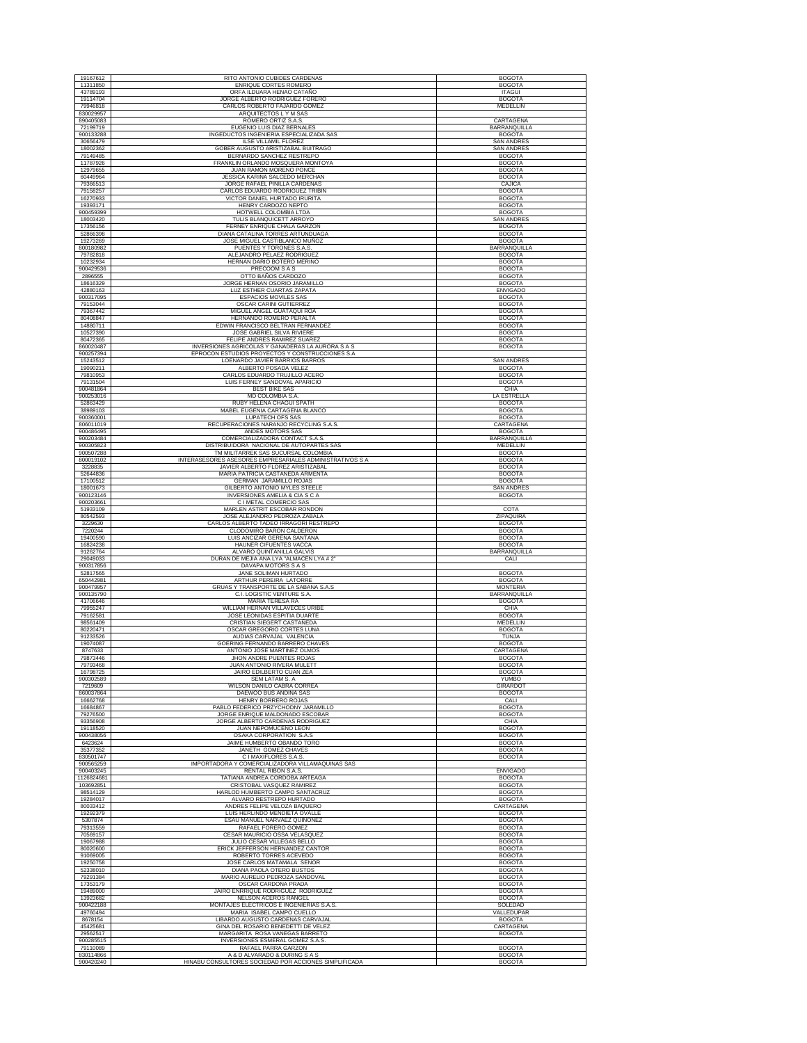| | | |
|---|---|---|
| 19167612 | RITO ANTONIO CUBIDES CARDENAS | BOGOTA |
| 11311850 | ENRIQUE CORTES ROMERO | BOGOTA |
| 43789193 | ORFA ILDUARA HENAO CATAÑO | ITAGUI |
| 19114704 | JORGE ALBERTO RODRIGUEZ FORERO | BOGOTA |
| 79946818 | CARLOS ROBERTO FAJARDO GOMEZ | MEDELLIN |
| 830029957 | ARQUITECTOS L Y M SAS | |
| 890405083 | ROMERO ORTIZ S.A.S. | CARTAGENA |
| 72199719 | EUGENIO LUIS DIAZ BERNALES | BARRANQUILLA |
| 900133288 | INGEDUCTOS INGENIERIA ESPECIALIZADA SAS | BOGOTA |
| 30656479 | ILSE VILLAMIL FLOREZ | SAN ANDRES |
| 18002362 | GOBER AUGUSTO ARISTIZABAL BUITRAGO | SAN ANDRES |
| 79149485 | BERNARDO SANCHEZ RESTREPO | BOGOTA |
| 11787926 | FRANKLIN ORLANDO MOSQUERA MONTOYA | BOGOTA |
| 12979655 | JUAN RAMON MORENO PONCE | BOGOTA |
| 60449964 | JESSICA KARINA SALCEDO MERCHAN | BOGOTA |
| 79366513 | JORGE RAFAEL PINILLA CARDENAS | CAJICA |
| 79158257 | CARLOS EDUARDO RODRIGUEZ TRIBIN | BOGOTA |
| 16270933 | VICTOR DANIEL HURTADO IRURITA | BOGOTA |
| 19393171 | HENRY CARDOZO NEPTO | BOGOTA |
| 900459399 | HOTWELL COLOMBIA LTDA | BOGOTA |
| 18003420 | TULIS BLANQUICETT ARROYO | SAN ANDRES |
| 17356156 | FERNEY ENRIQUE CHALA GARZON | BOGOTA |
| 52866398 | DIANA CATALINA TORRES ARTUNDUAGA | BOGOTA |
| 19273269 | JOSE MIGUEL CASTIBLANCO MUÑOZ | BOGOTA |
| 800180982 | PUENTES Y TORONES S.A.S. | BARRANQUILLA |
| 79782818 | ALEJANDRO PELAEZ RODRIGUEZ | BOGOTA |
| 10232934 | HERNAN DARIO BOTERO MERINO | BOGOTA |
| 900429536 | PRECOOM S A S | BOGOTA |
| 2896555 | OTTO BAÑOS CARDOZO | BOGOTA |
| 18616329 | JORGE HERNAN OSORIO JARAMILLO | BOGOTA |
| 42880163 | LUZ ESTHER CUARTAS ZAPATA | ENVIGADO |
| 900317095 | ESPACIOS MOVILES SAS | BOGOTA |
| 79153044 | OSCAR CARINI GUTIERREZ | BOGOTA |
| 79367442 | MIGUEL ANGEL GUATAQUI ROA | BOGOTA |
| 80408847 | HERNANDO ROMERO PERALTA | BOGOTA |
| 14880711 | EDWIN FRANCISCO BELTRAN FERNANDEZ | BOGOTA |
| 10527390 | JOSE GABRIEL SILVA RIVIERE | BOGOTA |
| 80472365 | FELIPE ANDRES RAMIREZ SUAREZ | BOGOTA |
| 860020487 | INVERSIONES AGRICOLAS Y GANADERAS LA AURORA S A S | BOGOTA |
| 900257394 | EPROCON ESTUDIOS PROYECTOS Y CONSTRUCCIONES S.A | |
| 15243512 | LOENARDO JAVIER BARRIOS BARROS | SAN ANDRES |
| 19090211 | ALBERTO POSADA VELEZ | BOGOTA |
| 79810953 | CARLOS EDUARDO TRUJILLO ACERO | BOGOTA |
| 79131504 | LUIS FERNEY SANDOVAL APARICIO | BOGOTA |
| 900481864 | BEST BIKE SAS | CHIA |
| 900253016 | MD COLOMBIA S.A. | LA ESTRELLA |
| 52863429 | RUBY HELENA CHAGUI SPATH | BOGOTA |
| 38989103 | MABEL EUGENIA CARTAGENA BLANCO | BOGOTA |
| 900360001 | LUPATECH OFS SAS | BOGOTA |
| 806011019 | RECUPERACIONES NARANJO RECYCLING S.A.S. | CARTAGENA |
| 900486495 | ANDES MOTORS SAS | BOGOTA |
| 900203484 | COMERCIALIZADORA CONTACT S.A.S. | BARRANQUILLA |
| 900305823 | DISTRIBUIDORA NACIONAL DE AUTOPARTES SAS | MEDELLIN |
| 900507288 | TM MILITARREK SAS SUCURSAL COLOMBIA | BOGOTA |
| 800019102 | INTERASESORES ASESORES EMPRESARIALES ADMINISTRATIVOS S A | BOGOTA |
| 3228835 | JAVIER ALBERTO FLOREZ ARISTIZABAL | BOGOTA |
| 52644836 | MARIA PATRICIA CASTAÑEDA ARMENTA | BOGOTA |
| 17100512 | GERMAN JARAMILLO ROJAS | BOGOTA |
| 18001673 | GILBERTO ANTONIO MYLES STEELE | SAN ANDRES |
| 900123146 | INVERSIONES AMELIA & CIA S C A | BOGOTA |
| 900203661 | C I METAL COMERCIO SAS | |
| 51933109 | MARLEN ASTRIT ESCOBAR RONDON | COTA |
| 80542593 | JOSE ALEJANDRO PEDROZA ZABALA | ZIPAQUIRA |
| 3229630 | CARLOS ALBERTO TADEO IRRAGORI RESTREPO | BOGOTA |
| 7220244 | CLODOMIRO BARON CALDERON | BOGOTA |
| 19400590 | LUIS ANCIZAR GERENA SANTANA | BOGOTA |
| 16824238 | HAUNER CIFUENTES VACCA | BOGOTA |
| 91262764 | ALVARO QUINTANILLA GALVIS | BARRANQUILLA |
| 29049033 | DURAN DE MEJIA ANA LYA "ALMACEN LYA # 2" | CALI |
| 900317856 | DAVAPA MOTORS S A S | |
| 52817565 | JANE SOLIMAN HURTADO | BOGOTA |
| 650442981 | ARTHUR PEREIRA LATORRE | BOGOTA |
| 900479957 | GRUAS Y TRANSPORTE DE LA SABANA S.A.S | MONTERIA |
| 900135790 | C.I. LOGISTIC VENTURE S.A. | BARRANQUILLA |
| 41706646 | MARIA TERESA RA | BOGOTA |
| 79955247 | WILLIAM HERNAN VILLAVECES URIBE | CHIA |
| 79162581 | JOSE LEONIDAS ESPITIA DUARTE | BOGOTA |
| 98561409 | CRISTIAN SIEGERT CASTAÑEDA | MEDELLIN |
| 80220471 | OSCAR GREGORIO CORTES LUNA | BOGOTA |
| 91233526 | AUDIAS CARVAJAL VALENCIA | TUNJA |
| 19074087 | GOERING FERNANDO BARRERO CHAVES | BOGOTA |
| 8747633 | ANTONIO JOSE MARTINEZ OLMOS | CARTAGENA |
| 79873446 | JHON ANDRE PUENTES ROJAS | BOGOTA |
| 79793468 | JUAN ANTONIO RIVERA MULETT | BOGOTA |
| 16798725 | JAIRO EDILBERTO CUAN ZEA | BOGOTA |
| 900302589 | SEM LATAM S. A | YUMBO |
| 7219609 | WILSON DANILO CABRA CORREA | GIRARDOT |
| 860037864 | DAEWOO BUS ANDINA SAS | BOGOTA |
| 16662768 | HENRY BORRERO ROJAS | CALI |
| 16684867 | PABLO FEDERICO PRZYCHODNY JARAMILLO | BOGOTA |
| 79276500 | JORGE ENRIQUE MALDONADO ESCOBAR | BOGOTA |
| 93356908 | JORGE ALBERTO CARDENAS RODRIGUEZ | CHIA |
| 19118520 | JUAN NEPOMUCENO LEON | BOGOTA |
| 900438056 | OSAKA CORPORATION S.A.S | BOGOTA |
| 6423624 | JAIME HUMBERTO OBANDO TORO | BOGOTA |
| 35377352 | JANETH GOMEZ CHAVES | BOGOTA |
| 830501747 | C I MAXIFLORES S.A.S. | BOGOTA |
| 900565259 | IMPORTADORA Y COMERCIALIZADORA VILLAMAQUINAS SAS | |
| 900403245 | RENTAL RIBON S.A.S. | ENVIGADO |
| 1126824681 | TATIANA ANDREA CORDOBA ARTEAGA | BOGOTA |
| 103692851 | CRISTOBAL VASQUEZ RAMIREZ | BOGOTA |
| 98514129 | HARLOD HUMBERTO CAMPO SANTACRUZ | BOGOTA |
| 19284017 | ALVARO RESTREPO HURTADO | BOGOTA |
| 80033412 | ANDRES FELIPE VELOZA BAQUERO | CARTAGENA |
| 19292379 | LUIS HERLINDO MENDIETA OVALLE | BOGOTA |
| 5307874 | ESAU MANUEL NARVAEZ QUIÑONEZ | BOGOTA |
| 79313559 | RAFAEL FORERO GOMEZ | BOGOTA |
| 70569157 | CESAR MAURICIO OSSA VELASQUEZ | BOGOTA |
| 19067988 | JULIO CESAR VILLEGAS BELLO | BOGOTA |
| 80020600 | ERICK JEFFERSON HERNANDEZ CANTOR | BOGOTA |
| 91069005 | ROBERTO TORRES ACEVEDO | BOGOTA |
| 19250758 | JOSE CARLOS MATAMALA SEÑOR | BOGOTA |
| 52338010 | DIANA PAOLA OTERO BUSTOS | BOGOTA |
| 79291384 | MARIO AURELIO PEDROZA SANDOVAL | BOGOTA |
| 17353179 | OSCAR CARDONA PRADA | BOGOTA |
| 19489000 | JAIRO ENRRIQUE RODRIGUEZ RODRIGUEZ | BOGOTA |
| 13923682 | NELSON ACEROS RANGEL | BOGOTA |
| 900422188 | MONTAJES ELECTRICOS E INGENIERIAS S.A.S. | SOLEDAD |
| 49760494 | MARIA ISABEL CAMPO CUELLO | VALLEDUPAR |
| 8678154 | LIBARDO AUGUSTO CARDENAS CARVAJAL | BOGOTA |
| 45425681 | GINA DEL ROSARIO BENEDETTI DE VELEZ | CARTAGENA |
| 29562517 | MARGARITA ROSA VANEGAS BARRETO | BOGOTA |
| 900285515 | INVERSIONES ESMERAL GOMEZ S.A.S. | |
| 79110089 | RAFAEL PARRA GARZON | BOGOTA |
| 830114866 | A & D ALVARADO & DURING S A S | BOGOTA |
| 900420240 | HINABU CONSULTORES SOCIEDAD POR ACCIONES SIMPLIFICADA | BOGOTA |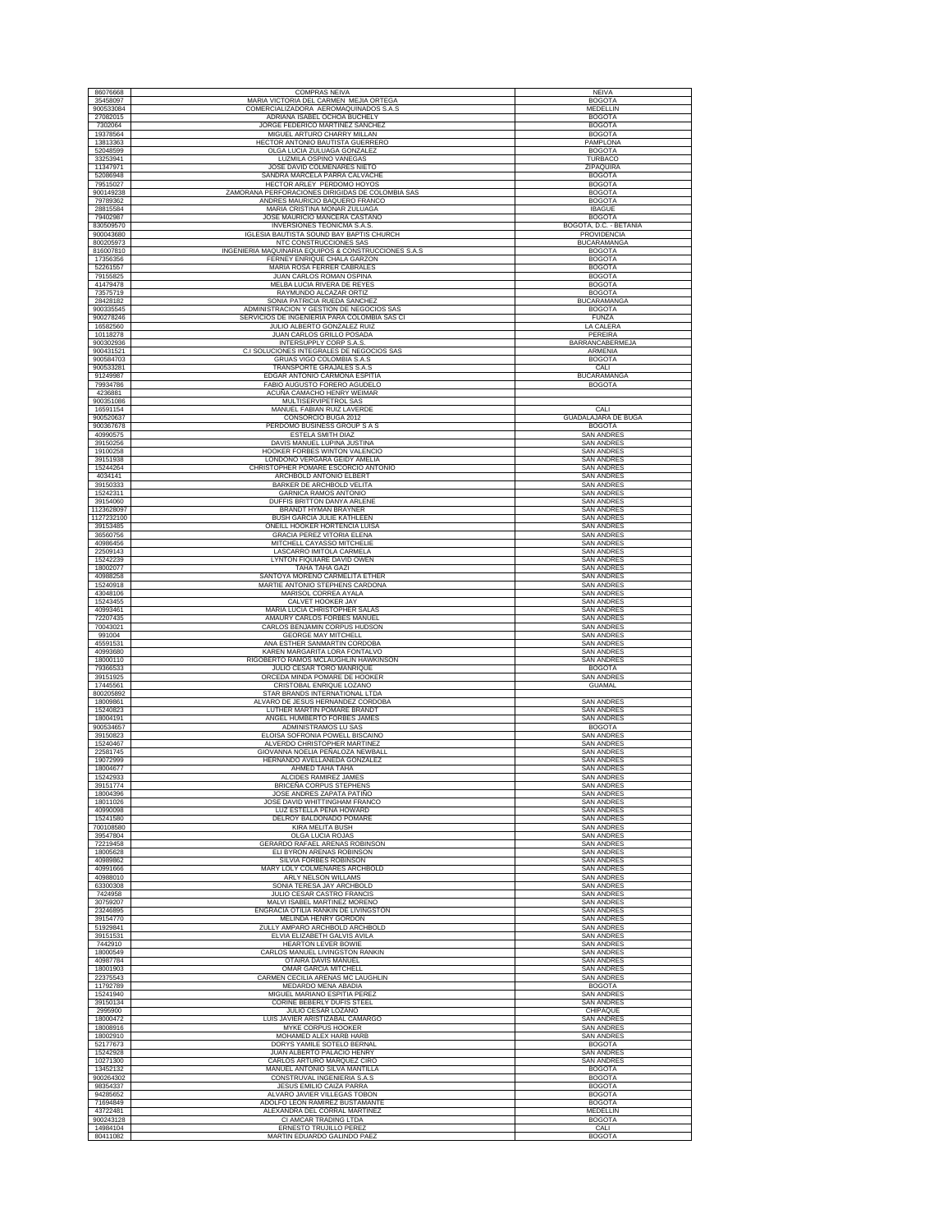| | | |
|---|---|---|
| 86076668 | COMPRAS NEIVA | NEIVA |
| 35458097 | MARIA VICTORIA DEL CARMEN MEJIA ORTEGA | BOGOTA |
| 900533084 | COMERCIALIZADORA AEROMAQUINADOS S.A.S | MEDELLIN |
| 27082015 | ADRIANA ISABEL OCHOA BUCHELY | BOGOTA |
| 7302064 | JORGE FEDERICO MARTINEZ SANCHEZ | BOGOTA |
| 19378564 | MIGUEL ARTURO CHARRY MILLAN | BOGOTA |
| 13813363 | HECTOR ANTONIO BAUTISTA GUERRERO | PAMPLONA |
| 52048599 | OLGA LUCIA ZULUAGA GONZALEZ | BOGOTA |
| 33253941 | LUZMILA OSPINO VANEGAS | TURBACO |
| 11347971 | JOSE DAVID COLMENARES NIETO | ZIPAQUIRA |
| 52086948 | SANDRA MARCELA PARRA CALVACHE | BOGOTA |
| 79515027 | HECTOR ARLEY PERDOMO HOYOS | BOGOTA |
| 900149238 | ZAMORANA PERFORACIONES DIRIGIDAS DE COLOMBIA SAS | BOGOTA |
| 79789362 | ANDRES MAURICIO BAQUERO FRANCO | BOGOTA |
| 28815584 | MARIA CRISTINA MONAR ZULUAGA | IBAGUE |
| 79402987 | JOSE MAURICIO MANCERA CASTANO | BOGOTA |
| 830509570 | INVERSIONES TEONICMA S.A.S. | BOGOTA, D.C. - BETANIA |
| 900043680 | IGLESIA BAUTISTA SOUND BAY BAPTIS CHURCH | PROVIDENCIA |
| 800205973 | NTC CONSTRUCCIONES SAS | BUCARAMANGA |
| 816007810 | INGENIERIA MAQUINARIA EQUIPOS & CONSTRUCCIONES S.A.S | BOGOTA |
| 17356356 | FERNEY ENRIQUE CHALA GARZON | BOGOTA |
| 52261557 | MARIA ROSA FERRER CABRALES | BOGOTA |
| 79155825 | JUAN CARLOS ROMAN OSPINA | BOGOTA |
| 41479478 | MELBA LUCIA RIVERA DE REYES | BOGOTA |
| 73575719 | RAYMUNDO ALCAZAR ORTIZ | BOGOTA |
| 28428182 | SONIA PATRICIA RUEDA SANCHEZ | BUCARAMANGA |
| 900335545 | ADMINISTRACION Y GESTION DE NEGOCIOS SAS | BOGOTA |
| 900278246 | SERVICIOS DE INGENIERIA PARA COLOMBIA SAS CI | FUNZA |
| 16582560 | JULIO ALBERTO GONZALEZ RUIZ | LA CALERA |
| 10118278 | JUAN CARLOS GRILLO POSADA | PEREIRA |
| 900302936 | INTERSUPPLY CORP S.A.S. | BARRANCABERMEJA |
| 900431521 | C.I SOLUCIONES INTEGRALES DE NEGOCIOS SAS | ARMENIA |
| 900584703 | GRUAS VIGO COLOMBIA S.A.S | BOGOTA |
| 900533281 | TRANSPORTE GRAJALES S.A.S | CALI |
| 91249987 | EDGAR ANTONIO CARMONA ESPITIA | BUCARAMANGA |
| 79934786 | FABIO AUGUSTO FORERO AGUDELO | BOGOTA |
| 4236881 | ACUÑA CAMACHO HENRY WEIMAR | |
| 900351086 | MULTISERVIPETROL SAS | |
| 16591154 | MANUEL FABIAN RUIZ LAVERDE | CALI |
| 900520637 | CONSORCIO BUGA 2012 | GUADALAJARA DE BUGA |
| 900367678 | PERDOMO BUSINESS GROUP S A S | BOGOTA |
| 40990575 | ESTELA SMITH DIAZ | SAN ANDRES |
| 39150256 | DAVIS MANUEL LUPINA JUSTINA | SAN ANDRES |
| 19100258 | HOOKER FORBES WINTON VALENCIO | SAN ANDRES |
| 39151938 | LONDONO VERGARA GEIDY AMELIA | SAN ANDRES |
| 15244264 | CHRISTOPHER POMARE ESCORCIO ANTONIO | SAN ANDRES |
| 4034141 | ARCHBOLD ANTONIO ELBERT | SAN ANDRES |
| 39150333 | BARKER DE ARCHBOLD VELITA | SAN ANDRES |
| 15242311 | GARNICA RAMOS ANTONIO | SAN ANDRES |
| 39154060 | DUFFIS BRITTON DANYA ARLENE | SAN ANDRES |
| 1123628097 | BRANDT HYMAN BRAYNER | SAN ANDRES |
| 1127232100 | BUSH GARCIA JULIE KATHLEEN | SAN ANDRES |
| 39153485 | ONEILL HOOKER HORTENCIA LUISA | SAN ANDRES |
| 36560756 | GRACIA PEREZ VITORIA ELENA | SAN ANDRES |
| 40986456 | MITCHELL CAYASSO MITCHELIE | SAN ANDRES |
| 22509143 | LASCARRO IMITOLA CARMELA | SAN ANDRES |
| 15242239 | LYNTON FIQUIARE DAVID OWEN | SAN ANDRES |
| 18002077 | TAHA TAHA GAZI | SAN ANDRES |
| 40988258 | SANTOYA MORENO CARMELITA ETHER | SAN ANDRES |
| 15240918 | MARTIE ANTONIO STEPHENS CARDONA | SAN ANDRES |
| 43048106 | MARISOL CORREA AYALA | SAN ANDRES |
| 15243455 | CALVET HOOKER JAY | SAN ANDRES |
| 40993461 | MARIA LUCIA CHRISTOPHER SALAS | SAN ANDRES |
| 72207435 | AMAURY CARLOS FORBES MANUEL | SAN ANDRES |
| 70043021 | CARLOS BENJAMIN CORPUS HUDSON | SAN ANDRES |
| 991004 | GEORGE MAY MITCHELL | SAN ANDRES |
| 45591531 | ANA ESTHER SANMARTIN CORDOBA | SAN ANDRES |
| 40993680 | KAREN MARGARITA LORA FONTALVO | SAN ANDRES |
| 18000110 | RIGOBERTO RAMOS MCLAUGHLIN HAWKINSON | SAN ANDRES |
| 79366533 | JULIO CESAR TORO MANRIQUE | BOGOTA |
| 39151925 | ORCEDA MINDA POMARE DE HOOKER | SAN ANDRES |
| 17445561 | CRISTOBAL ENRIQUE LOZANO | GUAMAL |
| 800205892 | STAR BRANDS INTERNATIONAL LTDA | |
| 18009861 | ALVARO DE JESUS HERNANDEZ CORDOBA | SAN ANDRES |
| 15240823 | LUTHER MARTIN POMARE BRANDT | SAN ANDRES |
| 18004191 | ANGEL HUMBERTO FORBES JAMES | SAN ANDRES |
| 900534657 | ADMINISTRAMOS LU SAS | BOGOTA |
| 39150823 | ELOISA SOFRONIA POWELL BISCAINO | SAN ANDRES |
| 15240467 | ALVERDO CHRISTOPHER MARTINEZ | SAN ANDRES |
| 22581745 | GIOVANNA NOELIA PEÑALOZA NEWBALL | SAN ANDRES |
| 19072999 | HERNANDO AVELLANEDA GONZALEZ | SAN ANDRES |
| 18004677 | AHMED TAHA TAHA | SAN ANDRES |
| 15242933 | ALCIDES RAMIREZ JAMES | SAN ANDRES |
| 39151774 | BRICEÑA CORPUS STEPHENS | SAN ANDRES |
| 18004396 | JOSE ANDRES ZAPATA PATIÑO | SAN ANDRES |
| 18011026 | JOSE DAVID WHITTINGHAM FRANCO | SAN ANDRES |
| 40990098 | LUZ ESTELLA PEÑA HOWARD | SAN ANDRES |
| 15241580 | DELROY BALDONADO POMARE | SAN ANDRES |
| 700108580 | KIRA MELITA BUSH | SAN ANDRES |
| 39547804 | OLGA LUCIA ROJAS | SAN ANDRES |
| 72219458 | GERARDO RAFAEL ARENAS ROBINSON | SAN ANDRES |
| 18005628 | ELI BYRON ARENAS ROBINSON | SAN ANDRES |
| 40989862 | SILVIA FORBES ROBINSON | SAN ANDRES |
| 40991666 | MARY LOLY COLMENARES ARCHBOLD | SAN ANDRES |
| 40988010 | ARLY NELSON WILLAMS | SAN ANDRES |
| 63300308 | SONIA TERESA JAY ARCHBOLD | SAN ANDRES |
| 7424958 | JULIO CESAR CASTRO FRANCIS | SAN ANDRES |
| 30759207 | MALVI ISABEL MARTINEZ MORENO | SAN ANDRES |
| 23246895 | ENGRACIA OTILIA RANKIN DE LIVINGSTON | SAN ANDRES |
| 39154770 | MELINDA HENRY GORDON | SAN ANDRES |
| 51929841 | ZULLY AMPARO ARCHBOLD ARCHBOLD | SAN ANDRES |
| 39151531 | ELVIA ELIZABETH GALVIS AVILA | SAN ANDRES |
| 7442910 | HEARTON LEVER BOWIE | SAN ANDRES |
| 18000549 | CARLOS MANUEL LIVINGSTON RANKIN | SAN ANDRES |
| 40987784 | OTAIRA DAVIS MANUEL | SAN ANDRES |
| 18001903 | OMAR GARCIA MITCHELL | SAN ANDRES |
| 22375543 | CARMEN CECILIA ARENAS MC LAUGHLIN | SAN ANDRES |
| 11792789 | MEDARDO MENA ABADIA | BOGOTA |
| 15241940 | MIGUEL MARIANO ESPITIA PEREZ | SAN ANDRES |
| 39150134 | CORINE BEBERLY DUFIS STEEL | SAN ANDRES |
| 2995900 | JULIO CESAR LOZANO | CHIPAQUE |
| 18000472 | LUIS JAVIER ARISTIZABAL CAMARGO | SAN ANDRES |
| 18008916 | MYKE CORPUS HOOKER | SAN ANDRES |
| 18002910 | MOHAMED ALEX HARB HARB | SAN ANDRES |
| 52177673 | DORYS YAMILE SOTELO BERNAL | BOGOTA |
| 15242928 | JUAN ALBERTO PALACIO HENRY | SAN ANDRES |
| 10271300 | CARLOS ARTURO MARQUEZ CIRO | SAN ANDRES |
| 13452132 | MANUEL ANTONIO SILVA MANTILLA | BOGOTA |
| 900264302 | CONSTRUVAL INGENIERIA S.A.S | BOGOTA |
| 98354337 | JESUS EMILIO CAIZA PARRA | BOGOTA |
| 94285652 | ALVARO JAVIER VILLEGAS TOBON | BOGOTA |
| 71694849 | ADOLFO LEON RAMIREZ BUSTAMANTE | BOGOTA |
| 43722481 | ALEXANDRA DEL CORRAL MARTINEZ | MEDELLIN |
| 900243128 | CI AMCAR TRADING LTDA | BOGOTA |
| 14984104 | ERNESTO TRUJILLO PEREZ | CALI |
| 80411082 | MARTIN EDUARDO GALINDO PAEZ | BOGOTA |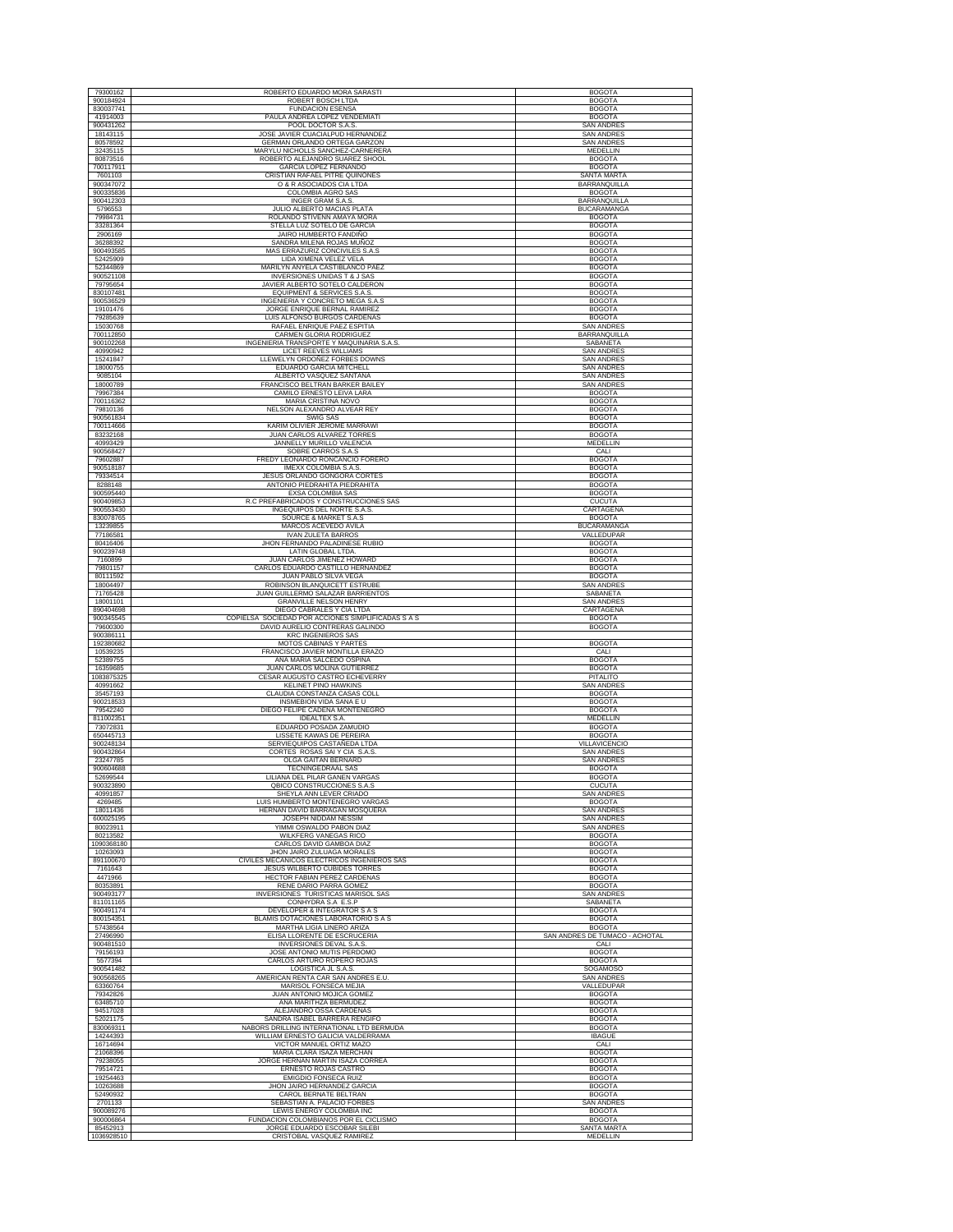| | | |
|---|---|---|
| 79300162 | ROBERTO EDUARDO MORA SARASTI | BOGOTA |
| 900184924 | ROBERT BOSCH LTDA | BOGOTA |
| 830037741 | FUNDACION ESENSA | BOGOTA |
| 41914003 | PAULA ANDREA LOPEZ VENDEMIATI | BOGOTA |
| 900431262 | POOL DOCTOR S.A.S. | SAN ANDRES |
| 18143115 | JOSE JAVIER CUACIALPUD HERNANDEZ | SAN ANDRES |
| 80578592 | GERMAN ORLANDO ORTEGA GARZON | SAN ANDRES |
| 32435115 | MARYLU NICHOLLS SANCHEZ-CARNERERA | MEDELLIN |
| 80873516 | ROBERTO ALEJANDRO SUAREZ SHOOL | BOGOTA |
| 700117911 | GARCIA LOPEZ FERNANDO | BOGOTA |
| 7601103 | CRISTIAN RAFAEL PITRE QUIÑONES | SANTA MARTA |
| 900347072 | O & R ASOCIADOS CIA LTDA | BARRANQUILLA |
| 900335836 | COLOMBIA AGRO SAS | BOGOTA |
| 900412303 | INGER GRAM S.A.S. | BARRANQUILLA |
| 5796553 | JULIO ALBERTO MACIAS PLATA | BUCARAMANGA |
| 79984731 | ROLANDO STIVENN AMAYA MORA | BOGOTA |
| 33281364 | STELLA LUZ SOTELO DE GARCIA | BOGOTA |
| 2906169 | JAIRO HUMBERTO FANDIÑO | BOGOTA |
| 36288392 | SANDRA MILENA ROJAS MUÑOZ | BOGOTA |
| 900493585 | MAS ERRAZURIZ CONCIVILES S.A.S | BOGOTA |
| 52425909 | LIDA XIMENA VELEZ VELA | BOGOTA |
| 52344869 | MARILYN ANYELA CASTIBLANCO PAEZ | BOGOTA |
| 900521108 | INVERSIONES UNIDAS T & J SAS | BOGOTA |
| 79795654 | JAVIER ALBERTO SOTELO CALDERON | BOGOTA |
| 830107481 | EQUIPMENT & SERVICES S.A.S. | BOGOTA |
| 900536529 | INGENIERIA Y CONCRETO MEGA S.A.S | BOGOTA |
| 19101476 | JORGE ENRIQUE BERNAL RAMIREZ | BOGOTA |
| 79285639 | LUIS ALFONSO BURGOS CARDENAS | BOGOTA |
| 15030768 | RAFAEL ENRIQUE PAEZ ESPITIA | SAN ANDRES |
| 700112850 | CARMEN GLORIA RODRIGUEZ | BARRANQUILLA |
| 900102268 | INGENIERIA TRANSPORTE Y MAQUINARIA S.A.S. | SABANETA |
| 40990942 | LICET REEVES WILLIAMS | SAN ANDRES |
| 15241847 | LLEWELYN ORDOÑEZ FORBES DOWNS | SAN ANDRES |
| 18000755 | EDUARDO GARCIA MITCHELL | SAN ANDRES |
| 9085104 | ALBERTO VASQUEZ SANTANA | SAN ANDRES |
| 18000789 | FRANCISCO BELTRAN BARKER BAILEY | SAN ANDRES |
| 79967384 | CAMILO ERNESTO LEIVA LARA | BOGOTA |
| 700116362 | MARIA CRISTINA NOVO | BOGOTA |
| 79810136 | NELSON ALEXANDRO ALVEAR REY | BOGOTA |
| 900561834 | SWIG SAS | BOGOTA |
| 700114666 | KARIM OLIVIER JEROME MARRAWI | BOGOTA |
| 83232168 | JUAN CARLOS ALVAREZ TORRES | BOGOTA |
| 40993429 | JANNELLY MURILLO VALENCIA | MEDELLIN |
| 900568427 | SOBRE CARROS S.A.S | CALI |
| 79602887 | FREDY LEONARDO RONCANCIO FORERO | BOGOTA |
| 900518187 | IMEXX COLOMBIA S.A.S. | BOGOTA |
| 79334514 | JESUS ORLANDO GONGORA CORTES | BOGOTA |
| 8288148 | ANTONIO PIEDRAHITA PIEDRAHITA | BOGOTA |
| 900595440 | EXSA COLOMBIA SAS | BOGOTA |
| 900409853 | R.C PREFABRICADOS Y CONSTRUCCIONES SAS | CUCUTA |
| 900553430 | INGEQUIPOS DEL NORTE S.A.S. | CARTAGENA |
| 830078765 | SOURCE & MARKET S.A.S | BOGOTA |
| 13239855 | MARCOS ACEVEDO AVILA | BUCARAMANGA |
| 77186581 | IVAN ZULETA BARROS | VALLEDUPAR |
| 80416406 | JHON FERNANDO PALADINESE RUBIO | BOGOTA |
| 900239748 | LATIN GLOBAL LTDA. | BOGOTA |
| 7160899 | JUAN CARLOS JIMENEZ HOWARD | BOGOTA |
| 79801157 | CARLOS EDUARDO CASTILLO HERNANDEZ | BOGOTA |
| 80111592 | JUAN PABLO SILVA VEGA | BOGOTA |
| 18004497 | ROBINSON BLANQUICETT ESTRUBE | SAN ANDRES |
| 71765428 | JUAN GUILLERMO SALAZAR BARRIENTOS | SABANETA |
| 18001101 | GRANVILLE NELSON HENRY | SAN ANDRES |
| 890404698 | DIEGO CABRALES Y CIA LTDA | CARTAGENA |
| 900345545 | COPIELSA SOCIEDAD POR ACCIONES SIMPLIFICADAS S A S | BOGOTA |
| 79600300 | DAVID AURELIO CONTRERAS GALINDO | BOGOTA |
| 900386111 | KRC INGENIEROS SAS | |
| 192380682 | MOTOS CABINAS Y PARTES | BOGOTA |
| 10539235 | FRANCISCO JAVIER MONTILLA ERAZO | CALI |
| 52389755 | ANA MARIA SALCEDO OSPINA | BOGOTA |
| 16359685 | JUAN CARLOS MOLINA GUTIERREZ | BOGOTA |
| 1083875325 | CESAR AUGUSTO CASTRO ECHEVERRY | PITALITO |
| 40991662 | KELINET PINO HAWKINS | SAN ANDRES |
| 35457193 | CLAUDIA CONSTANZA CASAS COLL | BOGOTA |
| 900218533 | INSMEBION VIDA SANA E U | BOGOTA |
| 79542240 | DIEGO FELIPE CADENA MONTENEGRO | BOGOTA |
| 811002351 | IDEALTEX S.A. | MEDELLIN |
| 73072831 | EDUARDO POSADA ZAMUDIO | BOGOTA |
| 650445713 | LISSETE KAWAS DE PEREIRA | BOGOTA |
| 900248134 | SERVIEQUIPOS CASTAÑEDA LTDA | VILLAVICENCIO |
| 900432864 | CORTES ROSAS SAI Y CIA S.A.S. | SAN ANDRES |
| 23247785 | OLGA GAITAN BERNARD | SAN ANDRES |
| 900604688 | TECNINGEDRAAL SAS | BOGOTA |
| 52699544 | LILIANA DEL PILAR GANEN VARGAS | BOGOTA |
| 900323890 | QBICO CONSTRUCCIONES S.A.S | CUCUTA |
| 40991857 | SHEYLA ANN LEVER CRIADO | SAN ANDRES |
| 4269485 | LUIS HUMBERTO MONTENEGRO VARGAS | BOGOTA |
| 18011436 | HERNAN DAVID BARRAGAN MOSQUERA | SAN ANDRES |
| 600025195 | JOSEPH NIDDAM NESSIM | SAN ANDRES |
| 80023911 | YIMMI OSWALDO PABON DIAZ | SAN ANDRES |
| 80213582 | WILKFERG VANEGAS RICO | BOGOTA |
| 1090368180 | CARLOS DAVID GAMBOA DIAZ | BOGOTA |
| 10263093 | JHON JAIRO ZULUAGA MORALES | BOGOTA |
| 891100670 | CIVILES MECANICOS ELECTRICOS INGENIEROS SAS | BOGOTA |
| 7161643 | JESUS WILBERTO CUBIDES TORRES | BOGOTA |
| 4471966 | HECTOR FABIAN PEREZ CARDENAS | BOGOTA |
| 80353891 | RENE DARIO PARRA GOMEZ | BOGOTA |
| 900493177 | INVERSIONES TURISTICAS MARISOL SAS | SAN ANDRES |
| 811011165 | CONHYDRA S.A E.S.P | SABANETA |
| 900491174 | DEVELOPER & INTEGRATOR S A S | BOGOTA |
| 800154351 | BLAMIS DOTACIONES LABORATORIO S A S | BOGOTA |
| 57438564 | MARTHA LIGIA LINERO ARIZA | BOGOTA |
| 27496990 | ELISA LLORENTE DE ESCRUCERIA | SAN ANDRES DE TUMACO - ACHOTAL |
| 900481510 | INVERSIONES DEVAL S.A.S. | CALI |
| 79156193 | JOSE ANTONIO MUTIS PERDOMO | BOGOTA |
| 5577394 | CARLOS ARTURO ROPERO ROJAS | BOGOTA |
| 900541482 | LOGISTICA JL S.A.S. | SOGAMOSO |
| 900568265 | AMERICAN RENTA CAR SAN ANDRES E.U. | SAN ANDRES |
| 63360764 | MARISOL FONSECA MEJIA | VALLEDUPAR |
| 79342826 | JUAN ANTONIO MOJICA GOMEZ | BOGOTA |
| 63485710 | ANA MARITHZA BERMUDEZ | BOGOTA |
| 94517028 | ALEJANDRO OSSA CARDENAS | BOGOTA |
| 52021175 | SANDRA ISABEL BARRERA RENGIFO | BOGOTA |
| 830069311 | NABORS DRILLING INTERNATIONAL LTD BERMUDA | BOGOTA |
| 14244393 | WILLIAM ERNESTO GALICIA VALDERRAMA | IBAGUE |
| 16714694 | VICTOR MANUEL ORTIZ MAZO | CALI |
| 21068396 | MARIA CLARA ISAZA MERCHAN | BOGOTA |
| 79238055 | JORGE HERNAN MARTIN ISAZA CORREA | BOGOTA |
| 79514721 | ERNESTO ROJAS CASTRO | BOGOTA |
| 19254463 | EMIGDIO FONSECA RUIZ | BOGOTA |
| 10263688 | JHON JAIRO HERNANDEZ GARCIA | BOGOTA |
| 52490932 | CAROL BERNATE BELTRAN | BOGOTA |
| 2701133 | SEBASTIAN A. PALACIO FORBES | SAN ANDRES |
| 900089276 | LEWIS ENERGY COLOMBIA INC | BOGOTA |
| 900006864 | FUNDACION COLOMBIANOS POR EL CICLISMO | BOGOTA |
| 85452913 | JORGE EDUARDO ESCOBAR SILEBI | SANTA MARTA |
| 1036928510 | CRISTOBAL VASQUEZ RAMIREZ | MEDELLIN |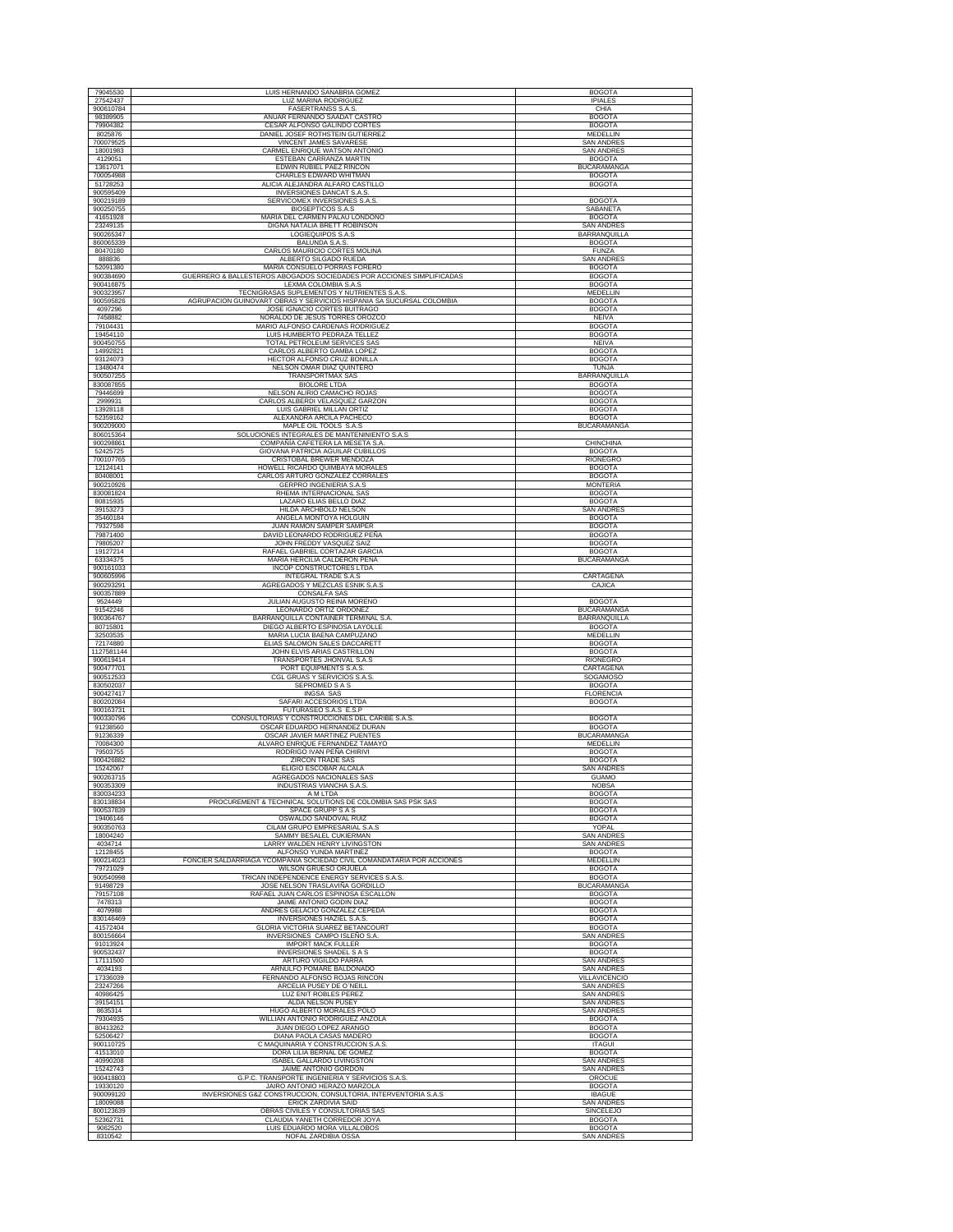| | | |
|---|---|---|
| 79045530 | LUIS HERNANDO SANABRIA GOMEZ | BOGOTA |
| 27542437 | LUZ MARINA RODRIGUEZ | IPIALES |
| 900610784 | FASERTRANSS S.A.S. | CHIA |
| 98389905 | ANUAR FERNANDO SAADAT CASTRO | BOGOTA |
| 79904382 | CESAR ALFONSO GALINDO CORTES | BOGOTA |
| 8025876 | DANIEL JOSEF ROTHSTEIN GUTIERREZ | MEDELLIN |
| 700079525 | VINCENT JAMES SAVARESE | SAN ANDRES |
| 18001983 | CARMEL ENRIQUE WATSON ANTONIO | SAN ANDRES |
| 4129051 | ESTEBAN CARRANZA MARTIN | BOGOTA |
| 13617071 | EDWIN RUBIEL PAEZ RINCON | BUCARAMANGA |
| 700054988 | CHARLES EDWARD WHITMAN | BOGOTA |
| 51728253 | ALICIA ALEJANDRA ALFARO CASTILLO | BOGOTA |
| 900595409 | INVERSIONES DANCAT S.A.S. | |
| 900219189 | SERVICOMEX INVERSIONES S.A.S. | BOGOTA |
| 900250755 | BIOSEPTICOS S.A.S | SABANETA |
| 41651928 | MARIA DEL CARMEN PALAU LONDOÑO | BOGOTA |
| 23249135 | DIGNA NATALIA BRETT ROBINSON | SAN ANDRES |
| 900265347 | LOGIEQUIPOS S.A.S | BARRANQUILLA |
| 860065339 | BALUNDA S.A.S. | BOGOTA |
| 80470180 | CARLOS MAURICIO CORTES MOLINA | FUNZA |
| 888836 | ALBERTO SILGADO RUEDA | SAN ANDRES |
| 52091380 | MARIA CONSUELO PORRAS FORERO | BOGOTA |
| 900384690 | GUERRERO & BALLESTEROS ABOGADOS SOCIEDADES POR ACCIONES SIMPLIFICADAS | BOGOTA |
| 900416875 | LEXMA COLOMBIA S.A.S | BOGOTA |
| 900323957 | TECNIGRASAS SUPLEMENTOS Y NUTRIENTES S.A.S. | MEDELLIN |
| 900595826 | AGRUPACION GUINOVART OBRAS Y SERVICIOS HISPANIA SA SUCURSAL COLOMBIA | BOGOTA |
| 4097296 | JOSE IGNACIO CORTES BUITRAGO | BOGOTA |
| 7458882 | NORALDO DE JESUS TORRES OROZCO | NEIVA |
| 79104431 | MARIO ALFONSO CARDENAS RODRIGUEZ | BOGOTA |
| 19454110 | LUIS HUMBERTO PEDRAZA TELLEZ | BOGOTA |
| 900450755 | TOTAL PETROLEUM SERVICES SAS | NEIVA |
| 14992821 | CARLOS ALBERTO GAMBA LOPEZ | BOGOTA |
| 93124073 | HECTOR ALFONSO CRUZ BONILLA | BOGOTA |
| 13480474 | NELSON OMAR DIAZ QUINTERO | TUNJA |
| 900507255 | TRANSPORTMAX SAS | BARRANQUILLA |
| 830087855 | BIOLORE LTDA | BOGOTA |
| 79446699 | NELSON ALIRIO CAMACHO ROJAS | BOGOTA |
| 2999931 | CARLOS ALBERDI VELASQUEZ GARZON | BOGOTA |
| 13928118 | LUIS GABRIEL MILLAN ORTIZ | BOGOTA |
| 52359162 | ALEXANDRA ARCILA PACHECO | BOGOTA |
| 900209000 | MAPLE OIL TOOLS S.A.S | BUCARAMANGA |
| 806015364 | SOLUCIONES INTEGRALES DE MANTENINIENTO S.A.S | |
| 900298861 | COMPAÑÍA CAFETERA LA MESETA S.A. | CHINCHINA |
| 52425725 | GIOVANA PATRICIA AGUILAR CUBILLOS | BOGOTA |
| 700107765 | CRISTOBAL BREWER MENDOZA | RIONEGRO |
| 12124141 | HOWELL RICARDO QUIMBAYA MORALES | BOGOTA |
| 80408001 | CARLOS ARTURO GONZALEZ CORRALES | BOGOTA |
| 900210926 | GERPRO INGENIERIA S.A.S | MONTERIA |
| 830081824 | RHEMA INTERNACIONAL SAS | BOGOTA |
| 80815935 | LAZARO ELIAS BELLO DIAZ | BOGOTA |
| 39153273 | HILDA ARCHBOLD NELSON | SAN ANDRES |
| 35460184 | ANGELA MONTOYA HOLGUIN | BOGOTA |
| 79327598 | JUAN RAMON SAMPER SAMPER | BOGOTA |
| 79871400 | DAVID LEONARDO RODRIGUEZ PEÑA | BOGOTA |
| 79805207 | JOHN FREDDY VASQUEZ SAIZ | BOGOTA |
| 19127214 | RAFAEL GABRIEL CORTAZAR GARCIA | BOGOTA |
| 63334375 | MARIA HERCILIA CALDERON PEÑA | BUCARAMANGA |
| 900161033 | INCOP CONSTRUCTORES LTDA | |
| 900605996 | INTEGRAL TRADE S.A.S | CARTAGENA |
| 900293291 | AGREGADOS Y MEZCLAS ESNIK S.A.S | CAJICA |
| 900357889 | CONSALFA SAS | |
| 9524449 | JULIAN AUGUSTO REINA MORENO | BOGOTA |
| 91542246 | LEONARDO ORTIZ ORDOÑEZ | BUCARAMANGA |
| 900364767 | BARRANQUILLA CONTAINER TERMINAL S.A. | BARRANQUILLA |
| 80715801 | DIEGO ALBERTO ESPINOSA LAYOLLE | BOGOTA |
| 32503535 | MARIA LUCIA BAENA CAMPUZANO | MEDELLIN |
| 72174880 | ELIAS SALOMON SALES DACCARETT | BOGOTA |
| 1127581144 | JOHN ELVIS ARIAS CASTRILLON | BOGOTA |
| 900619414 | TRANSPORTES JHONVAL S.A.S | RIONEGRO |
| 900477701 | PORT EQUIPMENTS S.A.S. | CARTAGENA |
| 900512533 | CGL GRUAS Y SERVICIOS S.A.S. | SOGAMOSO |
| 830502037 | SEPROMED S A S | BOGOTA |
| 900427417 | INGSA SAS | FLORENCIA |
| 800202084 | SAFARI ACCESORIOS LTDA | BOGOTA |
| 900163731 | FUTURASEO S.A.S E.S.P | |
| 900330796 | CONSULTORIAS Y CONSTRUCCIONES DEL CARIBE S.A.S. | BOGOTA |
| 91238560 | OSCAR EDUARDO HERNANDEZ DURAN | BOGOTA |
| 91236339 | OSCAR JAVIER MARTINEZ PUENTES | BUCARAMANGA |
| 70084300 | ALVARO ENRIQUE FERNANDEZ TAMAYO | MEDELLIN |
| 79503755 | RODRIGO IVAN PEÑA CHIRIVI | BOGOTA |
| 900426882 | ZIRCON TRADE SAS | BOGOTA |
| 15242067 | ELIGIO ESCOBAR ALCALA | SAN ANDRES |
| 900263715 | AGREGADOS NACIONALES SAS | GUAMO |
| 900353309 | INDUSTRIAS VIANCHA S.A.S. | NOBSA |
| 830034233 | A M LTDA | BOGOTA |
| 830138834 | PROCUREMENT & TECHNICAL SOLUTIONS DE COLOMBIA SAS PSK SAS | BOGOTA |
| 900537839 | SPACE GRUPP S A S | BOGOTA |
| 19406146 | OSWALDO SANDOVAL RUIZ | BOGOTA |
| 900350763 | CILAM GRUPO EMPRESARIAL S.A.S | YOPAL |
| 18004240 | SAMMY BESALEL CUKIERMAN | SAN ANDRES |
| 4034714 | LARRY WALDEN HENRY LIVINGSTON | SAN ANDRES |
| 12128455 | ALFONSO YUNDA MARTINEZ | BOGOTA |
| 900214023 | FONCIER SALDARRIAGA YCOMPANIA SOCIEDAD CIVIL COMANDATARIA POR ACCIONES | MEDELLIN |
| 79721029 | WILSON GRUESO ORJUELA | BOGOTA |
| 900540998 | TRICAN INDEPENDENCE ENERGY SERVICES S.A.S. | BOGOTA |
| 91498729 | JOSE NELSON TRASLAVIÑA GORDILLO | BUCARAMANGA |
| 79157108 | RAFAEL JUAN CARLOS ESPINOSA ESCALLON | BOGOTA |
| 7478313 | JAIME ANTONIO GODIN DIAZ | BOGOTA |
| 4079988 | ANDRES GELACIO GONZALEZ CEPEDA | BOGOTA |
| 830146469 | INVERSIONES HAZIEL S.A.S. | BOGOTA |
| 41572404 | GLORIA VICTORIA SUAREZ BETANCOURT | BOGOTA |
| 800156664 | INVERSIONES CAMPO ISLEÑO S.A. | SAN ANDRES |
| 91013924 | IMPORT MACK FULLER | BOGOTA |
| 900532437 | INVERSIONES SHADEL S A S | BOGOTA |
| 17111500 | ARTURO VIGILDO PARRA | SAN ANDRES |
| 4034193 | ARNULFO POMARE BALDONADO | SAN ANDRES |
| 17336039 | FERNANDO ALFONSO ROJAS RINCON | VILLAVICENCIO |
| 23247266 | ARCELIA PUSEY DE O NEILL | SAN ANDRES |
| 40986425 | LUZ ENIT ROBLES PEREZ | SAN ANDRES |
| 39154151 | ALDA NELSON PUSEY | SAN ANDRES |
| 8635314 | HUGO ALBERTO MORALES POLO | SAN ANDRES |
| 79304935 | WILLIAN ANTONIO RODRIGUEZ ANZOLA | BOGOTA |
| 80413262 | JUAN DIEGO LOPEZ ARANGO | BOGOTA |
| 52506427 | DIANA PAOLA CASAS MADERO | BOGOTA |
| 900110725 | C MAQUINARIA Y CONSTRUCCION S.A.S. | ITAGUI |
| 41513010 | DORA LILIA BERNAL DE GOMEZ | BOGOTA |
| 40990208 | ISABEL GALLARDO LIVINGSTON | SAN ANDRES |
| 15242743 | JAIME ANTONIO GORDON | SAN ANDRES |
| 900418803 | G.P.C. TRANSPORTE INGENIERIA Y SERVICIOS S.A.S. | OROCUE |
| 19330120 | JAIRO ANTONIO HERAZO MARZOLA | BOGOTA |
| 900099120 | INVERSIONES G&Z CONSTRUCCION, CONSULTORIA, INTERVENTORIA S.A.S | IBAGUE |
| 18009088 | ERICK ZARDIVIA SAID | SAN ANDRES |
| 800123639 | OBRAS CIVILES Y CONSULTORIAS SAS | SINCELEJO |
| 52362731 | CLAUDIA YANETH CORREDOR JOYA | BOGOTA |
| 9062520 | LUIS EDUARDO MORA VILLALOBOS | BOGOTA |
| 8310542 | NOFAL ZARDIBIA OSSA | SAN ANDRES |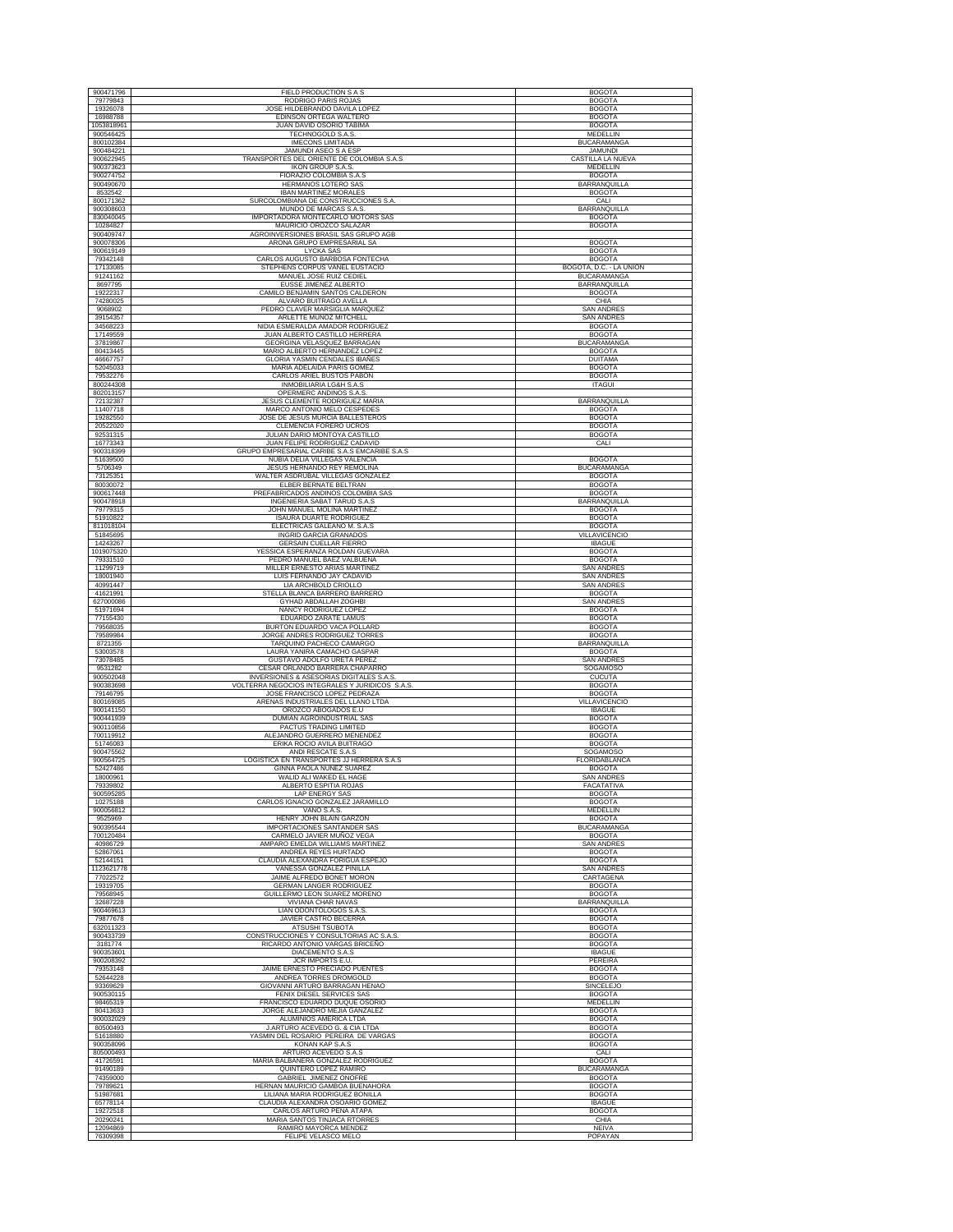| | | |
|---|---|---|
| 900471796 | FIELD PRODUCTION S.A.S | BOGOTA |
| 79779843 | RODRIGO PARIS ROJAS | BOGOTA |
| 19326078 | JOSE HILDEBRANDO DAVILA LOPEZ | BOGOTA |
| 16988788 | EDINSON ORTEGA WALTERO | BOGOTA |
| 1053818961 | JUAN DAVID OSORIO TABIMA | BOGOTA |
| 900546425 | TECHNOGOLD S.A.S. | MEDELLIN |
| 800102384 | IMECONS LIMITADA | BUCARAMANGA |
| 900484221 | JAMUNDI ASEO S A ESP | JAMUNDI |
| 900622945 | TRANSPORTES DEL ORIENTE DE COLOMBIA S.A.S | CASTILLA LA NUEVA |
| 900373623 | IKON GROUP S.A.S. | MEDELLIN |
| 900274752 | FIORAZIO COLOMBIA S.A.S | BOGOTA |
| 900490670 | HERMANOS LOTERO SAS | BARRANQUILLA |
| 8532542 | IBAN MARTINEZ MORALES | BOGOTA |
| 800171362 | SURCOLOMBIANA DE CONSTRUCCIONES S.A. | CALI |
| 900308603 | MUNDO DE MARCAS S.A.S. | BARRANQUILLA |
| 830040045 | IMPORTADORA MONTECARLO MOTORS SAS | BOGOTA |
| 10284827 | MAURICIO OROZCO SALAZAR | BOGOTA |
| 900409747 | AGROINVERSIONES BRASIL SAS GRUPO AGB | |
| 900078306 | ARONA GRUPO EMPRESARIAL SA | BOGOTA |
| 900619149 | LYCKA SAS | BOGOTA |
| 79342148 | CARLOS AUGUSTO BARBOSA FONTECHA | BOGOTA |
| 17133085 | STEPHENS CORPUS VANEL EUSTACIO | BOGOTA, D.C. - LA UNION |
| 91241162 | MANUEL JOSE RUIZ CEDIEL | BUCARAMANGA |
| 8697795 | EUSSE JIMENEZ ALBERTO | BARRANQUILLA |
| 19222317 | CAMILO BENJAMIN SANTOS CALDERON | BOGOTA |
| 74280025 | ALVARO BUITRAGO AVELLA | CHIA |
| 9068902 | PEDRO CLAVER MARSIGLIA MARQUEZ | SAN ANDRES |
| 39154357 | ARLETTE MUÑOZ MITCHELL | SAN ANDRES |
| 34568223 | NIDIA ESMERALDA AMADOR RODRIGUEZ | BOGOTA |
| 17149559 | JUAN ALBERTO CASTILLO HERRERA | BOGOTA |
| 37819867 | GEORGINA VELASQUEZ BARRAGAN | BUCARAMANGA |
| 80413445 | MARIO ALBERTO HERNANDEZ LOPEZ | BOGOTA |
| 46667757 | GLORIA YASMIN CENDALES IBAÑES | DUITAMA |
| 52045033 | MARIA ADELAIDA PARIS GOMEZ | BOGOTA |
| 79532276 | CARLOS ARIEL BUSTOS PABON | BOGOTA |
| 800244308 | INMOBILIARIA LG&H S.A.S | ITAGUI |
| 802013157 | OPERMERC ANDINOS S.A.S. | |
| 72132387 | JESUS CLEMENTE RODRIGUEZ MARIA | BARRANQUILLA |
| 11407718 | MARCO ANTONIO MELO CESPEDES | BOGOTA |
| 19282550 | JOSE DE JESUS MURCIA BALLESTEROS | BOGOTA |
| 20522020 | CLEMENCIA FORERO UCROS | BOGOTA |
| 92531315 | JULIAN DARIO MONTOYA CASTILLO | BOGOTA |
| 16773343 | JUAN FELIPE RODRIGUEZ CADAVID | CALI |
| 900318399 | GRUPO EMPRESARIAL CARIBE S.A.S EMCARIBE S.A.S | |
| 51639500 | NUBIA DELIA VILLEGAS VALENCIA | BOGOTA |
| 5706349 | JESUS HERNANDO REY REMOLINA | BUCARAMANGA |
| 73125351 | WALTER ASDRUBAL VILLEGAS GONZALEZ | BOGOTA |
| 80030072 | ELBER BERNATE BELTRAN | BOGOTA |
| 900617448 | PREFABRICADOS ANDINOS COLOMBIA SAS | BOGOTA |
| 900478918 | INGENIERIA SABAT TARUD S.A.S | BARRANQUILLA |
| 79779315 | JOHN MANUEL MOLINA MARTINEZ | BOGOTA |
| 51910822 | ISAURA DUARTE RODRIGUEZ | BOGOTA |
| 811018104 | ELECTRICAS GALEANO M. S.A.S | BOGOTA |
| 51845695 | INGRID GARCIA GRANADOS | VILLAVICENCIO |
| 14243267 | GERSAIN CUELLAR FIERRO | IBAGUE |
| 1019075320 | YESSICA ESPERANZA ROLDAN GUEVARA | BOGOTA |
| 79331510 | PEDRO MANUEL BAEZ VALBUENA | BOGOTA |
| 11299719 | MILLER ERNESTO ARIAS MARTINEZ | SAN ANDRES |
| 18001940 | LUIS FERNANDO JAY CADAVID | SAN ANDRES |
| 40991447 | LIA ARCHBOLD CRIOLLO | SAN ANDRES |
| 41621991 | STELLA BLANCA BARRERO BARRERO | BOGOTA |
| 627000086 | GYHAD ABDALLAH ZOGHBI | SAN ANDRES |
| 51971694 | NANCY RODRIGUEZ LOPEZ | BOGOTA |
| 77155430 | EDUARDO ZARATE LAMUS | BOGOTA |
| 79568035 | BURTON EDUARDO VACA POLLARD | BOGOTA |
| 79589984 | JORGE ANDRES RODRIGUEZ TORRES | BOGOTA |
| 8721355 | TARQUINO PACHECO CAMARGO | BARRANQUILLA |
| 53003578 | LAURA YANIRA CAMACHO GASPAR | BOGOTA |
| 73078485 | GUSTAVO ADOLFO URETA PEREZ | SAN ANDRES |
| 9531282 | CESAR ORLANDO BARRERA CHAPARRO | SOGAMOSO |
| 900502048 | INVERSIONES & ASESORIAS DIGITALES S.A.S. | CUCUTA |
| 900383698 | VOLTERRA NEGOCIOS INTEGRALES Y JURIDICOS S.A.S. | BOGOTA |
| 79146795 | JOSE FRANCISCO LOPEZ PEDRAZA | BOGOTA |
| 800169085 | ARENAS INDUSTRIALES DEL LLANO LTDA | VILLAVICENCIO |
| 900141150 | OROZCO ABOGADOS E.U | IBAGUE |
| 900441939 | DUMIAN AGROINDUSTRIAL SAS | BOGOTA |
| 900110856 | PACTUS TRADING LIMITED | BOGOTA |
| 700119912 | ALEJANDRO GUERRERO MENENDEZ | BOGOTA |
| 51746083 | ERIKA ROCIO AVILA BUITRAGO | BOGOTA |
| 900475562 | ANDI RESCATE S.A.S | SOGAMOSO |
| 900564725 | LOGISTICA EN TRANSPORTES JJ HERRERA S.A.S | FLORIDABLANCA |
| 52427486 | GINNA PAOLA NUÑEZ SUAREZ | BOGOTA |
| 18000961 | WALID ALI WAKED EL HAGE | SAN ANDRES |
| 79339802 | ALBERTO ESPITIA ROJAS | FACATATIVA |
| 900595285 | LAP ENERGY SAS | BOGOTA |
| 10275188 | CARLOS IGNACIO GONZALEZ JARAMILLO | BOGOTA |
| 900056812 | VANO S.A.S. | MEDELLIN |
| 9525969 | HENRY JOHN BLAIN GARZON | BOGOTA |
| 900395544 | IMPORTACIONES SANTANDER SAS | BUCARAMANGA |
| 700120484 | CARMELO JAVIER MUÑOZ VEGA | BOGOTA |
| 40986729 | AMPARO EMELDA WILLIAMS MARTINEZ | SAN ANDRES |
| 52867061 | ANDREA REYES HURTADO | BOGOTA |
| 52144151 | CLAUDIA ALEXANDRA FORIGUA ESPEJO | BOGOTA |
| 1123621778 | VANESSA GONZALEZ PINILLA | SAN ANDRES |
| 77022572 | JAIME ALFREDO BONET MORON | CARTAGENA |
| 19319705 | GERMAN LANGER RODRIGUEZ | BOGOTA |
| 79568945 | GUILLERMO LEON SUAREZ MORENO | BOGOTA |
| 32687228 | VIVIANA CHAR NAVAS | BARRANQUILLA |
| 900469613 | LIAN ODONTOLOGOS S.A.S. | BOGOTA |
| 79877678 | JAVIER CASTRO BECERRA | BOGOTA |
| 632011323 | ATSUSHI TSUBOTA | BOGOTA |
| 900433739 | CONSTRUCCIONES Y CONSULTORIAS AC S.A.S. | BOGOTA |
| 3181774 | RICARDO ANTONIO VARGAS BRICEÑO | BOGOTA |
| 900353601 | DIACEMENTO S.A.S | IBAGUE |
| 900208392 | JCR IMPORTS E.U. | PEREIRA |
| 79353148 | JAIME ERNESTO PRECIADO PUENTES | BOGOTA |
| 52644228 | ANDREA TORRES DROMGOLD | BOGOTA |
| 93369629 | GIOVANNI ARTURO BARRAGAN HENAO | SINCELEJO |
| 900530115 | FENIX DIESEL SERVICES SAS | BOGOTA |
| 98465319 | FRANCISCO EDUARDO DUQUE OSORIO | MEDELLIN |
| 80413633 | JORGE ALEJANDRO MEJIA GANZALEZ | BOGOTA |
| 900032029 | ALUMINIOS AMERICA LTDA | BOGOTA |
| 80500493 | J.ARTURO ACEVEDO G. & CIA LTDA | BOGOTA |
| 51618880 | YASMIN DEL ROSARIO PEREIRA DE VARGAS | BOGOTA |
| 900358096 | KONAN KAP S.A.S | BOGOTA |
| 805000493 | ARTURO ACEVEDO S.A.S | CALI |
| 41726591 | MARIA BALBANERA GONZALEZ RODRIGUEZ | BOGOTA |
| 91490189 | QUINTERO LOPEZ RAMIRO | BUCARAMANGA |
| 74359000 | GABRIEL JIMENEZ ONOFRE | BOGOTA |
| 79789621 | HERNAN MAURICIO GAMBOA BUENAHORA | BOGOTA |
| 51987681 | LILIANA MARIA RODRIGUEZ BONILLA | BOGOTA |
| 65778114 | CLAUDIA ALEXANDRA OSORIO GOMEZ | IBAGUE |
| 19272518 | CARLOS ARTURO PEÑA ATAPA | BOGOTA |
| 20290241 | MARIA SANTOS TINJACA RTORRES | CHIA |
| 12094869 | RAMIRO MAYORCA MENDEZ | NEIVA |
| 76309398 | FELIPE VELASCO MELO | POPAYAN |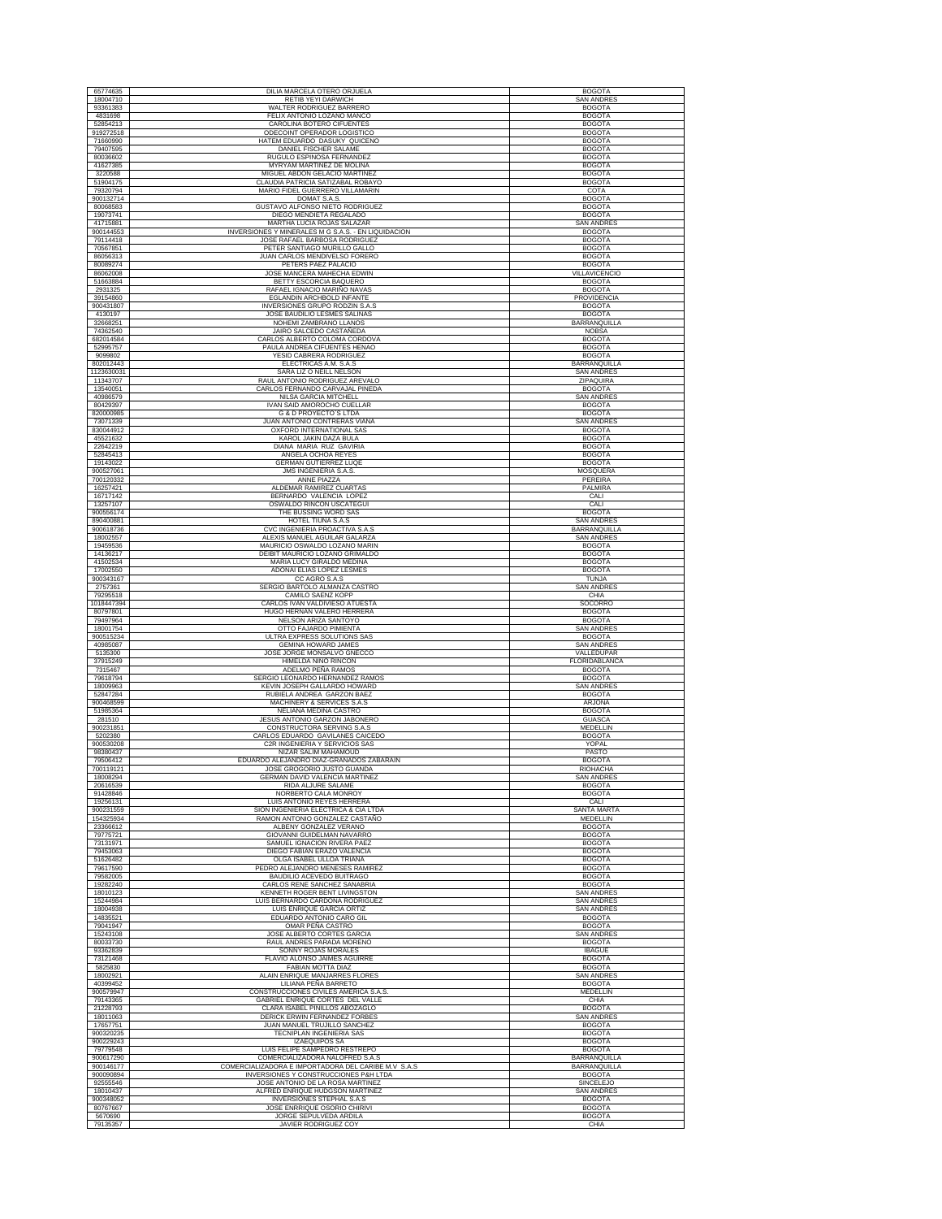| | | |
|---|---|---|
| 65774635 | DILIA MARCELA OTERO ORJUELA | BOGOTA |
| 18004710 | RETIB YEYI DARWICH | SAN ANDRES |
| 93361383 | WALTER RODRIGUEZ BARRERO | BOGOTA |
| 4831698 | FELIX ANTONIO LOZANO MANCO | BOGOTA |
| 52854213 | CAROLINA BOTERO CIFUENTES | BOGOTA |
| 919272518 | ODECOINT OPERADOR LOGISTICO | BOGOTA |
| 71660990 | HATEM EDUARDO DASUKY QUICENO | BOGOTA |
| 79407595 | DANIEL FISCHER SALAME | BOGOTA |
| 80036602 | RUGULO ESPINOSA FERNANDEZ | BOGOTA |
| 41627385 | MYRYAM MARTINEZ DE MOLINA | BOGOTA |
| 3220588 | MIGUEL ABDON GELACIO MARTINEZ | BOGOTA |
| 51904175 | CLAUDIA PATRICIA SATIZABAL ROBAYO | BOGOTA |
| 79320794 | MARIO FIDEL GUERRERO VILLAMARIN | COTA |
| 900132714 | DOMAT S.A.S. | BOGOTA |
| 80068583 | GUSTAVO ALFONSO NIETO RODRIGUEZ | BOGOTA |
| 19073741 | DIEGO MENDIETA REGALADO | BOGOTA |
| 41715881 | MARTHA LUCIA ROJAS SALAZAR | SAN ANDRES |
| 900144553 | INVERSIONES Y MINERALES M G S.A.S. - EN LIQUIDACION | BOGOTA |
| 79114418 | JOSE RAFAEL BARBOSA RODRIGUEZ | BOGOTA |
| 70567851 | PETER SANTIAGO MURILLO GALLO | BOGOTA |
| 86056313 | JUAN CARLOS MENDIVELSO FORERO | BOGOTA |
| 80089274 | PETERS PAEZ PALACIO | BOGOTA |
| 86062008 | JOSE MANCERA MAHECHA EDWIN | VILLAVICENCIO |
| 51663884 | BETTY ESCORCIA BAQUERO | BOGOTA |
| 2931325 | RAFAEL IGNACIO MARIÑO NAVAS | BOGOTA |
| 39154860 | EGLANDIN ARCHBOLD INFANTE | PROVIDENCIA |
| 900431807 | INVERSIONES GRUPO RODZIN S.A.S | BOGOTA |
| 4130197 | JOSE BAUDILIO LESMES SALINAS | BOGOTA |
| 32668251 | NOHEMI ZAMBRANO LLANOS | BARRANQUILLA |
| 74362540 | JAIRO SALCEDO CASTAÑEDA | NOBSA |
| 682014584 | CARLOS ALBERTO COLOMA CORDOVA | BOGOTA |
| 52995757 | PAULA ANDREA CIFUENTES HENAO | BOGOTA |
| 9099802 | YESID CABRERA RODRIGUEZ | BOGOTA |
| 802012443 | ELECTRICAS A.M. S.A.S | BARRANQUILLA |
| 1123630031 | SARA LIZ O NEILL NELSON | SAN ANDRES |
| 11343707 | RAUL ANTONIO RODRIGUEZ AREVALO | ZIPAQUIRA |
| 13540051 | CARLOS FERNANDO CARVAJAL PINEDA | BOGOTA |
| 40986579 | NILSA GARCIA MITCHELL | SAN ANDRES |
| 80429397 | IVAN SAID AMOROCHO CUELLAR | BOGOTA |
| 820000985 | G & D PROYECTO´S LTDA | BOGOTA |
| 73071339 | JUAN ANTONIO CONTRERAS VIANA | SAN ANDRES |
| 830044912 | OXFORD INTERNATIONAL SAS | BOGOTA |
| 45521632 | KAROL JAKIN DAZA BULA | BOGOTA |
| 22642219 | DIANA MARIA RUZ GAVIRIA | BOGOTA |
| 52845413 | ANGELA OCHOA REYES | BOGOTA |
| 19143022 | GERMAN GUTIERREZ LUQE | BOGOTA |
| 900527061 | JMS INGENIERIA S.A.S. | MOSQUERA |
| 700120332 | ANNE PIAZZA | PEREIRA |
| 16257421 | ALDEMAR RAMIREZ CUARTAS | PALMIRA |
| 16717142 | BERNARDO VALENCIA LOPEZ | CALI |
| 13257107 | OSWALDO RINCON USCATEGUI | CALI |
| 900556174 | THE BUSSING WORD SAS | BOGOTA |
| 890400881 | HOTEL TIUNA S.A.S | SAN ANDRES |
| 900618736 | CVC INGENIERIA PROACTIVA S.A.S | BARRANQUILLA |
| 18002557 | ALEXIS MANUEL AGUILAR GALARZA | SAN ANDRES |
| 19459536 | MAURICIO OSWALDO LOZANO MARIN | BOGOTA |
| 14136217 | DEIBIT MAURICIO LOZANO GRIMALDO | BOGOTA |
| 41502534 | MARIA LUCY GIRALDO MEDINA | BOGOTA |
| 17002550 | ADONAI ELIAS LOPEZ LESMES | BOGOTA |
| 900343167 | CC AGRO S.A.S | TUNJA |
| 2757361 | SERGIO BARTOLO ALMANZA CASTRO | SAN ANDRES |
| 79295518 | CAMILO SAENZ KOPP | CHIA |
| 1018447394 | CARLOS IVAN VALDIVIESO ATUESTA | SOCORRO |
| 80797801 | HUGO HERNAN VALERO HERRERA | BOGOTA |
| 79497964 | NELSON ARIZA SANTOYO | BOGOTA |
| 18001754 | OTTO FAJARDO PIMIENTA | SAN ANDRES |
| 900515234 | ULTRA EXPRESS SOLUTIONS SAS | BOGOTA |
| 40985087 | GEMINA HOWARD JAMES | SAN ANDRES |
| 5135300 | JOSE JORGE MONSALVO GNECCO | VALLEDUPAR |
| 37915249 | HIMELDA NIÑO RINCON | FLORIDABLANCA |
| 7315467 | ADELMO PEÑA RAMOS | BOGOTA |
| 79618794 | SERGIO LEONARDO HERNANDEZ RAMOS | BOGOTA |
| 18009963 | KEVIN JOSEPH GALLARDO HOWARD | SAN ANDRES |
| 52847284 | RUBIELA ANDREA GARZON BAEZ | BOGOTA |
| 900468599 | MACHINERY & SERVICES S.A.S | ARJONA |
| 51985364 | NELIANA MEDINA CASTRO | BOGOTA |
| 281510 | JESUS ANTONIO GARZON JABONERO | GUASCA |
| 900231851 | CONSTRUCTORA SERVING S.A.S | MEDELLIN |
| 5202380 | CARLOS EDUARDO GAVILANES CAICEDO | BOGOTA |
| 900530208 | C2R INGENIERIA Y SERVICIOS SAS | YOPAL |
| 98380437 | NIZAR SALIM MAHAMOUD | PASTO |
| 79506412 | EDUARDO ALEJANDRO DIAZ-GRANADOS ZABARAIN | BOGOTA |
| 700119121 | JOSE GROGORIO JUSTO GUANDA | RIOHACHA |
| 18008294 | GERMAN DAVID VALENCIA MARTINEZ | SAN ANDRES |
| 20616539 | RIDA ALJURE SALAME | BOGOTA |
| 91428846 | NORBERTO CALA MONROY | BOGOTA |
| 19256131 | LUIS ANTONIO REYES HERRERA | CALI |
| 900231559 | SION INGENIERIA ELECTRICA & CIA LTDA | SANTA MARTA |
| 154325934 | RAMON ANTONIO GONZALEZ CASTAÑO | MEDELLIN |
| 23366612 | ALBENY GONZALEZ VERANO | BOGOTA |
| 79775721 | GIOVANNI GUIDELMAN NAVARRO | BOGOTA |
| 73131971 | SAMUEL IGNACION RIVERA PAEZ | BOGOTA |
| 79453063 | DIEGO FABIAN ERAZO VALENCIA | BOGOTA |
| 51626482 | OLGA ISABEL ULLOA TRIANA | BOGOTA |
| 79617590 | PEDRO ALEJANDRO MENESES RAMIREZ | BOGOTA |
| 79582005 | BAUDILIO ACEVEDO BUITRAGO | BOGOTA |
| 19282240 | CARLOS RENE SANCHEZ SANABRIA | BOGOTA |
| 18010123 | KENNETH ROGER BENT LIVINGSTON | SAN ANDRES |
| 15244984 | LUIS BERNARDO CARDONA RODRIGUEZ | SAN ANDRES |
| 18004938 | LUIS ENRIQUE GARCIA ORTIZ | SAN ANDRES |
| 14835521 | EDUARDO ANTONIO CARO GIL | BOGOTA |
| 79041947 | OMAR PEÑA CASTRO | BOGOTA |
| 15243108 | JOSE ALBERTO CORTES GARCIA | SAN ANDRES |
| 80033730 | RAUL ANDRES PARADA MORENO | BOGOTA |
| 93362839 | SONNY ROJAS MORALES | IBAGUE |
| 73121468 | FLAVIO ALONSO JAIMES AGUIRRE | BOGOTA |
| 5825830 | FABIAN MOTTA DIAZ | BOGOTA |
| 18002921 | ALAIN ENRIQUE MANJARRES FLORES | SAN ANDRES |
| 40399452 | LILIANA PEÑA BARRETO | BOGOTA |
| 900579947 | CONSTRUCCIONES CIVILES AMERICA S.A.S. | MEDELLIN |
| 79143365 | GABRIEL ENRIQUE CORTES DEL VALLE | CHIA |
| 21228793 | CLARA ISABEL PINILLOS ABOZAGLO | BOGOTA |
| 18011063 | DERICK ERWIN FERNANDEZ FORBES | SAN ANDRES |
| 17657751 | JUAN MANUEL TRUJILLO SANCHEZ | BOGOTA |
| 900320235 | TECNIPLAN INGENIERIA SAS | BOGOTA |
| 800229243 | IZAEQUIPOS SA | BOGOTA |
| 79779548 | LUIS FELIPE SAMPEDRO RESTREPO | BOGOTA |
| 900617290 | COMERCIALIZADORA NALOFRED S.A.S | BARRANQUILLA |
| 900146177 | COMERCIALIZADORA E IMPORTADORA DEL CARIBE M.V S.A.S | BARRANQUILLA |
| 900090894 | INVERSIONES Y CONSTRUCCIONES P&H LTDA | BOGOTA |
| 92555546 | JOSE ANTONIO DE LA ROSA MARTINEZ | SINCELEJO |
| 18010437 | ALFRED ENRIQUE HUDGSON MARTINEZ | SAN ANDRES |
| 900348052 | INVERSIONES STEPHAL S.A.S | BOGOTA |
| 80767667 | JOSE ENRRIQUE OSORIO CHIRIVI | BOGOTA |
| 5670690 | JORGE SEPULVEDA ARDILA | BOGOTA |
| 79135357 | JAVIER RODRIGUEZ COY | CHIA |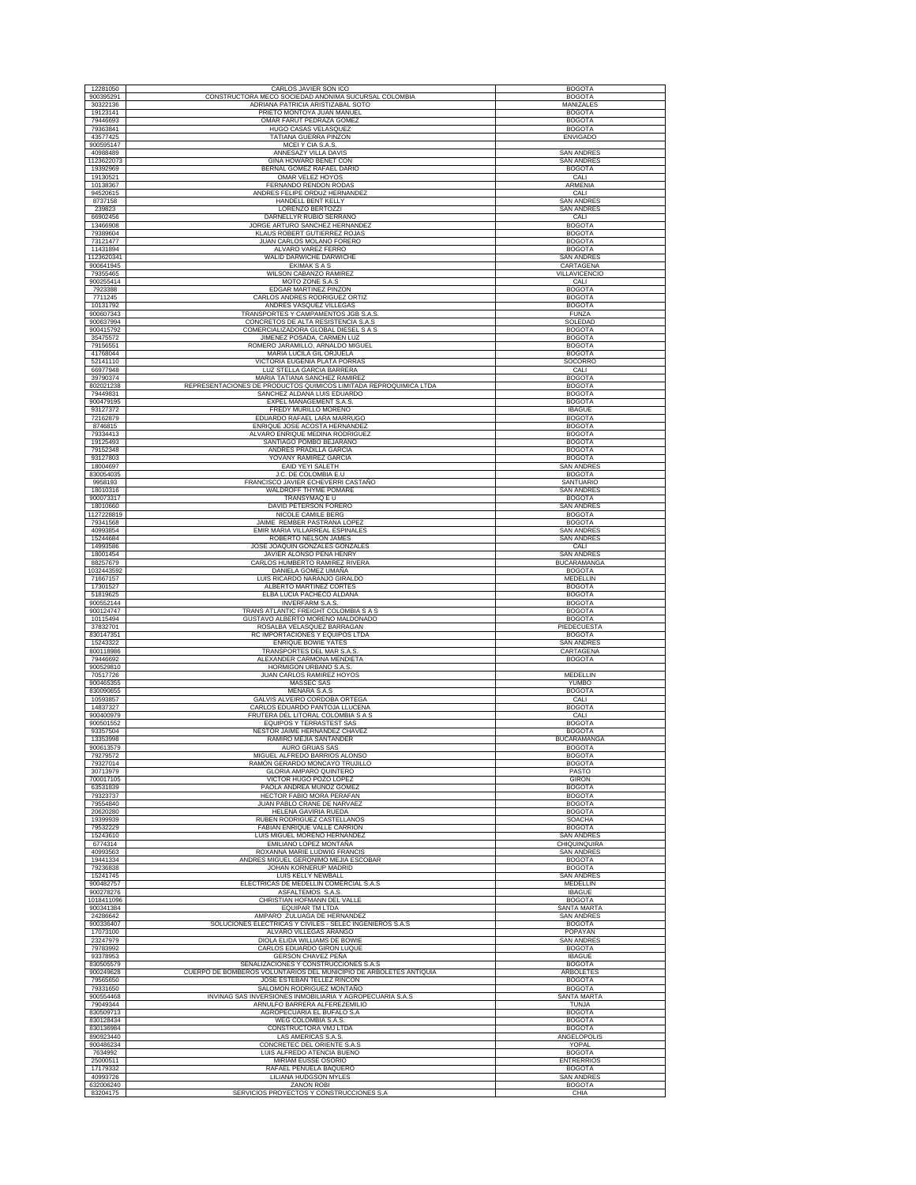| | | |
|---|---|---|
| 12281050 | CARLOS JAVIER SON ICO | BOGOTA |
| 900395291 | CONSTRUCTORA MECO SOCIEDAD ANONIMA SUCURSAL COLOMBIA | BOGOTA |
| 30322136 | ADRIANA PATRICIA ARISTIZABAL SOTO | MANIZALES |
| 19123141 | PRIETO MONTOYA JUAN MANUEL | BOGOTA |
| 79446693 | OMAR FARUT PEDRAZA GOMEZ | BOGOTA |
| 79363841 | HUGO CASAS VELASQUEZ | BOGOTA |
| 43577425 | TATIANA GUERRA PINZON | ENVIGADO |
| 900595147 | MCEI Y CIA S.A.S. | |
| 40988489 | ANNESAZY VILLA DAVIS | SAN ANDRES |
| 1123622073 | GINA HOWARD BENET CON | SAN ANDRES |
| 19392969 | BERNAL GOMEZ RAFAEL DARIO | BOGOTA |
| 19130521 | OMAR VELEZ HOYOS | CALI |
| 10138367 | FERNANDO RENDON RODAS | ARMENIA |
| 94520615 | ANDRES FELIPE ORDUZ HERNANDEZ | CALI |
| 8737158 | HANDELL BENT KELLY | SAN ANDRES |
| 239823 | LORENZO BERTOZZI | SAN ANDRES |
| 66902456 | DARNELLYR RUBIO SERRANO | CALI |
| 13466908 | JORGE ARTURO SANCHEZ HERNANDEZ | BOGOTA |
| 79389604 | KLAUS ROBERT GUTIERREZ ROJAS | BOGOTA |
| 73121477 | JUAN CARLOS MOLANO FORERO | BOGOTA |
| 11431894 | ALVARO VAREZ FERRO | BOGOTA |
| 1123620341 | WALID DARWICHE DARWICHE | SAN ANDRES |
| 900641945 | EKIMAK S A S | CARTAGENA |
| 79355465 | WILSON CABANZO RAMIREZ | VILLAVICENCIO |
| 900255414 | MOTO ZONE S.A.S | CALI |
| 7923388 | EDGAR MARTINEZ PINZON | BOGOTA |
| 7711245 | CARLOS ANDRES RODRIGUEZ ORTIZ | BOGOTA |
| 10131792 | ANDRES VASQUEZ VILLEGAS | BOGOTA |
| 900607343 | TRANSPORTES Y CAMPAMENTOS JGB S.A.S. | FUNZA |
| 900637994 | CONCRETOS DE ALTA RESISTENCIA S.A.S | SOLEDAD |
| 900415792 | COMERCIALIZADORA GLOBAL DIESEL S A S | BOGOTA |
| 35475572 | JIMENEZ POSADA, CARMEN LUZ | BOGOTA |
| 79156551 | ROMERO JARAMILLO, ARNALDO MIGUEL | BOGOTA |
| 41768044 | MARIA LUCILA GIL ORJUELA | BOGOTA |
| 52141110 | VICTORIA EUGENIA PLATA PORRAS | SOCORRO |
| 66977948 | LUZ STELLA GARCIA BARRERA | CALI |
| 39790374 | MARIA TATIANA SANCHEZ RAMIREZ | BOGOTA |
| 802021238 | REPRESENTACIONES DE PRODUCTOS QUIMICOS LIMITADA REPROQUIMICA LTDA | BOGOTA |
| 79449831 | SANCHEZ ALDANA LUIS EDUARDO | BOGOTA |
| 900479195 | EXPEL MANAGEMENT S.A.S. | BOGOTA |
| 93127372 | FREDY MURILLO MORENO | IBAGUE |
| 72162879 | EDUARDO RAFAEL LARA MARRUGO | BOGOTA |
| 8746815 | ENRIQUE JOSE ACOSTA HERNANDEZ | BOGOTA |
| 79334413 | ALVARO ENRIQUE MEDINA RODRIGUEZ | BOGOTA |
| 19125493 | SANTIAGO POMBO BEJARANO | BOGOTA |
| 79152348 | ANDRES PRADILLA GARCIA | BOGOTA |
| 93127803 | YOVANY RAMIREZ GARCIA | BOGOTA |
| 18004697 | EAID YEYI SALETH | SAN ANDRES |
| 830054035 | J.C. DE COLOMBIA E.U | BOGOTA |
| 9958193 | FRANCISCO JAVIER ECHEVERRI CASTAÑO | SANTUARIO |
| 18010316 | WALDROFF THYME POMARE | SAN ANDRES |
| 900073317 | TRANSYMAQ E U | BOGOTA |
| 18010660 | DAVID PETERSON FORERO | SAN ANDRES |
| 1127228819 | NICOLE CAMILE BERG | BOGOTA |
| 79341568 | JAIME REMBER PASTRANA LOPEZ | BOGOTA |
| 40993854 | EMIR MARIA VILLARREAL ESPINALES | SAN ANDRES |
| 15244684 | ROBERTO NELSON JAMES | SAN ANDRES |
| 14993586 | JOSE JOAQUIN GONZALES GONZALES | CALI |
| 18001454 | JAVIER ALONSO PEÑA HENRY | SAN ANDRES |
| 88257679 | CARLOS HUMBERTO RAMIREZ RIVERA | BUCARAMANGA |
| 1032443592 | DANIELA GOMEZ UMAÑA | BOGOTA |
| 71667157 | LUIS RICARDO NARANJO GIRALDO | MEDELLIN |
| 17301527 | ALBERTO MARTINEZ CORTES | BOGOTA |
| 51819625 | ELBA LUCIA PACHECO ALDANA | BOGOTA |
| 900552144 | INVERFARM S.A.S. | BOGOTA |
| 900124747 | TRANS ATLANTIC FREIGHT COLOMBIA S A S | BOGOTA |
| 10115494 | GUSTAVO ALBERTO MORENO MALDONADO | BOGOTA |
| 37832701 | ROSALBA VELASQUEZ BARRAGAN | PIEDECUESTA |
| 830147351 | RC IMPORTACIONES Y EQUIPOS LTDA | BOGOTA |
| 15243322 | ENRIQUE BOWIE YATES | SAN ANDRES |
| 800118986 | TRANSPORTES DEL MAR S.A.S. | CARTAGENA |
| 79446692 | ALEXANDER CARMONA MENDIETA | BOGOTA |
| 900529810 | HORMIGON URBANO S.A.S. | |
| 70517726 | JUAN CARLOS RAMIREZ HOYOS | MEDELLIN |
| 900465355 | MASSEC SAS | YUMBO |
| 830090655 | MENARA S.A.S | BOGOTA |
| 10593857 | GALVIS ALVEIRO CORDOBA ORTEGA | CALI |
| 14837327 | CARLOS EDUARDO PANTOJA LLUCENA | BOGOTA |
| 900400979 | FRUTERA DEL LITORAL COLOMBIA S A S | CALI |
| 900501552 | EQUIPOS Y TERRASTEST SAS | BOGOTA |
| 93357504 | NESTOR JAIME HERNANDEZ CHAVEZ | BOGOTA |
| 13353998 | RAMIRO MEJIA SANTANDER | BUCARAMANGA |
| 900613579 | AURO GRUAS SAS | BOGOTA |
| 79279572 | MIGUEL ALFREDO BARRIOS ALONSO | BOGOTA |
| 79327014 | RAMON GERARDO MONCAYO TRUJILLO | BOGOTA |
| 30713979 | GLORIA AMPARO QUINTERO | PASTO |
| 700017105 | VICTOR HUGO POZO LOPEZ | GIRON |
| 63531839 | PAOLA ANDREA MUÑOZ GOMEZ | BOGOTA |
| 79323737 | HECTOR FABIO MORA PERAFAN | BOGOTA |
| 79554840 | JUAN PABLO CRANE DE NARVAEZ | BOGOTA |
| 20620280 | HELENA GAVIRIA RUEDA | BOGOTA |
| 19399939 | RUBEN RODRIGUEZ CASTELLANOS | SOACHA |
| 79532229 | FABIAN ENRIQUE VALLE CARRION | BOGOTA |
| 15243610 | LUIS MIGUEL MORENO HERNANDEZ | SAN ANDRES |
| 6774314 | EMILIANO LOPEZ MONTAÑA | CHIQUINQUIRA |
| 40993563 | ROXANNA MARIE LUDWIG FRANCIS | SAN ANDRES |
| 19441334 | ANDRES MIGUEL GERONIMO MEJIA ESCOBAR | BOGOTA |
| 79236838 | JOHAN KORNERUP MADRID | BOGOTA |
| 15241745 | LUIS KELLY NEWBALL | SAN ANDRES |
| 900482757 | ELECTRICAS DE MEDELLIN COMERCIAL S.A.S | MEDELLIN |
| 900278276 | ASFALTEMOS S.A.S. | IBAGUE |
| 1018411096 | CHRISTIAN HOFMANN DEL VALLE | BOGOTA |
| 900341384 | EQUIPAR TM LTDA | SANTA MARTA |
| 24286642 | AMPARO ZULUAGA DE HERNANDEZ | SAN ANDRES |
| 900336407 | SOLUCIONES ELECTRICAS Y CIVILES - SELEC INGENIEROS S.A.S | BOGOTA |
| 17073100 | ALVARO VILLEGAS ARANGO | POPAYAN |
| 23247979 | DIOLA ELIDA WILLIAMS DE BOWIE | SAN ANDRES |
| 79783992 | CARLOS EDUARDO GIRON LUQUE | BOGOTA |
| 93378953 | GERSON CHAVEZ PEÑA | IBAGUE |
| 830505579 | SEÑALIZACIONES Y CONSTRUCCIONES S.A.S | BOGOTA |
| 900249628 | CUERPO DE BOMBEROS VOLUNTARIOS DEL MUNICIPIO DE ARBOLETES ANTIOQUIA | ARBOLETES |
| 79565650 | JOSE ESTEBAN TELLEZ RINCON | BOGOTA |
| 79331650 | SALOMON RODRIGUEZ MONTAÑO | BOGOTA |
| 900554468 | INVINAG SAS INVERSIONES INMOBILIARIA Y AGROPECUARIA S.A.S | SANTA MARTA |
| 79049344 | ARNULFO BARRERA ALFEREZEMILIO | TUNJA |
| 830509713 | AGROPECUARIA EL BUFALO S.A | BOGOTA |
| 830128434 | WEG COLOMBIA S.A.S. | BOGOTA |
| 830136984 | CONSTRUCTORA VMJ LTDA | BOGOTA |
| 890923440 | LAS AMERICAS S.A.S. | ANGELOPOLIS |
| 900486234 | CONCRETEC DEL ORIENTE S.A.S | YOPAL |
| 7634992 | LUIS ALFREDO ATENCIA BUENO | BOGOTA |
| 25000511 | MIRIAM EUSSE OSORIO | ENTRERRIOS |
| 17179332 | RAFAEL PEÑUELA BAQUERO | BOGOTA |
| 40993726 | LILIANA HUDGSON MYLES | SAN ANDRES |
| 632006240 | ZANON ROBI | BOGOTA |
| 83204175 | SERVICIOS PROYECTOS Y CONSTRUCCIONES S.A | CHIA |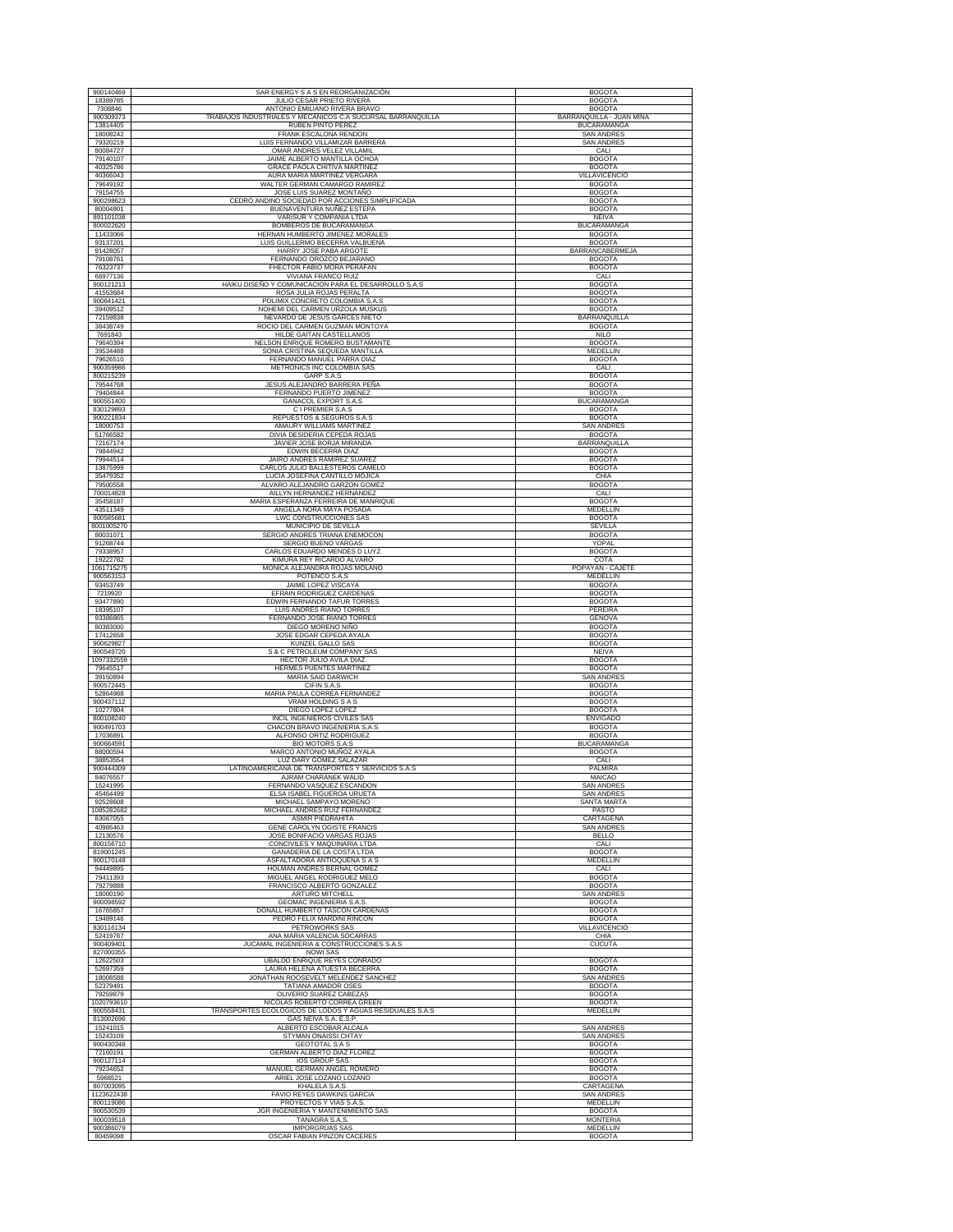| | | |
|---|---|---|
| 900140469 | SAR ENERGY S A S EN REORGANIZACIÓN | BOGOTA |
| 18389785 | JULIO CESAR PRIETO RIVERA | BOGOTA |
| 7308846 | ANTONIO EMILIANO RIVERA BRAVO | BOGOTA |
| 900309373 | TRABAJOS INDUSTRIALES Y MECANICOS C.A SUCURSAL BARRANQUILLA | BARRANQUILLA - JUAN MINA |
| 13814405 | RUBEN PINTO PEREZ | BUCARAMANGA |
| 18008242 | FRANK ESCALONA RENDON | SAN ANDRES |
| 79320219 | LUIS FERNANDO VILLAMIZAR BARRERA | SAN ANDRES |
| 80084727 | OMAR ANDRES VELEZ VILLAMIL | CALI |
| 79140107 | JAIME ALBERTO MANTILLA OCHOA | BOGOTA |
| 40325786 | GRACE PAOLA CHITIVA MARTINEZ | BOGOTA |
| 40366043 | AURA MARIA MARTINEZ VERGARA | VILLAVICENCIO |
| 79649192 | WALTER GERMAN CAMARGO RAMIREZ | BOGOTA |
| 79154755 | JOSE LUIS SUAREZ MONTAÑO | BOGOTA |
| 900298623 | CEDRO ANDINO SOCIEDAD POR ACCIONES SIMPLIFICADA | BOGOTA |
| 80004801 | BUENAVENTURA NUÑEZ ESTEPA | BOGOTA |
| 891101038 | VARISUR Y COMPAÑIA LTDA | NEIVA |
| 800022620 | BOMBEROS DE BUCARAMANGA | BUCARAMANGA |
| 11433066 | HERNAN HUMBERTO JIMENEZ MORALES | BOGOTA |
| 93137201 | LUIS GUILLERMO BECERRA VALBUENA | BOGOTA |
| 91428057 | HARRY JOSE PABA ARGOTE | BARRANCABERMEJA |
| 79108761 | FERNANDO OROZCO BEJARANO | BOGOTA |
| 76323737 | FHECTOR FABIO MORA PERAFAN | BOGOTA |
| 66977136 | VIVIANA FRANCO RUIZ | CALI |
| 900121213 | HAIKU DISEÑO Y COMUNICACION PARA EL DESARROLLO S.A.S | BOGOTA |
| 41553684 | ROSA JULIA ROJAS PERALTA | BOGOTA |
| 900641421 | POLIMIX CONCRETO COLOMBIA S.A.S | BOGOTA |
| 39409512 | NOHEMI DEL CARMEN URZOLA MUSKUS | BOGOTA |
| 72159838 | NEVARDO DE JESUS GARCES NIETO | BARRANQUILLA |
| 38438749 | ROCIO DEL CARMEN GUZMAN MONTOYA | BOGOTA |
| 7691843 | HILDE GAITAN CASTELLANOS | NILO |
| 79640394 | NELSON ENRIQUE ROMERO BUSTAMANTE | BOGOTA |
| 39534488 | SONIA CRISTINA SEQUEDA MANTILLA | MEDELLIN |
| 79626510 | FERNANDO MANUEL PARRA DIAZ | BOGOTA |
| 900359866 | METRONICS INC COLOMBIA SAS | CALI |
| 800215239 | GARP S.A.S | BOGOTA |
| 79544768 | JESUS ALEJANDRO BARRERA PEÑA | BOGOTA |
| 79404844 | FERNANDO PUERTO JIMENEZ | BOGOTA |
| 900551400 | GANACOL EXPORT S.A.S | BUCARAMANGA |
| 830129893 | C I PREMIER S.A.S | BOGOTA |
| 900221834 | REPUESTOS & SEGUROS S.A.S | BOGOTA |
| 18000753 | AMAURY WILLIAMS MARTINEZ | SAN ANDRES |
| 51766582 | DIVIA DESIDERIA CEPEDA ROJAS | BOGOTA |
| 72167174 | JAVIER JOSE BORJA MIRANDA | BARRANQUILLA |
| 79844942 | EDWIN BECERRA DIAZ | BOGOTA |
| 79944514 | JAIRO ANDRES RAMIREZ SUAREZ | BOGOTA |
| 13875999 | CARLOS JULIO BALLESTEROS CAMELO | BOGOTA |
| 35479352 | LUCIA JOSEFINA CANTILLO MOJICA | CHIA |
| 79500558 | ALVARO ALEJANDRO GARZON GOMEZ | BOGOTA |
| 700014828 | AILLYN HERNANDEZ HERNANDEZ | CALI |
| 35458187 | MARIA ESPERANZA FERREIRA DE MANRIQUE | BOGOTA |
| 43511349 | ANGELA NORA MAYA POSADA | MEDELLIN |
| 900585681 | LWC CONSTRUCCIONES SAS | BOGOTA |
| 8001005270 | MUNICIPIO DE SEVILLA | SEVILLA |
| 80031071 | SERGIO ANDRES TRIANA ENEMOCON | BOGOTA |
| 91268744 | SERGIO BUENO VARGAS | YOPAL |
| 79338957 | CARLOS EDUARDO MENDES D LUYZ | BOGOTA |
| 19222782 | KIMURA REY RICARDO ALVARO | COTA |
| 1061715275 | MONICA ALEJANDRA ROJAS MOLANO | POPAYAN - CAJETE |
| 900563153 | POTENCO S.A.S | MEDELLIN |
| 93453749 | JAIME LOPEZ VISCAYA | BOGOTA |
| 7219920 | EFRAIN RODRIGUEZ CARDENAS | BOGOTA |
| 93477890 | EDWIN FERNANDO TAFUR TORRES | BOGOTA |
| 18395107 | LUIS ANDRES RIAÑO TORRES | PEREIRA |
| 93386865 | FERNANDO JOSE RIAÑO TORRES | GENOVA |
| 80383000 | DIEGO MORENO NIÑO | BOGOTA |
| 17412658 | JOSE EDGAR CEPEDA AYALA | BOGOTA |
| 900629827 | KUNZEL GALLO SAS | BOGOTA |
| 900549720 | S & C PETROLEUM COMPANY SAS | NEIVA |
| 1097332559 | HECTOR JULIO AVILA DIAZ | BOGOTA |
| 79645517 | HERMES PUENTES MARTINEZ | BOGOTA |
| 39150894 | MARIA SAID DARWICH | SAN ANDRES |
| 900572445 | CIFIN S.A.S | BOGOTA |
| 52864988 | MARIA PAULA CORREA FERNANDEZ | BOGOTA |
| 900437112 | VRAM HOLDING S A S | BOGOTA |
| 10277804 | DIEGO LOPEZ LOPEZ | BOGOTA |
| 800108240 | INCIL INGENIEROS CIVILES SAS | ENVIGADO |
| 900491703 | CHACON BRAVO INGENIERIA S.A.S | BOGOTA |
| 17036891 | ALFONSO ORTIZ RODRIGUEZ | BOGOTA |
| 900664591 | BIO MOTORS S.A.S | BUCARAMANGA |
| 88000594 | MARCO ANTONIO MUÑOZ AYALA | BOGOTA |
| 38853554 | LUZ DARY GOMEZ SALAZAR | CALI |
| 900444309 | LATINOAMERICANA DE TRANSPORTES Y SERVICIOS S.A.S | PALMIRA |
| 84076557 | AJRAM CHARANEK WALID | MAICAO |
| 15241995 | FERNANDO VASQUEZ ESCANDON | SAN ANDRES |
| 45464499 | ELSA ISABEL FIGUEROA URUETA | SAN ANDRES |
| 92528608 | MICHAEL SAMPAYO MORENO | SANTA MARTA |
| 1085282682 | MICHAEL ANDRES RUIZ FERNANDEZ | PASTO |
| 83087055 | ASMIR PIEDRAHITA | CARTAGENA |
| 40985463 | GENE CAROLYN OGISTE FRANCIS | SAN ANDRES |
| 12130576 | JOSE BONIFACIO VARGAS ROJAS | BELLO |
| 800156710 | CONCIVILES Y MAQUINARIA LTDA | CALI |
| 819001245 | GANADERIA DE LA COSTA LTDA | BOGOTA |
| 900170148 | ASFALTADORA ANTIOQUEÑA S A S | MEDELLIN |
| 94449895 | HOLMAN ANDRES BERNAL GOMEZ | CALI |
| 79411393 | MIGUEL ANGEL RODRIGUEZ MELO | BOGOTA |
| 79279888 | FRANCISCO ALBERTO GONZALEZ | BOGOTA |
| 18000190 | ARTURO MITCHELL | SAN ANDRES |
| 900098592 | GEOMAC INGENIERIA S.A.S. | BOGOTA |
| 16765857 | DONALL HUMBERTO TASCON CARDENAS | BOGOTA |
| 19489146 | PEDRO FELIX MARDINI RINCON | BOGOTA |
| 830116134 | PETROWORKS SAS | VILLAVICENCIO |
| 52419787 | ANA MARIA VALENCIA SOCARRAS | CHIA |
| 900409401 | JUCAMAL INGENIERIA & CONSTRUCCIONES S.A.S | CUCUTA |
| 827000355 | NOWI SAS | |
| 12622503 | UBALDO ENRIQUE REYES CONRADO | BOGOTA |
| 52697359 | LAURA HELENA ATUESTA BECERRA | BOGOTA |
| 18008588 | JONATHAN ROOSEVELT MELENDEZ SANCHEZ | SAN ANDRES |
| 52379491 | TATIANA AMADOR OSES | BOGOTA |
| 79259879 | OLIVERIO SUAREZ CABEZAS | BOGOTA |
| 1020793610 | NICOLAS ROBERTO CORREA GREEN | BOGOTA |
| 900558431 | TRANSPORTES ECOLOGICOS DE LODOS Y AGUAS RESIDUALES S.A.S | MEDELLIN |
| 813002696 | GAS NEIVA S.A. E.S.P. | |
| 15241015 | ALBERTO ESCOBAR ALCALA | SAN ANDRES |
| 15243109 | STYMAN ONAISSI CHTAY | SAN ANDRES |
| 900430348 | GEOTOTAL S A S | BOGOTA |
| 72160191 | GERMAN ALBERTO DIAZ FLOREZ | BOGOTA |
| 900127114 | IOS GROUP SAS | BOGOTA |
| 79234652 | MANUEL GERMAN ANGEL ROMERO | BOGOTA |
| 5968521 | ARIEL JOSE LOZANO LOZANO | BOGOTA |
| 807003095 | KHALELA S.A.S. | CARTAGENA |
| 1123622438 | FAVIO REYES DAWKINS GARCIA | SAN ANDRES |
| 800119086 | PROYECTOS Y VIAS S.A.S. | MEDELLIN |
| 900530539 | JGR INGENIERIA Y MANTENIMIENTO SAS | BOGOTA |
| 900039518 | TANAGRA S.A.S. | MONTERIA |
| 900386079 | IMPORGRUAS SAS | MEDELLIN |
| 80459098 | OSCAR FABIAN PINZON CACERES | BOGOTA |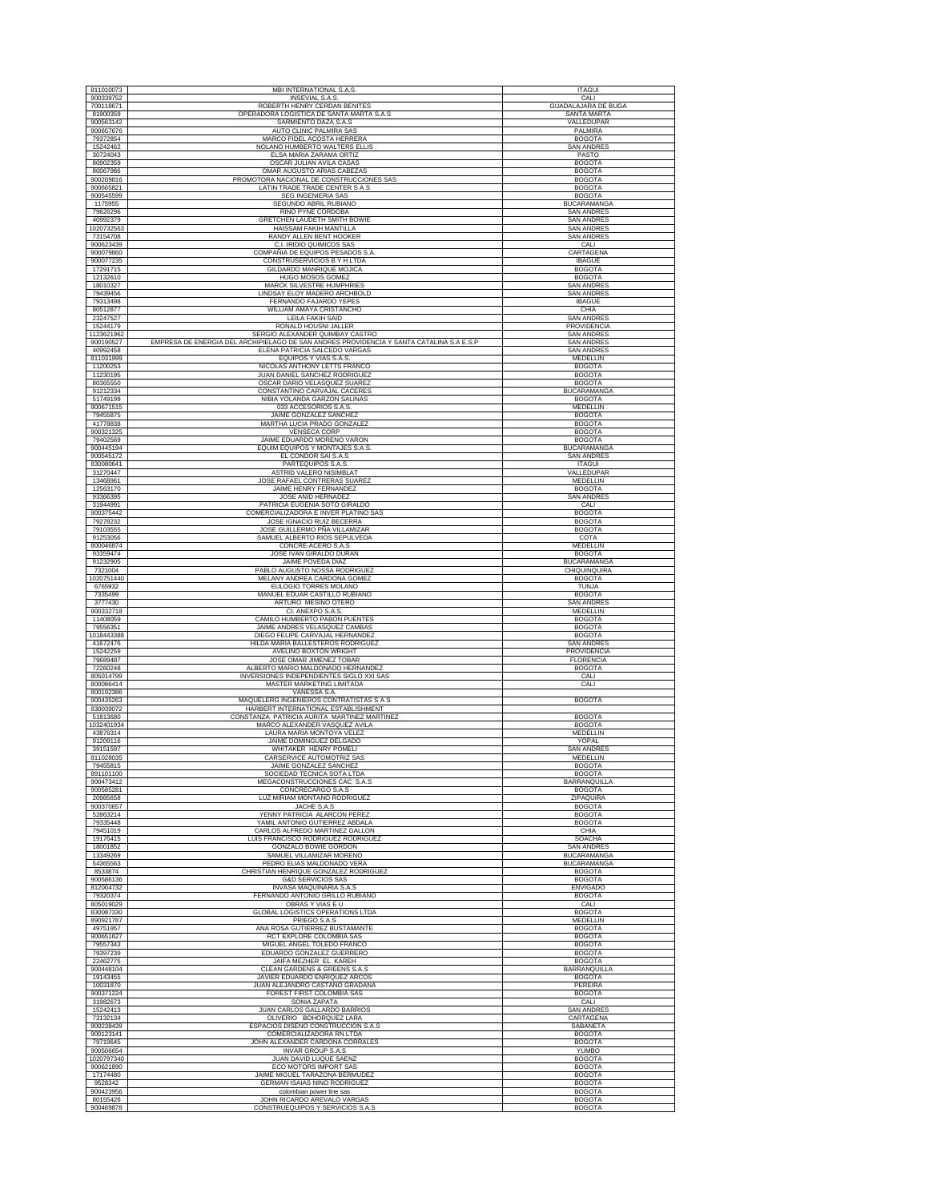| | | |
|---|---|---|
| 811010073 | MBI INTERNATIONAL S.A.S. | ITAGUI |
| 900339752 | INSEVIAL S.A.S. | CALI |
| 700118671 | ROBERTH HENRY CERDAN BENITES | GUADALAJARA DE BUGA |
| 81900359 | OPERADORA LOGISTICA DE SANTA MARTA S.A.S | SANTA MARTA |
| 900563142 | SARMIENTO DAZA S.A.S | VALLEDUPAR |
| 900657676 | AUTO CLINIC PALMIRA SAS | PALMIRA |
| 79372854 | MARCO FIDEL ACOSTA HERRERA | BOGOTA |
| 15242462 | NOLANO HUMBERTO WALTERS ELLIS | SAN ANDRES |
| 30724043 | ELSA MARIA ZARAMA ORTIZ | PASTO |
| 80902359 | OSCAR JULIAN AVILA CASAS | BOGOTA |
| 80067986 | OMAR AUGUSTO ARIAS CABEZAS | BOGOTA |
| 900209816 | PROMOTORA NACIONAL DE CONSTRUCCIONES SAS | BOGOTA |
| 900665821 | LATIN TRADE TRADE CENTER S A S | BOGOTA |
| 900545599 | SEG INGENIERIA SAS | BOGOTA |
| 1175955 | SEGUNDO ABRIL RUBIANO | BUCARAMANGA |
| 79626296 | RINO PYNE CORDOBA | SAN ANDRES |
| 40992379 | GRETCHEN LAUDETH SMITH BOWIE | SAN ANDRES |
| 1020732563 | HAISSAM FAKIH MANTILLA | SAN ANDRES |
| 73154708 | RANDY ALLEN BENT HOOKER | SAN ANDRES |
| 900623439 | C.I. IRIDIO QUIMICOS SAS | CALI |
| 900079860 | COMPAÑIA DE EQUIPOS PESADOS S.A. | CARTAGENA |
| 900077235 | CONSTRUSERVICIOS B Y H LTDA | IBAGUE |
| 17291715 | GILDARDO MANRIQUE MOJICA | BOGOTA |
| 12132610 | HUGO MOSOS GOMEZ | BOGOTA |
| 18010327 | MARCK SILVESTRE HUMPHRIES | SAN ANDRES |
| 79439456 | LINDSAY ELOY MADERO ARCHBOLD | SAN ANDRES |
| 79313498 | FERNANDO FAJARDO YEPES | IBAGUE |
| 80512877 | WILLIAM AMAYA CRISTANCHO | CHIA |
| 23247527 | LEILA FAKIH SAID | SAN ANDRES |
| 15244179 | RONALD HOUSNI JALLER | PROVIDENCIA |
| 1123621962 | SERGIO ALEXANDER QUIMBAY CASTRO | SAN ANDRES |
| 900190527 | EMPRESA DE ENERGIA DEL ARCHIPIELAGO DE SAN ANDRES PROVIDENCIA Y SANTA CATALINA S.A E.S.P | SAN ANDRES |
| 40992458 | ELENA PATRICIA SALCEDO VARGAS | SAN ANDRES |
| 811031999 | EQUIPOS Y VIAS S.A.S. | MEDELLIN |
| 11200253 | NICOLAS ANTHONY LETTS FRANCO | BOGOTA |
| 11230195 | JUAN DANIEL SANCHEZ RODRIGUEZ | BOGOTA |
| 80365550 | OSCAR DARIO VELASQUEZ SUAREZ | BOGOTA |
| 91212334 | CONSTANTINO CARVAJAL CACERES | BUCARAMANGA |
| 51749199 | NIBIA YOLANDA GARZON SALINAS | BOGOTA |
| 900671515 | 033 ACCESORIOS S.A.S. | MEDELLIN |
| 79455875 | JAIME GONZALEZ SANCHEZ | BOGOTA |
| 41778838 | MARTHA LUCIA PRADO GONZALEZ | BOGOTA |
| 900321325 | VENSECA CORP | BOGOTA |
| 79402569 | JAIME EDUARDO MORENO VARON | BOGOTA |
| 900445194 | EQUIM EQUIPOS Y MONTAJES S.A.S. | BUCARAMANGA |
| 900545172 | EL CONDOR SAI S.A.S | SAN ANDRES |
| 830080641 | PARTEQUIPOS S.A.S | ITAGUI |
| 31270447 | ASTRID VALERO NISIMBLAT | VALLEDUPAR |
| 13468961 | JOSE RAFAEL CONTRERAS SUAREZ | MEDELLIN |
| 12563170 | JAIME HENRY FERNANDEZ | BOGOTA |
| 93366395 | JOSE ANID HERNADEZ | SAN ANDRES |
| 31944991 | PATRICIA EUGENIA SOTO GIRALDO | CALI |
| 900375442 | COMERCIALIZADORA E INVER PLATINO SAS | BOGOTA |
| 79278232 | JOSE IGNACIO RUIZ BECERRA | BOGOTA |
| 79103555 | JOSE GUILLERMO PÑA VILLAMIZAR | BOGOTA |
| 91253056 | SAMUEL ALBERTO RIOS SEPULVEDA | COTA |
| 800046874 | CONCRE-ACERO S.A.S | MEDELLIN |
| 93359474 | JOSE IVAN GIRALDO DURAN | BOGOTA |
| 91232905 | JAIME POVEDA DIAZ | BUCARAMANGA |
| 7321004 | PABLO AUGUSTO NOSSA RODRIGUEZ | CHIQUINQUIRA |
| 1020751440 | MELANY ANDREA CARDONA GOMEZ | BOGOTA |
| 6765932 | EULOGIO TORRES MOLANO | TUNJA |
| 7335499 | MANUEL EDUAR CASTILLO RUBIANO | BOGOTA |
| 3777430 | ARTURO MESINO OTERO | SAN ANDRES |
| 900332718 | CI. ANEXPO S.A.S. | MEDELLIN |
| 11408059 | CAMILO HUMBERTO PABON PUENTES | BOGOTA |
| 79556351 | JAIME ANDRES VELASQUEZ CAMBAS | BOGOTA |
| 1018443388 | DIEGO FELIPE CARVAJAL HERNANDEZ | BOGOTA |
| 41672476 | HILDA MARIA BALLESTEROS RODRIGUEZ | SAN ANDRES |
| 15242259 | AVELINO BOXTON WRIGHT | PROVIDENCIA |
| 79689487 | JOSE OMAR JIMENEZ TOBAR | FLORENCIA |
| 72260248 | ALBERTO MARIO MALDONADO HERNANDEZ | BOGOTA |
| 805014799 | INVERSIONES INDEPENDIENTES SIGLO XXI SAS | CALI |
| 800086414 | MASTER MARKETING LIMITADA | CALI |
| 800192386 | VANESSA S.A. | |
| 900435263 | MAQUELERG INGENIEROS CONTRATISTAS S A S | BOGOTA |
| 830039072 | HARBERT INTERNATIONAL ESTABLISHMENT | |
| 51813680 | CONSTANZA PATRICIA AURITA MARTINEZ MARTINEZ | BOGOTA |
| 1032401934 | MARCO ALEXANDER VASQUEZ AVILA | BOGOTA |
| 43876314 | LAURA MARIA MONTOYA VELEZ | MEDELLIN |
| 91209116 | JAIME DOMINGUEZ DELGADO | YOPAL |
| 39151597 | WHITAKER HENRY POMELI | SAN ANDRES |
| 811028035 | CARSERVICE AUTOMOTRIZ SAS | MEDELLIN |
| 79455815 | JAIME GONZALEZ SANCHEZ | BOGOTA |
| 891101100 | SOCIEDAD TECNICA SOTA LTDA | BOGOTA |
| 900473412 | MEGACONSTRUCCIONES CAC S.A.S | BARRANQUILLA |
| 900585281 | CONCRECARGO S.A.S | BOGOTA |
| 20985658 | LUZ MIRIAM MONTAÑO RODRIGUEZ | ZIPAQUIRA |
| 900370657 | JACHE S.A.S | BOGOTA |
| 52863214 | YENNY PATRICIA ALARCON PEREZ | BOGOTA |
| 79335448 | YAMIL ANTONIO GUTIERREZ ABDALA | BOGOTA |
| 79451019 | CARLOS ALFREDO MARTINEZ GALLON | CHIA |
| 19176415 | LUIS FRANCISCO RODRIGUEZ RODRIGUEZ | SOACHA |
| 18001852 | GONZALO BOWIE GORDON | SAN ANDRES |
| 13349269 | SAMUEL VILLAMIZAR MORENO | BUCARAMANGA |
| 54365563 | PEDRO ELIAS MALDONADO VERA | BUCARAMANGA |
| 8533874 | CHRISTIAN HENRIQUE GONZALEZ RODRIGUEZ | BOGOTA |
| 900586136 | G&D SERVICIOS SAS | BOGOTA |
| 812004732 | INVASA MAQUINARIA S.A.S | ENVIGADO |
| 79320374 | FERNANDO ANTONIO GRILLO RUBIANO | BOGOTA |
| 805019029 | OBRAS Y VIAS E U | CALI |
| 830087330 | GLOBAL LOGISTICS OPERATIONS LTDA | BOGOTA |
| 890921787 | PRIEGO S.A.S | MEDELLIN |
| 49751957 | ANA ROSA GUTIERREZ BUSTAMANTE | BOGOTA |
| 900651627 | RCT EXPLORE COLOMBIA SAS | BOGOTA |
| 79557343 | MIGUEL ANGEL TOLEDO FRANCO | BOGOTA |
| 79397239 | EDUARDO GONZALEZ GUERRERO | BOGOTA |
| 22462775 | JAIFA MEZHER EL KAREH | BOGOTA |
| 900448104 | CLEAN GARDENS & GREENS S.A.S | BARRANQUILLA |
| 19143455 | JAVIER EDUARDO ENRIQUEZ ARCOS | BOGOTA |
| 10031870 | JUAN ALEJANDRO CASTAÑO GRADANA | PEREIRA |
| 900371224 | FOREST FIRST COLOMBIA SAS | BOGOTA |
| 31982673 | SONIA ZAPATA | CALI |
| 15242413 | JUAN CARLOS GALLARDO BARRIOS | SAN ANDRES |
| 73132134 | OLIVERIO BOHORQUEZ LARA | CARTAGENA |
| 900238439 | ESPACIOS DISEÑO CONSTRUCCION S.A.S | SABANETA |
| 900123141 | COMERCIALIZADORA RN LTDA | BOGOTA |
| 79719845 | JOHN ALEXANDER CARDONA CORRALES | BOGOTA |
| 900506654 | INVAR GROUP S.A.S | YUMBO |
| 1020797340 | JUAN DAVID LUQUE SAENZ | BOGOTA |
| 900621890 | ECO MOTORS IMPORT SAS | BOGOTA |
| 17174480 | JAIME MIGUEL TARAZONA BERMUDEZ | BOGOTA |
| 9528342 | GERMAN ISAIAS NIÑO RODRIGUEZ | BOGOTA |
| 900423956 | colombian power line sas | BOGOTA |
| 80155426 | JOHN RICARDO AREVALO VARGAS | BOGOTA |
| 900469878 | CONSTRUEQUIPOS Y SERVICIOS S.A.S | BOGOTA |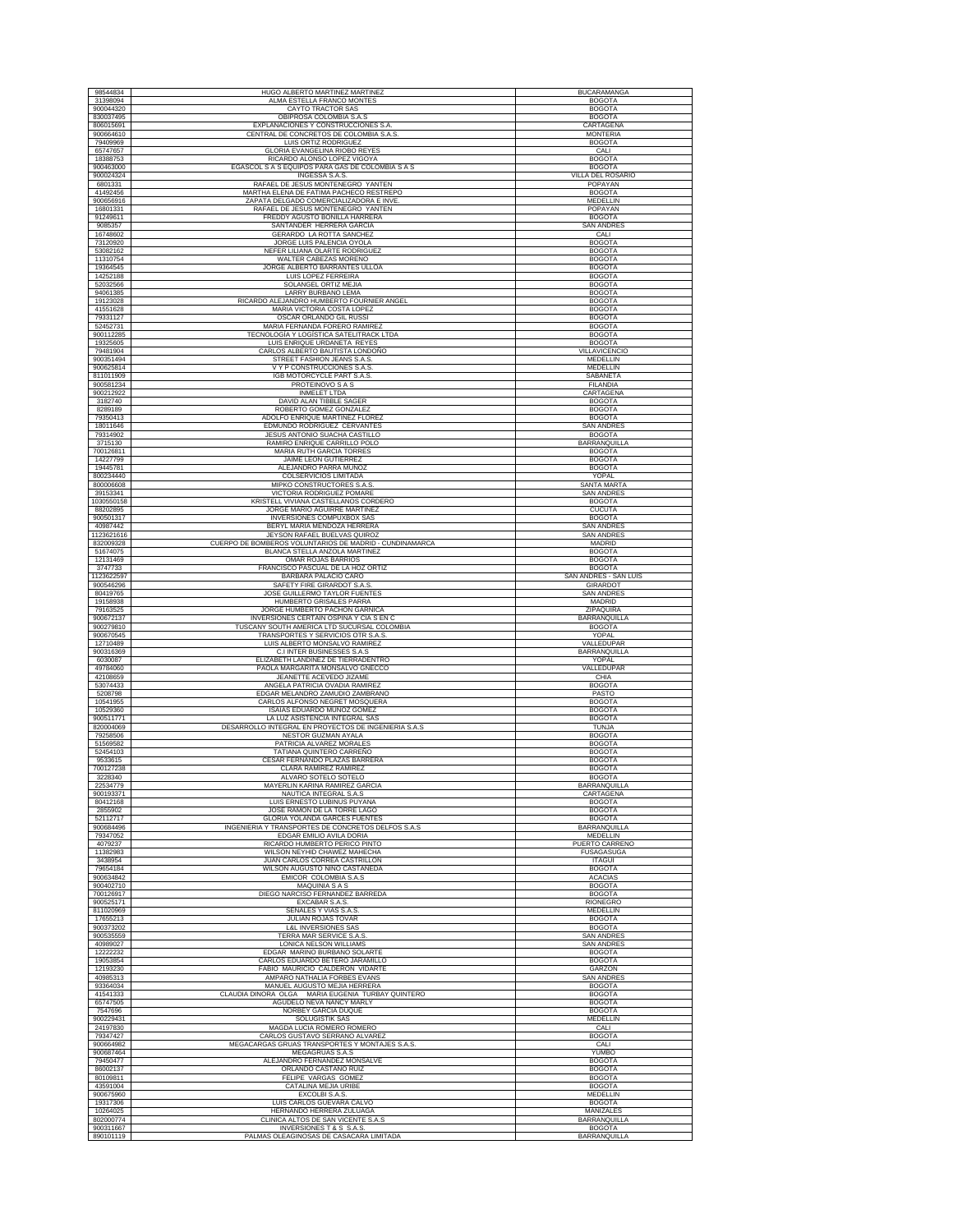| | | |
|---|---|---|
| 98544834 | HUGO ALBERTO MARTINEZ MARTINEZ | BUCARAMANGA |
| 31398094 | ALMA ESTELLA FRANCO MONTES | BOGOTA |
| 900044320 | CAYTO TRACTOR SAS | BOGOTA |
| 830037495 | OBIPROSA COLOMBIA S.A.S | BOGOTA |
| 806015691 | EXPLANACIONES Y CONSTRUCCIONES S.A. | CARTAGENA |
| 900664610 | CENTRAL DE CONCRETOS DE COLOMBIA S.A.S. | MONTERIA |
| 79409969 | LUIS ORTIZ RODRIGUEZ | BOGOTA |
| 65747657 | GLORIA EVANGELINA RIOBO REYES | CALI |
| 18388753 | RICARDO ALONSO LOPEZ VIGOYA | BOGOTA |
| 900463000 | EGASCOL S A S EQUIPOS PARA GAS DE COLOMBIA S A S | BOGOTA |
| 900024324 | INGESSA S.A.S. | VILLA DEL ROSARIO |
| 6801331 | RAFAEL DE JESUS MONTENEGRO YANTEN | POPAYAN |
| 41492456 | MARTHA ELENA DE FATIMA PACHECO RESTREPO | BOGOTA |
| 900656916 | ZAPATA DELGADO COMERCIALIZADORA E INVE. | MEDELLIN |
| 16801331 | RAFAEL DE JESUS MONTENEGRO YANTEN | POPAYAN |
| 91249611 | FREDDY AGUSTO BONILLA HARRERA | BOGOTA |
| 9085357 | SANTANDER HERRERA GARCIA | SAN ANDRES |
| 16748602 | GERARDO LA ROTTA SANCHEZ | CALI |
| 73120920 | JORGE LUIS PALENCIA OYOLA | BOGOTA |
| 53082162 | NEFER LILIANA OLARTE RODRIGUEZ | BOGOTA |
| 11310754 | WALTER CABEZAS MORENO | BOGOTA |
| 19364545 | JORGE ALBERTO BARRANTES ULLOA | BOGOTA |
| 14252188 | LUIS LOPEZ FERREIRA | BOGOTA |
| 52032566 | SOLANGEL ORTIZ MEJIA | BOGOTA |
| 94061385 | LARRY BURBANO LEMA | BOGOTA |
| 19123028 | RICARDO ALEJANDRO HUMBERTO FOURNIER ANGEL | BOGOTA |
| 41551628 | MARIA VICTORIA COSTA LOPEZ | BOGOTA |
| 79331127 | OSCAR ORLANDO GIL RUSSI | BOGOTA |
| 52452731 | MARIA FERNANDA FORERO RAMIREZ | BOGOTA |
| 900112285 | TECNOLOGIA Y LOGISTICA SATELITRACK LTDA | BOGOTA |
| 19325605 | LUIS ENRIQUE URDANETA REYES | BOGOTA |
| 79481904 | CARLOS ALBERTO BAUTISTA LONDOÑO | VILLAVICENCIO |
| 900351494 | STREET FASHION JEANS S.A.S. | MEDELLIN |
| 900625814 | V Y P CONSTRUCCIONES S.A.S. | MEDELLIN |
| 811011909 | IGB MOTORCYCLE PART S.A.S. | SABANETA |
| 900581234 | PROTEINOVO S A S | FILANDIA |
| 900212922 | INMELET LTDA | CARTAGENA |
| 3182740 | DAVID ALAN TIBBLE SAGER | BOGOTA |
| 8289189 | ROBERTO GOMEZ GONZALEZ | BOGOTA |
| 79350413 | ADOLFO ENRIQUE MARTINEZ FLOREZ | BOGOTA |
| 18011646 | EDMUNDO RODRIGUEZ CERVANTES | SAN ANDRES |
| 79314902 | JESUS ANTONIO SUACHA CASTILLO | BOGOTA |
| 3715130 | RAMIRO ENRIQUE CARRILLO POLO | BARRANQUILLA |
| 700126811 | MARIA RUTH GARCIA TORRES | BOGOTA |
| 14227799 | JAIME LEON GUTIERREZ | BOGOTA |
| 19445781 | ALEJANDRO PARRA MUÑOZ | BOGOTA |
| 800234440 | COLSERVICIOS LIMITADA | YOPAL |
| 800006608 | MIPKO CONSTRUCTORES S.A.S. | SANTA MARTA |
| 39153341 | VICTORIA RODRIGUEZ POMARE | SAN ANDRES |
| 1030550158 | KRISTELL VIVIANA CASTELLANOS CORDERO | BOGOTA |
| 88202895 | JORGE MARIO AGUIRRE MARTINEZ | CUCUTA |
| 900501317 | INVERSIONES COMPUXBOX SAS | BOGOTA |
| 40987442 | BERYL MARIA MENDOZA HERRERA | SAN ANDRES |
| 1123621616 | JEYSON RAFAEL BUELVAS QUIROZ | SAN ANDRES |
| 832009328 | CUERPO DE BOMBEROS VOLUNTARIOS DE MADRID - CUNDINAMARCA | MADRID |
| 51674075 | BLANCA STELLA ANZOLA MARTINEZ | BOGOTA |
| 12131469 | OMAR ROJAS BARRIOS | BOGOTA |
| 3747733 | FRANCISCO PASCUAL DE LA HOZ ORTIZ | BOGOTA |
| 1123622597 | BARBARA PALACIO CARO | SAN ANDRES - SAN LUIS |
| 900546296 | SAFETY FIRE GIRARDOT S.A.S. | GIRARDOT |
| 80419765 | JOSE GUILLERMO TAYLOR FUENTES | SAN ANDRES |
| 19158938 | HUMBERTO GRISALES PARRA | MADRID |
| 79163525 | JORGE HUMBERTO PACHON GARNICA | ZIPAQUIRA |
| 900672137 | INVERSIONES CERTAIN OSPINA Y CIA S EN C | BARRANQUILLA |
| 900279810 | TUSCANY SOUTH AMERICA LTD SUCURSAL COLOMBIA | BOGOTA |
| 900670545 | TRANSPORTES Y SERVICIOS OTR S.A.S. | YOPAL |
| 12710489 | LUIS ALBERTO MONSALVO RAMIREZ | VALLEDUPAR |
| 900316369 | C.I INTER BUSINESSES S.A.S | BARRANQUILLA |
| 6030087 | ELIZABETH LANDINEZ DE TIERRADENTRO | YOPAL |
| 49784060 | PAOLA MARGARITA MONSALVO GNECCO | VALLEDUPAR |
| 42108659 | JEANETTE ACEVEDO JIZAME | CHIA |
| 53074433 | ANGELA PATRICIA OVADIA RAMIREZ | BOGOTA |
| 5208798 | EDGAR MELANDRO ZAMUDIO ZAMBRANO | PASTO |
| 10541955 | CARLOS ALFONSO NEGRET MOSQUERA | BOGOTA |
| 10529360 | ISAIAS EDUARDO MUÑOZ GOMEZ | BOGOTA |
| 900511771 | LA LUZ ASISTENCIA INTEGRAL SAS | BOGOTA |
| 820004069 | DESARROLLO INTEGRAL EN PROYECTOS DE INGENIERIA S.A.S | TUNJA |
| 79258506 | NESTOR GUZMAN AYALA | BOGOTA |
| 51569582 | PATRICIA ALVAREZ MORALES | BOGOTA |
| 52454103 | TATIANA QUINTERO CARREÑO | BOGOTA |
| 9533615 | CESAR FERNANDO PLAZAS BARRERA | BOGOTA |
| 700127238 | CLARA RAMIREZ RAMIREZ | BOGOTA |
| 3228340 | ALVARO SOTELO SOTELO | BOGOTA |
| 22534779 | MAYERLIN KARINA RAMIREZ GARCIA | BARRANQUILLA |
| 900193371 | NAUTICA INTEGRAL S.A.S | CARTAGENA |
| 80412168 | LUIS ERNESTO LUBINUS PUYANA | BOGOTA |
| 2855902 | JOSE RAMON DE LA TORRE LAGO | BOGOTA |
| 52112717 | GLORIA YOLANDA GARCES FUENTES | BOGOTA |
| 900684496 | INGENIERIA Y TRANSPORTES DE CONCRETOS DELFOS S.A.S | BARRANQUILLA |
| 79347052 | EDGAR EMILIO AVILA DORIA | MEDELLIN |
| 4079237 | RICARDO HUMBERTO PERICO PINTO | PUERTO CARREÑO |
| 11382983 | WILSON NEYHID CHAWEZ MAHECHA | FUSAGASUGA |
| 3438954 | JUAN CARLOS CORREA CASTRILLON | ITAGUI |
| 79654184 | WILSON AUGUSTO NIÑO CASTAÑEDA | BOGOTA |
| 900634842 | EMICOR COLOMBIA S.A.S | ACACIAS |
| 900402710 | MAQUINIA S A S | BOGOTA |
| 700126917 | DIEGO NARCISO FERNANDEZ BARREDA | BOGOTA |
| 900525171 | EXCABAR S.A.S. | RIONEGRO |
| 811020969 | SEÑALES Y VIAS S.A.S. | MEDELLIN |
| 17655213 | JULIAN ROJAS TOVAR | BOGOTA |
| 900373202 | L&L INVERSIONES SAS | BOGOTA |
| 900535559 | TERRA MAR SERVICE S.A.S. | SAN ANDRES |
| 40989027 | LONICA NELSON WILLIAMS | SAN ANDRES |
| 12222232 | EDGAR MARINO BURBANO SOLARTE | BOGOTA |
| 19053854 | CARLOS EDUARDO BETERO JARAMILLO | BOGOTA |
| 12193230 | FABIO MAURICIO CALDERON VIDARTE | GARZON |
| 40985313 | AMPARO NATHALIA FORBES EVANS | SAN ANDRES |
| 93364034 | MANUEL AUGUSTO MEJIA HERRERA | BOGOTA |
| 41541333 | CLAUDIA DINORA OLGA MARIA EUGENIA TURBAY QUINTERO | BOGOTA |
| 65747505 | AGUDELO NEVA NANCY MARLY | BOGOTA |
| 7547696 | NORBEY GARCIA DUQUE | BOGOTA |
| 900229431 | SOLUGISTIK SAS | MEDELLIN |
| 24197830 | MAGDA LUCIA ROMERO ROMERO | CALI |
| 79347427 | CARLOS GUSTAVO SERRANO ALVAREZ | BOGOTA |
| 900664982 | MEGACARGAS GRUAS TRANSPORTES Y MONTAJES S.A.S. | CALI |
| 900687464 | MEGAGRUAS S.A.S | YUMBO |
| 79450477 | ALEJANDRO FERNANDEZ MONSALVE | BOGOTA |
| 86002137 | ORLANDO CASTAÑO RUIZ | BOGOTA |
| 80109811 | FELIPE VARGAS GOMEZ | BOGOTA |
| 43591004 | CATALINA MEJIA URIBE | BOGOTA |
| 900675960 | EXCOLBI S.A.S. | MEDELLIN |
| 19317306 | LUIS CARLOS GUEVARA CALVO | BOGOTA |
| 10264025 | HERNANDO HERRERA ZULUAGA | MANIZALES |
| 802000774 | CLINICA ALTOS DE SAN VICENTE S.A.S | BARRANQUILLA |
| 900311667 | INVERSIONES T & S S.A.S. | BOGOTA |
| 890101119 | PALMAS OLEAGINOSAS DE CASACARA LIMITADA | BARRANQUILLA |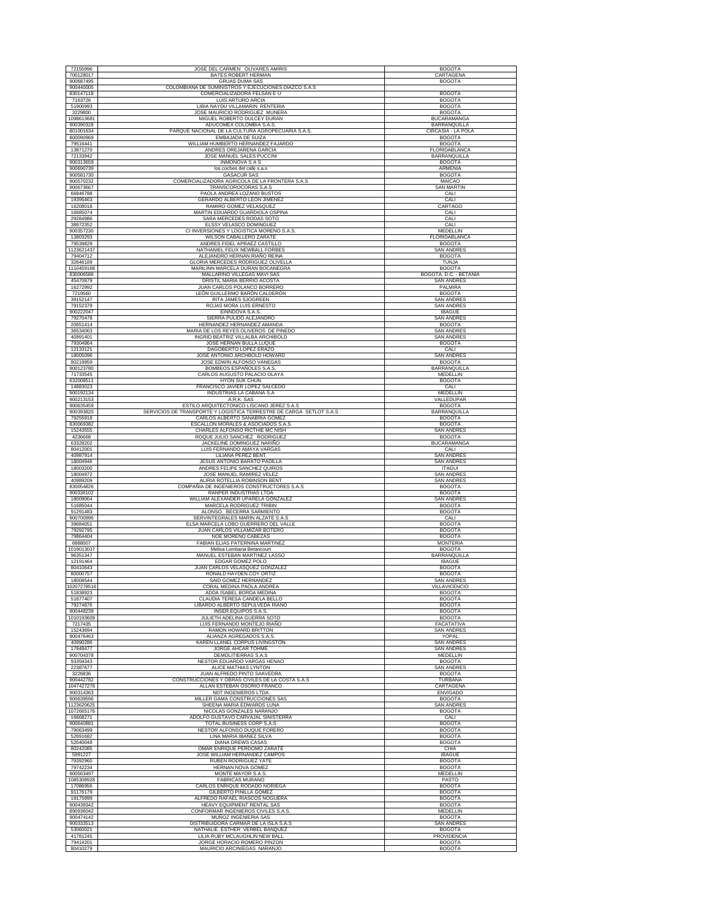| | | |
|---|---|---|
| 72155996 | JOSE DEL CARMEN OLIVARES AMIRIS | BOGOTA |
| 700128017 | BATES ROBERT HERMAN | CARTAGENA |
| 900687495 | GRUAS DUMA SAS | BOGOTA |
| 900440005 | COLOMBIANA DE SUMINISTROS Y EJECUCIONES DIAZCO S.A.S | |
| 830147118 | COMERCIALIZADORA FELSAN E U | BOGOTA |
| 7163726 | LUIS ARTURO ARCIA | BOGOTA |
| 51900993 | LIBIA NAYDU VILLAMARIN RENTERIA | BOGOTA |
| 3229800 | JOSE MAURICIO RODRIGUEZ MUNERA | BOGOTA |
| 1098613681 | MIGUEL ROBERTO DULCEY DURAN | BUCARAMANGA |
| 900390328 | ADUCOMEX COLOMBIA S.A.S. | BARRANQUILLA |
| 801001634 | PARQUE NACIONAL DE LA CULTURA AGROPECUARIA S.A.S. | CIRCASIA - LA POLA |
| 800090969 | EMBAJADA DE SUIZA | BOGOTA |
| 79516441 | WILLIAM HUMBERTO HERNANDEZ FAJARDO | BOGOTA |
| 13871270 | ANDRES OREJARENA GARCIA | FLORIDABLANCA |
| 72133942 | JOSE MANUEL SALES PUCCINI | BARRANQUILLA |
| 900313659 | INMONOVA S A S | BOGOTA |
| 900690739 | los coches del cafe s.a.s | ARMENIA |
| 900581730 | GASACUR SAS | BOGOTA |
| 900570232 | COMERCIALIZADORA AGRICOLA DE LA FRONTERA S.A.S | MAICAO |
| 900673667 | TRANSCOROCORAS S.A.S | SAN MARTIN |
| 66846788 | PAOLA ANDREA LOZANO BUSTOS | CALI |
| 19395463 | GERARDO ALBERTO LEON JIMENEZ | CALI |
| 16208018 | RAMIRO GOMEZ VELASQUEZ | CARTAGO |
| 16685074 | MARTIN EDUARDO GUARDIOLA OSPINA | CALI |
| 29284986 | SARA MERCEDES RODAS SOTO | CALI |
| 38972352 | ELSSY VELASCO DOMINGUEZ | CALI |
| 900357230 | CI INVERSIONES Y LOGISTICA MORENO S.A.S. | MEDELLIN |
| 13803293 | WILSON CABALLERO ZARATE | FLORIDABLANCA |
| 79539829 | ANDRES FIDEL APRAEZ CASTILLO | BOGOTA |
| 1123621437 | NATHANIEL FELIX NEWBALL FORBES | SAN ANDRES |
| 79404712 | ALEJANDRO HERNAN RIAÑO REINA | BOGOTA |
| 32646189 | GLORIA MERCEDES RODRIGUEZ OLIVELLA | TUNJA |
| 1110459168 | MARILINN MARCELA DURAN BOCANEGRA | BOGOTA |
| 830006586 | MALLARINO VILLEGAS MAVI SAS | BOGOTA, D.C. - BETANIA |
| 45470879 | DRISTIL MARIA BERRIO ACOSTA | SAN ANDRES |
| 16272992 | JUAN CARLOS POLANCO BORRERO | PALMIRA |
| 7219560 | LEÓN GUILLERMO BARÓN CALDERÓN | BOGOTA |
| 39152147 | RITA JAMES SJOGREEN | SAN ANDRES |
| 79152379 | ROJAS MORA LUIS ERNESTO | SAN ANDRES |
| 900222047 | EINNDOVA S.A.S. | IBAGUE |
| 79270478 | SIERRA PULIDO ALEJANDRO | SAN ANDRES |
| 20651414 | HERNANDEZ HERNANDEZ AMANDA | BOGOTA |
| 36534063 | MARIA DE LOS REYES OLIVEROS DE PINEDO | SAN ANDRES |
| 40991401 | INGRID BEATRIZ VILLALBA ARCHIBOLD | SAN ANDRES |
| 79304864 | JOSE HERNAN BULLA LUQUE | BOGOTA |
| 12133121 | DAGOBERTO LOPEZ ERAZO | CALI |
| 18005096 | JOSE ANTONIO ARCHBOLD HOWARD | SAN ANDRES |
| 80219959 | JOSE EDWIN ALFONSO VANEGAS | BOGOTA |
| 900123780 | BOMBEOS ESPAÑOLES S.A.S. | BARRANQUILLA |
| 71733545 | CARLOS AUGUSTO PALACIO OLAYA | MEDELLIN |
| 632008511 | HYON SUK CHUN | BOGOTA |
| 14883023 | FRANCISCO JAVIER LOPEZ SALCEDO | CALI |
| 900192134 | INDUSTRIAS LA CABAÑA S.A | MEDELLIN |
| 900213153 | A.R.K. SAS | VALLEDUPAR |
| 900635459 | ESTILO ARQUITECTONICO LISCANO JEREZ S.A.S | BOGOTA |
| 900393820 | SERVICIOS DE TRANSPORTE Y LOGISTICA TERRESTRE DE CARGA SETLOT S.A.S | BARRANQUILLA |
| 79255918 | CARLOS ALBERTO SANABRIA GOMEZ | BOGOTA |
| 830069382 | ESCALLON MORALES & ASOCIADOS S.A.S | BOGOTA |
| 15243555 | CHARLES ALFONSO RICTHIE MC NISH | SAN ANDRES |
| 4236668 | ROQUE JULIO SANCHEZ RODRIGUEZ | BOGOTA |
| 63328202 | JACKELINE DOMINGUEZ NARIÑO | BUCARAMANGA |
| 80412001 | LUIS FERNANDO AMAYA VARGAS | CALI |
| 40987914 | LILIANA PEREZ BENT | SAN ANDRES |
| 18004946 | JESUS ANTONIO BARATO PADILLA | SAN ANDRES |
| 18003200 | ANDRES FELIPE SANCHEZ QUIROS | ITAGUI |
| 18004972 | JOSE MANUEL RAMIREZ VELEZ | SAN ANDRES |
| 40989209 | ALIRIA ROTELLIA ROBINSON BENT | SAN ANDRES |
| 830054826 | COMPAÑIA DE INGENIEROS CONSTRUCTORES S.A.S | BOGOTA |
| 900336102 | RANPER INDUSTRIAS LTDA | BOGOTA |
| 18009004 | WILLIAM ALEXANDER UPARELA GONZALEZ | SAN ANDRES |
| 51685044 | MARCELA RODRIGUEZ TRIBIN | BOGOTA |
| 91291483 | ALONSO BECERRA SARMIENTO | BOGOTA |
| 900700996 | SERVINTEGRALES MARIN ALZATE S.A.S | CALI |
| 39684051 | ELSA MARCELA LOBO GUERRERO DEL VALLE | BOGOTA |
| 79292795 | JUAN CARLOS VILLAMIZAR BOTERO | BOGOTA |
| 79864404 | NOE MORENO CABEZAS | BOGOTA |
| 6888007 | FABIAN ELIAS PATERNINA MARTINEZ | MONTERIA |
| 1019013037 | Melisa Lombana Betancourt | BOGOTA |
| 96351347 | MANUEL ESTEBAN MARTINEZ LASSO | BARRANQUILLA |
| 12191464 | EDGAR GOMEZ POLO | IBAGUE |
| 80410643 | JUAN CARLOS VELASQUEZ GONZALEZ | BOGOTA |
| 80000757 | RONALD HAYDEN COY ORTIZ | BOGOTA |
| 18008544 | SAID GOMEZ HERNANDEZ | SAN ANDRES |
| 10207278516 | CORAL MEDINA PAOLA ANDREA | VILLAVICENCIO |
| 51838923 | ADDA ISABEL BORDA MEDINA | BOGOTA |
| 51877407 | CLAUDIA TERESA CANDELA BELLO | BOGOTA |
| 79274876 | LIBARDO ALBERTO SEPULVEDA RIANO | BOGOTA |
| 900448239 | INSER EQUIPOS S.A.S. | BOGOTA |
| 1010193609 | JULIETH ADELINA GUERRA SOTO | BOGOTA |
| 7217435 | LUIS FERNANDO MONTEJO RIAÑO | FACATATIVA |
| 15243694 | RAMON HOWARD BRITTON | SAN ANDRES |
| 900476463 | ALIANZA AGREGADOS S.A.S. | YOPAL |
| 40990286 | KAREN LLANEL CORPUS LIVINGSTON | SAN ANDRES |
| 17848477 | JORGE AHCAR TOHME | SAN ANDRES |
| 900704378 | DEMOLITIERRAS S.A.S | MEDELLIN |
| 93359343 | NESTOR EDUARDO VARGAS HENAO | BOGOTA |
| 22387677 | ALICE MATHIAS LYNTON | SAN ANDRES |
| 3226836 | JUAN ALFREDO PINTO SAAVEDRA | BOGOTA |
| 900442782 | CONSTRUCCIONES Y OBRAS CIVILES DE LA COSTA S.A.S | TURBANA |
| 1047427278 | ALLAN ESTEBAN OSORIO FRANCO | CARTAGENA |
| 900314363 | NDT INGENIEROS LTDA | ENVIGADO |
| 900639596 | MILLER GAMA CONSTRUCCIONES SAS | BOGOTA |
| 1123620625 | SHEENA MARIA EDWARDS LUNA | SAN ANDRES |
| 1072665176 | NICOLAS GONZALES NARANJO | BOGOTA |
| 16668271 | ADOLFO GUSTAVO CARVAJAL SINISTERRA | CALI |
| 900640881 | TOTAL BUSINESS CORP S.A.S | BOGOTA |
| 79063499 | NESTOR ALFONSO DUQUE FORERO | BOGOTA |
| 52691682 | LINA MARIA IBAÑEZ SILVA | BOGOTA |
| 52040048 | DIANA DREWS CASAS | BOGOTA |
| 80242085 | OMAR ENRIQUE PERDOMO ZARATE | CHIA |
| 5991227 | JOSE WILLIAM HERNANDEZ CAMPOS | IBAGUE |
| 79392960 | RUBEN RODRIGUEZ YATE | BOGOTA |
| 79742234 | HERNAN NOVA GOMEZ | BOGOTA |
| 900563497 | MONTE MAYOR S.A.S. | MEDELLIN |
| 1085308928 | FABRICAS MURANO | PASTO |
| 17086956 | CARLOS ENRIQUE RODADO NORIEGA | BOGOTA |
| 91176179 | GILBERTO PINILLA GOMEZ | BOGOTA |
| 19175999 | ALFREDO RAFAEL RIASCOS NOGUERA | BOGOTA |
| 900439342 | HEAVY EQUIPMENT RENTAL SAS | BOGOTA |
| 890936042 | CONFORMAR INGENIEROS CIVILES S.A.S. | MEDELLIN |
| 900474142 | MUÑOZ INGENIERIA SAS | BOGOTA |
| 900333513 | DISTRIBUIDORA CARMAR DE LA ISLA S.A.S | SAN ANDRES |
| 53060021 | NATHALIE ESTHER VERBEL BANQUEZ | BOGOTA |
| 41781245 | LILIA RUBY MCLAUGHLIN NEW BALL | PROVIDENCIA |
| 79414201 | JORGE HORACIO ROMERO PINZON | BOGOTA |
| 80410279 | MAURICIO ARCINIEGAS NARANJO | BOGOTA |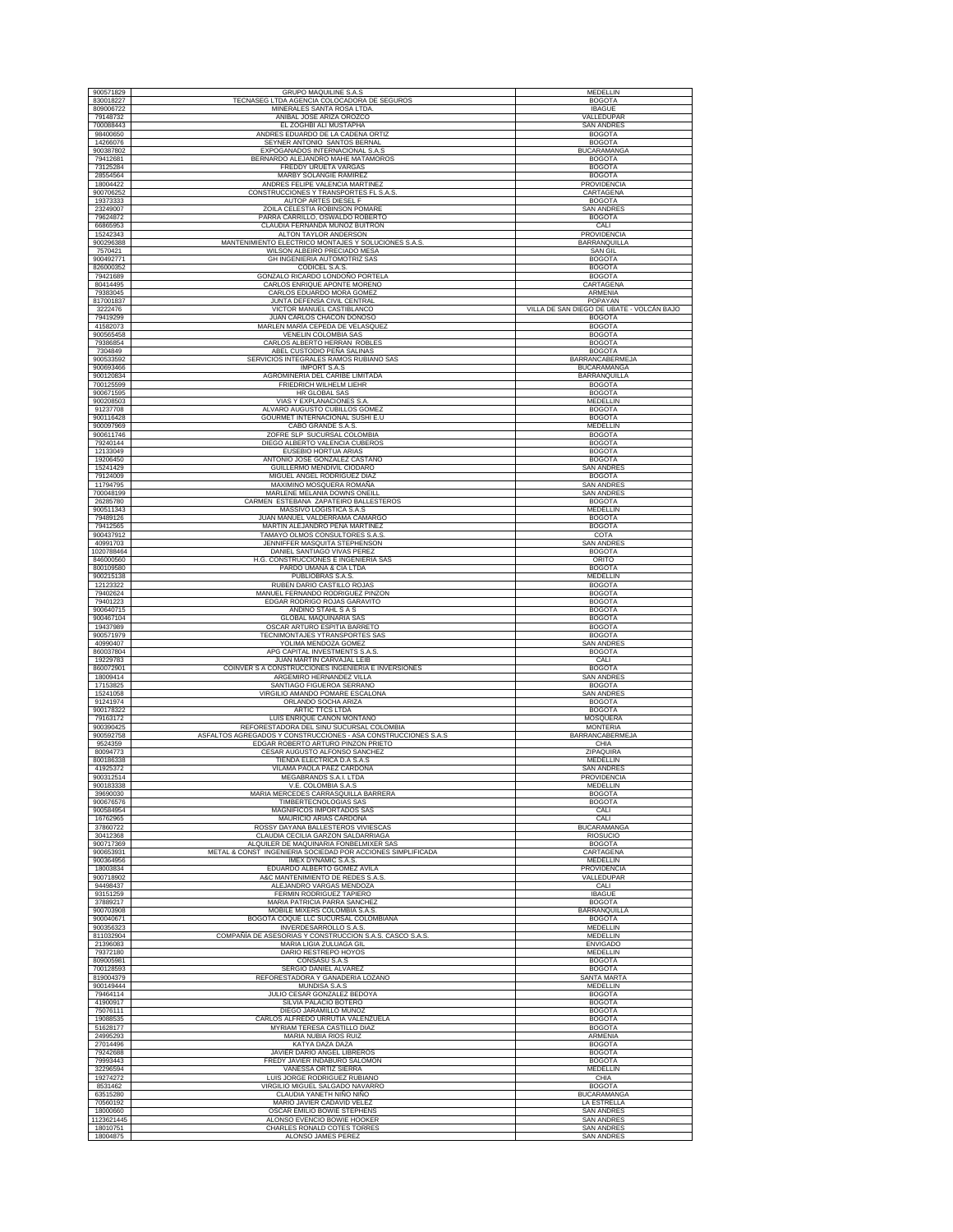| | | |
|---|---|---|
| 900571829 | GRUPO MAQUILINE S.A.S | MEDELLIN |
| 830018227 | TECNASEG LTDA AGENCIA COLOCADORA DE SEGUROS | BOGOTA |
| 809006722 | MINERALES SANTA ROSA LTDA. | IBAGUE |
| 79148732 | ANIBAL JOSE ARIZA OROZCO | VALLEDUPAR |
| 700088443 | EL ZOGHBI ALI MUSTAPHA | SAN ANDRES |
| 98400650 | ANDRES EDUARDO DE LA CADENA ORTIZ | BOGOTA |
| 14266076 | SEYNER ANTONIO SANTOS BERNAL | BOGOTA |
| 900387802 | EXPOGANADOS INTERNACIONAL S.A.S | BUCARAMANGA |
| 79412681 | BERNARDO ALEJANDRO MAHE MATAMOROS | BOGOTA |
| 73125284 | FREDDY URUETA VARGAS | BOGOTA |
| 28554564 | MARBY SOLANGIE RAMIREZ | BOGOTA |
| 18004422 | ANDRES FELIPE VALENCIA MARTINEZ | PROVIDENCIA |
| 900706252 | CONSTRUCCIONES Y TRANSPORTES FL S.A.S. | CARTAGENA |
| 19373333 | AUTOP ARTES DIESEL F | BOGOTA |
| 23249007 | ZOILA CELESTIA ROBINSON POMARE | SAN ANDRES |
| 79624872 | PARRA CARRILLO, OSWALDO ROBERTO | BOGOTA |
| 66865953 | CLAUDIA FERNANDA MUÑOZ BUITRON | CALI |
| 15242343 | ALTON TAYLOR ANDERSON | PROVIDENCIA |
| 900296388 | MANTENIMIENTO ELECTRICO MONTAJES Y SOLUCIONES S.A.S. | BARRANQUILLA |
| 7570421 | WILSON ALBEIRO PRECIADO MESA | SAN GIL |
| 900492771 | GH INGENIERIA AUTOMOTRIZ SAS | BOGOTA |
| 826000352 | CODICEL S.A.S. | BOGOTA |
| 79421689 | GONZALO RICARDO LONDOÑO PORTELA | BOGOTA |
| 80414495 | CARLOS ENRIQUE APONTE MORENO | CARTAGENA |
| 79383045 | CARLOS EDUARDO MORA GOMEZ | ARMENIA |
| 817001837 | JUNTA DEFENSA CIVIL CENTRAL | POPAYAN |
| 3222476 | VICTOR MANUEL CASTIBLANCO | VILLA DE SAN DIEGO DE UBATE - VOLCÁN BAJO |
| 79419299 | JUAN CARLOS CHACON DONOSO | BOGOTA |
| 41582073 | MARLEN MARIA CEPEDA DE VELASQUEZ | BOGOTA |
| 900565458 | VENELIN COLOMBIA SAS | BOGOTA |
| 79386854 | CARLOS ALBERTO HERRAN ROBLES | BOGOTA |
| 7304849 | ABEL CUSTODIO PEÑA SALINAS | BOGOTA |
| 900533592 | SERVICIOS INTEGRALES RAMOS RUBIANO SAS | BARRANCABERMEJA |
| 900693466 | IMPORT S.A.S | BUCARAMANGA |
| 900120834 | AGROMINERIA DEL CARIBE LIMITADA | BARRANQUILLA |
| 700125599 | FRIEDRICH WILHELM LIEHR | BOGOTA |
| 900671595 | HR GLOBAL SAS | BOGOTA |
| 900208503 | VIAS Y EXPLANACIONES S.A. | MEDELLIN |
| 91237708 | ALVARO AUGUSTO CUBILLOS GOMEZ | BOGOTA |
| 900116428 | GOURMET INTERNACIONAL SUSHI E.U | BOGOTA |
| 900097969 | CABO GRANDE S.A.S. | MEDELLIN |
| 900611746 | ZOFRE SLP SUCURSAL COLOMBIA | BOGOTA |
| 79240144 | DIEGO ALBERTO VALENCIA CUBEROS | BOGOTA |
| 12133049 | EUSEBIO HORTUA ARIAS | BOGOTA |
| 19206450 | ANTONIO JOSE GONZALEZ CASTAÑO | BOGOTA |
| 15241429 | GUILLERMO MENDIVIL CIODARO | SAN ANDRES |
| 79124009 | MIGUEL ANGEL RODRIGUEZ DIAZ | BOGOTA |
| 11794795 | MAXIMINO MOSQUERA ROMAÑA | SAN ANDRES |
| 700048199 | MARLENE MELANIA DOWNS ONEILL | SAN ANDRES |
| 26285780 | CARMEN ESTEBANA ZAPATEIRO BALLESTEROS | BOGOTA |
| 900511343 | MASSIVO LOGISTICA S.A.S | MEDELLIN |
| 79489126 | JUAN MANUEL VALDERRAMA CAMARGO | BOGOTA |
| 79412565 | MARTIN ALEJANDRO PEÑA MARTINEZ | BOGOTA |
| 900437912 | TAMAYO OLMOS CONSULTORES S.A.S. | COTA |
| 40991703 | JENNIFFER MASQUITA STEPHENSON | SAN ANDRES |
| 1020788464 | DANIEL SANTIAGO VIVAS PEREZ | BOGOTA |
| 846000560 | H.G. CONSTRUCCIONES E INGENIERIA SAS | ORITO |
| 800109580 | PARDO UMAÑA & CIA LTDA | BOGOTA |
| 900215138 | PUBLIOBRAS S.A.S. | MEDELLIN |
| 12123322 | RUBEN DARIO CASTILLO ROJAS | BOGOTA |
| 79402624 | MANUEL FERNANDO RODRIGUEZ PINZON | BOGOTA |
| 79401223 | EDGAR RODRIGO ROJAS GARAVITO | BOGOTA |
| 900640715 | ANDINO STAHL S A S | BOGOTA |
| 900467104 | GLOBAL MAQUINARIA SAS | BOGOTA |
| 19437989 | OSCAR ARTURO ESPITIA BARRETO | BOGOTA |
| 900571979 | TECNIMONTAJES YTRANSPORTES SAS | BOGOTA |
| 40990407 | YOLIMA MENDOZA GOMEZ | SAN ANDRES |
| 860037804 | APG CAPITAL INVESTMENTS S.A.S. | BOGOTA |
| 19229783 | JUAN MARTIN CARVAJAL LEIB | CALI |
| 860072901 | COINVER S A CONSTRUCCIONES INGENIERIA E INVERSIONES | BOGOTA |
| 18009414 | ARGEMIRO HERNANDEZ VILLA | SAN ANDRES |
| 17153825 | SANTIAGO FIGUEROA SERRANO | BOGOTA |
| 15241058 | VIRGILIO AMANDO POMARE ESCALONA | SAN ANDRES |
| 91241974 | ORLANDO SOCHA ARIZA | BOGOTA |
| 900178322 | ARTIC TTCS LTDA | BOGOTA |
| 79163172 | LUIS ENRIQUE CAÑON MONTAÑO | MOSQUERA |
| 900390425 | REFORESTADORA DEL SINU SUCURSAL COLOMBIA | MONTERIA |
| 900592758 | ASFALTOS AGREGADOS Y CONSTRUCCIONES - ASA CONSTRUCCIONES S.A.S | BARRANCABERMEJA |
| 9524359 | EDGAR ROBERTO ARTURO PINZON PRIETO | CHIA |
| 80094773 | CESAR AUGUSTO ALFONSO SANCHEZ | ZIPAQUIRA |
| 800186338 | TIENDA ELECTRICA D.A S.A.S | MEDELLIN |
| 41925372 | VILAMA PAOLA PAEZ CARDONA | SAN ANDRES |
| 900312514 | MEGABRANDS S.A.I. LTDA | PROVIDENCIA |
| 900183338 | V.E. COLOMBIA S.A.S | MEDELLIN |
| 39690030 | MARIA MERCEDES CARRASQUILLA BARRERA | BOGOTA |
| 900676576 | TIMBERTECNOLOGIAS SAS | BOGOTA |
| 900584954 | MAGNIFICOS IMPORTADOS SAS | CALI |
| 16762965 | MAURICIO ARIAS CARDONA | CALI |
| 37860722 | ROSSY DAYANA BALLESTEROS VIVIESCAS | BUCARAMANGA |
| 30412368 | CLAUDIA CECILIA GARZON SALDARRIAGA | RIOSUCIO |
| 900717369 | ALQUILER DE MAQUINARIA FONBELMIXER SAS | BOGOTA |
| 900653931 | METAL & CONST INGENIERIA SOCIEDAD POR ACCIONES SIMPLIFICADA | CARTAGENA |
| 900364956 | IMEX DYNAMIC S.A.S. | MEDELLIN |
| 18003834 | EDUARDO ALBERTO GOMEZ AVILA | PROVIDENCIA |
| 900718902 | A&C MANTENIMIENTO DE REDES S.A.S. | VALLEDUPAR |
| 94498437 | ALEJANDRO VARGAS MENDOZA | CALI |
| 93151259 | FERMIN RODRIGUEZ TAPIERO | IBAGUE |
| 37889217 | MARIA PATRICIA PARRA SANCHEZ | BOGOTA |
| 900703908 | MOBILE MIXERS COLOMBIA S.A.S. | BARRANQUILLA |
| 900040671 | BOGOTA COQUE LLC SUCURSAL COLOMBIANA | BOGOTA |
| 900356323 | INVERDESARROLLO S.A.S. | MEDELLIN |
| 811032904 | COMPAÑIA DE ASESORIAS Y CONSTRUCCION S.A.S. CASCO S.A.S. | MEDELLIN |
| 21396083 | MARIA LIGIA ZULUAGA GIL | ENVIGADO |
| 79372180 | DARIO RESTREPO HOYOS | MEDELLIN |
| 809005981 | CONSASU S.A.S | BOGOTA |
| 700128593 | SERGIO DANIEL ALVAREZ | BOGOTA |
| 819004379 | REFORESTADORA Y GANADERIA LOZANO | SANTA MARTA |
| 900149444 | MUNDISA S.A.S | MEDELLIN |
| 79464114 | JULIO CESAR GONZALEZ BEDOYA | BOGOTA |
| 41900917 | SILVIA PALACIO BOTERO | BOGOTA |
| 75076111 | DIEGO JARAMILLO MUÑOZ | BOGOTA |
| 19088535 | CARLOS ALFREDO URRUTIA VALENZUELA | BOGOTA |
| 51628177 | MYRIAM TERESA CASTILLO DIAZ | BOGOTA |
| 24995293 | MARIA NUBIA RIOS RUIZ | ARMENIA |
| 27014496 | KATYA DAZA DAZA | BOGOTA |
| 79242688 | JAVIER DARIO ANGEL LIBREROS | BOGOTA |
| 79993443 | FREDY JAVIER INDABURO SALOMON | BOGOTA |
| 32296594 | VANESSA ORTIZ SIERRA | MEDELLIN |
| 19274272 | LUIS JORGE RODRIGUEZ RUBIANO | CHIA |
| 8531462 | VIRGILIO MIGUEL SALGADO NAVARRO | BOGOTA |
| 63515280 | CLAUDIA YANETH NIÑO NIÑO | BUCARAMANGA |
| 70560192 | MARIO JAVIER CADAVID VELEZ | LA ESTRELLA |
| 18000660 | OSCAR EMILIO BOWIE STEPHENS | SAN ANDRES |
| 1123621445 | ALONSO EVENCIO BOWIE HOOKER | SAN ANDRES |
| 18010751 | CHARLES RONALD COTES TORRES | SAN ANDRES |
| 18004875 | ALONSO JAMES PEREZ | SAN ANDRES |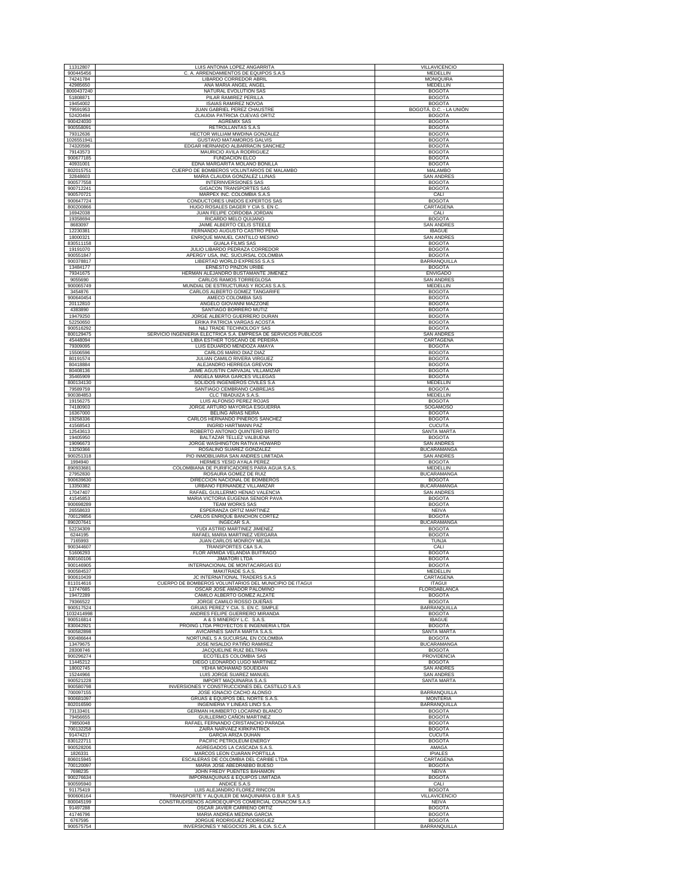| | | |
|---|---|---|
| 11312807 | LUIS ANTONIA LOPEZ ANGARRITA | VILLAVICENCIO |
| 900445456 | C. A. ARRENDAMIENTOS DE EQUIPOS S.A.S | MEDELLIN |
| 74241784 | LIBARDO CORREDOR ABRIL | MONIQUIRA |
| 42985650 | ANA MARIA ANGEL ANGEL | MEDELLIN |
| 8000437240 | NATURAL EVOLUTION SAS | BOGOTA |
| 51808871 | PILAR RAMIREZ PERILLA | BOGOTA |
| 19454002 | ISAIAS RAMIREZ NOVOA | BOGOTA |
| 79591953 | JUAN GABRIEL PEREZ CHAUSTRE | BOGOTÁ, D.C. - LA UNIÓN |
| 52420494 | CLAUDIA PATRICIA CUEVAS ORTIZ | BOGOTA |
| 900424030 | AGREMIX SAS | BOGOTA |
| 900558091 | RETROLLANTAS S.A.S | BOGOTA |
| 79312636 | HECTOR WILLIAM MWDINA GONZALEZ | BOGOTA |
| 1026551941 | GUSTAVO MATAMOROS GALVIS | BOGOTA |
| 74320596 | EDGAR HERNANDO ALBARRACIN SANCHEZ | BOGOTA |
| 79143573 | MAURICIO AVILA RODRIGUEZ | BOGOTA |
| 900677185 | FUNDACION ELCO | BOGOTA |
| 40931001 | EDNA MARGARITA MOLANO BONILLA | BOGOTA |
| 802015751 | CUERPO DE BOMBEROS VOLUNTARIOS DE MALAMBO | MALAMBO |
| 32848603 | MARIA CLAUDIA GONZALEZ LLINAS | SAN ANDRES |
| 900577558 | INTERINVERSIONES SAS | BOGOTA |
| 900712241 | GIGACON TRANSPORTES SAS | BOGOTA |
| 900570721 | MARPEX INC. COLOMBIA S.A.S | CALI |
| 900647724 | CONDUCTORES UNIDOS EXPERTOS SAS | BOGOTA |
| 800200866 | HUGO ROSALES DAGER Y CIA S. EN C. | CARTAGENA |
| 16942038 | JUAN FELIPE CORDOBA JORDAN | CALI |
| 19358694 | RICARDO MELO QUIJANO | BOGOTA |
| 8683097 | JAIME ALBERTO CELIS STEELE | SAN ANDRES |
| 12230381 | FERNANDO AUGUSTO CASTRO PEÑA | IBAGUE |
| 18000321 | ENRIQUE MANUEL CANTILLO MESINO | SAN ANDRES |
| 830511158 | GUALA FILMS SAS | BOGOTA |
| 19191070 | JULIO LIBARDO PEDRAZA CORREDOR | BOGOTA |
| 900551847 | APERGY USA, INC. SUCURSAL COLOMBIA | BOGOTA |
| 900378817 | LIBERTAD WORLD EXPRESS S.A.S | BARRANQUILLA |
| 13484177 | ERNESTO PINZON URIBE | BOGOTA |
| 79341675 | HERMAN ALEJANDRO BUSTAMANTE JIMENEZ | ENVIGADO |
| 9055690 | CARLOS RAMOS TORREGLOSA | SAN ANDRES |
| 900065749 | MUNDIAL DE ESTRUCTURAS Y ROCAS S.A.S. | MEDELLIN |
| 3454876 | CARLOS ALBERTO GOMEZ TANGARIFE | BOGOTA |
| 900640454 | AMECO COLOMBIA SAS | BOGOTA |
| 20112810 | ANGELO GIOVANNI MAZZONE | BOGOTA |
| 4383890 | SANTIAGO BORRERO MUTIZ | BOGOTA |
| 19479250 | JORGE ALBERTO GUERRERO DURAN | BOGOTA |
| 52250650 | ERIKA PATRICIA VARGAS ACOSTA | BOGOTA |
| 900516292 | N&J TRADE TECHNOLOGY SAS | BOGOTA |
| 800129475 | SERVICIO INGENIERIA ELECTRICA S.A. EMPRESA DE SERVICIOS PUBLICOS | SAN ANDRES |
| 45448094 | LIBIA ESTHER TOSCANO DE PEREIRA | CARTAGENA |
| 79309095 | LUIS EDUARDO MENDOZA AMAYA | BOGOTA |
| 15506596 | CARLOS MARIO DIAZ DIAZ | BOGOTA |
| 80191574 | JULIAN CAMILO RIVERA VIRGUEZ | BOGOTA |
| 80418884 | ALEJANDRO HERREGA GREVON | BOGOTA |
| 80408136 | JAIME AGUSTIN CARVAJAL VILLAMIZAR | BOGOTA |
| 35465909 | ANGELA MARIA GARCES VILLEGAS | BOGOTA |
| 800134130 | SOLIDOS INGENIEROS CIVILES S.A | MEDELLIN |
| 79589759 | SANTIAGO CEMBRANO CABREJAS | BOGOTA |
| 900384853 | CLC TIBADUIZA S.A.S. | MEDELLIN |
| 19156275 | LUIS ALFONSO PEREZ ROJAS | BOGOTA |
| 74180903 | JORGE ARTURO MAYORGA ESGUERRA | SOGAMOSO |
| 16367000 | BELING ARIAS NEIRA | BOGOTA |
| 19258336 | CARLOS HERNANDO PIÑEROS SANCHEZ | BOGOTA |
| 41568543 | INGRID HARTMANN PAZ | CUCUTA |
| 12543613 | ROBERTO ANTONIO QUINTERO BRITO | SANTA MARTA |
| 19405950 | BALTAZAR TELLEZ VALBUENA | BOGOTA |
| 19096673 | JORGE WASHINGTON RATIVA HOWARD | SAN ANDRES |
| 13250366 | ROSALINO SUAREZ GONZALEZ | BUCARAMANGA |
| 900251318 | PIO INMOBILIARIA SAN ANDRES LIMITADA | SAN ANDRES |
| 1994940 | HERMES YESID AYALA PEREZ | BOGOTA |
| 890933681 | COLOMBIANA DE PURIFICADORES PARA AGUA S.A.S. | MEDELLIN |
| 27952830 | ROSAURA GOMEZ DE RUIZ | BUCARAMANGA |
| 900639630 | DIRECCION NACIONAL DE BOMBEROS | BOGOTA |
| 13350382 | URBANO FERNANDEZ VILLAMIZAR | BUCARAMANGA |
| 17047407 | RAFAEL GUILLERMO HENAO VALENCIA | SAN ANDRES |
| 41545853 | MARIA VICTORIA EUGENIA SENIOR PAVA | BOGOTA |
| 900698289 | TEAM WORKS SAS | BOGOTA |
| 26558633 | ESPERANZA ORTIZ MARTINEZ | NEIVA |
| 700129856 | CARLOS ENRIQUE BANCHON CORTEZ | BOGOTA |
| 890207641 | INGECAR S.A. | BUCARAMANGA |
| 52234309 | YUDI ASTRID MARTINEZ JIMENEZ | BOGOTA |
| 6244195 | RAFAEL MARIA MARTINEZ VERGARA | BOGOTA |
| 7165993 | JUAN CARLOS MONROY MEJIA | TUNJA |
| 900344607 | TRANSPORTES C&A S.A. | CALI |
| 51606293 | FLOR ARMIDA VELANDIA BUITRAGO | BOGOTA |
| 800160106 | JIMATORI LTDA | BOGOTA |
| 900146905 | INTERNACIONAL DE MONTACARGAS EU | BOGOTA |
| 900584537 | MAKITRADE S.A.S. | MEDELLIN |
| 900610439 | JC INTERNATIONAL TRADERS S.A.S | CARTAGENA |
| 811014616 | CUERPO DE BOMBEROS VOLUNTARIOS DEL MUNICIPIO DE ITAGUI | ITAGUI |
| 13747685 | OSCAR JOSE AMADOR PALOMINO | FLORIDABLANCA |
| 19472289 | CAMILO ALBERTO GOMEZ ALZATE | BOGOTA |
| 79366522 | JORGE CAMILO ROSSO DUEÑAS | BOGOTA |
| 900517524 | GRUAS PEREZ Y CIA. S. EN C. SIMPLE | BARRANQUILLA |
| 1032414998 | ANDRES FELIPE GUERRERO MIRANDA | BOGOTA |
| 900516814 | A & S MINERGY L.C. S.A.S. | IBAGUE |
| 830042921 | PROING LTDA PROYECTOS E INGENIERIA LTDA | BOGOTA |
| 900582898 | AVICARNES SANTA MARTA S.A.S. | SANTA MARTA |
| 900486644 | NORTUNEL S A SUCURSAL EN COLOMBIA | BOGOTA |
| 13479675 | JOSE NISALDO PATIÑO RAMIREZ | BUCARAMANGA |
| 28308746 | JACQUELINE RUIZ BELTRAN | BOGOTA |
| 900296274 | ECOTELES COLOMBIA SAS | PROVIDENCIA |
| 11445212 | DIEGO LEONARDO LUGO MARTINEZ | BOGOTA |
| 18002745 | YEHIA MOHAMAD SOUEIDAN | SAN ANDRES |
| 15244966 | LUIS JORGE SUAREZ MANUEL | SAN ANDRES |
| 900521228 | IMPORT MAQUINARIA S.A.S | SANTA MARTA |
| 900580798 | INVERSIONES Y CONSTRUCCIONES DEL CASTILLO S.A.S | |
| 700097155 | JOSE IGNACIO CACHO ALONSO | BARRANQUILLA |
| 900681097 | GRUAS & EQUIPOS DEL NORTE S.A.S. | MONTERIA |
| 802016590 | INGENIERIA Y LINEAS LINCI S.A. | BARRANQUILLA |
| 73133401 | GERMAN HUMBERTO LOCARNO BLANCO | BOGOTA |
| 79456655 | GUILLERMO CAÑON MARTINEZ | BOGOTA |
| 79850048 | RAFAEL FERNANDO CRISTANCHO PARADA | BOGOTA |
| 700132258 | ZAIRA NARVAEZ KIRKPATRICK | BOGOTA |
| 91474217 | GARCIA ARIZA DUHAN | CUCUTA |
| 830122711 | PACIFIC PETROLEUM ENERGY | BOGOTA |
| 900528206 | AGREGADOS LA CASCADA S.A.S. | AMAGA |
| 1826331 | MARCOS LEON CUARAN PORTILLA | IPIALES |
| 806015945 | ESCALERAS DE COLOMBIA DEL CARIBE LTDA | CARTAGENA |
| 700120097 | MARIA JOSE ABEDRABBO BUESO | BOGOTA |
| 7698235 | JOHN FREDY PUENTES BAHAMON | NEIVA |
| 900276634 | IMPORMAQUINAS & EQUIPOS LIMITADA | BOGOTA |
| 900595940 | ANDICE S.A.S | CALI |
| 91175419 | LUIS ALEJANDRO FLOREZ RINCON | BOGOTA |
| 900606164 | TRANSPORTE Y ALQUILER DE MAQUINARIA G.B.R S.A.S | VILLAVICENCIO |
| 800045199 | CONSTRUDISEÑOS AGROEQUIPOS COMERCIAL CONACOM S.A.S | NEIVA |
| 91497288 | OSCAR JAVIER CARREÑO ORTIZ | BOGOTA |
| 41746796 | MARIA ANDREA MEDINA GARCIA | BOGOTA |
| 6767595 | JORGUE RODRIGUEZ RODRIGUEZ | BOGOTA |
| 900575754 | INVERSIONES Y NEGOCIOS JRL & CIA. S.C.A | BARRANQUILLA |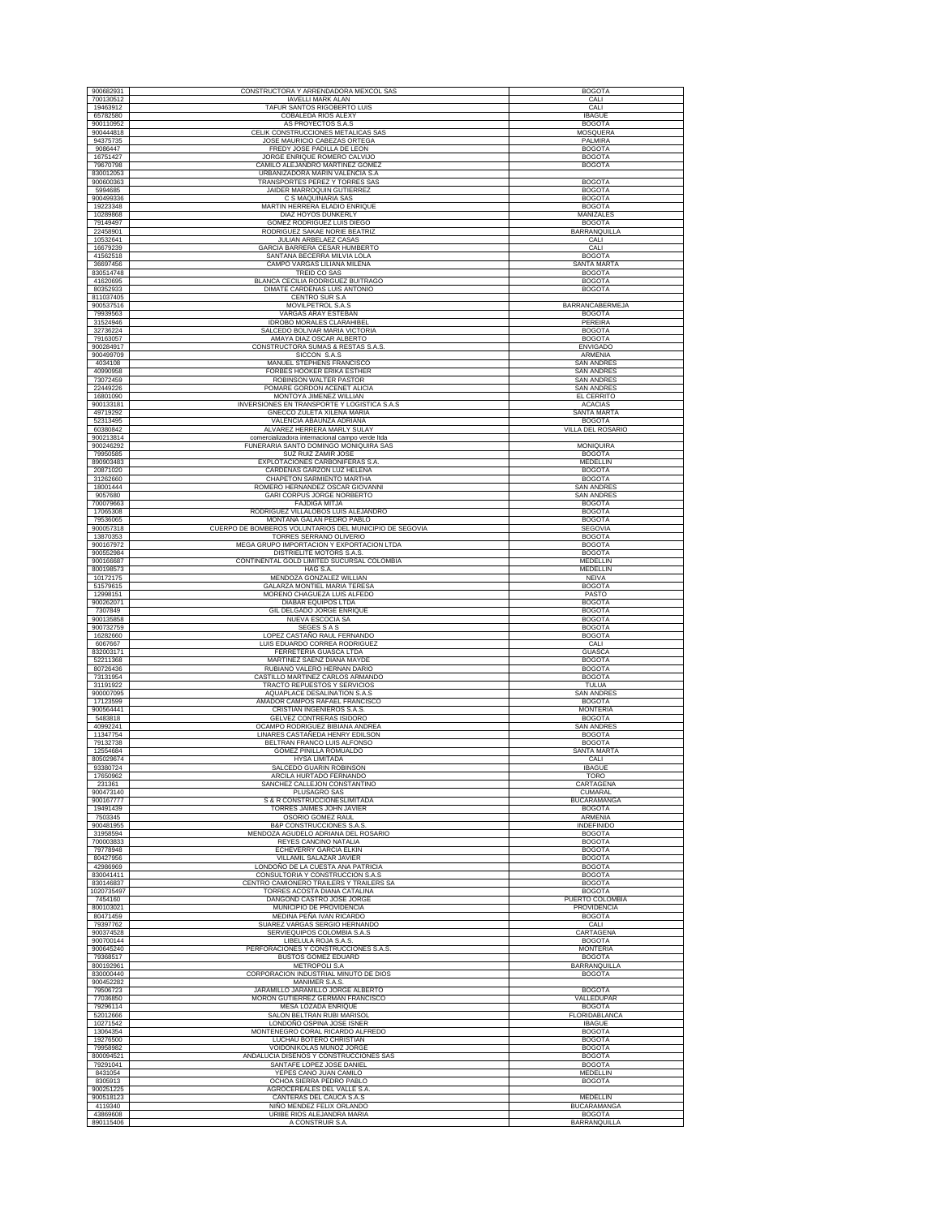| 900682931 | CONSTRUCTORA Y ARRENDADORA MEXCOL SAS | BOGOTA |
|---|---|---|
| 700130512 | IAVELLI MARK ALAN | CALI |
| 19463912 | TAFUR SANTOS RIGOBERTO LUIS | CALI |
| 65782580 | COBALEDA RIOS ALEXY | IBAGUE |
| 900110952 | AS PROYECTOS S.A.S | BOGOTA |
| 900444818 | CELIK CONSTRUCCIONES METALICAS SAS | MOSQUERA |
| 94375735 | JOSE MAURICIO CABEZAS ORTEGA | PALMIRA |
| 9086447 | FREDY JOSE PADILLA DE LEON | BOGOTA |
| 16751427 | JORGE ENRIQUE ROMERO CALVIJO | BOGOTA |
| 79670798 | CAMILO ALEJANDRO MARTINEZ GOMEZ | BOGOTA |
| 830012053 | URBANIZADORA MARIN VALENCIA S.A | |
| 900600363 | TRANSPORTES PEREZ Y TORRES SAS | BOGOTA |
| 5994685 | JAIDER MARROQUIN GUTIERREZ | BOGOTA |
| 900499336 | C S MAQUINARIA SAS | BOGOTA |
| 19223348 | MARTIN HERRERA ELADIO ENRIQUE | BOGOTA |
| 10289868 | DIAZ HOYOS DUNKERLY | MANIZALES |
| 79149497 | GOMEZ RODRIGUEZ LUIS DIEGO | BOGOTA |
| 22458901 | RODRIGUEZ SAKAE NORIE BEATRIZ | BARRANQUILLA |
| 10532641 | JULIAN ARBELAEZ CASAS | CALI |
| 16679239 | GARCIA BARRERA CESAR HUMBERTO | CALI |
| 41562518 | SANTANA BECERRA MILVIA LOLA | BOGOTA |
| 36697456 | CAMPO VARGAS LILIANA MILENA | SANTA MARTA |
| 830514748 | TREID CO SAS | BOGOTA |
| 41620695 | BLANCA CECILIA RODRIGUEZ BUITRAGO | BOGOTA |
| 80352933 | DIMATE CARDENAS LUIS ANTONIO | BOGOTA |
| 811037405 | CENTRO SUR S.A | |
| 900537516 | MOVILPETROL S.A.S | BARRANCABERMEJA |
| 79939563 | VARGAS ARAY ESTEBAN | BOGOTA |
| 31524946 | IDROBO MORALES CLARAHIBEL | PEREIRA |
| 32736224 | SALCEDO BOLIVAR MARIA VICTORIA | BOGOTA |
| 79163057 | AMAYA DIAZ OSCAR ALBERTO | BOGOTA |
| 900284917 | CONSTRUCTORA SUMAS & RESTAS S.A.S. | ENVIGADO |
| 900499709 | SICCON S.A.S | ARMENIA |
| 4034108 | MANUEL STEPHENS FRANCISCO | SAN ANDRES |
| 40990958 | FORBES HOOKER ERIKA ESTHER | SAN ANDRES |
| 73072459 | ROBINSON WALTER PASTOR | SAN ANDRES |
| 22449226 | POMARE GORDON ACENET ALICIA | SAN ANDRES |
| 16801090 | MONTOYA JIMENEZ WILLIAN | EL CERRITO |
| 900133181 | INVERSIONES EN TRANSPORTE Y LOGISTICA S.A.S | ACACIAS |
| 49719292 | GNECCO ZULETA XILENA MARIA | SANTA MARTA |
| 52313495 | VALENCIA ABAUNZA ADRIANA | BOGOTA |
| 60380842 | ALVAREZ HERRERA MARLY SULAY | VILLA DEL ROSARIO |
| 900213814 | comercializadora internacional campo verde ltda | |
| 900246292 | FUNERARIA SANTO DOMINGO MONIQUIRA SAS | MONIQUIRA |
| 79950585 | SUZ RUIZ ZAMIR JOSE | BOGOTA |
| 890903483 | EXPLOTACIONES CARBONIFERAS S.A. | MEDELLIN |
| 20871020 | CARDENAS GARZON LUZ HELENA | BOGOTA |
| 31262660 | CHAPETON SARMIENTO MARTHA | BOGOTA |
| 18001444 | ROMERO HERNANDEZ OSCAR GIOVANNI | SAN ANDRES |
| 9057680 | GARI CORPUS JORGE NORBERTO | SAN ANDRES |
| 700079663 | FAJDIGA MITJA | BOGOTA |
| 17065308 | RODRIGUEZ VILLALOBOS LUIS ALEJANDRO | BOGOTA |
| 79536065 | MONTAÑA GALAN PEDRO PABLO | BOGOTA |
| 900057318 | CUERPO DE BOMBEROS VOLUNTARIOS DEL MUNICIPIO DE SEGOVIA | SEGOVIA |
| 13870353 | TORRES SERRANO OLIVERIO | BOGOTA |
| 900167972 | MEGA GRUPO IMPORTACION Y EXPORTACION LTDA | BOGOTA |
| 900552984 | DISTRIELITE MOTORS S.A.S. | BOGOTA |
| 900166687 | CONTINENTAL GOLD LIMITED SUCURSAL COLOMBIA | MEDELLIN |
| 800198573 | HAG S.A. | MEDELLIN |
| 10172175 | MENDOZA GONZALEZ WILLIAN | NEIVA |
| 51579615 | GALARZA MONTIEL MARIA TERESA | BOGOTA |
| 12998151 | MORENO CHAGUEZA LUIS ALFEDO | PASTO |
| 900262071 | DIABAR EQUIPOS LTDA | BOGOTA |
| 7307849 | GIL DELGADO JORGE ENRIQUE | BOGOTA |
| 900135858 | NUEVA ESCOCIA SA | BOGOTA |
| 900732759 | SEGES S A S | BOGOTA |
| 16282660 | LOPEZ CASTAÑO RAUL FERNANDO | BOGOTA |
| 6067667 | LUIS EDUARDO CORREA RODRIGUEZ | CALI |
| 832003171 | FERRETERIA GUASCA LTDA | GUASCA |
| 52211368 | MARTINEZ SAENZ DIANA MAYDE | BOGOTA |
| 80726436 | RUBIANO VALERO HERNAN DARIO | BOGOTA |
| 73131954 | CASTILLO MARTINEZ CARLOS ARMANDO | BOGOTA |
| 31191922 | TRACTO REPUESTOS Y SERVICIOS | TULUA |
| 900007095 | AQUAPLACE DESALINATION S.A.S | SAN ANDRES |
| 17123599 | AMADOR CAMPOS RAFAEL FRANCISCO | BOGOTA |
| 900564441 | CRISTIAN INGENIEROS S.A.S. | MONTERIA |
| 5483818 | GELVEZ CONTRERAS ISIDORO | BOGOTA |
| 40992241 | OCAMPO RODRIGUEZ BIBIANA ANDREA | SAN ANDRES |
| 11347754 | LINARES CASTAÑEDA HENRY EDILSON | BOGOTA |
| 79132738 | BELTRAN FRANCO LUIS ALFONSO | BOGOTA |
| 12554684 | GOMEZ PINILLA ROMUALDO | SANTA MARTA |
| 805029674 | HYSA LIMITADA | CALI |
| 93380724 | SALCEDO GUARIN ROBINSON | IBAGUE |
| 17650962 | ARCILA HURTADO FERNANDO | TORO |
| 231361 | SANCHEZ CALLEJON CONSTANTINO | CARTAGENA |
| 900473140 | PLUSAGRO SAS | CUMARAL |
| 900167777 | S & R CONSTRUCCIONESLIMITADA | BUCARAMANGA |
| 19491439 | TORRES JAIMES JOHN JAVIER | BOGOTA |
| 7503345 | OSORIO GOMEZ RAUL | ARMENIA |
| 900481955 | B&P CONSTRUCCIONES S.A.S. | INDEFINIDO |
| 31958594 | MENDOZA AGUDELO ADRIANA DEL ROSARIO | BOGOTA |
| 700003833 | REYES CANCINO NATALIA | BOGOTA |
| 79778948 | ECHEVERRY GARCIA ELKIN | BOGOTA |
| 80427956 | VILLAMIL SALAZAR JAVIER | BOGOTA |
| 42986969 | LONDOÑO DE LA CUESTA ANA PATRICIA | BOGOTA |
| 830041411 | CONSULTORIA Y CONSTRUCCION S.A.S | BOGOTA |
| 830146837 | CENTRO CAMIONERO TRAILERS Y TRAILERS SA | BOGOTA |
| 1020735497 | TORRES ACOSTA DIANA CATALINA | BOGOTA |
| 7454160 | DANGOND CASTRO JOSE JORGE | PUERTO COLOMBIA |
| 800103021 | MUNICIPIO DE PROVIDENCIA | PROVIDENCIA |
| 80471459 | MEDINA PEÑA IVAN RICARDO | BOGOTA |
| 79397762 | SUAREZ VARGAS SERGIO HERNANDO | CALI |
| 900374528 | SERVIEQUIPOS COLOMBIA S.A.S | CARTAGENA |
| 900700144 | LIBELULA ROJA S.A.S. | BOGOTA |
| 900645240 | PERFORACIONES Y CONSTRUCCIONES S.A.S. | MONTERIA |
| 79368517 | BUSTOS GOMEZ EDUARD | BOGOTA |
| 800192961 | METROPOLI S.A | BARRANQUILLA |
| 830000440 | CORPORACION INDUSTRIAL MINUTO DE DIOS | BOGOTA |
| 900452282 | MANIMER S.A.S. | |
| 79506723 | JARAMILLO JARAMILLO JORGE ALBERTO | BOGOTA |
| 77036850 | MORON GUTIERREZ GERMAN FRANCISCO | VALLEDUPAR |
| 79296114 | MESA LOZADA ENRIQUE | BOGOTA |
| 52012666 | SALON BELTRAN RUBI MARISOL | FLORIDABLANCA |
| 10271542 | LONDOÑO OSPINA JOSE ISNER | IBAGUE |
| 13064354 | MONTENEGRO CORAL RICARDO ALFREDO | BOGOTA |
| 19276500 | LUCHAU BOTERO CHRISTIAN | BOGOTA |
| 79958982 | VOIDONIKOLAS MUÑOZ JORGE | BOGOTA |
| 800094521 | ANDALUCIA DISEÑOS Y CONSTRUCCIONES SAS | BOGOTA |
| 79291041 | SANTAFE LOPEZ JOSE DANIEL | BOGOTA |
| 8431054 | YEPES CANO JUAN CAMILO | MEDELLIN |
| 8305913 | OCHOA SIERRA PEDRO PABLO | BOGOTA |
| 900251225 | AGROCEREALES DEL VALLE S.A. | |
| 900518123 | CANTERAS DEL CAUCA S.A.S | MEDELLIN |
| 4119340 | NIÑO MENDEZ FELIX ORLANDO | BUCARAMANGA |
| 43869608 | URIBE RIOS ALEJANDRA MARIA | BOGOTA |
| 890115406 | A CONSTRUIR S.A. | BARRANQUILLA |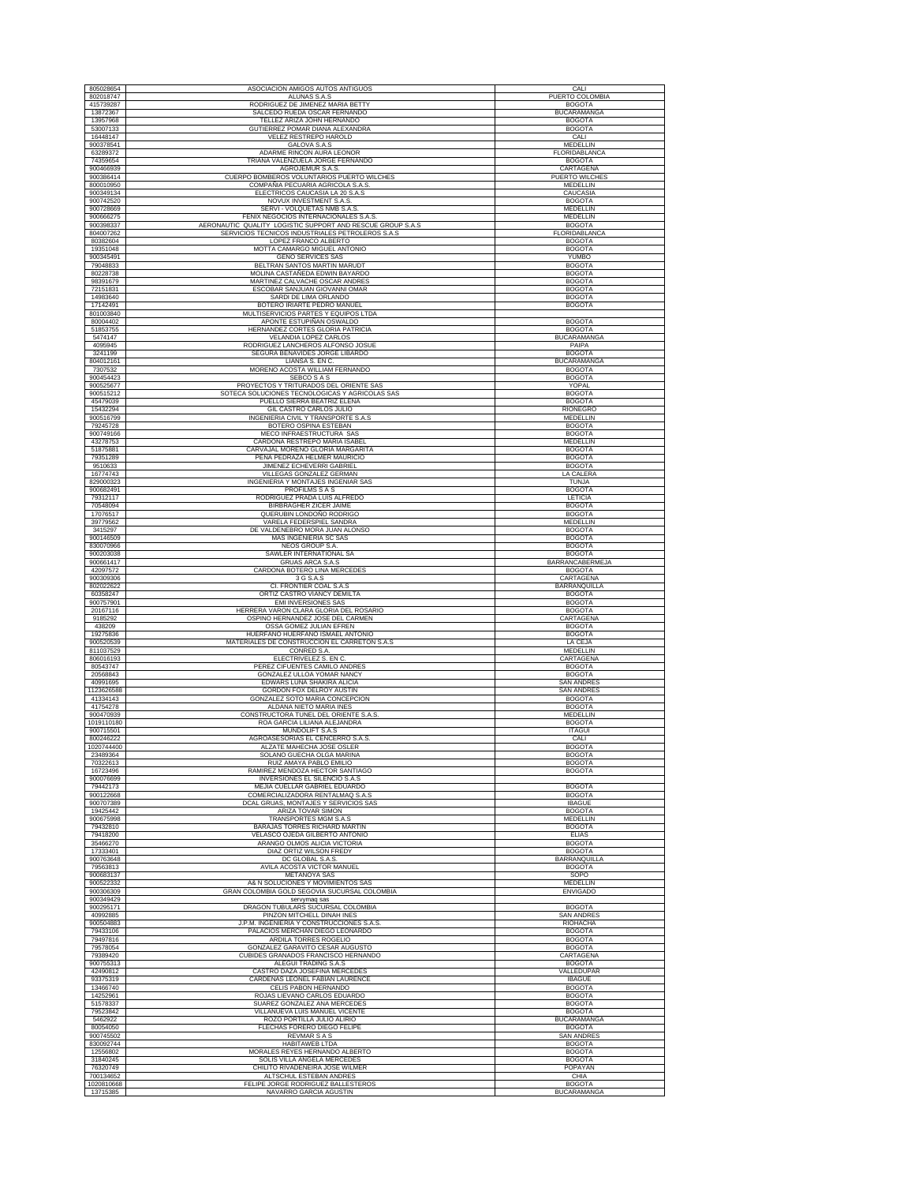| | | |
|---|---|---|
| 805028654 | ASOCIACION AMIGOS AUTOS ANTIGUOS | CALI |
| 802018747 | ALUNAS S.A.S | PUERTO COLOMBIA |
| 415739287 | RODRIGUEZ DE JIMENEZ MARIA BETTY | BOGOTA |
| 13872367 | SALCEDO RUEDA OSCAR FERNANDO | BUCARAMANGA |
| 13957968 | TELLEZ ARIZA JOHN HERNANDO | BOGOTA |
| 53007133 | GUTIERREZ POMAR DIANA ALEXANDRA | BOGOTA |
| 16448147 | VELEZ RESTREPO HAROLD | CALI |
| 900378541 | GALOVA S.A.S | MEDELLIN |
| 63289372 | ADARME RINCON AURA LEONOR | FLORIDABLANCA |
| 74359654 | TRIANA VALENZUELA JORGE FERNANDO | BOGOTA |
| 900466939 | AGROJEMUR S.A.S. | CARTAGENA |
| 900386414 | CUERPO BOMBEROS VOLUNTARIOS PUERTO WILCHES | PUERTO WILCHES |
| 800010950 | COMPAÑIA PECUARIA AGRICOLA S.A.S. | MEDELLIN |
| 900349134 | ELECTRICOS CAUCASIA LA 20 S.A.S | CAUCASIA |
| 900742520 | NOVUX INVESTMENT S.A.S. | BOGOTA |
| 900728669 | SERVI - VOLQUETAS NMB S.A.S. | MEDELLIN |
| 900666275 | FENIX NEGOCIOS INTERNACIONALES S.A.S. | MEDELLIN |
| 900398337 | AERONAUTIC QUALITY LOGISTIC SUPPORT AND RESCUE GROUP S.A.S | BOGOTA |
| 804007262 | SERVICIOS TECNICOS INDUSTRIALES PETROLEROS S.A.S | FLORIDABLANCA |
| 80382604 | LOPEZ FRANCO ALBERTO | BOGOTA |
| 19351048 | MOTTA CAMARGO MIGUEL ANTONIO | BOGOTA |
| 900345491 | GENO SERVICES SAS | YUMBO |
| 79048833 | BELTRAN SANTOS MARTIN MARUDT | BOGOTA |
| 80228738 | MOLINA CASTAÑEDA EDWIN BAYARDO | BOGOTA |
| 98391679 | MARTINEZ CALVACHE OSCAR ANDRES | BOGOTA |
| 72151831 | ESCOBAR SANJUAN GIOVANNI OMAR | BOGOTA |
| 14983640 | SARDI DE LIMA ORLANDO | BOGOTA |
| 17142491 | BOTERO IRIARTE PEDRO MANUEL | BOGOTA |
| 801003840 | MULTISERVICIOS PARTES Y EQUIPOS LTDA | |
| 80004402 | APONTE ESTUPIÑAN OSWALDO | BOGOTA |
| 51853755 | HERNANDEZ CORTES GLORIA PATRICIA | BOGOTA |
| 5474147 | VELANDIA LOPEZ CARLOS | BUCARAMANGA |
| 4095945 | RODRIGUEZ LANCHEROS ALFONSO JOSUE | PAIPA |
| 3241199 | SEGURA BENAVIDES JORGE LIBARDO | BOGOTA |
| 804012161 | LIANSA S. EN C. | BUCARAMANGA |
| 7307532 | MORENO ACOSTA WILLIAM FERNANDO | BOGOTA |
| 900454423 | SEBCO S A S | BOGOTA |
| 900525677 | PROYECTOS Y TRITURADOS DEL ORIENTE SAS | YOPAL |
| 900515212 | SOTECA SOLUCIONES TECNOLOGICAS Y AGRICOLAS SAS | BOGOTA |
| 45479039 | PUELLO SIERRA BEATRIZ ELENA | BOGOTA |
| 15432294 | GIL CASTRO CARLOS JULIO | RIONEGRO |
| 900516799 | INGENIERIA CIVIL Y TRANSPORTE S.A.S | MEDELLIN |
| 79245728 | BOTERO OSPINA ESTEBAN | BOGOTA |
| 900749166 | MECO INFRAESTRUCTURA SAS | BOGOTA |
| 43278753 | CARDONA RESTREPO MARIA ISABEL | MEDELLIN |
| 51875881 | CARVAJAL MORENO GLORIA MARGARITA | BOGOTA |
| 79351289 | PEÑA PEDRAZA HELMER MAURICIO | BOGOTA |
| 9510633 | JIMENEZ ECHEVERRI GABRIEL | BOGOTA |
| 16774743 | VILLEGAS GONZALEZ GERMAN | LA CALERA |
| 829000323 | INGENIERIA Y MONTAJES INGENIAR SAS | TUNJA |
| 900682491 | PROFILMS S A S | BOGOTA |
| 79312117 | RODRIGUEZ PRADA LUIS ALFREDO | LETICIA |
| 70548094 | BIRBRAGHER ZICER JAIME | BOGOTA |
| 17076517 | QUERUBIN LONDOÑO RODRIGO | BOGOTA |
| 39779562 | VARELA FEDERSPIEL SANDRA | MEDELLIN |
| 3415297 | DE VALDENEBRO MORA JUAN ALONSO | BOGOTA |
| 900146509 | MAS INGENIERIA SC SAS | BOGOTA |
| 830070966 | NEOS GROUP S.A. | BOGOTA |
| 900203038 | SAWLER INTERNATIONAL SA | BOGOTA |
| 900661417 | GRUAS ARCA S.A.S | BARRANCABERMEJA |
| 42097572 | CARDONA BOTERO LINA MERCEDES | BOGOTA |
| 900309306 | 3 G S.A.S | CARTAGENA |
| 802022622 | CI FRONTIER COAL S.A.S | BARRANQUILLA |
| 60358247 | ORTIZ CASTRO VIANCY DEMILTA | BOGOTA |
| 900757901 | EMI INVERSIONES SAS | BOGOTA |
| 20167116 | HERRERA VARON CLARA GLORIA DEL ROSARIO | BOGOTA |
| 9185292 | OSPINO HERNANDEZ JOSE DEL CARMEN | CARTAGENA |
| 438209 | OSSA GOMEZ JULIAN EFREN | BOGOTA |
| 19275836 | HUERFANO HUERFANO ISMAEL ANTONIO | BOGOTA |
| 900520539 | MATERIALES DE CONSTRUCCION EL CARRETON S.A.S | LA CEJA |
| 811037529 | CONRED S.A. | MEDELLIN |
| 806016193 | ELECTRIVELEZ S. EN C. | CARTAGENA |
| 80543747 | PEREZ CIFUENTES CAMILO ANDRES | BOGOTA |
| 20568843 | GONZALEZ ULLOA YOMAR NANCY | BOGOTA |
| 40991695 | EDWARS LUNA SHAKIRA ALICIA | SAN ANDRES |
| 1123626588 | GORDON FOX DELROY AUSTIN | SAN ANDRES |
| 41334143 | GONZALEZ SOTO MARIA CONCEPCION | BOGOTA |
| 41754278 | ALDANA NIETO MARIA INES | BOGOTA |
| 900470939 | CONSTRUCTORA TUNEL DEL ORIENTE S.A.S. | MEDELLIN |
| 1019110180 | ROA GARCIA LILIANA ALEJANDRA | BOGOTA |
| 900715501 | MUNDOLIFT S.A.S | ITAGUI |
| 800246222 | AGROASESORIAS EL CENCERRO S.A.S. | CALI |
| 1020744400 | ALZATE MAHECHA JOSE OSLER | BOGOTA |
| 23489364 | SOLANO GUECHA OLGA MARINA | BOGOTA |
| 70322613 | RUIZ AMAYA PABLO EMILIO | BOGOTA |
| 16723496 | RAMIREZ MENDOZA HECTOR SANTIAGO | BOGOTA |
| 900076699 | INVERSIONES EL SILENCIO S.A.S | |
| 79442173 | MEJIA CUELLAR GABRIEL EDUARDO | BOGOTA |
| 900122668 | COMERCIALIZADORA RENTALMAQ S.A.S | BOGOTA |
| 900707389 | DCAL GRUAS, MONTAJES Y SERVICIOS SAS | IBAGUE |
| 19425442 | ARIZA TOVAR SIMON | BOGOTA |
| 900675998 | TRANSPORTES MGM S.A.S | MEDELLIN |
| 79432810 | BARAJAS TORRES RICHARD MARTIN | BOGOTA |
| 79418200 | VELASCO OJEDA GILBERTO ANTONIO | ELIAS |
| 35466270 | ARANGO OLMOS ALICIA VICTORIA | BOGOTA |
| 17333401 | DIAZ ORTIZ WILSON FREDY | BOGOTA |
| 900763648 | DC GLOBAL S.A.S. | BARRANQUILLA |
| 79563813 | AVILA ACOSTA VICTOR MANUEL | BOGOTA |
| 900683137 | METANOYA SAS | SOPO |
| 900522332 | A& N SOLUCIONES Y MOVIMIENTOS SAS | MEDELLIN |
| 900306309 | GRAN COLOMBIA GOLD SEGOVIA SUCURSAL COLOMBIA | ENVIGADO |
| 900349429 | servymaq sas | |
| 900295171 | DRAGON TUBULARS SUCURSAL COLOMBIA | BOGOTA |
| 40992885 | PINZON MITCHELL DINAH INES | SAN ANDRES |
| 900504883 | J.P.M. INGENIERIA Y CONSTRUCCIONES S.A.S. | RIOHACHA |
| 79433106 | PALACIOS MERCHAN DIEGO LEONARDO | BOGOTA |
| 79497816 | ARDILA TORRES ROGELIO | BOGOTA |
| 79578054 | GONZALEZ GARAVITO CESAR AUGUSTO | BOGOTA |
| 79389420 | CUBIDES GRANADOS FRANCISCO HERNANDO | CARTAGENA |
| 900755313 | ALEGUI TRADING S.A.S | BOGOTA |
| 42490812 | CASTRO DAZA JOSEFINA MERCEDES | VALLEDUPAR |
| 93375319 | CARDENAS LEONEL FABIAN LAURENCE | IBAGUE |
| 13466740 | CELIS PABON HERNANDO | BOGOTA |
| 14252961 | ROJAS LIEVANO CARLOS EDUARDO | BOGOTA |
| 51578337 | SUAREZ GONZALEZ ANA MERCEDES | BOGOTA |
| 79523842 | VILLANUEVA LUIS MANUEL VICENTE | BOGOTA |
| 5462922 | ROZO PORTILLA JULIO ALIRIO | BUCARAMANGA |
| 80054050 | FLECHAS FORERO DIEGO FELIPE | BOGOTA |
| 900745502 | REVMAR S A S | SAN ANDRES |
| 830092744 | HABITAWEB LTDA | BOGOTA |
| 12556802 | MORALES REYES HERNANDO ALBERTO | BOGOTA |
| 31840245 | SOLIS VILLA ANGELA MERCEDES | BOGOTA |
| 76320749 | CHILITO RIVADENEIRA JOSE WILMER | POPAYAN |
| 700134652 | ALTSCHUL ESTEBAN ANDRES | CHIA |
| 1020810668 | FELIPE JORGE RODRIGUEZ BALLESTEROS | BOGOTA |
| 13715385 | NAVARRO GARCIA AGUSTIN | BUCARAMANGA |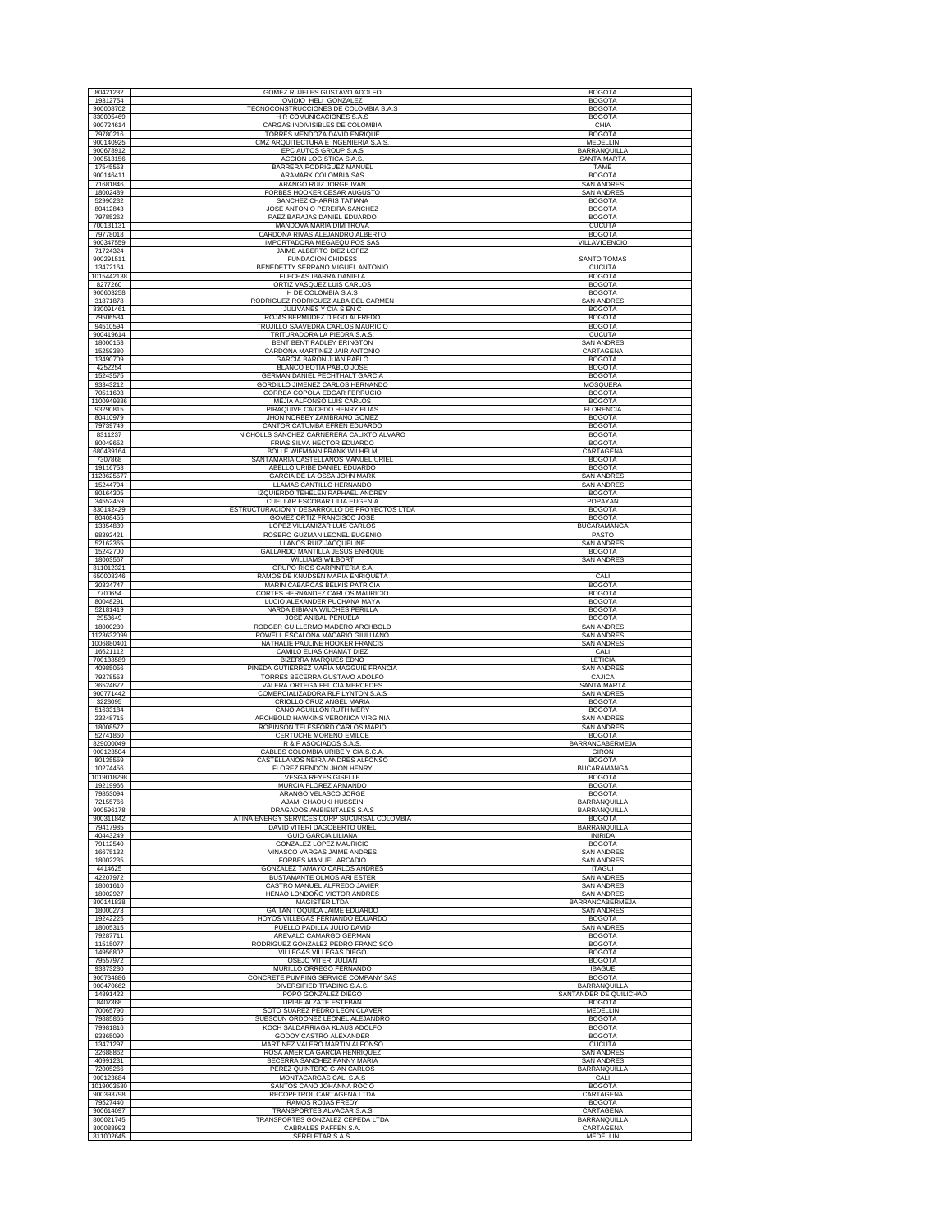| | | |
|---|---|---|
| 80421232 | GOMEZ RUELES GUSTAVO ADOLFO | BOGOTA |
| 19312754 | OVIDIO HELI GONZALEZ | BOGOTA |
| 900008702 | TECNOCONSTRUCCIONES DE COLOMBIA S.A.S | BOGOTA |
| 830095469 | H R COMUNICACIONES S.A.S | BOGOTA |
| 900724614 | CARGAS INDIVISIBLES DE COLOMBIA | CHIA |
| 79780216 | TORRES MENDOZA DAVID ENRIQUE | BOGOTA |
| 900140925 | CMZ ARQUITECTURA E INGENIERIA S.A.S. | MEDELLIN |
| 900678912 | EPC AUTOS GROUP S.A.S | BARRANQUILLA |
| 900513156 | ACCION LOGISTICA S.A.S. | SANTA MARTA |
| 17545553 | BARRERA RODRIGUEZ MANUEL | TAME |
| 900146411 | ARAMARK COLOMBIA SAS | BOGOTA |
| 71681846 | ARANGO RUIZ JORGE IVAN | SAN ANDRES |
| 18002489 | FORBES HOOKER CESAR AUGUSTO | SAN ANDRES |
| 52990232 | SANCHEZ CHARRIS TATIANA | BOGOTA |
| 80412843 | JOSE ANTONIO PEREIRA SANCHEZ | BOGOTA |
| 79785262 | PAEZ BARAJAS DANIEL EDUARDO | BOGOTA |
| 700131131 | MANDOVA MARIA DIMITROVA | CUCUTA |
| 79778018 | CARDONA RIVAS ALEJANDRO ALBERTO | BOGOTA |
| 900347559 | IMPORTADORA MEGAEQUIPOS SAS | VILLAVICENCIO |
| 71724324 | JAIME ALBERTO DIEZ LOPEZ | |
| 900291511 | FUNDACION CHIDESS | SANTO TOMAS |
| 13472164 | BENEDETTY SERRANO MIGUEL ANTONIO | CUCUTA |
| 1015442138 | FLECHAS IBARRA DANIELA | BOGOTA |
| 8277260 | ORTIZ VASQUEZ LUIS CARLOS | BOGOTA |
| 900603258 | H DE COLOMBIA S.A.S | BOGOTA |
| 31871878 | RODRIGUEZ RODRIGUEZ ALBA DEL CARMEN | SAN ANDRES |
| 830091461 | JULIVANES Y CIA S EN C | BOGOTA |
| 79506534 | ROJAS BERMUDEZ DIEGO ALFREDO | BOGOTA |
| 94510594 | TRUJILLO SAAVEDRA CARLOS MAURICIO | BOGOTA |
| 900419614 | TRITURADORA LA PIEDRA S.A.S. | CUCUTA |
| 18000153 | BENT BENT RADLEY ERINGTON | SAN ANDRES |
| 15259380 | CARDONA MARTINEZ JAIR ANTONIO | CARTAGENA |
| 13490709 | GARCIA BARON JUAN PABLO | BOGOTA |
| 4252254 | BLANCO BOTIA PABLO JOSE | BOGOTA |
| 15243575 | GERMAN DANIEL PECHTHALT GARCIA | BOGOTA |
| 93343212 | GORDILLO JIMENEZ CARLOS HERNANDO | MOSQUERA |
| 70511693 | CORREA COPOLA EDGAR FERRUCIO | BOGOTA |
| 1100949386 | MEJIA ALFONSO LUIS CARLOS | BOGOTA |
| 93290815 | PIRAQUIVE CAICEDO HENRY ELIAS | FLORENCIA |
| 80410979 | JHON NORBEY ZAMBRANO GOMEZ | BOGOTA |
| 79739749 | CANTOR CATUMBA EFREN EDUARDO | BOGOTA |
| 8311237 | NICHOLLS SANCHEZ CARNERERA CALIXTO ALVARO | BOGOTA |
| 80049652 | FRIAS SILVA HECTOR EDUARDO | BOGOTA |
| 680439164 | BOLLE WIEMANN FRANK WILHELM | CARTAGENA |
| 7307868 | SANTAMARIA CASTELLANOS MANUEL URIEL | BOGOTA |
| 19116753 | ABELLO URIBE DANIEL EDUARDO | BOGOTA |
| 1123625577 | GARCIA DE LA OSSA JOHN MARK | SAN ANDRES |
| 15244794 | LLAMAS CANTILLO HERNANDO | SAN ANDRES |
| 80164305 | IZQUIERDO TEHELEN RAPHAEL ANDREY | BOGOTA |
| 34552459 | CUELLAR ESCOBAR LILIA EUGENIA | POPAYAN |
| 830142429 | ESTRUCTURACION Y DESARROLLO DE PROYECTOS LTDA | BOGOTA |
| 80408455 | GOMEZ ORTIZ FRANCISCO JOSE | BOGOTA |
| 13354839 | LOPEZ VILLAMIZAR LUIS CARLOS | BUCARAMANGA |
| 98392421 | ROSERO GUZMAN LEONEL EUGENIO | PASTO |
| 52162365 | LLANOS RUIZ JACQUELINE | SAN ANDRES |
| 15242700 | GALLARDO MANTILLA JESUS ENRIQUE | BOGOTA |
| 18003567 | WILLIAMS WILBORT | SAN ANDRES |
| 811012321 | GRUPO RIOS CARPINTERIA S.A | |
| 650008346 | RAMOS DE KNUDSEN MARIA ENRIQUETA | CALI |
| 30334747 | MARIN CABARCAS BELKIS PATRICIA | BOGOTA |
| 7700654 | CORTES HERNANDEZ CARLOS MAURICIO | BOGOTA |
| 80048291 | LUCIO ALEXANDER PUCHANA MAYA | BOGOTA |
| 52181419 | NARDA BIBIANA WILCHES PERILLA | BOGOTA |
| 2953649 | JOSE ANIBAL PEÑUELA | BOGOTA |
| 18000239 | RODGER GUILLERMO MADERO ARCHBOLD | SAN ANDRES |
| 1123632099 | POWELL ESCALONA MACARIO GIULLIANO | SAN ANDRES |
| 1006880401 | NATHALIE PAULINE HOOKER FRANCIS | SAN ANDRES |
| 16621112 | CAMILO ELIAS CHAMAT DIEZ | CALI |
| 700138589 | BIZERRA MARQUES EDNO | LETICIA |
| 40985056 | PINEDA GUTIERREZ MARIA MAGGUIE FRANCIA | SAN ANDRES |
| 79278553 | TORRES BECERRA GUSTAVO ADOLFO | CAJICA |
| 36524672 | VALERA ORTEGA FELICIA MERCEDES | SANTA MARTA |
| 900771442 | COMERCIALIZADORA RLF LYNTON S.A.S | SAN ANDRES |
| 3228095 | CRIOLLO CRUZ ANGEL MARIA | BOGOTA |
| 51633184 | CANO AGUILLON RUTH MERY | BOGOTA |
| 23248715 | ARCHBOLD HAWKINS VERONICA VIRGINIA | SAN ANDRES |
| 18008572 | ROBINSON TELESFORD CARLOS MARIO | SAN ANDRES |
| 52741860 | CERTUCHE MORENO EMILCE | BOGOTA |
| 829000049 | R & F ASOCIADOS S.A.S. | BARRANCABERMEJA |
| 900123504 | CABLES COLOMBIA URIBE Y CIA S.C.A. | GIRON |
| 80135559 | CASTELLANOS NEIRA ANDRES ALFONSO | BOGOTA |
| 10274456 | FLOREZ RENDON JHON HENRY | BUCARAMANGA |
| 1019018298 | VESGA REYES GISELLE | BOGOTA |
| 19219966 | MURCIA FLOREZ ARMANDO | BOGOTA |
| 79853094 | ARANGO VELASCO JORGE | BOGOTA |
| 72155766 | AJAMI CHAOUKI HUSSEIN | BARRANQUILLA |
| 900596178 | DRAGADOS AMBIENTALES S.A.S | BARRANQUILLA |
| 900311842 | ATINA ENERGY SERVICES CORP SUCURSAL COLOMBIA | BOGOTA |
| 79417985 | DAVID VITERI DAGOBERTO URIEL | BARRANQUILLA |
| 40443249 | GUIO GARCIA LILIANA | INIRIDA |
| 79112540 | GONZALEZ LOPEZ MAURICIO | BOGOTA |
| 16675132 | VINASCO VARGAS JAIME ANDRES | SAN ANDRES |
| 18002235 | FORBES MANUEL ARCADIO | SAN ANDRES |
| 4414625 | GONZALEZ TAMAYO CARLOS ANDRES | ITAGUI |
| 42207972 | BUSTAMANTE OLMOS ARI ESTER | SAN ANDRES |
| 18001610 | CASTRO MANUEL ALFREDO JAVIER | SAN ANDRES |
| 18002927 | HENAO LONDOÑO VICTOR ANDRES | SAN ANDRES |
| 800141838 | MAGISTER LTDA | BARRANCABERMEJA |
| 18000273 | GAITAN TOQUICA JAIME EDUARDO | SAN ANDRES |
| 19242225 | HOYOS VILLEGAS FERNANDO EDUARDO | BOGOTA |
| 18005315 | PUELLO PADILLA JULIO DAVID | SAN ANDRES |
| 79287711 | AREVALO CAMARGO GERMAN | BOGOTA |
| 11515077 | RODRIGUEZ GONZALEZ PEDRO FRANCISCO | BOGOTA |
| 14956802 | VILLEGAS VILLEGAS DIEGO | BOGOTA |
| 79557972 | OSEJO VITERI JULIAN | BOGOTA |
| 93373280 | MURILLO ORREGO FERNANDO | IBAGUE |
| 900734886 | CONCRETE PUMPING SERVICE COMPANY SAS | BOGOTA |
| 900470662 | DIVERSIFIED TRADING S.A.S. | BARRANQUILLA |
| 14891422 | POPO GONZALEZ DIEGO | SANTANDER DE QUILICHAO |
| 8407368 | URIBE ALZATE ESTEBAN | BOGOTA |
| 70065790 | SOTO SUAREZ PEDRO LEON CLAVER | MEDELLIN |
| 79885865 | SUESCUN ORDOÑEZ LEONEL ALEJANDRO | BOGOTA |
| 79981816 | KOCH SALDARRIAGA KLAUS ADOLFO | BOGOTA |
| 93365090 | GODOY CASTRO ALEXANDER | BOGOTA |
| 13471297 | MARTINEZ VALERO MARTIN ALFONSO | CUCUTA |
| 32688862 | ROSA AMERICA GARCIA HENRIQUEZ | SAN ANDRES |
| 40991231 | BECERRA SANCHEZ FANNY MARIA | SAN ANDRES |
| 72005266 | PEREZ QUINTERO GIAN CARLOS | BARRANQUILLA |
| 900123684 | MONTACARGAS CALI S.A.S | CALI |
| 1019003580 | SANTOS CANO JOHANNA ROCIO | BOGOTA |
| 900393798 | RECOPETROL CARTAGENA LTDA | CARTAGENA |
| 79527440 | RAMOS ROJAS FREDY | BOGOTA |
| 900614097 | TRANSPORTES ALVACAR S.A.S | CARTAGENA |
| 800021745 | TRANSPORTES GONZALEZ CEPEDA LTDA | BARRANQUILLA |
| 800088993 | CABRALES PAFFEN S.A. | CARTAGENA |
| 811002645 | SERFLETAR S.A.S. | MEDELLIN |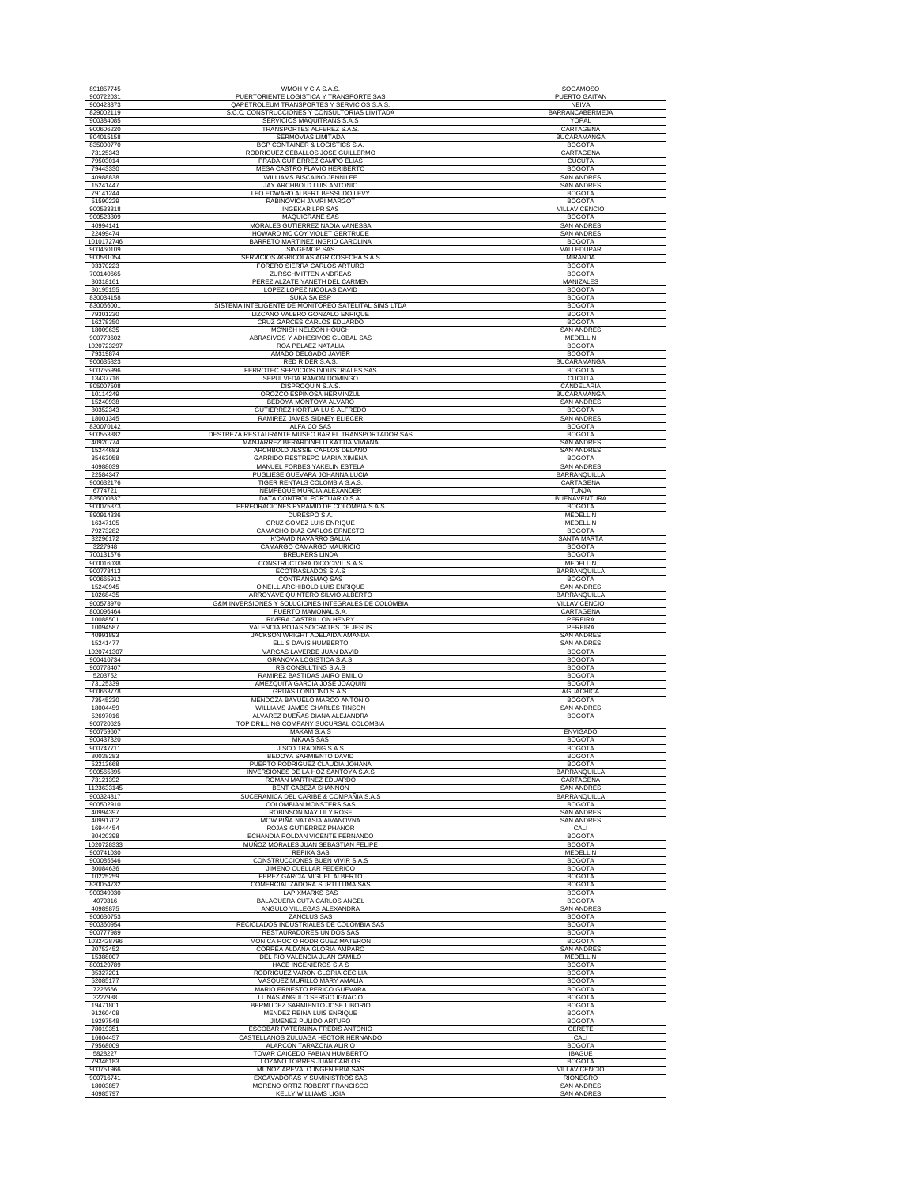| | | |
|---|---|---|
| 891857745 | WMOH Y CIA S.A.S. | SOGAMOSO |
| 900722031 | PUERTORIENTE LOGISTICA Y TRANSPORTE SAS | PUERTO GAITAN |
| 900423373 | QAPETROLEUM TRANSPORTES Y SERVICIOS S.A.S. | NEIVA |
| 829002119 | S.C.C. CONSTRUCCIONES Y CONSULTORIAS LIMITADA | BARRANCABERMEJA |
| 900384085 | SERVICIOS MAQUITRANS S.A.S | YOPAL |
| 900606220 | TRANSPORTES ALFEREZ S.A.S. | CARTAGENA |
| 804015158 | SERMOVIAS LIMITADA | BUCARAMANGA |
| 835000770 | BGP CONTAINER & LOGISTICS S.A. | BOGOTA |
| 73125343 | RODRIGUEZ CEBALLOS JOSE GUILLERMO | CARTAGENA |
| 79503014 | PRADA GUTIERREZ CAMPO ELIAS | CUCUTA |
| 79443330 | MESA CASTRO FLAVIO HERIBERTO | BOGOTA |
| 40988838 | WILLIAMS BISCAINO JENNILEE | SAN ANDRES |
| 15241447 | JAY ARCHBOLD LUIS ANTONIO | SAN ANDRES |
| 79141244 | LEO EDWARD ALBERT BESSUDO LEVY | BOGOTA |
| 51590229 | RABINOVICH JAMRI MARGOT | BOGOTA |
| 900533318 | INGEKAR LPR SAS | VILLAVICENCIO |
| 900523809 | MAQUICRANE SAS | BOGOTA |
| 40994141 | MORALES GUTIERREZ NADIA VANESSA | SAN ANDRES |
| 22499474 | HOWARD MC COY VIOLET GERTRUDE | SAN ANDRES |
| 1010172746 | BARRETO MARTINEZ INGRID CAROLINA | BOGOTA |
| 900460109 | SINGEMOP SAS | VALLEDUPAR |
| 900581054 | SERVICIOS AGRICOLAS AGRICOSECHA S.A.S | MIRANDA |
| 93370223 | FORERO SIERRA CARLOS ARTURO | BOGOTA |
| 700140665 | ZURSCHMITTEN ANDREAS | BOGOTA |
| 30318161 | PEREZ ALZATE YANETH DEL CARMEN | MANIZALES |
| 80195155 | LOPEZ LOPEZ NICOLAS DAVID | BOGOTA |
| 830034158 | SUKA SA ESP | BOGOTA |
| 830066001 | SISTEMA INTELIGENTE DE MONITOREO SATELITAL SIMS LTDA | BOGOTA |
| 79301230 | LIZCANO VALERO GONZALO ENRIQUE | BOGOTA |
| 16278350 | CRUZ GARCES CARLOS EDUARDO | BOGOTA |
| 18009635 | MC'NISH NELSON HOUGH | SAN ANDRES |
| 900773602 | ABRASIVOS Y ADHESIVOS GLOBAL SAS | MEDELLIN |
| 1020723297 | ROA PELAEZ NATALIA | BOGOTA |
| 79319874 | AMADO DELGADO JAVIER | BOGOTA |
| 900635823 | RED RIDER S.A.S. | BUCARAMANGA |
| 900755996 | FERROTEC SERVICIOS INDUSTRIALES SAS | BOGOTA |
| 13437716 | SEPULVEDA RAMON DOMINGO | CUCUTA |
| 805007508 | DISPROQUIN S.A.S. | CANDELARIA |
| 10114249 | OROZCO ESPINOSA HERMINZUL | BUCARAMANGA |
| 15240938 | BEDOYA MONTOYA ALVARO | SAN ANDRES |
| 80352343 | GUTIERREZ HORTUA LUIS ALFREDO | BOGOTA |
| 18001345 | RAMIREZ JAMES SIDNEY ELIECER | SAN ANDRES |
| 830070142 | ALFA CO SAS | BOGOTA |
| 900553382 | DESTREZA RESTAURANTE MUSEO BAR EL TRANSPORTADOR SAS | BOGOTA |
| 40920774 | MANJARREZ BERARDINELLI KATTIA VIVIANA | SAN ANDRES |
| 15244683 | ARCHBOLD JESSIE CARLOS DELANO | SAN ANDRES |
| 35463058 | GARRIDO RESTREPO MARIA XIMENA | BOGOTA |
| 40988039 | MANUEL FORBES YAKELIN ESTELA | SAN ANDRES |
| 22584347 | PUGLIESE GUEVARA JOHANNA LUCIA | BARRANQUILLA |
| 900632176 | TIGER RENTALS COLOMBIA S.A.S. | CARTAGENA |
| 6774721 | NEMPEQUE MURCIA ALEXANDER | TUNJA |
| 835000837 | DATA CONTROL PORTUARIO S.A. | BUENAVENTURA |
| 900075373 | PERFORACIONES PYRAMID DE COLOMBIA S.A.S | BOGOTA |
| 890914336 | DURESPO S.A. | MEDELLIN |
| 16347105 | CRUZ GOMEZ LUIS ENRIQUE | MEDELLIN |
| 79273282 | CAMACHO DIAZ CARLOS ERNESTO | BOGOTA |
| 32296172 | K'DAVID NAVARRO SALUA | SANTA MARTA |
| 3227948 | CAMARGO CAMARGO MAURICIO | BOGOTA |
| 700131576 | BREUKERS LINDA | BOGOTA |
| 900016038 | CONSTRUCTORA DICOCIVIL S.A.S | MEDELLIN |
| 900778413 | ECOTRASLADOS S.A.S | BARRANQUILLA |
| 900665912 | CONTRANSMAQ SAS | BOGOTA |
| 15240945 | O'NEILL ARCHIBOLD LUIS ENRIQUE | SAN ANDRES |
| 10268435 | ARROYAVE QUINTERO SILVIO ALBERTO | BARRANQUILLA |
| 900573970 | G&M INVERSIONES Y SOLUCIONES INTEGRALES DE COLOMBIA | VILLAVICENCIO |
| 800096464 | PUERTO MAMONAL S.A. | CARTAGENA |
| 10088501 | RIVERA CASTRILLON HENRY | PEREIRA |
| 10094587 | VALENCIA ROJAS SOCRATES DE JESUS | PEREIRA |
| 40991893 | JACKSON WRIGHT ADELAIDA AMANDA | SAN ANDRES |
| 15241477 | ELLIS DAVIS HUMBERTO | SAN ANDRES |
| 1020741307 | VARGAS LAVERDE JUAN DAVID | BOGOTA |
| 900410734 | GRANOVA LOGISTICA S.A.S. | BOGOTA |
| 900778407 | RS CONSULTING S.A.S | BOGOTA |
| 5203752 | RAMIREZ BASTIDAS JAIRO EMILIO | BOGOTA |
| 73125339 | AMEZQUITA GARCIA JOSE JOAQUIN | BOGOTA |
| 900663778 | GRUAS LONDONO S.A.S. | AGUACHICA |
| 73545230 | MENDOZA BAYUELO MARCO ANTONIO | BOGOTA |
| 18004459 | WILLIAMS JAMES CHARLES TINSON | SAN ANDRES |
| 52697016 | ALVAREZ DUEÑAS DIANA ALEJANDRA | BOGOTA |
| 900720625 | TOP DRILLING COMPANY SUCURSAL COLOMBIA | |
| 900759607 | MAKAM S.A.S | ENVIGADO |
| 900437320 | MKAAS SAS | BOGOTA |
| 900747711 | JISCO TRADING S.A.S | BOGOTA |
| 80038283 | BEDOYA SARMIENTO DAVID | BOGOTA |
| 52213668 | PUERTO RODRIGUEZ CLAUDIA JOHANA | BOGOTA |
| 900565895 | INVERSIONES DE LA HOZ SANTOYA S.A.S | BARRANQUILLA |
| 73121392 | ROMAN MARTINEZ EDUARDO | CARTAGENA |
| 1123633145 | BENT CABEZA SHANNON | SAN ANDRES |
| 900324817 | SUCERAMICA DEL CARIBE & COMPAÑIA S.A.S | BARRANQUILLA |
| 900502910 | COLOMBIAN MONSTERS SAS | BOGOTA |
| 40994397 | ROBINSON MAY LILY ROSE | SAN ANDRES |
| 40991702 | MOW PIÑA NATASIA AIVANOVNA | SAN ANDRES |
| 16944454 | ROJAS GUTIERREZ PHANOR | CALI |
| 80420398 | ECHANDIA ROLDAN VICENTE FERNANDO | BOGOTA |
| 1020728333 | MUÑOZ MORALES JUAN SEBASTIAN FELIPE | BOGOTA |
| 900741030 | REPIKA SAS | MEDELLIN |
| 900085546 | CONSTRUCCIONES BUEN VIVIR S.A.S | BOGOTA |
| 80084636 | JIMENO CUELLAR FEDERICO | BOGOTA |
| 10225259 | PEREZ GARCIA MIGUEL ALBERTO | BOGOTA |
| 830054732 | COMERCIALIZADORA SURTI LUMA SAS | BOGOTA |
| 900349030 | LAPIXMARKS SAS | BOGOTA |
| 4079316 | BALAGUERA CUTA CARLOS ANGEL | BOGOTA |
| 40989875 | ANGULO VILLEGAS ALEXANDRA | SAN ANDRES |
| 900680753 | ZANCLUS SAS | BOGOTA |
| 900360954 | RECICLADOS INDUSTRIALES DE COLOMBIA SAS | BOGOTA |
| 900777989 | RESTAURADORES UNIDOS SAS | BOGOTA |
| 1032428796 | MONICA ROCIO RODRIGUEZ MATERON | BOGOTA |
| 20753452 | CORREA ALDANA GLORIA AMPARO | SAN ANDRES |
| 15388007 | DEL RIO VALENCIA JUAN CAMILO | MEDELLIN |
| 800129789 | HACE INGENIEROS S A S | BOGOTA |
| 35327201 | RODRIGUEZ VARON GLORIA CECILIA | BOGOTA |
| 52085177 | VASQUEZ MURILLO MARY AMALIA | BOGOTA |
| 7226566 | MARIO ERNESTO PERICO GUEVARA | BOGOTA |
| 3227988 | LLINAS ANGULO SERGIO IGNACIO | BOGOTA |
| 19471801 | BERMUDEZ SARMIENTO JOSE LIBORIO | BOGOTA |
| 91260408 | MENDEZ REINA LUIS ENRIQUE | BOGOTA |
| 19297548 | JIMENEZ PULIDO ARTURO | BOGOTA |
| 78019351 | ESCOBAR PATERNINA FREDIS ANTONIO | CERETE |
| 16604457 | CASTELLANOS ZULUAGA HECTOR HERNANDO | CALI |
| 79568009 | ALARCON TARAZONA ALIRIO | BOGOTA |
| 5828227 | TOVAR CAICEDO FABIAN HUMBERTO | IBAGUE |
| 79346183 | LOZANO TORRES JUAN CARLOS | BOGOTA |
| 900751966 | MUNOZ AREVALO INGENIERIA SAS | VILLAVICENCIO |
| 900716741 | EXCAVADORAS Y SUMINISTROS SAS | RIONEGRO |
| 18003857 | MORENO ORTIZ ROBERT FRANCISCO | SAN ANDRES |
| 40985797 | KELLY WILLIAMS LIGIA | SAN ANDRES |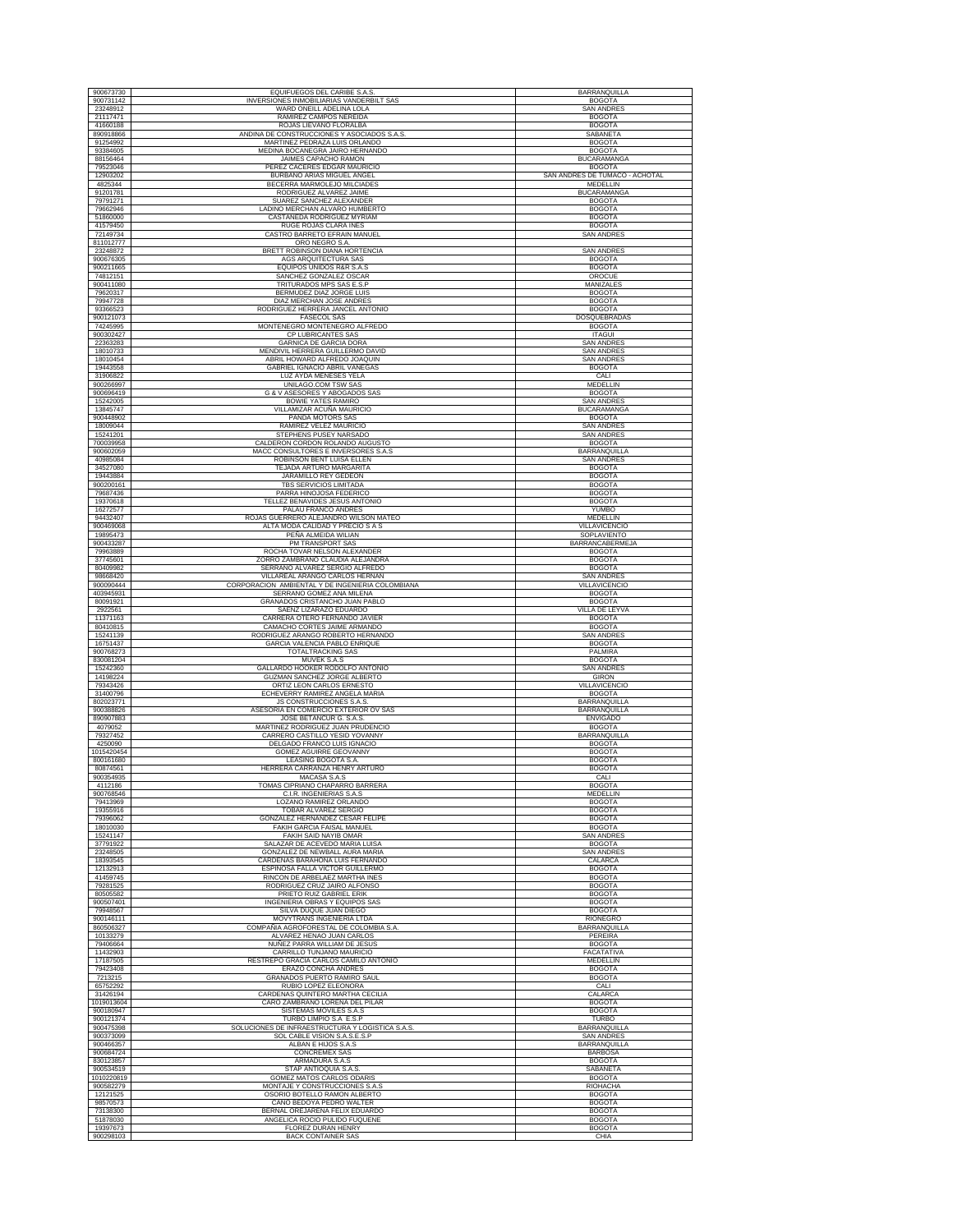| | | |
|---|---|---|
| 900673730 | EQUIFUEGOS DEL CARIBE S.A.S. | BARRANQUILLA |
| 900731142 | INVERSIONES INMOBILIARIAS VANDERBILT SAS | BOGOTA |
| 23248912 | WARD ONEILL ADELINA LOLA | SAN ANDRES |
| 21117471 | RAMIREZ CAMPOS NEREIDA | BOGOTA |
| 41660188 | ROJAS LIEVANO FLORALBA | BOGOTA |
| 890918866 | ANDINA DE CONSTRUCCIONES Y ASOCIADOS S.A.S. | SABANETA |
| 91254992 | MARTINEZ PEDRAZA LUIS ORLANDO | BOGOTA |
| 93384605 | MEDINA BOCANEGRA JAIRO HERNANDO | BOGOTA |
| 88156464 | JAIMES CAPACHO RAMON | BUCARAMANGA |
| 79523046 | PEREZ CACERES EDGAR MAURICIO | BOGOTA |
| 12903202 | BURBANO ARIAS MIGUEL ANGEL | SAN ANDRES DE TUMACO - ACHOTAL |
| 4825344 | BECERRA MARMOLEJO MILCIADES | MEDELLIN |
| 91201781 | RODRIGUEZ ALVAREZ JAIME | BUCARAMANGA |
| 79791271 | SUAREZ SANCHEZ ALEXANDER | BOGOTA |
| 79662946 | LADINO MERCHAN ALVARO HUMBERTO | BOGOTA |
| 51860000 | CASTAÑEDA RODRIGUEZ MYRIAM | BOGOTA |
| 41579450 | RUGE ROJAS CLARA INES | BOGOTA |
| 72149734 | CASTRO BARRETO EFRAIN MANUEL | SAN ANDRES |
| 811012777 | ORO NEGRO S.A. | |
| 23248872 | BRETT ROBINSON DIANA HORTENCIA | SAN ANDRES |
| 900676305 | AGS ARQUITECTURA SAS | BOGOTA |
| 900211665 | EQUIPOS UNIDOS R&R S.A.S | BOGOTA |
| 74812151 | SANCHEZ GONZALEZ OSCAR | OROCUE |
| 900411080 | TRITURADOS MPS SAS E.S.P | MANIZALES |
| 79620317 | BERMUDEZ DIAZ JORGE LUIS | BOGOTA |
| 79947728 | DIAZ MERCHAN JOSE ANDRES | BOGOTA |
| 93366523 | RODRIGUEZ HERRERA JANCEL ANTONIO | BOGOTA |
| 900121073 | FASECOL SAS | DOSQUEBRADAS |
| 74245995 | MONTENEGRO MONTENEGRO ALFREDO | BOGOTA |
| 900302427 | CP LUBRICANTES SAS | ITAGUI |
| 22363283 | GARNICA DE GARCIA DORA | SAN ANDRES |
| 18010733 | MENDIVIL HERRERA GUILLERMO DAVID | SAN ANDRES |
| 18010454 | ABRIL HOWARD ALFREDO JOAQUIN | SAN ANDRES |
| 19443558 | GABRIEL IGNACIO ABRIL VANEGAS | BOGOTA |
| 31906822 | LUZ AYDA MENESES YELA | CALI |
| 900266997 | UNILAGO.COM TSW SAS | MEDELLIN |
| 900696419 | G & V ASESORES Y ABOGADOS SAS | BOGOTA |
| 15242005 | BOWIE YATES RAMIRO | SAN ANDRES |
| 13845747 | VILLAMIZAR ACUÑA MAURICIO | BUCARAMANGA |
| 900448902 | PANDA MOTORS SAS | BOGOTA |
| 18009044 | RAMIREZ VELEZ MAURICIO | SAN ANDRES |
| 15241201 | STEPHENS PUSEY NARSADO | SAN ANDRES |
| 700039958 | CALDERON CORDON ROLANDO AUGUSTO | BOGOTA |
| 900602059 | MACC CONSULTORES E INVERSORES S.A.S | BARRANQUILLA |
| 40985084 | ROBINSON BENT LUISA ELLEN | SAN ANDRES |
| 34527080 | TEJADA ARTURO MARGARITA | BOGOTA |
| 19443884 | JARAMILLO REY GEDEON | BOGOTA |
| 900200161 | TBS SERVICIOS LIMITADA | BOGOTA |
| 79687436 | PARRA HINOJOSA FEDERICO | BOGOTA |
| 19370618 | TELLEZ BENAVIDES JESUS ANTONIO | BOGOTA |
| 16272577 | PALAU FRANCO ANDRES | YUMBO |
| 94432407 | ROJAS GUERRERO ALEJANDRO WILSON MATEO | MEDELLIN |
| 900469068 | ALTA MODA CALIDAD Y PRECIO S A S | VILLAVICENCIO |
| 19895473 | PEÑA ALMEIDA WILIAN | SOPLAVIENTO |
| 900433287 | PM TRANSPORT SAS | BARRANCABERMEJA |
| 79963889 | ROCHA TOVAR NELSON ALEXANDER | BOGOTA |
| 37745601 | ZORRO ZAMBRANO CLAUDIA ALEJANDRA | BOGOTA |
| 80409982 | SERRANO ALVAREZ SERGIO ALFREDO | BOGOTA |
| 98668420 | VILLAREAL ARANGO CARLOS HERNAN | SAN ANDRES |
| 900090444 | CORPORACION AMBIENTAL Y DE INGENIERIA COLOMBIANA | VILLAVICENCIO |
| 403945931 | SERRANO GOMEZ ANA MILENA | BOGOTA |
| 80091921 | GRANADOS CRISTANCHO JUAN PABLO | BOGOTA |
| 2922561 | SAENZ LIZARAZO EDUARDO | VILLA DE LEYVA |
| 11371163 | CARRERA OTERO FERNANDO JAVIER | BOGOTA |
| 80410815 | CAMACHO CORTES JAIME ARMANDO | BOGOTA |
| 15241139 | RODRIGUEZ ARANGO ROBERTO HERNANDO | SAN ANDRES |
| 16751437 | GARCIA VALENCIA PABLO ENRIQUE | BOGOTA |
| 900768273 | TOTALTRACKING SAS | PALMIRA |
| 830081204 | MUVEK S.A.S | BOGOTA |
| 15242360 | GALLARDO HOOKER RODOLFO ANTONIO | SAN ANDRES |
| 14198224 | GUZMAN SANCHEZ JORGE ALBERTO | GIRON |
| 79343426 | ORTIZ LEON CARLOS ERNESTO | VILLAVICENCIO |
| 31400796 | ECHEVERRY RAMIREZ ANGELA MARIA | BOGOTA |
| 802023771 | JS CONSTRUCCIONES S.A.S. | BARRANQUILLA |
| 900388826 | ASESORIA EN COMERCIO EXTERIOR OV SAS | BARRANQUILLA |
| 890907883 | JOSE BETANCUR G. S.A.S. | ENVIGADO |
| 4079052 | MARTINEZ RODRIGUEZ JUAN PRUDENCIO | BOGOTA |
| 79327452 | CARRERO CASTILLO YESID YOVANNY | BARRANQUILLA |
| 4250090 | DELGADO FRANCO LUIS IGNACIO | BOGOTA |
| 1015420454 | GOMEZ AGUIRRE GEOVANNY | BOGOTA |
| 800161680 | LEASING BOGOTA S.A. | BOGOTA |
| 80874561 | HERRERA CARRANZA HENRY ARTURO | BOGOTA |
| 900354935 | MACASA S.A.S | CALI |
| 4112186 | TOMAS CIPRIANO CHAPARRO BARRERA | BOGOTA |
| 900768546 | C.I.R. INGENIERIAS S.A.S | MEDELLIN |
| 79413969 | LOZANO RAMIREZ ORLANDO | BOGOTA |
| 19355916 | TOBAR ALVAREZ SERGIO | BOGOTA |
| 79396062 | GONZALEZ HERNANDEZ CESAR FELIPE | BOGOTA |
| 18010030 | FAKIH GARCIA FAISAL MANUEL | BOGOTA |
| 15241147 | FAKIH SAID NAYIB OMAR | SAN ANDRES |
| 37791922 | SALAZAR DE ACEVEDO MARIA LUISA | BOGOTA |
| 23248505 | GONZALEZ DE NEWBALL AURA MARIA | SAN ANDRES |
| 18393545 | CARDENAS BARAHONA LUIS FERNANDO | CALARCA |
| 12132913 | ESPINOSA FALLA VICTOR GUILLERMO | BOGOTA |
| 41459745 | RINCON DE ARBELAEZ MARTHA INES | BOGOTA |
| 79281525 | RODRIGUEZ CRUZ JAIRO ALFONSO | BOGOTA |
| 80505582 | PRIETO RUIZ GABRIEL ERIK | BOGOTA |
| 900507401 | INGENIERIA OBRAS Y EQUIPOS SAS | BOGOTA |
| 79948567 | SILVA DUQUE JUAN DIEGO | BOGOTA |
| 900146111 | MOVYTRANS INGENIERIA LTDA | RIONEGRO |
| 860506327 | COMPAÑIA AGROFORESTAL DE COLOMBIA S.A. | BARRANQUILLA |
| 10133279 | ALVAREZ HENAO JUAN CARLOS | PEREIRA |
| 79406664 | NUÑEZ PARRA WILLIAM DE JESUS | BOGOTA |
| 11432903 | CARRILLO TUNJANO MAURICIO | FACATATIVA |
| 17187505 | RESTREPO GRACIA CARLOS CAMILO ANTONIO | MEDELLIN |
| 79423408 | ERAZO CONCHA ANDRES | BOGOTA |
| 7213215 | GRANADOS PUERTO RAMIRO SAUL | BOGOTA |
| 65752292 | RUBIO LOPEZ ELEONORA | CALI |
| 31426194 | CARDENAS QUINTERO MARTHA CECILIA | CALARCA |
| 1019013604 | CARO ZAMBRANO LORENA DEL PILAR | BOGOTA |
| 900180947 | SISTEMAS MOVILES S.A.S | BOGOTA |
| 900121374 | TURBO LIMPIO S.A E.S.P | TURBO |
| 900475398 | SOLUCIONES DE INFRAESTRUCTURA Y LOGISTICA S.A.S. | BARRANQUILLA |
| 900373099 | SOL CABLE VISION S.A.S.E.S.P | SAN ANDRES |
| 900466357 | ALBAN E HIJOS S.A.S | BARRANQUILLA |
| 900684724 | CONCREMEX SAS | BARBOSA |
| 830123857 | ARMADURA S.A.S | BOGOTA |
| 900534519 | STAP ANTIOQUIA S.A.S. | SABANETA |
| 1010220819 | GOMEZ MATOS CARLOS ODARIS | BOGOTA |
| 900582279 | MONTAJE Y CONSTRUCCIONES S.A.S | RIOHACHA |
| 12121525 | OSORIO BOTELLO RAMON ALBERTO | BOGOTA |
| 98570573 | CANO BEDOYA PEDRO WALTER | BOGOTA |
| 73138300 | BERNAL OREJARENA FELIX EDUARDO | BOGOTA |
| 51878030 | ANGELICA ROCIO PULIDO FUQUENE | BOGOTA |
| 19397673 | FLOREZ DURAN HENRY | BOGOTA |
| 900298103 | BACK CONTAINER SAS | CHIA |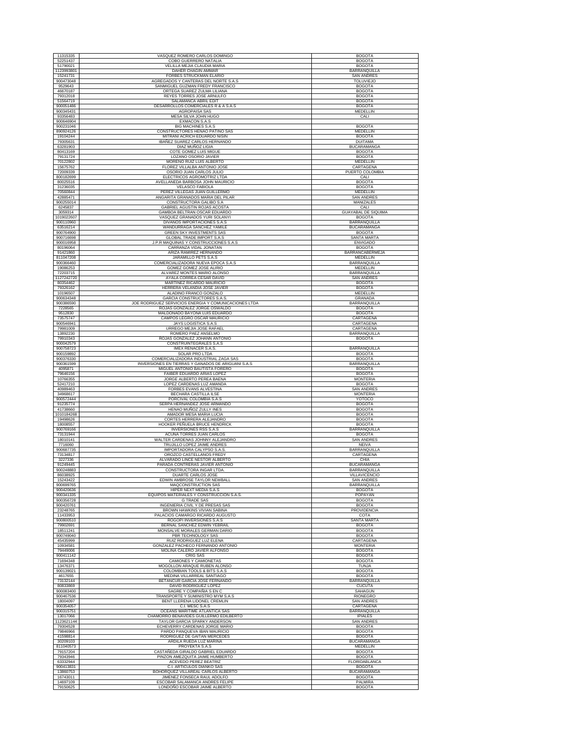| | | |
|---|---|---|
| 11315335 | VASQUEZ ROMERO CARLOS DOMINGO | BOGOTA |
| 52251437 | COBO GUERRERO NATALIA | BOGOTA |
| 51790021 | VELILLA MEJIA CLAUDIA MARIA | BOGOTA |
| 1123993801 | DAHER CHAGIN AMMAR | BARRANQUILLA |
| 15241731 | FORBES STRUCKMAN ELARIO | SAN ANDRES |
| 900473048 | AGREGADOS Y CANTERAS DEL NORTE S.A.S | TOLUVIEJO |
| 9529643 | SANMIGUEL GUZMAN FREDY FRANCISCO | BOGOTA |
| 46670187 | ORTEGA SUAREZ ZULMA LILIANA | BOGOTA |
| 79312018 | REYES TORRES JOSE ARNULFO | BOGOTA |
| 51564719 | SALAMANCA ABRIL EDIT | BOGOTA |
| 900051486 | DESARROLLOS COMERCIALES R & A S.A.S | BOGOTA |
| 900345431 | AGROPAISA SAS | MEDELLIN |
| 93356483 | MESA SILVA JOHN HUGO | CALI |
| 900646904 | EXMACON S.A.S | |
| 900231046 | BIG MACHINES S.A.S | BOGOTA |
| 890924126 | CONSTRUCTORES HENAO PATIÑO SAS | MEDELLIN |
| 19104244 | MITRANI ACRICH EDUARDO NISIN | BOGOTA |
| 79305631 | IBAÑEZ SUAREZ CARLOS HERNANDO | DUITAMA |
| 63281903 | DIAZ MUÑOZ LIGIA | BUCARAMANGA |
| 80413169 | COTE GOMEZ LUIS MIGUE | BOGOTA |
| 79131724 | LOZANO OSORIO JAVIER | BOGOTA |
| 70122802 | MORENO RUIZ LUIS ALBERTO | MEDELLIN |
| 15675762 | FLOREZ VILLALBA ANTONIO JOSE | CARTAGENA |
| 72009339 | OSORIO JUAN CARLOS JULIO | PUERTO COLOMBIA |
| 800182699 | ELECTRICOS AGROMOTRIZ LTDA | CALI |
| 80025516 | AVELLANEDA BARBOSA JOHN MAURICIO | BOGOTA |
| 31236035 | VELASCO FABIOLA | BOGOTA |
| 70560844 | PEREZ VILLEGAS JUAN GUILLERMO | MEDELLIN |
| 42885471 | ANGARITA GRANADOS MARIA DEL PILAR | SAN ANDRES |
| 900255014 | CONSTRUCTORA GALIBO S.A | MANIZALES |
| 6245837 | GABRIEL AGUSTIN ROJAS ACOSTA | CALI |
| 3059314 | GAMBOA BELTRAN OSCAR EDUARDO | GUAYABAL DE SIQUIMA |
| 1019022607 | VASQUEZ GRANADOS YURI SOLANYI | BOGOTA |
| 900110960 | DIVANOS IMPORTACIONES S.A.S | BARRANQUILLA |
| 63516214 | WANDURRAGA SANCHEZ YAMILE | BUCARAMANGA |
| 900764900 | GREEN SKY INVESTMENTS SAS | BOGOTA |
| 900716698 | GLOBAL TRADE IMPORT S.A.S | SANTA MARTA |
| 900016958 | J.P.R MAQUINAS Y CONSTRUCCIONES S.A.S | ENVIGADO |
| 80196064 | CARRANZA VIDAL JONATAN | BOGOTA |
| 91421860 | ARIZA RAMIREZ HERNANDO | BARRANCABERMEJA |
| 811047208 | JARAMILLO PETS S.A.S | MEDELLIN |
| 900366460 | COMERCIALIZADORA NUEVA EPOCA S.A.S | BARRANQUILLA |
| 19086253 | GOMEZ GOMEZ JOSE ALIRIO | MEDELLIN |
| 72203715 | ALVAREZ MONTES MARIO ALONSO | BARRANQUILLA |
| 1127242720 | AYALA CORREA CESAR DAVID | SAN ANDRES |
| 80354462 | MARTINEZ RICARDO MAURICIO | BOGOTA |
| 79326162 | HERRERA VELANDIA JOSE JAVIER | BOGOTA |
| 10196507 | ALADINO FRANCO GONZALO | MEDELLIN |
| 900634348 | GARCIA CONSTRUCTORES S.A.S. | GRANADA |
| 900386590 | JOE RODRIGUEZ SERVICIOS ENERGIA Y COMUNICACIONES LTDA | BARRANQUILLA |
| 7228565 | ROJAS GONZALEZ JORGE OSWALDO | BOGOTA |
| 9512830 | MALDONADO BAYONA LUIS EDUARDO | BOGOTA |
| 73575747 | CAMPOS LEGRO OSCAR MAURICIO | CARTAGENA |
| 900546941 | JAYS LOGISTICA S.A.S | CARTAGENA |
| 79981009 | URREGO MEJIA JOSE RAFAEL | CARTAGENA |
| 13892230 | ROMERO PAEZ ANSELMO | BARRANQUILLA |
| 79910343 | ROJAS GONZALEZ JOHANN ANTONIO | BOGOTA |
| 900042579 | CONSTRUINTEGRALES S.A.S | |
| 900758723 | IMEX RENACER S.A.S. | BARRANQUILLA |
| 900159892 | SOLAR PRO LTDA | BOGOTA |
| 900376330 | COMERCIALIZADORA INDUSTRIAL ZAGA SAS | BOGOTA |
| 900361599 | INVERSIONES EN TIERRAS Y GANADOS DE ARIGUANI S.A.S | BARRANQUILLA |
| 4095871 | MIGUEL ANTONIO BAUTISTA FORERO | BOGOTA |
| 79646156 | FAIBER EDUARDO ARIAS LOPEZ | BOGOTA |
| 10766355 | JORGE ALBERTO PEREA BAENA | MONTERIA |
| 52417210 | LOPEZ CARDENAS LUZ AMANDA | BOGOTA |
| 40989463 | FORBES EVANS ALVESTINA | SAN ANDRES |
| 34968617 | BECHARA CASTILLA ILSE | MONTERIA |
| 900572444 | PORCIVAL COLOMBIA S.A.S | YOTOCO |
| 91235774 | SERPA HERNANDEZ JOSE ARMANDO | BOGOTA |
| 41738660 | HENAO MUÑOZ ZULLY INES | BOGOTA |
| 1010184268 | AMADOR MESA MARIA LUCIA | BOGOTA |
| 19498626 | CORTES HERRERA ALEJANDRO | BOGOTA |
| 18008557 | HOOKER PEÑUELA BRUCE HENDRICK | BOGOTA |
| 900769166 | INVERSIONES RSS S.A.S | BARRANQUILLA |
| 73131944 | ACUNA TORRES JUAN CARLOS | BOGOTA |
| 18010141 | WALTER CARDENAS JOHNNY ALEJANDRO | SAN ANDRES |
| 7716060 | TRUJILLO LOPEZ JAIME ANDRES | NEIVA |
| 900687735 | IMPORTADORA CALYPSO S.A.S. | BARRANQUILLA |
| 73134817 | OROZCO CASTELLANOS FREDY | CARTAGENA |
| 3227336 | ALVARADO LINCE NESTOR ALBERTO | CHIA |
| 91249445 | PARADA CONTRERAS JAVIER ANTONIO | BUCARAMANGA |
| 900248883 | CONSTRUCTORA INGAR LTDA. | BARRANQUILLA |
| 86038925 | DUARTE CARLOS JOSE | VILLAVICENCIO |
| 15243422 | EDWIN AMBROSE TAYLOR NEWBALL | SAN ANDRES |
| 900699765 | MAQCONSTRUCTION SAS | BARRANQUILLA |
| 900420636 | HIPER NEXT MEDIA S.A.S | BOGOTA |
| 900341335 | EQUIPOS MATERIALES Y CONSTRUCCION S.A.S. | POPAYAN |
| 900356728 | G TRADE SAS | BOGOTA |
| 900420761 | INGENIERIA CIVIL Y DE PRESAS SAS | BOGOTA |
| 23248765 | BROWN HAWKINS VIVIAN SABINA | PROVIDENCIA |
| 11433953 | PALACIOS CAMARGO RICARDO AUGUSTO | COTA |
| 900800510 | ROGOPI INVERSIONES S.A.S | SANTA MARTA |
| 79902691 | BERNAL SANCHEZ EDWIN YEBRAIL | BOGOTA |
| 18511241 | MONSALVE MORALES GERMAN DARIO | BOGOTA |
| 900749040 | PBR TECHNOLOGY SAS | BOGOTA |
| 45435999 | RUIZ RODRIGUEZ LUZ ELENA | CARTAGENA |
| 10934581 | GONZALEZ PACHECO FERNANDO ANTONIO | MONTERIA |
| 79449006 | MOLINA CALERO JAVIER ALFONSO | BOGOTA |
| 900411142 | CRIG SAS | BOGOTA |
| 71694348 | CAMIONES Y CAMIONETAS | BOGOTA |
| 13476371 | MOGOLLON ARAQUE RUBEN ALONSO | TUNJA |
| 900139021 | COLOMBIAN TOOLS & BITS S.A.S | BOGOTA |
| 4617655 | MEDINA VILLARREAL SANTIAGO | BOGOTA |
| 73132144 | BETANCUR GARCIA JOSE FERNANDO | BARRANQUILLA |
| 80833869 | DAVID RODRIGUEZ LOPEZ | CUCUTA |
| 900083400 | SAGRE Y COMPAÑIA S EN C | SAHAGUN |
| 900467536 | TRANSPORTE Y SUMINISTRO MYM S.A.S | RIONEGRO |
| 18004097 | BENT LLERENA LIDONEL CREMLIN | SAN ANDRES |
| 900354057 | C.I. MESC S.A.S | CARTAGENA |
| 900315751 | OCEANS MARITIME ATLANTICA SAS | BARRANQUILLA |
| 13017066 | CHAMORRO BENAVIDES GUILLERMO EDILBERTO | IPIALES |
| 1123621144 | TAYLOR GARCIA SPARKY ANDERSON | SAN ANDRES |
| 79304528 | ECHEVERRY CARDENAS JORGE MARIO | BOGOTA |
| 79846966 | PARDO PANQUEVA IBAN MAURICIO | BOGOTA |
| 41598814 | RODRIGUEZ DE GAITAN MERCEDES | BOGOTA |
| 30209103 | ARDILA RUEDA LUZ MARINA | BUCARAMANGA |
| 811040573 | PROYEKTA S.A.S | MEDELLIN |
| 79157204 | CASTAÑEDA GIRALDO GABRIEL EDUARDO | BOGOTA |
| 79343946 | PINZON AMEZQUITA JAIME HUMBERTO | BOGOTA |
| 63332944 | ACEVEDO PEREZ BEATRIZ | FLORIDABLANCA |
| 900413831 | C.I. ARTICULOS DIANKO SAS | BOGOTA |
| 13860753 | BOHORQUEZ VILLAREAL CARLOS ALBERTO | BUCARAMANGA |
| 16743011 | JIMENEZ FONSECA RAUL ADOLFO | BOGOTA |
| 14697109 | ESCOBAR SALAMANCA ANDRES FELIPE | PALMIRA |
| 79150625 | LONDOÑO ESCOBAR JAIME ALBERTO | BOGOTA |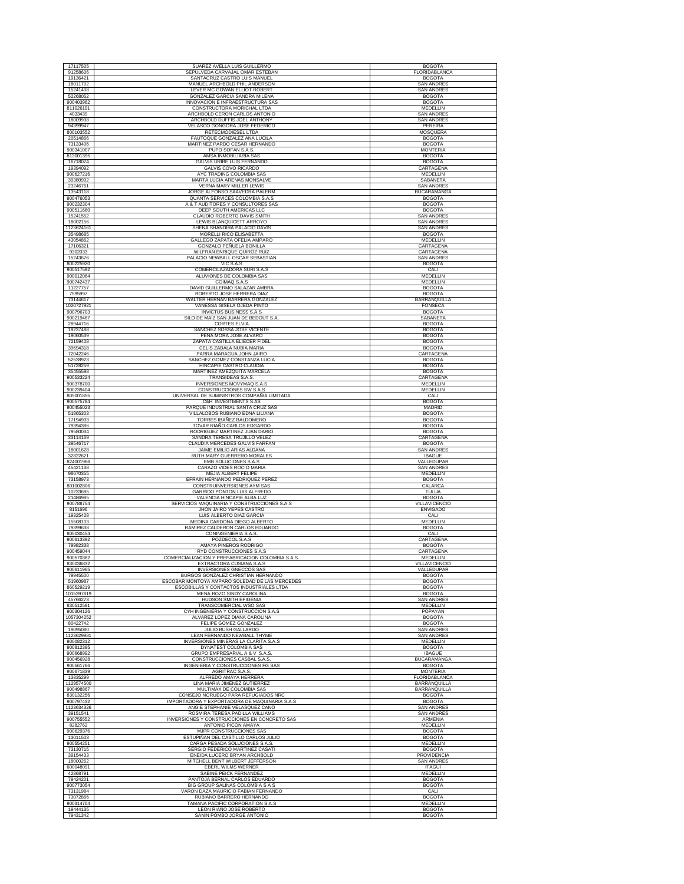| | | |
|---|---|---|
| 17117505 | SUAREZ AVELLA LUIS GUILLERMO | BOGOTA |
| 91258606 | SEPULVEDA CARVAJAL OMAR ESTEBAN | FLORIDABLANCA |
| 19136421 | SANTACRUZ CASTRO LUIS MANUEL | BOGOTA |
| 18011702 | MANUEL ARCHBOLD PHIL ANDERSON | SAN ANDRES |
| 15241408 | LEVER MC GOWAN ELLIOT ROBERT | SAN ANDRES |
| 52268052 | GONZALEZ GARCIA SANDRA MILENA | BOGOTA |
| 900403962 | INNOVACION E INFRAESTRUCTURA SAS | BOGOTA |
| 811026191 | CONSTRUCTORA MORICHAL LTDA | MEDELLIN |
| 4033439 | ARCHBOLD CERON CARLOS ANTONIO | SAN ANDRES |
| 18009938 | ARCHBOLD DUFFIS JOEL ANTHONY | SAN ANDRES |
| 94399947 | VELASCO GONGORA JOSE FEDERICO | PEREIRA |
| 800103552 | RETECMODIESEL LTDA | MOSQUERA |
| 20514866 | FAUTOQUE GONZALEZ ANA LUCILA | BOGOTA |
| 73133406 | MARTINEZ PARDO CESAR HERNANDO | BOGOTA |
| 900341007 | PUPO SOFAN S.A.S. | MONTERIA |
| 813001395 | AMSA INMOBILIARIA SAS | BOGOTA |
| 16718074 | GALVIS URIBE LUIS FERNANDO | BOGOTA |
| 19394092 | GALVIS COVO RICARDO | CARTAGENA |
| 900627216 | AYC TRADING COLOMBIA SAS | MEDELLIN |
| 39380932 | MARTA LUCIA ARENAS MONSALVE | SABANETA |
| 23246761 | VERNA MARY MILLER LEWIS | SAN ANDRES |
| 13543118 | JORGE ALFONSO SAAVEDRA PALERM | BUCARAMANGA |
| 900476053 | QUANTA SERVICES COLOMBIA S.A.S | BOGOTA |
| 900232304 | A & T AUDITORES Y CONSULTORES SAS | BOGOTA |
| 900511660 | DEEP SOUTH AMERICAS LLC | BOGOTA |
| 15241552 | CLAUDIO ROBERTO DAVIS SMITH | SAN ANDRES |
| 18002156 | LEWIS BLANQUICETT ARROYO | SAN ANDRES |
| 1123624161 | SHENA SHANDIRA PALACIO DAVIS | SAN ANDRES |
| 35498685 | MORELLI RICO ELISABETTA | BOGOTA |
| 43054862 | GALLEGO ZAPATA OFELIA AMPARO | MEDELLIN |
| 17106321 | GONZALO PEÑUELA BONILLA | CARTAGENA |
| 9302033 | WILFRAN ENRIQUE QUIROZ RUIZ | CARTAGENA |
| 15243676 | PALACIO NEWBALL OSCAR SEBASTIAN | SAN ANDRES |
| 800225920 | VIC S.A.S | BOGOTA |
| 900517592 | COMERCILAZADORA SURI S.A.S | CALI |
| 900012064 | ALUVIONES DE COLOMBIA SAS | MEDELLIN |
| 900742437 | COIMAQ S.A.S | MEDELLIN |
| 11227757 | DAVID GUILLERMO SALAZAR AMBRA | BOGOTA |
| 7595997 | ROBERTO JOSE HERRERA DIAZ | BOGOTA |
| 73144617 | WALTER HERNAN BARRERA GONZALEZ | BARRANQUILLA |
| 1020727921 | VANESSA GISELA OJEDA PINTO | FONSECA |
| 900796703 | INVICTUS BUSINESS S.A.S | BOGOTA |
| 900219467 | SILO DE MAIZ SAN JUAN DE BEDOUT S.A. | SABANETA |
| 28944716 | CORTES ELVIA | BOGOTA |
| 19237488 | SANCHEZ SOSSA JOSE VICENTE | BOGOTA |
| 19060539 | PEÑA MORA JOSE ALVARO | BOGOTA |
| 72159408 | ZAPATA CASTILLA ELIECER FIDEL | BOGOTA |
| 39694318 | CELIS ZABALA NUBIA MARIA | BOGOTA |
| 72042246 | PARRA MARAGUA JOHN JAIRO | CARTAGENA |
| 52538923 | SANCHEZ GOMEZ CONSTANZA LUCIA | BOGOTA |
| 51728259 | HINCAPIE CASTRO CLAUDIA | BOGOTA |
| 35455598 | MARTINEZ AMEZQUITA MARCELA | BOGOTA |
| 900533224 | TRANSIDEAS S.A.S. | CARTAGENA |
| 900378700 | INVERSIONES MOVYMAQ S.A.S | MEDELLIN |
| 900239404 | CONSTRUCCIONES SW S.A.S | MEDELLIN |
| 805001855 | UNIVERSAL DE SUMINISTROS COMPAÑIA LIMITADA | CALI |
| 900575784 | C&H INVESTMENTS S.AS | BOGOTA |
| 900455023 | PARQUE INDUSTRIAL SANTA CRUZ SAS | MADRID |
| 51865303 | VILLALOBOS RUBIANO EDNA LILIANA | BOGOTA |
| 17194933 | TORRES IBAÑEZ BALDOMERO | BOGOTA |
| 79394386 | TOVAR RIAÑO CARLOS EDGARDO | BOGOTA |
| 79580034 | RODRIGUEZ MARTINEZ JUAN DARIO | BOGOTA |
| 33114169 | SANDRA TERESA TRUJILLO VELEZ | CARTAGENA |
| 39546717 | CLAUDIA MERCEDES GALVIS FARFAN | BOGOTA |
| 18001628 | JAIME EMILIO ARIAS ALDANA | SAN ANDRES |
| 32822621 | RUTH MARY GUERRERO MORALES | IBAGUE |
| 824001966 | EMB SOLUCIONES S.A.S | VALLEDUPAR |
| 45421138 | CARAZO VIDES ROCIO MARIA | SAN ANDRES |
| 98670355 | MEJIA ALBERT FELIPE | MEDELLIN |
| 73158973 | EFRAIN HERNANDO PEDRIQUEZ PEREZ | BOGOTA |
| 801002806 | CONSTRUINVERSIONES AYM SAS | CALARCA |
| 10233695 | GARRIDO PONTON LUIS ALFREDO | TULUA |
| 21486985 | VALENCIA HINCAPIE ALBA LUZ | BOGOTA |
| 900768754 | SERVICIOS MAQUINARIA Y CONSTRUCCIONES S.A.S | VILLAVICENCIO |
| 8151696 | JHON JAIRO YEPES CASTRO | ENVIGADO |
| 19325428 | LUIS ALBERTO DIAZ GARCIA | CALI |
| 15508103 | MEDINA CARDONA DIEGO ALBERTO | MEDELLIN |
| 79399638 | RAMIREZ CALDERON CARLOS EDUARDO | BOGOTA |
| 805030454 | CONINGENIERIA S.A.S. | CALI |
| 900613392 | POZDECOL S.A.S | CARTAGENA |
| 79982338 | AMAYA PIÑEROS RODRIGO | BOGOTA |
| 900459044 | RYD CONSTRUCCIONES S.A.S | CARTAGENA |
| 900570382 | COMERCIALIZACION Y PREFABRICACION COLOMBIA S.A.S. | MEDELLIN |
| 830036832 | EXTRACTORA CUSIANA S.A.S | VILLAVICENCIO |
| 900611965 | INVERSIONES GNECCOS SAS | VALLEDUPAR |
| 79945500 | BURGOS GONZALEZ CHRISTIAN HERNANDO | BOGOTA |
| 51960987 | ESCOBAR MONTOYA AMPARO SOLEDAD DE LAS MERCEDES | BOGOTA |
| 860529219 | ESCOBILLAS Y CONTACTOS INDUSTRIALES LTDA | BOGOTA |
| 1015397819 | MENA ROZO SINDY CAROLINA | BOGOTA |
| 45766273 | HUDSON SMITH EFIGENIA | SAN ANDRES |
| 830512591 | TRANSCOMERCIAL WSO SAS | MEDELLIN |
| 900304126 | CYH INGENIERIA Y CONSTRUCCION S.A.S | POPAYAN |
| 1057304252 | ALVAREZ LOPEZ DIANA CAROLINA | BOGOTA |
| 80422742 | FELIPE GOMEZ GONZALEZ | BOGOTA |
| 19095080 | JULIO BUSH GALLARDO | SAN ANDRES |
| 1123629981 | LEAN FERNANDO NEWBALL THYME | SAN ANDRES |
| 900082312 | INVERSIONES MINERAS LA CLARITA S.A.S | MEDELLIN |
| 900812395 | DYNATEST COLOMBIA SAS | BOGOTA |
| 900668992 | GRUPO EMPRESARIAL A & V S.A.S. | IBAGUE |
| 900456928 | CONSTRUCCIONES CASBAL S.A.S. | BUCARAMANGA |
| 900561766 | INGENIERIA Y CONSTRUCCIONES FG SAS | BOGOTA |
| 900671839 | AGRITRAC S.A.S. | MONTERIA |
| 13835299 | ALFREDO AMAYA HERRERA | FLORIDABLANCA |
| 1129574500 | LINA MARIA JIMENEZ GUTIERREZ | BARRANQUILLA |
| 900498867 | MULTIMAX DE COLOMBIA SAS | BARRANQUILLA |
| 830132256 | CONSEJO NORUEGO PARA REFUGIADOS NRC | BOGOTA |
| 900797432 | IMPORTADORA Y EXPORTADORA DE MAQUINARIA S.A.S | BOGOTA |
| 1123634326 | ANGIE STEPHANIE VELASQUEZ CANO | SAN ANDRES |
| 39151541 | ROSMIRA TERESA PADILLA WILLIAMS | SAN ANDRES |
| 900755552 | INVERSIONES Y CONSTRUCCIONES EN CONCRETO SAS | ARMENIA |
| 8282762 | ANTONIO PICON AMAYA | MEDELLIN |
| 900629376 | MJPR CONSTRUCCIONES SAS | BOGOTA |
| 13011503 | ESTUPIÑAN DEL CASTILLO CARLOS JULIO | BOGOTA |
| 900554251 | CARGA PESADA SOLUCIONES S.A.S. | MEDELLIN |
| 73130715 | SERGIO FEDERICO MARTINEZ CASATI | BOGOTA |
| 39154433 | ENEIDA LUCERO BRYAN ARCHBOLD | PROVIDENCIA |
| 18000252 | MITCHELL BENT WILBERT JEFFERSON | SAN ANDRES |
| 600048091 | EBERL WILMS WERNER | ITAGUI |
| 42868791 | SABINE PEICK FERNANDEZ | MEDELLIN |
| 79424201 | PANTOJA BERNAL CARLOS EDUARDO | BOGOTA |
| 900773054 | BIG GROUP SALINAS COLOMBIA S A S | BOGOTA |
| 73131984 | VARON DAZA MAURICIO FABIAN FERNANDO | CALI |
| 73072866 | RUBIANO BARRERO HERNANDO | BOGOTA |
| 900314704 | TAMANA PACIFIC CORPORATION S.A.S | MEDELLIN |
| 19444135 | LEON RIAÑO JOSE ROBERTO | BOGOTA |
| 79431342 | SANIN POMBO JORGE ANTONIO | BOGOTA |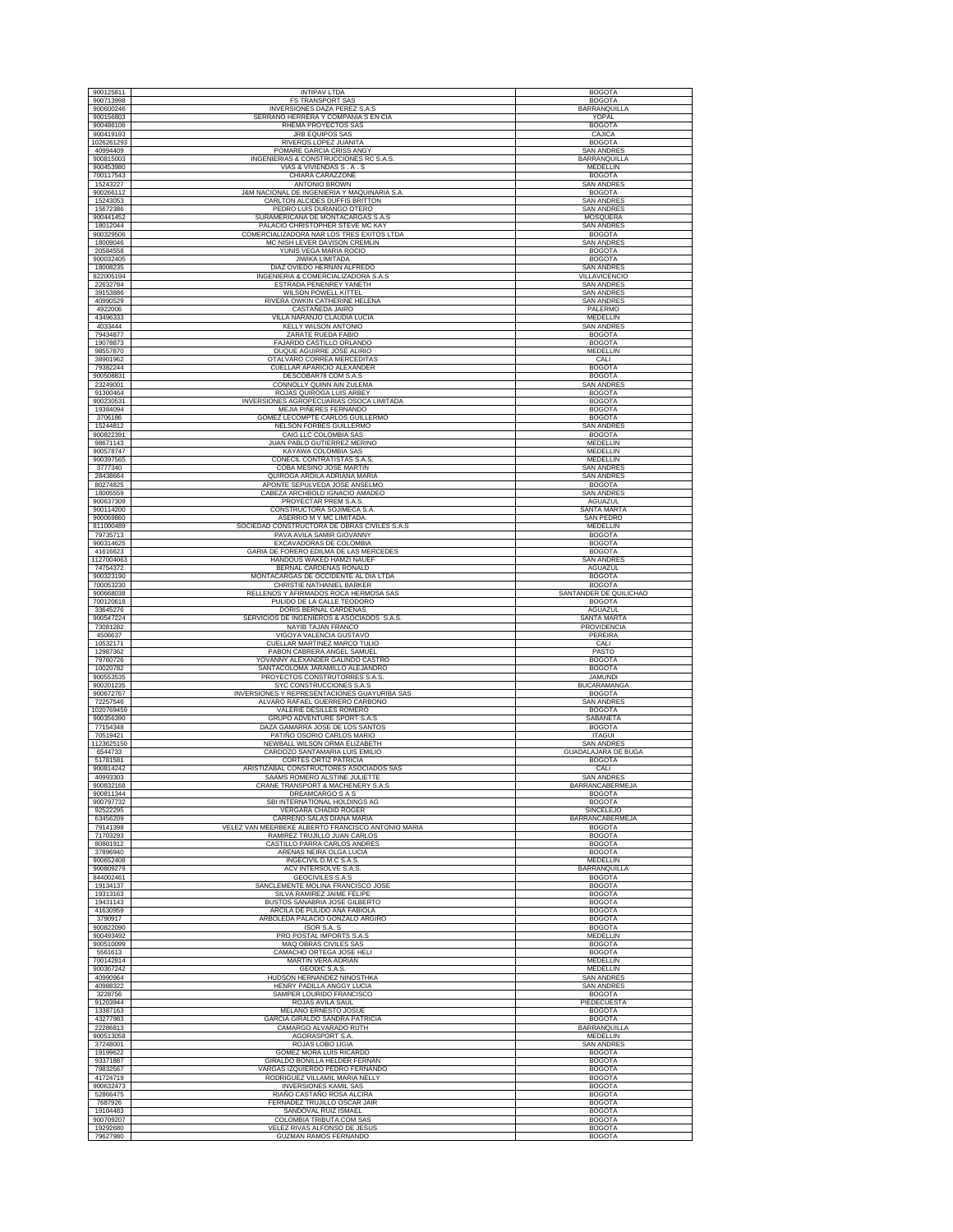| | | |
|---|---|---|
| 900125811 | INTIPAV LTDA | BOGOTA |
| 900713998 | FS TRANSPORT SAS | BOGOTA |
| 900600246 | INVERSIONES DAZA PEREZ S.A.S | BARRANQUILLA |
| 900156803 | SERRANO HERRERA Y COMPAÑIA S EN CIA | YOPAL |
| 900486106 | RHEMA PROYECTOS SAS | BOGOTA |
| 900419193 | JRB EQUIPOS SAS | CAJICA |
| 1026261293 | RIVEROS LOPEZ JUANITA | BOGOTA |
| 40994409 | POMARE GARCIA CRISS ANGY | SAN ANDRES |
| 900815003 | INGENIERIAS & CONSTRUCCIONES RC S.A.S. | BARRANQUILLA |
| 900453980 | VIAS & VIVIENDAS S . A . S | MEDELLIN |
| 700117543 | CHIARA CARAZZONE | BOGOTA |
| 15243227 | ANTONIO BROWN | SAN ANDRES |
| 900266112 | J&M NACIONAL DE INGENIERIA Y MAQUINARIA S.A. | BOGOTA |
| 15243053 | CARLTON ALCIDES DUFFIS BRITTON | SAN ANDRES |
| 15672386 | PEDRO LUIS DURANGO OTERO | SAN ANDRES |
| 900441452 | SURAMERICANA DE MONTACARGAS S.A.S | MOSQUERA |
| 18012044 | PALACIO CHRISTOPHER STEVE MC KAY | SAN ANDRES |
| 900329506 | COMERCIALIZADORA NAR LOS TRES EXITOS LTDA | BOGOTA |
| 18009046 | MC NISH LEVER DAVISON CREMLIN | SAN ANDRES |
| 20584558 | YUNIS VEGA MARIA ROCIO | BOGOTA |
| 900032405 | JIWIKA LIMITADA | BOGOTA |
| 18008235 | DIAZ OVIEDO HERNAN ALFREDO | SAN ANDRES |
| 822005194 | INGENIERIA & COMERCIALIZADORA S.A.S | VILLAVICENCIO |
| 22632784 | ESTRADA PENENREY YANETH | SAN ANDRES |
| 39153886 | WILSON POWELL KITTEL | SAN ANDRES |
| 40990529 | RIVERA OWKIN CATHERINE HELENA | SAN ANDRES |
| 4922006 | CASTAÑEDA JAIRO | PALERMO |
| 43496333 | VILLA NARANJO CLAUDIA LUCIA | MEDELLIN |
| 4033444 | KELLY WILSON ANTONIO | SAN ANDRES |
| 79434877 | ZARATE RUEDA FABIO | BOGOTA |
| 19078873 | FAJARDO CASTILLO ORLANDO | BOGOTA |
| 98557870 | DUQUE AGUIRRE JOSE ALIRIO | MEDELLIN |
| 38901962 | OTALVARO CORREA MERCEDITAS | CALI |
| 79382244 | CUELLAR APARICIO ALEXANDER | BOGOTA |
| 900508831 | DESCOBAR78 COM S.A.S | BOGOTA |
| 23249001 | CONNOLLY QUINN AIN ZULEMA | SAN ANDRES |
| 91300464 | ROJAS QUIROGA LUIS ARBEY | BOGOTA |
| 900230531 | INVERSIONES AGROPECUARIAS OSOCA LIMITADA | BOGOTA |
| 19384094 | MEJIA PIÑERES FERNANDO | BOGOTA |
| 3706186 | GOMEZ LECOMPTE CARLOS GUILLERMO | BOGOTA |
| 15244812 | NELSON FORBES GUILLERMO | SAN ANDRES |
| 900822391 | CAIG LLC COLOMBIA SAS | BOGOTA |
| 98671143 | JUAN PABLO GUTIERREZ MERINO | MEDELLIN |
| 900578747 | KAYAWA COLOMBIA SAS | MEDELLIN |
| 900397565 | CONECIL CONTRATISTAS S.A.S. | MEDELLIN |
| 3777340 | COBA MESINO JOSE MARTIN | SAN ANDRES |
| 28438664 | QUIROGA ARDILA ADRIANA MARIA | SAN ANDRES |
| 80274825 | APONTE SEPULVEDA JOSE ANSELMO | BOGOTA |
| 18005559 | CABEZA ARCHBOLD IGNACIO AMADEO | SAN ANDRES |
| 900637309 | PROYECTAR PREM S.A.S. | AGUAZUL |
| 900114200 | CONSTRUCTORA SOJIMECA S.A. | SANTA MARTA |
| 900069860 | ASERRIO M Y MC LIMITADA. | SAN PEDRO |
| 811000489 | SOCIEDAD CONSTRUCTORA DE OBRAS CIVILES S.A.S | MEDELLIN |
| 79735713 | PAVA AVILA SAMIR GIOVANNY | BOGOTA |
| 900314625 | EXCAVADORAS DE COLOMBIA | BOGOTA |
| 41616623 | GARIA DE FORERO EDILMA DE LAS MERCEDES | BOGOTA |
| 1127004063 | HANDOUS WAKED HAMZI NAUEF | SAN ANDRES |
| 74754372 | BERNAL CARDENAS RONALD | AGUAZUL |
| 900323190 | MONTACARGAS DE OCCIDENTE AL DIA LTDA | BOGOTA |
| 700053230 | CHRISTIE NATHANIEL BARKER | BOGOTA |
| 900668038 | RELLENOS Y AFIRMADOS ROCA HERMOSA SAS | SANTANDER DE QUILICHAO |
| 700120618 | PULIDO DE LA CALLE TEODORO | BOGOTA |
| 33645276 | DORIS BERNAL CARDENAS | AGUAZUL |
| 900547224 | SERVICIOS DE INGENIEROS & ASOCIADOS S.A.S. | SANTA MARTA |
| 73081282 | NAYIB TAJAN FRANCO | PROVIDENCIA |
| 4506637 | VIGOYA VALENCIA GUSTAVO | PEREIRA |
| 10532171 | CUELLAR MARTINEZ MARCO TULIO | CALI |
| 12987362 | PABON CABRERA ANGEL SAMUEL | PASTO |
| 79760726 | YOVANNY ALEXANDER GALINDO CASTRO | BOGOTA |
| 10020782 | SANTACOLOMA JARAMILLO ALEJANDRO | BOGOTA |
| 900553535 | PROYECTOS CONSTRUTORRES S.A.S. | JAMUNDI |
| 900201235 | SYC CONSTRUCCIONES S.A.S | BUCARAMANGA |
| 900672767 | INVERSIONES Y REPRESENTACIONES GUAYURIBA SAS | BOGOTA |
| 72257546 | ALVARO RAFAEL GUERRERO CARBONO | SAN ANDRES |
| 1020769459 | VALERIE DESILLES ROMERO | BOGOTA |
| 900356390 | GRUPO ADVENTURE SPORT S.A.S | SABANETA |
| 77154348 | DAZA GAMARRA JOSE DE LOS SANTOS | BOGOTA |
| 70519421 | PATIÑO OSORIO CARLOS MARIO | ITAGUI |
| 1123625150 | NEWBALL WILSON ORMA ELIZABETH | SAN ANDRES |
| 6544733 | CARDOZO SANTAMARIA LUIS EMILIO | GUADALAJARA DE BUGA |
| 51781581 | CORTES ORTIZ PATRICIA | BOGOTA |
| 900814242 | ARISTIZABAL CONSTRUCTORES ASOCIADOS SAS | CALI |
| 40993303 | SAAMS ROMERO ALSTINE JULIETTE | SAN ANDRES |
| 900832168 | CRANE TRANSPORT & MACHENERY S.A.S | BARRANCABERMEJA |
| 900811344 | DREAMCARGO S A S | BOGOTA |
| 900797732 | SBI INTERNATIONAL HOLDINGS AG | BOGOTA |
| 92522295 | VERGARA CHADID ROGER | SINCELEJO |
| 63456209 | CARREÑO SALAS DIANA MARIA | BARRANCABERMEJA |
| 79141398 | VELEZ VAN MEERBEKE ALBERTO FRANCISCO ANTONIO MARIA | BOGOTA |
| 71703293 | RAMIREZ TRUJILLO JUAN CARLOS | BOGOTA |
| 80801912 | CASTILLO PARRA CARLOS ANDRES | BOGOTA |
| 37896940 | ARENAS NEIRA OLGA LUCIA | BOGOTA |
| 900652408 | INGECIVIL D.M.C S.A.S. | MEDELLIN |
| 900809279 | ACV INTERSOLVE S.A.S. | BARRANQUILLA |
| 844002461 | GEOCIVILES S.A.S | BOGOTA |
| 19134137 | SANCLEMENTE MOLINA FRANCISCO JOSE | BOGOTA |
| 19313163 | SILVA RAMIREZ JAIME FELIPE | BOGOTA |
| 19431143 | BUSTOS SANABRIA JOSE GILBERTO | BOGOTA |
| 41630959 | ARCILA DE PULIDO ANA FABIOLA | BOGOTA |
| 3790917 | ARBOLEDA PALACIO GONZALO ARGIRO | BOGOTA |
| 900822090 | ISOR S.A. S | BOGOTA |
| 900493492 | PRO POSTAL IMPORTS S.A.S | MEDELLIN |
| 900510099 | MAQ OBRAS CIVILES SAS | BOGOTA |
| 5561613 | CAMACHO ORTEGA JOSE HELI | BOGOTA |
| 700142814 | MARTIN VERA ADRIAN | MEDELLIN |
| 900367242 | GEODIC S.A.S. | MEDELLIN |
| 40990964 | HUDSON HERNANDEZ NINOSTHKA | SAN ANDRES |
| 40988322 | HENRY PADILLA ANGGY LUCIA | SAN ANDRES |
| 3228756 | SAMPER LOURIDO FRANCISCO | BOGOTA |
| 91203944 | ROJAS AVILA SAUL | PIEDECUESTA |
| 13387163 | MELANO ERNESTO JOSUE | BOGOTA |
| 43277983 | GARCIA GIRALDO SANDRA PATRICIA | BOGOTA |
| 22286813 | CAMARGO ALVARADO RUTH | BARRANQUILLA |
| 900513058 | AGORASPORT S.A. | MEDELLIN |
| 37248001 | ROJAS LOBO LIGIA | SAN ANDRES |
| 19199622 | GOMEZ MORA LUIS RICARDO | BOGOTA |
| 93371887 | GIRALDO BONILLA HELDER FERNAN | BOGOTA |
| 79832567 | VARGAS IZQUIERDO PEDRO FERNANDO | BOGOTA |
| 41724719 | RODRIGUEZ VILLAMIL MARIA NELLY | BOGOTA |
| 900632473 | INVERSIONES KAMIL SAS | BOGOTA |
| 52866475 | RIAÑO CASTAÑO ROSA ALCIRA | BOGOTA |
| 7687926 | FERNADEZ TRUJILLO OSCAR JAIR | BOGOTA |
| 19104483 | SANDOVAL RUIZ ISMAEL | BOGOTA |
| 900709207 | COLOMBIA TRIBUTA.COM SAS | BOGOTA |
| 19292680 | VELEZ RIVAS ALFONSO DE JESUS | BOGOTA |
| 79627980 | GUZMAN RAMOS FERNANDO | BOGOTA |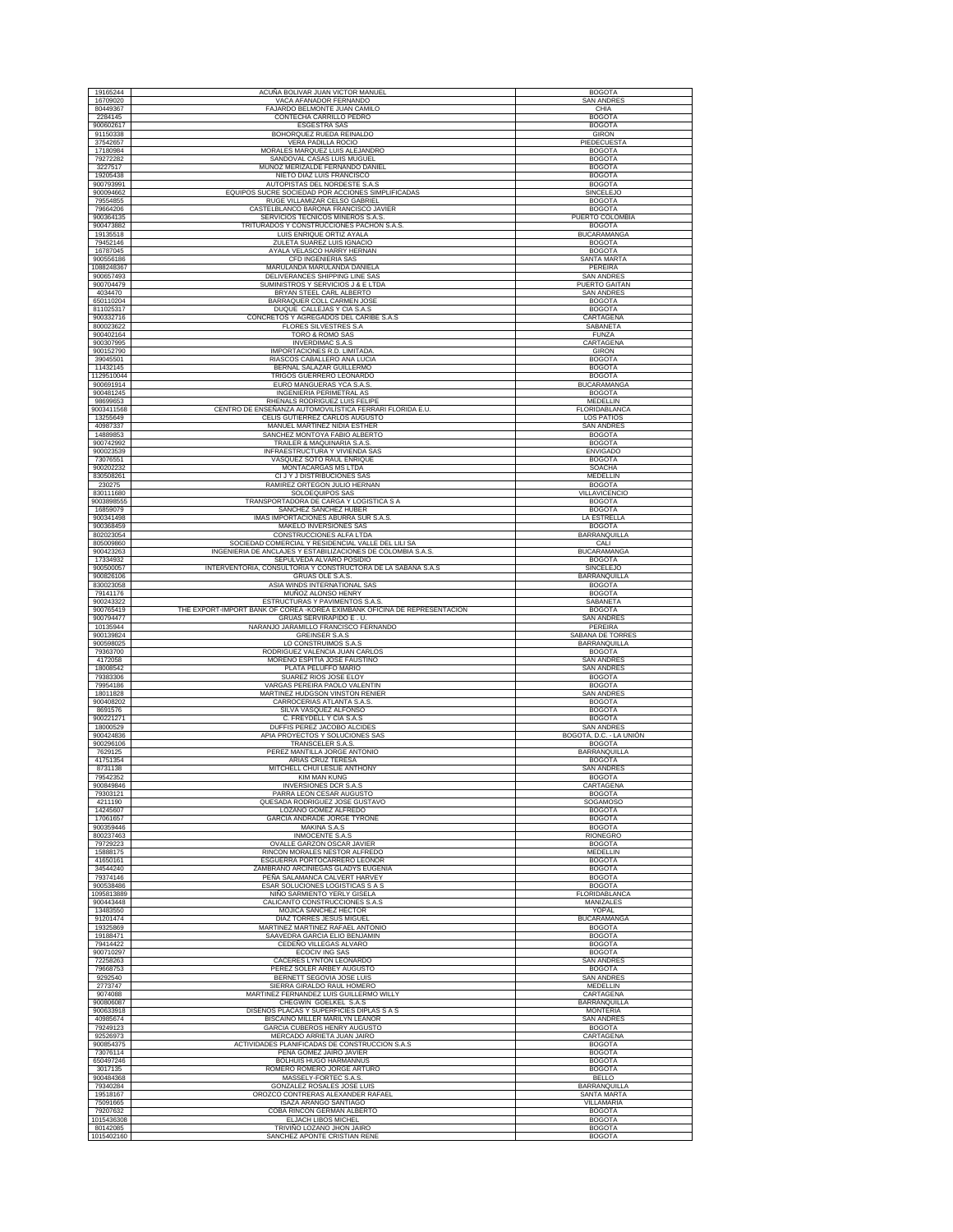| | | |
|---|---|---|
| 19165244 | ACUÑA BOLIVAR JUAN VICTOR MANUEL | BOGOTA |
| 16709020 | VACA AFANADOR FERNANDO | SAN ANDRES |
| 80449367 | FAJARDO BELMONTE JUAN CAMILO | CHIA |
| 2284145 | CONTECHA CARRILLO PEDRO | BOGOTA |
| 900602617 | ESGESTRA SAS | BOGOTA |
| 91150338 | BOHORQUEZ RUEDA REINALDO | GIRON |
| 37542657 | VERA PADILLA ROCIO | PIEDECUESTA |
| 17180984 | MORALES MARQUEZ LUIS ALEJANDRO | BOGOTA |
| 79272282 | SANDOVAL CASAS LUIS MUGUEL | BOGOTA |
| 3227517 | MUÑOZ MERIZALDE FERNANDO DANIEL | BOGOTA |
| 19205438 | NIETO DIAZ LUIS FRANCISCO | BOGOTA |
| 900793991 | AUTOPISTAS DEL NORDESTE S.A.S | BOGOTA |
| 900094662 | EQUIPOS SUCRE SOCIEDAD POR ACCIONES SIMPLIFICADAS | SINCELEJO |
| 79554855 | RUGE VILLAMIZAR CELSO GABRIEL | BOGOTA |
| 79664206 | CASTELBLANCO BARONA FRANCISCO JAVIER | BOGOTA |
| 900364135 | SERVICIOS TECNICOS MINEROS S.A.S. | PUERTO COLOMBIA |
| 900473882 | TRITURADOS Y CONSTRUCCIONES PACHON S.A.S. | BOGOTA |
| 19135518 | LUIS ENRIQUE ORTIZ AYALA | BUCARAMANGA |
| 79452146 | ZULETA SUAREZ LUIS IGNACIO | BOGOTA |
| 16787045 | AYALA VELASCO HARRY HERNAN | BOGOTA |
| 900556186 | CFD INGENIERIA SAS | SANTA MARTA |
| 1088248367 | MARULANDA MARULANDA DANIELA | PEREIRA |
| 900657493 | DELIVERANCES SHIPPING LINE SAS | SAN ANDRES |
| 900704479 | SUMINISTROS Y SERVICIOS J & E LTDA | PUERTO GAITAN |
| 4034470 | BRYAN STEEL CARL ALBERTO | SAN ANDRES |
| 650110204 | BARRAQUER COLL CARMEN JOSE | BOGOTA |
| 811025317 | DUQUE CALLEJAS Y CIA S.A.S | BOGOTA |
| 900332716 | CONCRETOS Y AGREGADOS DEL CARIBE S.A.S | CARTAGENA |
| 800023622 | FLORES SILVESTRES S.A | SABANETA |
| 900402164 | TORO & ROMO SAS | FUNZA |
| 900307995 | INVERDIMAC S.A.S | CARTAGENA |
| 900152790 | IMPORTACIONES R.D. LIMITADA. | GIRON |
| 39045501 | RIASCOS CABALLERO ANA LUCIA | BOGOTA |
| 11432145 | BERNAL SALAZAR GUILLERMO | BOGOTA |
| 1129510044 | TRIGOS GUERRERO LEONARDO | BOGOTA |
| 900691914 | EURO MANGUERAS YCA S.A.S. | BUCARAMANGA |
| 900481245 | INGENIERIA PERIMETRAL AS | BOGOTA |
| 98699653 | RHENALS RODRIGUEZ LUIS FELIPE | MEDELLIN |
| 9003411568 | CENTRO DE ENSEÑANZA AUTOMOVILISTICA FERRARI FLORIDA E.U. | FLORIDABLANCA |
| 13255649 | CELIS GUTIERREZ CARLOS AUGUSTO | LOS PATIOS |
| 40987337 | MANUEL MARTINEZ NIDIA ESTHER | SAN ANDRES |
| 14889853 | SANCHEZ MONTOYA FABIO ALBERTO | BOGOTA |
| 900742992 | TRAILER & MAQUINARIA S.A.S. | BOGOTA |
| 900023539 | INFRAESTRUCTURA Y VIVIENDA SAS | ENVIGADO |
| 73076551 | VASQUEZ SOTO RAUL ENRIQUE | BOGOTA |
| 900202232 | MONTACARGAS MS LTDA | SOACHA |
| 830508261 | CI J Y J DISTRIBUCIONES SAS | MEDELLIN |
| 230275 | RAMIREZ ORTEGON JULIO HERNAN | BOGOTA |
| 830111680 | SOLOEQUIPOS SAS | VILLAVICENCIO |
| 9003898555 | TRANSPORTADORA DE CARGA Y LOGISTICA S A | BOGOTA |
| 16859079 | SANCHEZ SANCHEZ HUBER | BOGOTA |
| 900341498 | IMAS IMPORTACIONES ABURRA SUR S.A.S. | LA ESTRELLA |
| 900368459 | MAKELO INVERSIONES SAS | BOGOTA |
| 802023054 | CONSTRUCCIONES ALFA LTDA | BARRANQUILLA |
| 805009860 | SOCIEDAD COMERCIAL Y RESIDENCIAL VALLE DEL LILI SA | CALI |
| 900423263 | INGENIERIA DE ANCLAJES Y ESTABILIZACIONES DE COLOMBIA S.A.S. | BUCARAMANGA |
| 17334932 | SEPULVEDA ALVARO POSIDIO | BOGOTA |
| 900500057 | INTERVENTORIA, CONSULTORIA Y CONSTRUCTORA DE LA SABANA S.A.S | SINCELEJO |
| 900826106 | GRUAS OLE S.A.S. | BARRANQUILLA |
| 830023058 | ASIA WINDS INTERNATIONAL SAS | BOGOTA |
| 79141176 | MUÑOZ ALONSO HENRY | BOGOTA |
| 900243322 | ESTRUCTURAS Y PAVIMENTOS S.A.S. | SABANETA |
| 900765419 | THE EXPORT-IMPORT BANK OF COREA -KOREA EXIMBANK OFICINA DE REPRESENTACION | BOGOTA |
| 900794477 | GRUAS SERVIRAPIDO E . U. | SAN ANDRES |
| 10135944 | NARANJO JARAMILLO FRANCISCO FERNANDO | PEREIRA |
| 900139824 | GREINSER S.A.S | SABANA DE TORRES |
| 900598025 | LO CONSTRUIMOS S.A.S | BARRANQUILLA |
| 79363700 | RODRIGUEZ VALENCIA JUAN CARLOS | BOGOTA |
| 4172058 | MORENO ESPITIA JOSE FAUSTINO | SAN ANDRES |
| 18008542 | PLATA PELUFFO MARIO | SAN ANDRES |
| 79383306 | SUAREZ RIOS JOSE ELOY | BOGOTA |
| 79954186 | VARGAS PEREIRA PAOLO VALENTIN | BOGOTA |
| 18011828 | MARTINEZ HUDGSON VINSTON RENIER | SAN ANDRES |
| 900408202 | CARROCERIAS ATLANTA S.A.S. | BOGOTA |
| 8691576 | SILVA VASQUEZ ALFONSO | BOGOTA |
| 900221271 | C. FREYDELL Y CIA S.A.S | BOGOTA |
| 18000529 | DUFFIS PEREZ JACOBO ALCIDES | SAN ANDRES |
| 900424836 | APIA PROYECTOS Y SOLUCIONES SAS | BOGOTÁ, D.C. - LA UNIÓN |
| 900296106 | TRANSCELER S.A.S. | BOGOTA |
| 7629125 | PEREZ MANTILLA JORGE ANTONIO | BARRANQUILLA |
| 41751354 | ARIAS CRUZ TERESA | BOGOTA |
| 8731138 | MITCHELL CHUI LESLIE ANTHONY | SAN ANDRES |
| 79542352 | KIM MAN KUNG | BOGOTA |
| 900849846 | INVERSIONES DCR S.A.S | CARTAGENA |
| 79303121 | PARRA LEON CESAR AUGUSTO | BOGOTA |
| 4211190 | QUESADA RODRIGUEZ JOSE GUSTAVO | SOGAMOSO |
| 14245607 | LOZANO GOMEZ ALFREDO | BOGOTA |
| 17061657 | GARCIA ANDRADE JORGE TYRONE | BOGOTA |
| 900359446 | MAKINA S.A.S | BOGOTA |
| 800237463 | INMOCENTE S.A.S | RIONEGRO |
| 79729223 | OVALLE GARZON OSCAR JAVIER | BOGOTA |
| 15888175 | RINCON MORALES NESTOR ALFREDO | MEDELLIN |
| 41650161 | ESGUERRA PORTOCARRERO LEONOR | BOGOTA |
| 34544240 | ZAMBRANO ARCINIEGAS GLADYS EUGENIA | BOGOTA |
| 79374146 | PEÑA SALAMANCA CALVERT HARVEY | BOGOTA |
| 900538486 | ESAR SOLUCIONES LOGISTICAS S A S | BOGOTA |
| 1095813889 | NIÑO SARMIENTO YERLY GISELA | FLORIDABLANCA |
| 900443448 | CALICANTO CONSTRUCCIONES S.A.S | MANIZALES |
| 13483550 | MOJICA SANCHEZ HECTOR | YOPAL |
| 91201474 | DIAZ TORRES JESUS MIGUEL | BUCARAMANGA |
| 19325869 | MARTINEZ MARTINEZ RAFAEL ANTONIO | BOGOTA |
| 19188471 | SAAVEDRA GARCIA ELIO BENJAMIN | BOGOTA |
| 79414422 | CEDEÑO VILLEGAS ALVARO | BOGOTA |
| 900710297 | ECOCIV ING SAS | BOGOTA |
| 72258263 | CACERES LYNTON LEONARDO | SAN ANDRES |
| 79668753 | PEREZ SOLER ARBEY AUGUSTO | BOGOTA |
| 9292540 | BERNETT SEGOVIA JOSE LUIS | SAN ANDRES |
| 2773747 | SIERRA GIRALDO RAUL HOMERO | MEDELLIN |
| 9074088 | MARTINEZ FERNANDEZ LUIS GUILLERMO WILLY | CARTAGENA |
| 900806087 | CHEGWIN GOELKEL S.A.S | BARRANQUILLA |
| 900633918 | DISEÑOS PLACAS Y SUPERFICIES DIPLAS S A S | MONTERIA |
| 40985674 | BISCAINO MILLER MARILYN LEANOR | SAN ANDRES |
| 79249123 | GARCIA CUBEROS HENRY AUGUSTO | BOGOTA |
| 92526973 | MERCADO ARRIETA JUAN JAIRO | CARTAGENA |
| 900854375 | ACTIVIDADES PLANIFICADAS DE CONSTRUCCION S.A.S | BOGOTA |
| 73076114 | PEÑA GOMEZ JAIRO JAVIER | BOGOTA |
| 650497246 | BOLHUIS HUGO HARMANNUS | BOGOTA |
| 3017135 | ROMERO ROMERO JORGE ARTURO | BOGOTA |
| 900484368 | MASSELY-FORTEC S.A.S. | BELLO |
| 79340284 | GONZALEZ ROSALES JOSE LUIS | BARRANQUILLA |
| 19518167 | OROZCO CONTRERAS ALEXANDER RAFAEL | SANTA MARTA |
| 75091665 | ISAZA ARANGO SANTIAGO | VILLAMARIA |
| 79207632 | COBA RINCON GERMAN ALBERTO | BOGOTA |
| 1015436308 | ELJACH LIBOS MICHEL | BOGOTA |
| 80142085 | TRIVIÑO LOZANO JHON JAIRO | BOGOTA |
| 1015402160 | SANCHEZ APONTE CRISTIAN RENE | BOGOTA |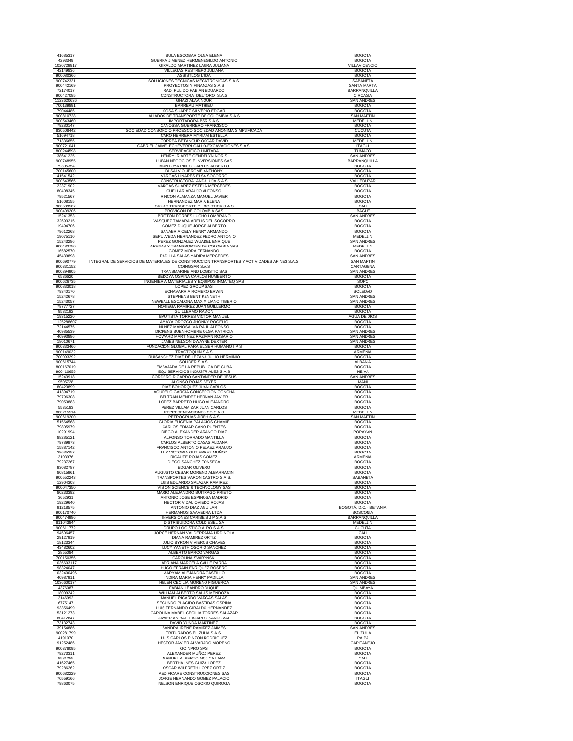| 41685317 | BULA ESCOBAR OLGA ELENA | BOGOTA |
|---|---|---|
| 4293349 | GUERRA JIMENEZ HERMENEGILDO ANTONIO | BOGOTA |
| 1020729917 | GIRALDO MARTINEZ LAURA JULIANA | VILLAVICENCIO |
| 42149836 | VILLEGAS RESTREPO JULIANA | BOGOTA |
| 900080366 | ASSISTLOG LTDA | BOGOTA |
| 900742331 | SOLUCIONES TECNICAS MECATRONICAS S.A.S. | SABANETA |
| 900442169 | PROYECTOS Y FINANZAS S.A.S | SANTA MARTA |
| 72174017 | RADI PULIDO FABIAN EDUARDO | BARRANQUILLA |
| 900427085 | CONSTRUCTORA DELTORO S.A.S | CIRCASIA |
| 1123620636 | GHAZI ALAA NOUR | SAN ANDRES |
| 700139891 | BARREAU MATHIEU | BOGOTA |
| 79044486 | SOSA SUAREZ SILVERIO EDGAR | BOGOTA |
| 900810728 | ALIADOS DE TRANSPORTE DE COLOMBIA S.A.S | SAN MARTIN |
| 900543460 | IMPORTADORA BSR S.A.S | MEDELLIN |
| 79280147 | CANOSSA GUERRERO FRANCISCO | BOGOTA |
| 830508442 | SOCIEDAD CONSORCIO PROESCO SOCIEDAD ANONIMA SIMPLIFICADA | CUCUTA |
| 51694718 | CARO HERRERA MYRIAM ESTELLA | BOGOTA |
| 71336656 | CORREA BETANCUR OSCAR DAVID | MEDELLIN |
| 900721041 | GABRIEL JAIME ECHEVERRI GALLO-EXCAVACIONES S.A.S. | ITAGUI |
| 800244598 | SERVIPACIFICO LIMITADA | TUMACO |
| 38641225 | HENRY IRIARTE GENDELYN NORIS | SAN ANDRES |
| 900748955 | LUBAN NEGOCIOS E INVERSIONES SAS | BARRANQUILLA |
| 79305354 | MONTOYA PINTO CARLOS ALBERTO | BOGOTA |
| 700145600 | DI SALVIO JEROME ANTHONY | BOGOTA |
| 41541542 | VARGAS LINARES ELSA SOCORRO | BOGOTA |
| 900643566 | CONSTRUCTORA ANDALUJA S A S | VALLEDUPAR |
| 22371902 | VARGAS SUAREZ ESTELA MERCEDES | BOGOTA |
| 80408345 | CUELLAR ARAUJO ALFONSO | BOGOTA |
| 79521567 | RINCON ALMANZA MANUEL JAVIER | BOGOTA |
| 51608155 | HERNANDEZ MARIA ELENA | BOGOTA |
| 900539507 | GRUAS TRANSPORTE Y LOGISTICA S.A.S | CALI |
| 900409206 | PROVICON DE COLOMBIA SAS | IBAGUE |
| 15241353 | BRITTON FORBES LUCHO LOMBRANO | SAN ANDRES |
| 32693215 | VASQUEZ TAMARA ARELIS DEL SOCORRO | BOGOTA |
| 19494706 | GOMEZ DUQUE JORGE ALBERTO | BOGOTA |
| 79612268 | SANABRIA CELY HENRY ARMANDO | BOGOTA |
| 19075110 | SEPULVEDA HERNANDEZ PEDRO ANTONIO | MEDELLIN |
| 15243286 | PEREZ GONZALEZ WUADEL ENRIQUE | SAN ANDRES |
| 900483750 | ARENAS Y TRANSPORTES DE COLOMBIA SAS | MEDELLIN |
| 16582570 | GOMEZ MORA FERNANDO | BOGOTA |
| 45439898 | PADILLA SALAS YADIRA MERCEDES | SAN ANDRES |
| 900690779 | INTEGRAL DE SERVICIOS DE MATERIALES DE CONSTRUCCION TRANSPORTES Y ACTIVIDADES AFINES S.A.S | SAN MARTIN |
| 900331152 | COINGSAR S.A.S | CARTAGENA |
| 900394905 | TRANSMARINE AND LOGISTIC SAS | SAN ANDRES |
| 6536620 | BEDOYA OSPINA CARLOS HUMBERTO | BOGOTA |
| 900626735 | INGENIERIA MATERIALES Y EQUIPOS INMATEQ SAS | SOPO |
| 900833018 | LOPEZ GROUP SAS | BOGOTA |
| 79340170 | ECHAVARRIA ROMERO ERWIN | SOLEDAD |
| 15242678 | STEPHENS BENT KENNETH | SAN ANDRES |
| 15243057 | NEWBALL ESCALONA MAXIMILIANO TIBERIO | SAN ANDRES |
| 79777727 | NORIEGA RAMIREZ JUAN GUILLERMO | BOGOTA |
| 9532192 | GUILLERMO RAMON | BOGOTA |
| 19315220 | BAUTISTA TORRES VICTOR MANUEL | AGUA DE DIOS |
| 1125288607 | AMAYA OROZCO JHONNY ROGELIO | BOGOTA |
| 72144575 | NUÑEZ MANOSALVA RAUL ALFONSO | BOGOTA |
| 40985539 | DICKENS BUENHOMBRE OLGA PATRICIA | SAN ANDRES |
| 40993886 | HOWARD MARTINEZ RAZIMAN ROSARIO | SAN ANDRES |
| 18010671 | JAMES NELSON DWAYNE DEXTER | SAN ANDRES |
| 900333466 | FUNDACION GLOBAL PARA EL SER HUMANO I P S | BOGOTA |
| 900149032 | TRACTOQUIN S.A.S | ARMENIA |
| 700093292 | RUISANCHEZ DIAZ DE LEZANA JULIO HERMINIO | BOGOTA |
| 900615744 | SOLIDER S.A.S. | ALBANIA |
| 800167019 | EMBAJADA DE LA REPUBLICA DE CUBA | BOGOTA |
| 900410655 | EQUISERVICIOS INDUSTRIALES S.A.S | NEIVA |
| 15243918 | CORDERO RICARDO SANTANDER DE JESUS | SAN ANDRES |
| 9505728 | ALONSO ROJAS BEYER | MANI |
| 80423899 | DIAZ BOHORQUEZ JUAN CARLOS | BOGOTA |
| 41394719 | AGUDELO GARCIA CONCEPCION CONCHA | BOGOTA |
| 79796308 | BELTRAN MENDEZ HERNAN JAVIER | BOGOTA |
| 79053883 | LOPEZ BARRETO HUGO ALEJANDRO | BOGOTA |
| 5535183 | PEREZ VILLAMIZAR JUAN CARLOS | BOGOTA |
| 800215514 | REPRESENTACIONES CG S.A.S | MEDELLIN |
| 900619200 | PETROGRUAS JIREH S.A.S | SAN MARTIN |
| 51564568 | GLORIA EUGENIA PALACIOS CHAMIE | BOGOTA |
| 79805979 | CARLOS EDMAR CANO PUENTES | BOGOTA |
| 10291994 | DIEGO ALEXANDER ARANGO DIAZ | POPAYAN |
| 88285121 | ALFONSO TORRADO MANTILLA | BOGOTA |
| 79789973 | CARLOS ALBERTO CASAS ALDANA | BOGOTA |
| 15887142 | FRANCISCO ANTONIO PELAEZ ARAUJO | BOGOTA |
| 39635257 | LUZ VICTORIA GUTIERREZ MUÑOZ | BOGOTA |
| 3103976 | RICAUTE ROJAS GOMEZ | ARMENIA |
| 79237267 | DIEGO SANCHEZ FONSECA | BOGOTA |
| 93082787 | EDGAR OLIVERO | BOGOTA |
| 80815961 | AUGUSTO CESAR MORENO ALBARRACIN | BOGOTA |
| 900552243 | TRANSPORTES VARON CASTRO S.A.S. | SABANETA |
| 12904308 | LUIS EDUARDO SALAZAR RAMIREZ | BOGOTA |
| 900047350 | VISION SCIENCE & TECHNOLOGY SAS | BOGOTA |
| 80233392 | MARIO ALEJANDRO BUITRAGO PRIETO | BOGOTA |
| 3652931 | ANTONIO JOSE ESPINOSA MADRID | BOGOTA |
| 19229640 | HECTOR VIDAL OVIEDO ROJAS | BOGOTA |
| 91218575 | ANTONIO DIAZ AGUILAR | BOGOTÁ, D.C. - BETANIA |
| 900170740 | HERMANOS SAAVEDRA LTDA | BOSCONIA |
| 900474986 | INVERSIONES CARIBE S J P S.A.S | BARRANQUILLA |
| 811043844 | DISTRIBUIDORA COLDIESEL SA | MEDELLIN |
| 900611772 | GRUPO LOGISTICO ALRO S.A.S. | CUCUTA |
| 94506457 | JORGE HERNAN VALDERRAMA URDINOLA | CALI |
| 29127919 | DIANA RAMIREZ ORTIZ | BOGOTA |
| 18123344 | JULIO BYRON VIVIEROS CHAVES | BOGOTA |
| 43482602 | LUCY YANETH OSORIO SANCHEZ | BOGOTA |
| 2855084 | ALBERTO BARCO VARGAS | BOGOTA |
| 700150356 | CAROLINA SWIRYNSKI | BOGOTA |
| 1036603117 | ADRIANA MARCELA CALLE PARRA | BOGOTA |
| 98324047 | HUGO EFRAIN ENRIQUEZ ROSERO | BOGOTA |
| 1032400496 | MARYAM ALEJANDRA CASTILLO | BOGOTA |
| 40987911 | INDIRA MARIA HENRY PADILLA | SAN ANDRES |
| 1036600174 | HELEN CECILIA MORENO FIGUEROA | SAN ANDRES |
| 4376087 | FABIAN LEANDRO DUQUE | QUIMBAYA |
| 18009242 | WILLIAM ALBERTO SALAS MENDOZA | BOGOTA |
| 3146992 | MANUEL RICARDO VARGAS SALAS | BOGOTA |
| 6775147 | SEGUNDO PLACIDO BASTIDAS OSPINA | BOGOTA |
| 93356499 | LUIS FERNANDO GIRALDO HERNANDEZ | BOGOTA |
| 53121273 | CAROLINA MABEL CECILIA TORRES SALAZAR | BOGOTA |
| 80412847 | JAVIER ANIBAL FAJARDO SANDOVAL | BOGOTA |
| 73132743 | DAVID YUNDA MARTINEZ | BOGOTA |
| 39154886 | SANDRA IRENE RAMIREZ JAIMES | SAN ANDRES |
| 900281799 | TRITURADOS EL ZULIA S.A.S. | EL ZULIA |
| 4191070 | LUIS CARLOS PINZON RODRIGUEZ | PAIPA |
| 91252486 | HECTOR JAVIER ALVARADO MORENO | CAPITANEJO |
| 900378095 | GOINPRO SAS | BOGOTA |
| 79273311 | ALEXANDER MUÑOZ PEREZ | BOGOTA |
| 9531255 | MANUEL ALBERTO MOJICA LARA | CALI |
| 41627465 | BERTHA INES GUIZA LOPEZ | BOGOTA |
| 79286262 | OSCAR WILFRETH LOPEZ ORTIZ | BOGOTA |
| 900682229 | AEDIFICARE CONSTRUCCIONES SAS | BOGOTA |
| 70559166 | JORGE HERNANDO GOMEZ PALACIO | ITAGUI |
| 79863075 | NELSON ENRIQUE OSORIO QUIROGA | BOGOTA |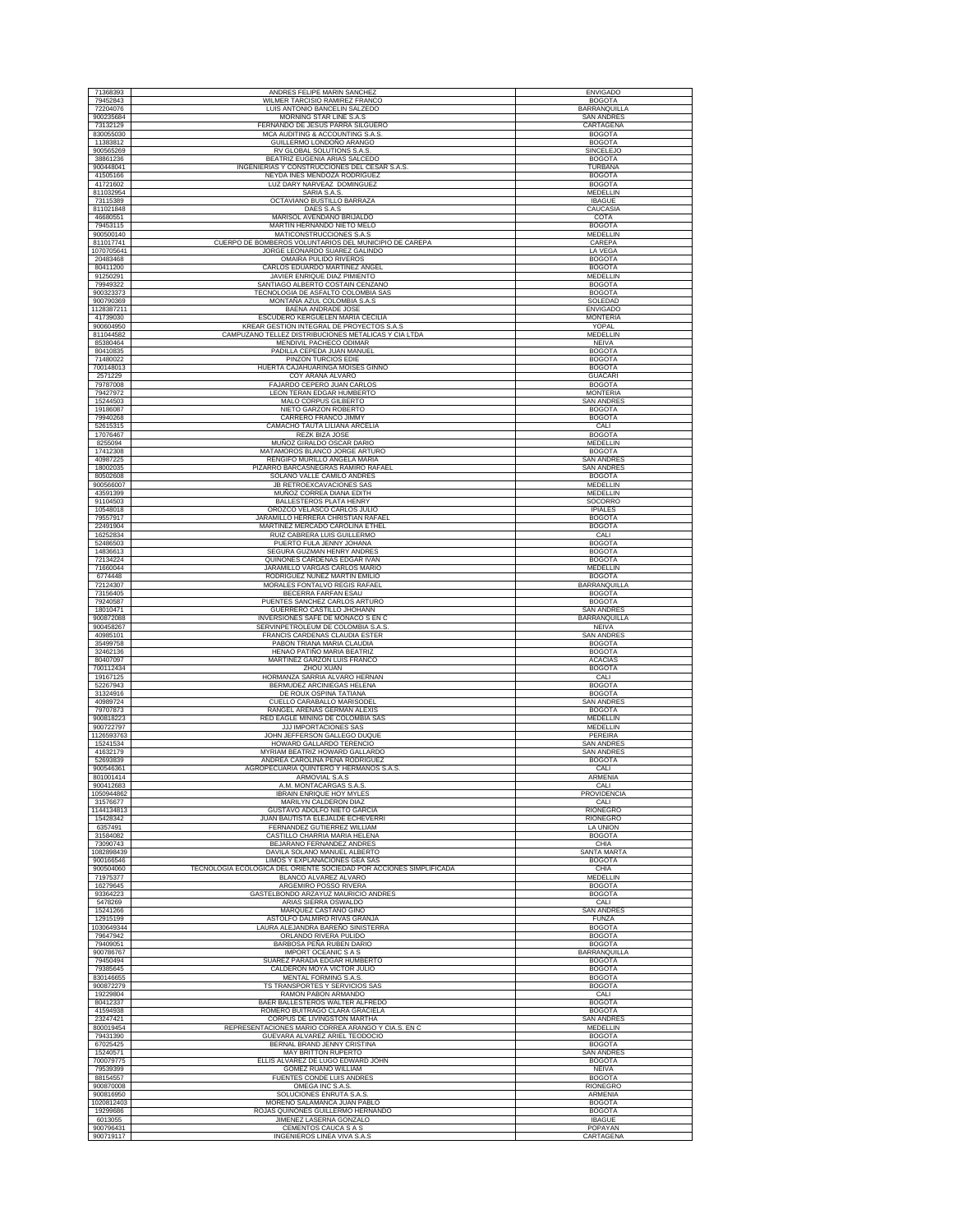| | | |
|---|---|---|
| 71368393 | ANDRES FELIPE MARIN SANCHEZ | ENVIGADO |
| 79452843 | WILMER TARCISIO RAMIREZ FRANCO | BOGOTA |
| 72204076 | LUIS ANTONIO BANCELIN SALZEDO | BARRANQUILLA |
| 900235684 | MORNING STAR LINE S.A.S | SAN ANDRES |
| 73132129 | FERNANDO DE JESUS PARRA SILGUERO | CARTAGENA |
| 830055030 | MCA AUDITING & ACCOUNTING S.A.S. | BOGOTA |
| 11383812 | GUILLERMO LONDOÑO ARANGO | BOGOTA |
| 900565269 | RV GLOBAL SOLUTIONS S.A.S. | SINCELEJO |
| 38861236 | BEATRIZ EUGENIA ARIAS SALCEDO | BOGOTA |
| 900448041 | INGENIERIAS Y CONSTRUCCIONES DEL CESAR S.A.S. | TURBANA |
| 41505166 | NEYDA INES MENDOZA RODRIGUEZ | BOGOTA |
| 41721602 | LUZ DARY NARVAEZ DOMINGUEZ | BOGOTA |
| 811032954 | SARIA S.A.S. | MEDELLIN |
| 73115389 | OCTAVIANO BUSTILLO BARRAZA | IBAGUE |
| 811021848 | DAES S.A.S | CAUCASIA |
| 46680551 | MARISOL AVENDAÑO BRIJALDO | COTA |
| 79453115 | MARTIN HERNANDO NIETO MELO | BOGOTA |
| 900500140 | MATICONSTRUCCIONES S.A.S | MEDELLIN |
| 811017741 | CUERPO DE BOMBEROS VOLUNTARIOS DEL MUNICIPIO DE CAREPA | CAREPA |
| 1070705641 | JORGE LEONARDO SUAREZ GALINDO | LA VEGA |
| 20483468 | OMAIRA PULIDO RIVEROS | BOGOTA |
| 80411200 | CARLOS EDUARDO MARTINEZ ANGEL | BOGOTA |
| 91250291 | JAVIER ENRIQUE DIAZ PIMIENTO | MEDELLIN |
| 79949322 | SANTIAGO ALBERTO COSTAIN CENZANO | BOGOTA |
| 900323373 | TECNOLOGIA DE ASFALTO COLOMBIA SAS | BOGOTA |
| 900790369 | MONTAÑA AZUL COLOMBIA S.A.S | SOLEDAD |
| 1128387211 | BAENA ANDRADE JOSE | ENVIGADO |
| 41739030 | ESCUDERO KERGUELEN MARIA CECILIA | MONTERIA |
| 900604950 | KREAR GESTION INTEGRAL DE PROYECTOS S.A.S | YOPAL |
| 811044582 | CAMPUZANO TELLEZ DISTRIBUCIONES METALICAS Y CIA LTDA | MEDELLIN |
| 85380464 | MENDIVIL PACHECO ODIMAR | NEIVA |
| 80410835 | PADILLA CEPEDA JUAN MANUEL | BOGOTA |
| 71480022 | PINZON TURCIOS EDIE | BOGOTA |
| 700148013 | HUERTA CAJAHUARINGA MOISES GINNO | BOGOTA |
| 2571229 | COY ARANA ALVARO | GUACARI |
| 79787008 | FAJARDO CEPERO JUAN CARLOS | BOGOTA |
| 79427972 | LEON TERAN EDGAR HUMBERTO | MONTERIA |
| 15244503 | MALO CORPUS GILBERTO | SAN ANDRES |
| 19186087 | NIETO GARZON ROBERTO | BOGOTA |
| 79940268 | CARRERO FRANCO JIMMY | BOGOTA |
| 52615315 | CAMACHO TAUTA LILIANA ARCELIA | CALI |
| 17076467 | REZK BIZA JOSE | BOGOTA |
| 8255094 | MUÑOZ GIRALDO OSCAR DARIO | MEDELLIN |
| 17412308 | MATAMOROS BLANCO JORGE ARTURO | BOGOTA |
| 40987225 | RENGIFO MURILLO ANGELA MARIA | SAN ANDRES |
| 18002035 | PIZARRO BARCASNEGRAS RAMIRO RAFAEL | SAN ANDRES |
| 80502608 | SOLANO VALLE CAMILO ANDRES | BOGOTA |
| 900566007 | JB RETROEXCAVACIONES SAS | MEDELLIN |
| 43591399 | MUÑOZ CORREA DIANA EDITH | MEDELLIN |
| 91104503 | BALLESTEROS PLATA HENRY | SOCORRO |
| 10548018 | OROZCO VELASCO CARLOS JULIO | IPIALES |
| 79557917 | JARAMILLO HERRERA CHRISTIAN RAFAEL | BOGOTA |
| 22491904 | MARTINEZ MERCADO CAROLINA ETHEL | BOGOTA |
| 16252834 | RUIZ CABRERA LUIS GUILLERMO | CALI |
| 52486503 | PUERTO FULA JENNY JOHANA | BOGOTA |
| 14836613 | SEGURA GUZMAN HENRY ANDRES | BOGOTA |
| 72134224 | QUIÑONES CARDENAS EDGAR IVAN | BOGOTA |
| 71660044 | JARAMILLO VARGAS CARLOS MARIO | MEDELLIN |
| 6774448 | RODRIGUEZ NUÑEZ MARTIN EMILIO | BOGOTA |
| 72124307 | MORALES FONTALVO REGIS RAFAEL | BARRANQUILLA |
| 73156405 | BECERRA FARFAN ESAU | BOGOTA |
| 79240587 | PUENTES SANCHEZ CARLOS ARTURO | BOGOTA |
| 18010471 | GUERRERO CASTILLO JHOHANN | SAN ANDRES |
| 900872088 | INVERSIONES SAFE DE MONACO S EN C | BARRANQUILLA |
| 900458267 | SERVINPETROLEUM DE COLOMBIA S.A.S. | NEIVA |
| 40985101 | FRANCIS CARDENAS CLAUDIA ESTER | SAN ANDRES |
| 35499758 | PABON TRIANA MARIA CLAUDIA | BOGOTA |
| 32462136 | HENAO PATIÑO MARIA BEATRIZ | BOGOTA |
| 80407097 | MARTINEZ GARZON LUIS FRANCO | ACACIAS |
| 700112434 | ZHOU XUAN | BOGOTA |
| 19167125 | HORMANZA SARRIA ALVARO HERNAN | CALI |
| 52267943 | BERMUDEZ ARCINIEGAS HELENA | BOGOTA |
| 31324916 | DE ROUX OSPINA TATIANA | BOGOTA |
| 40989724 | CUELLO CARABALLO MARISODEL | SAN ANDRES |
| 79707873 | RANGEL ARENAS GERMAN ALEXIS | BOGOTA |
| 900818223 | RED EAGLE MINING DE COLOMBIA SAS | MEDELLIN |
| 900722797 | JJJ IMPORTACIONES SAS | MEDELLIN |
| 1126593763 | JOHN JEFFERSON GALLEGO DUQUE | PEREIRA |
| 15241534 | HOWARD GALLARDO TERENCIO | SAN ANDRES |
| 41632179 | MYRIAM BEATRIZ HOWARD GALLARDO | SAN ANDRES |
| 52693839 | ANDREA CAROLINA PEÑA RODRIGUEZ | BOGOTA |
| 900546361 | AGROPECUARIA QUINTERO Y HERMANOS S.A.S. | CALI |
| 801001414 | ARMOVIAL S.A.S | ARMENIA |
| 900412683 | A.M. MONTACARGAS S.A.S. | CALI |
| 1050944862 | IBRAIN ENRIQUE HOY MYLES | PROVIDENCIA |
| 31576677 | MARILYN CALDERON DIAZ | CALI |
| 1144134813 | GUSTAVO ADOLFO NIETO GARCIA | RIONEGRO |
| 15428342 | JUAN BAUTISTA ELEJALDE ECHEVERRI | RIONEGRO |
| 6357491 | FERNANDEZ GUTIERREZ WILLIAM | LA UNION |
| 31584082 | CASTILLO CHARRIA MARIA HELENA | BOGOTA |
| 73090743 | BEJARANO FERNANDEZ ANDRES | CHIA |
| 1082898439 | DAVILA SOLANO MANUEL ALBERTO | SANTA MARTA |
| 900166546 | LIMOS Y EXPLANACIONES GEA SAS | BOGOTA |
| 900504060 | TECNOLOGIA ECOLOGICA DEL ORIENTE SOCIEDAD POR ACCIONES SIMPLIFICADA | CHIA |
| 71975377 | BLANCO ALVAREZ ALVARO | MEDELLIN |
| 16279645 | ARGEMIRO POSSO RIVERA | BOGOTA |
| 93364223 | GASTELBONDO ARZAYUZ MAURICIO ANDRES | BOGOTA |
| 5478269 | ARIAS SIERRA OSWALDO | CALI |
| 15241266 | MARQUEZ CASTAÑO GINO | SAN ANDRES |
| 12915199 | ASTOLFO DALMIRO RIVAS GRANJA | FUNZA |
| 1030649344 | LAURA ALEJANDRA BAREÑO SINISTERRA | BOGOTA |
| 79647942 | ORLANDO RIVERA PULIDO | BOGOTA |
| 79409051 | BARBOSA PEÑA RUBEN DARIO | BOGOTA |
| 900786767 | IMPORT OCEANIC S A S | BARRANQUILLA |
| 79450494 | SUAREZ PARADA EDGAR HUMBERTO | BOGOTA |
| 79385645 | CALDERON MOYA VICTOR JULIO | BOGOTA |
| 830146655 | MENTAL FORMING S.A.S. | BOGOTA |
| 900872279 | TS TRANSPORTES Y SERVICIOS SAS | BOGOTA |
| 19229804 | RAMON PABON ARMANDO | CALI |
| 80412337 | BAER BALLESTEROS WALTER ALFREDO | BOGOTA |
| 41594938 | ROMERO BUITRAGO CLARA GRACIELA | BOGOTA |
| 23247421 | CORPUS DE LIVINGSTON MARTHA | SAN ANDRES |
| 800019454 | REPRESENTACIONES MARIO CORREA ARANGO Y CIA.S. EN C | MEDELLIN |
| 79431390 | GUEVARA ALVAREZ ARIEL TEODOCIO | BOGOTA |
| 67025425 | BERNAL BRAND JENNY CRISTINA | BOGOTA |
| 15240571 | MAY BRITTON RUPERTO | SAN ANDRES |
| 700079775 | ELLIS ALVAREZ DE LUGO EDWARD JOHN | BOGOTA |
| 79539399 | GOMEZ RUANO WILLIAM | NEIVA |
| 88154557 | FUENTES CONDE LUIS ANDRES | BOGOTA |
| 900870008 | OMEGA INC S.A.S. | RIONEGRO |
| 900816950 | SOLUCIONES ENRUTA S.A.S. | ARMENIA |
| 1020812403 | MORENO SALAMANCA JUAN PABLO | BOGOTA |
| 19299686 | ROJAS QUIÑONES GUILLERMO HERNANDO | BOGOTA |
| 6013055 | JIMENEZ LASERNA GONZALO | IBAGUE |
| 900796431 | CEMENTOS CAUCA S A S | POPAYAN |
| 900719117 | INGENIEROS LINEA VIVA S.A.S | CARTAGENA |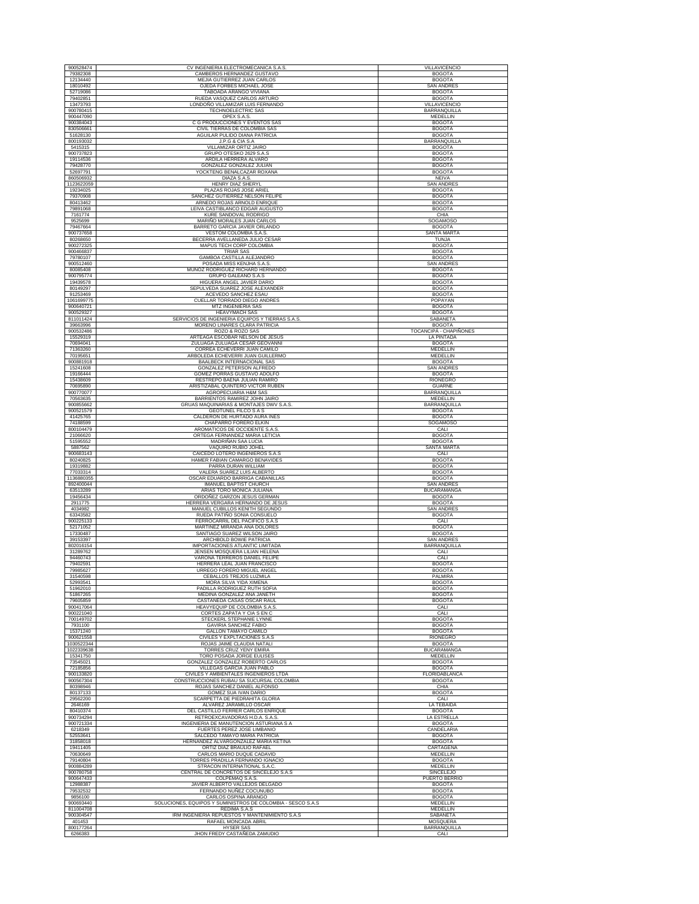| | | |
|---|---|---|
| 900528474 | CV INGENIERIA ELECTROMECANICA S.A.S. | VILLAVICENCIO |
| 79382308 | CAMBEROS HERNANDEZ GUSTAVO | BOGOTA |
| 12134440 | MEJIA GUTIERREZ JUAN CARLOS | BOGOTA |
| 18010492 | OJEDA FORBES MICHAEL JOSE | SAN ANDRES |
| 52719086 | TABOADA ARANGO VIVIANA | BOGOTA |
| 79402851 | RUEDA VASQUEZ CARLOS ARTURO | BOGOTA |
| 13473793 | LONDOÑO VILLAMIZAR LUIS FERNANDO | VILLAVICENCIO |
| 900780415 | TECHNOELECTRIC SAS | BARRANQUILLA |
| 900447090 | OPEX S.A.S. | MEDELLIN |
| 900384043 | C G PRODUCCIONES Y EVENTOS SAS | BOGOTA |
| 830506661 | CIVIL TIERRAS DE COLOMBIA SAS | BOGOTA |
| 51628130 | AGUILAR PULIDO DIANA PATRICIA | BOGOTA |
| 800193032 | J.P.G & CIA S.A | BARRANQUILLA |
| 5415315 | VILLAMIZAR ORTIZ JAIRO | BOGOTA |
| 900737823 | GRUPO OTESKO 2629 S.A.S | BOGOTA |
| 19114536 | ARDILA HERRERA ALVARO | BOGOTA |
| 79428770 | GONZALEZ GONZALEZ JULIAN | BOGOTA |
| 52697791 | YOCKTENG BENALCAZAR ROXANA | BOGOTA |
| 860506932 | DIAZA S.A.S. | NEIVA |
| 1123622059 | HENRY DIAZ SHERYL | SAN ANDRES |
| 19234025 | PLAZAS ROJAS JOSE ARIEL | BOGOTA |
| 79370908 | SANCHEZ GUTIERREZ NELSON FELIPE | BOGOTA |
| 80413462 | ARNEDO ROJAS ARNOLD ENRIQUE | BOGOTA |
| 79891068 | LEIVA CASTIBLANCO EDGAR AUGUSTO | BOGOTA |
| 7161774 | KURE SANDOVAL RODRIGO | CHIA |
| 9525699 | MARIÑO MORALES JUAN CARLOS | SOGAMOSO |
| 79467664 | BARRETO GARCIA JAVIER ORLANDO | BOGOTA |
| 900737658 | VESTOM COLOMBIA S.A.S. | SANTA MARTA |
| 80268650 | BECERRA AVELLANEDA JULIO CESAR | TUNJA |
| 900272325 | MAPUS TECH CORP COLOMBIA | BOGOTA |
| 900466837 | TRIAR SAS | BOGOTA |
| 79780107 | GAMBOA CASTILLA ALEJANDRO | BOGOTA |
| 900512460 | POSADA MISS KENJHA S.A.S. | SAN ANDRES |
| 80085408 | MUÑOZ RODRIGUEZ RICHARD HERNANDO | BOGOTA |
| 900795774 | GRUPO GALEANO S.A.S | BOGOTA |
| 19439578 | HIGUERA ANGEL JAVIER DARIO | BOGOTA |
| 80149297 | SEPULVEDA SUAREZ JOSE ALEXANDER | BOGOTA |
| 91253469 | ACEVEDO SANCHEZ ESAU | BOGOTA |
| 1061699775 | CUELLAR TORRADO DIEGO ANDRES | POPAYAN |
| 900640721 | MTZ INGENIERIA SAS | BOGOTA |
| 900529327 | HEAVYMACH SAS | BOGOTA |
| 811011424 | SERVICIOS DE INGENIERIA EQUIPOS Y TIERRAS S.A.S. | SABANETA |
| 39663996 | MORENO LINARES CLARA PATRICIA | BOGOTA |
| 900532486 | ROZO & ROZO SAS | TOCANCIPÁ - CHAPIÑONES |
| 15529319 | ARTEAGA ESCOBAR NELSON DE JESUS | LA PINTADA |
| 70694041 | ZULUAGA ZULUAGA CESAR GEOVANNI | BOGOTA |
| 71363260 | CORREA ECHEVERRI JUAN CAMILO | MEDELLIN |
| 70195651 | ARBOLEDA ECHEVERRI JUAN GUILLERMO | MEDELLIN |
| 900881918 | BAALBECK INTERNACIONAL SAS | BOGOTA |
| 15241608 | GONZALEZ PETERSON ALFREDO | SAN ANDRES |
| 19166444 | GOMEZ PORRAS GUSTAVO ADOLFO | BOGOTA |
| 15438609 | RESTREPO BAENA JULIAN RAMIRO | RIONEGRO |
| 70695890 | ARISTIZABAL QUINTERO VICTOR RUBEN | GUARNE |
| 900770077 | AGROPECUARIA H&M SAS | BARRANQUILLA |
| 70563635 | BARRIENTOS RAMIREZ JOHN JAIRO | MEDELLIN |
| 900855662 | GRUAS MAQUINARIAS & MONTAJES DWV S.A.S. | BARRANQUILLA |
| 900521579 | GEOTUNEL FILCO S A S | BOGOTA |
| 41425765 | CALDERON DE HURTADO AURA INES | BOGOTA |
| 74188599 | CHAPARRO FORERO ELKIN | SOGAMOSO |
| 800104479 | AROMATICOS DE OCCIDENTE S.A.S. | CALI |
| 21066620 | ORTEGA FERNANDEZ MARIA LETICIA | BOGOTA |
| 51595552 | MADRIÑAN SAA LUCIA | BOGOTA |
| 5887562 | VAQUIRO RUBIO JOHEL | SANTA MARTA |
| 900683143 | CAICEDO LOTERO INGENIEROS S.A.S | CALI |
| 80240825 | HAMER FABIAN CAMARGO BENAVIDES | BOGOTA |
| 19319882 | PARRA DURAN WILLIAM | BOGOTA |
| 77033314 | VALERA SUAREZ LUIS ALBERTO | BOGOTA |
| 1136880355 | OSCAR EDUARDO BARRIGA CABANILLAS | BOGOTA |
| 892400044 | IMANUEL BAPTIST CHURCH | SAN ANDRES |
| 63513289 | ARIAS TORO MONICA JULIANA | BUCARAMANGA |
| 19456434 | ORDOÑEZ GARZON JESUS GERMAN | BOGOTA |
| 2911775 | HERRERA VERGARA HERNANDO DE JESUS | BOGOTA |
| 4034982 | MANUEL CUBILLOS KENITH SEGUNDO | SAN ANDRES |
| 63343582 | RUEDA PATIÑO SONIA CONSUELO | BOGOTA |
| 900225133 | FERROCARRIL DEL PACIFICO S.A.S | CALI |
| 52171052 | MARTINEZ MIRANDA ANA DOLORES | BOGOTA |
| 17330487 | SANTIAGO SUAREZ WILSON JAIRO | BOGOTA |
| 39153397 | ARCHBOLD BOWIE PATRICIA | SAN ANDRES |
| 802016154 | IMPORTACIONES ATLANTIC LIMITADA | BARRANQUILLA |
| 31289762 | JENSEN MOSQUERA LILIAN HELENA | CALI |
| 94460743 | VARONA TERREROS DANIEL FELIPE | CALI |
| 79402591 | HERRERA LEAL JUAN FRANCISCO | BOGOTA |
| 79985627 | URREGO FORERO MIGUEL ANGEL | BOGOTA |
| 31540598 | CEBALLOS TREJOS LUZMILA | PALMIRA |
| 52993541 | MORA SILVA YIDA XIMENA | BOGOTA |
| 51962010 | PADILLA RODRIGUEZ RUTH SOFIA | BOGOTA |
| 51867265 | MEDINA GONZALEZ ANA JANETH | BOGOTA |
| 79605859 | CASTAÑEDA CASAS OSCAR RAUL | BOGOTA |
| 900417064 | HEAVYEQUIP DE COLOMBIA S.A.S. | CALI |
| 900221040 | CORTES ZAPATA Y CIA S EN C | CALI |
| 700149702 | STECKERL STEPHANIE LYNNE | BOGOTA |
| 7931100 | GAVIRIA SANCHEZ FABIO | BOGOTA |
| 15371240 | GALLON TAMAYO CAMILO | BOGOTA |
| 900621558 | CIVILES Y EXPLTACIONES S.A.S | RIONEGRO |
| 1030522344 | ROJAS JAIME CLAUDIA NATALI | BOGOTA |
| 1022339638 | TORRES CRUZ YENY EMIRA | BUCARAMANGA |
| 15341750 | TORO POSADA JORGE EULISES | MEDELLIN |
| 73545021 | GONZALEZ GONZALEZ ROBERTO CARLOS | BOGOTA |
| 72185856 | VILLEGAS GARCIA JUAN PABLO | BOGOTA |
| 900133820 | CIVILES Y AMBIENTALES INGENIEROS LTDA | FLORIDABLANCA |
| 900567304 | CONSTRUCCIONES RUBAU SA SUCURSAL COLOMBIA | BOGOTA |
| 80398946 | ROJAS SANCHEZ DANIEL ALFONSO | CHIA |
| 80137133 | GOMEZ SUA IVAN DARIO | BOGOTA |
| 29562200 | SCARPETTA DE PIEDRAHITA GLORIA | CALI |
| 2646169 | ALVAREZ JARAMILLO OSCAR | LA TEBAIDA |
| 80410374 | DEL CASTILLO FERRER CARLOS ENRIQUE | BOGOTA |
| 900734294 | RETROEXCAVADORAS H.D.A. S.A.S. | LA ESTRELLA |
| 900721334 | INGENIERIA DE MANUTENCION ASTURIANA S A | BOGOTA |
| 6218349 | FUERTES PEREZ JOSE LIMBANIO | CANDELARIA |
| 52553641 | SALCEDO TAMAYO MARIA PATRICIA | BOGOTA |
| 31858018 | HERNANDEZ ALVARGONZALEZ MARIA KETINA | BOGOTA |
| 19411405 | ORTIZ DIAZ BRAULIO RAFAEL | CARTAGENA |
| 70630649 | CARLOS MARIO DUQUE CADAVID | MEDELLIN |
| 79140804 | TORRES PRADILLA FERNANDO IGNACIO | BOGOTA |
| 900884289 | STRACON INTERNATIONAL S.A.C. | MEDELLIN |
| 900780758 | CENTRAL DE CONCRETOS DE SINCELEJO S.A.S | SINCELEJO |
| 900647433 | COLPEMAQ S.A.S. | PUERTO BERRIO |
| 12988387 | JAVIER ALBERTO VALLEJOS DELGADO | BOGOTA |
| 79532532 | FERNANDO NUÑEZ COCUNUBO | BOGOTA |
| 9856100 | CARLOS OSPINA ARANGO | BOGOTA |
| 900693440 | SOLUCIONES, EQUIPOS Y SUMINISTROS DE COLOMBIA - SESCO S.A.S | MEDELLIN |
| 811004708 | REDIMA S.A.S | MEDELLIN |
| 900304547 | IRM INGENIERIA REPUESTOS Y MANTENIMIENTO S.A.S | SABANETA |
| 401453 | RAFAEL MONCADA ABRIL | MOSQUERA |
| 800177264 | HYSER SAS | BARRANQUILLA |
| 6266383 | JHON FREDY CASTAÑEDA ZAMUDIO | CALI |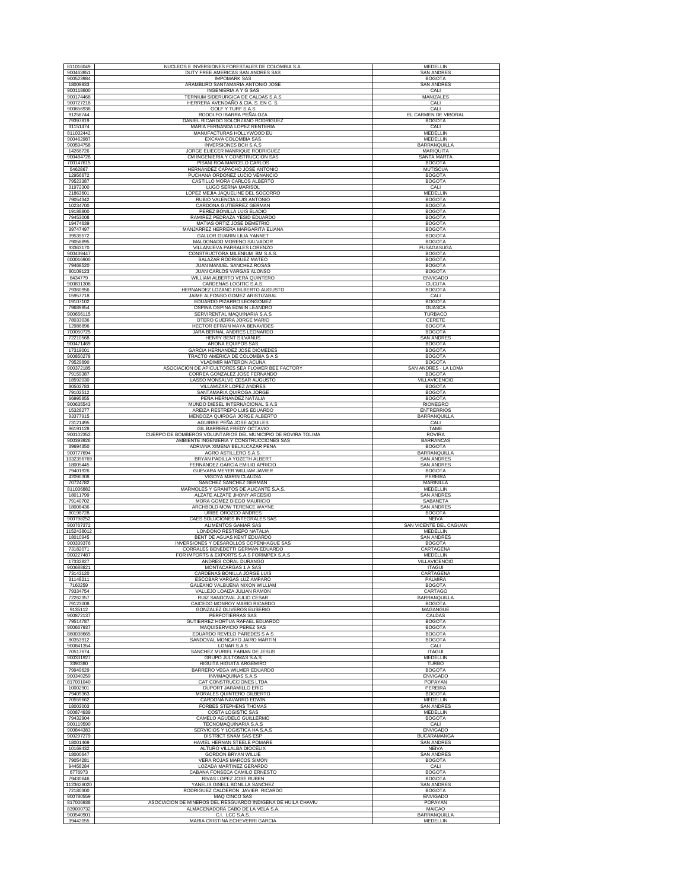| | | |
|---|---|---|
| 811016049 | NUCLEOS E INVERSIONES FORESTALES DE COLOMBIA S.A. | MEDELLIN |
| 900463851 | DUTY FREE AMERICAS SAN ANDRES SAS | SAN ANDRES |
| 900523984 | IMPOMARK SAS | BOGOTA |
| 18009933 | ARAMBURO SANTAMARIA ANTONIO JOSE | SAN ANDRES |
| 900118600 | INGENIERIA A Y G SAS | CALI |
| 900174468 | TERNIUM SIDERURGICA DE CALDAS S.A.S | MANIZALES |
| 900727218 | HERRERA AVENDAÑO & CIA. S. EN C. S. | CALI |
| 900656938 | GOLF Y TURF S.A.S | CALI |
| 91258744 | RODOLFO IBARRA PEÑALOZA | EL CARMEN DE VIBORAL |
| 79397819 | DANIEL RICARDO SOLORZANO RODRIGUEZ | BOGOTA |
| 31151474 | MARIA FERNANDA LOPEZ RENTERIA | CALI |
| 811032442 | MANUFACTURAS HOLLYWOOD EU | MEDELLIN |
| 900462987 | EXCAVA COLOMBIA SAS | MEDELLIN |
| 900594758 | INVERSIONES BCH S.A.S | BARRANQUILLA |
| 14266726 | JORGE ELIECER MANRIQUE RODRIGUEZ | MARIQUITA |
| 900484728 | CM INGENIERIA Y CONSTRUCCION SAS | SANTA MARTA |
| 700147615 | PISANI ROA MARCELO CARLOS | BOGOTA |
| 5462867 | HERNANDEZ CAPACHO JOSE ANTONIO | MUTISCUA |
| 12956672 | PUCHANA ORDOÑEZ LUCIO VENANCIO | BOGOTA |
| 79523387 | CASTILLO MORA CARLOS ALBERTO | BOGOTA |
| 31972300 | LUGO SERNA MARISOL | CALI |
| 21863601 | LOPEZ MEJIA JAQUELINE DEL SOCORRO | MEDELLIN |
| 79054342 | RUBIO VALENCIA LUIS ANTONIO | BOGOTA |
| 10234700 | CARDONA GUTIERREZ GERMAN | BOGOTA |
| 19188800 | PEREZ BONILLA LUIS ELADIO | BOGOTA |
| 79453008 | RAMIREZ PEDRAZA YESID EDUARDO | BOGOTA |
| 19474639 | MATIAS ORTIZ JOSE DEMETRIO | BOGOTA |
| 39747497 | MANJARREZ HERRERA MARGARITA ELIANA | BOGOTA |
| 39539572 | GALLOR GUARIN LILIA YANNET | BOGOTA |
| 79058895 | MALDONADO MORENO SALVADOR | BOGOTA |
| 93363170 | VILLANUEVA PARRALES LORENZO | FUSAGASUGA |
| 900439447 | CONSTRUCTORA MILENIUM BM S.A.S. | BOGOTA |
| 600016900 | SALAZAR RODRIGUEZ MATEO | BOGOTA |
| 79468520 | JUAN MANUEL SANCHEZ ROSAS | BOGOTA |
| 80109123 | JUAN CARLOS VARGAS ALONSO | BOGOTA |
| 8434779 | WILLIAM ALBERTO VERA QUINTERO | ENVIGADO |
| 900831308 | CARDENAS LOGITIC S.A.S. | CUCUTA |
| 79360956 | HERNANDEZ LOZANO EDILBERTO AUGUSTO | BOGOTA |
| 15957718 | JAIME ALFONSO GOMEZ ARISTIZABAL | CALI |
| 19107102 | EDUARDO PIZARRO LEONGOMEZ | BOGOTA |
| 79689954 | OSPINA OSPINA EDWIN LEANDRO | GUASCA |
| 900656115 | SERVIRENTAL MAQUINARIA S.A.S | TURBACO |
| 78033036 | OTERO GUERRA JORGE MARIO | CERETE |
| 12986896 | HECTOR EFRAIN MAYA BENAVIDES | BOGOTA |
| 700050725 | JARA BERNAL ANDRES LEONARDO | BOGOTA |
| 72210568 | HENRY BENT SILVANUS | SAN ANDRES |
| 900471469 | ARONA EQUIPOS SAS | BOGOTA |
| 17319001 | GARCIA HERNANDEZ JOSE DIOMEDES | BOGOTA |
| 900850278 | TRACTO AMERICA DE COLOMBIA S A S | BOGOTA |
| 79529890 | VLADIMIR MATERON ACUÑA | BOGOTA |
| 900372185 | ASOCIACION DE APICULTORES SEA FLOWER BEE FACTORY | SAN ANDRES - LA LOMA |
| 79159387 | CORREA GONZALEZ JOSE FERNANDO | BOGOTA |
| 18592030 | LASSO MONSALVE CESAR AUGUSTO | VILLAVICENCIO |
| 80502783 | VILLAMIZAR LOPEZ ANDRES | BOGOTA |
| 79102512 | SANTAMARIA QUIROGA JORGE | BOGOTA |
| 66995855 | PEÑA HERNANDEZ NATALIA | BOGOTA |
| 900635543 | MUNDO DIESEL INTERNACIONAL S.A.S | RIONEGRO |
| 15328277 | AREIZA RESTREPO LUIS EDUARDO | ENTRERRIOS |
| 93377915 | MENDOZA QUIROGA JORGE ALBERTO | BARRANQUILLA |
| 73121495 | AGUIRRE PEÑA JOSE AQUILES | CALI |
| 96191128 | GIL BARRERA FREDY OCTAVIO | TAME |
| 900102352 | CUERPO DE BOMBEROS VOLUNTARIOS DEL MUNICIPIO DE ROVIRA TOLIMA | ROVIRA |
| 900393926 | AMBIENTE INGENIERIA Y CONSTRUCCIONES SAS | BARRANCAS |
| 39694350 | ADRIANA XIMENA BELALCAZAR PEÑA | BOGOTA |
| 900777694 | AGRO ASTILLERO S.A.S. | BARRANQUILLA |
| 1032396769 | BRYAN PADILLA YOZETH ALBERT | SAN ANDRES |
| 18005445 | FERNANDEZ GARCIA EMILIO APRICIO | SAN ANDRES |
| 79401926 | GUEVARA MEYER WILLIAM JAVIER | BOGOTA |
| 42090308 | VIGOYA MARIN CLAUDIA | PEREIRA |
| 70724782 | SANCHEZ SANCHEZ GERMAN | MARINILLA |
| 811036882 | MARMOLES Y GRANITOS DE ALICANTE S.A.S. | MEDELLIN |
| 18011799 | ALZATE ALZATE JHONY ARCESIO | SAN ANDRES |
| 79140702 | MORA GOMEZ DIEGO MAURICIO | SABANETA |
| 18008436 | ARCHBOLD MOW TERENCE WAYNE | SAN ANDRES |
| 80198728 | URIBE OROZCO ANDRES | BOGOTA |
| 900798252 | CAES SOLUCIONES INTEGRALES SAS | NEIVA |
| 900767372 | ALIMENTOS GAMAR SAS | SAN VICENTE DEL CAGUAN |
| 1152438012 | LONDOÑO RESTREPO NATALIA | MEDELLIN |
| 18010945 | BENT DE AGUAS KENT EDUARDO | SAN ANDRES |
| 900339376 | INVERSIONES Y DESAROLLOS COPENHAGUE SAS | BOGOTA |
| 73182071 | CORRALES BENEDETTI GERMAN EDUARDO | CARTAGENA |
| 900227487 | FOR IMPORTS & EXPORTS S.A.S FORIMPEX S.A.S | MEDELLIN |
| 17332827 | ANDRES CORAL DURANGO | VILLAVICENCIO |
| 900688821 | MONTACARGAS 1 A SAS | ITAGUI |
| 73143120 | CARDENAS BONILLA JORGE LUIS | CARTAGENA |
| 31148211 | ESCOBAR VARGAS LUZ AMPARO | PALMIRA |
| 7160259 | GALEANO VALBUENA NIXON WILLIAM | BOGOTA |
| 79334754 | VALLEJO LOAIZA JULIAN RAMON | CARTAGO |
| 72262357 | RUIZ SANDOVAL JULIO CESAR | BARRANQUILLA |
| 79123008 | CAICEDO MONROY MARIO RICARDO | BOGOTA |
| 9135112 | GONZALEZ OLIVEROS ELISERIO | MAGANGUE |
| 900872137 | PERFOTIERRAS SAS | CALDAS |
| 79514787 | GUTIERREZ HORTUA RAFAEL EDUARDO | BOGOTA |
| 900667937 | MAQUISERVICIO PEREZ SAS | BOGOTA |
| 860038665 | EDUARDO REVELO PAREDES S A S | BOGOTA |
| 80353912 | SANDOVAL MONCAYO JAIRO MARTIN | BOGOTA |
| 900841354 | LONAR S.A.S | CALI |
| 70517674 | SANCHEZ MURIEL FABIAN DE JESUS | ITAGUI |
| 900331927 | GRUPO JULTOMAS S.A.S | MEDELLIN |
| 3390380 | HIGUITA HIGUITA ARGEMIRO | TURBO |
| 79949629 | BARRERO VEGA WILMER EDUARDO | BOGOTA |
| 900340259 | INVIMAQUINAS S.A.S | ENVIGADO |
| 817001040 | CAT CONSTRUCCIONES LTDA | POPAYAN |
| 10002901 | DUPORT JARAMILLO ERIC | PEREIRA |
| 79409363 | MORALES QUINTERO GILBERTO | BOGOTA |
| 70559662 | CARDONA NAVARRO EDWIN | MEDELLIN |
| 18003003 | FORBES STEPHENS THOMAS | SAN ANDRES |
| 900874939 | COSTA LOGISTIC SAS | MEDELLIN |
| 79432904 | CAMELO AGUDELO GUILLERMO | BOGOTA |
| 900119590 | TECNOMAQUINARIA S.A.S | CALI |
| 900844383 | SERVICIOS Y LOGISTICA HA S.A.S | ENVIGADO |
| 900297279 | DISTRICT SNAM SAS ESP | BUCARAMANGA |
| 18001469 | HAVIEL HERNAN STEELE POMARE | SAN ANDRES |
| 10169432 | ALTURO VILLALBA DIOCELIX | NEIVA |
| 18000647 | GORDON BRYAN WILLIE | SAN ANDRES |
| 79054281 | VERA ROJAS MARCOS SIMON | BOGOTA |
| 94458284 | LOZADA MARTINEZ GERARDO | CALI |
| 6776973 | CABANA FONSECA CAMILO ERNESTO | BOGOTA |
| 79430646 | RIVAS LOPEZ JOSE RUBEN | BOGOTA |
| 1123628020 | YANELIS GISELL BONILLA SANCHEZ | SAN ANDRES |
| 72180300 | RODRIGUEZ CALDERON JAVIER RICARDO | BOGOTA |
| 900780559 | MAQ CINCO SAS | ENVIGADO |
| 817006938 | ASOCIACION DE MINEROS DEL RESGUARDO INDIGENA DE HUILA CHAVIU | POPAYAN |
| 839000732 | ALMACENADORA CABO DE LA VELA S.A. | MAICAO |
| 900540901 | C.I. LCC S.A.S. | BARRANQUILLA |
| 39442055 | MARIA CRISTINA ECHEVERRI GARCIA | MEDELLIN |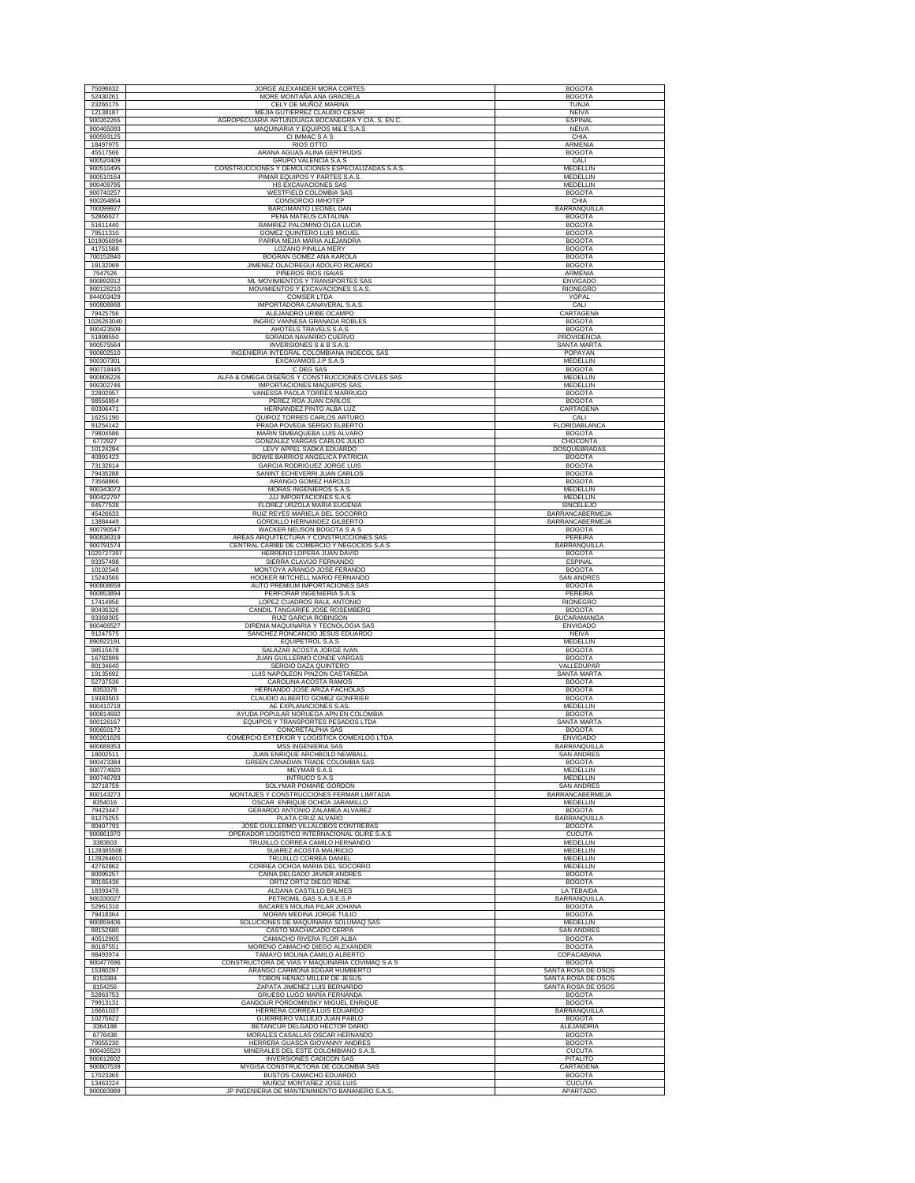| | | |
|---|---|---|
| 75098632 | JORGE ALEXANDER MORA CORTES | BOGOTA |
| 52430261 | MORE MONTAÑA ANA GRACIELA | BOGOTA |
| 23265175 | CELY DE MUÑOZ MARINA | TUNJA |
| 12138187 | MEJIA GUTIERREZ CLAUDIO CESAR | NEIVA |
| 900262265 | AGROPECUARIA ARTUNDUAGA BOCANEGRA Y CIA. S. EN C. | ESPINAL |
| 900465093 | MAQUINARIA Y EQUIPOS M& E S.A.S | NEIVA |
| 900593125 | CI IMMAC S A S | CHIA |
| 18497975 | RIOS OTTO | ARMENIA |
| 45517566 | ARANA AGUAS ALINA GERTRUDIS | BOGOTA |
| 900520409 | GRUPO VALENCIA S.A.S | CALI |
| 900510495 | CONSTRUCCIONES Y DEMOLICIONES ESPECIALIZADAS S.A.S. | MEDELLIN |
| 900510164 | PIMAR EQUIPOS Y PARTES S.A.S. | MEDELLIN |
| 900409795 | HS EXCAVACIONES SAS | MEDELLIN |
| 900740257 | WESTFIELD COLOMBIA SAS | BOGOTA |
| 900264864 | CONSORCIO IMHOTEP | CHIA |
| 700099627 | BARCIMANTO LEONEL DAN | BARRANQUILLA |
| 52866627 | PENA MATEUS CATALINA | BOGOTA |
| 51611440 | RAMIREZ PALOMINO OLGA LUCIA | BOGOTA |
| 79511310 | GOMEZ QUINTERO LUIS MIGUEL | BOGOTA |
| 1019056994 | PARRA MEJIA MARIA ALEJANDRA | BOGOTA |
| 41751588 | LOZANO PINILLA MERY | BOGOTA |
| 700152840 | BOGRAN GOMEZ ANA KAROLA | BOGOTA |
| 19132069 | JIMENEZ OLACIREGUI ADOLFO RICARDO | BOGOTA |
| 7547526 | PIÑEROS RIOS ISAIAS | ARMENIA |
| 900892912 | ML MOVIMIENTOS Y TRANSPORTES SAS | ENVIGADO |
| 900126210 | MOVIMIENTOS Y EXCAVACIONES S.A.S. | RIONEGRO |
| 844003429 | COMSER LTDA | YOPAL |
| 900808868 | IMPORTADORA CAÑAVERAL S.A.S | CALI |
| 79425756 | ALEJANDRO URIBE OCAMPO | CARTAGENA |
| 1026263040 | INGRID VANNESA GRANADA ROBLES | BOGOTA |
| 900423509 | AHOTELS TRAVELS S.A.S | BOGOTA |
| 51898550 | SORAIDA NAVARRO CUERVO | PROVIDENCIA |
| 900575564 | INVERSIONES S & B S.A.S. | SANTA MARTA |
| 900802510 | INGENIERIA INTEGRAL COLOMBIANA INGECOL SAS | POPAYAN |
| 900307301 | EXCAVAMOS J.P S.A.S | MEDELLIN |
| 900718445 | C DEG SAS | BOGOTA |
| 900806226 | ALFA & OMEGA DISEÑOS Y CONSTRUCCIONES CIVILES SAS | MEDELLIN |
| 900302746 | IMPORTACIONES MAQUIPOS SAS | MEDELLIN |
| 22802957 | VANESSA PAOLA TORRES MARRUGO | BOGOTA |
| 98556854 | PEREZ ROA JUAN CARLOS | BOGOTA |
| 60306471 | HERNANDEZ PINTO ALBA LUZ | CARTAGENA |
| 16251190 | QUIROZ TORRES CARLOS ARTURO | CALI |
| 91254142 | PRADA POVEDA SERGIO ELBERTO | FLORIDABLANCA |
| 79804586 | MARIN SIMBAQUEBA LUIS ALVARO | BOGOTA |
| 6772927 | GONZALEZ VARGAS CARLOS JULIO | CHOCONTA |
| 10124294 | LEVY APPEL SADKA EDUARDO | DOSQUEBRADAS |
| 40991423 | BOWIE BARRIOS ANGELICA PATRICIA | BOGOTA |
| 73132614 | GARCIA RODRIGUEZ JORGE LUIS | BOGOTA |
| 79435288 | SANINT ECHEVERRI JUAN CARLOS | BOGOTA |
| 73568866 | ARANGO GOMEZ HAROLD | BOGOTA |
| 900343072 | MORAS INGENIEROS S.A.S. | MEDELLIN |
| 900422797 | JJJ IMPORTACIONES S.A.S | MEDELLIN |
| 64577538 | FLOREZ URZOLA MARIA EUGENIA | SINCELEJO |
| 45426633 | RUIZ REYES MARIELA DEL SOCORRO | BARRANCABERMEJA |
| 13884449 | GORDILLO HERNANDEZ GILBERTO | BARRANCABERMEJA |
| 900790547 | WACKER NEUSON BOGOTA S A S | BOGOTA |
| 900836319 | AREAS ARQUITECTURA Y CONSTRUCCIONES SAS | PEREIRA |
| 900791574 | CENTRAL CARIBE DE COMERCIO Y NEGOCIOS S.A.S | BARRANQUILLA |
| 1020727397 | HERRENO LOPERA JUAN DAVID | BOGOTA |
| 93357498 | SIERRA CLAVIJO FERNANDO | ESPINAL |
| 10102548 | MONTOYA ARANGO JOSE FERANDO | BOGOTA |
| 15243566 | HOOKER MITCHELL MARIO FERNANDO | SAN ANDRES |
| 900808659 | AUTO PREMIUM IMPORTACIONES SAS | BOGOTA |
| 900853894 | PERFORAR INGENIERIA S.A.S | PEREIRA |
| 17414956 | LOPEZ CUADROS RAUL ANTONIO | RIONEGRO |
| 80436326 | CANDIL TANGARIFE JOSE ROSEMBERG | BOGOTA |
| 93369305 | RUIZ GARCIA ROBINSON | BUCARAMANGA |
| 900466527 | DIREMA MAQUINARIA Y TECNOLOGIA SAS | ENVIGADO |
| 91247575 | SANCHEZ RONCANCIO JESUS EDUARDO | NEIVA |
| 890922191 | EQUIPETROL S.A.S | MEDELLIN |
| 98515678 | SALAZAR ACOSTA JORGE IVAN | BOGOTA |
| 16782899 | JUAN GUILLERMO CONDE VARGAS | BOGOTA |
| 80134640 | SERGIO DAZA QUINTERO | VALLEDUPAR |
| 19135692 | LUIS NAPOLEON PINZON CASTAÑEDA | SANTA MARTA |
| 52737536 | CAROLINA ACOSTA RAMOS | BOGOTA |
| 8353378 | HERNANDO JOSE ARIZA FACHOLAS | BOGOTA |
| 19383503 | CLAUDIO ALBERTO GOMEZ GONFRIER | BOGOTA |
| 900410718 | AE EXPLANACIONES S.AS. | MEDELLIN |
| 900814692 | AYUDA POPULAR NORUEGA APN EN COLOMBIA | BOGOTA |
| 900126167 | EQUIPOS Y TRANSPORTES PESADOS LTDA | SANTA MARTA |
| 900650172 | CONCRETALPHA SAS | BOGOTA |
| 900261626 | COMERCIO EXTERIOR Y LOGISTICA COMEXLOG LTDA | ENVIGADO |
| 900689353 | MSS INGENIERIA SAS | BARRANQUILLA |
| 18002511 | JUAN ENRIQUE ARCHBOLD NEWBALL | SAN ANDRES |
| 900473384 | GREEN CANADIAN TRADE COLOMBIA SAS | BOGOTA |
| 900774920 | MEYMAR S.A.S | MEDELLIN |
| 900746783 | INTRUCO S.A.S | MEDELLIN |
| 32718759 | SOLYMAR POMARE GORDON | SAN ANDRES |
| 800143273 | MONTAJES Y CONSTRUCCIONES FERMAR LIMITADA | BARRANCABERMEJA |
| 8354016 | OSCAR ENRIQUE OCHOA JARAMILLO | MEDELLIN |
| 79423447 | GERARDO ANTONIO ZALAMEA ALVAREZ | BOGOTA |
| 91275255 | PLATA CRUZ ALVARO | BARRANQUILLA |
| 80407793 | JOSE GUILLERMO VILLALOBOS CONTRERAS | BOGOTA |
| 900861970 | OPERADOR LOGISTICO INTERNACIONAL OLIRE S.A.S | CUCUTA |
| 3383603 | TRUJILLO CORREA CAMILO HERNANDO | MEDELLIN |
| 1128385508 | SUAREZ ACOSTA MAURICIO | MEDELLIN |
| 1128264601 | TRUJILLO CORREA DANIEL | MEDELLIN |
| 42762862 | CORREA OCHOA MARIA DEL SOCORRO | MEDELLIN |
| 80095257 | CAINA DELGADO JAVIER ANDRES | BOGOTA |
| 80165436 | ORTIZ ORTIZ DIEGO RENE | BOGOTA |
| 18393476 | ALDANA CASTILLO BALMES | LA TEBAIDA |
| 900330027 | PETROMIL GAS S.A.S E.S.P | BARRANQUILLA |
| 52961310 | BACARES MOLINA PILAR JOHANA | BOGOTA |
| 79418364 | MORAN MEDINA JORGE TULIO | BOGOTA |
| 900859406 | SOLUCIONES DE MAQUINARIA SOLUMAQ SAS | MEDELLIN |
| 88152680 | CASTO MACHACADO CERPA | SAN ANDRES |
| 40512905 | CAMACHO RIVERA FLOR ALBA | BOGOTA |
| 80187551 | MORENO CAMACHO DIEGO ALEXANDER | BOGOTA |
| 98493974 | TAMAYO MOLINA CAMILO ALBERTO | COPACABANA |
| 900477696 | CONSTRUCTORA DE VIAS Y MAQUINARIA COVIMAQ S A S | BOGOTA |
| 15380297 | ARANGO CARMONA EDGAR HUMBERTO | SANTA ROSA DE OSOS |
| 8153384 | TOBON HENAO MILLER DE JESUS | SANTA ROSA DE OSOS |
| 8154256 | ZAPATA JIMENEZ LUIS BERNARDO | SANTA ROSA DE OSOS |
| 52863753 | GRUESO LUGO MARIA FERNANDA | BOGOTA |
| 79913131 | GANDOUR PORDOMINSKY MIGUEL ENRIQUE | BOGOTA |
| 16661037 | HERRERA CORREA LUIS EDUARDO | BARRANQUILLA |
| 10275622 | GUERRERO VALLEJO JUAN PABLO | BOGOTA |
| 3364188 | BETANCUR DELGADO HECTOR DARIO | ALEJANDRIA |
| 6776438 | MORALES CASALLAS OSCAR HERNANDO | BOGOTA |
| 79055230 | HERRERA GUASCA GIOVANNY ANDRES | BOGOTA |
| 900435520 | MINERALES DEL ESTE COLOMBIANO S.A.S. | CUCUTA |
| 900612602 | INVERSIONES CADICON SAS | PITALITO |
| 900807539 | MYGISA CONSTRUCTORA DE COLOMBIA SAS | CARTAGENA |
| 17023365 | BUSTOS CAMACHO EDUARDO | BOGOTA |
| 13463224 | MUÑOZ MONTAÑEZ JOSE LUIS | CUCUTA |
| 900083989 | JP INGENIERIA DE MANTENIMIENTO BANANERO S.A.S. | APARTADO |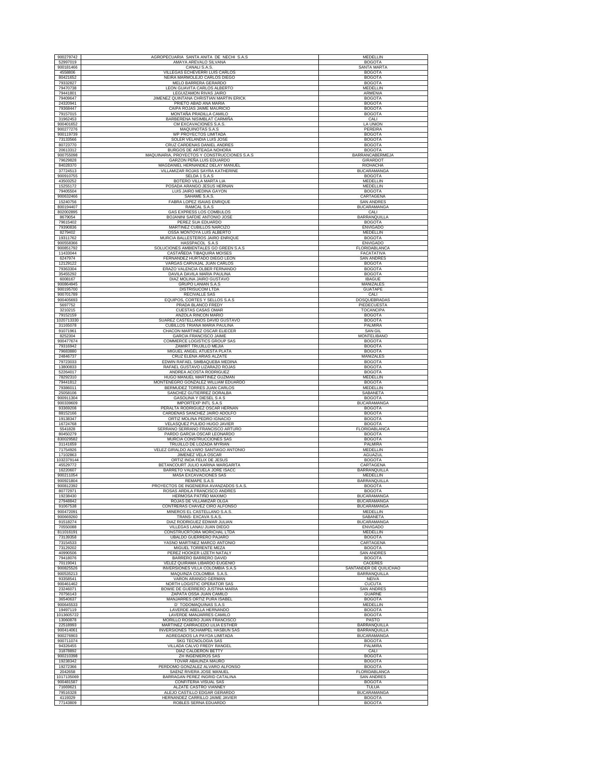| | | |
|---|---|---|
| 900279742 | AGROPECUARIA SANTA ANITA DE NECHI S.A.S | MEDELLIN |
| 52997019 | AMAYA AREVALO SILVANA | BOGOTA |
| 900181466 | CANALI S.A.S. | SANTA MARTA |
| 4558806 | VILLEGAS ECHEVERRI LUIS CARLOS | BOGOTA |
| 80421652 | NEIRA MARMOLEJO CARLOS DIEGO | BOGOTA |
| 79332827 | MELO BARRERA GERARDO | BOGOTA |
| 79470738 | LEON GUAVITA CARLOS ALBERTO | MEDELLIN |
| 79441801 | LEGUIZAMON RIVAS JAIRO | ARMENIA |
| 79409647 | JIMENEZ QUINTANA CHRISTIAN MARTIN ERICK | BOGOTA |
| 24320941 | PRIETO ABAD ANA MARIA | BOGOTA |
| 79368447 | CAIPA ROJAS JAIME MAURICIO | BOGOTA |
| 79157015 | MONTAÑA PRADILLA CAMILO | BOGOTA |
| 31962453 | BARBERENA NISIMBLAT CARMIÑA | CALI |
| 900401652 | CM EXCAVACIONES S.A.S. | LA UNION |
| 900277276 | MAQUINOTAS S.A.S | PEREIRA |
| 900119739 | WP PROYECTOS LIMITADA | BOGOTA |
| 73133566 | SOLER VELANDIA LUIS JOSE | BOGOTA |
| 80723770 | CRUZ CARDENAS DANIEL ANDRES | BOGOTA |
| 20613312 | BURGOS DE ARTEAGA NOHORA | BOGOTA |
| 900755098 | MAQUINARIA, PROYECTOS Y CONSTRUCCIONES S.A.S | BARRANCABERMEJA |
| 79629828 | GARZON PEÑA LUIS EDUARDO | GIRARDOT |
| 84028370 | MAGDANIEL HERNANDEZ DELAY MANUEL | RIOHACHA |
| 37724513 | VILLAMIZAR ROJAS SAYRA KATHERINE | BUCARAMANGA |
| 900910755 | SELDA 1 S.A.S | BOGOTA |
| 43503252 | BOTERO VILLA MARTA LIA | MEDELLIN |
| 15255172 | POSADA ARANGO JESUS HERNAN | MEDELLIN |
| 79405504 | LUIS JAIRO MEDINA GAYON | BOGOTA |
| 900632466 | SAHAME S.A.S. | CARTAGENA |
| 15240756 | FABRA LOPEZ ISAIAS ENRIQUE | SAN ANDRES |
| 800194407 | RAMCAL S.A.S | BUCARAMANGA |
| 802002895 | GAS EXPRESS LOS COMBULOS | CALI |
| 8679054 | BOJANINI SAFDIE ANTONIO JOSE | BARRANQUILLA |
| 79615402 | PEREZ SUA EDUARDO | BOGOTA |
| 79390836 | MARTINEZ CUBILLOS NARCIZO | ENVIGADO |
| 8279402 | OSSA MONTOYA LUIS ALBERTO | MEDELLIN |
| 19311762 | MURCIA BALLESTEROS JAIRO ENRIQUE | BOGOTA |
| 900558366 | HASSPACOL S.A.S | ENVIGADO |
| 900851792 | SOLUCIONES AMBIENTALES GO GREEN S.A.S | FLORIDABLANCA |
| 11433044 | CASTAÑEDA TIBAQUIRA MOISES | FACATATIVA |
| 6247974 | FERNANDEZ HURTADO DIEGO LEON | SAN ANDRES |
| 12129122 | VARGAS CARVAJAL JUAN CARLOS | BOGOTA |
| 79363304 | ERAZO VALENCIA OLBER FERNANDO | BOGOTA |
| 35455292 | DAVILA DAVILA MARIA PAULINA | BOGOTA |
| 6008167 | DIAZ MOLINA JAIRO GUSTAVO | IBAGUE |
| 900864945 | GRUPO LANIAN S.A.S | MANIZALES |
| 900195700 | DISTRISUCOM LTDA | GUATAPE |
| 900701789 | RECIVALLE SAS | CALI |
| 900405693 | EQUIPOS, CORTES Y SELLOS S.A.S | DOSQUEBRADAS |
| 5697752 | PRADA BLANCO FREDY | PIEDECUESTA |
| 3210215 | CUESTAS CASAS OMAR | TOCANCIPA |
| 79152159 | ANZOLA RINCON MARIO | BOGOTA |
| 1020713330 | SUAREZ CASTELLANOS DAVID GUSTAVO | BOGOTA |
| 31165078 | CUBILLOS TRIANA MARIA PAULINA | PALMIRA |
| 91071961 | CHACON MARTINEZ OSCAR ELIECER | SAN GIL |
| 8252304 | GARCIA FRANCISCO JAIME | MONTELIBANO |
| 900477674 | COMMERCE LOGISTICS GROUP SAS | BOGOTA |
| 79316942 | ZAMIRT TRUJILLO MEJIA | BOGOTA |
| 79683880 | MIGUEL ANGEL ATUESTA PLATA | BOGOTA |
| 24846737 | CRUZ ELENA ARIAS ALZATE | MANIZALES |
| 79723033 | EDWIN RAFAEL SIMBAQUEBA MEDINA | BOGOTA |
| 13800833 | RAFAEL GUSTAVO LIZARAZO ROJAS | BOGOTA |
| 52264017 | ANDREA ACOSTA RODRIGUEZ | BOGOTA |
| 78292310 | HUGO MANUEL MARTINEZ GUZMAN | MEDELLIN |
| 79441812 | MONTENEGRO GONZALEZ WILLIAM EDUARDO | BOGOTA |
| 79386011 | BERMUDEZ TORRES JUAN CARLOS | MEDELLIN |
| 25058106 | SANCHEZ GUTIERREZ DORALBA | SABANETA |
| 900911304 | GASOLINA Y DIESEL S A S | BOGOTA |
| 900339609 | IMPORTEXP INTL S.A.S | BUCARAMANGA |
| 93369208 | PERALTA RODRIGUEZ OSCAR HERNAN | BOGOTA |
| 88152166 | CARDENAS SANCHEZ JAIRO ADOLFO | BOGOTA |
| 19138347 | ORTIZ MOLINA PEDRO IGNACIO | BOGOTA |
| 16724768 | VELASQUEZ PULIDO HUGO JAVIER | BOGOTA |
| 5541828 | SERRANO SERRANO FRANCISCO ARTURO | FLORIDABLANCA |
| 80450279 | PARDO GARCIA OSCAR LEONARDO | BOGOTA |
| 830029582 | MURCIA CONSTRUCCIONES SAS | BOGOTA |
| 31141659 | TRUJILLO DE LOZADA MYRIAN | PALMIRA |
| 71754926 | VELEZ GIRALDO ALVARO SANTIAGO ANTONIO | MEDELLIN |
| 17102863 | JIMENEZ VELA OSCAR | AGUAZUL |
| 1032379144 | ORTIZ INOA FELIX DE JESUS | BOGOTA |
| 45529772 | BETANCOURT JULIO KARINA MARGARITA | CARTAGENA |
| 16220607 | BARRETO VALENZUELA JORE ISACC | BARRANQUILLA |
| 900211054 | MASA EXCAVACIONES SAS | MEDELLIN |
| 900921804 | REMAPE S.A.S | BARRANQUILLA |
| 900812392 | PROYECTOS DE INGENIERIA AVANZADOS S.A.S. | BOGOTA |
| 80772971 | ROSAS ARDILA FRANCISCO ANDRES | BOGOTA |
| 19238430 | HERMOSA PATIÑO MAXIMO | BUCARAMANGA |
| 27948842 | ROJAS DE VILLAMIZAR OLGA | BUCARAMANGA |
| 91067538 | CONTRERAS CHAVEZ CIRO ALFONSO | BUCARAMANGA |
| 900472091 | MINEROS EL CASTELLANO S.A.S. | MEDELLIN |
| 900669260 | TRANS- EXCAVA S.A.S. | SABANETA |
| 91518274 | DIAZ RODRIGUEZ EDWAR JULIAN | BUCARAMANGA |
| 70550088 | VILLEGAS LANAU JUAN DIEGO | ENVIGADO |
| 811016191 | CONSTRUCRTORA MORICHAL LTDA | MEDELLIN |
| 73139358 | UBALDO GUERRERO PAJARO | BOGOTA |
| 73154533 | YASNO MARTINEZ MARCO ANTONIO | CARTAGENA |
| 73129202 | MIGUEL TORRENTE MEZA | BOGOTA |
| 40990506 | PEREZ HOOKER LIZETH NATALY | SAN ANDRES |
| 79418076 | BARRERO BARRERO DAVID | BOGOTA |
| 70119041 | VELEZ QUIRAMA LIBARDO EUGENIO | CACERES |
| 900825526 | INVERSIONES VILLA COLOMBIA S.A.S | SANTANDER DE QUILICHAO |
| 900535213 | MAQUINZA COLOMBIA S.A.S. | BARRANQUILLA |
| 93358541 | VARON ARANGO GERMAN | NEIVA |
| 900461462 | NORTH LOGISTIC OPERATOR SAS | CUCUTA |
| 23246071 | BOWIE DE GUERRERO JUSTINA MARIA | SAN ANDRES |
| 70756143 | ZAPATA OSSA JUAN CAMILO | GUARNE |
| 36540637 | MANJARRES ORTIZ PURA ISABEL | BOGOTA |
| 900645533 | D TODOMAQUINAS S.A.S | MEDELLIN |
| 19497119 | LAVERDE ABELLA HERNANDO | BOGOTA |
| 1013605722 | LAVERDE MANJARRES CAMILO | BOGOTA |
| 13060878 | MORILLO ROSERO JUAN FRANCISCO | PASTO |
| 22518993 | MARTINEZ CARRACEDO LILIA ESTHER | BARRANQUILLA |
| 900414061 | INVERSIONES TSCHAMPEL HASBUN SAS | BARRANQUILLA |
| 900276903 | AGREGADOS LA PAYOA LIMITADA | BUCARAMANGA |
| 900711074 | SKG TECNOLOGIA SAS | BOGOTA |
| 94326455 | VILLADA CALVO FREDY RANGEL | PALMIRA |
| 31878892 | DIAZ CALDERON BETTY | CALI |
| 900210398 | ZH INGENIEROS SAS | BOGOTA |
| 19238342 | TOVAR ABAUNZA MAURO | BOGOTA |
| 19272366 | PERDOMO GONZALEZ ALVARO ALFONSO | BOGOTA |
| 2042658 | SAENZ RIVERA JOSE MANUEL | FLORIDABLANCA |
| 1017135069 | BARRAGAN PEREZ INGRID CATALINA | SAN ANDRES |
| 900481587 | CONFITERIA VISUAL SAS | BOGOTA |
| 71669621 | ALZATE CASTRO VIANNEY | TULUA |
| 79516328 | ALEJO CASTILLO EDGAR GERARDO | BUCARAMANGA |
| 4119329 | HERNANDEZ CARRILLO JAIME JAVIER | BOGOTA |
| 77143809 | ROBLES SERNA EDUARDO | BOGOTA |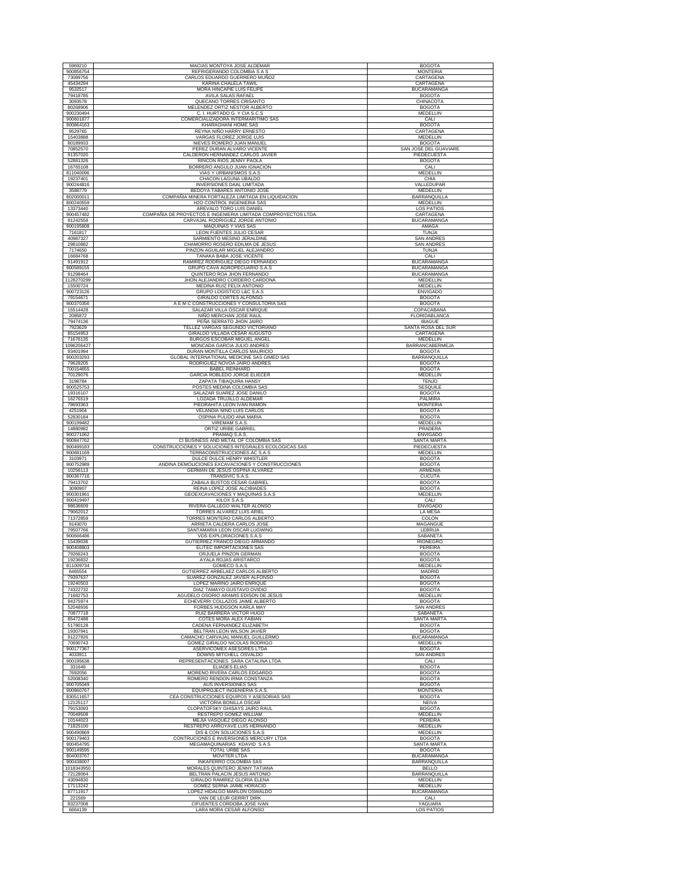| | | |
|---|---|---|
| 5969210 | MACIAS MONTOYA JOSE ALDEMAR | BOGOTA |
| 900856754 | REFRIGERANDO COLOMBIA S A S | MONTERIA |
| 73089756 | CARLOS EDUARDO GUERRERO MUÑOZ | CARTAGENA |
| 45434294 | KARINA CHALELA TAWIL | CARTAGENA |
| 9532517 | MORA HINCAPIE LUIS FELIPE | BUCARAMANGA |
| 79418785 | AVILA SALAS RAFAEL | BOGOTA |
| 3093578 | QUECANO TORRES CRISANTO | CHINACOTA |
| 80268906 | MELENDEZ ORTIZ NESTOR ALBERTO | BOGOTA |
| 900230494 | C. I. HURTADO G. Y CIA S.C.S | MEDELLIN |
| 900601877 | COMERCIALIZADORA INTERMARITIMO SAS | CALI |
| 900864163 | KHARAGHANI HOME SAS | BOGOTA |
| 9529765 | REYNA NIÑO HARRY ERNESTO | CARTAGENA |
| 15403888 | VARGAS FLOREZ JORGE LUIS | MEDELLIN |
| 80189933 | NIEVES ROMERO JUAN MANUEL | BOGOTA |
| 70852570 | PEREZ DURAN ALVARO VICENTE | SAN JOSE DEL GUAVIARE |
| 91357020 | CALDERON HERNANDEZ CARLOS JAVIER | PIEDECUESTA |
| 52881326 | RINCON RIOS JENNY PAOLA | BOGOTA |
| 16765108 | BORRERO ANGULO JUAN IGNACION | CALI |
| 811040096 | VIAS Y URBANISMOS S.A.S | MEDELLIN |
| 19237401 | CHACON LAGUNA UBALDO | CHIA |
| 900244816 | INVERSIONES DAAL LIMITADA | VALLEDUPAR |
| 3588779 | BEDOYA TABARES ANTONIO JOSE | MEDELLIN |
| 802000011 | COMPAÑIA MINERA FORTALEZA LIMITADA EN LIQUIDACION | BARRANQUILLA |
| 800240559 | H2O CONTROL INGENIERIA SAS | MEDELLIN |
| 13373440 | AREVALO TORO LUIS DANIEL | LOS PATIOS |
| 900457482 | COMPAÑIA DE PROYECTOS E INGENIERIA LIMITADA COMPROYECTOS LTDA. | CARTAGENA |
| 91242559 | CARVAJAL RODRIGUEZ JORGE ANTONIO | BUCARAMANGA |
| 900195808 | MAQUINAS Y VIAS SAS | AMAGA |
| 7161817 | LEON FUENTES JULIO CESAR | TUNJA |
| 40987327 | SARMIENTO MESINO JERALDINE | SAN ANDRES |
| 29810882 | CHAMORRO ROSERO EDILMA DE JESUS | SAN ANDRES |
| 7174650 | PINZON AGUILAR MIGUEL ALEJANDRO | TUNJA |
| 16684768 | TANAKA BABA JOSE VICENTE | CALI |
| 91491912 | RAMIREZ RODRIGUEZ DIEGO FERNANDO | BUCARAMANGA |
| 900589155 | GRUPO CAVA AGROPECUARIO S.A.S | BUCARAMANGA |
| 91298464 | QUINTERO ROA JHON FERNANDO | BUCARAMANGA |
| 1128270299 | JHON ALEJANDRO CORDERO CARDONA | MEDELLIN |
| 15500724 | MEDINA RUIZ FELIX ANTONIO | MEDELLIN |
| 900723126 | GRUPO LOGISTICO L&C S.A.S | ENVIGADO |
| 79154671 | GIRALDO CORTES ALFONSO | BOGOTA |
| 900370356 | A E M C CONSTRUCCIONES Y CONSULTORIA SAS | BOGOTA |
| 15514428 | SALAZAR VILLA OSCAR ENRIQUE | COPACABANA |
| 2085872 | NIÑO MERCHAN JOSE RAUL | FLORIDABLANCA |
| 79474136 | PEÑA SERRATO JHON JAIRO | IBAGUE |
| 7923629 | TELLEZ VARGAS SEGUNDO VICTORIANO | SANTA ROSA DEL SUR |
| 85154953 | GIRALDO VILLADA CESAR AUGUSTO | CARTAGENA |
| 71676135 | BURGOS ESCOBAR MIGUEL ANGEL | MEDELLIN |
| 1096206427 | MONCADA GARCIA JULIO ANDRES | BARRANCABERMEJA |
| 93401994 | DURAN MONTILLA CARLOS MAURICIO | BOGOTA |
| 900203293 | GLOBAL INTERNATIONAL MEDICINE SAS GIMED SAS | BARRANQUILLA |
| 79628205 | RODRIGUEZ NOVOA JAIRO ANDRES | BOGOTA |
| 700154655 | BABEL REINHARD | BOGOTA |
| 70129076 | GARCIA ROBLEDO JORGE ELIECER | MEDELLIN |
| 3198784 | ZAPATA TIBAQUIRA HANSY | TENJO |
| 900525753 | POSTES MEDINA COLOMBIA SAS | SESQUILE |
| 19316107 | SALAZAR SUAREZ JOSE DANILO | BOGOTA |
| 16276519 | LOZADA TRUJILLO ALDEMAR | PALMIRA |
| 78693363 | PIEDRAHITA LEON IVAN RAMON | MONTERIA |
| 4251904 | VELANDIA NINO LUIS CARLOS | BOGOTA |
| 52830184 | OSPINA PULIDO ANA MARIA | BOGOTA |
| 900199482 | VIREMAM S.A.S. | MEDELLIN |
| 14880982 | ORTIZ URIBE GABRIEL | PRADERA |
| 900271062 | PRAMAQ S.A.S. | ENVIGADO |
| 900847762 | CI BUSINESS AND METAL OF COLOMBIA SAS | SANTA MARTA |
| 900499183 | CONSTRUCCIONES Y SOLUCIONES INTEGRALES ECOLOGICAS SAS | PIEDECUESTA |
| 900681169 | TERRACONSTRUCCIONES AC S.A.S | MEDELLIN |
| 3103971 | DULCE DULCE HENRY WHISTLER | BOGOTA |
| 900752989 | ANDINA DEMOLICIONES EXCAVACIONES Y CONSTRUCCIONES | BOGOTA |
| 10256113 | GERMAN DE JESUS OSPINA ALVAREZ | ARMENIA |
| 900367716 | TRANSIVIC S.A.S. | CUCUTA |
| 79413702 | ZABALA BUSTOS CESAR GABRIEL | BOGOTA |
| 3090907 | REINA LOPEZ JOSE ALCIBIADES | BOGOTA |
| 900301961 | GEOEXCAVACIONES Y MAQUINAS S.A.S | MEDELLIN |
| 900419497 | KILOX S.A.S | CALI |
| 98636609 | RIVERA GALLEGO WALTER ALONSO | ENVIGADO |
| 79062012 | TORRES ALVAREZ LUIS ARIEL | LA MESA |
| 71372859 | TORRES MONTERO CARLOS ALBERTO | COLON |
| 9143070 | ARRIETA CALDERA CARLOS JOSE | MAGANGUE |
| 79507766 | SANTAMARIA LEON OSCAR LUGWING | LEBRIJA |
| 900666486 | VDS EXPLORACIONES S.A.S | SABANETA |
| 15439036 | GUTIERREZ FRANCO DIEGO ARMANDO | RIONEGRO |
| 900408803 | ELITEC IMPORTACIONES SAS | PEREIRA |
| 79266243 | ORJUELA PINZON GERMAN | BOGOTA |
| 19236832 | AYALA ROJAS ARISTARCO | BOGOTA |
| 811009734 | GOMECO S.A.S | MEDELLIN |
| 6465554 | GUTIERREZ ARBELAEZ CARLOS ALBERTO | MADRID |
| 79397637 | SUAREZ GONZALEZ JAVIER ALFONSO | BOGOTA |
| 19240503 | LOPEZ MARIÑO JAIRO ENRIQUE | BOGOTA |
| 74322732 | DIAZ TAMAYO GUSTAVO OVIDIO | BOGOTA |
| 71682753 | AGUDELO OSORIO ARAMIS EDISON DE JESUS | MEDELLIN |
| 94375974 | ECHEVERRI COLLAZOS JAIME ALBERTO | BOGOTA |
| 52048936 | FORBES HUDGSON KARLA MAY | SAN ANDRES |
| 70877718 | RUIZ BARRERA VICTOR HUGO | SABANETA |
| 85472488 | COTES MORA ALEX FABIAN | SANTA MARTA |
| 51780128 | CADENA FERNANDEZ ELIZABETH | BOGOTA |
| 19307941 | BELTRAN LEON WILSON JAVIER | BOGOTA |
| 91227926 | CAMACHO CARVAJAL MANUEL GUILLERMO | BUCARAMANGA |
| 70690743 | GOMEZ GIRALDO NICOLAS RODRIGO | MEDELLIN |
| 900177367 | ASERVICOMEX ASESORES LTDA | BOGOTA |
| 4033911 | DOWNS MITCHELL OSVALDO | SAN ANDRES |
| 900195638 | REPRESENTACIONES SARA CATALINA LTDA | CALI |
| 331648 | ELIADES ELIAS | BOGOTA |
| 7692056 | MORENO RIVERA CARLOS EDGARDO | BOGOTA |
| 52008340 | ROMERO RENDON IRMA CONSTANZA | BOGOTA |
| 900705049 | AUS INVERSIONES SAS | BOGOTA |
| 900860767 | EQUIPROJECT INGENIERIA S.A.S. | MONTERIA |
| 830511657 | CEA CONSTRUCCIONES EQUIPOS Y ASESORIAS SAS | BOGOTA |
| 12125117 | VICTORIA BONILLA OSCAR | NEIVA |
| 79153093 | CLOPATOFSKY GHISAYS JAIRO RAUL | BOGOTA |
| 70049508 | RESTREPO GOMEZ WILLIAM | MEDELLIN |
| 10144023 | MEJIA VASQUEZ DIEGO ALONSO | PEREIRA |
| 71825100 | RESTREPO ARROYAVE LUIS HERNANDO | MEDELLIN |
| 900490869 | DIS & CON SOLUCIONES S.A.S | MEDELLIN |
| 900179463 | CONTRUCIONES E INVERSIONES MERCURY LTDA | BOGOTA |
| 900454795 | MEGAMAQUINARIAS KDAVID S A S | SANTA MARTA |
| 900149595 | TOTAL URBE SAS | BOGOTA |
| 804003767 | MOVITER LTDA | BUCARAMANGA |
| 900438007 | INKAFERRO COLOMBIA SAS | BARRANQUILLA |
| 1018343950 | MORALES QUINTERO JENNY TATIANA | BELLO |
| 72128064 | BELTRAN PALACIN JESUS ANTONIO | BARRANQUILLA |
| 43094830 | GIRALDO RAMIREZ GLORIA ELENA | MEDELLIN |
| 17113242 | GOMEZ SERNA JAIME HORACIO | MEDELLIN |
| 87711917 | LOPEZ HIDALGO MARLON OSWALDO | BUCARAMANGA |
| 221569 | VAN DE LEUR GERRIT DIRK | CALI |
| 83237008 | CIFUENTES CORDOBA JOSE IVAN | YAGUARA |
| 6664139 | LARA MORA CESAR ALFONSO | LOS PATIOS |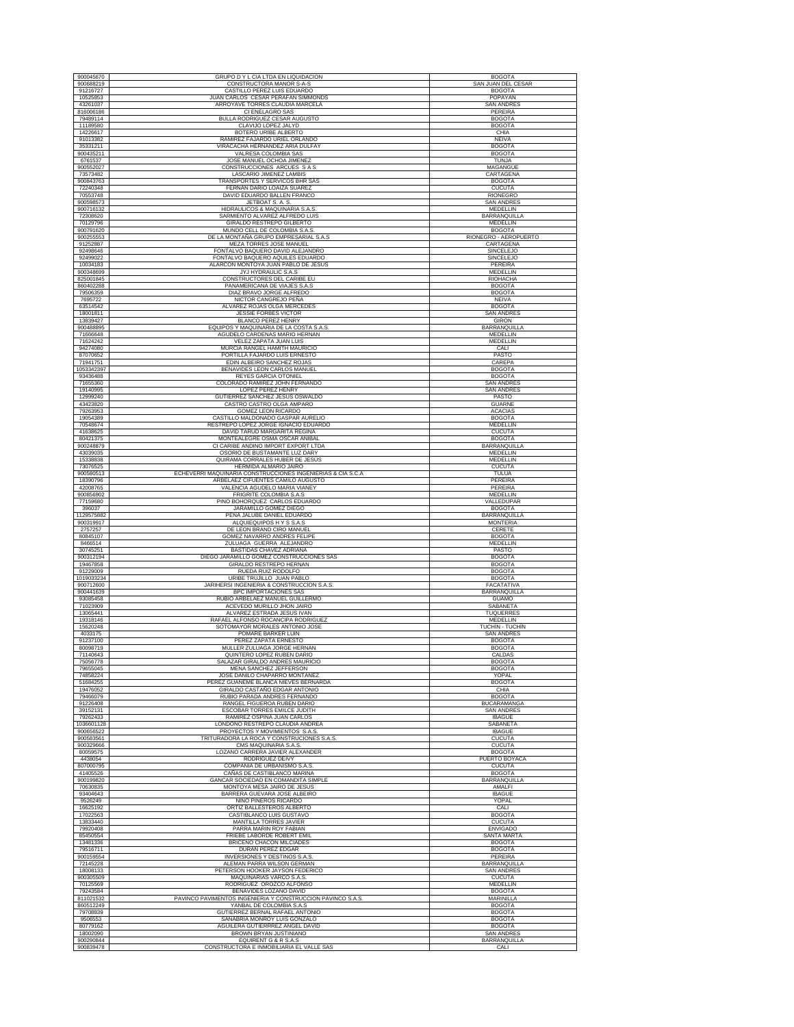| | | |
|---|---|---|
| 900045670 | GRUPO D Y L CIA LTDA EN LIQUIDACION | BOGOTA |
| 900688219 | CONSTRUCTORA MANOR S-A-S | SAN JUAN DEL CESAR |
| 91216727 | CASTILLO PEREZ LUIS EDUARDO | BOGOTA |
| 10525853 | JUAN CARLOS CESAR PERAFAN SIMMONDS | POPAYAN |
| 43261037 | ARROYAVE TORRES CLAUDIA MARCELA | SAN ANDRES |
| 816006186 | CI ENELAGRO SAS | PEREIRA |
| 79489114 | BULLA RODRIGUEZ CESAR AUGUSTO | BOGOTA |
| 11189580 | CLAVIJO LOPEZ JALYD | BOGOTA |
| 14226617 | BOTERO URIBE ALBERTO | CHIA |
| 91013382 | RAMIREZ FAJARDO URIEL ORLANDO | NEIVA |
| 35331211 | VIRACACHA HERNANDEZ ARIA DULFAY | BOGOTA |
| 900435211 | VALRESA COLOMBIA SAS | BOGOTA |
| 6761537 | JOSE MANUEL OCHOA JIMENEZ | TUNJA |
| 900552027 | CONSTRUCCIONES ARCUES S A S | MAGANGUE |
| 73573482 | LASCARIO JIMENEZ LAMBIS | CARTAGENA |
| 900843763 | TRANSPORTES Y SERVICOS BHR SAS | BOGOTA |
| 72240348 | FERNAN DARIO LOAIZA SUAREZ | CUCUTA |
| 70553748 | DAVID EDUARDO BALLEN FRANCO | RIONEGRO |
| 900598573 | JETBOAT S. A. S. | SAN ANDRES |
| 900716132 | HIDRAULICOS & MAQUINARIA S.A.S. | MEDELLIN |
| 72308620 | SARMIENTO ALVAREZ ALFREDO LUIS | BARRANQUILLA |
| 70129796 | GIRALDO RESTREPO GILBERTO | MEDELLIN |
| 900791620 | MUNDO CELL DE COLOMBIA S.A.S. | BOGOTA |
| 900255553 | DE LA MONTAÑA GRUPO EMPRESARIAL S.A.S | RIONEGRO - AEROPUERTO |
| 91252887 | MEZA TORRES JOSE MANUEL | CARTAGENA |
| 92498646 | FONTALVO BAQUERO DAVID ALEJANDRO | SINCELEJO |
| 92499022 | FONTALVO BAQUERO AQUILES EDUARDO | SINCELEJO |
| 10034183 | ALARCON MONTOYA JUAN PABLO DE JESUS | PEREIRA |
| 900348699 | JYJ HYDRAULIC S.A.S | MEDELLIN |
| 825001845 | CONSTRUCTORES DEL CARIBE EU | RIOHACHA |
| 860402288 | PANAMERICANA DE VIAJES S.A.S | BOGOTA |
| 79506359 | DIAZ BRAVO JORGE ALFREDO | BOGOTA |
| 7695722 | NICTOR CANGREJO PEÑA | NEIVA |
| 63514542 | ALVAREZ ROJAS OLGA MERCEDES | BOGOTA |
| 18001811 | JESSIE FORBES VICTOR | SAN ANDRES |
| 13839427 | BLANCO PEREZ HENRY | GIRON |
| 900488895 | EQUIPOS Y MAQUINARIA DE LA COSTA S.A.S. | BARRANQUILLA |
| 71666648 | AGUDELO CARDENAS MARIO HERNAN | MEDELLIN |
| 71624242 | VELEZ ZAPATA JUAN LUIS | MEDELLIN |
| 94274080 | MURCIA RANGEL HAMITH MAURICIO | CALI |
| 87070652 | PORTILLA FAJARDO LUIS ERNESTO | PASTO |
| 71941751 | EDIN ALBEIRO SANCHEZ ROJAS | CAREPA |
| 1053342397 | BENAVIDES LEON CARLOS MANUEL | BOGOTA |
| 93436488 | REYES GARCIA OTONIEL | BOGOTA |
| 71655360 | COLORADO RAMIREZ JOHN FERNANDO | SAN ANDRES |
| 19140995 | LOPEZ PEREZ HENRY | SAN ANDRES |
| 12999240 | GUTIERREZ SANCHEZ JESUS OSWALDO | PASTO |
| 43423820 | CASTRO CASTRO OLGA AMPARO | GUARNE |
| 79263953 | GOMEZ LEON RICARDO | ACACIAS |
| 19054389 | CASTILLO MALDONADO GASPAR AURELIO | BOGOTA |
| 70548674 | RESTREPO LOPEZ JORGE IGNACIO EDUARDO | MEDELLIN |
| 41638625 | DAVID TARUD MARGARITA REGINA | CUCUTA |
| 80421375 | MONTEALEGRE OSMA OSCAR ANIBAL | BOGOTA |
| 900248879 | CI CARIBE ANDINO IMPORT EXPORT LTDA | BARRANQUILLA |
| 43039035 | OSORIO DE BUSTAMANTE LUZ DARY | MEDELLIN |
| 15338838 | QUIRAMA CORRALES HUBER DE JESUS | MEDELLIN |
| 73076525 | HERMIDA ALMARIO JAIRO | CUCUTA |
| 900580513 | ECHEVERRI MAQUINARIA CONSTRUCCIONES INGENIERIAS & CIA S.C.A | TULUA |
| 18390796 | ARBELAEZ CIFUENTES CAMILO AUGUSTO | PEREIRA |
| 42008765 | VALENCIA AGUDELO MARIA VIANEY | PEREIRA |
| 900856902 | FRIGRITE COLOMBIA S.A.S | MEDELLIN |
| 77159680 | PINO BOHORQUEZ CARLOS EDUARDO | VALLEDUPAR |
| 396037 | JARAMILLO GOMEZ DIEGO | BOGOTA |
| 1129575882 | PEÑA JALUBE DANIEL EDUARDO | BARRANQUILLA |
| 900319917 | ALQUIEQUIPOS H Y S S.A.S | MONTERIA |
| 2757257 | DE LEON BRAND CIRO MANUEL | CERETE |
| 80845107 | GOMEZ NAVARRO ANDRES FELIPE | BOGOTA |
| 8466514 | ZULUAGA GUERRA ALEJANDRO | MEDELLIN |
| 30745251 | BASTIDAS CHAVEZ ADRIANA | PASTO |
| 900312194 | DIEGO JARAMILLO GOMEZ CONSTRUCCIONES SAS | BOGOTA |
| 19467858 | GIRALDO RESTREPO HERNAN | BOGOTA |
| 91229009 | RUEDA RUIZ RODOLFO | BOGOTA |
| 1019033234 | URIBE TRUJILLO JUAN PABLO | BOGOTA |
| 900712600 | JARIHERSI INGENIERIA & CONSTRUCCION S.A.S. | FACATATIVA |
| 900441639 | BPC IMPORTACIONES SAS | BARRANQUILLA |
| 93085458 | RUBIO ARBELAEZ MANUEL GUILLERMO | GUAMO |
| 71023909 | ACEVEDO MURILLO JHON JAIRO | SABANETA |
| 13065441 | ALVAREZ ESTRADA JESUS IVAN | TUQUERRES |
| 19318146 | RAFAEL ALFONSO ROCANCIPA RODRIGUEZ | MEDELLIN |
| 15620248 | SOTOMAYOR MORALES ANTONIO JOSE | TUCHÍN - TUCHÍN |
| 4033175 | POMARE BARKER LUIN | SAN ANDRES |
| 91237100 | PEREZ ZAPATA ERNESTO | BOGOTA |
| 80098719 | MULLER ZULUAGA JORGE HERNAN | BOGOTA |
| 71140643 | QUINTERO LOPEZ RUBEN DARIO | CALDAS |
| 75056778 | SALAZAR GIRALDO ANDRES MAURICIO | BOGOTA |
| 79655045 | MENA SANCHEZ JEFFERSON | BOGOTA |
| 74858224 | JOSE DANILO CHAPARRO MONTAÑEZ | YOPAL |
| 51684255 | PEREZ GUANEME BLANCA NIEVES BERNARDA | BOGOTA |
| 19476052 | GIRALDO CASTAÑO EDGAR ANTONIO | CHIA |
| 79466079 | RUBIO PARADA ANDRES FERNANDO | BOGOTA |
| 91226408 | RANGEL FIGUEROA RUBEN DARIO | BUCARAMANGA |
| 39152131 | ESCOBAR TORRES EMILCE JUDITH | SAN ANDRES |
| 79262433 | RAMIREZ OSPINA JUAN CARLOS | IBAGUE |
| 1036601128 | LONDOÑO RESTREPO CLAUDIA ANDREA | SABANETA |
| 900656522 | PROYECTOS Y MOVIMIENTOS S.A.S. | IBAGUE |
| 900583561 | TRITURADORA LA ROCA Y CONSTRUCIONES S.A.S. | CUCUTA |
| 900329666 | CMS MAQUINARIA S.A.S. | CUCUTA |
| 80059575 | LOZANO CARRERA JAVIER ALEXANDER | BOGOTA |
| 4438054 | RODRIGUEZ DEIVY | PUERTO BOYACA |
| 807000795 | COMPAÑIA DE URBANISMO S.A.S. | CUCUTA |
| 41405526 | CAÑAS DE CASTIBLANCO MARINA | BOGOTA |
| 900199820 | GANCAR SOCIEDAD EN COMANDITA SIMPLE | BARRANQUILLA |
| 70630835 | MONTOYA MESA JAIRO DE JESUS | AMALFI |
| 93404643 | BARRERA GUEVARA JOSE ALBEIRO | IBAGUE |
| 9526249 | NIÑO PIÑEROS RICARDO | YOPAL |
| 16625192 | ORTIZ BALLESTEROS ALBERTO | CALI |
| 17022563 | CASTIBLANCO LUIS GUSTAVO | BOGOTA |
| 13833440 | MANTILLA TORRES JAVIER | CUCUTA |
| 79920408 | PARRA MARIN ROY FABIAN | ENVIGADO |
| 85450554 | FRIEBE LABORDE ROBERT EMIL | SANTA MARTA |
| 13481336 | BRICEÑO CHACON MILCIADES | BOGOTA |
| 79516711 | DURAN PEREZ EDGAR | BOGOTA |
| 900159554 | INVERSIONES Y DESTINOS S.A.S. | PEREIRA |
| 72145228 | ALEMAN PARRA WILSON GERMAN | BARRANQUILLA |
| 18008133 | PETERSON HOOKER JAYSON FEDERICO | SAN ANDRES |
| 900305509 | MAQUINARIAS VARCO S.A.S. | CUCUTA |
| 70125569 | RODRIGUEZ OROZCO ALFONSO | MEDELLIN |
| 79243584 | BENAVIDES LOZANO DAVID | BOGOTA |
| 811021532 | PAVINCO PAVIMENTOS INGENIERIA Y CONSTRUCCION PAVINCO S.A.S. | MARINILLA |
| 860512249 | YANBAL DE COLOMBIA S.A.S | BOGOTA |
| 79708839 | GUTIERREZ BERNAL RAFAEL ANTONIO | BOGOTA |
| 9506553 | SANABRIA MONROY LUIS GONZALO | BOGOTA |
| 80779162 | AGUILERA GUTIERRREZ ANGEL DAVID | BOGOTA |
| 18002090 | BROWN BRYAN JUSTINIANO | SAN ANDRES |
| 900290844 | EQUIRENT G & R S.A.S | BARRANQUILLA |
| 900839478 | CONSTRUCTORA E INMOBILIARIA EL VALLE SAS | CALI |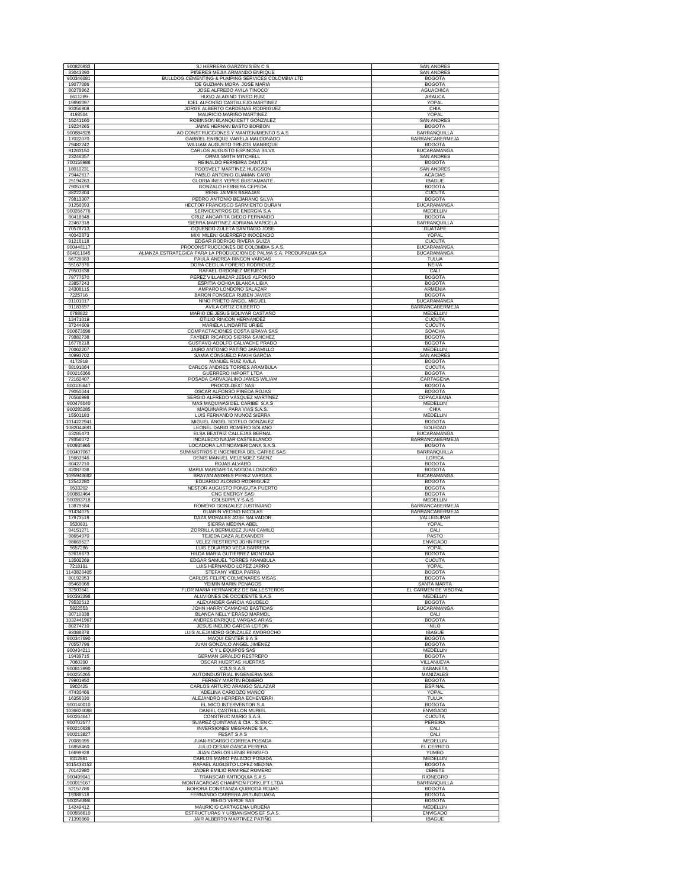| | | |
|---|---|---|
| 900820933 | SJ HERRERA GARZON S EN C S | SAN ANDRES |
| 83043390 | PIÑERES MEJIA ARMANDO ENRIQUE | SAN ANDRES |
| 900346081 | BULLDOG CEMENTING & PUMPING SERVICES COLOMBIA LTD | BOGOTA |
| 19077086 | DE GUZMAN MORA JOSE MARIA | BOGOTA |
| 80278862 | JOSE ALFREDO AVILA TINOCO | AGUACHICA |
| 6611289 | HUGO ALADINO TINEO RUIZ | ARAUCA |
| 19690097 | IDEL ALFONSO CASTILLEJO MARTINEZ | YOPAL |
| 93356908 | JORGE ALBERTO CARDENAS RODRIGUEZ | CHIA |
| 4193504 | MAURICIO MARIÑO MARTINEZ | YOPAL |
| 15241160 | ROBINSON BLANQUICETT GONZALEZ | SAN ANDRES |
| 19224265 | JAIME HERNAN BASTO BORBON | BOGOTA |
| 900884928 | AO CONSTRUCCIONES Y MANTENIMIENTO S.A.S | BARRANQUILLA |
| 17022070 | GABRIEL ENRIQUE VARELA MALDONADO | BARRANCABERMEJA |
| 79482242 | WILLIAM AUGUSTO TREJOS MANRIQUE | BOGOTA |
| 91263150 | CARLOS AUGUSTO ESPINOSA SILVA | BUCARAMANGA |
| 23246357 | ORMA SMITH MITCHELL | SAN ANDRES |
| 700158988 | REINALDO FERREIRA DANTAS | BOGOTA |
| 18010231 | ROOSVELT MARTINEZ HUDGSON | SAN ANDRES |
| 79442617 | PABLO ANTONIO GUAMAN CARO | ACACIAS |
| 25194263 | GLORIA INES YEPES BUSTAMANTE | IBAGUE |
| 79051876 | GONZALO HERRERA CEPEDA | BOGOTA |
| 88222804 | RENE JAIMES BARAJAS | CUCUTA |
| 79813307 | PEDRO ANTONIO BEJARANO SILVA | BOGOTA |
| 91256093 | HECTOR FRANCISCO SARMIENTO DURAN | BUCARAMANGA |
| 900266776 | SERVICENTROS DE ENERGIA S.A | MEDELLIN |
| 80418948 | CRUZ ANGARITA DIEGO FERNANDO | BOGOTA |
| 22467318 | SIERRA MARTINEZ ADRIANA MARCELA | BARRANQUILLA |
| 70578713 | OQUENDO ZULETA SANTIAGO JOSE | GUATAPE |
| 40042873 | MIXI MILENI GUERRERO INOCENCIO | YOPAL |
| 91216118 | EDGAR RODRIGO RIVERA GUIZA | CUCUTA |
| 900448117 | PROCONSTRUCCIONES DE COLOMBIA S.A.S. | BUCARAMANGA |
| 804011045 | ALIANZA ESTRATEGICA PARA LA PRODUCCION DE PALMA S.A. PRODUPALMA S.A | BUCARAMANGA |
| 66726083 | PAULA ANDREA RINCON VARGAS | TULUA |
| 55167976 | DORA CECILIA FORERO RODRIGUEZ | NEIVA |
| 79501638 | RAFAEL ORDOÑEZ MERJECH | CALI |
| 79777670 | PEREZ VILLAMIZAR JESUS ALFONSO | BOGOTA |
| 23857243 | ESPITIA OCHOA BLANCA LIBIA | BOGOTA |
| 24308115 | AMPARO LONDOÑO SALAZAR | ARMENIA |
| 7225716 | BARON FONSECA RUBEN JAVIER | BOGOTA |
| 91101017 | NIÑO PRIETO ANGEL MIGUEL | BUCARAMANGA |
| 91183697 | AVILA ORTIZ GILBERTO | BARRANCABERMEJA |
| 6788822 | MARIO DE JESUS BOLIVAR CASTAÑO | MEDELLIN |
| 13471019 | OTILIO RINCON HERNANDEZ | CUCUTA |
| 37244609 | MARIELA LINDARTE URIBE | CUCUTA |
| 900673598 | COMPACTACIONES COSTA BRAVA SAS | SOACHA |
| 79882738 | FAYBER RICARDO SIERRA SANCHEZ | BOGOTA |
| 16776218 | GUSTAVO ADOLFO CALVACHE PRADO | BOGOTA |
| 70062207 | JAIRO ANTONIO PATIÑO JARAMILLO | MEDELLIN |
| 40993702 | SAMIA CONSUELO FAKIH GARCIA | SAN ANDRES |
| 4172918 | MANUEL RUIZ AVILA | BOGOTA |
| 88191084 | CARLOS ANDRES TORRES ARAMBULA | CUCUTA |
| 900216366 | GUERRERO IMPORT LTDA | BOGOTA |
| 72162407 | POSADA CARVAJALINO JAMES WILIAM | CARTAGENA |
| 800105847 | PROCOLDEXT SAS | BOGOTA |
| 79050044 | OSCAR ALFONSO PINEDA ROJAS | BOGOTA |
| 70566998 | SERGIO ALFREDO VASQUEZ MARTINEZ | COPACABANA |
| 900476040 | MAS MAQUINAS DEL CARIBE S.A.S | MEDELLIN |
| 900285285 | MAQUINARIA PARA VIAS S.A.S. | CHIA |
| 15501183 | LUIS FERNANDO MUÑOZ SIERRA | MEDELLIN |
| 1014222941 | MIGUEL ANGEL SOTELO GONZALEZ | BOGOTA |
| 1082044691 | LEONEL DARIO ROMERO SOLANO | SOLEDAD |
| 63285473 | ELSA BEATRIZ CALLEJAS BERNAL | BUCARAMANGA |
| 79356072 | INDALECIO NAJAR CASTEBLANCO | BARRANCABERMEJA |
| 900935965 | LOCADORA LATINOAMERICANA S.A.S. | BOGOTA |
| 900407067 | SUMINISTROS E INGENIERIA DEL CARIBE SAS | BARRANQUILLA |
| 15663946 | DENIS MANUEL MELENDEZ SAENZ | LORICA |
| 80427210 | ROJAS ALVARO | BOGOTA |
| 42087036 | MARIA MARGARITA NOGOA LONDOÑO | BOGOTA |
| 1095948682 | BRAYAN ANDRES PEREZ VARGAS | BUCARAMANGA |
| 12542280 | EDUARDO ALONSO RODRIGUEZ | BOGOTA |
| 9533202 | NESTOR AUGUSTO PONGUTA PUERTO | BOGOTA |
| 900882464 | CNG ENERGY SAS | BOGOTA |
| 900383718 | COLSUPPLY S.A.S | MEDELLIN |
| 13879584 | ROMERO GONZALEZ JUSTINIANO | BARRANCABERMEJA |
| 91434075 | GUARIN VECINO NICOLAS | BARRANCABERMEJA |
| 17973519 | DAZA MORALES JOSE SALVADOR | VALLEDUPAR |
| 9530831 | SIERRA MEDINA ABEL | YOPAL |
| 94151271 | ZORRILLA BERMUDEZ JUAN CAMILO | CALI |
| 98654970 | TEJEDA DAZA ALEXANDER | PASTO |
| 98669527 | VELEZ RESTREPO JOHN FREDY | ENVIGADO |
| 9657286 | LUIS EDUARDO VEGA BARRERA | YOPAL |
| 52618673 | HILDA MARIA GUTIERREZ MONTAÑA | BOGOTA |
| 13502269 | EDGAR SAMUEL TORRES ARAMBULA | CUCUTA |
| 7218191 | LUIS HERNANDO LOPEZ JARRO | YOPAL |
| 1143828405 | STEFANY VIEDA PARRA | BOGOTA |
| 80192953 | CARLOS FELIPE COLMENARES MISAS | BOGOTA |
| 85469068 | YEIMIN MARIN PENAGOS | SANTA MARTA |
| 32503641 | FLOR MARIA HERNANDEZ DE BALLESTEROS | EL CARMEN DE VIBORAL |
| 900392398 | ALUVIONES DE OCCIDENTE S.A.S | MEDELLIN |
| 79532512 | ALEXANDER GARCIA AGUDELO | BOGOTA |
| 5822553 | JOHN HARRY CAMACHO BASTIDAS | BUCARAMANGA |
| 30710338 | BLANCA NELLY ERASO MARMOL | CALI |
| 1032441967 | ANDRES ENRIQUE VARGAS ARIAS | BOGOTA |
| 80274710 | JESUS INELDO GARCIA LEITON | NILO |
| 93388876 | LUIS ALEJANDRO GONZALEZ AMOROCHO | IBAGUE |
| 900347690 | MAQUI CENTER S A S | BOGOTA |
| 70557796 | JUAN GONZALO ANGEL JIMENEZ | BOGOTA |
| 900434211 | C Y L EQUIPOS SAS | MEDELLIN |
| 19439715 | GERMAN GIRALDO RESTREPO | BOGOTA |
| 7060390 | OSCAR HUERTAS HUERTAS | VILLANUEVA |
| 900813990 | C2LS S.A.S | SABANETA |
| 900255265 | AUTOINDUSTRIAL INGENIERIA SAS | MANIZALES |
| 79901950 | FERNEY MARTIN ROMERO | BOGOTA |
| 5902425 | CARLOS ARTURO ARANGO SALAZAR | ESPINAL |
| 47430466 | ADELINA CARDOZO MANCO | YOPAL |
| 16356030 | ALEJANDRO HERRERA ECHEVERRI | TULUA |
| 900140010 | EL MICO INTERVENTOR S.A | BOGOTA |
| 1036626088 | DANIEL CASTRILLON MURIEL | ENVIGADO |
| 900264647 | CONSTRUC MARIO S.A.S. | CUCUTA |
| 900702577 | SUAREZ QUINTANA & CIA . S. EN C. | PEREIRA |
| 900210638 | INVERSIONES MEGRANDE S.A. | CALI |
| 900213827 | FESAT S A S | CALI |
| 70085095 | JUAN RICARDO CORREA POSADA | MEDELLIN |
| 16859460 | JULIO CESAR GASCA PERERA | EL CERRITO |
| 16699928 | JUAN CARLOS LENIS RENGIFO | YUMBO |
| 8312881 | CARLOS MARIO PALACIO POSADA | MEDELLIN |
| 1015433152 | RAFAEL AUGUSTO LOPEZ MEDINA | BOGOTA |
| 70142980 | JADER EMILIO RAMIREZ ROMERO | CERETE |
| 900499041 | TRANSCAR ANTIOQUIA S.A.S | RIONEGRO |
| 900019167 | MONTACARGAS CHAMPION FORKLIFT LTDA | BARRANQUILLA |
| 52157786 | NOHORA CONSTANZA QUIROGA ROJAS | BOGOTA |
| 19388518 | FERNANDO CABRERA ARTUNDUAGA | BOGOTA |
| 900256886 | RIEGO VERDE SAS | BOGOTA |
| 14249412 | MAURICIO CARTAGENA URUEÑA | MEDELLIN |
| 900558610 | ESTRUCTURAS Y URBANISMOS EF S.A.S. | ENVIGADO |
| 71390860 | JAIR ALBERTO MARTINEZ PATIÑO | IBAGUE |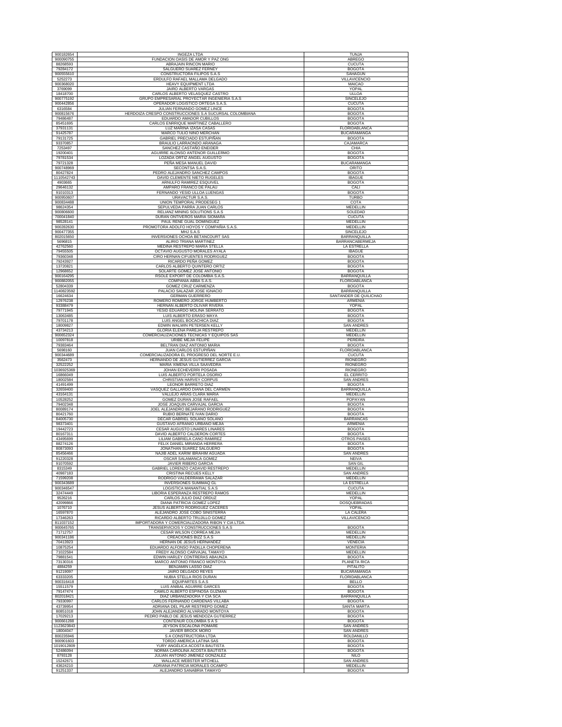| | | |
|---|---|---|
| 900182654 | INGEZA LTDA | TUNJA |
| 900090755 | FUNDACION OASIS DE AMOR Y PAZ ONG | ABREGO |
| 88268593 | ABRAJAIN RINCON MARIO | CUCUTA |
| 79284172 | SALGUERO SUAREZ FERNEY | BOGOTA |
| 900555610 | CONSTRUCTORA FILIPOS S.A.S | SAHAGUN |
| 5252273 | ERDULFO RAFAEL MALLAMA DELGADO | VILLAVICENCIO |
| 900368020 | HEAVY EQUIPMENT LTDA | MAICAO |
| 3769099 | JAIRO ALBERTO VARGAS | YOPAL |
| 18418700 | CARLOS ALBERTO VELASQUEZ CASTRO | ULLOA |
| 900775192 | GRUPO EMPRESARIAL PROYECTAR INGENIERIA S.A.S | SINCELEJO |
| 900442856 | OPERADOR LOGISTICO ORTEGA S.A.S. | CUCUTA |
| 6316584 | JULIAN FERNANDO GOMEZ LINCE | BOGOTA |
| 900815676 | HERDOIZA CRESPO CONSTRUCCIONES S.A SUCURSAL COLOMBIANA | BOGOTA |
| 79486487 | EDUARDO AMADOR CUBILLOS | BOGOTA |
| 85451695 | CARLOS ENRRIQUE MARTINEZ CABALLERO | BOGOTA |
| 37931131 | LUZ MARINA IZASA CASAS | FLORIDABLANCA |
| 91425787 | MARCO TULIO NINO MERCHAN | BUCARAMANGA |
| 79131725 | GABRIEL PRECIADO ESTUPIÑAN | BOGOTA |
| 93370857 | BRAULIO LARRAONDO ARANAGA | CAJAMARCA |
| 7253497 | SANCHEZ CASTAÑO ENEIDER | CHIA |
| 19200401 | AGUIRRE ALONSO ANTENOR GUILLERMO | BOGOTA |
| 79781534 | LOZADA ORTIZ ANGEL AUGUSTO | BOGOTA |
| 79721328 | PEÑA MESA MANUEL DAVID | BUCARAMANGA |
| 900748969 | SECONTSA S.A.S. | ORITO |
| 80427824 | PEDRO ALEJANDRO SANCHEZ CAMPOS | BOGOTA |
| 1110542743 | DAVID CLEMENTE NIETO RUGELES | IBAGUE |
| 4903665 | ARNULFO RAMIREZ ESQUIVEL | BOGOTA |
| 29646132 | AMPARO FRANCO DE PALAU | CALI |
| 91010313 | FERNANDO YESID ULLOA LUENGAS | BOGOTA |
| 900950607 | URAVACTUR S.A.S. | TURBO |
| 900834488 | UNION TEMPORAL PRODESEG 1 | COTA |
| 98624354 | SEPULVEDA PARRA JUAN CARLOS | MEDELLIN |
| 900806600 | RELIANZ MINING SOLUTIONS S.A.S | SOLEDAD |
| 700041840 | DURAN ONTIVEROS MARIA SIOMARA | CUCUTA |
| 98528141 | PAUL RENE GUAL DOMINGUEZ | MEDELLIN |
| 900282630 | PROMOTORA ADOLFO HOYOS Y COMPAÑIA S.A.S. | MEDELLIN |
| 900477355 | MHJ S.A.S | SINCELEJO |
| 802015650 | INVERSIONES OCHOA BETANCOURT SAS | BARRANQUILLA |
| 5696815 | ALIRIO TRIANA MARTINEZ | BARRANCABERMEJA |
| 42762560 | MEDINA RESTREPO MARIA STELLA | LA ESTRELLA |
| 79455505 | OCTAVIO AUGUSTO MORALES AYALA | IBAGUE |
| 79360348 | CIRO HERNAN CIFUENTES RODRIGUEZ | BOGOTA |
| 79243927 | RICARDO PEÑA GOMEZ | BOGOTA |
| 13720821 | CARLOS ALBERTO QUINTERO ORTIZ | BOGOTA |
| 12968652 | SOLARTE GOMEZ JOSE ANTONIO | BOGOTA |
| 900164295 | RSOLE EXPORT DE COLOMBIA S.A.S. | BARRANQUILLA |
| 900882055 | COMPANIA ABBA S.A.S. | FLORIDABLANCA |
| 52804339 | GOMEZ CRUZ CARMENZA | BOGOTA |
| 1140823592 | PALACIO SALAZAR JOSE IGNACIO | BARRANQUILLA |
| 16624634 | GERMAN GUERRERO | SANTANDER DE QUILICHAO |
| 12976238 | ROMERO ROMERO JORGE HUMBERTO | ARMENIA |
| 93388479 | HERNAN ALBERTO OLIVAR RIVERA | YOPAL |
| 79771945 | YESID EDUARDO MOLINA SERRATO | BOGOTA |
| 13063485 | LUIS ALBERTO ERASO MAYA | BOGOTA |
| 79701178 | LUIS ANGEL BOCACHICA DIAZ | BOGOTA |
| 18009827 | EDWIN WALWIN PETERSEN KELLY | SAN ANDRES |
| 43734213 | GLORIA ELENA PAREJA RESTREPO | MEDELLIN |
| 900652324 | COMERCIALIZACIONES TECNICAS Y EQUIPOS SAS | MEDELLIN |
| 10097818 | URIBE MEJIA FELIPE | PEREIRA |
| 79383464 | BELTRAN DIAZ ANTONIO MARIA | BOGOTA |
| 5698160 | JUAN CARLOS ESTUPIÑAN | FLORIDABLANCA |
| 900344689 | COMERCIALIZADORA EL PROGRESO DEL NORTE E.U. | CUCUTA |
| 3562473 | HERNANDO DE JESUS GUTIERREZ GARCIA | RIONEGRO |
| 32522252 | MARIA XIMENA VILLA SAAVEDRA | RIONEGRO |
| 1036925369 | JOHAN ECHEVERRI POSADA | RIONEGRO |
| 16866049 | LUIS ALBERTO PORTELA OSORIO | EL CERRITO |
| 18002584 | CHRISTIAN HARVEY CORPUS | SAN ANDRES |
| 41491499 | LEONOR BARRETO DIAZ | BOGOTA |
| 32659400 | VASQUEZ GALLARDO DIANA DEL CARMEN | BARRANQUILLA |
| 43164131 | VALLEJO ARIAS CLARA MARIA | MEDELLIN |
| 10528252 | GOMEZ DURAN JOSE RAFAEL | POPAYAN |
| 79402348 | JOSE JOAQUIN CARVAJAL GARCIA | BOGOTA |
| 80089174 | JOEL ALEJANDRO BEJARANO RODRIGUEZ | BOGOTA |
| 80421760 | RUBIO BERNATE IVAN DARIO | BOGOTA |
| 84005730 | DECAR GABRIEL SOLANO SOLANO | BARRANCAS |
| 98373401 | GUSTAVO AFRANIO URBANO MEJIA | ARMENIA |
| 19442723 | CESAR AUGUSTO LINARES LINARES | BOGOTA |
| 80167311 | DAVID ALBERTO CALDERON CORTES | BOGOTA |
| 43495699 | LILIAM GABRIELA CANO RAMIREZ | OTROS PAISES |
| 88274126 | FELIX DANIEL MIRANDA HERRERA | BOGOTA |
| 80873093 | JONATHAN SUAREZ SALGUERO | BOGOTA |
| 85456466 | NAJIB ADEL KARIM IBRAHIM AGUADA | SAN ANDRES |
| 91220328 | OSCAR SALAMANCA GOMEZ | NEIVA |
| 91070592 | JAVIER RIBERO GARCIA | SAN GIL |
| 8315349 | GABRIEL LORENZO CADAVID RESTREPO | MEDELLIN |
| 40987183 | CRISTINA RECUES KELLY | SAN ANDRES |
| 71599208 | RODRIGO VALDERRAMA SALAZAR | MEDELLIN |
| 900343689 | INVERSIONES SUMIMAQ GL | LA ESTRELLA |
| 900346547 | LOGISTICA MANANTIAL S.A.S | CUCUTA |
| 32474449 | LIBORIA ESPERANZA RESTREPO RAMOS | MEDELLIN |
| 9526216 | CARLOS JULIO DIAZ ORDUZ | YOPAL |
| 42099866 | DIANA PATRICIA GOMEZ LOPEZ | DOSQUEBRADAS |
| 1076710 | JESUS ALBERTO RODRIGUEZ CACERES | YOPAL |
| 16597870 | ALEJANDRO JOSE COBO SINISTERRA | LA CALERA |
| 17346263 | RICARDO ALBERTO TRUJILLO GOMEZ | VILLAVICENCIO |
| 811037152 | IMPORTADORA Y COMERCIALIZADORA RIBON Y CIA LTDA. | |
| 900645765 | TRANSERVICIOS Y CONSTRUCCIONES S.A.S | BOGOTA |
| 71712757 | CESAR WILSON CORREA MEJIA | MEDELLIN |
| 900341186 | CREACIONES BIZZ S.A.S | MEDELLIN |
| 70413923 | HERNAN DE JESUS HERNANDEZ | VENECIA |
| 10875254 | EDUARDO ALFONSO PADILLA CHOPERENA | MONTERIA |
| 71022584 | FREDY ALONSO CARVAJAL TAMAYO | MEDELLIN |
| 79881541 | EDWIN HARLEY CONTRERAS ABAUNZA | BOGOTA |
| 73130316 | MARCO ANTONIO FRANCO MONTOYA | PLANETA RICA |
| 4884259 | BENJAMIN LASSO DIAZ | PITALITO |
| 91219097 | JAIRO DELGADO REYES | BUCARAMANGA |
| 63333205 | NUBIA STELLA RIOS DURAN | FLORIDABLANCA |
| 900316418 | EQUIPARTES S.A.S | BELLO |
| 15511579 | LUIS ANIBAL AGUIRRE GARCES | BOGOTA |
| 79147474 | CAMILO ALBERTO ESPINOSA GUZMAN | BOGOTA |
| 802018421 | DIAZ URBANIZADORA Y CIA SCA | BARRANQUILLA |
| 79330997 | CARLOS FERNANDO CARDENAS VILLABA | BOGOTA |
| 43739954 | ADRIANA DEL PILAR RESTREPO GOMEZ | SANTA MARTA |
| 80851018 | JOHN ALEJANDRO ALVARADO MONTOYA | BOGOTA |
| 17029213 | PEDRO PABLO DE JESUS MENDOZA GUTIERREZ | BOGOTA |
| 900661288 | CONTENUR COLOMBIA S A S | BOGOTA |
| 1123623843 | JEYSON ESCALONA POMARE | SAN ANDRES |
| 18004047 | JAVIER BROCK MORO | SAN ANDRES |
| 800235946 | S A CONSTRUCTORA LTDA | ROLDANILLO |
| 900901603 | TORDO AMERICA LATINA SAS | BOGOTA |
| 1019012809 | YURY ANGELICA ACOSTA BAUTISTA | BOGOTA |
| 52486094 | NORMA CAROLINA ACOSTA BAUTISTA | BOGOTA |
| 8793128 | JULIAN ANTONIO JIMENEZ GONZALEZ | NILO |
| 15242671 | WALLACE WEBSTER MTCHELL | SAN ANDRES |
| 43624210 | ADRIANA PATRICIA MORALES OCAMPO | MEDELLIN |
| 91251337 | ALEJANDRO SANABRIA TAMAYO | BOGOTA |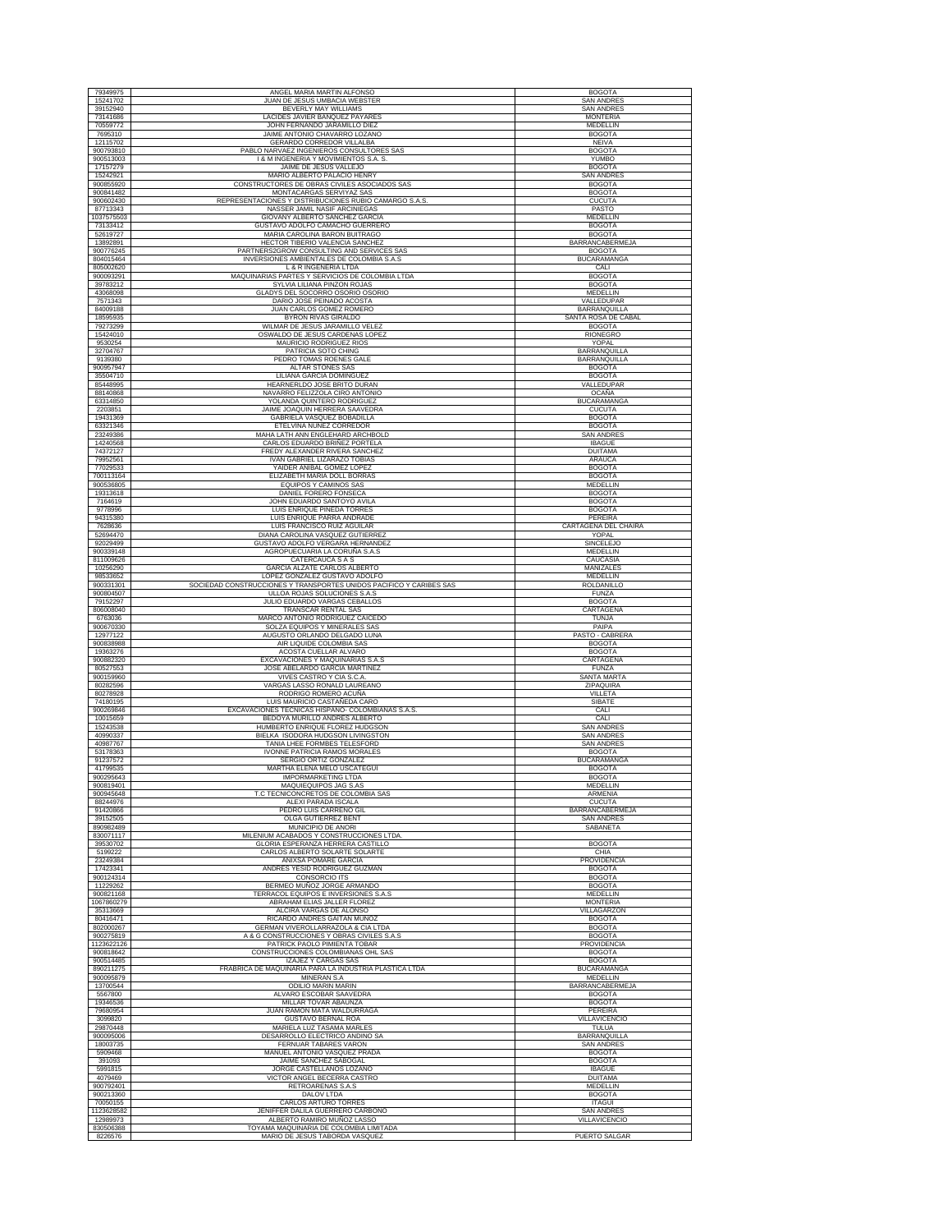| | | |
|---|---|---|
| 79349975 | ANGEL MARIA MARTIN ALFONSO | BOGOTA |
| 15241702 | JUAN DE JESUS UMBACIA WEBSTER | SAN ANDRES |
| 39152940 | BEVERLY MAY WILLIAMS | SAN ANDRES |
| 73141686 | LACIDES JAVIER BANQUEZ PAYARES | MONTERIA |
| 70559772 | JOHN FERNANDO JARAMILLO DIEZ | MEDELLIN |
| 7695310 | JAIME ANTONIO CHAVARRO LOZANO | BOGOTA |
| 12115702 | GERARDO CORREDOR VILLALBA | NEIVA |
| 900793810 | PABLO NARVAEZ INGENIEROS CONSULTORES SAS | BOGOTA |
| 900513003 | I & M INGENERIA Y MOVIMIENTOS S.A. S. | YUMBO |
| 17157279 | JAIME DE JESUS VALLEJO | BOGOTA |
| 15242921 | MARIO ALBERTO PALACIO HENRY | SAN ANDRES |
| 900855920 | CONSTRUCTORES DE OBRAS CIVILES ASOCIADOS SAS | BOGOTA |
| 900841482 | MONTACARGAS SERVIYAZ SAS | BOGOTA |
| 900602430 | REPRESENTACIONES Y DISTRIBUCIONES RUBIO CAMARGO S.A.S. | CUCUTA |
| 87713343 | NASSER JAMIL NASIF ARCINIEGAS | PASTO |
| 1037575503 | GIOVANY ALBERTO SANCHEZ GARCIA | MEDELLIN |
| 73133412 | GUSTAVO ADOLFO CAMACHO GUERRERO | BOGOTA |
| 52619727 | MARIA CAROLINA BARON BUITRAGO | BOGOTA |
| 13892891 | HECTOR TIBERIO VALENCIA SANCHEZ | BARRANCABERMEJA |
| 900776245 | PARTNERS2GROW CONSULTING AND SERVICES SAS | BOGOTA |
| 804015464 | INVERSIONES AMBIENTALES DE COLOMBIA S.A.S | BUCARAMANGA |
| 805002620 | L & R INGENERIA LTDA | CALI |
| 900093291 | MAQUINARIAS PARTES Y SERVICIOS DE COLOMBIA LTDA | BOGOTA |
| 39783212 | SYLVIA LILIANA PINZON ROJAS | BOGOTA |
| 43068098 | GLADYS DEL SOCORRO OSORIO OSORIO | MEDELLIN |
| 7571343 | DARIO JOSE PEINADO ACOSTA | VALLEDUPAR |
| 84009188 | JUAN CARLOS GOMEZ ROMERO | BARRANQUILLA |
| 18595935 | BYRON RIVAS GIRALDO | SANTA ROSA DE CABAL |
| 79273299 | WILMAR DE JESUS JARAMILLO VELEZ | BOGOTA |
| 15424010 | OSWALDO DE JESUS CARDENAS LOPEZ | RIONEGRO |
| 9530254 | MAURICIO RODRIGUEZ RIOS | YOPAL |
| 32704767 | PATRICIA SOTO CHING | BARRANQUILLA |
| 9139380 | PEDRO TOMAS ROENES GALE | BARRANQUILLA |
| 900957947 | ALTAR STONES SAS | BOGOTA |
| 35504710 | LILIANA GARCIA DOMINGUEZ | BOGOTA |
| 85448995 | HEARNERLDO JOSE BRITO DURAN | VALLEDUPAR |
| 88140868 | NAVARRO FELIZZOLA CIRO ANTONIO | OCAÑA |
| 63314850 | YOLANDA QUINTERO RODRIGUEZ | BUCARAMANGA |
| 2203851 | JAIME JOAQUIN HERRERA SAAVEDRA | CUCUTA |
| 19431369 | GABRIELA VASQUEZ BOBADILLA | BOGOTA |
| 63321346 | ETELVINA NUÑEZ CORREDOR | BOGOTA |
| 23249386 | MAHA LATH ANN ENGLEHARD ARCHBOLD | SAN ANDRES |
| 14240568 | CARLOS EDUARDO BRIÑEZ PORTELA | IBAGUE |
| 74372127 | FREDY ALEXANDER RIVERA SANCHEZ | DUITAMA |
| 79952561 | IVAN GABRIEL LIZARAZO TOBIAS | ARAUCA |
| 77029533 | YAIDER ANIBAL GOMEZ LOPEZ | BOGOTA |
| 700113164 | ELIZABETH MARIA DOLL BORRAS | BOGOTA |
| 900536805 | EQUIPOS Y CAMINOS SAS | MEDELLIN |
| 19313618 | DANIEL FORERO FONSECA | BOGOTA |
| 7164619 | JOHN EDUARDO SANTOYO AVILA | BOGOTA |
| 9778996 | LUIS ENRIQUE PINEDA TORRES | BOGOTA |
| 94315380 | LUIS ENRIQUE PARRA ANDRADE | PEREIRA |
| 7628636 | LUIS FRANCISCO RUIZ AGUILAR | CARTAGENA DEL CHAIRA |
| 52694470 | DIANA CAROLINA VASQUEZ GUTIERREZ | YOPAL |
| 92029499 | GUSTAVO ADOLFO VERGARA HERNANDEZ | SINCELEJO |
| 900339148 | AGROPUECUARIA LA CORUÑA S.A.S | MEDELLIN |
| 811009626 | CATERCAUCA S A S | CAUCASIA |
| 10256290 | GARCIA ALZATE CARLOS ALBERTO | MANIZALES |
| 98533652 | LOPEZ GONZALEZ GUSTAVO ADOLFO | MEDELLIN |
| 900331301 | SOCIEDAD CONSTRUCCIONES Y TRANSPORTES UNIDOS PACIFICO Y CARIBES SAS | ROLDANILLO |
| 900804507 | ULLOA ROJAS SOLUCIONES S.A.S | FUNZA |
| 79152297 | JULIO EDUARDO VARGAS CEBALLOS | BOGOTA |
| 806008040 | TRANSCAR RENTAL SAS | CARTAGENA |
| 6763036 | MARCO ANTONIO RODRIGUEZ CAICEDO | TUNJA |
| 900670330 | SOLZA EQUIPOS Y MINERALES SAS | PAIPA |
| 12977122 | AUGUSTO ORLANDO DELGADO LUNA | PASTO - CABRERA |
| 900838988 | AIR LIQUIDE COLOMBIA SAS | BOGOTA |
| 19363276 | ACOSTA CUELLAR ALVARO | BOGOTA |
| 900882320 | EXCAVACIONES Y MAQUINARIAS S.A.S | CARTAGENA |
| 80527553 | JOSE ABELARDO GARCIA MARTINEZ | FUNZA |
| 900159960 | VIVES CASTRO Y CIA S.C.A. | SANTA MARTA |
| 80282596 | VARGAS LASSO RONALD LAUREANO | ZIPAQUIRA |
| 80278928 | RODRIGO ROMERO ACUÑA | VILLETA |
| 74180195 | LUIS MAURICIO CASTAÑEDA CARO | SIBATE |
| 900269846 | EXCAVACIONES TECNICAS HISPANO- COLOMBIANAS S.A.S. | CALI |
| 10015659 | BEDOYA MURILLO ANDRES ALBERTO | CALI |
| 15243538 | HUMBERTO ENRIQUE FLOREZ HUDGSON | SAN ANDRES |
| 40990337 | BIELKA ISODORA HUDGSON LIVINGSTON | SAN ANDRES |
| 40987767 | TANIA LHEE FORMBES TELESFORD | SAN ANDRES |
| 53178363 | IVONNE PATRICIA RAMOS MORALES | BOGOTA |
| 91237572 | SERGIO ORTIZ GONZALEZ | BUCARAMANGA |
| 41799535 | MARTHA ELENA MELO USCATEGUI | BOGOTA |
| 900295643 | IMPORMARKETING LTDA | BOGOTA |
| 900819401 | MAQUIEQUIPOS JAG S.AS | MEDELLIN |
| 900945648 | T.C TECNICONCRETOS DE COLOMBIA SAS | ARMENIA |
| 88244976 | ALEXI PARADA ISCALA | CUCUTA |
| 91420866 | PEDRO LUIS CARREÑO GIL | BARRANCABERMEJA |
| 39152505 | OLGA GUTIERREZ BENT | SAN ANDRES |
| 890982489 | MUNICIPIO DE ANORI | SABANETA |
| 830071117 | MILENIUM ACABADOS Y CONSTRUCCIONES LTDA. | |
| 39530702 | GLORIA ESPERANZA HERRERA CASTILLO | BOGOTA |
| 5199222 | CARLOS ALBERTO SOLARTE SOLARTE | CHIA |
| 23249384 | ANIXSA POMARE GARCIA | PROVIDENCIA |
| 17423341 | ANDRES YESID RODRIGUEZ GUZMAN | BOGOTA |
| 900124314 | CONSORCIO ITS | BOGOTA |
| 11229262 | BERMEO MUÑOZ JORGE ARMANDO | BOGOTA |
| 900821168 | TERRACOL EQUIPOS E INVERSIONES S.A.S | MEDELLIN |
| 1067860279 | ABRAHAM ELIAS JALLER FLOREZ | MONTERIA |
| 35313669 | ALCIRA VARGAS DE ALONSO | VILLAGARZON |
| 80416471 | RICARDO ANDRES GAITAN MUÑOZ | BOGOTA |
| 802000267 | GERMAN VIVEROLLARRAZOLA & CIA LTDA | BOGOTA |
| 900275819 | A & G CONSTRUCCIONES Y OBRAS CIVILES S.A.S | BOGOTA |
| 1123622126 | PATRICK PAOLO PIMIENTA TOBAR | PROVIDENCIA |
| 900818642 | CONSTRUCCIONES COLOMBIANAS OHL SAS | BOGOTA |
| 900514485 | IZAJEZ Y CARGAS SAS | BOGOTA |
| 890211275 | FRABRICA DE MAQUINARIA PARA LA INDUSTRIA PLASTICA LTDA | BUCARAMANGA |
| 900095879 | MINERAN S.A | MEDELLIN |
| 13700544 | ODILIO MARIN MARIN | BARRANCABERMEJA |
| 5567800 | ALVARO ESCOBAR SAAVEDRA | BOGOTA |
| 19346536 | MILLAR TOVAR ABAUNZA | BOGOTA |
| 79680954 | JUAN RAMON MATA WALDURRAGA | PEREIRA |
| 3099820 | GUSTAVO BERNAL ROA | VILLAVICENCIO |
| 29870448 | MARIELA LUZ TASAMA MARLES | TULUA |
| 900095006 | DESARROLLO ELECTRICO ANDINO SA | BARRANQUILLA |
| 18003735 | FERNUAR TABARES VARON | SAN ANDRES |
| 5909468 | MANUEL ANTONIO VASQUEZ PRADA | BOGOTA |
| 391093 | JAIME SANCHEZ SABOGAL | BOGOTA |
| 5991815 | JORGE CASTELLANOS LOZANO | IBAGUE |
| 4079469 | VICTOR ANGEL BECERRA CASTRO | DUITAMA |
| 900792401 | RETROARENAS S.A.S | MEDELLIN |
| 900213360 | DALOV LTDA | BOGOTA |
| 70050155 | CARLOS ARTURO TORRES | ITAGUI |
| 1123628582 | JENIFFER DALILA GUERRERO CARBONO | SAN ANDRES |
| 12989973 | ALBERTO RAMIRO MUÑOZ LASSO | VILLAVICENCIO |
| 830506388 | TOYAMA MAQUINARIA DE COLOMBIA LIMITADA | |
| 8226576 | MARIO DE JESUS TABORDA VASQUEZ | PUERTO SALGAR |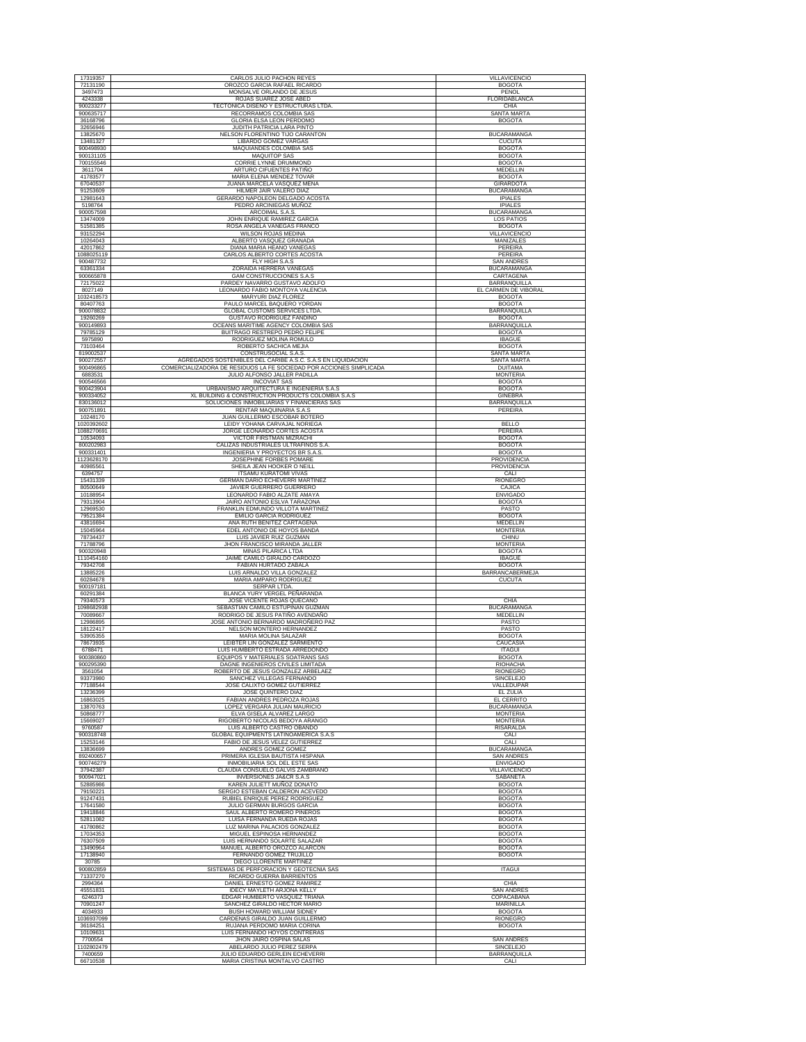| | | |
|---|---|---|
| 17319357 | CARLOS JULIO PACHON REYES | VILLAVICENCIO |
| 72131190 | OROZCO GARCIA RAFAEL RICARDO | BOGOTA |
| 3497473 | MONSALVE ORLANDO DE JESUS | PEÑOL |
| 4243338 | ROJAS SUAREZ JOSE ABED | FLORIDABLANCA |
| 900233277 | TECTONICA DISEÑO Y ESTRUCTURAS LTDA. | CHIA |
| 900635717 | RECORRAMOS COLOMBIA SAS | SANTA MARTA |
| 36168796 | GLORIA ELSA LEON PERDOMO | BOGOTA |
| 32656946 | JUDITH PATRICIA LARA PINTO | |
| 13825670 | NELSON FLORENTINO TIJO CARANTON | BUCARAMANGA |
| 13481327 | LIBARDO GOMEZ VARGAS | CUCUTA |
| 900498930 | MAQUIANDES COLOMBIA SAS | BOGOTA |
| 900131105 | MAQUITOP SAS | BOGOTA |
| 700155546 | CORRIE LYNNE DRUMMOND | BOGOTA |
| 3611704 | ARTURO CIFUENTES PATIÑO | MEDELLIN |
| 41783577 | MARIA ELENA MENDEZ TOVAR | BOGOTA |
| 67040537 | JUANA MARCELA VASQUEZ MENA | GIRARDOTA |
| 91253609 | HILMER JAIR VALERO DIAZ | BUCARAMANGA |
| 12981643 | GERARDO NAPOLEON DELGADO ACOSTA | IPIALES |
| 5198764 | PEDRO ARCINIEGAS MUÑOZ | IPIALES |
| 900057598 | ARCOIMAL S.A.S. | BUCARAMANGA |
| 13474009 | JOHN ENRIQUE RAMIREZ GARCIA | LOS PATIOS |
| 51581385 | ROSA ANGELA VANEGAS FRANCO | BOGOTA |
| 93152294 | WILSON ROJAS MEDINA | VILLAVICENCIO |
| 10264043 | ALBERTO VASQUEZ GRANADA | MANIZALES |
| 42017862 | DIANA MARIA HEANO VANEGAS | PEREIRA |
| 1088025119 | CARLOS ALBERTO CORTES ACOSTA | PEREIRA |
| 900487732 | FLY HIGH S.A.S | SAN ANDRES |
| 63361334 | ZORAIDA HERRERA VANEGAS | BUCARAMANGA |
| 900665878 | GAM CONSTRUCCIONES S.A.S | CARTAGENA |
| 72175022 | PARDEY NAVARRO GUSTAVO ADOLFO | BARRANQUILLA |
| 8027149 | LEONARDO FABIO MONTOYA VALENCIA | EL CARMEN DE VIBORAL |
| 1032418573 | MARYURI DIAZ FLOREZ | BOGOTA |
| 80407763 | PAULO MARCEL BAQUERO YORDAN | BOGOTA |
| 900078832 | GLOBAL CUSTOMS SERVICES LTDA. | BARRANQUILLA |
| 19260269 | GUSTAVO RODRIGUEZ FANDIÑO | BOGOTA |
| 900149893 | OCEANS MARITIME AGENCY COLOMBIA SAS | BARRANQUILLA |
| 79785129 | BUITRAGO RESTREPO PEDRO FELIPE | BOGOTA |
| 5975890 | RODRIGUEZ MOLINA ROMULO | IBAGUE |
| 73103464 | ROBERTO SACHICA MEJIA | BOGOTA |
| 819002537 | CONSTRUSOCIAL S.A.S. | SANTA MARTA |
| 900272557 | AGREGADOS SOSTENIBLES DEL CARIBE A.S.C. S.A.S EN LIQUIDACION | SANTA MARTA |
| 900496865 | COMERCIALIZADORA DE RESIDUOS LA FE SOCIEDAD POR ACCIONES SIMPLICADA | DUITAMA |
| 6883531 | JULIO ALFONSO JALLER PADILLA | MONTERIA |
| 900546566 | INCOVIAT SAS | BOGOTA |
| 900423904 | URBANISMO ARQUITECTURA E INGENIERIA S.A.S | BOGOTA |
| 900334052 | XL BUILDING & CONSTRUCTION PRODUCTS COLOMBIA S.A.S | GINEBRA |
| 830136012 | SOLUCIONES INMOBILIARIAS Y FINANCIERAS SAS | BARRANQUILLA |
| 900751891 | RENTAR MAQUINARIA S.A.S | PEREIRA |
| 10248170 | JUAN GUILLERMO ESCOBAR BOTERO | |
| 1020392602 | LEIDY YOHANA CARVAJAL NORIEGA | BELLO |
| 1088270691 | JORGE LEONARDO CORTES ACOSTA | PEREIRA |
| 10534093 | VICTOR FIRSTMAN MIZRACHI | BOGOTA |
| 800202983 | CALIZAS INDUSTRIALES ULTRAFINOS S.A. | BOGOTA |
| 900331401 | INGENIERIA Y PROYECTOS BR S.A.S. | BOGOTA |
| 1123628170 | JOSEPHINE FORBES POMARE | PROVIDENCIA |
| 40985561 | SHEILA JEAN HOOKER O NEILL | PROVIDENCIA |
| 6394757 | ITSAMU KURATOMI VIVAS | CALI |
| 15431339 | GERMAN DARIO ECHEVERRI MARTINEZ | RIONEGRO |
| 80500649 | JAVIER GUERRERO GUERRERO | CAJICA |
| 10188954 | LEONARDO FABIO ALZATE AMAYA | ENVIGADO |
| 79313904 | JAIRO ANTONIO ESLVA TARAZONA | BOGOTA |
| 12969530 | FRANKLIN EDMUNDO VILLOTA MARTINEZ | PASTO |
| 79521384 | EMILIO GARCIA RODRIGUEZ | BOGOTA |
| 43816694 | ANA RUTH BENITEZ CARTAGENA | MEDELLIN |
| 15045964 | EDEL ANTONIO DE HOYOS BANDA | MONTERIA |
| 78734437 | LUIS JAVIER RUIZ GUZMAN | CHINU |
| 71788796 | JHON FRANCISCO MIRANDA JALLER | MONTERIA |
| 900320948 | MINAS PILARICA LTDA | BOGOTA |
| 1110454160 | JAIME CAMILO GIRALDO CARDOZO | IBAGUE |
| 79342708 | FABIAN HURTADO ZABALA | BOGOTA |
| 13885226 | LUIS ARNALDO VILLA GONZALEZ | BARRANCABERMEJA |
| 60284678 | MARIA AMPARO RODRIGUEZ | CUCUTA |
| 900197181 | SERPAR LTDA. | |
| 60291384 | BLANCA YURY VERGEL PEÑARANDA | |
| 79340573 | JOSE VICENTE ROJAS QUECANO | CHIA |
| 1098682938 | SEBASTIAN CAMILO ESTUPIÑAN GUZMAN | BUCARAMANGA |
| 70089667 | RODRIGO DE JESUS PATIÑO AVENDAÑO | MEDELLIN |
| 12986895 | JOSE ANTONIO BERNARDO MADROÑERO PAZ | PASTO |
| 18122417 | NELSON MONTERO HERNANDEZ | PASTO |
| 53905355 | MARIA MOLINA SALAZAR | BOGOTA |
| 78673935 | LEIBTER LIN GONZALEZ SARMIENTO | CAUCASIA |
| 6788471 | LUIS HUMBERTO ESTRADA ARREDONDO | ITAGUI |
| 900380860 | EQUIPOS Y MATERIALES SOATRANS SAS | BOGOTA |
| 900295390 | DAGNE INGENIEROS CIVILES LIMITADA | RIOHACHA |
| 3561054 | ROBERTO DE JESUS GONZALEZ ARBELAEZ | RIONEGRO |
| 93373980 | SANCHEZ VILLEGAS FERNANDO | SINCELEJO |
| 77188544 | JOSE CALIXTO GOMEZ GUTIERREZ | VALLEDUPAR |
| 13236399 | JOSE QUINTERO DIAZ | EL ZULIA |
| 16863025 | FABIAN ANDRES PEDROZA ROJAS | EL CERRITO |
| 13870763 | LOPEZ VERGARA JULIAN MAURICIO | BUCARAMANGA |
| 50868777 | ELVA GISELA ALVAREZ LARGO | MONTERIA |
| 15669027 | RIGOBERTO NICOLAS BEDOYA ARANGO | MONTERIA |
| 9760587 | LUIS ALBERTO CASTRO OBANDO | RISARALDA |
| 900318748 | GLOBAL EQUIPMENTS LATINOAMERICA S.A.S | CALI |
| 15253146 | FABIO DE JESUS VELEZ GUTIERREZ | CALI |
| 13836699 | ANDRES GOMEZ GOMEZ | BUCARAMANGA |
| 892400657 | PRIMERA IGLESIA BAUTISTA HISPANA | SAN ANDRES |
| 900746279 | INMOBILIARIA SOL DEL ESTE SAS | ENVIGADO |
| 37942387 | CLAUDIA CONSUELO GALVIS ZAMBRANO | VILLAVICENCIO |
| 900947021 | INVERSIONES JA&CR S.A.S | SABANETA |
| 52885986 | KAREN JULIETT MUÑOZ DONATO | BOGOTA |
| 79150221 | SERGIO ESTEBAN CALDERON ACEVEDO | BOGOTA |
| 91247431 | RUBIEL ENRIQUE PEREZ RODRIGUEZ | BOGOTA |
| 17641580 | JULIO GERMAN BURGOS GARCIA | BOGOTA |
| 19418846 | SAUL ALBERTO ROMERO PIÑEROS | BOGOTA |
| 52811082 | LUISA FERNANDA RUEDA ROJAS | BOGOTA |
| 41780862 | LUZ MARINA PALACIOS GONZALEZ | BOGOTA |
| 17034353 | MIGUEL ESPINOSA HERNANDEZ | BOGOTA |
| 76307509 | LUIS HERNANDO SOLARTE SALAZAR | BOGOTA |
| 13490964 | MANUEL ALBERTO OROZCO ALARCON | BOGOTA |
| 17138940 | FERNANDO GOMEZ TRUJILLO | BOGOTA |
| 30785 | DIEGO LLORENTE MARTINEZ | |
| 900802859 | SISTEMAS DE PERFORACION Y GEOTECNIA SAS | ITAGUI |
| 71337270 | RICARDO GUERRA BARRIENTOS | |
| 2994364 | DANIEL ERNESTO GOMEZ RAMIREZ | CHIA |
| 45551831 | IDECY MAYLETH ARJONA KELLY | SAN ANDRES |
| 6246373 | EDGAR HUMBERTO VASQUEZ TRIANA | COPACABANA |
| 70901247 | SANCHEZ GIRALDO HECTOR MARIO | MARINILLA |
| 4034933 | BUSH HOWARD WILLIAM SIDNEY | BOGOTA |
| 1036937099 | CARDENAS GIRALDO JUAN GUILLERMO | RIONEGRO |
| 36184251 | RUJANA PERDOMO MARIA CORINA | BOGOTA |
| 10109631 | LUIS FERNANDO HOYOS CONTRERAS | |
| 7700554 | JHON JAIRO OSPINA SALAS | SAN ANDRES |
| 1102802479 | ABELARDO JULIO PEREZ SERPA | SINCELEJO |
| 7400659 | JULIO EDUARDO GERLEIN ECHEVERRI | BARRANQUILLA |
| 66710538 | MARIA CRISTINA MONTALVO CASTRO | CALI |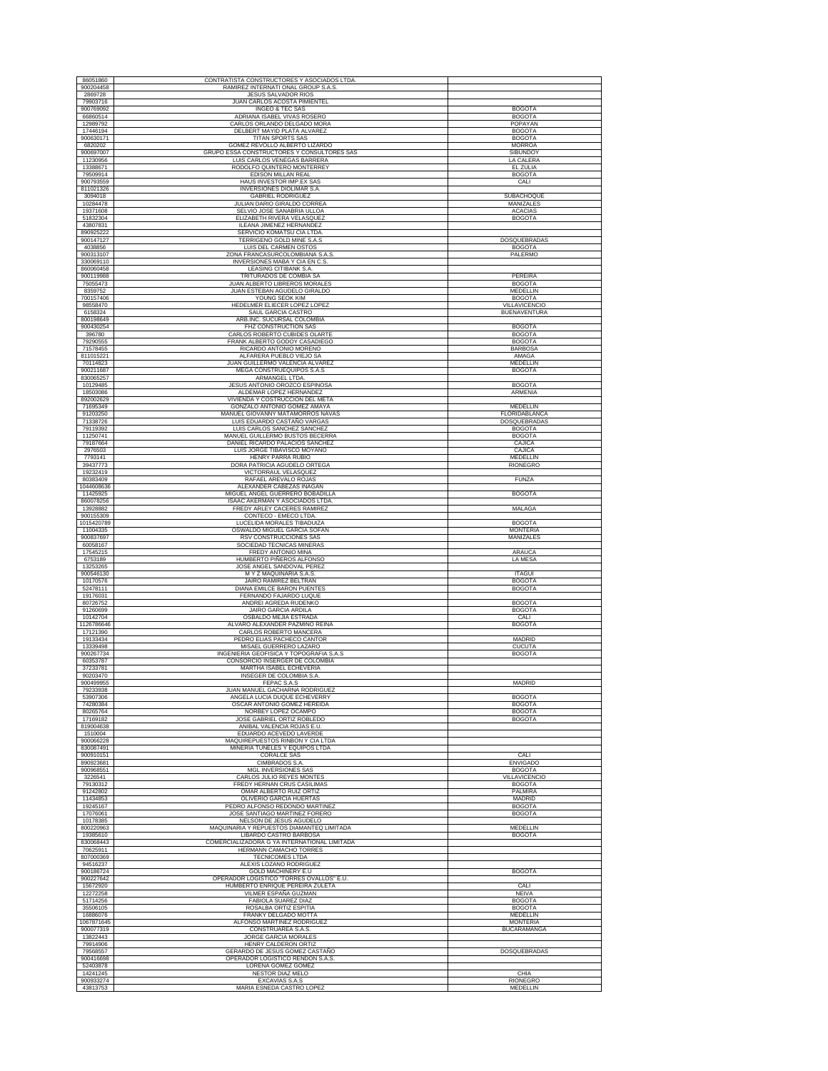| | | |
|---|---|---|
| 86051860 | CONTRATISTA CONSTRUCTORES Y ASOCIADOS LTDA. | |
| 900204458 | RAMIREZ INTERNATI ONAL GROUP S.A.S. | |
| 2869728 | JESUS SALVADOR RIOS | |
| 79903716 | JUAN CARLOS ACOSTA PIMIENTEL | |
| 900769092 | INGEO & TEC SAS | BOGOTA |
| 66860514 | ADRIANA ISABEL VIVAS ROSERO | BOGOTA |
| 12989792 | CARLOS ORLANDO DELGADO MORA | POPAYAN |
| 17446194 | DELBERT MAYID PLATA ALVAREZ | BOGOTA |
| 900630171 | TITAN SPORTS SAS | BOGOTA |
| 6820202 | GOMEZ REVOLLO ALBERTO LIZARDO | MORROA |
| 900697007 | GRUPO ESSA CONSTRUCTORES Y CONSULTORES SAS | SIBUNDOY |
| 11230956 | LUIS CARLOS VENEGAS BARRERA | LA CALERA |
| 13388671 | RODOLFO QUINTERO MONTERREY | EL ZULIA |
| 79509914 | EDISON MILLAN REAL | BOGOTA |
| 900793559 | HAUS INVESTOR IMP.EX SAS | CALI |
| 811021326 | INVERSIONES DIOLIMAR S.A. | |
| 3094018 | GABRIEL RODRIGUEZ | SUBACHOQUE |
| 10284478 | JULIAN DARIO GIRALDO CORREA | MANIZALES |
| 19371608 | SELVIO JOSE SANABRIA ULLOA | ACACIAS |
| 51832304 | ELIZABETH RIVERA VELASQUEZ | BOGOTA |
| 43807831 | ILEANA JIMENEZ HERNANDEZ | |
| 890925222 | SERVICIO KOMATSU CIA LTDA. | |
| 900147127 | TERRIGENO GOLD MINE S.A.S | DOSQUEBRADAS |
| 4038856 | LUIS DEL CARMEN OSTOS | BOGOTA |
| 900313107 | ZONA FRANCASURCOLOMBIANA S.A.S. | PALERMO |
| 330069110 | INVERSIONES MABA Y CIA EN C.S. | |
| 860060458 | LEASING CITIBANK S.A. | |
| 900119988 | TRITURADOS DE COMBIA SA | PEREIRA |
| 75055473 | JUAN ALBERTO LIBREROS MORALES | BOGOTA |
| 8359752 | JUAN ESTEBAN AGUDELO GIRALDO | MEDELLIN |
| 700157406 | YOUNG SEOK KIM | BOGOTA |
| 98558470 | HEDELMER ELIECER LOPEZ LOPEZ | VILLAVICENCIO |
| 6158324 | SAUL GARCIA CASTRO | BUENAVENTURA |
| 800198649 | ARB INC. SUCURSAL COLOMBIA | |
| 900430254 | FHZ CONSTRUCTION SAS | BOGOTA |
| 396780 | CARLOS ROBERTO CUBIDES OLARTE | BOGOTA |
| 79290555 | FRANK ALBERTO GODOY CASADIEGO | BOGOTA |
| 71578455 | RICARDO ANTONIO MORENO | BARBOSA |
| 811015221 | ALFARERA PUEBLO VIEJO SA | AMAGA |
| 70114823 | JUAN GUILLERMO VALENCIA ALVAREZ | MEDELLIN |
| 900211687 | MEGA CONSTRUEQUIPOS S.A.S | BOGOTA |
| 830065257 | ARMANGEL LTDA. | |
| 10129485 | JESUS ANTONIO OROZCO ESPINOSA | BOGOTA |
| 18503086 | ALDEMAR LOPEZ HERNANDEZ | ARMENIA |
| 892002629 | VIVIENDA Y COSTRUCCION DEL META | |
| 71695349 | GONZALO ANTONIO GOMEZ AMAYA | MEDELLIN |
| 91203250 | MANUEL GIOVANNY MATAMORROS NAVAS | FLORIDABLANCA |
| 71338726 | LUIS EDUARDO CASTAÑO VARGAS | DOSQUEBRADAS |
| 79119392 | LUIS CARLOS SANCHEZ SANCHEZ | BOGOTA |
| 11250741 | MANUEL GUILLERMO BUSTOS BECERRA | BOGOTA |
| 79187664 | DANIEL RICARDO PALACIOS SANCHEZ | CAJICA |
| 2976503 | LUIS JORGE TIBAVISCO MOYANO | CAJICA |
| 7793141 | HENRY PARRA RUBIO | MEDELLIN |
| 39437773 | DORA PATRICIA AGUDELO ORTEGA | RIONEGRO |
| 19232419 | VICTORRAUL VELASQUEZ | |
| 80383409 | RAFAEL AREVALO ROJAS | FUNZA |
| 1044608636 | ALEXANDER CABEZAS INAGAN | |
| 11425925 | MIGUEL ANGEL GUERRERO BOBADILLA | BOGOTA |
| 860078256 | ISAAC AKERMAN Y ASOCIADOS LTDA. | |
| 13928882 | FREDY ARLEY CACERES RAMIREZ | MALAGA |
| 900155309 | CONTECO - EMECO LTDA. | |
| 1015420789 | LUCELIDA MORALES TIBADUIZA | BOGOTA |
| 11004335 | OSWALDO MIGUEL GARCIA SOFAN | MONTERIA |
| 900837697 | RSV CONSTRUCCIONES SAS | MANIZALES |
| 60058167 | SOCIEDAD TECNICAS MINERAS | |
| 17545215 | FREDY ANTONIO MINA | ARAUCA |
| 6753189 | HUMBERTO PIÑEROS ALFONSO | LA MESA |
| 13253265 | JOSE ANGEL SANDOVAL PEREZ | |
| 900546130 | M Y Z MAQUINARIA S.A.S. | ITAGUI |
| 10170576 | JAIRO RAMIREZ BELTRAN | BOGOTA |
| 52478111 | DIANA EMILCE BARON PUENTES | BOGOTA |
| 19176031 | FERNANDO FAJARDO LUQUE | |
| 80726752 | ANDREI AGREDA RUDENKO | BOGOTA |
| 91260699 | JAIRO GARCIA ARDILA | BOGOTA |
| 10142704 | OSBALDO MEJIA ESTRADA | CALI |
| 1126786646 | ALVARO ALEXANDER PAZMIÑO REINA | BOGOTA |
| 17121390 | CARLOS ROBERTO MANCERA | |
| 19133434 | PEDRO ELIAS PACHECO CANTOR | MADRID |
| 13339498 | MISAEL GUERRERO LAZARO | CUCUTA |
| 900267734 | INGENIERIA GEOFISICA Y TOPOGRAFIA S.A.S | BOGOTA |
| 60353787 | CONSORCIO INSERGER DE COLOMBIA | |
| 37233781 | MARTHA ISABEL ECHEVERIA | |
| 90203470 | INSEGER DE COLOMBIA S.A. | |
| 900499955 | FEPAC S.A.S | MADRID |
| 79233938 | JUAN MANUEL GACHARNA RODRIGUEZ | |
| 53907306 | ANGELA LUCIA DUQUE ECHEVERRY | BOGOTA |
| 74280384 | OSCAR ANTONIO GOMEZ HEREIDA | BOGOTA |
| 80265764 | NORBEY LOPEZ OCAMPO | BOGOTA |
| 17169182 | JOSE GABRIEL ORTIZ ROBLEDO | BOGOTA |
| 819004638 | ANIBAL VALENCIA ROJAS E.U. | |
| 1510004 | EDUARDO ACEVEDO LAVERDE | |
| 900066228 | MAQUIREPUESTOS RINBON Y CIA LTDA | |
| 830087491 | MINERIA TUNELES Y EQUIPOS LTDA | |
| 900910151 | CORALCE SAS | CALI |
| 890923681 | CIMBRADOS S.A. | ENVIGADO |
| 900968551 | MGL INVERSIONES SAS | BOGOTA |
| 3226541 | CARLOS JULIO REYES MONTES | VILLAVICENCIO |
| 79130312 | FREDY HERNAN CRUS CASILIMAS | BOGOTA |
| 91242802 | OMAR ALBERTO RUIZ ORTIZ | PALMIRA |
| 11434853 | OLIVERIO GARCIA HUERTAS | MADRID |
| 19245167 | PEDRO ALFONSO REDONDO MARTINEZ | BOGOTA |
| 17076061 | JOSE SANTIAGO MARTINEZ FORERO | BOGOTA |
| 10178385 | NELSON DE JESUS AGUDELO | |
| 800220963 | MAQUINARIA Y REPUESTOS DIAMANTEQ LIMITADA | MEDELLIN |
| 19385610 | LIBARDO CASTRO BARBOSA | BOGOTA |
| 830068443 | COMERCIALIZADORA G YA INTERNATIONAL LIMITADA | |
| 70625911 | HERMANN CAMACHO TORRES | |
| 807000369 | TECNICOMES LTDA | |
| 94516237 | ALEXIS LOZANO RODRIGUEZ | |
| 900186724 | GOLD MACHINERY E.U | BOGOTA |
| 900227642 | OPERADOR LOGISTICO "TORRES OVALLOS" E.U. | |
| 15672920 | HUMBERTO ENRIQUE PEREIRA ZULETA | CALI |
| 12272258 | VILMER ESPAÑA GUZMAN | NEIVA |
| 51714256 | FABIOLA SUAREZ DIAZ | BOGOTA |
| 35506105 | ROSALBA ORTIZ ESPITIA | BOGOTA |
| 16886076 | FRANKY DELGADO MOTTA | MEDELLIN |
| 1067871645 | ALFONSO MARTINEZ RODRIGUEZ | MONTERIA |
| 900077319 | CONSTRUAREA S.A.S. | BUCARAMANGA |
| 13822443 | JORGE GARCIA MORALES | |
| 79914906 | HENRY CALDERON ORTIZ | |
| 79568557 | GERARDO DE JESUS GOMEZ CASTAÑO | DOSQUEBRADAS |
| 900416698 | OPERADOR LOGISTICO RENDON S.A.S. | |
| 52403878 | LORENA GOMEZ GOMEZ | |
| 14241245 | NESTOR DIAZ MELO | CHIA |
| 900933274 | EXCAVIAS S.A.S | RIONEGRO |
| 43813753 | MARIA ESNEDA CASTRO LOPEZ | MEDELLIN |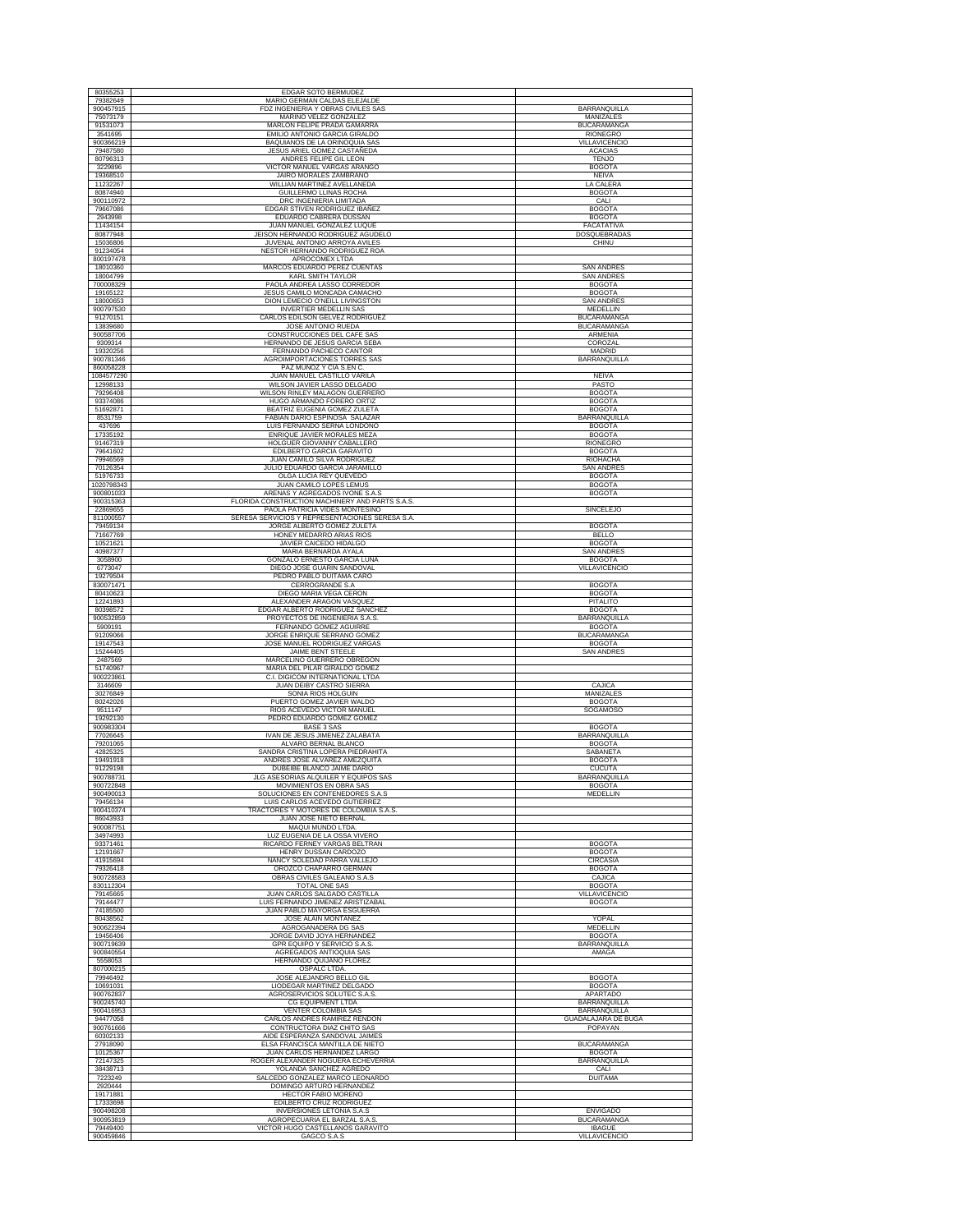| | | |
|---|---|---|
| 80355253 | EDGAR SOTO BERMUDEZ | |
| 79382649 | MARIO GERMAN CALDAS ELEJALDE | |
| 900457915 | FDZ INGENIERIA Y OBRAS CIVILES SAS | BARRANQUILLA |
| 75073179 | MARINO VELEZ GONZALEZ | MANIZALES |
| 91531073 | MARLON FELIPE PRADA GAMARRA | BUCARAMANGA |
| 3541695 | EMILIO ANTONIO GARCIA GIRALDO | RIONEGRO |
| 900366219 | BAQUIANOS DE LA ORINOQUIA SAS | VILLAVICENCIO |
| 79487580 | JESUS ARIEL GOMEZ CASTAÑEDA | ACACIAS |
| 80796313 | ANDRES FELIPE GIL LEON | TENJO |
| 3229896 | VICTOR MANUEL VARGAS ARANGO | BOGOTA |
| 19368510 | JAIRO MORALES ZAMBRANO | NEIVA |
| 11232267 | WILLIAN MARTINEZ AVELLANEDA | LA CALERA |
| 80874940 | GUILLERMO LLINAS ROCHA | BOGOTA |
| 900110972 | DRC INGENIERIA LIMITADA | CALI |
| 79667086 | EDGAR STIVEN RODRIGUEZ IBAÑEZ | BOGOTA |
| 2943998 | EDUARDO CABRERA DUSSAN | BOGOTA |
| 11434154 | JUAN MANUEL GONZALEZ LUQUE | FACATATIVA |
| 80877948 | JEISON HERNANDO RODRIGUEZ AGUDELO | DOSQUEBRADAS |
| 15036806 | JUVENAL ANTONIO ARROYA AVILES | CHINU |
| 91234054 | NESTOR HERNANDO RODRIGUEZ ROA | |
| 800197478 | APROCOMEX LTDA | |
| 18010360 | MARCOS EDUARDO PEREZ CUENTAS | SAN ANDRES |
| 18004799 | KARL SMITH TAYLOR | SAN ANDRES |
| 700008329 | PAOLA ANDREA LASSO CORREDOR | BOGOTA |
| 19165122 | JESUS CAMILO MONCADA CAMACHO | BOGOTA |
| 18000653 | DION LEMECIO O'NEILL LIVINGSTON | SAN ANDRES |
| 900797530 | INVERTIER MEDELLIN SAS | MEDELLIN |
| 91270151 | CARLOS EDILSON GELVEZ RODRIGUEZ | BUCARAMANGA |
| 13839680 | JOSE ANTONIO RUEDA | BUCARAMANGA |
| 900587706 | CONSTRUCCIONES DEL CAFE SAS | ARMENIA |
| 9309314 | HERNANDO DE JESUS GARCIA SEBA | COROZAL |
| 19320256 | FERNANDO PACHECO CANTOR | MADRID |
| 900781346 | AGROIMPORTACIONES TORRES SAS | BARRANQUILLA |
| 860058228 | PAZ MUÑOZ Y CIA S EN C | |
| 1084577290 | JUAN MANUEL CASTILLO VARILA | NEIVA |
| 12998133 | WILSON JAVIER LASSO DELGADO | PASTO |
| 79296408 | WILSON RINLEY MALAGON GUERRERO | BOGOTA |
| 93374086 | HUGO ARMANDO FORERO ORTIZ | BOGOTA |
| 51692871 | BEATRIZ EUGENIA GOMEZ ZULETA | BOGOTA |
| 8531759 | FABIAN DARIO ESPINOSA SALAZAR | BARRANQUILLA |
| 437696 | LUIS FERNANDO SERNA LONDOÑO | BOGOTA |
| 17335192 | ENRIQUE JAVIER MORALES MEZA | BOGOTA |
| 91467319 | HOLGUER GIOVANNY CABALLERO | RIONEGRO |
| 79641602 | EDILBERTO GARCIA GARAVITO | BOGOTA |
| 79946569 | JUAN CAMILO SILVA RODRIGUEZ | RIOHACHA |
| 70126354 | JULIO EDUARDO GARCIA JARAMILLO | SAN ANDRES |
| 51976733 | OLGA LUCIA REY QUEVEDO | BOGOTA |
| 1020798343 | JUAN CAMILO LOPES LEMUS | BOGOTA |
| 900801033 | ARENAS Y AGREGADOS IVONE S.A.S | BOGOTA |
| 900315363 | FLORIDA CONSTRUCTION MACHINERY AND PARTS S.A.S. | |
| 22869655 | PAOLA PATRICIA VIDES MONTESINO | SINCELEJO |
| 811000557 | SERESA SERVICIOS Y REPRESENTACIONES SERESA S.A. | |
| 79459134 | JORGE ALBERTO GOMEZ ZULETA | BOGOTA |
| 71667769 | HONEY MEDARRO ARIAS RIOS | BELLO |
| 10521621 | JAVIER CAICEDO HIDALGO | BOGOTA |
| 40987377 | MARIA BERNARDA AYALA | SAN ANDRES |
| 3058900 | GONZALO ERNESTO GARCIA LUNA | BOGOTA |
| 6773047 | DIEGO JOSE GUARIN SANDOVAL | VILLAVICENCIO |
| 19279504 | PEDRO PABLO DUITAMA CARO | |
| 830071471 | CERROGRANDE S.A | BOGOTA |
| 80410623 | DIEGO MARIA VEGA CERON | BOGOTA |
| 12241893 | ALEXANDER ARAGON VASQUEZ | PITALITO |
| 80398572 | EDGAR ALBERTO RODRIGUEZ SANCHEZ | BOGOTA |
| 900532859 | PROYECTOS DE INGENIERIA S.A.S. | BARRANQUILLA |
| 5909191 | FERNANDO GOMEZ AGUIRRE | BOGOTA |
| 91209066 | JORGE ENRIQUE SERRANO GOMEZ | BUCARAMANGA |
| 19147543 | JOSE MANUEL RODRIGUEZ VARGAS | BOGOTA |
| 15244405 | JAIME BENT STEELE | SAN ANDRES |
| 2487569 | MARCELINO GUERRERO OBREGON | |
| 51740967 | MARIA DEL PILAR GIRALDO GOMEZ | |
| 900223861 | C.I. DIGICOM INTERNATIONAL LTDA | |
| 3146609 | JUAN DEIBY CASTRO SIERRA | CAJICA |
| 30276849 | SONIA RIOS HOLGUIN | MANIZALES |
| 80242026 | PUERTO GOMEZ JAVIER WALDO | BOGOTA |
| 9511147 | RIOS ACEVEDO VICTOR MANUEL | SOGAMOSO |
| 19292130 | PEDRO EDUARDO GOMEZ GOMEZ | |
| 900983304 | BASE 3 SAS | BOGOTA |
| 77026645 | IVAN DE JESUS JIMENEZ ZALABATA | BARRANQUILLA |
| 79201065 | ALVARO BERNAL BLANCO | BOGOTA |
| 42825325 | SANDRA CRISTINA LOPERA PIEDRAHITA | SABANETA |
| 19491918 | ANDRES JOSE ALVAREZ AMEZQUITA | BOGOTA |
| 91229198 | DUBEIBE BLANCO JAIME DARIO | CUCUTA |
| 900788731 | JLG ASESORIAS ALQUILER Y EQUIPOS SAS | BARRANQUILLA |
| 900722848 | MOVIMIENTOS EN OBRA SAS | BOGOTA |
| 900490013 | SOLUCIONES EN CONTENEDORES S.A.S | MEDELLIN |
| 79456134 | LUIS CARLOS ACEVEDO GUTIERREZ | |
| 900410374 | TRACTORES Y MOTORES DE COLOMBIA S.A.S. | |
| 86043933 | JUAN JOSE NIETO BERNAL | |
| 900087751 | MAQUI MUNDO LTDA. | |
| 34974993 | LUZ EUGENIA DE LA OSSA VIVERO | |
| 93371461 | RICARDO FERNEY VARGAS BELTRAN | BOGOTA |
| 12191667 | HENRY DUSSAN CARDOZO | BOGOTA |
| 41915694 | NANCY SOLEDAD PARRA VALLEJO | CIRCASIA |
| 79326418 | OROZCO CHAPARRO GERMAN | BOGOTA |
| 900728583 | OBRAS CIVILES GALEANO S.A.S | CAJICA |
| 830112304 | TOTAL ONE SAS | BOGOTA |
| 79145665 | JUAN CARLOS SALGADO CASTILLA | VILLAVICENCIO |
| 79144477 | LUIS FERNANDO JIMENEZ ARISTIZABAL | BOGOTA |
| 74185500 | JUAN PABLO MAYORGA ESGUERRA | |
| 80438562 | JOSE ALAIN MONTAÑEZ | YOPAL |
| 900622394 | AGROGANADERA DG SAS | MEDELLIN |
| 19456406 | JORGE DAVID JOYA HERNANDEZ | BOGOTA |
| 900719639 | GPR EQUIPO Y SERVICIO S.A.S. | BARRANQUILLA |
| 900840554 | AGREGADOS ANTIOQUIA SAS | AMAGA |
| 5558053 | HERNANDO QUIJANO FLOREZ | |
| 807000215 | OSPALC LTDA. | |
| 79946492 | JOSE ALEJANDRO BELLO GIL | BOGOTA |
| 10691031 | LIODEGAR MARTINEZ DELGADO | BOGOTA |
| 900762837 | AGROSERVICIOS SOLUTEC S.A.S. | APARTADO |
| 900245740 | CG EQUIPMENT LTDA | BARRANQUILLA |
| 900416953 | VENTER COLOMBIA SAS | BARRANQUILLA |
| 94477058 | CARLOS ANDRES RAMIREZ RENDON | GUADALAJARA DE BUGA |
| 900761666 | CONTRUCTORA DIAZ CHITO SAS | POPAYAN |
| 60302133 | AIDE ESPERANZA SANDOVAL JAIMES | |
| 27918090 | ELSA FRANCISCA MANTILLA DE NIETO | BUCARAMANGA |
| 10125367 | JUAN CARLOS HERNANDEZ LARGO | BOGOTA |
| 72147325 | ROGER ALEXANDER NOGUERA ECHEVERRIA | BARRANQUILLA |
| 38438713 | YOLANDA SANCHEZ AGREDO | CALI |
| 7223249 | SALCEDO GONZALEZ MARCO LEONARDO | DUITAMA |
| 2920444 | DOMINGO ARTURO HERNANDEZ | |
| 19171881 | HECTOR FABIO MORENO | |
| 17333698 | EDILBERTO CRUZ RODRIGUEZ | |
| 900498208 | INVERSIONES LETONIA S.A.S | ENVIGADO |
| 900953819 | AGROPECUARIA EL BARZAL S.A.S. | BUCARAMANGA |
| 79449400 | VICTOR HUGO CASTELLANOS GARAVITO | IBAGUE |
| 900459846 | GAGCO S.A.S | VILLAVICENCIO |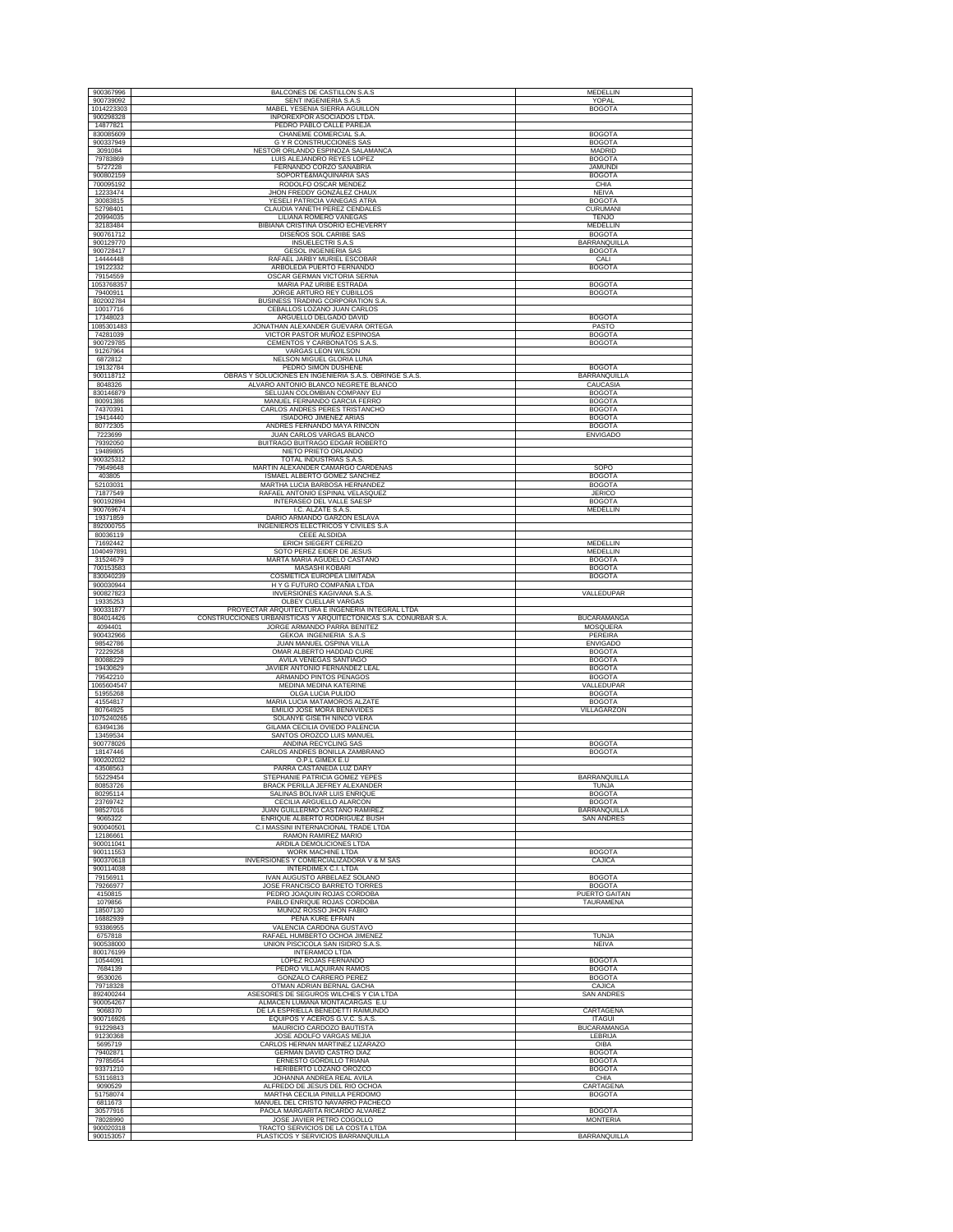| 900367996 | BALCONES DE CASTILLON S.A.S | MEDELLIN |
|---|---|---|
| 900739092 | SENT INGENIERIA S.A.S | YOPAL |
| 1014223303 | MABEL YESENIA SIERRA AGUILLON | BOGOTA |
| 900298328 | INPOREXPOR ASOCIADOS LTDA. | |
| 14877821 | PEDRO PABLO CALLE PAREJA | |
| 830085609 | CHANEME COMERCIAL S.A. | BOGOTA |
| 900337949 | G Y R CONSTRUCCIONES SAS | BOGOTA |
| 3091084 | NESTOR ORLANDO ESPINOZA SALAMANCA | MADRID |
| 79783869 | LUIS ALEJANDRO REYES LOPEZ | BOGOTA |
| 5727228 | FERNANDO CORZO SANABRIA | JAMUNDI |
| 900802159 | SOPORTE&MAQUINARIA SAS | BOGOTA |
| 700095192 | RODOLFO OSCAR MENDEZ | CHIA |
| 12233474 | JHON FREDDY GONZALEZ CHAUX | NEIVA |
| 30083815 | YESELI PATRICIA VANEGAS ATRA | BOGOTA |
| 52798401 | CLAUDIA YANETH PEREZ CENDALES | CURUMANI |
| 20994035 | LILIANA ROMERO VANEGAS | TENJO |
| 32183484 | BIBIANA CRISTINA OSORIO ECHEVERRY | MEDELLIN |
| 900761712 | DISEÑOS SOL CARIBE SAS | BOGOTA |
| 900129770 | INSUELECTRI S.A.S | BARRANQUILLA |
| 900728417 | GESOL INGENIERIA SAS | BOGOTA |
| 14444448 | RAFAEL JARBY MURIEL ESCOBAR | CALI |
| 19122332 | ARBOLEDA PUERTO FERNANDO | BOGOTA |
| 79154559 | OSCAR GERMAN VICTORIA SERNA | |
| 1053768357 | MARIA PAZ URIBE ESTRADA | BOGOTA |
| 79400911 | JORGE ARTURO REY CUBILLOS | BOGOTA |
| 802002784 | BUSINESS TRADING CORPORATION S.A. | |
| 10017716 | CEBALLOS LOZANO JUAN CARLOS | |
| 17348023 | ARGUELLO DELGADO DAVID | BOGOTA |
| 1085301483 | JONATHAN ALEXANDER GUEVARA ORTEGA | PASTO |
| 74281039 | VICTOR PASTOR MUÑOZ ESPINOSA | BOGOTA |
| 900729785 | CEMENTOS Y CARBONATOS S.A.S. | BOGOTA |
| 91267964 | VARGAS LEON WILSON | |
| 6872812 | NELSON MIGUEL GLORIA LUNA | |
| 19132784 | PEDRO SIMON DUSHENE | BOGOTA |
| 900118712 | OBRAS Y SOLUCIONES EN INGENIERIA S.A.S. OBRINGE S.A.S. | BARRANQUILLA |
| 8048326 | ALVARO ANTONIO BLANCO NEGRETE BLANCO | CAUCASIA |
| 830146879 | SELUJAN COLOMBIAN COMPANY EU | BOGOTA |
| 80091386 | MANUEL FERNANDO GARCIA FERRO | BOGOTA |
| 74370391 | CARLOS ANDRES PERES TRISTANCHO | BOGOTA |
| 19414440 | ISIADORO JIMENEZ ARIAS | BOGOTA |
| 80772305 | ANDRES FERNANDO MAYA RINCON | BOGOTA |
| 7223699 | JUAN CARLOS VARGAS BLANCO | ENVIGADO |
| 79392050 | BUITRAGO BUITRAGO EDGAR ROBERTO | |
| 19489805 | NIETO PRIETO ORLANDO | |
| 900325312 | TOTAL INDUSTRIAS S.A.S. | |
| 79649648 | MARTIN ALEXANDER CAMARGO CARDENAS | SOPO |
| 403805 | ISMAEL ALBERTO GOMEZ SANCHEZ | BOGOTA |
| 52103031 | MARTHA LUCIA BARBOSA HERNANDEZ | BOGOTA |
| 71877549 | RAFAEL ANTONIO ESPINAL VELASQUEZ | JERICO |
| 900192894 | INTERASEO DEL VALLE SAESP | BOGOTA |
| 900769674 | I.C. ALZATE S.A.S. | MEDELLIN |
| 19371859 | DARIO ARMANDO GARZON ESLAVA | |
| 892000755 | INGENIEROS ELECTRICOS Y CIVILES S.A | |
| 80036119 | CEEE ALSDIDA | |
| 71692442 | ERICH SIEGERT CEREZO | MEDELLIN |
| 1040497891 | SOTO PEREZ EIDER DE JESUS | MEDELLIN |
| 31524679 | MARTA MARIA AGUDELO CASTAÑO | BOGOTA |
| 700153583 | MASASHI KOBARI | BOGOTA |
| 830040239 | COSMETICA EUROPEA LIMITADA | BOGOTA |
| 900030944 | H Y G FUTURO COMPAÑIA LTDA | |
| 900827823 | INVERSIONES KAGIVANA S.A.S. | VALLEDUPAR |
| 19335253 | OLBEY CUELLAR VARGAS | |
| 900331877 | PROYECTAR ARQUITECTURA E INGENERIA INTEGRAL LTDA | |
| 804014426 | CONSTRUCCIONES URBANISTICAS Y ARQUITECTONICAS S.A. CONURBAR S.A. | BUCARAMANGA |
| 4094401 | JORGE ARMANDO PARRA BENITEZ | MOSQUERA |
| 900432966 | GEKOA INGENIERIA S.A.S | PEREIRA |
| 98542786 | JUAN MANUEL OSPINA VILLA | ENVIGADO |
| 72229258 | OMAR ALBERTO HADDAD CURE | BOGOTA |
| 80088229 | AVILA VENEGAS SANTIAGO | BOGOTA |
| 19430629 | JAVIER ANTONIO FERNANDEZ LEAL | BOGOTA |
| 79542210 | ARMANDO PINTOS PENAGOS | BOGOTA |
| 1065604547 | MEDINA MEDINA KATERINE | VALLEDUPAR |
| 51955268 | OLGA LUCIA PULIDO | BOGOTA |
| 41554817 | MARIA LUCIA MATAMOROS ALZATE | BOGOTA |
| 80764925 | EMILIO JOSE MORA BENAVIDES | VILLAGARZON |
| 1075240265 | SOLANYE GISETH NINCO VERA | |
| 63494136 | GILAMA CECILIA OVIEDO PALENCIA | |
| 13459534 | SANTOS OROZCO LUIS MANUEL | |
| 900778026 | ANDINA RECYCLING SAS | BOGOTA |
| 18147446 | CARLOS ANDRES BONILLA ZAMBRANO | BOGOTA |
| 900202032 | O.P.L GIMEX E.U | |
| 43508563 | PARRA CASTAÑEDA LUZ DARY | |
| 55229454 | STEPHANIE PATRICIA GOMEZ YEPES | BARRANQUILLA |
| 80853726 | BRACK PERILLA JEFREY ALEXANDER | TUNJA |
| 80295114 | SALINAS BOLIVAR LUIS ENRIQUE | BOGOTA |
| 23769742 | CECILIA ARGUELLO ALARCON | BOGOTA |
| 98527016 | JUAN GUILLERMO CASTAÑO RAMIREZ | BARRANQUILLA |
| 9065322 | ENRIQUE ALBERTO RODRIGUEZ BUSH | SAN ANDRES |
| 900040501 | C.I MASSINI INTERNACIONAL TRADE LTDA | |
| 12186661 | RAMON RAMIREZ MARIO | |
| 900011041 | ARDILA DEMOLICIONES LTDA | |
| 900111553 | WORK MACHINE LTDA | BOGOTA |
| 900370618 | INVERSIONES Y COMERCIALIZADORA V & M SAS | CAJICA |
| 900114038 | INTERDIMEX C.I. LTDA | |
| 79156911 | IVAN AUGUSTO ARBELAEZ SOLANO | BOGOTA |
| 79266977 | JOSE FRANCISCO BARRETO TORRES | BOGOTA |
| 4150815 | PEDRO JOAQUIN ROJAS CORDOBA | PUERTO GAITAN |
| 1079856 | PABLO ENRIQUE ROJAS CORDOBA | TAURAMENA |
| 18507130 | MUÑOZ ROSSO JHON FABIO | |
| 16882939 | PEÑA KURE EFRAIN | |
| 93386955 | VALENCIA CARDONA GUSTAVO | |
| 6757818 | RAFAEL HUMBERTO OCHOA JIMENEZ | TUNJA |
| 900538000 | UNION PISCICOLA SAN ISIDRO S.A.S. | NEIVA |
| 800176199 | INTERAMCO LTDA | |
| 10544091 | LOPEZ ROJAS FERNANDO | BOGOTA |
| 7684139 | PEDRO VILLAQUIRAN RAMOS | BOGOTA |
| 9530026 | GONZALO CARRERO PEREZ | BOGOTA |
| 79718328 | OTMAN ADRIAN BERNAL GACHA | CAJICA |
| 892400244 | ASESORES DE SEGUROS WILCHES Y CIA LTDA | SAN ANDRES |
| 900054267 | ALMACEN LUMANA MONTACARGAS E.U | |
| 9068370 | DE LA ESPRIELLA BENEDETTI RAIMUNDO | CARTAGENA |
| 900716926 | EQUIPOS Y ACEROS G.V.C. S.A.S. | ITAGUI |
| 91229843 | MAURICIO CARDOZO BAUTISTA | BUCARAMANGA |
| 91230368 | JOSE ADOLFO VARGAS MEJIA | LEBRIJA |
| 5695719 | CARLOS HERNAN MARTINEZ LIZARAZO | OIBA |
| 79402871 | GERMAN DAVID CASTRO DIAZ | BOGOTA |
| 79785654 | ERNESTO GORDILLO TRIANA | BOGOTA |
| 93371210 | HERIBERTO LOZANO OROZCO | BOGOTA |
| 53116813 | JOHANNA ANDREA REAL AVILA | CHIA |
| 9090529 | ALFREDO DE JESUS DEL RIO OCHOA | CARTAGENA |
| 51758074 | MARTHA CECILIA PINILLA PERDOMO | BOGOTA |
| 6811673 | MANUEL DEL CRISTO NAVARRO PACHECO | |
| 30577916 | PAOLA MARGARITA RICARDO ALVAREZ | BOGOTA |
| 78028990 | JOSE JAVIER PETRO COGOLLO | MONTERIA |
| 900020318 | TRACTO SERVICIOS DE LA COSTA LTDA | |
| 900153057 | PLASTICOS Y SERVICIOS BARRANQUILLA | BARRANQUILLA |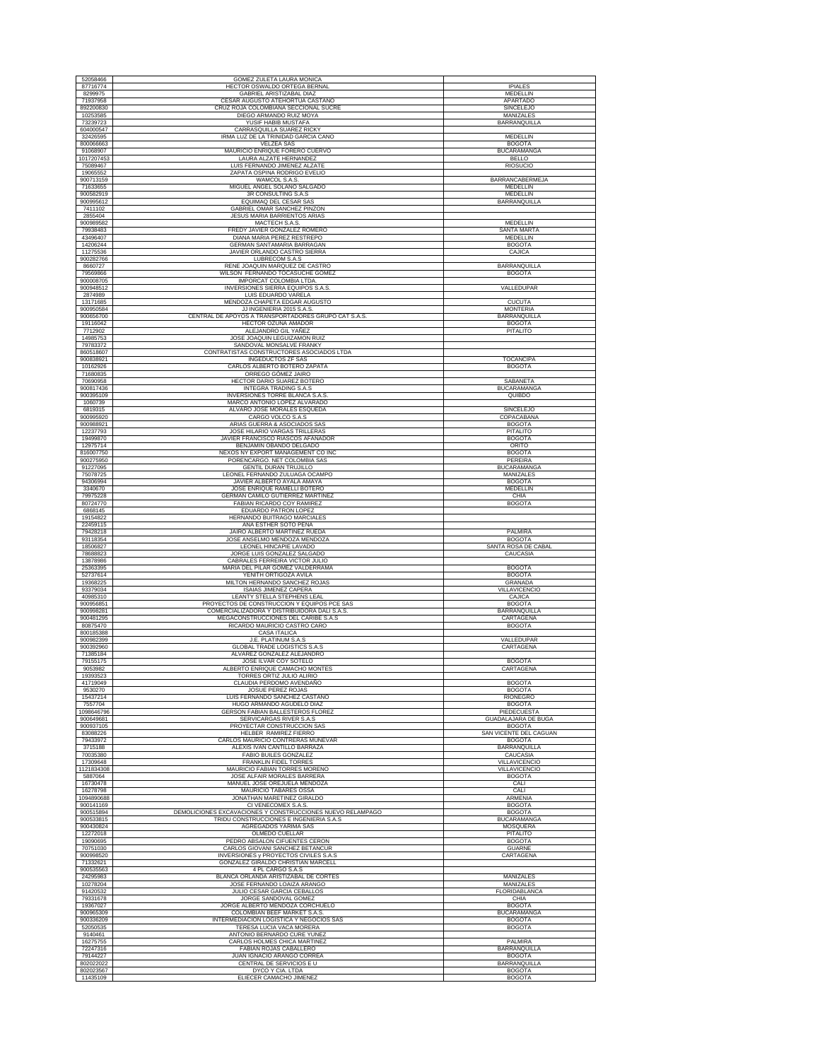| | | |
|---|---|---|
| 52058466 | GOMEZ ZULETA LAURA MONICA | |
| 87716774 | HECTOR OSWALDO ORTEGA BERNAL | IPIALES |
| 8299975 | GABRIEL ARISTIZABAL DIAZ | MEDELLIN |
| 71937958 | CESAR AUGUSTO ATEHORTUA CASTAÑO | APARTADO |
| 892200830 | CRUZ ROJA COLOMBIANA SECCIONAL SUCRE | SINCELEJO |
| 10253585 | DIEGO ARMANDO RUIZ MOYA | MANIZALES |
| 73239723 | YUSIF HABIB MUSTAFA | BARRANQUILLA |
| 604000547 | CARRASQUILLA SUAREZ RICKY | |
| 32426595 | IRMA LUZ DE LA TRINIDAD GARCIA CANO | MEDELLIN |
| 800066663 | VELZEA SAS | BOGOTA |
| 91068907 | MAURICIO ENRIQUE FORERO CUERVO | BUCARAMANGA |
| 1017207453 | LAURA ALZATE HERNANDEZ | BELLO |
| 75089467 | LUIS FERNANDO JIMENEZ ALZATE | RIOSUCIO |
| 19065552 | ZAPATA OSPINA RODRIGO EVELIO | |
| 900713159 | WAMCOL S.A.S. | BARRANCABERMEJA |
| 71633655 | MIGUEL ANGEL SOLANO SALGADO | MEDELLIN |
| 900582919 | 3R CONSULTING S.A.S | MEDELLIN |
| 900995612 | EQUIMAQ DEL CESAR SAS | BARRANQUILLA |
| 7411102 | GABRIEL OMAR SANCHEZ PINZON | |
| 2855404 | JESUS MARIA BARRIENTOS ARIAS | |
| 900989582 | MACTECH S.A.S. | MEDELLIN |
| 79938483 | FREDY JAVIER GONZALEZ ROMERO | SANTA MARTA |
| 43496407 | DIANA MARIA PEREZ RESTREPO | MEDELLIN |
| 14206244 | GERMAN SANTAMARIA BARRAGAN | BOGOTA |
| 11275536 | JAVIER ORLANDO CASTRO SIERRA | CAJICA |
| 900282766 | LUBRECOM S.A.S | |
| 8660727 | RENE JOAQUIN MARQUEZ DE CASTRO | BARRANQUILLA |
| 79569866 | WILSON FERNANDO TOCASUCHE GOMEZ | BOGOTA |
| 900008705 | IMPORCAT COLOMBIA LTDA. | |
| 900948512 | INVERSIONES SIERRA EQUIPOS S.A.S. | VALLEDUPAR |
| 2874989 | LUIS EDUARDO VARELA | |
| 13171685 | MENDOZA CHAPETA EDGAR AUGUSTO | CUCUTA |
| 900950584 | JJ INGENIERIA 2015 S.A.S. | MONTERIA |
| 900656700 | CENTRAL DE APOYOS A TRANSPORTADORES GRUPO CAT S.A.S. | BARRANQUILLA |
| 19116042 | HECTOR OZUNA AMADOR | BOGOTA |
| 7712902 | ALEJANDRO GIL YAÑEZ | PITALITO |
| 14985753 | JOSE JOAQUIN LEGUIZAMON RUIZ | |
| 79783372 | SANDOVAL MONSALVE FRANKY | |
| 860518607 | CONTRATISTAS CONSTRUCTORES ASOCIADOS LTDA | |
| 900838921 | INGEDUCTOS ZF SAS | TOCANCIPA |
| 10162926 | CARLOS ALBERTO BOTERO ZAPATA | BOGOTA |
| 71680835 | ORREGO GOMEZ JAIRO | |
| 70690958 | HECTOR DARIO SUAREZ BOTERO | SABANETA |
| 900817436 | INTEGRA TRADING S.A.S | BUCARAMANGA |
| 900395109 | INVERSIONES TORRE BLANCA S.A.S. | QUIBDO |
| 1060739 | MARCO ANTONIO LOPEZ ALVARADO | |
| 6819315 | ALVARO JOSE MORALES ESQUEDA | SINCELEJO |
| 900995920 | CARGO VOLCO S.A.S | COPACABANA |
| 900988921 | ARIAS GUERRA & ASOCIADOS SAS | BOGOTA |
| 12237793 | JOSE HILARIO VARGAS TRILLERAS | PITALITO |
| 19499870 | JAVIER FRANCISCO RIASCOS AFANADOR | BOGOTA |
| 12975714 | BENJAMIN OBANDO DELGADO | ORITO |
| 816007750 | NEXOS NY EXPORT MANAGEMENT CO INC | BOGOTA |
| 900275950 | PORENCARGO. NET COLOMBIA SAS | PEREIRA |
| 91227095 | GENTIL DURAN TRUJILLO | BUCARAMANGA |
| 75078725 | LEONEL FERNANDO ZULUAGA OCAMPO | MANIZALES |
| 94306994 | JAVIER ALBERTO AYALA AMAYA | BOGOTA |
| 3340670 | JOSE ENRIQUE RAMELLI BOTERO | MEDELLIN |
| 79975228 | GERMAN CAMILO GUTIERREZ MARTINEZ | CHIA |
| 80724770 | FABIAN RICARDO COY RAMIREZ | BOGOTA |
| 6868145 | EDUARDO PATRON LOPEZ | |
| 19154822 | HERNANDO BUITRAGO MARCIALES | |
| 22459115 | ANA ESTHER SOTO PEÑA | |
| 79428218 | JAIRO ALBERTO MARTINEZ RUEDA | PALMIRA |
| 93118354 | JOSE ANSELMO MENDOZA MENDOZA | BOGOTA |
| 18506827 | LEONEL HINCAPIE LAVADO | SANTA ROSA DE CABAL |
| 78688823 | JORGE LUIS GONZALEZ SALGADO | CAUCASIA |
| 13878986 | CABRALES FERREIRA VICTOR JULIO | |
| 25363395 | MARIA DEL PILAR GOMEZ VALDERRAMA | BOGOTA |
| 52737614 | YENITH ORTIGOZA AVILA | BOGOTA |
| 19368225 | MILTON HERNANDO SANCHEZ ROJAS | GRANADA |
| 93379034 | ISAIAS JIMENEZ CAPERA | VILLAVICENCIO |
| 40985310 | LEANTY STELLA STEPHENS LEAL | CAJICA |
| 900956851 | PROYECTOS DE CONSTRUCCION Y EQUIPOS PCE SAS | BOGOTA |
| 900998281 | COMERCIALIZADORA Y DISTRIBUIDORA DALI S.A.S. | BARRANQUILLA |
| 900481295 | MEGACONSTRUCCIONES DEL CARIBE S.A.S | CARTAGENA |
| 80875470 | RICARDO MAURICIO CASTRO CARO | BOGOTA |
| 800185388 | CASA ITALICA | |
| 900982399 | J.E. PLATINUM S.A.S | VALLEDUPAR |
| 900392960 | GLOBAL TRADE LOGISTICS S.A.S | CARTAGENA |
| 71385184 | ALVAREZ GONZALEZ ALEJANDRO | |
| 79155175 | JOSE ILVAR COY SOTELO | BOGOTA |
| 9053982 | ALBERTO ENRIQUE CAMACHO MONTES | CARTAGENA |
| 19393523 | TORRES ORTIZ JULIO ALIRIO | |
| 41719049 | CLAUDIA PERDOMO AVENDAÑO | BOGOTA |
| 9530270 | JOSUE PEREZ ROJAS | BOGOTA |
| 15437214 | LUIS FERNANDO SANCHEZ CASTAÑO | RIONEGRO |
| 7557704 | HUGO ARMANDO AGUDELO DIAZ | BOGOTA |
| 1098646796 | GERSON FABIAN BALLESTEROS FLOREZ | PIEDECUESTA |
| 900649681 | SERVICARGAS RIVER S.A.S | GUADALAJARA DE BUGA |
| 900937105 | PROYECTAR CONSTRUCCION SAS | BOGOTA |
| 83088226 | HELBER RAMIREZ FIERRO | SAN VICENTE DEL CAGUAN |
| 79433972 | CARLOS MAURICIO CONTRERAS MUNEVAR | BOGOTA |
| 3715188 | ALEXIS IVAN CANTILLO BARRAZA | BARRANQUILLA |
| 70035380 | FABIO BUILES GONZALEZ | CAUCASIA |
| 17309648 | FRANKLIN FIDEL TORRES | VILLAVICENCIO |
| 1121834308 | MAURICIO FABIAN TORRES MORENO | VILLAVICENCIO |
| 5887064 | JOSE ALFAIR MORALES BARRERA | BOGOTA |
| 16730478 | MANUEL JOSE OREJUELA MENDOZA | CALI |
| 16278798 | MAURICIO TABARES OSSA | CALI |
| 1094890688 | JONATHAN MARETINEZ GIRALDO | ARMENIA |
| 900141169 | CI VENECOMEX S.A.S. | BOGOTA |
| 900515894 | DEMOLICIONES EXCAVACIONES Y CONSTRUCCIONES NUEVO RELAMPAGO | BOGOTA |
| 900533815 | TRIDU CONSTRUCCIONES E INGENIERIA S.A.S | BUCARAMANGA |
| 900430824 | AGREGADOS YARIMA SAS | MOSQUERA |
| 12272018 | OLMEDO CUELLAR | PITALITO |
| 19090695 | PEDRO ABSALON CIFUENTES CERON | BOGOTA |
| 70751030 | CARLOS GIOVANI SANCHEZ BETANCUR | GUARNE |
| 900998520 | INVERSIONES y PROYECTOS CIVILES S.A.S | CARTAGENA |
| 71332621 | GONZALEZ GIRALDO CHRISTIAN MARCELL | |
| 900535563 | 4 PL CARGO S.A.S | |
| 24295983 | BLANCA ORLANDA ARISTIZABAL DE CORTES | MANIZALES |
| 10278204 | JOSE FERNANDO LOAIZA ARANGO | MANIZALES |
| 91420532 | JULIO CESAR GARCIA CEBALLOS | FLORIDABLANCA |
| 79331678 | JORGE SANDOVAL GOMEZ | CHIA |
| 19367027 | JORGE ALBERTO MENDOZA CORCHUELO | BOGOTA |
| 900965309 | COLOMBIAN BEEF MARKET S.A.S. | BUCARAMANGA |
| 900336209 | INTERMEDIACION LOGISTICA Y NEGOCIOS SAS | BOGOTA |
| 52050535 | TERESA LUCIA VACA MORERA | BOGOTA |
| 9140461 | ANTONIO BERNARDO CURE YUNEZ | |
| 16275755 | CARLOS HOLMES CHICA MARTINEZ | PALMIRA |
| 72247316 | FABIAN ROJAS CABALLERO | BARRANQUILLA |
| 79144227 | JUAN IGNACIO ARANGO CORREA | BOGOTA |
| 802022022 | CENTRAL DE SERVICIOS E U | BARRANQUILLA |
| 802023567 | DYCO Y CIA. LTDA | BOGOTA |
| 11435109 | ELIECER CAMACHO JIMENEZ | BOGOTA |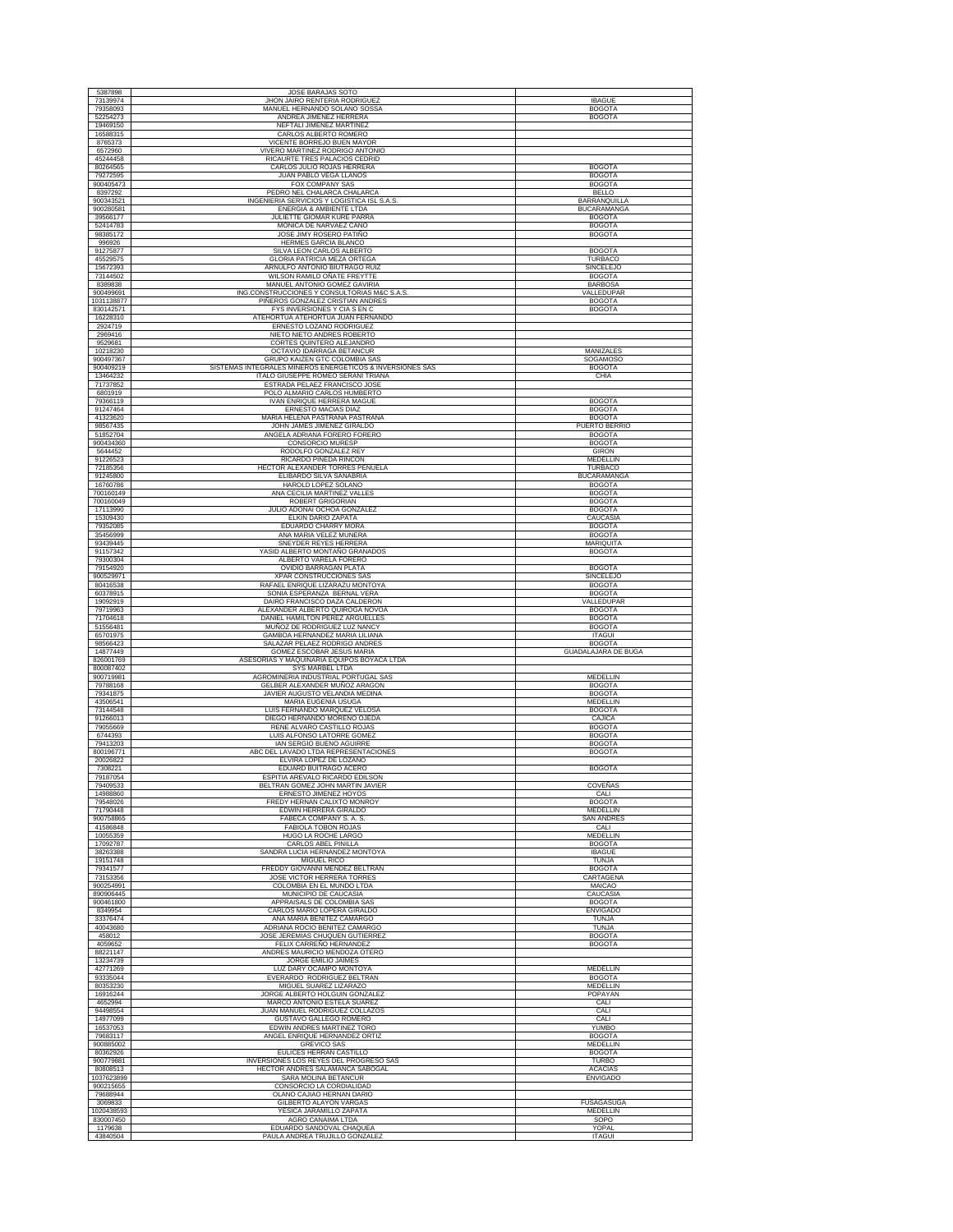| | | |
|---|---|---|
| 5387898 | JOSE BARAJAS SOTO | |
| 73139974 | JHON JAIRO RENTERIA RODRIGUEZ | IBAGUE |
| 79358093 | MANUEL HERNANDO SOLANO SOSSA | BOGOTA |
| 52254273 | ANDREA JIMENEZ HERRERA | BOGOTA |
| 19469150 | NEFTALI JIMENEZ MARTINEZ | |
| 16588315 | CARLOS ALBERTO ROMERO | |
| 8765373 | VICENTE BORREJO BUEN MAYOR | |
| 6572960 | VIVERO MARTINEZ RODRIGO ANTONIO | |
| 45244458 | RICAURTE TRES PALACIOS CEDRID | |
| 80264565 | CARLOS JULIO ROJAS HERRERA | BOGOTA |
| 79272595 | JUAN PABLO VEGA LLANOS | BOGOTA |
| 900405473 | FOX COMPANY SAS | BOGOTA |
| 8397292 | PEDRO NEL CHALARCA CHALARCA | BELLO |
| 900343521 | INGENIERIA SERVICIOS Y LOGISTICA ISL S.A.S. | BARRANQUILLA |
| 900280581 | ENERGIA & AMBIENTE LTDA | BUCARAMANGA |
| 39566177 | JULIETTE GIOMAR KURE PARRA | BOGOTA |
| 52414783 | MONICA DE NARVAEZ CANO | BOGOTA |
| 98385172 | JOSE JIMY ROSERO PATIÑO | BOGOTA |
| 996926 | HERMES GARCIA BLANCO | |
| 91275877 | SILVA LEON CARLOS ALBERTO | BOGOTA |
| 45529575 | GLORIA PATRICIA MEZA ORTEGA | TURBACO |
| 15672393 | ARNULFO ANTONIO BIUTRAGO RUIZ | SINCELEJO |
| 73144502 | WILSON RAMILD OÑATE FREYTTE | BOGOTA |
| 8389838 | MANUEL ANTONIO GOMEZ GAVIRIA | BARBOSA |
| 900499691 | ING.CONSTRUCCIONES Y CONSULTORIAS M&C S.A.S. | VALLEDUPAR |
| 1031138877 | PIÑEROS GONZALEZ CRISTIAN ANDRES | BOGOTA |
| 830142571 | FYS INVERSIONES Y CIA S EN C | BOGOTA |
| 16228310 | ATEHORTUA ATEHORTUA JUAN FERNANDO | |
| 2924719 | ERNESTO LOZANO RODRIGUEZ | |
| 2969416 | NIETO NIETO ANDRES ROBERTO | |
| 9529681 | CORTES QUINTERO ALEJANDRO | |
| 10218230 | OCTAVIO IDARRAGA BETANCUR | MANIZALES |
| 900497367 | GRUPO KAIZEN GTC COLOMBIA SAS | SOGAMOSO |
| 900409219 | SISTEMAS INTEGRALES MINEROS ENERGETICOS & INVERSIONES SAS | BOGOTA |
| 13464232 | ITALO GIUSEPPE ROMEO SERANI TRIANA | CHIA |
| 71737852 | ESTRADA PELAEZ FRANCISCO JOSE | |
| 6801919 | POLO ALMARIO CARLOS HUMBERTO | |
| 79366119 | IVAN ENRIQUE HERRERA MAGUE | BOGOTA |
| 91247464 | ERNESTO MACIAS DIAZ | BOGOTA |
| 41323620 | MARIA HELENA PASTRANA PASTRANA | BOGOTA |
| 98567435 | JOHN JAMES JIMENEZ GIRALDO | PUERTO BERRIO |
| 51852704 | ANGELA ADRIANA FORERO FORERO | BOGOTA |
| 900434360 | CONSORCIO MURESP | BOGOTA |
| 5644452 | RODOLFO GONZALEZ REY | GIRON |
| 91226523 | RICARDO PINEDA RINCON | MEDELLIN |
| 72185356 | HECTOR ALEXANDER TORRES PEÑUELA | TURBACO |
| 91245800 | ELIBARDO SILVA SANABRIA | BUCARAMANGA |
| 16760786 | HAROLD LOPEZ SOLANO | BOGOTA |
| 700160149 | ANA CECILIA MARTINEZ VALLES | BOGOTA |
| 700160049 | ROBERT GRIGORIAN | BOGOTA |
| 17113990 | JULIO ADONAI OCHOA GONZALEZ | BOGOTA |
| 15309430 | ELKIN DARIO ZAPATA | CAUCASIA |
| 79352085 | EDUARDO CHARRY MORA | BOGOTA |
| 35456999 | ANA MARIA VELEZ MUNERA | BOGOTA |
| 93439445 | SNEYDER REYES HERRERA | MARIQUITA |
| 91157342 | YASID ALBERTO MONTAÑO GRANADOS | BOGOTA |
| 79300304 | ALBERTO VARELA FORERO | |
| 79154920 | OVIDIO BARRAGAN PLATA | BOGOTA |
| 900529971 | XPAR CONSTRUCCIONES SAS | SINCELEJO |
| 80416538 | RAFAEL ENRIQUE LIZARAZU MONTOYA | BOGOTA |
| 60378915 | SONIA ESPERANZA BERNAL VERA | BOGOTA |
| 19092919 | DAIRO FRANCISCO DAZA CALDERON | VALLEDUPAR |
| 79719963 | ALEXANDER ALBERTO QUIROGA NOVOA | BOGOTA |
| 71704618 | DANIEL HAMILTON PEREZ ARGUELLES | BOGOTA |
| 51556481 | MUÑOZ DE RODRIGUEZ LUZ NANCY | BOGOTA |
| 65701975 | GAMBOA HERNANDEZ MARIA LILIANA | ITAGUI |
| 98566423 | SALAZAR PELAEZ RODRIGO ANDRES | BOGOTA |
| 14877449 | GOMEZ ESCOBAR JESUS MARIA | GUADALAJARA DE BUGA |
| 826001769 | ASESORIAS Y MAQUINARIA EQUIPOS BOYACA LTDA | |
| 800087402 | SYS MARBEL LTDA | |
| 900719981 | AGROMINERIA INDUSTRIAL PORTUGAL SAS | MEDELLIN |
| 79788168 | GELBER ALEXANDER MUÑOZ ARAGON | BOGOTA |
| 79341875 | JAVIER AUGUSTO VELANDIA MEDINA | BOGOTA |
| 43506541 | MARIA EUGENIA USUGA | MEDELLIN |
| 73144548 | LUIS FERNANDO MARQUEZ VELOSA | BOGOTA |
| 91266013 | DIEGO HERNANDO MORENO OJEDA | CAJICA |
| 79055669 | RENE ALVARO CASTILLO ROJAS | BOGOTA |
| 6744393 | LUIS ALFONSO LATORRE GOMEZ | BOGOTA |
| 79413203 | IAN SERGIO BUENO AGUIRRE | BOGOTA |
| 800196771 | ABC DEL LAVADO LTDA REPRESENTACIONES | BOGOTA |
| 20026822 | ELVIRA LOPEZ DE LOZANO | |
| 7308221 | EDUARD BUITRAGO ACERO | BOGOTA |
| 79187054 | ESPITIA AREVALO RICARDO EDILSON | |
| 79409533 | BELTRAN GOMEZ JOHN MARTIN JAVIER | COVEÑAS |
| 14988860 | ERNESTO JIMENEZ HOYOS | CALI |
| 79548026 | FREDY HERNAN CALIXTO MONROY | BOGOTA |
| 71790448 | EDWIN HERRERA GIRALDO | MEDELLIN |
| 900758865 | FABECA COMPANY S. A. S. | SAN ANDRES |
| 41586848 | FABIOLA TOBON ROJAS | CALI |
| 10055359 | HUGO LA ROCHE LARGO | MEDELLIN |
| 17092787 | CARLOS ABEL PINILLA | BOGOTA |
| 38263388 | SANDRA LUCIA HERNANDEZ MONTOYA | IBAGUE |
| 19151748 | MIGUEL RICO | TUNJA |
| 79341577 | FREDDY GIOVANNI MENDEZ BELTRAN | BOGOTA |
| 73153356 | JOSE VICTOR HERRERA TORRES | CARTAGENA |
| 900254991 | COLOMBIA EN EL MUNDO LTDA | MAICAO |
| 890906445 | MUNICIPIO DE CAUCASIA | CAUCASIA |
| 900461800 | APPRAISALS DE COLOMBIA SAS | BOGOTA |
| 8349954 | CARLOS MARIO LOPERA GIRALDO | ENVIGADO |
| 33376474 | ANA MARIA BENITEZ CAMARGO | TUNJA |
| 40043680 | ADRIANA ROCIO BENITEZ CAMARGO | TUNJA |
| 458012 | JOSE JEREMIAS CHUQUEN GUTIERREZ | BOGOTA |
| 4059652 | FELIX CARREÑO HERNANDEZ | BOGOTA |
| 88221147 | ANDRES MAURICIO MENDOZA OTERO | |
| 13234739 | JORGE EMILIO JAIMES | |
| 42771269 | LUZ DARY OCAMPO MONTOYA | MEDELLIN |
| 93335044 | EVERARDO RODRIGUEZ BELTRAN | BOGOTA |
| 80353230 | MIGUEL SUAREZ LIZARAZO | MEDELLIN |
| 16916244 | JORGE ALBERTO HOLGUIN GONZALEZ | POPAYAN |
| 4652994 | MARCO ANTONIO ESTELA SUAREZ | CALI |
| 94498554 | JUAN MANUEL RODRIGUEZ COLLAZOS | CALI |
| 14977099 | GUSTAVO GALLEGO ROMERO | CALI |
| 16537053 | EDWIN ANDRES MARTINEZ TORO | YUMBO |
| 79683117 | ANGEL ENRIQUE HERNANDEZ ORTIZ | BOGOTA |
| 900885002 | GREVICO SAS | MEDELLIN |
| 80362926 | EULICES HERRAN CASTILLO | BOGOTA |
| 900779881 | INVERSIONES LOS REYES DEL PROGRESO SAS | TURBO |
| 80808513 | HECTOR ANDRES SALAMANCA SABOGAL | ACACIAS |
| 1037623899 | SARA MOLINA BETANCUR | ENVIGADO |
| 900215655 | CONSORCIO LA CORDIALIDAD | |
| 79688944 | OLANO CAJIAO HERNAN DARIO | |
| 3069833 | GILBERTO ALAYON VARGAS | FUSAGASUGA |
| 1020438593 | YESICA JARAMILLO ZAPATA | MEDELLIN |
| 830007450 | AGRO CANAIMA LTDA | SOPO |
| 1179638 | EDUARDO SANDOVAL CHAQUEA | YOPAL |
| 43840504 | PAULA ANDREA TRUJILLO GONZALEZ | ITAGUI |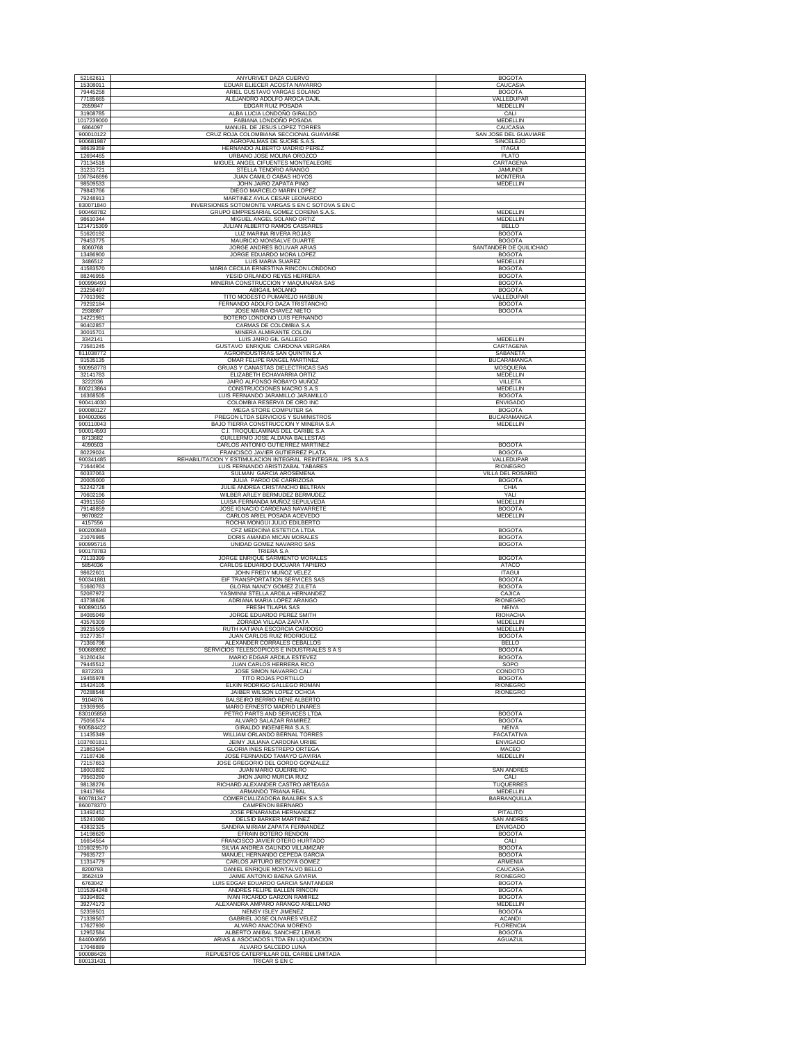| | | |
|---|---|---|
| 52162611 | ANYURIVET DAZA CUERVO | BOGOTA |
| 15308011 | EDUAR ELIECER ACOSTA NAVARRO | CAUCASIA |
| 79445258 | ARIEL GUSTAVO VARGAS SOLANO | BOGOTA |
| 77185665 | ALEJANDRO ADOLFO AROCA DAJIL | VALLEDUPAR |
| 2659847 | EDGAR RUIZ POSADA | MEDELLIN |
| 31908785 | ALBA LUCIA LONDOÑO GIRALDO | CALI |
| 1017239000 | FABIANA LONDOÑO POSADA | MEDELLIN |
| 6864097 | MANUEL DE JESUS LOPEZ TORRES | CAUCASIA |
| 900010122 | CRUZ ROJA COLOMBIANA SECCIONAL GUAVIARE | SAN JOSE DEL GUAVIARE |
| 900681987 | AGROPALMAS DE SUCRE S.A.S. | SINCELEJO |
| 98639359 | HERNANDO ALBERTO MADRID PEREZ | ITAGUI |
| 12694465 | URBANO JOSE MOLINA OROZCO | PLATO |
| 73134518 | MIGUEL ANGEL CIFUENTES MONTEALEGRE | CARTAGENA |
| 31231721 | STELLA TENORIO ARANGO | JAMUNDI |
| 1067846696 | JUAN CAMILO CABAS HOYOS | MONTERIA |
| 98509533 | JOHN JAIRO ZAPATA PINO | MEDELLIN |
| 79843766 | DIEGO MARCELO MARIN LOPEZ | |
| 79248913 | MARTINEZ AVILA CESAR LEONARDO | |
| 830071840 | INVERSIONES SOTOMONTE VARGAS S EN C SOTOVA S EN C | |
| 900468782 | GRUPO EMPRESARIAL GOMEZ CORENA S.A.S. | MEDELLIN |
| 98610344 | MIGUEL ANGEL SOLANO ORTIZ | MEDELLIN |
| 1214715309 | JULIAN ALBERTO RAMOS CASSARES | BELLO |
| 51620192 | LUZ MARINA RIVERA ROJAS | BOGOTA |
| 79453775 | MAURICIO MONSALVE DUARTE | BOGOTA |
| 8060768 | JORGE ANDRES BOLIVAR ARIAS | SANTANDER DE QUILICHAO |
| 13486900 | JORGE EDUARDO MORA LOPEZ | BOGOTA |
| 3486512 | LUIS MARIA SUAREZ | MEDELLIN |
| 41583570 | MARIA CECILIA ERNESTINA RINCON LONDONO | BOGOTA |
| 88246955 | YESID ORLANDO REYES HERRERA | BOGOTA |
| 900996493 | MINERIA CONSTRUCCION Y MAQUINARIA SAS | BOGOTA |
| 23256497 | ABIGAIL MOLANO | BOGOTA |
| 77013982 | TITO MODESTO PUMAREJO HASBUN | VALLEDUPAR |
| 79292184 | FERNANDO ADOLFO DAZA TRISTANCHO | BOGOTA |
| 2938987 | JOSE MARIA CHAVEZ NIETO | BOGOTA |
| 14221981 | BOTERO LONDONO LUIS FERNANDO | |
| 90402857 | CARMAS DE COLOMBIA S.A | |
| 30015701 | MINERA ALMIRANTE COLON | |
| 3342141 | LUIS JAIRO GIL GALLEGO | MEDELLIN |
| 73581245 | GUSTAVO ENRIQUE CARDONA VERGARA | CARTAGENA |
| 811038772 | AGROINDUSTRIAS SAN QUINTIN S.A | SABANETA |
| 91535135 | OMAR FELIPE RANGEL MARTINEZ | BUCARAMANGA |
| 900958778 | GRUAS Y CANASTAS DIELECTRICAS SAS | MOSQUERA |
| 32141783 | ELIZABETH ECHAVARRIA ORTIZ | MEDELLIN |
| 3222036 | JAIRO ALFONSO ROBAYO MUÑOZ | VILLETA |
| 800213864 | CONSTRUCCIONES MACRO S.A.S | MEDELLIN |
| 16368505 | LUIS FERNANDO JARAMILLO JARAMILLO | BOGOTA |
| 900414030 | COLOMBIA RESERVA DE ORO INC | ENVIGADO |
| 900080127 | MEGA STORE COMPUTER SA | BOGOTA |
| 804002066 | PREGON LTDA SERVICIOS Y SUMINISTROS | BUCARAMANGA |
| 900110043 | BAJO TIERRA CONSTRUCCION Y MINERIA S.A | MEDELLIN |
| 900014593 | C.I. TROQUELAMINAS DEL CARIBE S.A | |
| 8713682 | GUILLERMO JOSE ALDANA BALLESTAS | |
| 4090503 | CARLOS ANTONIO GUTIERREZ MARTINEZ | BOGOTA |
| 80229024 | FRANCISCO JAVIER GUTIERREZ PLATA | BOGOTA |
| 900341485 | REHABILITACION Y ESTIMULACION INTEGRAL REINTEGRAL IPS S.A.S | VALLEDUPAR |
| 71644904 | LUIS FERNANDO ARISTIZABAL TABARES | RIONEGRO |
| 60337063 | SULMAN GARCIA AROSEMENA | VILLA DEL ROSARIO |
| 20005000 | JULIA PARDO DE CARRIZOSA | BOGOTA |
| 52242728 | JULIE ANDREA CRISTANCHO BELTRAN | CHIA |
| 70602196 | WILBER ARLEY BERMUDEZ BERMUDEZ | YALI |
| 43911550 | LUISA FERNANDA MUÑOZ SEPULVEDA | MEDELLIN |
| 79148859 | JOSE IGNACIO CARDENAS NAVARRETE | BOGOTA |
| 9870822 | CARLOS ARIEL POSADA ACEVEDO | MEDELLIN |
| 4157556 | ROCHA MONGUI JULIO EDILBERTO | |
| 900200848 | CFZ MEDICINA ESTETICA LTDA | BOGOTA |
| 21076985 | DORIS AMANDA MICAN MORALES | BOGOTA |
| 900995716 | UNIDAD GOMEZ NAVARRO SAS | BOGOTA |
| 900178783 | TRIERA S.A | |
| 73133399 | JORGE ENRIQUE SARMIENTO MORALES | BOGOTA |
| 5854036 | CARLOS EDUARDO DUCUARA TAPIERO | ATACO |
| 98622601 | JOHN FREDY MUÑOZ VELEZ | ITAGUI |
| 900341881 | EIF TRANSPORTATION SERVICES SAS | BOGOTA |
| 51680763 | GLORIA NANCY GOMEZ ZULETA | BOGOTA |
| 52087972 | YASMINNI STELLA ARDILA HERNANDEZ | CAJICA |
| 43738626 | ADRIANA MARIA LOPEZ ARANGO | RIONEGRO |
| 900890156 | FRESH TILAPIA SAS | NEIVA |
| 84085049 | JORGE EDUARDO PEREZ SMITH | RIOHACHA |
| 43576309 | ZORAIDA VILLADA ZAPATA | MEDELLIN |
| 39215509 | RUTH KATIANA ESCORCIA CARDOSO | MEDELLIN |
| 91277357 | JUAN CARLOS RUIZ RODRIGUEZ | BOGOTA |
| 71366798 | ALEXANDER CORRALES CEBALLOS | BELLO |
| 900689892 | SERVICIOS TELESCOPICOS E INDUSTRIALES S A S | BOGOTA |
| 91260434 | MARIO EDGAR ARDILA ESTEVEZ | BOGOTA |
| 79445512 | JUAN CARLOS HERRERA RICO | SOPO |
| 8372203 | JOSE SIMON NAVARRO CALI | CONDOTO |
| 19455978 | TITO ROJAS PORTILLO | BOGOTA |
| 15424105 | ELKIN RODRIGO GALLEGO ROMAN | RIONEGRO |
| 70288548 | JAIBER WILSON LOPEZ OCHOA | RIONEGRO |
| 9104876 | BALSEIRO BERRIO RENE ALBERTO | |
| 19369985 | MARIO ERNESTO MADRID LINARES | |
| 830105858 | PETRO PARTS AND SERVICES LTDA | BOGOTA |
| 75056574 | ALVARO SALAZAR RAMIREZ | BOGOTA |
| 900584422 | GIRALDO INGENIERIA S.A.S. | NEIVA |
| 11435349 | WILLIAM ORLANDO BERNAL TORRES | FACATATIVA |
| 1037601811 | JEIMY JULIANA CARDONA URIBE | ENVIGADO |
| 21863594 | GLORIA INES RESTREPO ORTEGA | MACEO |
| 71187436 | JOSE FERNANDO TAMAYO GAVIRIA | MEDELLIN |
| 72157653 | JOSE GREGORIO DEL GORDO GONZALEZ | |
| 18003892 | JUAN MARIO GUERRERO | SAN ANDRES |
| 79563260 | JHON JAIRO MURCIA RUIZ | CALI |
| 98138276 | RICHARD ALEXANDER CASTRO ARTEAGA | TUQUERRES |
| 19417984 | ARMANDO TRIANA REAL | MEDELLIN |
| 900781347 | COMERCIALIZADORA BAALBEK S.A.S | BARRANQUILLA |
| 860078370 | CAMPENON BERNARD | |
| 13492452 | JOSE PENARANDA HERNANDEZ | PITALITO |
| 15241080 | DELSID BARKER MARTINEZ | SAN ANDRES |
| 43832325 | SANDRA MIRIAM ZAPATA FERNANDEZ | ENVIGADO |
| 14198620 | EFRAIN BOTERO RENDON | BOGOTA |
| 16654554 | FRANCISCO JAVIER OTERO HURTADO | CALI |
| 1016029570 | SILVIA ANDREA GALINDO VILLAMIZAR | BOGOTA |
| 79635727 | MANUEL HERNANDO CEPEDA GARCIA | BOGOTA |
| 11314779 | CARLOS ARTURO BEDOYA GOMEZ | ARMENIA |
| 8200793 | DANIEL ENRIQUE MONTALVO BELLO | CAUCASIA |
| 3562419 | JAIME ANTONIO BAENA GAVIRIA | RIONEGRO |
| 6763042 | LUIS EDGAR EDUARDO GARCIA SANTANDER | BOGOTA |
| 1015394248 | ANDRES FELIPE BALLEN RINCON | BOGOTA |
| 93394892 | IVAN RICARDO GARZON RAMIREZ | BOGOTA |
| 39274173 | ALEXANDRA AMPARO ARANGO ARELLANO | MEDELLIN |
| 52359501 | NENSY ISLEY JIMENEZ | BOGOTA |
| 71339567 | GABRIEL JOSE OLIVARES VELEZ | ACANDI |
| 17627930 | ALVARO ANACONA MORENO | FLORENCIA |
| 12952584 | ALBERTO ANIBAL SANCHEZ LEMUS | BOGOTA |
| 844004656 | ARIAS & ASOCIADOS LTDA EN LIQUIDACION | AGUAZUL |
| 17048889 | ALVARO SALCEDO LUNA | |
| 900086426 | REPUESTOS CATERPILLAR DEL CARIBE LIMITADA | |
| 800131431 | TRICAR S EN C | |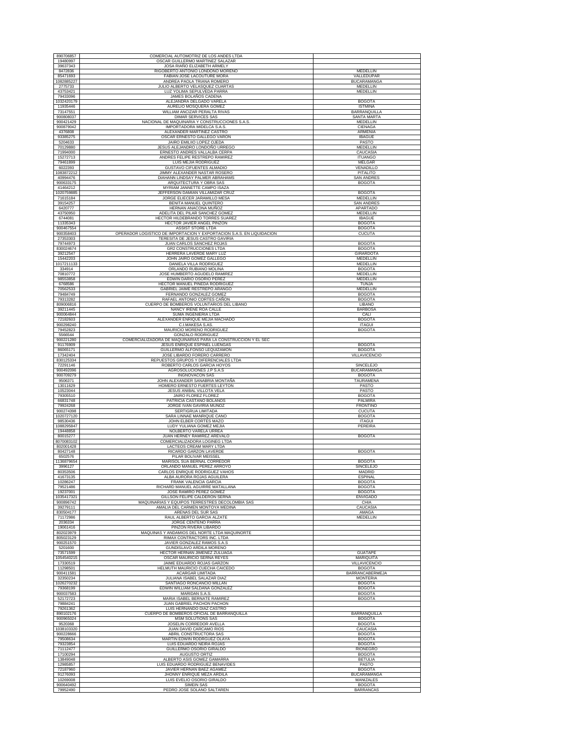| | | |
|---|---|---|
| 890706857 | COMERCIAL AUTOMOTRIZ DE LOS ANDES LTDA | |
| 19480997 | OSCAR GUILLERMO MARTINEZ SALAZAR | |
| 39637343 | JOSA RIAÑO ELIZABETH ARMELY | |
| 8472836 | RIGOBERTO ANTONIO LONDOÑO MORENO | MEDELLIN |
| 85471693 | FABIAN JOSE LACOUTURE MORA | VALLEDUPAR |
| 1082885227 | ANDREA PAOLA TRIANA ROMERO | BUCARAMANGA |
| 2775733 | JULIO ALBERTO VELASQUEZ CUARTAS | MEDELLIN |
| 43753421 | LUZ YOLIMA SEPULVEDA PARRA | MEDELLIN |
| 79433096 | JAMES BOLAÑOS CADENA | |
| 1032420179 | ALEJANDRA DELGADO VARELA | BOGOTA |
| 11935446 | AURELIO MOSQUERA GOMEZ | ISTMINA |
| 73147551 | WILLIAM ANCIZAR PERALTA RIVAS | BARRANQUILLA |
| 900808037 | DIMAR SERVICES SAS | SANTA MARTA |
| 900421429 | NACIONAL DE MAQUINARIA Y CONSTRUCCIONES S.A.S. | MEDELLIN |
| 900879042 | IMPORTADORA MIDELCA S.A.S. | CIENAGA |
| 4376808 | ALEXANDER MARTINEZ CASTRO | ARMENIA |
| 93385275 | OSCAR ERNESTO GALLEGO VARON | IBAGUE |
| 5204633 | JAIRO EMILIIO LOPEZ OJEDA | PASTO |
| 70129880 | JESUS ALEJANDRO LONDOÑO URREGO | MEDELLIN |
| 71994000 | ERNESTO ANDRES VALLALBA CERPA | CAUCASIA |
| 15272713 | ANDRES FELIPE RESTREPO RAMIREZ | ITUANGO |
| 79461899 | LUIS MEJIA RODRIGUEZ | MELGAR |
| 6022393 | GUSTAVO CIFUENTES ALMADIO | VENADILLO |
| 1083872212 | JIMMY ALEXANDER NASTAR ROSERO | PITALITO |
| 40994476 | DIAHANN LINDSAY PALMER ABRAHAMS | SAN ANDRES |
| 900633175 | ARQUITECTURA Y OBRA SAS | BOGOTA |
| 41464212 | MYRIAM JANNETTE CAMPO ISAZA | |
| 1020759885 | JEFFERSON DAMIAN VILLAMIZAR CRUZ | BOGOTA |
| 71615184 | JORGE ELIECER JARAMILLO MESA | MEDELLIN |
| 39154257 | BENITA MANUEL QUINTERO | SAN ANDRES |
| 6420777 | HERNAN ANACONA MUÑOZ | APARTADO |
| 43750950 | ADELITA DEL PILAR SANCHEZ GOMEZ | MEDELLIN |
| 6744081 | HECTOR HILDEBRANDO TORRES SUAREZ | IBAGUE |
| 11335343 | HECTOR JAVIER ANGEL PINZON | BOGOTA |
| 900467554 | ASSIST STORE LTDA | BOGOTA |
| 900358403 | OPERADOR LOGISTICO DE IMPORTACION Y EXPORTACION S.A.S. EN LIQUIDACION | CUCUTA |
| 27353303 | TERESITA DE JESUS CASTRO GAVIRIA | |
| 79744973 | JUAN CARLOS SANCHEZ ROJAS | BOGOTA |
| 830024674 | GR2 CONSTRUCCIONES LTDA | BOGOTA |
| 39212547 | HERRERA LAVERDE MARY LUZ | GIRARDOTA |
| 15442203 | JOHN JAIRO GOMEZ GALLEGO | MEDELLIN |
| 1017211133 | DANIELA VILLA RODRIGUEZ | MEDELLIN |
| 334914 | ORLANDO RUBIANO MOLINA | BOGOTA |
| 70810772 | JOSE HUMBERTO AGUDELO RAMIREZ | MEDELLIN |
| 98553858 | EDWIN DARIO OSORIO PEREZ | MEDELLIN |
| 6768586 | HECTOR MANUEL PINEDA RODRIGUEZ | TUNJA |
| 70562533 | GABRIEL JAIME RESTREPO ARANGO | MEDELLIN |
| 79484749 | FERNANDO GONZALEZ GOMEZ | BOGOTA |
| 79313282 | RAFAEL ANTONIO CORTES CAÑON | BOGOTA |
| 809006816 | CUERPO DE BOMBEROS VOLUNTARIOS DEL LIBANO | LIBANO |
| 39211445 | NANCY IRENE ROA CALLE | BARBOSA |
| 900064844 | SUMA INGENIERIA LTDA | CALI |
| 72182603 | ALEXANDER ENRIQUE MEJIA MACHADO | BOGOTA |
| 900298240 | C.I.MAKESA S.AS. | ITAGUI |
| 79452823 | MAURICIO MORENO RODRIGUEZ | BOGOTA |
| 5566544 | GONZALO RODRIGUEZ | |
| 900221280 | COMERCIALIZADORA DE MAQUINARIAS PARA LA CONSTRUCCION Y EL SEC | |
| 91176909 | JESUS ENRIQUE ESPINEL LUENGAS | BOGOTA |
| 86065171 | GUILLERMO ALFONSO LEQUIZAMON | BOGOTA |
| 17342404 | JOSE LIBARDO FORERO CARRERO | VILLAVICENCIO |
| 830125334 | REPUESTOS GRUPOS Y DIFERENCIALES LTDA | |
| 72291146 | ROBERTO CARLOS GARCIA HOYOS | SINCELEJO |
| 900492096 | AGROSOLUCIONES J.P S.A.S | BUCARAMANGA |
| 900709279 | INGNOVACON SAS | BOGOTA |
| 9506371 | JOHN ALEXANDER SANABRIA MONTAÑA | TAURAMENA |
| 13011629 | HOMERO ERNESTO FUERTES LEYTON | PASTO |
| 10523044 | JESUS ANIBAL VILLOTA VELA | PASTO |
| 79305510 | JAIRO FLOREZ FLOREZ | BOGOTA |
| 66831748 | PATRICIA CASTAÑO BOLAÑOS | PALMIRA |
| 79924268 | JORGE IVAN GAVIRIA MUÑOZ | FRONTINO |
| 900274398 | SERTIGRUA LIMITADA | CUCUTA |
| 1020727120 | SARA LINNAE MANRIQUE CANO | BOGOTA |
| 98530436 | JOHN ELBER CORTES MAZO | ITAGUI |
| 1088295847 | LUDY YULIANA GOMEZ MEJIA | PEREIRA |
| 19448858 | NOLBERTO VARELA URREA | |
| 80015277 | JUAN HERNEY RAMIREZ AREVALO | BOGOTA |
| 8070083102 | COMERCIALIZADORA LOGINEG LTDA | |
| 802001428 | LACTEOS CREAM MARY LTDA | |
| 80427148 | RICARDO GARZON LAVERDE | BOGOTA |
| 6502576 | PILAR BOLIVAR MEISSEL | |
| 1136879654 | MARISOL SUA BERNAL CORREDOR | BOGOTA |
| 3996127 | ORLANDO MANUEL PEREZ ARROYO | SINCELEJO |
| 80353506 | CARLOS ENRIQUE RODRIGUEZ VAHOS | MADRID |
| 41673135 | ALBA AURORA ROJAS AGUILERA | ESPINAL |
| 10286247 | FRANK VALENCIA GARCIA | BOGOTA |
| 79521486 | RICHARD MANUEL AGUIRRE MATALLANA | BOGOTA |
| 19237001 | JOSE RAMIRO PEREZ GOMEZ | BOGOTA |
| 1035417321 | GILLSON FELIPE CALDERON SERNA | ENVIGADO |
| 900896742 | MAQUINARIAS Y EQUIPOS TERRESTRES DECOLOMBIA SAS | CHIA |
| 39279111 | AMALIA DEL CARMEN MONTOYA MEDINA | CAUCASIA |
| 830504177 | ARENAS DEL SUR SAS | AMAGA |
| 71172986 | RAUL ALBERTO GARCIA ALZATE | MEDELLIN |
| 2036334 | JORGE CENTENO PARRA | |
| 19061416 | PINZON RIVERA LIBARDO | |
| 802023979 | MAQUINAS Y ANDAMIOS DEL NORTE LTDA MAQUINORTE | |
| 805023129 | RIMAX CONTRACTORS INC. LTDA | |
| 900251570 | JAVIER GONZALEZ RAMOS S.A.S | |
| 5201600 | GUNDISLAVO ARDILA MORENO | |
| 73571599 | HECTOR HERNAN JIMENEZ ZULUAGA | GUATAPE |
| 1054540215 | OSCAR MAURICIO SERNA REYES | MARIQUITA |
| 17330519 | JAIME EDUARDO ROJAS GARZON | VILLAVICENCIO |
| 11298501 | HELMUTH MAURICIO CUECHA CAICEDO | BOGOTA |
| 900411581 | ACARGAR LIMITADA | BARRANCABERMEJA |
| 32350234 | JULIANA ISABEL SALAZAR DIAZ | MONTERIA |
| 1026270232 | SANTIAGO RONCANCIO MILLAN | BOGOTA |
| 79368199 | EDWIN WILLIAM SALDAÑA GONZALEZ | BOGOTA |
| 900037583 | MARIDAN S.A.S. | BOGOTA |
| 52172723 | MARIA ISABEL BERNATE RAMIREZ | BOGOTA |
| 79884241 | JUAN GABRIEL PACHON PACHON | |
| 79261362 | LUIS HERNANDO DIAZ CASTRO | |
| 890102176 | CUERPO DE BOMBEROS OFICIAL DE BARRANQUILLA | BARRANQUILLA |
| 900965024 | MSM SOLUTIONS SAS | BOGOTA |
| 9520368 | JOSELIN CORREDOR AVELLA | BOGOTA |
| 1038103320 | JUAN DAVID CARCAMO RIOS | CAUCASIA |
| 900228666 | ABRIL CONSTRUCTORA SAS | BOGOTA |
| 79508634 | MARTIN EDWIN RODRIGUEZ OLAYA | BOGOTA |
| 79323854 | LUIS EDUARDO NEIRA ROJAS | BOGOTA |
| 71112477 | GUILLERMO OSORIO GIRALDO | RIONEGRO |
| 17100294 | AUGUSTO ORTIZ | BOGOTA |
| 13849048 | ALBERTO ASIS GOMEZ GAMARRA | BETULIA |
| 12985857 | LUIS EDUARDO RODRIGUEZ BENAVIDES | PASTO |
| 72187960 | JAVIER HERNAN BAEZ AGAMEZ | BOGOTA |
| 91276093 | JHONNY ENRIQUE MEZA ARDILA | BUCARAMANGA |
| 10269008 | LUIS EVELIO OSORIO GIRALDO | MANIZALES |
| 900640492 | SIMEIN SAS | BOGOTA |
| 79952490 | PEDRO JOSE SOLANO SALTAREN | BARRANCAS |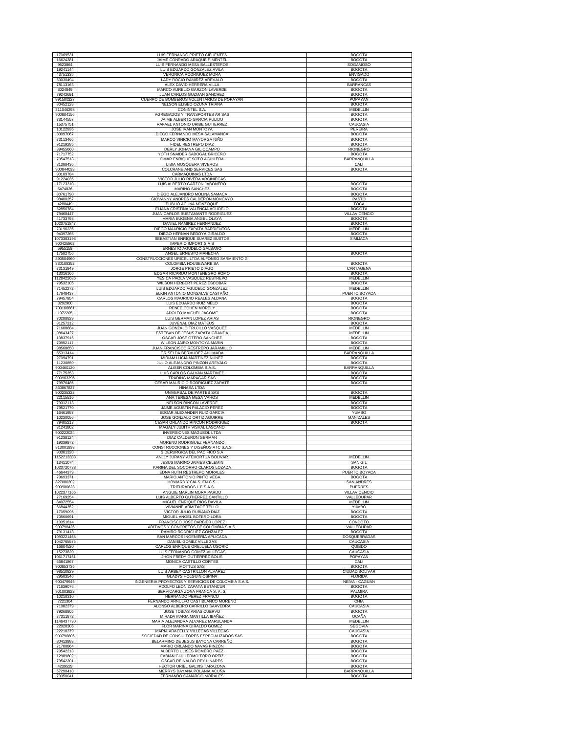| | | |
|---|---|---|
| 17069531 | LUIS FERNANDO PRIETO CIFUENTES | BOGOTA |
| 16624381 | JAIME CONRADO ARAQUE PIMENTEL | BOGOTA |
| 9523864 | LUIS FERNANDO MESA BALLESTEROS | SOGAMOSO |
| 19241144 | LUIS EDUARDO GONZALEZ AVILA | BOGOTA |
| 43751335 | VERONICA RODRIGUEZ MORA | ENVIGADO |
| 53030494 | LADY ROCIO RAMIREZ AREVALO | BOGOTA |
| 78113163 | ALEX DAVID HERRERA VILLA | BARRANCAS |
| 3024849 | MARCO AURELIO GARZON LAVERDE | BOGOTA |
| 79242691 | JUAN CARLOS GUZMAN SANCHEZ | BOGOTA |
| 891500227 | CUERPO DE BOMBEROS VOLUNTARIOS DE POPAYAN | POPAYAN |
| 80452128 | NELSON ELISEO OZUNA TRIANA | BOGOTA |
| 811046293 | CONINTEL S.A. | MEDELLIN |
| 900804156 | AGREGADOS Y TRANSPORTES AR SAS | BOGOTA |
| 73144557 | JAIME ALBERTO GARCIA PULIDO | BOGOTA |
| 15375751 | RAFAEL ANTONIO URIBE GUTIERREZ | CAUCASIA |
| 10122936 | JOSE IVAN MONTOYA | PEREIRA |
| 80097067 | DIEGO FERNANDO MESA SALAMANCA | BOGOTA |
| 73113466 | MARCO VINICIO MAYORGA NIÑO | BOGOTA |
| 91219285 | FIDEL RESTREPO DIAZ | BOGOTA |
| 39455660 | DERLY JOHANA GIL OCAMPO | RIONEGRO |
| 71717752 | YOTH SNAIDER SABOGAL BRICEÑO | BOGOTA |
| 79547513 | OMAR ENRIQUE SOTO AGUILERA | BARRANQUILLA |
| 31388436 | LIBIA MOSQUERA VIVEROS | CALI |
| 900844033 | COLCRANE AND SERVICES SAS | BOGOTA |
| 90109784 | CARMAQUINAS LTDA | |
| 91224035 | VICTOR JULIO RIVERA ARCINIEGAS | |
| 17123310 | LUIS ALBERTO GARZON JABONERO | BOGOTA |
| 5474826 | MARINO SANCHEZ | BOGOTA |
| 80761790 | DIEGO ALEJANDRO MOLINA SAMACA | BOGOTA |
| 98400257 | GIOVANNY ANDRES CALDERON MONCAYO | PASTO |
| 4280449 | PUBLIO ACUÑA NONZOQUE | TOCA |
| 52856784 | ELIANA CRISTINA VALENCIA AGUDELO | BOGOTA |
| 79468447 | JUAN CARLOS BUSTAMANTE RODRIGUEZ | VILLAVICENCIO |
| 41733793 | MARIA EUGENIA ANGEL OLAYA | BOGOTA |
| 1020751847 | DANIEL RAMIREZ HERNANDEZ | BOGOTA |
| 70196236 | DIEGO MAURICIO ZAPATA BARRIENTOS | MEDELLIN |
| 94397265 | DIEGO HERNAN BEDOYA GIRALDO | BOGOTA |
| 1073383198 | SEBASTIAN ENRIQUE SUAREZ BUSTOS | SIMIJACA |
| 900425862 | IMPERIO IMPORT S.A.S | |
| 5955159 | ERNESTO AGUDELO GALBANO | |
| 17582756 | ANGEL ERNESTO MAHECHA | BOGOTA |
| 890504960 | CONSTRUCCIONES URICEL LTDA ALFONSO SARMIENTO G | |
| 830108352 | COLOMBIA HOUSEWARE SA | BOGOTA |
| 73131949 | JORGE PRIETO DIAGO | CARTAGENA |
| 13016166 | EDGAR RICARDO MONTENEGRO ROMO | BOGOTA |
| 1128422686 | YESICA PAOLA VASQUEZ RESTREPO | MEDELLIN |
| 79532105 | WILSON HERBERT PEREZ ESCOBAR | BOGOTA |
| 71452272 | LUIS EDUARDO AGUDELO GONZALEZ | MEDELLIN |
| 17648437 | ELKIN ANTONIO MONSALVE CASTAÑO | PUERTO BOYACA |
| 79457954 | CARLOS MAURICIO REALES ALDANA | BOGOTA |
| 3292900 | LUIS EDUARDO RUIZ MELO | BOGOTA |
| 700166881 | RENEE COHEN MORELY | BOGOTA |
| 1972205 | ADOLFO MAICHEL JACOME | BOGOTA |
| 70288829 | LUIS GERMAN LOPEZ ARIAS | RIONEGRO |
| 91257312 | JUVENAL DIAZ MATEUS | BOGOTA |
| 71608684 | JUAN GONZALO TRUJILLO VASQUEZ | MEDELLIN |
| 98643427 | ESTEBAN DE JESUS ZAPATA GRANDA | MEDELLIN |
| 13837915 | OSCAR JOSE OTERO SANCHEZ | BOGOTA |
| 70952117 | WILSON JAIRO MONTOYA MARIN | BOGOTA |
| 98568650 | JUAN FRANCISCO RESTREPO JARAMILLO | MEDELLIN |
| 55313414 | GRISELDA BERMUDEZ AHUMADA | BARRANQUILLA |
| 27094791 | MIRIAM LUCIA MARTINEZ NUÑEZ | BOGOTA |
| 11230850 | JULIO ALEJANDRO PINZON AREVALO | BOGOTA |
| 900460120 | ALISER COLOMBIA S.A.S. | BARRANQUILLA |
| 77175353 | LUIS CARLOS GALVAN MARTINEZ | BOGOTA |
| 900963296 | TRADING MARAGAR SAS | BOGOTA |
| 79976486 | CESAR MAURICIO RODRIGUEZ ZARATE | BOGOTA |
| 860867827 | HINASA LTDA | |
| 900235322 | UNIVERSAL DE PARTES SAS | BOGOTA |
| 22115510 | ANA TERESA MESA VAHOS | MEDELLIN |
| 79312113 | NELSON RINCON LAVERDE | BOGOTA |
| 79521770 | JAIME AGUSTIN PALACIO PEREZ | BOGOTA |
| 16461957 | EDGAR ALEXANDER RUIZ GARCIA | YUMBO |
| 10230056 | JOSE GONZALO ORTIZ AGUIRRE | MANIZALES |
| 79405213 | CESAR ORLANDO RINCON RODRIGUEZ | BOGOTA |
| 31241802 | MAGALY JUDITH VISVAL LASCANO | |
| 900222024 | INVERSIONES MAGUSOL LTDA | |
| 91238124 | DIAZ CALDERON GERMAN | |
| 19339972 | MORENO RODRIGUEZ FERNANDO | |
| 813001933 | CONSTRUCCIONES Y DISEÑOS ATC S.A.S | |
| 90301320 | SIDERURGICA DEL PACIFICO S.A | |
| 1152213303 | ANLLY JURANY ATEHORTUA BOLIVAR | MEDELLIN |
| 13411074 | JESUS MARINO JAIMES CELEMIN | SAN GIL |
| 1020720738 | KARINA DEL SOCORRO CLAROS LOZADA | BOGOTA |
| 46644379 | EDNA RUTH RESTREPO MORALES | PUERTO BOYACA |
| 79693371 | MARIO ANTONIO PINTO VEGA | BOGOTA |
| 827000202 | HOWARD Y CIA S. EN C.S. | SAN ANDRES |
| 900900623 | TRITURADOS L.E S.A.S | PUERRES |
| 1022377165 | ANGUIE MARLIN MORA PARDO | VILLAVICENCIO |
| 77169254 | LUIS ALBERTO GUTIERREZ CANTILLO | VALLEDUPAR |
| 84072554 | MIGUEL ENRIQUE RIOS DAVILA | MEDELLIN |
| 66844352 | VIVIANNE ARMITAGE TELLO | YUMBO |
| 17059095 | VICTOR JULIO RUBIANO DIAZ | BOGOTA |
| 70560691 | MIGUEL ANGEL BOTERO LORA | BOGOTA |
| 19351814 | FRANCISCO JOSE BARBIER LOPEZ | CONDOTO |
| 900798426 | ADITIVOS Y CONCRETOS DE COLOMBIA S.A.S. | VALLEDUPAR |
| 79131413 | RAMIRO RODRIGUEZ GONZALEZ | BOGOTA |
| 1093221466 | SAN MARCOS INGENIERIA APLICADA | DOSQUEBRADAS |
| 1042765575 | DANIEL GOMEZ VILLEGAS | CAUCASIA |
| 16604520 | CARLOS ENRIQUE OREJUELA OSORIO | QUIBDO |
| 15273820 | LUIS FERNANDO GOMEZ VILLEGAS | CAUCASIA |
| 1061717451 | JHON FREDY GUTIERREZ SOLIS | POPAYAN |
| 66841867 | MONICA CASTILLO CORTES | CALI |
| 900853735 | MOTTUS SAS | BOGOTA |
| 98510829 | LUIS ARBEY CASTRILLON ALVAREZ | CIUDAD BOLIVAR |
| 29503546 | GLADYS HOLGUIN OSPINA | FLORIDA |
| 900479945 | INGENIERIA PROYECTOS Y SERVICIOS DE COLOMBIA S.A.S. | NEIVA - CAGUÁN |
| 71639076 | ADOLFO LEON ZAPATA BETANCUR | BOGOTA |
| 901003923 | SERVICARGA ZONA FRANCA S. A. S. | PALMIRA |
| 10218310 | HERNANDO PEREZ FRANCO | BOGOTA |
| 7221304 | FERNANDO ARNULFO CASTIBLANCO MORENO | CHIA |
| 71082379 | ALONSO ALBEIRO CARRILLO SAAVEDRA | CAUCASIA |
| 79268805 | JOSE TOBIAS ARIAS CUERVO | BOGOTA |
| 37311872 | MIRADA MARIA MANTILLA IBAÑEZ | OCAÑA |
| 1146437730 | MARIA ALEJANDRA ALVAREZ MARULANDA | MEDELLIN |
| 22020306 | FLOR MARINA GIRALDO GOMEZ | SEGOVIA |
| 22210379 | MARIA ARACELLY VILLEGAS VILLEGAS | CAUCASIA |
| 900796606 | SOCIEDAD DE CONSULTORES ESPECIALIZADOS SAS | BOGOTA |
| 80413983 | BELARMINO DE JESUS BAYONA CARREÑO | BOGOTA |
| 71700864 | MARIO ORLANDO NAVAS PINZON | BOGOTA |
| 79542213 | ALBERTO ULISES ROMERO PAEZ | BOGOTA |
| 12989802 | FABIAN GUILLERMO TORO ORTIZ | BOGOTA |
| 79542201 | OSCAR REINALDO REY LINARES | BOGOTA |
| 4239529 | HECTOR URIEL GALVIS TARAZONA | BOGOTA |
| 57290410 | MERRYS DAYANA POLANIA ACUÑA | BARRANQUILLA |
| 79350041 | FERNANDO CAMARGO MORALES | BOGOTA |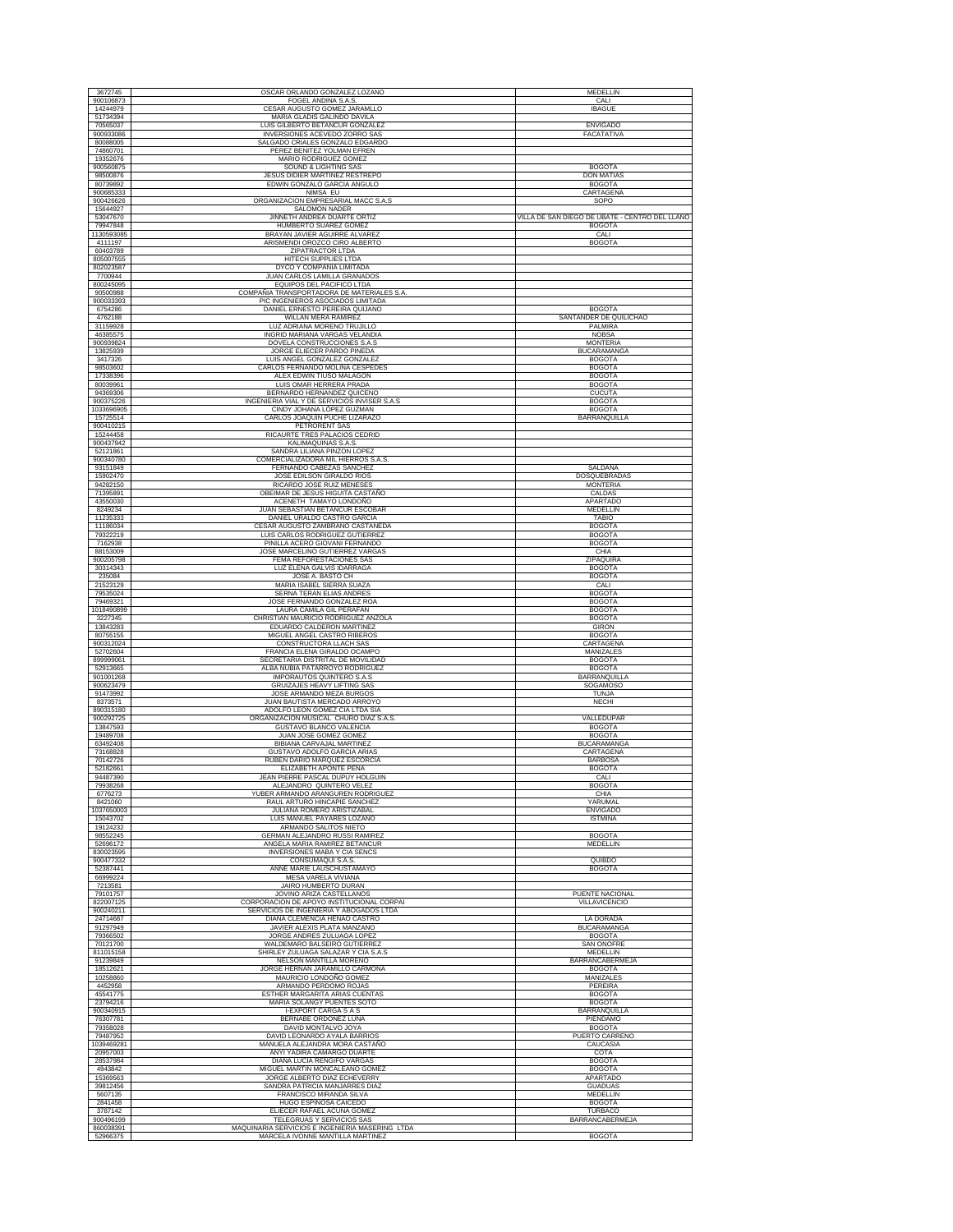| | | |
|---|---|---|
| 3672745 | OSCAR ORLANDO GONZALEZ LOZANO | MEDELLIN |
| 900106873 | FOGEL ANDINA S.A.S. | CALI |
| 14244979 | CESAR AUGUSTO GOMEZ JARAMILLO | IBAGUE |
| 51734394 | MARIA GLADIS GALINDO DAVILA | |
| 70565037 | LUIS GILBERTO BETANCUR GONZALEZ | ENVIGADO |
| 900933086 | INVERSIONES ACEVEDO ZORRO SAS | FACATATIVA |
| 80088005 | SALGADO CRIALES GONZALO EDGARDO | |
| 74860701 | PEREZ BENITEZ YOLMAN EFREN | |
| 19352676 | MARIO RODRIGUEZ GOMEZ | |
| 900560875 | SOUND & LIGHTING SAS | BOGOTA |
| 98500876 | JESUS DIDIER MARTINEZ RESTREPO | DON MATIAS |
| 80739892 | EDWIN GONZALO GARCIA ANGULO | BOGOTA |
| 900685333 | NIMSA EU | CARTAGENA |
| 900426626 | ORGANIZACION EMPRESARIAL MACC S.A.S | SOPO |
| 15644927 | SALOMON NADER | |
| 53047670 | JINNETH ANDREA DUARTE ORTIZ | VILLA DE SAN DIEGO DE UBATE - CENTRO DEL LLANO |
| 79947848 | HUMBERTO SUAREZ GOMEZ | BOGOTA |
| 1130593085 | BRAYAN JAVIER AGUIRRE ALVAREZ | CALI |
| 4111197 | ARISMENDI OROZCO CIRO ALBERTO | BOGOTA |
| 60403789 | ZIPATRACTOR LTDA | |
| 805007555 | HITECH SUPPLIES LTDA | |
| 802023587 | DYCO Y COMPAÑIA LIMITADA | |
| 7700944 | JUAN CARLOS LAMILLA GRANADOS | |
| 800245095 | EQUIPOS DEL PACIFICO LTDA | |
| 90500988 | COMPAÑIA TRANSPORTADORA DE MATERIALES S.A. | |
| 900033393 | PIC INGENIEROS ASOCIADOS LIMITADA | |
| 6754286 | DANIEL ERNESTO PEREIRA QUIJANO | BOGOTA |
| 4762188 | WILLAN MERA RAMIREZ | SANTANDER DE QUILICHAO |
| 31159928 | LUZ ADRIANA MORENO TRUJILLO | PALMIRA |
| 46385575 | INGRID MARIANA VARGAS VELANDIA | NOBSA |
| 900939624 | DOVELA CONSTRUCCIONES S.A.S | MONTERIA |
| 13825939 | JORGE ELIECER PARDO PINEDA | BUCARAMANGA |
| 3417326 | LUIS ANGEL GONZALEZ GONZALEZ | BOGOTA |
| 98503602 | CARLOS FERNANDO MOLINA CESPEDES | BOGOTA |
| 17338396 | ALEX EDWIN TIUSO MALAGON | BOGOTA |
| 80039961 | LUIS OMAR HERRERA PRADA | BOGOTA |
| 94369306 | BERNARDO HERNANDEZ QUICENO | CUCUTA |
| 900375226 | INGENIERIA VIAL Y DE SERVICIOS INVISER S.A.S | BOGOTA |
| 1033696905 | CINDY JOHANA LÓPEZ GUZMAN | BOGOTA |
| 15725514 | CARLOS JOAQUIN PUCHE LIZARAZO | BARRANQUILLA |
| 900410215 | PETRORENT SAS | |
| 15244458 | RICAURTE TRES PALACIOS CEDRID | |
| 900437942 | KALIMAQUINAS S.A.S. | |
| 52121861 | SANDRA LILIANA PINZON LOPEZ | |
| 900340780 | COMERCIALIZADORA MIL HIERROS S.A.S. | |
| 93151849 | FERNANDO CABEZAS SANCHEZ | SALDAÑA |
| 15902470 | JOSE EDILSON GIRALDO RIOS | DOSQUEBRADAS |
| 94282150 | RICARDO JOSE RUIZ MENESES | MONTERIA |
| 71395891 | OBEIMAR DE JESUS HIGUITA CASTAÑO | CALDAS |
| 43550030 | ACENETH TAMAYO LONDOÑO | APARTADO |
| 8249234 | JUAN SEBASTIAN BETANCUR ESCOBAR | MEDELLIN |
| 11235333 | DANIEL URALDO CASTRO GARCIA | TABIO |
| 11186034 | CESAR AUGUSTO ZAMBRANO CASTANEDA | BOGOTA |
| 79322219 | LUIS CARLOS RODRIGUEZ GUTIERREZ | BOGOTA |
| 7162938 | PINILLA ACERO GIOVANI FERNANDO | BOGOTA |
| 88153009 | JOSE MARCELINO GUTIERREZ VARGAS | CHIA |
| 900205798 | FEMA REFORESTACIONES SAS | ZIPAQUIRA |
| 30314343 | LUZ ELENA GALVIS IDARRAGA | BOGOTA |
| 235084 | JOSE A. BASTO CH | BOGOTA |
| 21523129 | MARIA ISABEL SIERRA SUAZA | CALI |
| 79535024 | SERNA TERAN ELIAS ANDRES | BOGOTA |
| 79469321 | JOSE FERNANDO GONZALEZ ROA | BOGOTA |
| 1018490899 | LAURA CAMILA GIL PERAFAN | BOGOTA |
| 3227345 | CHRISTIAN MAURICIO RODRIGUEZ ANZOLA | BOGOTA |
| 13843283 | EDUARDO CALDERON MARTINEZ | GIRON |
| 80755155 | MIGUEL ANGEL CASTRO RIBEROS | BOGOTA |
| 900312024 | CONSTRUCTORA LLACH SAS | CARTAGENA |
| 52702604 | FRANCIA ELENA GIRALDO OCAMPO | MANIZALES |
| 899999061 | SECRETARIA DISTRITAL DE MOVILIDAD | BOGOTA |
| 52913665 | ALBA NUBIA PATARROYO RODRIGUEZ | BOGOTA |
| 901001268 | IMPORAUTOS QUINTERO S.A.S | BARRANQUILLA |
| 900623479 | GRUIZAJES HEAVY LIFTING SAS | SOGAMOSO |
| 91473992 | JOSE ARMANDO MEZA BURGOS | TUNJA |
| 8373571 | JUAN BAUTISTA MERCADO ARROYO | NECHI |
| 890315180 | ADOLFO LEON GOMEZ CIA LTDA SIA | |
| 900292725 | ORGANIZACION MUSICAL CHURO DIAZ S.A.S. | VALLEDUPAR |
| 13847593 | GUSTAVO BLANCO VALENCIA | BOGOTA |
| 19489708 | JUAN JOSE GOMEZ GOMEZ | BOGOTA |
| 63492408 | BIBIANA CARVAJAL MARTINEZ | BUCARAMANGA |
| 73168828 | GUSTAVO ADOLFO GARCIA ARIAS | CARTAGENA |
| 70142726 | RUBEN DARIO MARQUEZ ESCORCIA | BARBOSA |
| 52182661 | ELIZABETH APONTE PEÑA | BOGOTA |
| 94487390 | JEAN PIERRE PASCAL DUPUY HOLGUIN | CALI |
| 79938268 | ALEJANDRO QUINTERO VELEZ | BOGOTA |
| 6776273 | YUBER ARMANDO ARANGUREN RODRIGUEZ | CHIA |
| 8421060 | RAUL ARTURO HINCAPIE SANCHEZ | YARUMAL |
| 1037650003 | JULIANA ROMERO ARISTIZABAL | ENVIGADO |
| 15043702 | LUIS MANUEL PAYARES LOZANO | ISTMINA |
| 19124232 | ARMANDO SALITOS NIETO | |
| 98552245 | GERMAN ALEJANDRO RUSSI RAMIREZ | BOGOTA |
| 52696172 | ANGELA MARIA RAMIREZ BETANCUR | MEDELLIN |
| 830023595 | INVERSIONES MABA Y CIA SENCS | |
| 900477332 | CONSUMAQUI S.A.S. | QUIBDO |
| 52387441 | ANNE MARIE LAUSCHUSTAMAYO | BOGOTA |
| 66999224 | MESA VARELA VIVIANA | |
| 7213581 | JAIRO HUMBERTO DURAN | |
| 79101757 | JOVINO ARIZA CASTELLANOS | PUENTE NACIONAL |
| 822007125 | CORPORACION DE APOYO INSTITUCIONAL CORPAI | VILLAVICENCIO |
| 900240211 | SERVICIOS DE INGENIERIA Y ABOGADOS LTDA | |
| 24714687 | DIANA CLEMENCIA HENAO CASTRO | LA DORADA |
| 91297949 | JAVIER ALEXIS PLATA MANZANO | BUCARAMANGA |
| 79366502 | JORGE ANDRES ZULUAGA LOPEZ | BOGOTA |
| 70121700 | WALDEMARO BALSEIRO GUTIERREZ | SAN ONOFRE |
| 811015158 | SHIRLEY ZULUAGA SALAZAR Y CIA S.A.S | MEDELLIN |
| 91239849 | NELSON MANTILLA MORENO | BARRANCABERMEJA |
| 18512621 | JORGE HERNAN JARAMILLO CARMONA | BOGOTA |
| 10258860 | MAURICIO LONDOÑO GOMEZ | MANIZALES |
| 4452958 | ARMANDO PERDOMO ROJAS | PEREIRA |
| 45541775 | ESTHER MARGARITA ARIAS CUENTAS | BOGOTA |
| 23794216 | MARIA SOLANGY PUENTES SOTO | BOGOTA |
| 900340915 | I-EXPORT CARGA S A S | BARRANQUILLA |
| 76307781 | BERNABE ORDOÑEZ LUNA | PIENDAMO |
| 79358028 | DAVID MONTALVO JOYA | BOGOTA |
| 79487952 | DAVID LEONARDO AYALA BARRIOS | PUERTO CARREÑO |
| 1039469281 | MANUELA ALEJANDRA MORA CASTAÑO | CAUCASIA |
| 20957003 | ANYI YADIRA CAMARGO DUARTE | COTA |
| 28537984 | DIANA LUCIA RENGIFO VARGAS | BOGOTA |
| 4943842 | MIGUEL MARTIN MONCALEANO GOMEZ | BOGOTA |
| 15369563 | JORGE ALBERTO DIAZ ECHEVERRY | APARTADO |
| 39812456 | SANDRA PATRICIA MANJARRES DIAZ | GUADUAS |
| 5607135 | FRANCISCO MIRANDA SILVA | MEDELLIN |
| 2841458 | HUGO ESPINOSA CAICEDO | BOGOTA |
| 3787142 | ELIECER RAFAEL ACUÑA GOMEZ | TURBACO |
| 900496199 | TELEGRUAS Y SERVICIOS SAS | BARRANCABERMEJA |
| 860038391 | MAQUINARIA SERVICIOS E INGENIERIA MASERING LTDA | |
| 52966375 | MARCELA IVONNE MANTILLA MARTINEZ | BOGOTA |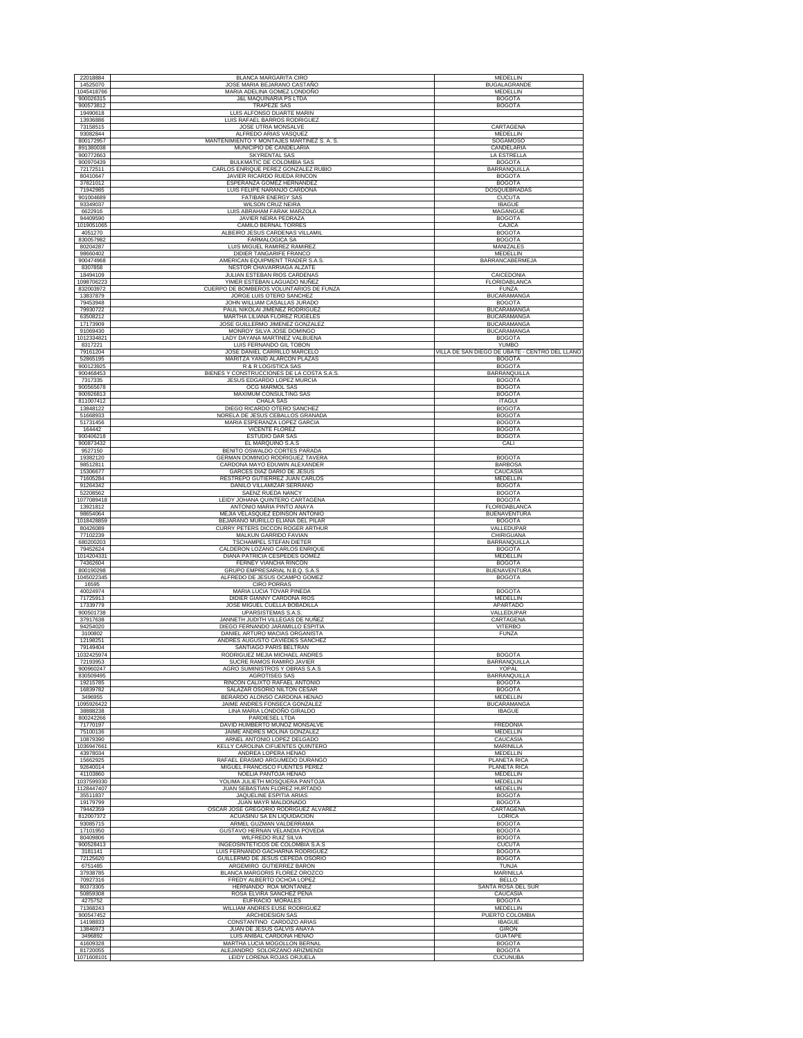| | | |
|---|---|---|
| 22018884 | BLANCA MARGARITA CIRO | MEDELLIN |
| 14525070 | JOSE MARIA BEJARANO CASTAÑO | BUGALAGRANDE |
| 1045418766 | MARIA ADELINA GOMEZ LONDOÑO | MEDELLIN |
| 900026315 | J&L MAQUINARIA PS LTDA | BOGOTA |
| 900573812 | TRAPEZE SAS | BOGOTA |
| 19490618 | LUIS ALFONSO DUARTE MARIN | |
| 13936886 | LUIS RAFAEL BARROS RODRIGUEZ | |
| 73158515 | JOSE UTRIA MONSALVE | CARTAGENA |
| 93082844 | ALFREDO ARIAS VASQUEZ | MEDELLIN |
| 800172957 | MANTENIMIENTO Y MONTAJES MARTINEZ S. A. S. | SOGAMOSO |
| 891380038 | MUNICIPIO DE CANDELARIA | CANDELARIA |
| 900772663 | SKYRENTAL SAS | LA ESTRELLA |
| 900970439 | BULKMATIC DE COLOMBIA SAS | BOGOTA |
| 72172511 | CARLOS ENRIQUE PEREZ GONZALEZ RUBIO | BARRANQUILLA |
| 80410647 | JAVIER RICARDO RUEDA RINCON | BOGOTA |
| 37821012 | ESPERANZA GOMEZ HERNANDEZ | BOGOTA |
| 71942985 | LUIS FELIPE NARANJO CARDONA | DOSQUEBRADAS |
| 901004689 | FATIBAR ENERGY SAS | CUCUTA |
| 93349037 | WILSON CRUZ NEIRA | IBAGUE |
| 6622916 | LUIS ABRAHAM FARAK MARZOLA | MAGANGUE |
| 94409590 | JAVIER NEIRA PEDRAZA | BOGOTA |
| 1019051065 | CAMILO BERNAL TORRES | CAJICA |
| 4051270 | ALBEIRO JESUS CARDENAS VILLAMIL | BOGOTA |
| 830057982 | FARMALOGICA SA | BOGOTA |
| 80204287 | LUIS MIGUEL RAMIREZ RAMIREZ | MANIZALES |
| 98660402 | DIDIER TANGARIFE FRANCO | MEDELLIN |
| 900474968 | AMERICAN EQUIPMENT TRADER S.A.S. | BARRANCABERMEJA |
| 8307858 | NESTOR CHAVARRIAGA ALZATE | |
| 18494109 | JULIAN ESTEBAN RIOS CARDENAS | CAICEDONIA |
| 1098706223 | YIMER ESTEBAN LAGUADO NUÑEZ | FLORIDABLANCA |
| 832003972 | CUERPO DE BOMBEROS VOLUNTARIOS DE FUNZA | FUNZA |
| 13837879 | JORGE LUIS OTERO SANCHEZ | BUCARAMANGA |
| 79453948 | JOHN WILLIAM CASALLAS JURADO | BOGOTA |
| 79930722 | PAUL NIKOLAI JIMENEZ RODRIGUEZ | BUCARAMANGA |
| 63508212 | MARTHA LILIANA FLOREZ RUGELES | BUCARAMANGA |
| 17173909 | JOSE GUILLERMO JIMENEZ GONZALEZ | BUCARAMANGA |
| 91069430 | MONROY SILVA JOSE DOMINGO | BUCARAMANGA |
| 1012334821 | LADY DAYANA MARTINEZ VALBUENA | BOGOTA |
| 8317221 | LUIS FERNANDO GIL TOBON | YUMBO |
| 79161204 | JOSE DANIEL CARRILLO MARCELO | VILLA DE SAN DIEGO DE UBATE - CENTRO DEL LLANO |
| 52865195 | MARITZA YANID ALARCON PLAZAS | BOGOTA |
| 900123925 | R & R LOGISTICA SAS | BOGOTA |
| 900468453 | BIENES Y CONSTRUCCIONES DE LA COSTA S.A.S. | BARRANQUILLA |
| 7317335 | JESUS EDGARDO LOPEZ MURCIA | BOGOTA |
| 900565678 | OCG MARMOL SAS | BOGOTA |
| 900926813 | MAXIMUM CONSULTING SAS | BOGOTA |
| 811007412 | CHALA SAS | ITAGUI |
| 13848122 | DIEGO RICARDO OTERO SANCHEZ | BOGOTA |
| 51668933 | NORELA DE JESUS CEBALLOS GRANADA | BOGOTA |
| 51731456 | MARIA ESPERANZA LOPEZ GARCIA | BOGOTA |
| 164442 | VICENTE FLOREZ | BOGOTA |
| 900406218 | ESTUDIO DAR SAS | BOGOTA |
| 900873432 | EL MARQUINO S.A.S | CALI |
| 9527150 | BENITO OSWALDO CORTES PARADA | |
| 19382120 | GERMAN DOMINGO RODRIGUEZ TAVERA | BOGOTA |
| 98512811 | CARDONA MAYO EDUWIN ALEXANDER | BARBOSA |
| 15306677 | GARCES DIAZ DARIO DE JESUS | CAUCASIA |
| 71605284 | RESTREPO GUTIERREZ JUAN CARLOS | MEDELLIN |
| 91264342 | DANILO VILLAMIZAR SERRANO | BOGOTA |
| 52208562 | SAENZ RUEDA NANCY | BOGOTA |
| 1077089418 | LEIDY JOHANA QUINTERO CARTAGENA | BOGOTA |
| 13921812 | ANTONIO MARIA PINTO ANAYA | FLORIDABLANCA |
| 98654064 | MEJIA VELASQUEZ EDINSON ANTONIO | BUENAVENTURA |
| 1018428859 | BEJARANO MURILLO ELIANA DEL PILAR | BOGOTA |
| 80426089 | CURRY PETERS DICCON ROGER ARTHUR | VALLEDUPAR |
| 77102239 | MALKUN GARRIDO FAVIAN | CHIRIGUANA |
| 680200203 | TSCHAMPEL STEFAN DIETER | BARRANQUILLA |
| 79452624 | CALDERON LOZANO CARLOS ENRIQUE | BOGOTA |
| 1014204331 | DIANA PATRICIA CESPEDES GOMEZ | MEDELLIN |
| 74362604 | FERNEY VIANCHA RINCON | BOGOTA |
| 800190298 | GRUPO EMPRESARIAL N.B.Q. S.A.S | BUENAVENTURA |
| 1045022345 | ALFREDO DE JESUS OCAMPO GOMEZ | BOGOTA |
| 16595 | CIRO PORRAS | |
| 40024974 | MARIA LUCIA TOVAR PINEDA | BOGOTA |
| 71725913 | DIDIER GIANNY CARDONA RIOS | MEDELLIN |
| 17339779 | JOSE MIGUEL CUELLA BOBADILLA | APARTADO |
| 900501738 | UPARSISTEMAS S.A.S. | VALLEDUPAR |
| 37917638 | JANNETH JUDITH VILLEGAS DE NUÑEZ | CARTAGENA |
| 94254020 | DIEGO FERNANDO JARAMILLO ESPITIA | VITERBO |
| 3100802 | DANIEL ARTURO MACIAS ORGANISTA | FUNZA |
| 12198251 | ANDRES AUGUSTO CAVIEDES SANCHEZ | |
| 79149404 | SANTIAGO PARIS BELTRAN | |
| 1032425974 | RODRIGUEZ MEJIA MICHAEL ANDRES | BOGOTA |
| 72193953 | SUCRE RAMOS RAMIRO JAVIER | BARRANQUILLA |
| 900960247 | AGRO SUMINISTROS Y OBRAS S.A.S | YOPAL |
| 830509495 | AGROTISEG SAS | BARRANQUILLA |
| 19215785 | RINCON CALIXTO RAFAEL ANTONIO | BOGOTA |
| 16839782 | SALAZAR OSORIO NILTON CESAR | BOGOTA |
| 3496955 | BERARDO ALONSO CARDONA HENAO | MEDELLIN |
| 1095926422 | JAIME ANDRES FONSECA GONZALEZ | BUCARAMANGA |
| 38888238 | LINA MARIA LONDOÑO GIRALDO | IBAGUE |
| 800242266 | PARDIESEL LTDA | |
| 71770197 | DAVID HUMBERTO MUÑOZ MONSALVE | FREDONIA |
| 75100136 | JAIME ANDRES MOLINA GONZALEZ | MEDELLIN |
| 10879390 | ARNEL ANTONIO LOPEZ DELGADO | CAUCASIA |
| 1036947661 | KELLY CAROLINA CIFUENTES QUINTERO | MARINILLA |
| 43978034 | ANDREA LOPERA HENAO | MEDELLIN |
| 15662925 | RAFAEL ERASMO ARGUMEDO DURANGO | PLANETA RICA |
| 92640014 | MIGUEL FRANCISCO FUENTES PEREZ | PLANETA RICA |
| 41103860 | NOELIA PANTOJA HENAO | MEDELLIN |
| 1037599330 | YOLIMA JULIETH MOSQUERA PANTOJA | MEDELLIN |
| 1128447407 | JUAN SEBASTIAN FLOREZ HURTADO | MEDELLIN |
| 35511837 | JAQUELINE ESPITIA ARIAS | BOGOTA |
| 19179799 | JUAN MAYR MALDONADO | BOGOTA |
| 79442359 | OSCAR JOSE GREGORIO RODRIGUEZ ALVAREZ | CARTAGENA |
| 812007372 | ACUASINU SA EN LIQUIDACION | LORICA |
| 93085715 | ARMEL GUZMAN VALDERRAMA | BOGOTA |
| 17101950 | GUSTAVO HERNAN VELANDIA POVEDA | BOGOTA |
| 80409806 | WILFREDO RUIZ SILVA | BOGOTA |
| 900528413 | INGEOSINTETICOS DE COLOMBIA S.A.S | CUCUTA |
| 3181141 | LUIS FERNANDO GACHARNA RODRIGUEZ | BOGOTA |
| 72125620 | GUILLERMO DE JESUS CEPEDA OSORIO | BOGOTA |
| 6751485 | ARGEMIRO GUTIERREZ BARON | TUNJA |
| 37938785 | BLANCA MARGORIS FLOREZ OROZCO | MARINILLA |
| 70927316 | FREDY ALBERTO OCHOA LOPEZ | BELLO |
| 80373305 | HERNANDO ROA MONTAÑEZ | SANTA ROSA DEL SUR |
| 50859308 | ROSA ELVIRA SANCHEZ PEÑA | CAUCASIA |
| 4275752 | EUFRACIO MORALES | BOGOTA |
| 71368243 | WILLIAM ANDRES EUSE RODRIGUEZ | MEDELLIN |
| 900547452 | ARCHIDESIGN SAS | PUERTO COLOMBIA |
| 14198833 | CONSTANTINO CARDOZO ARIAS | IBAGUE |
| 13846973 | JUAN DE JESUS GALVIS ANAYA | GIRON |
| 3496892 | LUIS ANIBAL CARDONA HENAO | GUATAPE |
| 41609328 | MARTHA LUCIA MOGOLLON BERNAL | BOGOTA |
| 81720055 | ALEJANDRO SOLORZANO ARIZMENDI | BOGOTA |
| 1071608101 | LEIDY LORENA ROJAS ORJUELA | CUCUNUBA |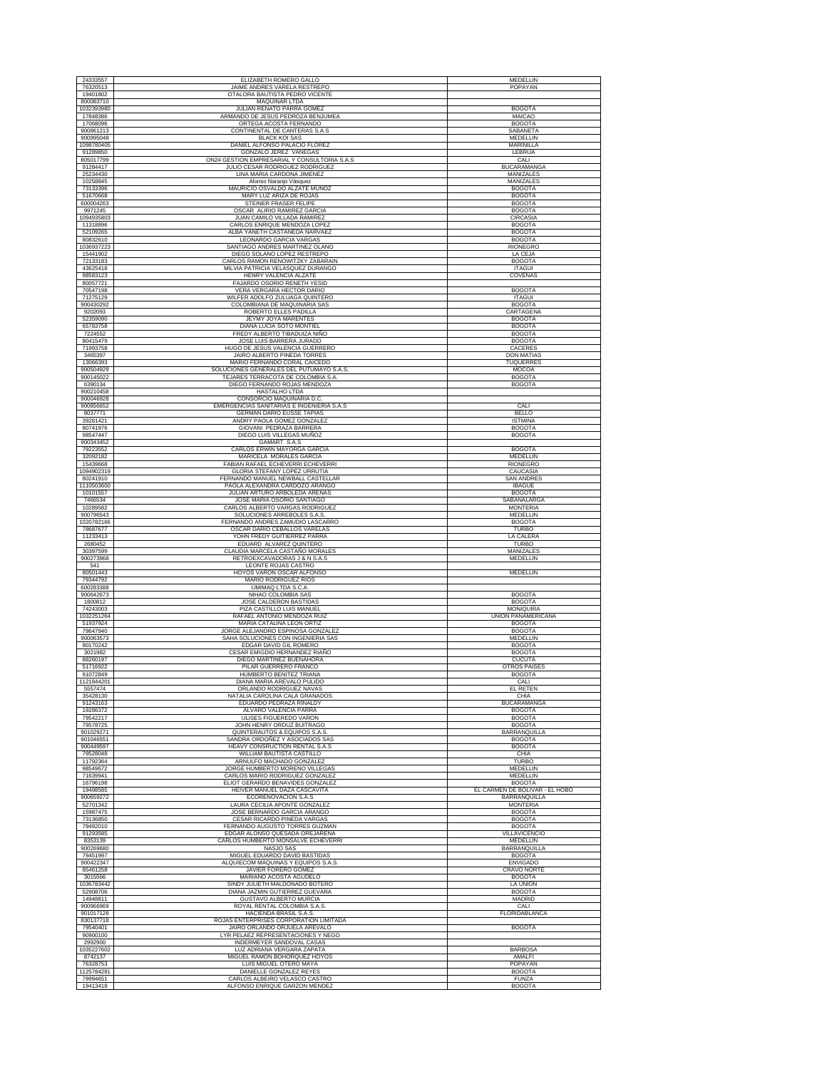| | | |
|---|---|---|
| 24333557 | ELIZABETH ROMERO GALLO | MEDELLIN |
| 76320513 | JAIME ANDRES VARELA RESTREPO | POPAYAN |
| 19401802 | OTALORA BAUTISTA PEDRO VICENTE | |
| 800083710 | MAQUINAR LTDA | |
| 1032393980 | JULIAN RENATO PARRA GOMEZ | BOGOTA |
| 17848386 | ARMANDO DE JESUS PEDROZA BENJUMEA | MAICAO |
| 17068096 | ORTEGA ACOSTA FERNANDO | BOGOTA |
| 900861213 | CONTINENTAL DE CANTERAS S.A.S | SABANETA |
| 900995048 | BLACK KOI SAS | MEDELLIN |
| 1098780405 | DANIEL ALFONSO PALACIO FLOREZ | MARINILLA |
| 91289850 | GONZALO JEREZ VANEGAS | LEBRIJA |
| 805017799 | ON24 GESTION EMPRESARIAL Y CONSULTORIA S.A.S | CALI |
| 91284417 | JULIO CESAR RODRIGUEZ RODRIGUEZ | BUCARAMANGA |
| 25234430 | LINA MARIA CARDONA JIMENEZ | MANIZALES |
| 10258845 | Alonso Naranjo Vásquez | MANIZALES |
| 73133396 | MAURICIO OSVALDO ALZATE MUÑOZ | BOGOTA |
| 51670668 | MARY LUZ ARIZA DE ROJAS | BOGOTA |
| 600004263 | STEINER FRASER FELIPE | BOGOTA |
| 9971245 | OSCAR ALIRIO RAMIREZ GARCIA | BOGOTA |
| 1094935803 | JUAN CAMILO VILLADA RAMIREZ | CIRCASIA |
| 11318896 | CARLOS ENRIQUE MENDOZA LOPEZ | BOGOTA |
| 52109265 | ALBA YANETH CASTANEDA NARVAEZ | BOGOTA |
| 80832610 | LEONARDO GARCIA VARGAS | BOGOTA |
| 1036937223 | SANTIAGO ANDRES MARTINEZ OLANO | RIONEGRO |
| 15441902 | DIEGO SOLANO LOPEZ RESTREPO | LA CEJA |
| 72133183 | CARLOS RAMON RENOWITZKY ZABARAIN | BOGOTA |
| 43625418 | MILVIA PATRICIA VELASQUEZ DURANGO | ITAGUI |
| 98583123 | HENRY VALENCIA ALZATE | COVEÑAS |
| 80057721 | FAJARDO OSORIO RENETH YESID | |
| 70547198 | VERA VERGARA HECTOR DARIO | BOGOTA |
| 71275129 | WILFER ADOLFO ZULUAGA QUINTERO | ITAGUI |
| 900430292 | COLOMBIANA DE MAQUINARIA SAS | BOGOTA |
| 9202093 | ROBERTO ELLES PADILLA | CARTAGENA |
| 52359090 | JEYMY JOYA MARENTES | BOGOTA |
| 65783758 | DIANA LUCIA SOTO MONTIEL | BOGOTA |
| 7224552 | FREDY ALBERTO TIBADUIZA NIÑO | BOGOTA |
| 80415479 | JOSE LUIS BARRERA JURADO | BOGOTA |
| 71993758 | HUGO DE JESUS VALENCIA GUERRERO | CACERES |
| 3465397 | JAIRO ALBERTO PINEDA TORRES | DON MATIAS |
| 13066393 | MARIO FERNANDO CORAL CAICEDO | TUQUERRES |
| 900504829 | SOLUCIONES GENERALES DEL PUTUMAYO S.A.S. | MOCOA |
| 900145022 | TEJARES TERRACOTA DE COLOMBIA S.A. | BOGOTA |
| 6390134 | DIEGO FERNANDO ROJAS MENDOZA | BOGOTA |
| 900210458 | HASTALHO LTDA | |
| 900046928 | CONSORCIO MAQUINARIA D.C. | |
| 900856652 | EMERGENCIAS SANITARIAS E INGENIERIA S.A.S | CALI |
| 8037771 | GERMAN DARIO EUSSE TAPIAS | BELLO |
| 39281421 | ANDRY PAOLA GOMEZ GONZALEZ | ISTMINA |
| 80741976 | GIOVANI PEDRAZA BARRERA | BOGOTA |
| 98547447 | DIEGO LUIS VILLEGAS MUÑOZ | BOGOTA |
| 900343452 | GAMART S.A.S | |
| 79223552 | CARLOS ERWIN MAYORGA GARCIA | BOGOTA |
| 32092182 | MARICELA MORALES GARCIA | MEDELLIN |
| 15439668 | FABIAN RAFAEL ECHEVERRI ECHEVERRI | RIONEGRO |
| 1094902319 | GLORIA STEFANY LOPEZ URRUTIA | CAUCASIA |
| 80241910 | FERNANDO MANUEL NEWBALL CASTELLAR | SAN ANDRES |
| 1110503600 | PAOLA ALEXANDRA CARDOZO ARANGO | IBAGUE |
| 10101557 | JULIAN ARTURO ARBOLEDA ARENAS | BOGOTA |
| 7466534 | JOSE MARIA OSORIO SANTIAGO | SABANALARGA |
| 10289582 | CARLOS ALBERTO VARGAS RODRIGUEZ | MONTERIA |
| 900796543 | SOLUCIONES ARREBOLES S.A.S. | MEDELLIN |
| 1020782166 | FERNANDO ANDRES ZAMUDIO LASCARRO | BOGOTA |
| 78687677 | OSCAR DARIO CEBALLOS VARELAS | TURBO |
| 11233413 | YOHN FREDY GUTIERREZ PARRA | LA CALERA |
| 2680452 | EDUARD ALVAREZ QUINTERO | TURBO |
| 30397599 | CLAUDIA MARCELA CASTAÑO MORALES | MANIZALES |
| 900273968 | RETROEXCAVADORAS J & N S.A.S | MEDELLIN |
| 541 | LEONTE ROJAS CASTRO | |
| 80501443 | HOYOS VARON OSCAR ALFONSO | MEDELLIN |
| 79344792 | MARIO RODRIGUEZ RIOS | |
| 600283388 | UMIMAQ LTDA S.C.A. | |
| 900642673 | NIHAO COLOMBIA SAS | BOGOTA |
| 1800812 | JOSE CALDERON BASTIDAS | BOGOTA |
| 74243003 | PIZA CASTILLO LUIS MANUEL | MONIQUIRA |
| 1032251264 | RAFAEL ANTONIO MENDOZA RUIZ | UNION PANAMERICANA |
| 51937924 | MARIA CATALINA LEON ORTIZ | BOGOTA |
| 79647940 | JORGE ALEJANDRO ESPINOSA GONZALEZ | BOGOTA |
| 900063573 | SAHA SOLUCIONES CON INGENIERIA SAS | MEDELLIN |
| 80170242 | EDGAR DAVID GIL ROMERO | BOGOTA |
| 3021982 | CESAR EMIGDIO HERNANDEZ RIAÑO | BOGOTA |
| 88260197 | DIEGO MARTINEZ BUENAHORA | CUCUTA |
| 51716922 | PILAR GUERRERO FRANCO | OTROS PAISES |
| 91072849 | HUMBERTO BENITEZ TRIANA | BOGOTA |
| 1121844201 | DIANA MARIA AREVALO PULIDO | CALI |
| 5557474 | ORLANDO RODRIGUEZ NAVAS | EL RETEN |
| 35428130 | NATALIA CAROLINA CALA GRANADOS | CHIA |
| 91243163 | EDUARDO PEDRAZA RINALDY | BUCARAMANGA |
| 19286372 | ALVARO VALENCIA PARRA | BOGOTA |
| 79542217 | ULISES FIGUEREDO VARON | BOGOTA |
| 79578725 | JOHN HENRY ORDUZ BUITRAGO | BOGOTA |
| 901029271 | QUINTERAUTOS & EQUIPOS S.A.S. | BARRANQUILLA |
| 901046551 | SANDRA ORDOÑEZ Y ASOCIADOS SAS | BOGOTA |
| 900449597 | HEAVY CONSRUCTION RENTAL S.A.S | BOGOTA |
| 79528048 | WILLIAM BAUTISTA CASTILLO | CHIA |
| 11792364 | ARNULFO MACHADO GONZALEZ | TURBO |
| 98549672 | JORGE HUMBERTO MORENO VILLEGAS | MEDELLIN |
| 71639941 | CARLOS MARIO RODRIGUEZ GONZALEZ | MEDELLIN |
| 16796198 | ELIOT GERARDO BENAVIDES GONZALEZ | BOGOTA |
| 19498585 | HEIVER MANUEL DAZA CASCAVITA | EL CARMEN DE BOLIVAR - EL HOBO |
| 900659272 | ECORENOVACION S.A.S | BARRANQUILLA |
| 52701342 | LAURA CECILIA APONTE GONZALEZ | MONTERIA |
| 15987475 | JOSE BERNARDO GARCIA ARANGO | BOGOTA |
| 73136850 | CESAR RICARDO PINEDA VARGAS | BOGOTA |
| 79492010 | FERNANDO AUGUSTO TORRES GUZMAN | BOGOTA |
| 91293585 | EDGAR ALONSO QUESADA OREJARENA | VILLAVICENCIO |
| 8353139 | CARLOS HUMBERTO MONSALVE ECHEVERRI | MEDELLIN |
| 900269680 | NASJO SAS | BARRANQUILLA |
| 79451997 | MIGUEL EDUARDO DAVID BASTIDAS | BOGOTA |
| 900422347 | ALQUIECOM MAQUINAS Y EQUIPOS S.A.S. | ENVIGADO |
| 85461258 | JAVIER FORERO GOMEZ | CRAVO NORTE |
| 3015566 | MARIANO ACOSTA AGUDELO | BOGOTA |
| 1036783442 | SINDY JULIETH MALDONADO BOTERO | LA UNION |
| 52908706 | DIANA JAZMIN GUTIERREZ GUEVARA | BOGOTA |
| 14948811 | GUSTAVO ALBERTO MURCIA | MADRID |
| 900966969 | ROYAL RENTAL COLOMBIA S.A.S. | CALI |
| 901017128 | HACIENDA BRASIL S.A.S. | FLORIDABLANCA |
| 830137718 | ROJAS ENTERPRISES CORPORATION LIMITADA | |
| 79540401 | JAIRO ORLANDO ORJUELA AREVALO | BOGOTA |
| 90900100 | LYR PELAEZ REPRESENTACIONES Y NEGO | |
| 2992900 | INDERMEYER SANDOVAL CASAS | |
| 1035227602 | LUZ ADRIANA VERGARA ZAPATA | BARBOSA |
| 8742137 | MIGUEL RAMON BOHORQUEZ HOYOS | AMALFI |
| 76328753 | LUIS MIGUEL OTERO MAYA | POPAYAN |
| 1125784281 | DANIELLE GONZALEZ REYES | BOGOTA |
| 79994651 | CARLOS ALBEIRO VELASCO CASTRO | FUNZA |
| 19413418 | ALFONSO ENRIQUE GARZON MENDEZ | BOGOTA |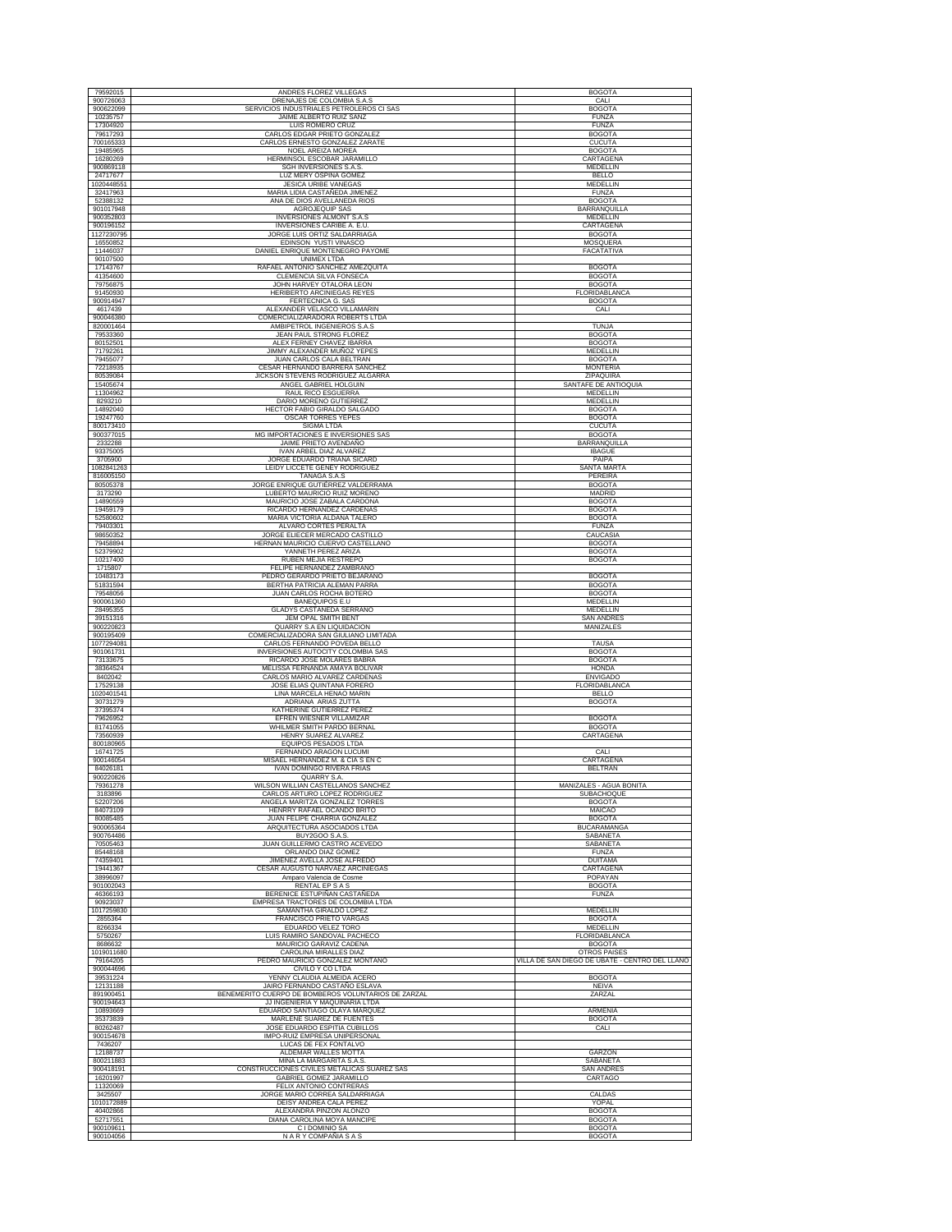| | | |
|---|---|---|
| 79592015 | ANDRES FLOREZ VILLEGAS | BOGOTA |
| 900726063 | DRENAJES DE COLOMBIA S.A.S | CALI |
| 900622099 | SERVICIOS INDUSTRIALES PETROLEROS CI SAS | BOGOTA |
| 10235757 | JAIME ALBERTO RUIZ SANZ | FUNZA |
| 17304920 | LUIS ROMERO CRUZ | FUNZA |
| 79617293 | CARLOS EDGAR PRIETO GONZALEZ | BOGOTA |
| 700165333 | CARLOS ERNESTO GONZALEZ ZARATE | CUCUTA |
| 19485965 | NOEL AREIZA MOREA | BOGOTA |
| 16280269 | HERMINSOL ESCOBAR JARAMILLO | CARTAGENA |
| 900869118 | SGH INVERSIONES S.A.S. | MEDELLIN |
| 24717677 | LUZ MERY OSPINA GOMEZ | BELLO |
| 1020448551 | JESICA URIBE VANEGAS | MEDELLIN |
| 32417963 | MARIA LIDIA CASTAÑEDA JIMENEZ | FUNZA |
| 52388132 | ANA DE DIOS AVELLANEDA RIOS | BOGOTA |
| 901017948 | AGROJEQUIP SAS | BARRANQUILLA |
| 900352803 | INVERSIONES ALMONT S.A.S | MEDELLIN |
| 900196152 | INVERSIONES CARIBE A. E.U. | CARTAGENA |
| 1127230795 | JORGE LUIS ORTIZ SALDARRIAGA | BOGOTA |
| 16550852 | EDINSON YUSTI VINASCO | MOSQUERA |
| 11446037 | DANIEL ENRIQUE MONTENEGRO PAYOME | FACATATIVA |
| 90107500 | UNIMEX LTDA | |
| 17143767 | RAFAEL ANTONIO SANCHEZ AMEZQUITA | BOGOTA |
| 41354600 | CLEMENCIA SILVA FONSECA | BOGOTA |
| 79756875 | JOHN HARVEY OTALORA LEON | BOGOTA |
| 91450930 | HERIBERTO ARCINIEGAS REYES | FLORIDABLANCA |
| 900914947 | FERTECNICA G. SAS | BOGOTA |
| 4617439 | ALEXANDER VELASCO VILLAMARIN | CALI |
| 900046380 | COMERCIALIZARADORA ROBERTS LTDA | |
| 820001464 | AMBIPETROL INGENIEROS S.A.S | TUNJA |
| 79533360 | JEAN PAUL STRONG FLOREZ | BOGOTA |
| 80152501 | ALEX FERNEY CHAVEZ IBARRA | BOGOTA |
| 71792261 | JIMMY ALEXANDER MUÑOZ YEPES | MEDELLIN |
| 79455077 | JUAN CARLOS CALA BELTRAN | BOGOTA |
| 72218935 | CESAR HERNANDO BARRERA SANCHEZ | MONTERIA |
| 80539084 | JICKSON STEVENS RODRIGUEZ ALGARRA | ZIPAQUIRA |
| 15405674 | ANGEL GABRIEL HOLGUIN | SANTAFE DE ANTIOQUIA |
| 11304962 | RAUL RICO ESGUERRA | MEDELLIN |
| 8293210 | DARIO MORENO GUTIERREZ | MEDELLIN |
| 14892040 | HECTOR FABIO GIRALDO SALGADO | BOGOTA |
| 19247760 | OSCAR TORRES YEPES | BOGOTA |
| 800173410 | SIGMA LTDA | CUCUTA |
| 900377015 | MG IMPORTACIONES E INVERSIONES SAS | BOGOTA |
| 2332288 | JAIME PRIETO AVENDAÑO | BARRANQUILLA |
| 93375005 | IVAN ARBEL DIAZ ALVAREZ | IBAGUE |
| 3705900 | JORGE EDUARDO TRIANA SICARD | PAIPA |
| 1082841263 | LEIDY LICCETE GENEY RODRIGUEZ | SANTA MARTA |
| 816005150 | TANAGA S.A.S | PEREIRA |
| 80505378 | JORGE ENRIQUE GUTIÉRREZ VALDERRAMA | BOGOTA |
| 3173290 | LUBERTO MAURICIO RUIZ MORENO | MADRID |
| 14890559 | MAURICIO JOSE ZABALA CARDONA | BOGOTA |
| 19459179 | RICARDO HERNANDEZ CARDENAS | BOGOTA |
| 52580602 | MARIA VICTORIA ALDANA TALERO | BOGOTA |
| 79403301 | ALVARO CORTES PERALTA | FUNZA |
| 98650352 | JORGE ELIECER MERCADO CASTILLO | CAUCASIA |
| 79458894 | HERNAN MAURICIO CUERVO CASTELLANO | BOGOTA |
| 52379902 | YANNETH PEREZ ARIZA | BOGOTA |
| 10217400 | RUBEN MEJIA RESTREPO | BOGOTA |
| 1715807 | FELIPE HERNANDEZ ZAMBRANO | |
| 10483173 | PEDRO GERARDO PRIETO BEJARANO | BOGOTA |
| 51831594 | BERTHA PATRICIA ALEMAN PARRA | BOGOTA |
| 79548056 | JUAN CARLOS ROCHA BOTERO | BOGOTA |
| 900061360 | BANEQUIPOS E.U | MEDELLIN |
| 28495355 | GLADYS CASTAÑEDA SERRANO | MEDELLIN |
| 39151316 | JEM OPAL SMITH BENT | SAN ANDRES |
| 900220823 | QUARRY S.A EN LIQUIDACION | MANIZALES |
| 900195409 | COMERCIALIZADORA SAN GIULIANO LIMITADA | |
| 1077294081 | CARLOS FERNANDO POVEDA BELLO | TAUSA |
| 901061731 | INVERSIONES AUTOCITY COLOMBIA SAS | BOGOTA |
| 73133675 | RICARDO JOSE MOLARES BABRA | BOGOTA |
| 38364524 | MELISSA FERNANDA AMAYA BOLIVAR | HONDA |
| 8402042 | CARLOS MARIO ALVAREZ CARDENAS | ENVIGADO |
| 17529138 | JOSE ELIAS QUINTANA FORERO | FLORIDABLANCA |
| 1020401541 | LINA MARCELA HENAO MARIN | BELLO |
| 30731279 | ADRIANA ARIAS ZUTTA | BOGOTA |
| 37395374 | KATHERINE GUTIERREZ PEREZ | |
| 79626952 | EFREN WIESNER VILLAMIZAR | BOGOTA |
| 81741055 | WHILMER SMITH PARDO BERNAL | BOGOTA |
| 73560939 | HENRY SUAREZ ALVAREZ | CARTAGENA |
| 800180965 | EQUIPOS PESADOS LTDA | |
| 16741725 | FERNANDO ARAGON LUCUMI | CALI |
| 900146054 | MISAEL HERNANDEZ M. & CIA S EN C | CARTAGENA |
| 84026181 | IVAN DOMINGO RIVERA FRIAS | BELTRAN |
| 900220826 | QUARRY S.A. | |
| 79361278 | WILSON WILLIAN CASTELLANOS SANCHEZ | MANIZALES - AGUA BONITA |
| 3183896 | CARLOS ARTURO LOPEZ RODRIGUEZ | SUBACHOQUE |
| 52207206 | ANGELA MARITZA GONZALEZ TORRES | BOGOTA |
| 84073109 | HENRRY RAFAEL OCANDO BRITO | MAICAO |
| 80085485 | JUAN FELIPE CHARRIA GONZALEZ | BOGOTA |
| 900065364 | ARQUITECTURA ASOCIADOS LTDA | BUCARAMANGA |
| 900764486 | BUY2GOO S.A.S. | SABANETA |
| 70505463 | JUAN GUILLERMO CASTRO ACEVEDO | SABANETA |
| 85448168 | ORLANDO DIAZ GOMEZ | FUNZA |
| 74359401 | JIMENEZ AVELLA JOSE ALFREDO | DUITAMA |
| 19441367 | CESAR AUGUSTO NARVAEZ ARCINIEGAS | CARTAGENA |
| 38996097 | Amparo Valencia de Cosme | POPAYAN |
| 901002043 | RENTAL EP S A S | BOGOTA |
| 46366193 | BERENICE ESTUPIÑAN CASTAÑEDA | FUNZA |
| 90923037 | EMPRESA TRACTORES DE COLOMBIA LTDA | |
| 1017259830 | SAMANTHA GIRALDO LOPEZ | MEDELLIN |
| 2855364 | FRANCISCO PRIETO VARGAS | BOGOTA |
| 8266334 | EDUARDO VELEZ TORO | MEDELLIN |
| 5750267 | LUIS RAMIRO SANDOVAL PACHECO | FLORIDABLANCA |
| 8686632 | MAURICIO GARAVIZ CADENA | BOGOTA |
| 1019011680 | CAROLINA MIRALLES DIAZ | OTROS PAISES |
| 79164205 | PEDRO MAURICIO GONZALEZ MONTAÑO | VILLA DE SAN DIEGO DE UBATE - CENTRO DEL LLANO |
| 900044696 | CIVILO Y CO LTDA | |
| 39531224 | YENNY CLAUDIA ALMEIDA ACERO | BOGOTA |
| 12131188 | JAIRO FERNANDO CASTAÑO ESLAVA | NEIVA |
| 891900451 | BENEMERITO CUERPO DE BOMBEROS VOLUNTARIOS DE ZARZAL | ZARZAL |
| 900194643 | JJ INGENIERIA Y MAQUINARIA LTDA | |
| 10893669 | EDUARDO SANTIAGO OLAYA MARQUEZ | ARMENIA |
| 35373839 | MARLENE SUAREZ DE FUENTES | BOGOTA |
| 80262487 | JOSE EDUARDO ESPITIA CUBILLOS | CALI |
| 900154678 | IMPO-RUIZ EMPRESA UNIPERSONAL | |
| 7436207 | LUCAS DE FEX FONTALVO | |
| 12188737 | ALDEMAR WALLES MOTTA | GARZON |
| 800211883 | MINA LA MARGARITA S.A.S. | SABANETA |
| 900418191 | CONSTRUCCIONES CIVILES METALICAS SUAREZ SAS | SAN ANDRES |
| 16201997 | GABRIEL GOMEZ JARAMILLO | CARTAGO |
| 11320069 | FELIX ANTONIO CONTRERAS | |
| 3425507 | JORGE MARIO CORREA SALDARRIAGA | CALDAS |
| 1010172889 | DEISY ANDREA CALA PEREZ | YOPAL |
| 40402866 | ALEXANDRA PINZON ALONZO | BOGOTA |
| 52717551 | DIANA CAROLINA MOYA MANCIPE | BOGOTA |
| 900109611 | C I DOMINIO SA | BOGOTA |
| 900104056 | N A R Y COMPAÑIA S A S | BOGOTA |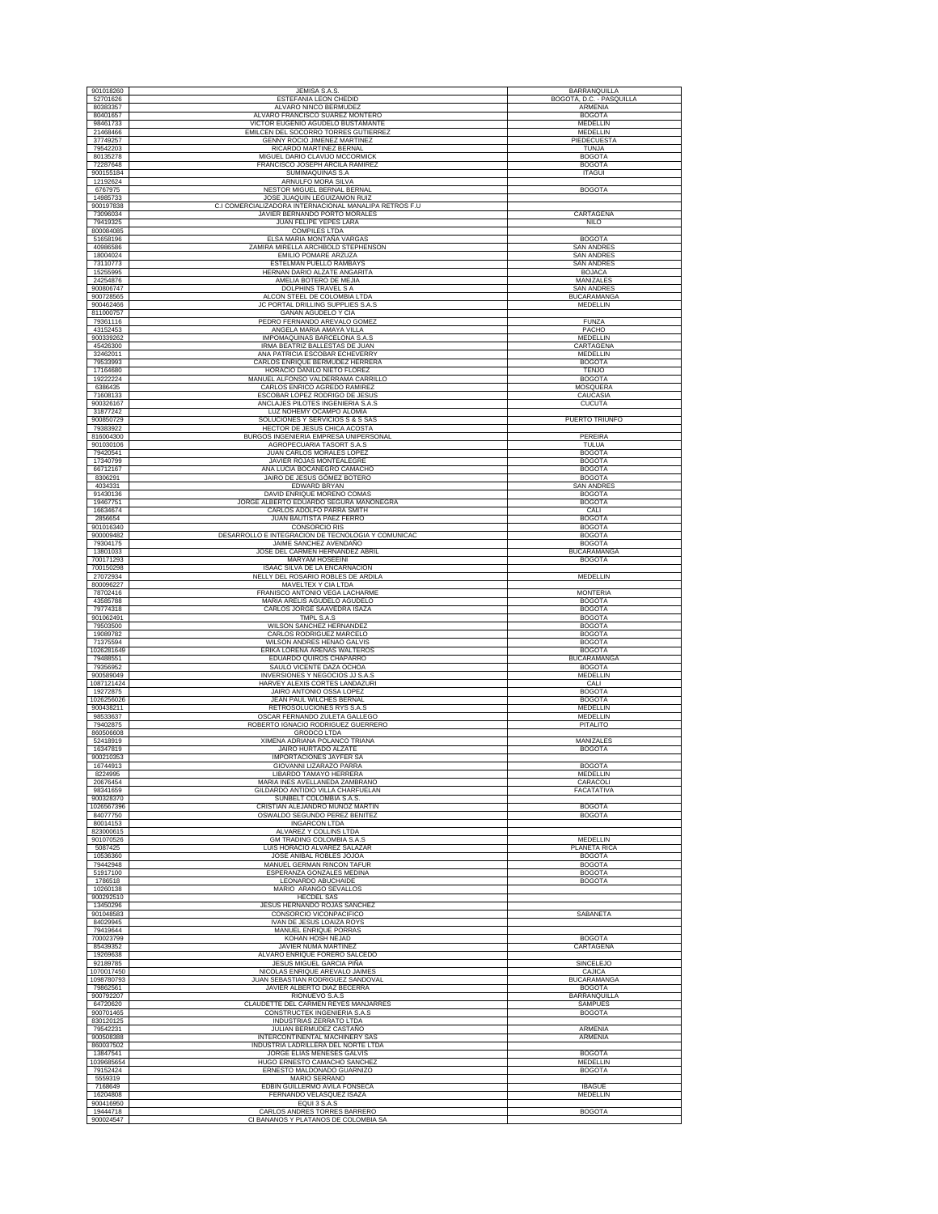| | | |
|---|---|---|
| 901018260 | JEMISA S.A.S. | BARRANQUILLA |
| 52701626 | ESTEFANIA LEON CHEDID | BOGOTA, D.C. - PASQUILLA |
| 80383357 | ALVARO NINCO BERMUDEZ | ARMENIA |
| 80401657 | ALVARO FRANCISCO SUAREZ MONTERO | BOGOTA |
| 98461733 | VICTOR EUGENIO AGUDELO BUSTAMANTE | MEDELLIN |
| 21468466 | EMILCEN DEL SOCORRO TORRES GUTIERREZ | MEDELLIN |
| 37749257 | GENNY ROCIO JIMENEZ MARTINEZ | PIEDECUESTA |
| 79542203 | RICARDO MARTINEZ BERNAL | TUNJA |
| 80135278 | MIGUEL DARIO CLAVIJO MCCORMICK | BOGOTA |
| 72287648 | FRANCISCO JOSEPH ARCILA RAMIREZ | BOGOTA |
| 900155184 | SUMIMAQUINAS S.A | ITAGUI |
| 12192624 | ARNULFO MORA SILVA | |
| 6767975 | NESTOR MIGUEL BERNAL BERNAL | BOGOTA |
| 14985733 | JOSE JUAQUIN LEGUIZAMON RUIZ | |
| 900197838 | C.I COMERCIALIZADORA INTERNACIONAL MANALIPA RETROS F.U | |
| 73096034 | JAVIER BERNANDO PORTO MORALES | CARTAGENA |
| 79419325 | JUAN FELIPE YEPES LARA | NILO |
| 800084085 | COMPILES LTDA | |
| 51658196 | ELSA MARIA MONTAÑA VARGAS | BOGOTA |
| 40986586 | ZAMIRA MIRELLA ARCHBOLD STEPHENSON | SAN ANDRES |
| 18004024 | EMILIO POMARE ARZUZA | SAN ANDRES |
| 73110773 | ESTELMAN PUELLO RAMBAYS | SAN ANDRES |
| 15255995 | HERNAN DARIO ALZATE ANGARITA | BOJACA |
| 24254876 | AMELIA BOTERO DE MEJIA | MANIZALES |
| 900806747 | DOLPHINS TRAVEL S A | SAN ANDRES |
| 900728565 | ALCON STEEL DE COLOMBIA LTDA | BUCARAMANGA |
| 900462466 | JC PORTAL DRILLING SUPPLIES S.A.S | MEDELLIN |
| 811000757 | GANAN AGUDELO Y CIA | |
| 79361116 | PEDRO FERNANDO AREVALO GOMEZ | FUNZA |
| 43152453 | ANGELA MARIA AMAYA VILLA | PACHO |
| 900339262 | IMPOMAQUINAS BARCELONA S.A.S | MEDELLIN |
| 45426300 | IRMA BEATRIZ BALLESTAS DE JUAN | CARTAGENA |
| 32462011 | ANA PATRICIA ESCOBAR ECHEVERRY | MEDELLIN |
| 79533993 | CARLOS ENRIQUE BERMUDEZ HERRERA | BOGOTA |
| 17164680 | HORACIO DANILO NIETO FLOREZ | TENJO |
| 19222224 | MANUEL ALFONSO VALDERRAMA CARRILLO | BOGOTA |
| 6386435 | CARLOS ENRICO AGREDO RAMIREZ | MOSQUERA |
| 71608133 | ESCOBAR LOPEZ RODRIGO DE JESUS | CAUCASIA |
| 900326167 | ANCLAJES PILOTES INGENIERIA S.A.S | CUCUTA |
| 31877242 | LUZ NOHEMY OCAMPO ALOMIA | |
| 900850729 | SOLUCIONES Y SERVICIOS S & S SAS | PUERTO TRIUNFO |
| 79383922 | HECTOR DE JESUS CHICA ACOSTA | |
| 816004300 | BURGOS INGENIERIA EMPRESA UNIPERSONAL | PEREIRA |
| 901030106 | AGROPECUARIA TASORT S.A.S | TULUA |
| 79420541 | JUAN CARLOS MORALES LOPEZ | BOGOTA |
| 17340799 | JAVIER ROJAS MONTEALEGRE | BOGOTA |
| 66712167 | ANA LUCIA BOCANEGRO CAMACHO | BOGOTA |
| 8306291 | JAIRO DE JESUS GÓMEZ BOTERO | BOGOTA |
| 4034331 | EDWARD BRYAN | SAN ANDRES |
| 91430136 | DAVID ENRIQUE MORENO COMAS | BOGOTA |
| 19467751 | JORGE ALBERTO EDUARDO SEGURA MANONEGRA | BOGOTA |
| 16634674 | CARLOS ADOLFO PARRA SMITH | CALI |
| 2856654 | JUAN BAUTISTA PAEZ FERRO | BOGOTA |
| 901016340 | CONSORCIO RIS | BOGOTA |
| 900009482 | DESARROLLO E INTEGRACION DE TECNOLOGIA Y COMUNICAC | BOGOTA |
| 79304175 | JAIME SANCHEZ AVENDAÑO | BOGOTA |
| 13801033 | JOSE DEL CARMEN HERNANDEZ ABRIL | BUCARAMANGA |
| 700171293 | MARYAM HOSEEINI | BOGOTA |
| 700150298 | ISAAC SILVA DE LA ENCARNACION | |
| 27072934 | NELLY DEL ROSARIO ROBLES DE ARDILA | MEDELLIN |
| 800096227 | MAVELTEX Y CIA LTDA | |
| 78702416 | FRANISCO ANTONIO VEGA LACHARME | MONTERIA |
| 43585788 | MARIA ARELIS AGUDELO AGUDELO | BOGOTA |
| 79774318 | CARLOS JORGE SAAVEDRA ISAZA | BOGOTA |
| 901062491 | TMPL S.A.S | BOGOTA |
| 79503500 | WILSON SANCHEZ HERNANDEZ | BOGOTA |
| 19089782 | CARLOS RODRIGUEZ MARCELO | BOGOTA |
| 71375594 | WILSON ANDRES HENAO GALVIS | BOGOTA |
| 1026281649 | ERIKA LORENA ARENAS WALTEROS | BOGOTA |
| 79488551 | EDUARDO QUIROS CHAPARRO | BUCARAMANGA |
| 79356952 | SAULO VICENTE DAZA OCHOA | BOGOTA |
| 900589049 | INVERSIONES Y NEGOCIOS JJ S.A.S | MEDELLIN |
| 1087121424 | HARVEY ALEXIS CORTES LANDAZURI | CALI |
| 19272875 | JAIRO ANTONIO OSSA LOPEZ | BOGOTA |
| 1026256026 | JEAN PAUL WILCHES BERNAL | BOGOTA |
| 900438211 | RETROSOLUCIONES RYS S.A.S | MEDELLIN |
| 98533637 | OSCAR FERNANDO ZULETA GALLEGO | MEDELLIN |
| 79402875 | ROBERTO IGNACIO RODRIGUEZ GUERRERO | PITALITO |
| 860506608 | GRODCO LTDA | |
| 52418919 | XIMENA ADRIANA POLANCO TRIANA | MANIZALES |
| 16347819 | JAIRO HURTADO ALZATE | BOGOTA |
| 900210353 | IMPORTACIONES JAYFER SA | |
| 16744913 | GIOVANNI LIZARAZO PARRA | BOGOTA |
| 8224995 | LIBARDO TAMAYO HERRERA | MEDELLIN |
| 20676454 | MARIA INES AVELLANEDA ZAMBRANO | CARACOLI |
| 98341659 | GILDARDO ANTIDIO VILLA CHARFUELAN | FACATATIVA |
| 900328370 | SUNBELT COLOMBIA S.A.S. | |
| 1026567396 | CRISTIAN ALEJANDRO MUÑOZ MARTIN | BOGOTA |
| 84077750 | OSWALDO SEGUNDO PEREZ BENITEZ | BOGOTA |
| 80014153 | INGARCON LTDA | |
| 823000615 | ALVAREZ Y COLLINS LTDA | |
| 901070526 | GM TRADING COLOMBIA S.A.S | MEDELLIN |
| 5087425 | LUIS HORACIO ALVAREZ SALAZAR | PLANETA RICA |
| 10536360 | JOSE ANIBAL ROBLES JOJOA | BOGOTA |
| 79442948 | MANUEL GERMAN RINCON TAFUR | BOGOTA |
| 51917100 | ESPERANZA GONZALES MEDINA | BOGOTA |
| 1786518 | LEONARDO ABUCHAIDE | BOGOTA |
| 10260138 | MARIO ARANGO SEVALLOS | |
| 900292510 | HECDEL SAS | |
| 13450296 | JESUS HERNANDO ROJAS SANCHEZ | |
| 901048583 | CONSORCIO VICONPACIFICO | SABANETA |
| 84029945 | IVAN DE JESUS LOAIZA ROYS | |
| 79419644 | MANUEL ENRIQUE PORRAS | |
| 700023799 | KOHAN HOSH NEJAD | BOGOTA |
| 85439352 | JAVIER NUMA MARTINEZ | CARTAGENA |
| 19269638 | ALVARO ENRIQUE FORERO SALCEDO | |
| 92189785 | JESUS MIGUEL GARCIA PIÑA | SINCELEJO |
| 1070017450 | NICOLAS ENRIQUE AREVALO JAIMES | CAJICA |
| 1098780793 | JUAN SEBASTIAN RODRIGUEZ SANDOVAL | BUCARAMANGA |
| 79862561 | JAVIER ALBERTO DIAZ BECERRA | BOGOTA |
| 900792207 | RIONUEVO S.A.S | BARRANQUILLA |
| 64720620 | CLAUDETTE DEL CARMEN REYES MANJARRES | SAMPUES |
| 900701465 | CONSTRUCTEK INGENIERIA S.A.S | BOGOTA |
| 830120125 | INDUSTRIAS ZERRATO LTDA | |
| 79542231 | JULIAN BERMUDEZ CASTAÑO | ARMENIA |
| 900508388 | INTERCONTINENTAL MACHINERY SAS | ARMENIA |
| 860037502 | INDUSTRIA LADRILLERA DEL NORTE LTDA | |
| 13847541 | JORGE ELIAS MENESES GALVIS | BOGOTA |
| 1039685654 | HUGO ERNESTO CAMACHO SANCHEZ | MEDELLIN |
| 79152424 | ERNESTO MALDONADO GUARNIZO | BOGOTA |
| 5559319 | MARIO SERRANO | |
| 7168649 | EDBIN GUILLERMO AVILA FONSECA | IBAGUE |
| 16204808 | FERNANDO VELASQUEZ ISAZA | MEDELLIN |
| 900416950 | EQUI 3 S.A.S | |
| 19444718 | CARLOS ANDRES TORRES BARRERO | BOGOTA |
| 900024547 | CI BANANOS Y PLATANOS DE COLOMBIA SA | |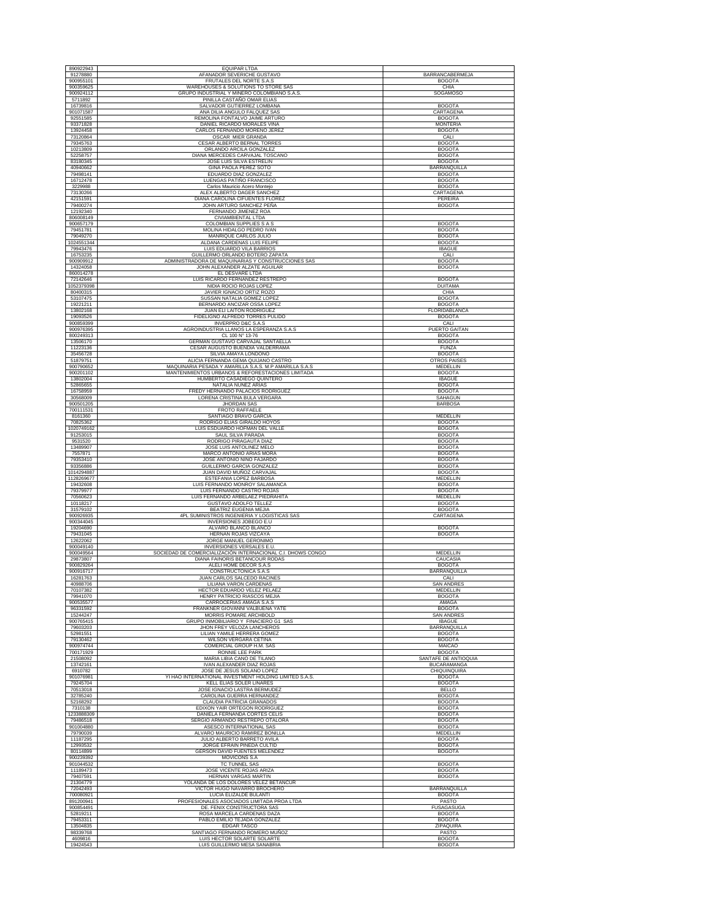| | | |
|---|---|---|
| 890922943 | EQUIPAR LTDA | |
| 91278880 | AFANADOR SEVERICHE GUSTAVO | BARRANCABERMEJA |
| 900955101 | FRUTALES DEL NORTE S.A.S | BOGOTA |
| 900359625 | WAREHOUSES & SOLUTIONS TO STORE SAS | CHIA |
| 900924112 | GRUPO INDUSTRIAL Y MINERO COLOMBIANO S.A.S. | SOGAMOSO |
| 5711892 | PINILLA CASTAÑO OMAR ELIAS | |
| 16739816 | SALVADOR GUTIERREZ LOMBANA | BOGOTA |
| 901071587 | ANA DILIA ANGULO FALQUEZ SAS | CARTAGENA |
| 92551585 | REMOLINA FONTALVO JAIME ARTURO | BOGOTA |
| 93371828 | DANIEL RICARDO MORALES VIÑA | MONTERIA |
| 13924458 | CARLOS FERNANDO MORENO JEREZ | BOGOTA |
| 73120864 | OSCAR MIER GRANDA | CALI |
| 79345763 | CESAR ALBERTO BERNAL TORRES | BOGOTA |
| 10213809 | ORLANDO ARCILA GONZALEZ | BOGOTA |
| 52258757 | DIANA MERCEDES CARVAJAL TOSCANO | BOGOTA |
| 83180345 | JOSE LUIS SILVA ESTRELIN | BOGOTA |
| 40940662 | GINA PAOLA PEREZ SOTO | BARRANQUILLA |
| 79498141 | EDUARDO DIAZ GONZALEZ | BOGOTA |
| 16712478 | LUENGAS PATIÑO FRANCISCO | BOGOTA |
| 3229988 | Carlos Mauricio Acero Montejo | BOGOTA |
| 73130266 | ALEX ALBERTO DAGER SANCHEZ | CARTAGENA |
| 42151591 | DIANA CAROLINA CIFUENTES FLOREZ | PEREIRA |
| 79400274 | JOHN ARTURO SANCHEZ PEÑA | BOGOTA |
| 12192340 | FERNANDO JIMENEZ ROA | |
| 806008149 | CIVIAMBIENTAL LTDA | |
| 900657179 | COLOMBIAN SUPPLIES S A S | BOGOTA |
| 79451781 | MOLINA HIDALGO PEDRO IVAN | BOGOTA |
| 79049270 | MANRIQUE CARLOS JULIO | BOGOTA |
| 1024551344 | ALDANA CARDENAS LUIS FELIPE | BOGOTA |
| 79943476 | LUIS EDUARDO VILA BARRIOS | IBAGUE |
| 16753235 | GUILLERMO ORLANDO BOTERO ZAPATA | CALI |
| 900909912 | ADMINISTRADORA DE MAQUINARIAS Y CONSTRUCCIONES SAS | BOGOTA |
| 14324058 | JOHN ALEXANDER ALZATE AGUILAR | BOGOTA |
| 860014278 | EL DESVARE LTDA | |
| 72142646 | LUIS RICARDO FERNANDEZ RESTREPO | BOGOTA |
| 1052379398 | NIDIA ROCIO ROJAS LOPEZ | DUITAMA |
| 80400315 | JAVIER IGNACIO ORTIZ ROZO | CHIA |
| 53107475 | SUSSAN NATALIA GOMEZ LOPEZ | BOGOTA |
| 19221211 | BERNARDO ANCIZAR OSSA LOPEZ | BOGOTA |
| 13802168 | JUAN ELI LAITON RODRIGUEZ | FLORIDABLANCA |
| 19093526 | FIDELIGNO ALFREDO TORRES PULIDO | BOGOTA |
| 900859399 | INVERPRO D&C S.A.S | CALI |
| 900976395 | AGROINDUSTRIA LLANOS LA ESPERANZA S.A.S | PUERTO GAITAN |
| 800249313 | CL 100 N° 13-76 | BOGOTA |
| 13506170 | GERMAN GUSTAVO CARVAJAL SANTAELLA | BOGOTA |
| 11223136 | CESAR AUGUSTO BUENDIA VALDERRAMA | FUNZA |
| 35456728 | SILVIA AMAYA LONDOÑO | BOGOTA |
| 51879751 | ALICIA FERNANDA GEMA QUIJANO CASTRO | OTROS PAISES |
| 900790652 | MAQUINARIA PESADA Y AMARILLA S.A.S. M.P AMARILLA S.A.S | MEDELLIN |
| 900201102 | MANTENIMIENTOS URBANOS & REFORESTACIONES LIMITADA | BOGOTA |
| 13802004 | HUMBERTO CASADIEGO QUINTERO | IBAGUE |
| 52865655 | NATALIA NUÑEZ ARIAS | BOGOTA |
| 16758959 | FREDY HERNANDO PALACIOS RODRIGUEZ | BOGOTA |
| 30568009 | LORENA CRISTINA BULA VERGARA | SAHAGUN |
| 900501205 | JHORDAN SAS | BARBOSA |
| 700111531 | FROTO RAFFAELE | |
| 8161360 | SANTIAGO BRAVO GARCIA | MEDELLIN |
| 70825362 | RODRIGO ELIAS GIRALDO HOYOS | BOGOTA |
| 1020749162 | LUIS ESDUARDO HOFMAN DEL VALLE | BOGOTA |
| 91253015 | SAUL SILVA PARADA | BOGOTA |
| 9531520 | RODRIGO PIRAGAUTA DIAZ | BOGOTA |
| 13489907 | JOSE LUIS ANTOLINEZ MELO | BOGOTA |
| 7557871 | MARCO ANTONIO ARIAS MORA | BOGOTA |
| 79353410 | JOSE ANTONIO NIÑO FAJARDO | BOGOTA |
| 93356886 | GUILLERMO GARCIA GONZALEZ | BOGOTA |
| 1014294887 | JUAN DAVID MUÑOZ CARVAJAL | BOGOTA |
| 1128269677 | ESTEFANIA LOPEZ BARBOSA | MEDELLIN |
| 19432608 | LUIS FERNANDO MONROY SALAMANCA | BOGOTA |
| 79379977 | LUIS FERNANDO CASTRO ROJAS | BOGOTA |
| 70560623 | LUIS FERNANDO ARBELAEZ PIEDRAHITA | MEDELLIN |
| 10118217 | GUSTAVO ADOLFO TELLEZ | BOGOTA |
| 31579102 | BEATRIZ EUGENIA MEJIA | BOGOTA |
| 900926935 | 4PL SUMINISTROS INGENIERIA Y LOGISTICAS SAS | CARTAGENA |
| 900344045 | INVERSIONES JOBEGO E.U | |
| 19204690 | ALVARO BLANCO BLANCO | BOGOTA |
| 79431045 | HERNAN ROJAS VIZCAYA | BOGOTA |
| 12622062 | JORGE MANUEL GERONIMO | |
| 900049140 | INVERSIONES VERSALES E.U. | |
| 900049564 | SOCIEDAD DE COMERCIALIZACION INTERNACIONAL C.I. DHOWS CONGO | MEDELLIN |
| 29873807 | DIANA FAINORIS BETANCOUR RODAS | CAUCASIA |
| 900829264 | ALELI HOME DECOR S.A.S | BOGOTA |
| 900916717 | CONSTRUCTONICA S.A.S | BARRANQUILLA |
| 16281763 | JUAN CARLOS SALCEDO RACINES | CALI |
| 40988706 | LILIANA VARON CARDENAS | SAN ANDRES |
| 70107382 | HECTOR EDUARDO VELEZ PELAEZ | MEDELLIN |
| 79941070 | HENRY PATRICIO RIASCOS MEJIA | BOGOTA |
| 900535577 | CARROCERIAS AMAGA S.A.S | AMAGA |
| 96331592 | FRANKNER GIOVANNI VALBUENA YATE | BOGOTA |
| 15244247 | MORRIS POMARE ARCHBOLD | SAN ANDRES |
| 900765415 | GRUPO INMOBILIARIO Y FINACIERO G1 SAS | IBAGUE |
| 79603203 | JHON FREY VELOZA LANCHEROS | BARRANQUILLA |
| 52981551 | LILIAN YAMILE HERRERA GOMEZ | BOGOTA |
| 79130462 | WILSON VERGARA CETINA | BOGOTA |
| 900974744 | COMERCIAL GROUP H.M. SAS | MAICAO |
| 700171929 | RONNIE LEE PARK | BOGOTA |
| 21508092 | MARIA LIBIA CANO DE TILANO | SANTAFE DE ANTIOQUIA |
| 13742161 | IVAN ALEXANDER DIAZ ROJAS | BUCARAMANGA |
| 6910782 | JOSE DE JESUS SOLANO LOPEZ | CHIQUINQUIRA |
| 901076981 | YI HAO INTERNATIONAL INVESTMENT HOLDING LIMITED S.A.S. | BOGOTA |
| 79245704 | KELL ELIAS SOLER LINARES | BOGOTA |
| 70513018 | JOSE IGNACIO LASTRA BERMUDEZ | BELLO |
| 32785240 | CAROLINA GUERRA HERNANDEZ | BOGOTA |
| 52168292 | CLAUDIA PATRICIA GRANADOS | BOGOTA |
| 7310138 | EDIXON YAIR ORTEGON RODRIGUEZ | BOGOTA |
| 1233888309 | DANIELA FERNANDA CORTES CELIS | BOGOTA |
| 79486518 | SERGIO ARMANDO RESTREPO OTALORA | BOGOTA |
| 901004880 | ASESCO INTERNATIONAL SAS | BOGOTA |
| 79790039 | ALVARO MAURICIO RAMIREZ BONILLA | MEDELLIN |
| 11187295 | JULIO ALBERTO BARRETO AVILA | BOGOTA |
| 12993532 | JORGE EFRAIN PINEDA CULTID | BOGOTA |
| 80114899 | GERSON DAVID FUENTES MELENDEZ | BOGOTA |
| 900239392 | MOVICONS S.A | |
| 901044532 | TC TUNNEL SAS | BOGOTA |
| 11189473 | JOSE VICENTE ROJAS ARIZA | BOGOTA |
| 79407591 | HERNAN VARGAS MARTIN | BOGOTA |
| 21304779 | YOLANDA DE LOS DOLORES VELEZ BETANCUR | |
| 72042493 | VICTOR HUGO NAVARRO BROCHERO | BARRANQUILLA |
| 700080921 | LUCIA ELIZALDE BULANTI | BOGOTA |
| 891200941 | PROFESIONALES ASOCIADOS LIMITADA PROA LTDA | PASTO |
| 900854491 | DE. FENIX CONSTRUCTORA SAS | FUSAGASUGA |
| 52819211 | ROSA MARCELA CARDENAS DAZA | BOGOTA |
| 79453311 | PABLO EMILIO TEJADA GONZALEZ | BOGOTA |
| 13504835 | EDGAR TASCO | ZIPAQUIRA |
| 98339768 | SANTIAGO FERNANDO ROMERO MUÑOZ | PASTO |
| 4609816 | LUIS HECTOR SOLARTE SOLARTE | BOGOTA |
| 19424543 | LUIS GUILLERMO MESA SANABRIA | BOGOTA |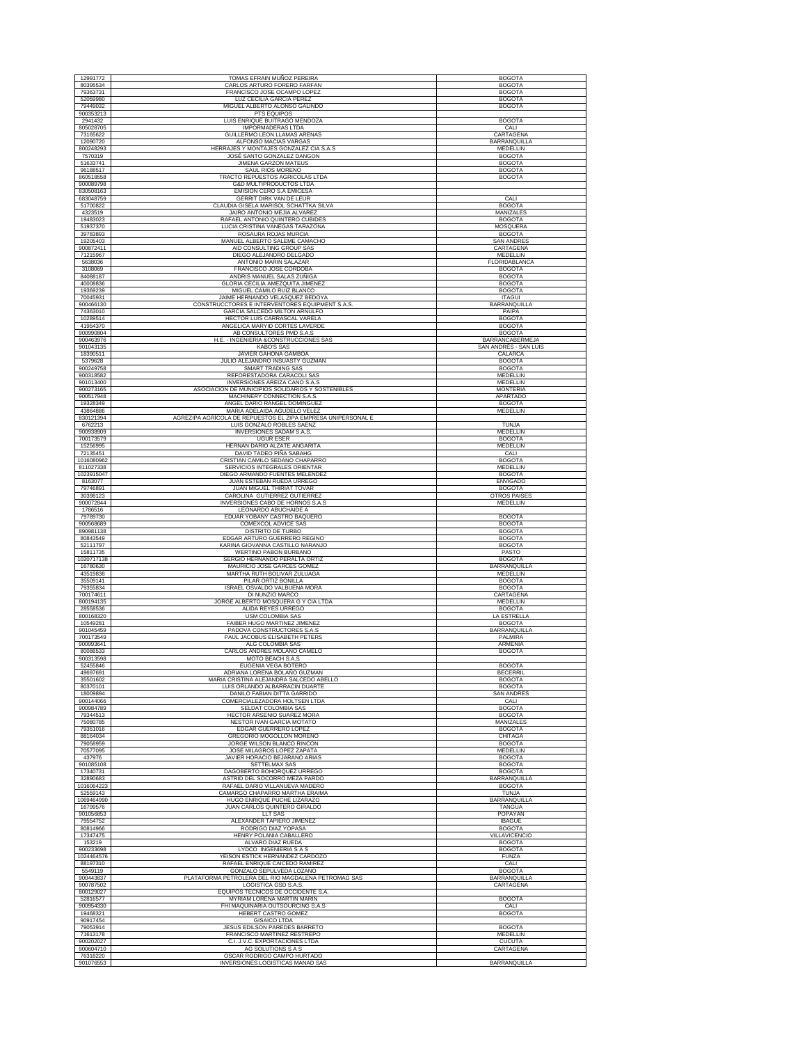| | | |
|---|---|---|
| 12991772 | TOMAS EFRAIN MUÑOZ PEREIRA | BOGOTA |
| 80395534 | CARLOS ARTURO FORERO FARFAN | BOGOTA |
| 79363731 | FRANCISCO JOSE OCAMPO LOPEZ | BOGOTA |
| 52059980 | LUZ CECILIA GARCIA PEREZ | BOGOTA |
| 79449032 | MIGUEL ALBERTO ALONSO GALINDO | BOGOTA |
| 900353213 | PTS EQUIPOS | |
| 2941432 | LUIS ENRIQUE BUITRAGO MENDOZA | BOGOTA |
| 805028705 | IMPORMADERAS LTDA | CALI |
| 73165622 | GUILLERMO LEON LLAMAS ARENAS | CARTAGENA |
| 12090720 | ALFONSO MACIAS VARGAS | BARRANQUILLA |
| 800248293 | HERRAJES Y MONTAJES GONZALEZ CIA S.A.S | MEDELLIN |
| 7570319 | JOSE SANTO GONZALEZ DANGON | BOGOTA |
| 51633741 | JIMENA GARZON MATEUS | BOGOTA |
| 96188517 | SAUL RIOS MORENO | BOGOTA |
| 860518558 | TRACTO REPUESTOS AGRICOLAS LTDA | BOGOTA |
| 900089798 | G&D MULTIPRODUCTOS LTDA | |
| 830508163 | EMISION CERO S.A EMICESA | |
| 683048759 | GERRIT DIRK VAN DE LEUR | CALI |
| 51700822 | CLAUDIA GISELA MARISOL SCHATTKA SILVA | BOGOTA |
| 4323519 | JAIRO ANTONIO MEJIA ALVAREZ | MANIZALES |
| 19483023 | RAFAEL ANTONIO QUINTERO CUBIDES | BOGOTA |
| 51937370 | LUCIA CRISTINA VANEGAS TARAZONA | MOSQUERA |
| 39783893 | ROSAURA ROJAS MURCIA | BOGOTA |
| 19205403 | MANUEL ALBERTO SALEME CAMACHO | SAN ANDRES |
| 900872411 | AID CONSULTING GROUP SAS | CARTAGENA |
| 71215967 | DIEGO ALEJANDRO DELGADO | MEDELLIN |
| 5638036 | ANTONIO MARIN SALAZAR | FLORIDABLANCA |
| 3108069 | FRANCISCO JOSE CORDOBA | BOGOTA |
| 84088187 | ANDRIS MANUEL SALAS ZUÑIGA | BOGOTA |
| 40008836 | GLORIA CECILIA AMEZQUITA JIMENEZ | BOGOTA |
| 19369239 | MIGUEL CAMILO RUIZ BLANCO | BOGOTA |
| 70045931 | JAIME HERNANDO VELASQUEZ BEDOYA | ITAGUI |
| 900466130 | CONSTRUCCTORES E INTERVENTORES EQUIPMENT S.A.S. | BARRANQUILLA |
| 74363010 | GARCIA SALCEDO MILTON ARNULFO | PAIPA |
| 10289514 | HECTOR LUIS CARRASCAL VARELA | BOGOTA |
| 41954370 | ANGELICA MARYID CORTES LAVERDE | BOGOTA |
| 900990804 | AB CONSULTORES PMD S.A.S | BOGOTA |
| 900463976 | H.E. - INGENIERIA &CONSTRUCCIONES SAS | BARRANCABERMEJA |
| 901043135 | KABO'S SAS | SAN ANDRÉS - SAN LUIS |
| 18390511 | JAVIER GAHONA GAMBOA | CALARCA |
| 5379628 | JULIO ALEJANDRO INSUASTY GUZMAN | BOGOTA |
| 900249758 | SMART TRADING SAS | BOGOTA |
| 900318582 | REFORESTADORA CARACOLI SAS | MEDELLIN |
| 901013400 | INVERSIONES AREIZA CANO S.A.S | MEDELLIN |
| 900273165 | ASOCIACION DE MUNICIPIOS SOLIDARIOS Y SOSTENIBLES | MONTERIA |
| 900517948 | MACHINERY CONNECTION S.A.S. | APARTADO |
| 19328349 | ANGEL DARIO RANGEL DOMINGUEZ | BOGOTA |
| 43864886 | MARIA ADELAIDA AGUDELO VELEZ | MEDELLIN |
| 830121394 | AGREZIPA AGRÍCOLA DE REPUESTOS EL ZIPA EMPRESA UNIPERSONAL E | |
| 6762213 | LUIS GONZALO ROBLES SAENZ | TUNJA |
| 900938909 | INVERSIONES SADAM S.A.S. | MEDELLIN |
| 700173579 | UGUR ESER | BOGOTA |
| 15256995 | HERNAN DARIO ALZATE ANGARITA | MEDELLIN |
| 72135451 | DAVID TADEO PIÑA SABAHG | CALI |
| 1016080962 | CRISTIAN CAMILO SEDANO CHAPARRO | BOGOTA |
| 811027338 | SERVICIOS INTEGRALES ORIENTAR | MEDELLIN |
| 1023915047 | DIEGO ARMANDO FUENTES MELENDEZ | BOGOTA |
| 8163077 | JUAN ESTEBAN RUEDA URREGO | ENVIGADO |
| 79746891 | JUAN MIGUEL THIRIAT TOVAR | BOGOTA |
| 30398123 | CAROLINA GUTIERREZ GUTIERREZ | OTROS PAISES |
| 900072844 | INVERSIONES CABO DE HORNOS S.A.S | MEDELLIN |
| 1786516 | LEONARDO ABUCHAIDE A | |
| 79789730 | EDUAR YOBANY CASTRO BAQUERO | BOGOTA |
| 900568689 | COMEXCOL ADVICE SAS | BOGOTA |
| 890981138 | DISTRITO DE TURBO | BOGOTA |
| 80843549 | EDGAR ARTURO GUERRERO REGINO | BOGOTA |
| 52111797 | KARINA GIOVANNA CASTILLO NARANJO | BOGOTA |
| 15811735 | WERTINO PABON BURBANO | PASTO |
| 1020717138 | SERGIO HERNANDO PERALTA ORTIZ | BOGOTA |
| 16780630 | MAURICIO JOSE GARCES GOMEZ | BARRANQUILLA |
| 43519838 | MARTHA RUTH BOLIVAR ZULUAGA | MEDELLIN |
| 35509141 | PILAR ORTIZ BONILLA | BOGOTA |
| 79355834 | ISRAEL OSVALDO VALBUENA MORA | BOGOTA |
| 700174611 | DI NUNZIO MARCO | CARTAGENA |
| 800194135 | JORGE ALBERTO MOSQUERA G Y CIA LTDA | MEDELLIN |
| 28558536 | ALIDA REYES URREGO | BOGOTA |
| 800168320 | USM COLOMBIA SAS | LA ESTRELLA |
| 10549281 | FAIBER HUGO MARTINEZ JIMENEZ | BOGOTA |
| 901045459 | PADOVA CONSTRUCTORES S.A.S | BARRANQUILLA |
| 700173549 | PAUL JACOBUS ELISABETH PETERS | PALMIRA |
| 900993641 | ALG COLOMBIA SAS | ARMENIA |
| 80086533 | CARLOS ANDRES MOLANO CAMELO | BOGOTA |
| 900313598 | MOTO BEACH S.A.S | |
| 52455846 | EUGENIA VEGA BOTERO | BOGOTA |
| 49697691 | ADRIANA LORENA BOLAÑO GUZMAN | BECERRIL |
| 35501602 | MARIA CRISTINA ALEJANDRA SALCEDO ABELLO | BOGOTA |
| 80370101 | LUIS ORLANDO ALBARRACIN DUARTE | BOGOTA |
| 18009894 | DANILO FABIAN DITTA GARRIDO | SAN ANDRES |
| 900144066 | COMERCIALEZADORA HOLTSEN LTDA | CALI |
| 900984789 | SELDAT COLOMBIA SAS | BOGOTA |
| 79344513 | HECTOR ARSENIO SUAREZ MORA | BOGOTA |
| 75080785 | NESTOR IVAN GARCIA MOTATO | MANIZALES |
| 79351016 | EDGAR GUERRERO LOPEZ | BOGOTA |
| 88164034 | GREGORIO MOGOLLON MORENO | CHITAGA |
| 79058959 | JORGE WILSON BLANCO RINCON | BOGOTA |
| 70577095 | JOSE MILAGROS LOPEZ ZAPATA | MEDELLIN |
| 437976 | JAVIER HORACIO BEJARANO ARIAS | BOGOTA |
| 901085108 | SETTELMAX SAS | BOGOTA |
| 17340731 | DAGOBERTO BOHORQUEZ URREGO | BOGOTA |
| 32890683 | ASTRID DEL SOCORRO MEZA PARDO | BARRANQUILLA |
| 1016064223 | RAFAEL DARIO VILLANUEVA MADERO | BOGOTA |
| 52559143 | CAMARGO CHAPARRO MARTHA ERAIMA | TUNJA |
| 1069464990 | HUGO ENRIQUE PUCHE LIZARAZO | BARRANQUILLA |
| 16799576 | JUAN CARLOS QUINTERO GIRALDO | TANGUA |
| 901056853 | LLT SAS | POPAYAN |
| 79554752 | ALEXANDER TAPIERO JIMENEZ | IBAGUE |
| 80814966 | RODRIGO DIAZ YOPASA | BOGOTA |
| 17347475 | HENRY POLANIA CABALLERO | VILLAVICENCIO |
| 153219 | ALVARO DIAZ RUEDA | BOGOTA |
| 900233698 | LYDCO INGENIERIA S A S | BOGOTA |
| 1024464576 | YEISON ESTICK HERNANDEZ CARDOZO | FUNZA |
| 88197310 | RAFAEL ENRIQUE CAICEDO RAMIREZ | CALI |
| 5549119 | GONZALO SEPULVEDA LOZANO | BOGOTA |
| 900443837 | PLATAFORMA PETROLERA DEL RIO MAGDALENA PETROMAG SAS | BARRANQUILLA |
| 900787502 | LOGISTICA GSD S.A.S. | CARTAGENA |
| 800129027 | EQUIPOS TECNICOS DE OCCIDENTE S.A. | |
| 52816577 | MYRIAM LORENA MARTIN MARIN | BOGOTA |
| 900954330 | FHI MAQUINARIA OUTSOURCING S.A.S | CALI |
| 19468321 | HEBERT CASTRO GOMEZ | BOGOTA |
| 90917454 | GISAICO LTDA | |
| 79053914 | JESUS EDILSON PAREDES BARRETO | BOGOTA |
| 71613178 | FRANCISCO MARTINEZ RESTREPO | MEDELLIN |
| 900202027 | C.I. J.V.C. EXPORTACIONES LTDA | CUCUTA |
| 900604710 | AG SOLUTIONS S A S | CARTAGENA |
| 76318220 | OSCAR RODRIGO CAMPO HURTADO | |
| 901076553 | INVERSIONES LOGISTICAS MANAD SAS | BARRANQUILLA |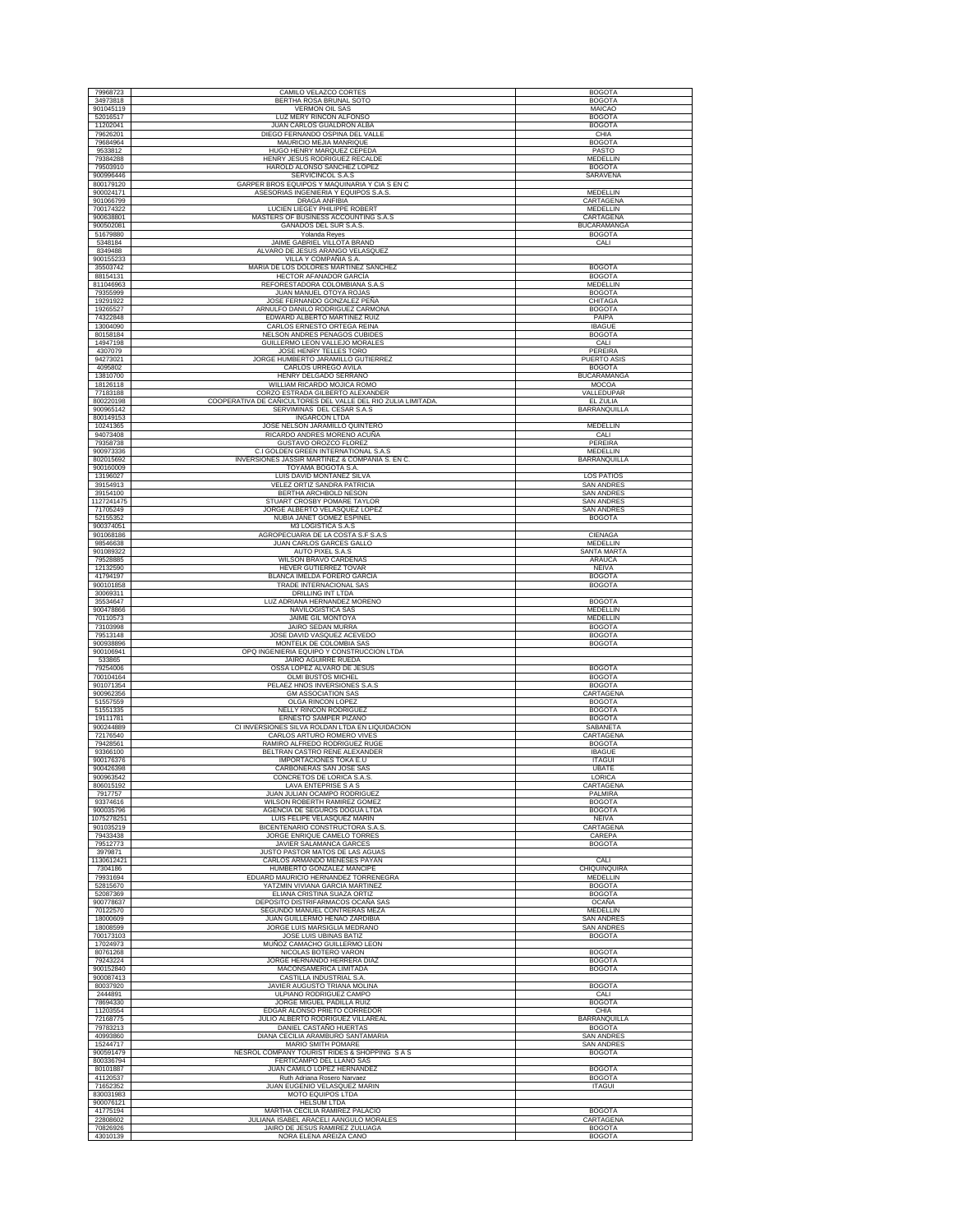| | | |
|---|---|---|
| 79868723 | CAMILO VELAZCO CORTES | BOGOTA |
| 34973818 | BERTHA ROSA BRUNAL SOTO | BOGOTA |
| 901045119 | VERMON OIL SAS | MAICAO |
| 52016517 | LUZ MERY RINCON ALFONSO | BOGOTA |
| 11202041 | JUAN CARLOS GUALDRON ALBA | BOGOTA |
| 79626201 | DIEGO FERNANDO OSPINA DEL VALLE | CHIA |
| 79684964 | MAURICIO MEJIA MANRIQUE | BOGOTA |
| 9533812 | HUGO HENRY MARQUEZ CEPEDA | PASTO |
| 79384288 | HENRY JESUS RODRIGUEZ RECALDE | MEDELLIN |
| 79503910 | HAROLD ALONSO SANCHEZ LOPEZ | BOGOTA |
| 900996446 | SERVICINCOL S.A.S | SARAVENA |
| 800179120 | GARPER BROS EQUIPOS Y MAQUINARIA Y CIA S EN C | |
| 900024171 | ASESORIAS INGENIERIA Y EQUIPOS S.A.S. | MEDELLIN |
| 901066799 | DRAGA ANFIBIA | CARTAGENA |
| 700174322 | LUCIEN LIEGEY PHILIPPE ROBERT | MEDELLIN |
| 900638801 | MASTERS OF BUSINESS ACCOUNTING S.A.S | CARTAGENA |
| 900502081 | GANADOS DEL SUR S.A.S. | BUCARAMANGA |
| 51679880 | Yolanda Reyes | BOGOTA |
| 5348184 | JAIME GABRIEL VILLOTA BRAND | CALI |
| 8349488 | ALVARO DE JESUS ARANGO VELASQUEZ | |
| 900155233 | VILLA Y COMPAÑIA S.A. | |
| 35503742 | MARIA DE LOS DOLORES MARTINEZ SANCHEZ | BOGOTA |
| 88154131 | HECTOR AFANADOR GARCÍA | BOGOTA |
| 811046963 | REFORESTADORA COLOMBIANA S.A.S | MEDELLIN |
| 79355999 | JUAN MANUEL OTOYA ROJAS | BOGOTA |
| 19291922 | JOSE FERNANDO GONZALEZ PEÑA | CHITAGA |
| 19265527 | ARNULFO DANILO RODRIGUEZ CARMONA | BOGOTA |
| 74322848 | EDWARD ALBERTO MARTINEZ RUIZ | PAIPA |
| 13004090 | CARLOS ERNESTO ORTEGA REINA | IBAGUE |
| 80158184 | NELSON ANDRES PENAGOS CUBIDES | BOGOTA |
| 14947198 | GUILLERMO LEON VALLEJO MORALES | CALI |
| 4307079 | JOSE HENRY TELLES TORO | PEREIRA |
| 94273021 | JORGE HUMBERTO JARAMILLO GUTIERREZ | PUERTO ASIS |
| 4095802 | CARLOS URREGO AVILA | BOGOTA |
| 13810700 | HENRY DELGADO SERRANO | BUCARAMANGA |
| 18126118 | WILLIAM RICARDO MOJICA ROMO | MOCOA |
| 77183188 | CORZO ESTRADA GILBERTO ALEXANDER | VALLEDUPAR |
| 800220198 | COOPERATIVA DE CAÑICULTORES DEL VALLE DEL RIO ZULIA LIMITADA. | EL ZULIA |
| 900965142 | SERVIMINAS DEL CESAR S.A.S | BARRANQUILLA |
| 800149153 | INGARCON LTDA | |
| 10241365 | JOSE NELSON JARAMILLO QUINTERO | MEDELLIN |
| 94073408 | RICARDO ANDRES MORENO ACUÑA | CALI |
| 79358738 | GUSTAVO OROZCO FLOREZ | PEREIRA |
| 900973336 | C.I GOLDEN GREEN INTERNATIONAL S.A.S | MEDELLIN |
| 802015692 | INVERSIONES JASSIR MARTINEZ & COMPAÑIA S. EN C. | BARRANQUILLA |
| 900160009 | TOYAMA BOGOTA S.A. | |
| 13196027 | LUIS DAVID MONTAÑEZ SILVA | LOS PATIOS |
| 39154913 | VELEZ ORTIZ SANDRA PATRICIA | SAN ANDRES |
| 39154100 | BERTHA ARCHBOLD NESON | SAN ANDRES |
| 1127241475 | STUART CROSBY POMARE TAYLOR | SAN ANDRES |
| 71705249 | JORGE ALBERTO VELASQUEZ LOPEZ | SAN ANDRES |
| 52155352 | NUBIA JANET GOMEZ ESPINEL | BOGOTA |
| 900374051 | M3 LOGISTICA S.A.S | |
| 901068186 | AGROPECUARIA DE LA COSTA S.F S.A.S | CIENAGA |
| 98546638 | JUAN CARLOS GARCES GALLO | MEDELLIN |
| 901089322 | AUTO PIXEL S.A.S | SANTA MARTA |
| 79528885 | WILSON BRAVO CARDENAS | ARAUCA |
| 12132590 | HEVER GUTIERREZ TOVAR | NEIVA |
| 41794197 | BLANCA IMELDA FORERO GARCIA | BOGOTA |
| 900101858 | TRADE INTERNACIONAL SAS | BOGOTA |
| 30069311 | DRILLING INT LTDA | |
| 35534647 | LUZ ADRIANA HERNANDEZ MORENO | BOGOTA |
| 900478866 | NAVILOGISTICA SAS | MEDELLIN |
| 70110573 | JAIME GIL MONTOYA | MEDELLIN |
| 73103998 | JAIRO SEDAN MURRA | BOGOTA |
| 79513148 | JOSE DAVID VASQUEZ ACEVEDO | BOGOTA |
| 900938896 | MONTELK DE COLOMBIA SAS | BOGOTA |
| 900106941 | OPQ INGENIERIA EQUIPO Y CONSTRUCCION LTDA | |
| 533865 | JAIRO AGUIRRE RUEDA | |
| 79254006 | OSSA LOPEZ ALVARO DE JESUS | BOGOTA |
| 700104164 | OLMI BUSTOS MICHEL | BOGOTA |
| 901071354 | PELAEZ HNOS INVERSIONES S.A.S | BOGOTA |
| 900962356 | GM ASSOCIATION SAS | CARTAGENA |
| 51557559 | OLGA RINCON LOPEZ | BOGOTA |
| 51551335 | NELLY RINCON RODRIGUEZ | BOGOTA |
| 19111781 | ERNESTO SAMPER PIZANO | BOGOTA |
| 900244889 | CI INVERSIONES SILVA ROLDAN LTDA EN LIQUIDACION | SABANETA |
| 72176540 | CARLOS ARTURO ROMERO VIVES | CARTAGENA |
| 79428561 | RAMIRO ALFREDO RODRIGUEZ RUGE | BOGOTA |
| 93366100 | BELTRAN CASTRO RENE ALEXANDER | IBAGUE |
| 900176376 | IMPORTACIONES TOKA E.U | ITAGUI |
| 900426398 | CARBONERAS SAN JOSE SAS | UBATE |
| 900963542 | CONCRETOS DE LORICA S.A.S. | LORICA |
| 806015192 | LAVA ENTEPRISE S A S | CARTAGENA |
| 7917757 | JUAN JULIAN OCAMPO RODRIGUEZ | PALMIRA |
| 93374616 | WILSON ROBERTH RAMIREZ GOMEZ | BOGOTA |
| 900035796 | AGENCIA DE SEGUROS DOGUA LTDA | BOGOTA |
| 1075278251 | LUIS FELIPE VELASQUEZ MARIN | NEIVA |
| 901035219 | BICENTENARIO CONSTRUCTORA S.A.S. | CARTAGENA |
| 79433438 | JORGE ENRIQUE CAMELO TORRES | CAREPA |
| 79512773 | JAVIER SALAMANCA GARCES | BOGOTA |
| 3979871 | JUSTO PASTOR MATOS DE LAS AGUAS | |
| 1130612421 | CARLOS ARMANDO MENESES PAYAN | CALI |
| 7304186 | HUMBERTO GONZALEZ MANCIPE | CHIQUINQUIRA |
| 79931694 | EDUARD MAURICIO HERNANDEZ TORRENEGRA | MEDELLIN |
| 52815670 | YATZMIN VIVIANA GARCIA MARTINEZ | BOGOTA |
| 52087369 | ELIANA CRISTINA SUAZA ORTIZ | BOGOTA |
| 900778637 | DEPOSITO DISTRIFARMACOS OCAÑA SAS | OCAÑA |
| 70122570 | SEGUNDO MANUEL CONTRERAS MEZA | MEDELLIN |
| 18000609 | JUAN GUILLERMO HENAO ZARDIBIA | SAN ANDRES |
| 18008599 | JORGE LUIS MARSIGLIA MEDRANO | SAN ANDRES |
| 700173103 | JOSE LUIS UBINAS BATIZ | BOGOTA |
| 17024973 | MUÑOZ CAMACHO GUILLERMO LEON | |
| 80761268 | NICOLAS BOTERO VARON | BOGOTA |
| 79243224 | JORGE HERNANDO HERRERA DIAZ | BOGOTA |
| 900152840 | MACONSAMERICA LIMITADA | BOGOTA |
| 900087413 | CASTILLA INDUSTRIAL S.A. | |
| 80037920 | JAVIER AUGUSTO TRIANA MOLINA | BOGOTA |
| 2444891 | ULPIANO RODRIGUEZ CAMPO | CALI |
| 78694330 | JORGE MIGUEL PADILLA RUIZ | BOGOTA |
| 11203554 | EDGAR ALONSO PRIETO CORREDOR | CHIA |
| 72168775 | JULIO ALBERTO RODRIGUEZ VILLAREAL | BARRANQUILLA |
| 79783213 | DANIEL CASTAÑO HUERTAS | BOGOTA |
| 40993860 | DIANA CECILIA ARAMBURO SANTAMARIA | SAN ANDRES |
| 15244717 | MARIO SMITH POMARE | SAN ANDRES |
| 900591479 | NESROL COMPANY TOURIST RIDES & SHOPPING S A S | BOGOTA |
| 800336794 | FERTICAMPO DEL LLANO SAS | |
| 80101887 | JUAN CAMILO LOPEZ HERNANDEZ | BOGOTA |
| 41120537 | Ruth Adriana Rosero Narvaez | BOGOTA |
| 71652352 | JUAN EUGENIO VELASQUEZ MARIN | ITAGUI |
| 830031983 | MOTO EQUIPOS LTDA | |
| 900076121 | HELSUM LTDA | |
| 41775194 | MARTHA CECILIA RAMIREZ PALACIO | BOGOTA |
| 22808602 | JULIANA ISABEL ARACELI AANGULO MORALES | CARTAGENA |
| 70826926 | JAIRO DE JESUS RAMIREZ ZULUAGA | BOGOTA |
| 43010139 | NORA ELENA AREIZA CANO | BOGOTA |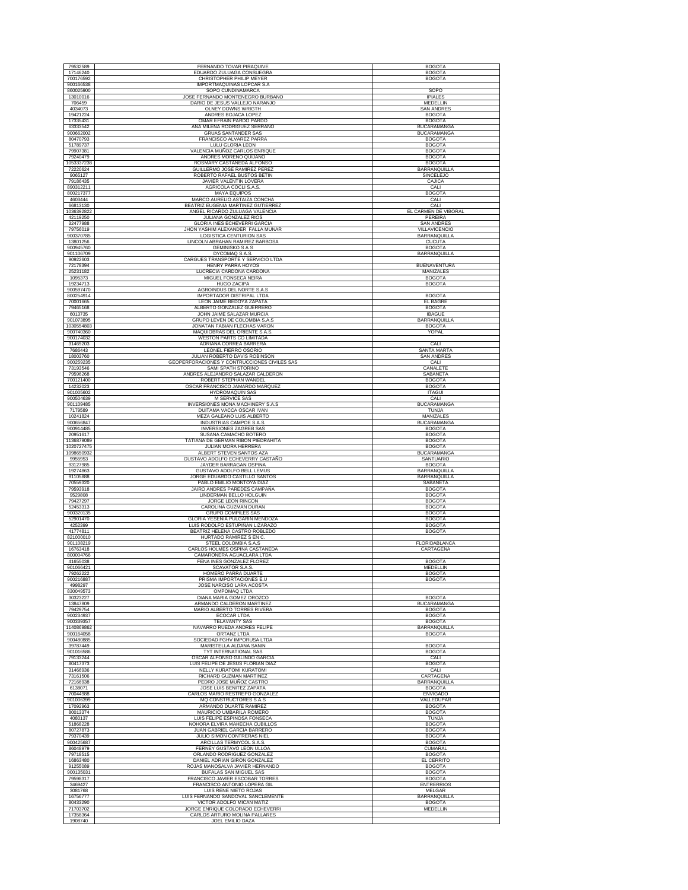| | | |
|---|---|---|
| 79532589 | FERNANDO TOVAR PIRAQUIVE | BOGOTA |
| 17146240 | EDUARDO ZULUAGA CONSUEGRA | BOGOTA |
| 700176592 | CHRISTOPHER PHILIP MEYER | BOGOTA |
| 900166538 | IMPORTMAQUINAS LOPCAR S.A | |
| 860025900 | SOPO CUNDINAMARCA | SOPO |
| 13010016 | JOSE FERNANDO MONTENEGRO BURBANO | IPIALES |
| 706459 | DARIO DE JESUS VALLEJO NARANJO | MEDELLIN |
| 4034073 | OLNEY DOWNS WRIGTH | SAN ANDRES |
| 19421224 | ANDRES BOJACA LOPEZ | BOGOTA |
| 17335431 | OMAR EFRAIN PARDO PARDO | BOGOTA |
| 63333542 | ANA MILENA RODRIGUEZ SERRANO | BUCARAMANGA |
| 900662002 | GRUAS SANTANDER SAS | BUCARAMANGA |
| 80470793 | FRANCISCO ALVAREZ PARRA | BOGOTA |
| 51789737 | LULU GLORIA LEON | BOGOTA |
| 79907381 | VALENCIA MUÑOZ CARLOS ENRIQUE | BOGOTA |
| 79240479 | ANDRES MORENO QUIJANO | BOGOTA |
| 1053337238 | ROSMARY CASTANEDA ALFONSO | BOGOTA |
| 72220624 | GUILLERMO JOSE RAMIREZ PEREZ | BARRANQUILLA |
| 9065127 | ROBERTO RAFAEL BUSTOS BETIN | SINCELEJO |
| 79186435 | JAVIER VALENTIN LOVERA | CAJICA |
| 890312211 | AGRICOLA COCLI S.A.S. | CALI |
| 800217377 | MAYA EQUIPOS | BOGOTA |
| 4603444 | MARCO AURELIO ASTAIZA CONCHA | CALI |
| 66813130 | BEATRIZ EUGENIA MARTINEZ GUTIERREZ | CALI |
| 1036392822 | ANGEL RICARDO ZULUAGA VALENCIA | EL CARMEN DE VIBORAL |
| 42119250 | JULIANA GONZALEZ RIOS | PEREIRA |
| 32477988 | GLORIA INES ECHEVERRI GARCIA | SAN ANDRES |
| 79756019 | JHON YASHIM ALEXANDER FALLA MUNAR | VILLAVICENCIO |
| 900370785 | LOGISTICA CENTURION SAS | BARRANQUILLA |
| 13801256 | LINCOLN ABRAHAN RAMIREZ BARBOSA | CUCUTA |
| 900945760 | GEMINISKO S A S | BOGOTA |
| 901106709 | DYCOMAQ S.A.S. | BARRANQUILLA |
| 90922603 | CARGUES TRANSPORTE Y SERVICIO LTDA | |
| 72178394 | HENRY PARRA HOYOS | BUENAVENTURA |
| 25231182 | LUCRECIA CARDONA CARDONA | MANIZALES |
| 1095373 | MIGUEL FONSECA NEIRA | BOGOTA |
| 19234713 | HUGO ZACIPA | BOGOTA |
| 900597470 | AGROINDUS DEL NORTE S.A.S | |
| 800254914 | IMPORTADOR DISTRIPAL LTDA | BOGOTA |
| 70001665 | LEON JAIME BEDOYA ZAPATA | EL BAGRE |
| 79465168 | ALBERTO GONZALEZ GUERRERO | BOGOTA |
| 6013735 | JOHN JAIME SALAZAR MURCIA | IBAGUE |
| 901073895 | GRUPO LEVEN DE COLOMBIA S.A.S | BARRANQUILLA |
| 1030554803 | JONATAN FABIAN FLECHAS VARON | BOGOTA |
| 900740360 | MAQUIOBRAS DEL ORIENTE S.A.S. | YOPAL |
| 900174032 | WESTON PARTS CO LIMITADA | |
| 31469203 | ADRIANA CORREA BARRERA | CALI |
| 7686443 | LEONEL FIERRO OSORIO | SANTA MARTA |
| 18003760 | JULIAN ROBERTO DAVIS ROBINSON | SAN ANDRES |
| 900259235 | GEOPERFORACIONES Y CONTRUCCIONES CIVILES SAS | CALI |
| 73193546 | SAMI SPATH STORINO | CANALETE |
| 79596268 | ANDRES ALEJANDRO SALAZAR CALDERON | SABANETA |
| 700121400 | ROBERT STEPHAN WANDEL | BOGOTA |
| 14232023 | OSCAR FRANCISCO JAMARDO MARQUEZ | BOGOTA |
| 901005602 | HYDROMAQUIN SAS | ITAGUI |
| 900504639 | M SERVICE SAS | CALI |
| 901109485 | INVERSIONES MONA MACHINERY S.A.S | BUCARAMANGA |
| 7179589 | DUITAMA VACCA OSCAR IVAN | TUNJA |
| 10241824 | MEZA GALEANO LUIS ALBERTO | MANIZALES |
| 900656847 | INDUSTRIAS CAMPOE S.A.S. | BUCARAMANGA |
| 900914485 | INVERSIONES ZAGREB SAS | BOGOTA |
| 20951617 | SUSANA CAMACHO BOTERO | BOGOTA |
| 1136879089 | TATIANA DE GERMAN RIBON PIEDRAHITA | BOGOTA |
| 1020727475 | JULIAN MORA HERRERA | BOGOTA |
| 1098650932 | ALBERT STEVEN SANTOS AZA | BUCARAMANGA |
| 9955953 | GUSTAVO ADOLFO ECHEVERRY CASTAÑO | SANTUARIO |
| 93127985 | JAYDER BARRAGAN OSPINA | BOGOTA |
| 19274863 | GUSTAVO ADOLFO BELL LEMUS | BARRANQUILLA |
| 91105888 | JORGE EDUARDO CASTILLO SANTOS | BARRANQUILLA |
| 70559320 | PABLO EMILIO MONTOYA DIAZ | SABANETA |
| 79593918 | JAIRO ANDRES PAREDES CAMPAÑA | BOGOTA |
| 9529808 | LINDERMAN BELLO HOLGUIN | BOGOTA |
| 79427297 | JORGE LEON RINCON | BOGOTA |
| 52453313 | CAROLINA GUZMAN DURAN | BOGOTA |
| 900320135 | GRUPO COMPILES SAS | BOGOTA |
| 52901470 | GLORIA YESENIA PULGARIN MENDOZA | BOGOTA |
| 4252399 | LUIS RODOLFO ESTUPIÑAN LIZARAZO | BOGOTA |
| 41774811 | BEATRIZ HELENA CASTRO ROBLEDO | BOGOTA |
| 821000010 | HURTADO RAMIREZ S EN C. | |
| 901108219 | STEEL COLOMBIA S.A.S | FLORIDABLANCA |
| 16763418 | CARLOS HOLMES OSPINA CASTANEDA | CARTAGENA |
| 800004766 | CAMARONERA AGUACLARA LTDA | |
| 41655038 | FENA INES GONZALEZ FLOREZ | BOGOTA |
| 901066421 | SCAVATOR S.A.S. | MEDELLIN |
| 79262222 | HOMERO PARRA DUARTE | BOGOTA |
| 900216887 | PRISMA IMPORTACIONES E.U | BOGOTA |
| 4998297 | JOSE NARCISO LARA ACOSTA | |
| 830049573 | OMPOMAQ LTDA | |
| 30323227 | DIANA MARIA GOMEZ OROZCO | BOGOTA |
| 13847809 | ARMANDO CALDERON MARTINEZ | BUCARAMANGA |
| 79429754 | MARIO ALBERTO TORRES RIVERA | BOGOTA |
| 900234937 | ECOCAR LTDA | BOGOTA |
| 900339357 | TELAVANTY SAS | BOGOTA |
| 1140869862 | NAVARRO RUEDA ANDRES FELIPE | BARRANQUILLA |
| 900164058 | ORTANZ LTDA | BOGOTA |
| 900480885 | SOCIEDAD FGHV IMPORUSA LTDA | |
| 39787449 | MARISTELLA ALDANA SANIN | BOGOTA |
| 901016586 | TYT INTERNATIONAL SAS | BOGOTA |
| 79133244 | OSCAR ALFONSO GALINDO GARCIA | CALI |
| 80417373 | LUIS FELIPE DE JESUS FLORIAN DIAZ | BOGOTA |
| 31466936 | NELLY KURATOMI KURATOMI | CALI |
| 73161506 | RICHARD GUZMAN MARTINEZ | CARTAGENA |
| 72166938 | PEDRO JOSE MUÑOZ CASTRO | BARRANQUILLA |
| 6138071 | JOSE LUIS BENITEZ ZAPATA | BOGOTA |
| 70044988 | CARLOS MARIO RESTREPO GONZALEZ | ENVIGADO |
| 901006399 | MQ CONSTRUCTORES S.A.S | VALLEDUPAR |
| 17092963 | ARMANDO DUARTE RAMIREZ | BOGOTA |
| 80013374 | MAURICIO UMBARILA ROMERO | BOGOTA |
| 4080137 | LUIS FELIPE ESPINOSA FONSECA | TUNJA |
| 51868228 | NOHORA ELVIRA MAHECHA CUBILLOS | BOGOTA |
| 80727873 | JUAN GABRIEL GARCIA BARRERO | BOGOTA |
| 79370439 | JULIO SIMON CONTRERAS NIEL | BOGOTA |
| 900425687 | ARCILLAS TERMYCOL S.A.S. | BOGOTA |
| 86048979 | FERNEY GUSTAVO LEON ULLOA | CUMARAL |
| 79718515 | ORLANDO RODRIGUEZ GONZALEZ | BOGOTA |
| 16863480 | DANIEL ADRIAN GIRON GONZALEZ | EL CERRITO |
| 91255089 | ROJAS MANOSALVA JAVIER HERNANDO | BOGOTA |
| 900135031 | BUFALAS SAN MIGUEL SAS | BOGOTA |
| 79598317 | FRANCISCO JAVIER ESCOBAR TORRES | BOGOTA |
| 3469427 | FRANCISCO ANTONIO LOPERA GIL | ENTRERRIOS |
| 3081768 | LUIS RENE NIETO ROJAS | MELGAR |
| 16756777 | LUIS FERNANDO SANDOVAL SANCLEMENTE | BARRANQUILLA |
| 80433290 | VICTOR ADOLFO MICAN MATIZ | BOGOTA |
| 71703702 | JORGE ENRIQUE COLORADO ECHEVERRI | MEDELLIN |
| 17358364 | CARLOS ARTURO MOLINA PALLARES | |
| 1908740 | JOEL EMILIO DAZA | |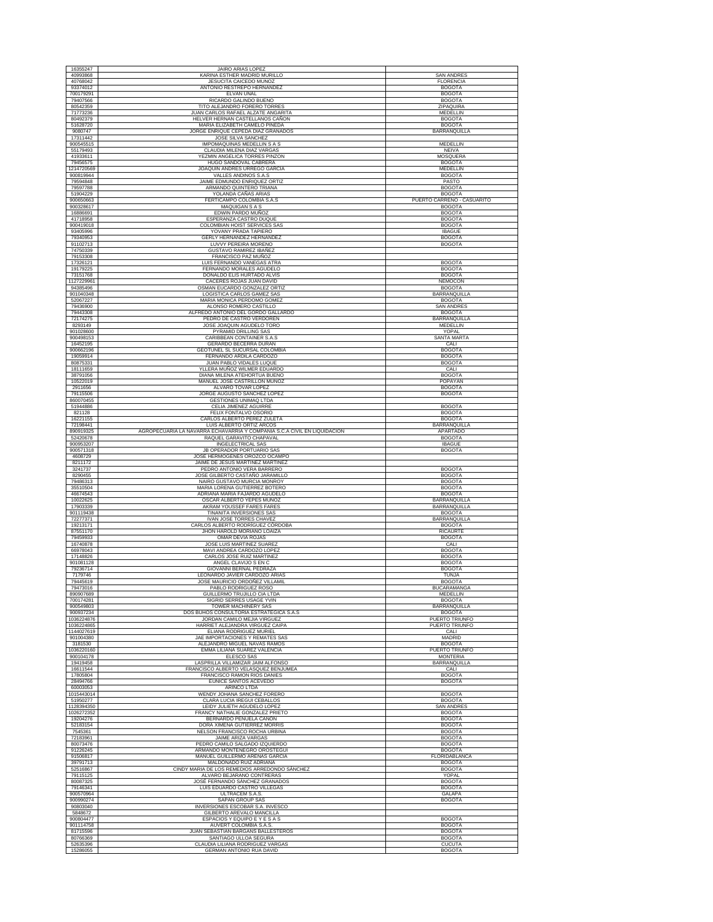| | | |
|---|---|---|
| 16355247 | JAIRO ARIAS LOPEZ | |
| 40993868 | KARINA ESTHER MADRID MURILLO | SAN ANDRES |
| 40768042 | JESUCITA CAICEDO MUNOZ | FLORENCIA |
| 93374012 | ANTONIO RESTREPO HERNANDEZ | BOGOTA |
| 700179291 | ELVAN UNAL | BOGOTA |
| 79407566 | RICARDO GALINDO BUENO | BOGOTA |
| 80542359 | TITO ALEJANDRO FORERO TORRES | ZIPAQUIRA |
| 71773236 | JUAN CARLOS RAFAEL ALZATE ANGARITA | MEDELLIN |
| 80492379 | HELVER HERNAN CASTELLANOS CAÑON | BOGOTA |
| 51628720 | MARIA ELIZABETH CAMELO PINEDA | BOGOTA |
| 9080747 | JORGE ENRIQUE CEPEDA DIAZ GRANADOS | BARRANQUILLA |
| 17311442 | JOSE SILVA SANCHEZ | |
| 900545515 | IMPOMAQUINAS MEDELLIN S A S | MEDELLIN |
| 55179493 | CLAUDIA MILENA DIAZ VARGAS | NEIVA |
| 41933611 | YEZMIN ANGELICA TORRES PINZON | MOSQUERA |
| 79456575 | HUGO SANDOVAL CABRERA | BOGOTA |
| 1214720569 | JOAQUIN ANDRES URREGO GARCIA | MEDELLIN |
| 900819944 | VALLES ANDINOS S.A.S | BOGOTA |
| 79594848 | JAIME EDMUNDO ENRIQUEZ ORTIZ | PASTO |
| 79597788 | ARMANDO QUINTERO TRIANA | BOGOTA |
| 51904229 | YOLANDA CAÑAS ARIAS | BOGOTA |
| 900650663 | FERTICAMPO COLOMBIA S.A.S | PUERTO CARREÑO - CASUARITO |
| 900328617 | MAQUIGAN S A S | BOGOTA |
| 16886691 | EDWIN PARDO MUÑOZ | BOGOTA |
| 41718958 | ESPERANZA CASTRO DUQUE | BOGOTA |
| 900419018 | COLOMBIAN HOIST SERVICES SAS | BOGOTA |
| 93405996 | YOVANY PRADA TAPIERO | IBAGUE |
| 79340953 | GERLY HERNANDEZ HERNANDEZ | BOGOTA |
| 91102713 | LUVVY PEREIRA MORENO | BOGOTA |
| 74750339 | GUSTAVO RAMIREZ IBAÑEZ | |
| 79153308 | FRANCISCO PAZ MUÑOZ | |
| 17326121 | LUIS FERNANDO VANEGAS ATRA | BOGOTA |
| 19179225 | FERNANDO MORALES AGUDELO | BOGOTA |
| 73151768 | DONALDO ELIS HURTADO ALVIS | BOGOTA |
| 1127229961 | CACERES ROJAS JUAN DAVID | NEMOCON |
| 94385496 | OSMAN EUCARDO GONZALEZ ORTIZ | BOGOTA |
| 901040348 | LOGISTICA CARLOS GAMEZ SAS | BARRANQUILLA |
| 52067227 | MARIA MONICA PERDOMO GOMEZ | BOGOTA |
| 79436900 | ALONSO ROMERO CASTILLO | SAN ANDRES |
| 79443308 | ALFREDO ANTONIO DEL GORDO GALLARDO | BOGOTA |
| 72174275 | PEDRO DE CASTRO VERDOREN | BARRANQUILLA |
| 8293149 | JOSE JOAQUIN AGUDELO TORO | MEDELLIN |
| 901028600 | PYRAMID DRILLING SAS | YOPAL |
| 900498153 | CARIBBEAN CONTAINER S.A.S | SANTA MARTA |
| 16452195 | GERARDO BECERRA DURAN | CALI |
| 900662196 | GEOTUNEL SL SUCURSAL COLOMBIA | BOGOTA |
| 19059914 | FERNANDO ARDILA CARDOZO | BOGOTA |
| 80875331 | JUAN PABLO VIDALES LUQUE | BOGOTA |
| 18111659 | YLLERA MUÑOZ WILMER EDUARDO | CALI |
| 38791056 | DIANA MILENA ATEHORTUA BUENO | BOGOTA |
| 10522019 | MANUEL JOSE CASTRILLON MUÑOZ | POPAYAN |
| 2911656 | ALVARO TOVAR LOPEZ | BOGOTA |
| 79115506 | JORGE AUGUSTO SANCHEZ LOPEZ | BOGOTA |
| 860070455 | GESTIONES UNIMAQ LTDA | |
| 51944886 | CELIA JIMENEZ AGUIRRE | BOGOTA |
| 821128 | FELIX FONTALVO OSORIO | BOGOTA |
| 16221155 | CARLOS ALBERTO PEREZ ZULETA | BOGOTA |
| 72198441 | LUIS ALBERTO ORTIZ ARCOS | BARRANQUILLA |
| 890919325 | AGROPECUARIA LA NAVARRA ECHAVARRIA Y COMPAÑIA S.C.A CIVIL EN LIQUIDACION | APARTADO |
| 52420678 | RAQUEL GARAVITO CHAPARAL | BOGOTA |
| 900953207 | INGELECTRICAL SAS | IBAGUE |
| 900571318 | JB OPERADOR PORTUARIO SAS | BOGOTA |
| 4608729 | JOSE HERMOGENES OROZCO OCAMPO | |
| 8211172 | JAIME DE JESUS MARTINEZ MARTINEZ | |
| 3241737 | PEDRO ANTONIO VERA BARRERO | BOGOTA |
| 8290455 | JOSE GILBERTO CASTAÑO JARAMILLO | BOGOTA |
| 79486313 | NAIRO GUSTAVO MURCIA MONROY | BOGOTA |
| 35510504 | MARIA LORENA GUTIERREZ BOTERO | BOGOTA |
| 46674543 | ADRIANA MARIA FAJARDO AGUDELO | BOGOTA |
| 10022625 | OSCAR ALBERTO YEPES MUÑOZ | BARRANQUILLA |
| 17903339 | AKRAM YOUSSEF FARES FARES | BARRANQUILLA |
| 901119438 | TINANITA INVERSIONES SAS | BOGOTA |
| 72277371 | IVAN JOSE TORRES CHAVEZ | BARRANQUILLA |
| 19213171 | CARLOS ALBERTO RODRIGUEZ CORDOBA | BOGOTA |
| 87551170 | JHON HAROLD MORIANO LOAIZA | RICAURTE |
| 79459933 | OMAR DEVIA ROJAS | BOGOTA |
| 16740878 | JOSE LUIS MARTINEZ SUAREZ | CALI |
| 66978043 | MAVI ANDREA CARDOZO LOPEZ | BOGOTA |
| 17148826 | CARLOS JOSE RUIZ MARTINEZ | BOGOTA |
| 901081128 | ANGEL CLAVIJO S EN C | BOGOTA |
| 79236714 | GIOVANNI BERNAL PEDRAZA | BOGOTA |
| 7179746 | LEONARDO JAVIER CARDOZO ARIAS | TUNJA |
| 79445619 | JOSE MAURICIO ORDOÑEZ VILLAMIL | BOGOTA |
| 79473016 | PABLO RODRIGUEZ ROSO | BUCARAMANGA |
| 890907689 | GUILLERMO TRUJILLO CIA LTDA | MEDELLIN |
| 700174281 | SIGRID SERRES USAGE YVIN | BOGOTA |
| 900549803 | TOWER MACHINERY SAS | BARRANQUILLA |
| 900937234 | DOS BUHOS CONSULTORIA ESTRATEGICA S.A.S | BOGOTA |
| 1036224876 | JORDAN CAMILO MEJIA VIRGUEZ | PUERTO TRIUNFO |
| 1036224865 | HARRIET ALEJANDRA VIRGUEZ CAIPA | PUERTO TRIUNFO |
| 1144027619 | ELIANA RODRIGUEZ MURIEL | CALI |
| 901004380 | JAE IMPORTACIONES Y REMATES SAS | MADRID |
| 3181530 | ALEJANDRO MIGUEL NAVAS RAMOS | BOGOTA |
| 1036220160 | EMMA LILIANA SUAREZ VALENCIA | PUERTO TRIUNFO |
| 900104178 | ELESCO SAS | MONTERIA |
| 19419458 | LASPRILLA VILLAMIZAR JAIM ALFONSO | BARRANQUILLA |
| 16611544 | FRANCISCO ALBERTO VELASQUEZ BENJUMEA | CALI |
| 17805804 | FRANCISCO RAMON RIOS DANIES | BOGOTA |
| 28494766 | EUNICE SANTOS ACEVEDO | BOGOTA |
| 60003053 | ARINCO LTDA | |
| 1015443014 | WENDY JOHANA SANCHEZ FORERO | BOGOTA |
| 51950277 | CLARA LUCIA IREGUI CEBALLOS | BOGOTA |
| 1128394350 | LEIDY JULIETH AGUDELO LOPEZ | SAN ANDRES |
| 1026272352 | FRANCY NATHALIE GONZALEZ PRIETO | BOGOTA |
| 19204276 | BERNARDO PEÑUELA CAÑON | BOGOTA |
| 52183154 | DORA XIMENA GUTIERREZ MORRIS | BOGOTA |
| 7545361 | NELSON FRANCISCO ROCHA URBINA | BOGOTA |
| 72183961 | JAIME ARIZA VARGAS | BOGOTA |
| 80073476 | PEDRO CAMILO SALGADO IZQUIERDO | BOGOTA |
| 91226245 | ARMANDO MONTENEGRO OROSTEGUI | BOGOTA |
| 91506817 | MANUEL GUILLERMO ARENAS GARCIA | FLORIDABLANCA |
| 39791713 | MALDONADO RUIZ ADRIANA | BOGOTA |
| 52516867 | CINDY MARIA DE LOS REMEDIOS ARREDONDO SÁNCHEZ | BOGOTA |
| 79115125 | ALVARO BEJARANO CONTRERAS | YOPAL |
| 80087325 | JOSÉ FERNANDO SÁNCHEZ GRANADOS | BOGOTA |
| 79146341 | LUIS EDUARDO CASTRO VILLEGAS | BOGOTA |
| 900570964 | ULTRACEM S.A.S. | GALAPA |
| 900990274 | SAPAN GROUP SAS | BOGOTA |
| 90803040 | INVERSIONES ESCOBAR S.A. INVESCO | |
| 5848672 | GILBERTO AREVALO MANCILLA | |
| 900804477 | ESPACIOS Y EQUIPO E Y E S A S | BOGOTA |
| 901114758 | AUVERT COLOMBIA S.A.S. | BOGOTA |
| 81715596 | JUAN SEBASTIAN BARGANS BALLESTEROS | BOGOTA |
| 80766369 | SANTIAGO ULLOA SEGURA | BOGOTA |
| 52635396 | CLAUDIA LILIANA RODRIGUEZ VARGAS | CUCUTA |
| 15286055 | GERMAN ANTONIO RUA DAVID | BOGOTA |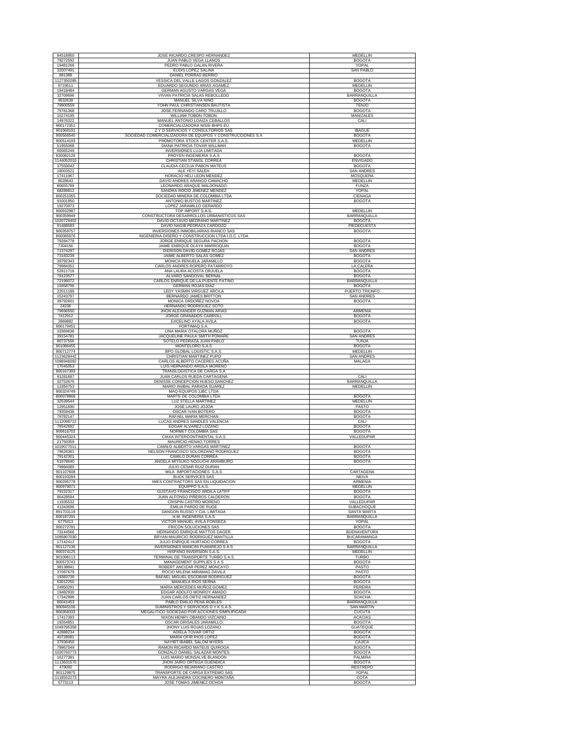| | | |
|---|---|---|
| 94518950 | JOSE RICARDO CRESPO HERNANDEZ | MEDELLIN |
| 79272592 | JUAN PABLO VEGA LLANOS | BOGOTA |
| 19481266 | PEDRO PABLO GALAN RIVERA | YOPAL |
| 32007491 | EUDIS LOPEZ SALINA | SAN PABLO |
| 881388 | DANIEL PORRAS BERRIO | |
| 1127350285 | YESSICA DEL VALLE LAGOS GONZALEZ | BOGOTA |
| 8719511 | EDUARDO SEGUNDO ARIAS AGAMEZ | MEDELLIN |
| 19418484 | GERMAN AGUSTO VARGAS VEGA | BOGOTA |
| 32709696 | VIVIAN PATRICIA SALAS REBOLLEDO | BARRANQUILLA |
| 9532639 | MANUEL SILVA NIÑO | BOGOTA |
| 79900559 | YOHN PAUL CHRISTIANSEN BAUTISTA | TENJO |
| 79781368 | JOSE FERNANDO CARO TRUJILLO | BOGOTA |
| 10274195 | WILLIAM TOBON TOBON | MANIZALES |
| 14976322 | MANUEL ANTONIO LOAIZA CEBALLOS | CALI |
| 900172351 | COMERCIALIZADORA NISSI BHPS EU | |
| 901068191 | Z Y D SERVICIOS Y CONSULTORIOS SAS | IBAGUE |
| 900566540 | SOCIEDAD COMERCIALIZADORA DE EQUIPOS Y CONSTRUCCIONES S.A | BOGOTA |
| 900514193 | PROMOTORA STOCK CENTER S.A.S. | MEDELLIN |
| 51955068 | DIANA PATRICIA TOVAR WILLMAN | BOGOTA |
| 60065249 | INVERSIONES LUJA LIMITADA | |
| 830082126 | PROYEN INGENIERIA S.A.S | BOGOTA |
| 1144052010 | CHRISTIAN STANGL CORREA | ENVIGADO |
| 37559042 | CLAUDIA CECILIA PABON MATEUS | BOGOTA |
| 18003521 | ALE YEYI SALEH | SAN ANDRES |
| 17411967 | HORACIO HELI LEON MENDEZ | MOSQUERA |
| 8028643 | DAVID ANDRES ARANGO CAMACHO | MEDELLIN |
| 80655789 | LEONARDO ARAQUE MALDONADO | FUNZA |
| 68289812 | SANDRA ROCIO JIMENEZ MENDEZ | YOPAL |
| 800251055 | SOCIEDAD MINERA DE COLOMBIA LTDA | CIENAGA |
| 91001950 | ANTONIO BUSTOS MARTINEZ | BOGOTA |
| 19270973 | LOPEZ JARAMILLO GERARDO | |
| 900932987 | TOP IMPORT S.A.S. | MEDELLIN |
| 900359949 | CONSTRUCTORA DESARROLLOS URBANISTICOS SAS | BARRANQUILLA |
| 1020729402 | DAVID OCTAVIO MEDRANO MARTINEZ | BOGOTA |
| 91488593 | DAVID NAGIB PEDRAZA CARDOZO | PIEDECUESTA |
| 900359757 | INVERSIONES INMOBILIARIAS RIANCO SAS | BOGOTA |
| 800085976 | INGENIERIA DISEÑO Y CONSTRUCCION LTDA I.D.C. LTDA | |
| 79284778 | JORGE ENRIQUE SEGURA PACHON | BOGOTA |
| 7304156 | JAIME ENRIQUE OLAYA MARROQUIN | BOGOTA |
| 71374297 | DIERISON DAVID GOMEZ ROJAS | SAN ANDRES |
| 73183239 | JAIME ALBERTO SALAS GOMEZ | BOGOTA |
| 39792343 | MONICA PEÑUELA JARAMILLO | BOGOTA |
| 79984351 | CARLOS ANDRES ROPERO PATARROYO | LA CALERA |
| 52811716 | ANA LAURA ACOSTA ORJUELA | BOGOTA |
| 79123577 | ALVARO SANDOVAL BERNAL | BOGOTA |
| 72199072 | CARLOS ENRIQUE DE LA PUENTE PATINO | BARRANQUILLA |
| 15958796 | GERMAN ROJAS DIAZ | BOGOTA |
| 22011189 | LEDY YASMIN VIRGUEZ ARCILA | PUERTO TRIUNFO |
| 15243797 | BERNARDO JAMES BRITTON | SAN ANDRES |
| 39792601 | MONICA ORDOÑEZ NOVOA | BOGOTA |
| 24236 | HERNANDO RODRIGUEZ SOTO | |
| 79696550 | JHON ALEXANDER GUZMAN ARIAS | ARMENIA |
| 7412912 | JORGE GRANADOS CARROLL | BOGOTA |
| 2869882 | EXCELINO AYALA AVILA | BOGOTA |
| 900179451 | FORTIMAQ S.A. | |
| 33369636 | LINA MARIA OTALORA MUÑOZ | BOGOTA |
| 39154781 | JACQUELINE PAULA SMITH POMARE | SAN ANDRES |
| 80737556 | SOTELO PEDRAZA JUAN PABLO | TUNJA |
| 901086455 | MONTELORO S.A.S | BOGOTA |
| 900712774 | BPO GLOBAL LOGISTIC S.A.S. | MEDELLIN |
| 1123628442 | CHRISTIAN MARTINEZ PUPO | SAN ANDRES |
| 1096946092 | CARLOS ALBERTO CACERES ACUÑA | MALAGA |
| 17045053 | LUIS HERNANDO ARDILA MORENO | |
| 900167393 | TRANSLOGISTICA DE CARGA S.A | |
| 91281687 | JUAN CARLOS RUEDA CARTAGENA | CALI |
| 32752676 | DENISSE CONCEPCION HUESO SANCHEZ | BARRANQUILLA |
| 13354753 | MARIO ANIBAL PARADA SUAREZ | MEDELLIN |
| 900324749 | MAQ-EQUIPOS JJBC LTDA | |
| 800078868 | MARTE DE COLOMBIA LTDA | BOGOTA |
| 32539544 | LUZ STELLA MARTINEZ | MEDELLIN |
| 12951690 | JOSE LAURO JOJOA | PASTO |
| 79359436 | OSCAR IVAN BOTERO | BOGOTA |
| 79782147 | RAFAEL MARIA MERCHAN | BOGOTA |
| 1112098722 | LUCAS ANDRES SANDLES VALENCIA | CALI |
| 79342692 | EDGAR ALVAREZ LOZANO | BOGOTA |
| 900616703 | NORMET COLOMBIA SAS | BOGOTA |
| 900445324 | CIAXA INTERCONTINENTAL S.A.S | VALLEDUPAR |
| 21750359 | MAURICIO HENAO TORRES | |
| 1019077011 | CAMILO ALBERTO VARGAS MARTINEZ | BOGOTA |
| 79626361 | NELSON FRANCISCO SOLORZANO RODRIGUEZ | BOGOTA |
| 79142301 | CAMILO DURAN CORREA | BOGOTA |
| 51978640 | ANGELA MITSUKO NOGUCHI ARAMBURO | BOGOTA |
| 79984089 | JULIO CESAR RUIZ DURAN | |
| 901107608 | MILA IMPORTACIONES S.A.S | CARTAGENA |
| 900193284 | BUCK SERVICES SAS | NEIVA |
| 900295778 | IWES CONTRACTORS SAS EN LIQUIDACION | ARMENIA |
| 900979071 | EQUIPPO S.A.S. | MEDELLIN |
| 79152317 | GUSTAVO FRANCISCO ARDILA LATIFF | BOGOTA |
| 80428594 | JUAN ALFONSO PIÑEROS CALDERON | BOGOTA |
| 11935532 | CRISPIN CASTRO MORENO | VALLEDUPAR |
| 41343696 | EMILIA PARDO DE RUGE | SUBACHOQUE |
| 891703119 | DANGON RUSSO Y CIA. LIMITADA | SANTA MARTA |
| 800187291 | H.M. INGENIERIA S.A.S | BARRANQUILLA |
| 6775413 | VICTOR MANUEL AVILA FONSECA | YOPAL |
| 900272781 | FRICON SOLUCIONES SAS | BOGOTA |
| 73144566 | HERNANDO ENRIQUE MATTOS DAGER | BUENAVENTURA |
| 1095807030 | BRYAN MAURICIO RODRIGUEZ MANTILLA | BUCARAMANGA |
| 17142412 | JULIO ENRIQUE HURTADO CORREA | BOGOTA |
| 901127136 | INVERSIONES MANCINI PUMAREJO S A S | BARRANQUILLA |
| 900374125 | HISPANO INVERSION S.A.S. | MEDELLIN |
| 901096113 | TERMINAL DE TRANSPORTE TURBO S.A.S | TURBO |
| 900573743 | MANAGEMENT SUPPLIES S A S | BOGOTA |
| 98138841 | ROBERT ANCIZAR PEREZ MONCAYO | PASTO |
| 37087679 | ROCIO MILENA MIRAMAG DAVILA | PASTO |
| 19383739 | RAFAEL MIGUEL ESCOBAR RODRIGUEZ | BOGOTA |
| 53012250 | MANUELA RIOS SERNA | BOGOTA |
| 24950291 | MARIA MERCEDES MUÑOZ GOMEZ | PEREIRA |
| 19482930 | EDGAR ADOLFO MONROY AMADO | BOGOTA |
| 17342996 | JUAN CARLOS ORTIZ HERNANDEZ | SOACHA |
| 80041453 | PABLO EMILIO PEÑA ROBLES | BARRANQUILLA |
| 900945106 | SUMINISTROS Y SERVICIOS D Y K S.A.S. | SAN MARTIN |
| 900358333 | MEGALITICO SOCIEDAD POR ACCIONES SIMPLIFICADA | CUCUTA |
| 17417393 | NIXON HENRY OBANDO VIZCAINO | ACACIAS |
| 19264851 | OSCAR GRISALES JARAMILLO | BOGOTA |
| 1049795358 | JHONY LUIS ROJAS LOZANO | GUATEQUE |
| 42888234 | ADIELA TOVAR ORTIZ | BOGOTA |
| 40728081 | MARIA OFIR RIOS LOPEZ | BOGOTA |
| 37936450 | NAYIBT IBABEL SALOM MYERS | CAJICA |
| 79967049 | RAMON RICARDO MATEUS QUIROGA | BOGOTA |
| 1020760773 | GONZALO DANIEL SALAZAR MONTES | BOGOTA |
| 16277381 | LUIS MARIO MONSALVE BLANDON | PALMIRA |
| 1113631570 | JHON JAIRO ORTEGA GUENDICA | BOGOTA |
| 479092 | RODRIGO BEJARANO CASTRO | RESTREPO |
| 901129875 | TRANSPORTE DE CARGA EXTREMO SAS | YOPAL |
| 1118552273 | MAYRA ALEJANDRA COCINERO MONTAÑA | COTA |
| 6773113 | JOSE TOMAS JIMENEZ OCHOA | BOGOTA |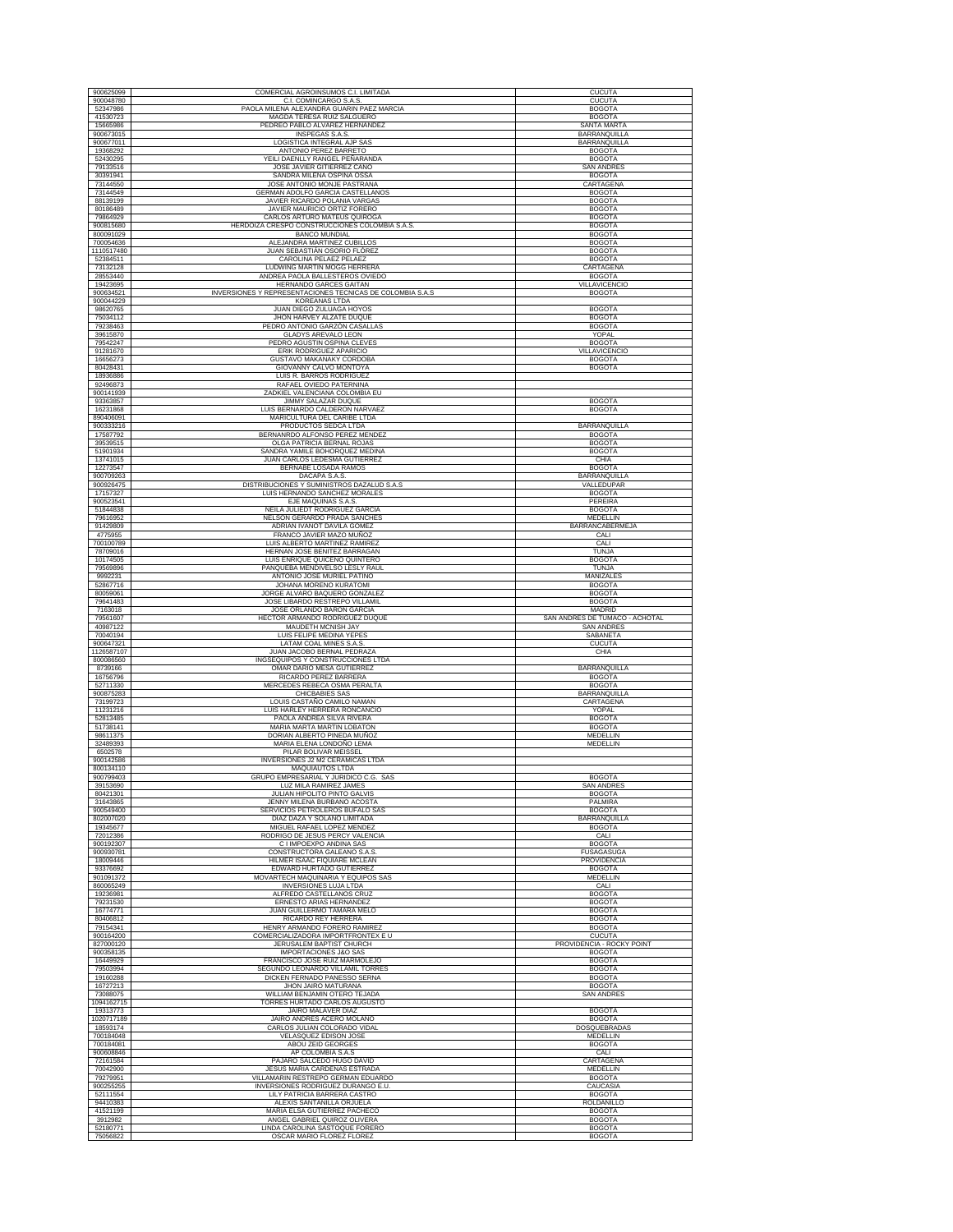| | | |
|---|---|---|
| 900625099 | COMERCIAL AGROINSUMOS C.I. LIMITADA | CUCUTA |
| 900048780 | C.I. COMINCARGO S.A.S. | CUCUTA |
| 52347986 | PAOLA MILENA ALEXANDRA GUARIN PAEZ MARCIA | BOGOTA |
| 41530723 | MAGDA TERESA RUIZ SALGUERO | BOGOTA |
| 15665986 | PEDREO PABLO ALVAREZ HERNANDEZ | SANTA MARTA |
| 900673015 | INSPEGAS S.A.S. | BARRANQUILLA |
| 900677011 | LOGISTICA INTEGRAL AJP SAS | BARRANQUILLA |
| 19368292 | ANTONIO PEREZ BARRETO | BOGOTA |
| 52430295 | YEILI DAENLLY RANGEL PEÑARANDA | BOGOTA |
| 79133516 | JOSE JAVIER GITIERREZ CANO | SAN ANDRES |
| 30391941 | SANDRA MILENA OSPINA OSSA | BOGOTA |
| 73144550 | JOSE ANTONIO MONJE PASTRANA | CARTAGENA |
| 73144549 | GERMAN ADOLFO GARCIA CASTELLANOS | BOGOTA |
| 88139199 | JAVIER RICARDO POLANIA VARGAS | BOGOTA |
| 80186489 | JAVIER MAURICIO ORTIZ FORERO | BOGOTA |
| 79864929 | CARLOS ARTURO MATEUS QUIROGA | BOGOTA |
| 900815680 | HERDOIZA CRESPO CONSTRUCCIONES COLOMBIA S.A.S. | BOGOTA |
| 800091029 | BANCO MUNDIAL | BOGOTA |
| 700054636 | ALEJANDRA MARTINEZ CUBILLOS | BOGOTA |
| 1110517480 | JUAN SEBASTIAN OSORIO FLOREZ | BOGOTA |
| 52384511 | CAROLINA PELAEZ PELAEZ | BOGOTA |
| 73132128 | LUDWING MARTIN MOGG HERRERA | CARTAGENA |
| 28553440 | ANDREA PAOLA BALLESTEROS OVIEDO | BOGOTA |
| 19423695 | HERNANDO GARCES GAITAN | VILLAVICENCIO |
| 900634521 | INVERSIONES Y REPRESENTACIONES TECNICAS DE COLOMBIA S.A.S | BOGOTA |
| 900044229 | KOREANAS LTDA | |
| 98620765 | JUAN DIEGO ZULUAGA HOYOS | BOGOTA |
| 75034112 | JHON HARVEY ALZATE DUQUE | BOGOTA |
| 79238463 | PEDRO ANTONIO GARZON CASALLAS | BOGOTA |
| 39615870 | GLADYS AREVALO LEON | YOPAL |
| 79542247 | PEDRO AGUSTIN OSPINA CLEVES | BOGOTA |
| 91281670 | ERIK RODRIGUEZ APARICIO | VILLAVICENCIO |
| 16656273 | GUSTAVO MAKANAKY CORDOBA | BOGOTA |
| 80428431 | GIOVANNY CALVO MONTOYA | BOGOTA |
| 18936886 | LUIS R. BARROS RODRIGUEZ | |
| 92496873 | RAFAEL OVIEDO PATERNINA | |
| 900141939 | ZADKIEL VALENCIANA COLOMBIA EU | |
| 93363857 | JIMMY SALAZAR DUQUE | BOGOTA |
| 16231868 | LUIS BERNARDO CALDERON NARVAEZ | BOGOTA |
| 890406091 | MARICULTURA DEL CARIBE LTDA | |
| 900333216 | PRODUCTOS SEDCA LTDA | BARRANQUILLA |
| 17587792 | BERNANRDO ALFONSO PEREZ MENDEZ | BOGOTA |
| 39539515 | OLGA PATRICIA BERNAL ROJAS | BOGOTA |
| 51901934 | SANDRA YAMILE BOHORQUEZ MEDINA | BOGOTA |
| 13741015 | JUAN CARLOS LEDESMA GUTIERREZ | CHIA |
| 12273547 | BERNABE LOSADA RAMOS | BOGOTA |
| 900709263 | DACAPA S.A.S. | BARRANQUILLA |
| 900926475 | DISTRIBUCIONES Y SUMINISTROS DAZALUD S.A.S | VALLEDUPAR |
| 17157327 | LUIS HERNANDO SANCHEZ MORALES | BOGOTA |
| 900523541 | EJE MAQUINAS S.A.S. | PEREIRA |
| 51844838 | NEILA JULIEDT RODRIGUEZ GARCIA | BOGOTA |
| 79616952 | NELSON GERARDO PRADA SANCHES | MEDELLIN |
| 91429809 | ADRIAN IVANOT DAVILA GOMEZ | BARRANCABERMEJA |
| 4775955 | FRANCO JAVIER MAZO MUÑOZ | CALI |
| 700100789 | LUIS ALBERTO MARTINEZ RAMIREZ | CALI |
| 78709016 | HERNAN JOSE BENITEZ BARRAGAN | TUNJA |
| 10174505 | LUIS ENRIQUE QUICENO QUINTERO | BOGOTA |
| 79569896 | PANQUEBA MENDIVELSO LESLY RAUL | TUNJA |
| 9992231 | ANTONIO JOSE MURIEL PATIÑO | MANIZALES |
| 52867716 | JOHANA MORENO KURATOMI | BOGOTA |
| 80059061 | JORGE ALVARO BAQUERO GONZALEZ | BOGOTA |
| 79641483 | JOSE LIBARDO RESTREPO VILLAMIL | BOGOTA |
| 7163018 | JOSE ORLANDO BARON GARCIA | MADRID |
| 79561607 | HECTOR ARMANDO RODRIGUEZ DUQUE | SAN ANDRES DE TUMACO - ACHOTAL |
| 40987122 | MAUDETH MCNISH JAY | SAN ANDRES |
| 70040194 | LUIS FELIPE MEDINA YEPES | SABANETA |
| 900647321 | LATAM COAL MINES S.A.S. | CUCUTA |
| 1126587107 | JUAN JACOBO BERNAL PEDRAZA | CHIA |
| 800086560 | INGSEQUIPOS Y CONSTRUCCIONES LTDA | |
| 8739166 | OMAR DARIO MESA GUTIERREZ | BARRANQUILLA |
| 16756796 | RICARDO PEREZ BARRERA | BOGOTA |
| 52711330 | MERCEDES REBECA OSMA PERALTA | BOGOTA |
| 900875283 | CHICBABIES SAS | BARRANQUILLA |
| 73199723 | LOUIS CASTAÑO CAMILO NAMAN | CARTAGENA |
| 11231216 | LUIS HARLEY HERRERA RONCANCIO | YOPAL |
| 52813485 | PAOLA ANDREA SILVA RIVERA | BOGOTA |
| 51738141 | MARIA MARTA MARTIN LOBATON | BOGOTA |
| 98611375 | DORIAN ALBERTO PINEDA MUÑOZ | MEDELLIN |
| 32489393 | MARIA ELENA LONDOÑO LEMA | MEDELLIN |
| 6502578 | PILAR BOLIVAR MEISSEL | |
| 900142586 | INVERSIONES J2 M2 CERAMICAS LTDA | |
| 800134110 | MAQUIAUTOS LTDA | |
| 900799403 | GRUPO EMPRESARIAL Y JURIDICO C.G. SAS | BOGOTA |
| 39153690 | LUZ MILA RAMIREZ JAMES | SAN ANDRES |
| 80421301 | JULIAN HIPOLITO PINTO GALVIS | BOGOTA |
| 31643865 | JENNY MILENA BURBANO ACOSTA | PALMIRA |
| 900549400 | SERVICIOS PETROLEROS BUFALO SAS | BOGOTA |
| 802007020 | DIAZ DAZA Y SOLANO LIMITADA | BARRANQUILLA |
| 19345677 | MIGUEL RAFAEL LOPEZ MENDEZ | BOGOTA |
| 72012386 | RODRIGO DE JESUS PERCY VALENCIA | CALI |
| 900192307 | C I IMPOEXPO ANDINA SAS | BOGOTA |
| 900930781 | CONSTRUCTORA GALEANO S.A.S. | FUSAGASUGA |
| 18009446 | HILMER ISAAC FIQUIARE MCLEAN | PROVIDENCIA |
| 93376692 | EDWARD HURTADO GUTIERREZ | BOGOTA |
| 901091372 | MOVARTECH MAQUINARIA Y EQUIPOS SAS | MEDELLIN |
| 860065249 | INVERSIONES LUJA LTDA | CALI |
| 19236981 | ALFREDO CASTELLANOS CRUZ | BOGOTA |
| 79231530 | ERNESTO ARIAS HERNANDEZ | BOGOTA |
| 16774771 | JUAN GUILLERMO TAMARA MELO | BOGOTA |
| 80406812 | RICARDO REY HERRERA | BOGOTA |
| 79154341 | HENRY ARMANDO FORERO RAMIREZ | BOGOTA |
| 900164200 | COMERCIALIZADORA IMPORTFRONTEX E U | CUCUTA |
| 827000120 | JERUSALEM BAPTIST CHURCH | PROVIDENCIA - ROCKY POINT |
| 900358135 | IMPORTACIONES J&O SAS | BOGOTA |
| 16449929 | FRANCISCO JOSE RUIZ MARMOLEJO | BOGOTA |
| 79503994 | SEGUNDO LEONARDO VILLAMIL TORRES | BOGOTA |
| 19160288 | DICKEN FERNADO PANESSO SERNA | BOGOTA |
| 16727213 | JHON JAIRO MATURANA | BOGOTA |
| 73088075 | WILLIAM BENJAMIN OTERO TEJADA | SAN ANDRES |
| 1094162715 | TORRES HURTADO CARLOS AUGUSTO | |
| 19313773 | JAIRO MALAVER DIAZ | BOGOTA |
| 1020717189 | JAIRO ANDRES ACERO MOLANO | BOGOTA |
| 18593174 | CARLOS JULIAN COLORADO VIDAL | DOSQUEBRADAS |
| 700184048 | VELASQUEZ EDISON JOSE | MEDELLIN |
| 700184081 | ABOU ZEID GEORGES | BOGOTA |
| 900608846 | AP COLOMBIA S.A.S | CALI |
| 72161584 | PAJARO SALCEDO HUGO DAVID | CARTAGENA |
| 70042900 | JESUS MARIA CARDENAS ESTRADA | MEDELLIN |
| 79279951 | VILLAMARIN RESTREPO GERMAN EDUARDO | BOGOTA |
| 900255255 | INVERSIONES RODRIGUEZ DURANGO E.U. | CAUCASIA |
| 52111554 | LILY PATRICIA BARRERA CASTRO | BOGOTA |
| 94410383 | ALEXIS SANTANILLA ORJUELA | ROLDANILLO |
| 41521199 | MARIA ELSA GUTIERREZ PACHECO | BOGOTA |
| 3912982 | ANGEL GABRIEL QUIROZ OLIVERA | BOGOTA |
| 52180771 | LINDA CAROLINA SASTOQUE FORERO | BOGOTA |
| 75056822 | OSCAR MARIO FLOREZ FLOREZ | BOGOTA |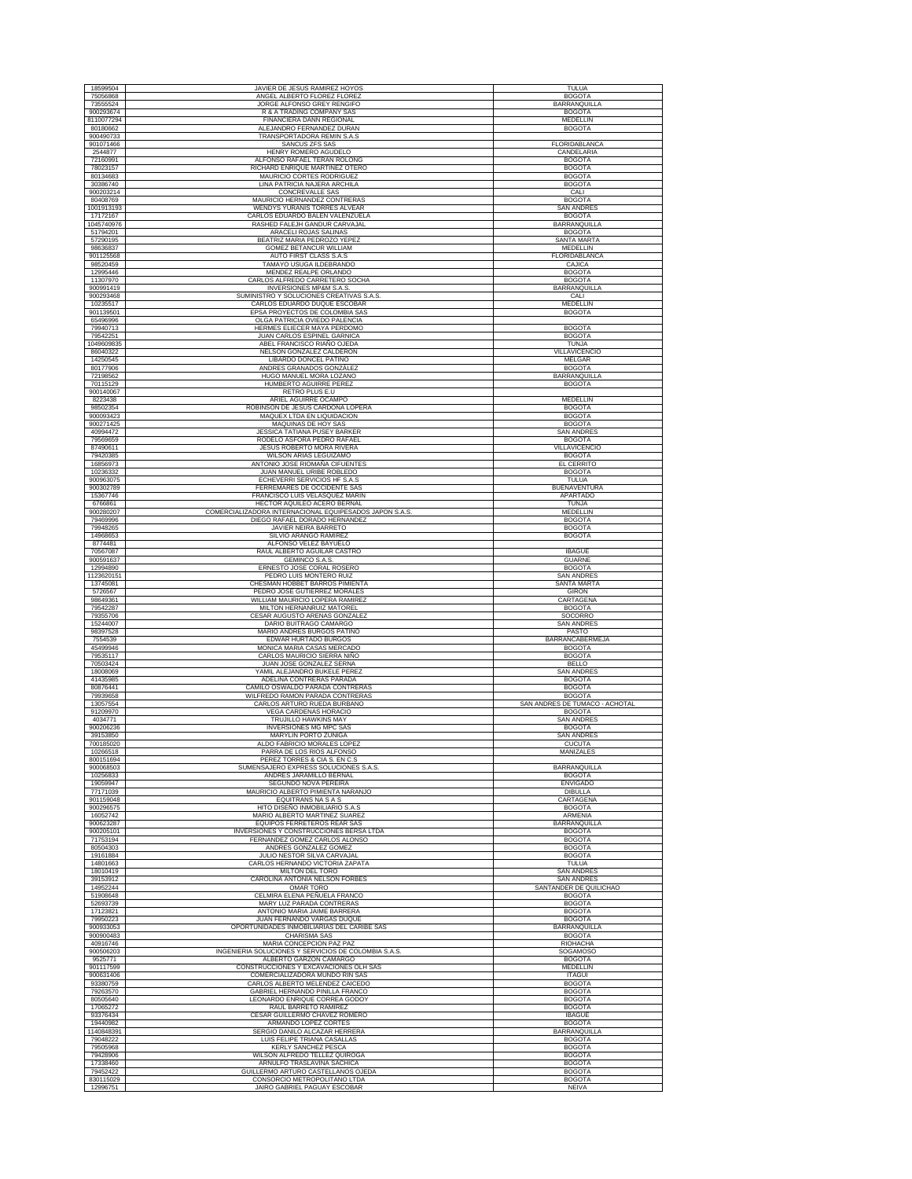| | | |
|---|---|---|
| 18599504 | JAVIER DE JESUS RAMIREZ HOYOS | TULUA |
| 75056868 | ANGEL ALBERTO FLOREZ FLOREZ | BOGOTA |
| 73555524 | JORGE ALFONSO GREY RENGIFO | BARRANQUILLA |
| 900293674 | R & A TRADING COMPANY SAS | BOGOTA |
| 8110077294 | FINANCIERA DANN REGIONAL | MEDELLIN |
| 80180662 | ALEJANDRO FERNANDEZ DURAN | BOGOTA |
| 900490733 | TRANSPORTADORA REMIN S.A.S | |
| 901071466 | SANCUS ZFS SAS | FLORIDABLANCA |
| 2544877 | HENRY ROMERO AGUDELO | CANDELARIA |
| 72160991 | ALFONSO RAFAEL TERAN ROLONG | BOGOTA |
| 78023157 | RICHARD ENRIQUE MARTINEZ OTERO | BOGOTA |
| 80134683 | MAURICIO CORTES RODRIGUEZ | BOGOTA |
| 30386740 | LINA PATRICIA NAJERA ARCHILA | BOGOTA |
| 900203214 | CONCREVALLE SAS | CALI |
| 80408769 | MAURICIO HERNANDEZ CONTRERAS | BOGOTA |
| 1001913193 | WENDYS YURANIS TORRES ALVEAR | SAN ANDRES |
| 17172167 | CARLOS EDUARDO BALEN VALENZUELA | BOGOTA |
| 1045740976 | RASHED FALEJH GANDUR CARVAJAL | BARRANQUILLA |
| 51794201 | ARACELI ROJAS SALINAS | BOGOTA |
| 57290195 | BEATRIZ MARIA PEDROZO YEPEZ | SANTA MARTA |
| 98636837 | GOMEZ BETANCUR WILLIAM | MEDELLIN |
| 901125568 | AUTO FIRST CLASS S.A.S | FLORIDABLANCA |
| 98520459 | TAMAYO USUGA ILDEBRANDO | CAJICA |
| 12995446 | MENDEZ REALPE ORLANDO | BOGOTA |
| 11307970 | CARLOS ALFREDO CARRETERO SOCHA | BOGOTA |
| 900991419 | INVERSIONES MP&M S.A.S. | BARRANQUILLA |
| 900293468 | SUMINISTRO Y SOLUCIONES CREATIVAS S.A.S. | CALI |
| 10235517 | CARLOS EDUARDO DUQUE ESCOBAR | MEDELLIN |
| 901139501 | EPSA PROYECTOS DE COLOMBIA SAS | BOGOTA |
| 65496996 | OLGA PATRICIA OVIEDO PALENCIA | |
| 79940713 | HERMES ELIECER MAYA PERDOMO | BOGOTA |
| 79542251 | JUAN CARLOS ESPINEL GARNICA | BOGOTA |
| 1049609835 | ABEL FRANCISCO RIAÑO OJEDA | TUNJA |
| 86040322 | NELSON GONZALEZ CALDERON | VILLAVICENCIO |
| 14250545 | LIBARDO DONCEL PATIÑO | MELGAR |
| 80177906 | ANDRES GRANADOS GONZÁLEZ | BOGOTA |
| 72198562 | HUGO MANUEL MORA LOZANO | BARRANQUILLA |
| 70115129 | HUMBERTO AGUIRRE PEREZ | BOGOTA |
| 900140067 | RETRO PLUS E.U | |
| 8223438 | ARIEL AGUIRRE OCAMPO | MEDELLIN |
| 98502354 | ROBINSON DE JESUS CARDONA LOPERA | BOGOTA |
| 900093423 | MAQUEX LTDA EN LIQUIDACION | BOGOTA |
| 900271425 | MAQUINAS DE HOY SAS | BOGOTA |
| 40994472 | JESSICA TATIANA PUSEY BARKER | SAN ANDRES |
| 79569659 | RODELO ASFORA PEDRO RAFAEL | BOGOTA |
| 87490611 | JESUS ROBERTO MORA RIVERA | VILLAVICENCIO |
| 79420385 | WILSON ARIAS LEGUIZAMO | BOGOTA |
| 16856973 | ANTONIO JOSE RIOMAÑA CIFUENTES | EL CERRITO |
| 10236332 | JUAN MANUEL URIBE ROBLEDO | BOGOTA |
| 900963075 | ECHEVERRI SERVICIOS HF S.A.S | TULUA |
| 900302789 | FERREMARES DE OCCIDENTE SAS | BUENAVENTURA |
| 15367746 | FRANCISCO LUIS VELASQUEZ MARIN | APARTADO |
| 6766861 | HECTOR AQUILEO ACERO BERNAL | TUNJA |
| 900280207 | COMERCIALIZADORA INTERNACIONAL EQUIPESADOS JAPON S.A.S. | MEDELLIN |
| 79469996 | DIEGO RAFAEL DORADO HERNANDEZ | BOGOTA |
| 79948265 | JAVIER NEIRA BARRETO | BOGOTA |
| 14968653 | SILVIO ARANGO RAMIREZ | BOGOTA |
| 8774481 | ALFONSO VELEZ BAYUELO | |
| 70567087 | RAUL ALBERTO AGUILAR CASTRO | IBAGUE |
| 900591637 | GEMINCO S.A.S. | GUARNE |
| 12994890 | ERNESTO JOSE CORAL ROSERO | BOGOTA |
| 1123620151 | PEDRO LUIS MONTERO RUIZ | SAN ANDRES |
| 13745081 | CHESMAN HOBBET BARROS PIMIENTA | SANTA MARTA |
| 5726567 | PEDRO JOSE GUTIERREZ MORALES | GIRON |
| 98649361 | WILLIAM MAURICIO LOPERA RAMIREZ | CARTAGENA |
| 79542287 | MILTON HERNANRUIZ MATOREL | BOGOTA |
| 79355706 | CESAR AUGUSTO ARENAS GONZALEZ | SOCORRO |
| 15244007 | DARIO BUITRAGO CAMARGO | SAN ANDRES |
| 98397528 | MARIO ANDRES BURGOS PATIÑO | PASTO |
| 7554539 | EDWAR HURTADO BURGOS | BARRANCABERMEJA |
| 45499946 | MONICA MARIA CASAS MERCADO | BOGOTA |
| 79535117 | CARLOS MAURICIO SIERRA NIÑO | BOGOTA |
| 70503424 | JUAN JOSE GONZALEZ SERNA | BELLO |
| 18008069 | YAMIL ALEJANDRO BUKELE PEREZ | SAN ANDRES |
| 41435985 | ADELINA CONTRERAS PARADA | BOGOTA |
| 80876441 | CAMILO OSWALDO PARADA CONTRERAS | BOGOTA |
| 79939658 | WILFREDO RAMON PARADA CONTRERAS | BOGOTA |
| 13057554 | CARLOS ARTURO RUEDA BURBANO | SAN ANDRES DE TUMACO - ACHOTAL |
| 91209970 | VEGA CARDENAS HORACIO | BOGOTA |
| 4034771 | TRUJILLO HAWKINS MAY | SAN ANDRES |
| 900206236 | INVERSIONES MG MPC SAS | BOGOTA |
| 39153850 | MARYLIN PORTO ZUÑIGA | SAN ANDRES |
| 700185020 | ALDO FABRICIO MORALES LOPEZ | CUCUTA |
| 10266518 | PARRA DE LOS RIOS ALFONSO | MANIZALES |
| 800151694 | PEREZ TORRES & CIA S. EN C.S | |
| 900068503 | SUMENSAJERO EXPRESS SOLUCIONES S.A.S. | BARRANQUILLA |
| 10256833 | ANDRES JARAMILLO BERNAL | BOGOTA |
| 19059947 | SEGUNDO NOVA PEREIRA | ENVIGADO |
| 77171039 | MAURICIO ALBERTO PIMIENTA NARANJO | DIBULLA |
| 901159048 | EQUITRANS NA S A S | CARTAGENA |
| 900296575 | HITO DISEÑO INMOBILIARIO S.A.S | BOGOTA |
| 16052742 | MARIO ALBERTO MARTINEZ SUAREZ | ARMENIA |
| 900623287 | EQUIPOS FERRETEROS REAR SAS | BARRANQUILLA |
| 900205101 | INVERSIONES Y CONSTRUCCIONES BERSA LTDA | BOGOTA |
| 71753194 | FERNANDEZ GOMEZ CARLOS ALONSO | BOGOTA |
| 80504303 | ANDRES GONZALEZ GOMEZ | BOGOTA |
| 19161884 | JULIO NESTOR SILVA CARVAJAL | BOGOTA |
| 14801663 | CARLOS HERNANDO VICTORIA ZAPATA | TULUA |
| 18010419 | MILTON DEL TORO | SAN ANDRES |
| 39153912 | CAROLINA ANTONIA NELSON FORBES | SAN ANDRES |
| 14952244 | OMAR TORO | SANTANDER DE QUILICHAO |
| 51908648 | CELMIRA ELENA PEÑUELA FRANCO | BOGOTA |
| 52693739 | MARY LUZ PARADA CONTRERAS | BOGOTA |
| 17123821 | ANTONIO MARIA JAIME BARRERA | BOGOTA |
| 79950223 | JUAN FERNANDO VARGAS DUQUE | BOGOTA |
| 900933053 | OPORTUNIDADES INMOBILIARIAS DEL CARIBE SAS | BARRANQUILLA |
| 900900483 | CHARISMA SAS | BOGOTA |
| 40916746 | MARIA CONCEPCION PAZ PAZ | RIOHACHA |
| 900506203 | INGENIERIA SOLUCIONES Y SERVICIOS DE COLOMBIA S.A.S. | SOGAMOSO |
| 9525771 | ALBERTO GARZON CAMARGO | BOGOTA |
| 901117599 | CONSTRUCCIONES Y EXCAVACIONES OLH SAS | MEDELLIN |
| 900631406 | COMERCIALIZADORA MUNDO RIN SAS | ITAGUI |
| 93380759 | CARLOS ALBERTO MELENDEZ CAICEDO | BOGOTA |
| 79263570 | GABRIEL HERNANDO PINILLA FRANCO | BOGOTA |
| 80505640 | LEONARDO ENRIQUE CORREA GODOY | BOGOTA |
| 17065272 | RAUL BARRETO RAMIREZ | BOGOTA |
| 93376434 | CESAR GUILLERMO CHAVEZ ROMERO | IBAGUE |
| 19440982 | ARMANDO LOPEZ CORTES | BOGOTA |
| 1140848391 | SERGIO DANILO ALCAZAR HERRERA | BARRANQUILLA |
| 79048222 | LUIS FELIPE TRIANA CASALLAS | BOGOTA |
| 79505968 | KERLY SANCHEZ PESCA | BOGOTA |
| 79428906 | WILSON ALFREDO TELLEZ QUIROGA | BOGOTA |
| 17338460 | ARNULFO TRASLAVIÑA SACHICA | BOGOTA |
| 79452422 | GUILLERMO ARTURO CASTELLANOS OJEDA | BOGOTA |
| 830115029 | CONSORCIO METROPOLITANO LTDA | BOGOTA |
| 12996751 | JAIRO GABRIEL PAGUAY ESCOBAR | NEIVA |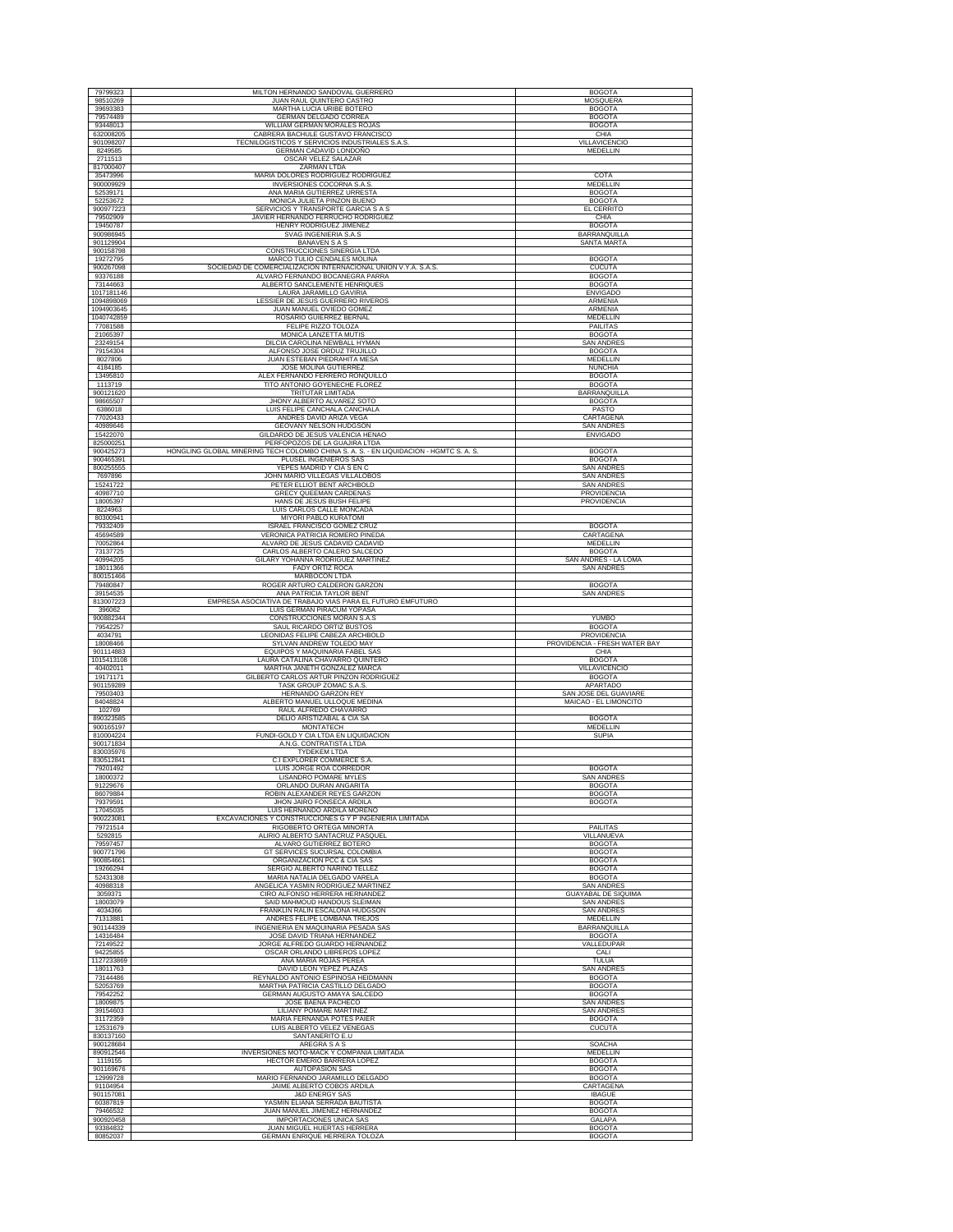| | | |
|---|---|---|
| 79799323 | MILTON HERNANDO SANDOVAL GUERRERO | BOGOTA |
| 98510269 | JUAN RAUL QUINTERO CASTRO | MOSQUERA |
| 39693383 | MARTHA LUCIA URIBE BOTERO | BOGOTA |
| 79574489 | GERMAN DELGADO CORREA | BOGOTA |
| 93448013 | WILLIAM GERMAN MORALES ROJAS | BOGOTA |
| 632008205 | CABRERA BACHULE GUSTAVO FRANCISCO | CHIA |
| 901098207 | TECNILOGISTICOS Y SERVICIOS INDUSTRIALES S.A.S. | VILLAVICENCIO |
| 8249585 | GERMAN CADAVID LONDOÑO | MEDELLIN |
| 2711513 | OSCAR VELEZ SALAZAR | |
| 817000407 | ZARMAN LTDA | |
| 35473996 | MARIA DOLORES RODRIGUEZ RODRIGUEZ | COTA |
| 900009929 | INVERSIONES COCORNA S.A.S. | MEDELLIN |
| 52539171 | ANA MARIA GUTIERREZ URRESTA | BOGOTA |
| 52253672 | MONICA JULIETA PINZON BUENO | BOGOTA |
| 900977223 | SERVICIOS Y TRANSPORTE GARCIA S A S | EL CERRITO |
| 79502909 | JAVIER HERNANDO FERRUCHO RODRIGUEZ | CHIA |
| 19450787 | HENRY RODRIGUEZ JIMENEZ | BOGOTA |
| 900986945 | SVAG INGENIERIA S.A.S | BARRANQUILLA |
| 901129904 | BANAVEN S A S | SANTA MARTA |
| 900158798 | CONSTRUCCIONES SINERGIA LTDA | |
| 19272795 | MARCO TULIO CENDALES MOLINA | BOGOTA |
| 900267098 | SOCIEDAD DE COMERCIALIZACION INTERNACIONAL UNION V.Y.A. S.A.S. | CUCUTA |
| 93376188 | ALVARO FERNANDO BOCANEGRA PARRA | BOGOTA |
| 73144663 | ALBERTO SANCLEMENTE HENRIQUES | BOGOTA |
| 1017181146 | LAURA JARAMILLO GAVIRIA | ENVIGADO |
| 1094898069 | LESSIER DE JESUS GUERRERO RIVEROS | ARMENIA |
| 1094903645 | JUAN MANUEL OVIEDO GOMEZ | ARMENIA |
| 1040742859 | ROSARIO GUIERREZ BERNAL | MEDELLIN |
| 77081588 | FELIPE RIZZO TOLOZA | PAILITAS |
| 21065397 | MONICA LANZETTA MUTIS | BOGOTA |
| 23249154 | DILCIA CAROLINA NEWBALL HYMAN | SAN ANDRES |
| 79154304 | ALFONSO JOSE ORDUZ TRUJILLO | BOGOTA |
| 8027806 | JUAN ESTEBAN PIEDRAHITA MESA | MEDELLIN |
| 4184185 | JOSE MOLINA GUTIERREZ | NUNCHIA |
| 13495810 | ALEX FERNANDO FERRERO RONQUILLO | BOGOTA |
| 1113719 | TITO ANTONIO GOYENECHE FLOREZ | BOGOTA |
| 900121620 | TRITUTAR LIMITADA | BARRANQUILLA |
| 98665507 | JHONY ALBERTO ALVAREZ SOTO | BOGOTA |
| 6386018 | LUIS FELIPE CANCHALA CANCHALA | PASTO |
| 77020433 | ANDRES DAVID ARIZA VEGA | CARTAGENA |
| 40989646 | GEOVANY NELSON HUDGSON | SAN ANDRES |
| 15422070 | GILDARDO DE JESUS VALENCIA HENAO | ENVIGADO |
| 825000251 | PERFOPOZOS DE LA GUAJIRA LTDA | |
| 900425273 | HONGLING GLOBAL MINERING TECH COLOMBO CHINA S. A. S. - EN LIQUIDACION - HGMTC S. A. S. | BOGOTA |
| 900465391 | PLUSEL INGENIEROS SAS | BOGOTA |
| 800255555 | YEPES MADRID Y CIA S EN C | SAN ANDRES |
| 7697896 | JOHN MARIO VILLEGAS VILLALOBOS | SAN ANDRES |
| 15241722 | PETER ELLIOT BENT ARCHBOLD | SAN ANDRES |
| 40987710 | GRECY QUEEMAN CARDENAS | PROVIDENCIA |
| 18005397 | HANS DE JESUS BUSH FELIPE | PROVIDENCIA |
| 8224963 | LUIS CARLOS CALLE MONCADA | |
| 80300941 | MIYORI PABLO KURATOMI | |
| 79332409 | ISRAEL FRANCISCO GOMEZ CRUZ | BOGOTA |
| 45694589 | VERONICA PATRICIA ROMERO PINEDA | CARTAGENA |
| 70052864 | ALVARO DE JESUS CADAVID CADAVID | MEDELLIN |
| 73137725 | CARLOS ALBERTO CALERO SALCEDO | BOGOTA |
| 40994205 | GILARY YOHANNA RODRIGUEZ MARTINEZ | SAN ANDRES - LA LOMA |
| 18011366 | FADY ORTIZ ROCA | SAN ANDRES |
| 800151466 | MARBOCON LTDA | |
| 79480847 | ROGER ARTURO CALDERON GARZON | BOGOTA |
| 39154535 | ANA PATRICIA TAYLOR BENT | SAN ANDRES |
| 813007223 | EMPRESA ASOCIATIVA DE TRABAJO VIAS PARA EL FUTURO EMFUTURO | |
| 396062 | LUIS GERMAN PIRACUM YOPASA | |
| 900882344 | CONSTRUCCIONES MORAN S.A.S | YUMBO |
| 79542257 | SAUL RICARDO ORTIZ BUSTOS | BOGOTA |
| 4034791 | LEONIDAS FELIPE CABEZA ARCHBOLD | PROVIDENCIA |
| 18008466 | SYLVAN ANDREW TOLEDO MAY | PROVIDENCIA - FRESH WATER BAY |
| 901114883 | EQUIPOS Y MAQUINARIA FABEL SAS | CHIA |
| 1015413108 | LAURA CATALINA CHAVARRO QUINTERO | BOGOTA |
| 40402011 | MARTHA JANETH GONZALEZ MARCA | VILLAVICENCIO |
| 19171171 | GILBERTO CARLOS ARTUR PINZON RODRIGUEZ | BOGOTA |
| 901159289 | TASK GROUP ZOMAC S.A.S. | APARTADO |
| 79503403 | HERNANDO GARZON REY | SAN JOSE DEL GUAVIARE |
| 84048824 | ALBERTO MANUEL ULLOQUE MEDINA | MAICAO - EL LIMONCITO |
| 102769 | RAUL ALFREDO CHAVARRO | |
| 890323585 | DELIO ARISTIZABAL & CIA SA | BOGOTA |
| 900165197 | MONTATECH | MEDELLIN |
| 810004224 | FUNDI-GOLD Y CIA LTDA EN LIQUIDACION | SUPIA |
| 900171834 | A.N.G. CONTRATISTA LTDA | |
| 830035976 | TYDEKEM LTDA | |
| 830512841 | C.I EXPLORER COMMERCE S.A. | |
| 79201492 | LUIS JORGE ROA CORREDOR | BOGOTA |
| 18000372 | LISANDRO POMARE MYLES | SAN ANDRES |
| 91229676 | ORLANDO DURAN ANGARITA | BOGOTA |
| 86079884 | ROBIN ALEXANDER REYES GARZON | BOGOTA |
| 79379591 | JHON JAIRO FONSECA ARDILA | BOGOTA |
| 17045035 | LUIS HERNANDO ARDILA MORENO | |
| 900223081 | EXCAVACIONES Y CONSTRUCCIONES G Y P INGENIERIA LIMITADA | |
| 79721514 | RIGOBERTO ORTEGA MINORTA | PAILITAS |
| 5292815 | ALIRIO ALBERTO SANTACRUZ PASQUEL | VILLANUEVA |
| 79597457 | ALVARO GUTIERREZ BOTERO | BOGOTA |
| 900771796 | GT SERVICES SUCURSAL COLOMBIA | BOGOTA |
| 900854661 | ORGANIZACION PCC & CIA SAS | BOGOTA |
| 19266294 | SERGIO ALBERTO NARIÑO TELLEZ | BOGOTA |
| 52431308 | MARIA NATALIA DELGADO VARELA | BOGOTA |
| 40988318 | ANGELICA YASMIN RODRIGUEZ MARTINEZ | SAN ANDRES |
| 3059371 | CIRO ALFONSO HERRERA HERNANDEZ | GUAYABAL DE SIQUIMA |
| 18003079 | SAID MAHMOUD HANDOUS SLEIMAN | SAN ANDRES |
| 4034366 | FRANKLIN RALIN ESCALONA HUDSON | SAN ANDRES |
| 71313881 | ANDRES FELIPE LOMBANA TREJOS | MEDELLIN |
| 901144339 | INGENIERIA EN MAQUINARIA PESADA SAS | BARRANQUILLA |
| 14316484 | JOSE DAVID TRIANA HERNANDEZ | BOGOTA |
| 72149522 | JORGE ALFREDO GUARDO HERNANDEZ | VALLEDUPAR |
| 94225855 | OSCAR ORLANDO LIBREROS LOPEZ | CALI |
| 1127233869 | ANA MARIA ROJAS PEREA | TULUA |
| 18011763 | DAVID LEON YEPEZ PLAZAS | SAN ANDRES |
| 73144486 | REYNALDO ANTONIO ESPINOSA HEIDMANN | BOGOTA |
| 52053769 | MARTHA PATRICIA CASTILLO DELGADO | BOGOTA |
| 79542252 | GERMAN AUGUSTO AMAYA SALCEDO | BOGOTA |
| 18009875 | JOSE BAENA PACHECO | SAN ANDRES |
| 39154603 | LILIANY POMARE MARTINEZ | SAN ANDRES |
| 31172359 | MARIA FERNANDA POTES PAIER | BOGOTA |
| 12531679 | LUIS ALBERTO VELEZ VENEGAS | CUCUTA |
| 830137160 | SANTANERITO E.U | |
| 900128684 | AREGRA S A S | SOACHA |
| 890912546 | INVERSIONES MOTO-MACK Y COMPAÑIA LIMITADA | MEDELLIN |
| 1119155 | HECTOR EMERIO BARRERA LOPEZ | BOGOTA |
| 901169676 | AUTOPASION SAS | BOGOTA |
| 12999728 | MARIO FERNANDO JARAMILLO DELGADO | BOGOTA |
| 91104954 | JAIME ALBERTO COBOS ARDILA | CARTAGENA |
| 901157081 | J&D ENERGY SAS | IBAGUE |
| 60387619 | YASMIN ELIANA SERRADA BAUTISTA | BOGOTA |
| 79466532 | JUAN MANUEL JIMENEZ HERNANDEZ | BOGOTA |
| 900920458 | IMPORTACIONES UNICA SAS | GALAPA |
| 93384832 | JUAN MIGUEL HUERTAS HERRERA | BOGOTA |
| 80852037 | GERMAN ENRIQUE HERRERA TOLOZA | BOGOTA |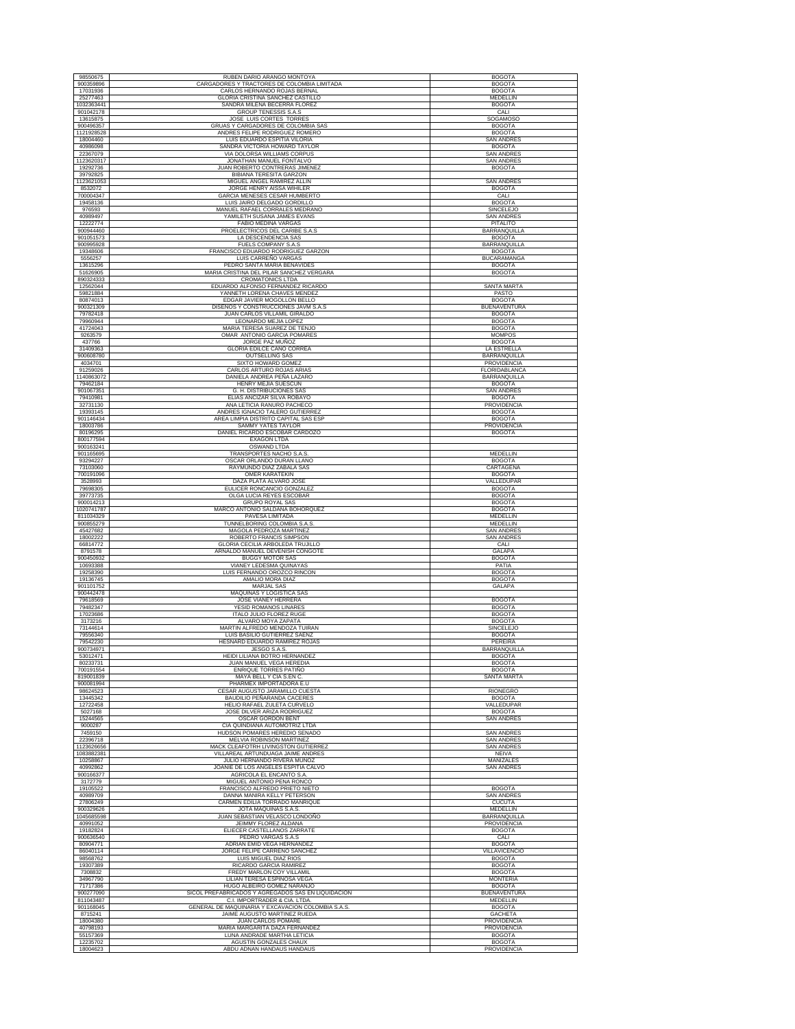| | | |
|---|---|---|
| 98550675 | RUBEN DARIO ARANGO MONTOYA | BOGOTA |
| 900359896 | CARGADORES Y TRACTORES DE COLOMBIA LIMITADA | BOGOTA |
| 17031936 | CARLOS HERNANDO ROJAS BERNAL | BOGOTA |
| 25277463 | GLORIA CRISTINA SANCHEZ CASTILLO | MEDELLIN |
| 1032363441 | SANDRA MILENA BECERRA FLOREZ | BOGOTA |
| 901042178 | GROUP TENESSIS S.A.S | CALI |
| 13615875 | JOSE LUIS CORTES TORRES | SOGAMOSO |
| 900496357 | GRUAS Y CARGADORES DE COLOMBIA SAS | BOGOTA |
| 1121928528 | ANDRES FELIPE RODRIGUEZ ROMERO | BOGOTA |
| 18004460 | LUIS EDUARDO ESPITIA VILORIA | SAN ANDRES |
| 40986098 | SANDRA VICTORIA HOWARD TAYLOR | BOGOTA |
| 22367079 | VIA DOLORSA WILLIAMS CORPUS | SAN ANDRES |
| 1123620317 | JONATHAN MANUEL FONTALVO | SAN ANDRES |
| 19292736 | JUAN ROBERTO CONTRERAS JIMENEZ | BOGOTA |
| 39792825 | BIBIANA TERESITA GARZON | |
| 1123621053 | MIGUEL ANGEL RAMIREZ ALLIN | SAN ANDRES |
| 8532072 | JORGE HENRY AISSA WIHILER | BOGOTA |
| 700004347 | GARCIA MENESES CESAR HUMBERTO | CALI |
| 19458136 | LUIS JAIRO DELGADO GORDILLO | BOGOTA |
| 976593 | MANUEL RAFAEL CORRALES MEDRANO | SINCELEJO |
| 40989497 | YAMILETH SUSANA JAMES EVANS | SAN ANDRES |
| 12222774 | FABIO MEDINA VARGAS | PITALITO |
| 900944460 | PROELECTRICOS DEL CARIBE S.A.S | BARRANQUILLA |
| 901051573 | LA DESCENDENCIA SAS | BOGOTA |
| 900995928 | FUELS COMPANY S.A.S | BARRANQUILLA |
| 19348606 | FRANCISCO EDUARDO RODRIGUEZ GARZON | BOGOTA |
| 5556257 | LUIS CARREÑO VARGAS | BUCARAMANGA |
| 13615296 | PEDRO SANTA MARIA BENAVIDES | BOGOTA |
| 51626905 | MARIA CRISTINA DEL PILAR SANCHEZ VERGARA | BOGOTA |
| 890324333 | CROMATONICS LTDA | |
| 12562044 | EDUARDO ALFONSO FERNANDEZ RICARDO | SANTA MARTA |
| 59821884 | YANNETH LORENA CHAVES MENDEZ | PASTO |
| 80874013 | EDGAR JAVIER MOGOLLON BELLO | BOGOTA |
| 900321309 | DISEÑOS Y CONSTRUCCIONES JAVM S.A.S | BUENAVENTURA |
| 79782418 | JUAN CARLOS VILLAMIL GIRALDO | BOGOTA |
| 79960944 | LEONARDO MEJIA LOPEZ | BOGOTA |
| 41724043 | MARIA TERESA SUAREZ DE TENJO | BOGOTA |
| 9263579 | OMAR ANTONIO GARCIA POMARES | MOMPOS |
| 437766 | JORGE PAZ MUÑOZ | BOGOTA |
| 31409363 | GLORIA EDILCE CANO CORREA | LA ESTRELLA |
| 900608780 | OUTSELLING SAS | BARRANQUILLA |
| 4034701 | SIXTO HOWARD GOMEZ | PROVIDENCIA |
| 91259026 | CARLOS ARTURO ROJAS ARIAS | FLORIDABLANCA |
| 1140863072 | DANIELA ANDREA PEÑA LAZARO | BARRANQUILLA |
| 79462184 | HENRY MEJIA SUESCUN | BOGOTA |
| 901067351 | G. H. DISTRIBUCIONES SAS | SAN ANDRES |
| 79410981 | ELIAS ANCIZAR SILVA ROBAYO | BOGOTA |
| 32731130 | ANA LETICIA RANURO PACHECO | PROVIDENCIA |
| 19393145 | ANDRES IGNACIO TALERO GUTIERREZ | BOGOTA |
| 901146434 | AREA LIMPIA DISTRITO CAPITAL SAS ESP | BOGOTA |
| 18003786 | SAMMY YATES TAYLOR | PROVIDENCIA |
| 80196295 | DANIEL RICARDO ESCOBAR CARDOZO | BOGOTA |
| 800177594 | EXAGON LTDA | |
| 900163241 | OSWAND LTDA | |
| 901165695 | TRANSPORTES NACHO S.A.S. | MEDELLIN |
| 93294227 | OSCAR ORLANDO DURAN LLANO | BOGOTA |
| 73103060 | RAYMUNDO DIAZ ZABALA SAS | CARTAGENA |
| 700191096 | OMER KARATEKIN | BOGOTA |
| 3528993 | DAZA PLATA ALVARO JOSE | VALLEDUPAR |
| 79698305 | EULICER RONCANCIO GONZALEZ | BOGOTA |
| 39773735 | OLGA LUCIA REYES ESCOBAR | BOGOTA |
| 900014213 | GRUPO ROYAL SAS | BOGOTA |
| 1020741787 | MARCO ANTONIO SALDAÑA BOHORQUEZ | BOGOTA |
| 811034329 | PAVESA LIMITADA | MEDELLIN |
| 900855279 | TUNNELBORING COLOMBIA S.A.S. | MEDELLIN |
| 45427682 | MAGOLA PEDROZA MARTINEZ | SAN ANDRES |
| 18002222 | ROBERTO FRANCIS SIMPSON | SAN ANDRES |
| 66814772 | GLORIA CECILIA ARBOLEDA TRUJILLO | CALI |
| 8791578 | ARNALDO MANUEL DEVENISH CONGOTE | GALAPA |
| 900450932 | BUGGY MOTOR SAS | BOGOTA |
| 10693388 | VIANEY LEDESMA QUINAYAS | PATIA |
| 19258390 | LUIS FERNANDO OROZCO RINCON | BOGOTA |
| 19136745 | AMALIO MORA DIAZ | BOGOTA |
| 901101752 | MARJAL SAS | GALAPA |
| 900442478 | MAQUINAS Y LOGISTICA SAS | |
| 79618569 | JOSE VIANEY HERRERA | BOGOTA |
| 79482347 | YESID ROMANOS LINARES | BOGOTA |
| 17023686 | ITALO JULIO FLOREZ RUGE | BOGOTA |
| 3173216 | ALVARO MOYA ZAPATA | BOGOTA |
| 73144614 | MARTIN ALFREDO MENDOZA TUIRAN | SINCELEJO |
| 79556340 | LUIS BASILIO GUTIERREZ SAENZ | BOGOTA |
| 79542230 | HESNARD EDUARDO RAMIREZ ROJAS | PEREIRA |
| 900734971 | JESGO S.A.S. | BARRANQUILLA |
| 53012471 | HEIDI LILIANA BOTRO HERNANDEZ | BOGOTA |
| 80233731 | JUAN MANUEL VEGA HEREDIA | BOGOTA |
| 700191554 | ENRIQUE TORRES PATIÑO | BOGOTA |
| 819001839 | MAYA BELL Y CIA S.EN C. | SANTA MARTA |
| 900081994 | PHARMEX IMPORTADORA E.U | |
| 98624523 | CESAR AUGUSTO JARAMILLO CUESTA | RIONEGRO |
| 13445342 | BAUDILIO PEÑARANDA CACERES | BOGOTA |
| 12722458 | HELIO RAFAEL ZULETA CURVELO | VALLEDUPAR |
| 5027168 | JOSE DILVER ARIZA RODRIGUEZ | BOGOTA |
| 15244565 | OSCAR GORDON BENT | SAN ANDRES |
| 9000287 | CIA QUINDIANA AUTOMOTRIZ LTDA | |
| 7459150 | HUDSON POMARES HEREDIO SENADO | SAN ANDRES |
| 22396718 | MELVIA ROBINSON MARTINEZ | SAN ANDRES |
| 1123626656 | MACK CLEAFOTRH LIVINGSTON GUTIERREZ | SAN ANDRES |
| 1083882381 | VILLAREAL ARTUNDUAGA JAIME ANDRES | NEIVA |
| 10258867 | JULIO HERNANDO RIVERA MUÑOZ | MANIZALES |
| 40992862 | JOANIE DE LOS ANGELES ESPITIA CALVO | SAN ANDRES |
| 900166377 | AGRICOLA EL ENCANTO S.A. | |
| 3172779 | MIGUEL ANTONIO PENA RONCO | |
| 19105522 | FRANCISCO ALFREDO PRIETO NIETO | BOGOTA |
| 40989709 | DANNA MANIRA KELLY PETERSON | SAN ANDRES |
| 27806249 | CARMEN EDILIA TORRADO MANRIQUE | CUCUTA |
| 900329626 | JOTA MAQUINAS S.A.S. | MEDELLIN |
| 1045685598 | JUAN SEBASTIAN VELASCO LONDOÑO | BARRANQUILLA |
| 40991052 | JEIMMY FLOREZ ALDANA | PROVIDENCIA |
| 19182824 | ELIECER CASTELLANOS ZARRATE | BOGOTA |
| 900636540 | PEDRO VARGAS S.A.S | CALI |
| 80904771 | ADRIAN EMID VEGA HERNANDEZ | BOGOTA |
| 86040114 | JORGE FELIPE CARREÑO SANCHEZ | VILLAVICENCIO |
| 98568762 | LUIS MIGUEL DIAZ RIOS | BOGOTA |
| 19307389 | RICARDO GARCIA RAMIREZ | BOGOTA |
| 7308832 | FREDY MARLON COY VILLAMIL | BOGOTA |
| 34967790 | LILIAN TERESA ESPINOSA VEGA | MONTERIA |
| 71717386 | HUGO ALBEIRO GOMEZ NARANJO | BOGOTA |
| 900277090 | SICOL PREFABRICADOS Y AGREGADOS SAS EN LIQUIDACION | BUENAVENTURA |
| 811043487 | C.I. IMPORTRADER & CIA. LTDA. | MEDELLIN |
| 901168045 | GENERAL DE MAQUINARIA Y EXCAVACION COLOMBIA S.A.S. | BOGOTA |
| 8715241 | JAIME AUGUSTO MARTINEZ RUEDA | GACHETA |
| 18004380 | JUAN CARLOS POMARE | PROVIDENCIA |
| 40798193 | MARIA MARGARITA DAZA FERNANDEZ | PROVIDENCIA |
| 55157369 | LUNA ANDRADE MARTHA LETICIA | BOGOTA |
| 12235702 | AGUSTIN GONZALES CHAUX | BOGOTA |
| 18004623 | ABDU ADNAN HANDAUS HANDAUS | PROVIDENCIA |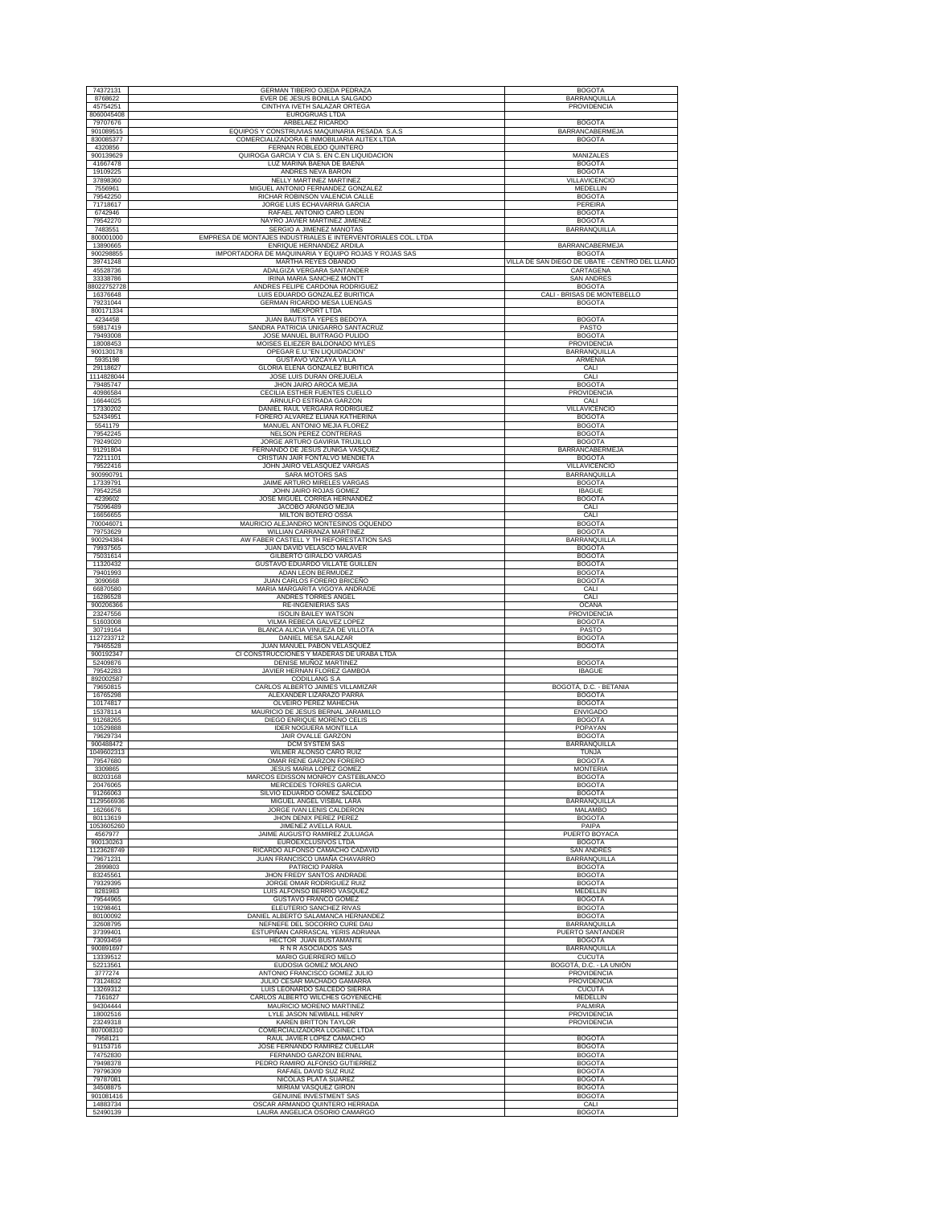| | | |
|---|---|---|
| 74372131 | GERMAN TIBERIO OJEDA PEDRAZA | BOGOTA |
| 8768622 | EVER DE JESUS BONILLA SALGADO | BARRANQUILLA |
| 45754251 | CINTHYA IVETH SALAZAR ORTEGA | PROVIDENCIA |
| 8060045408 | EUROGRUAS LTDA | |
| 79707676 | ARBELAEZ RICARDO | BOGOTA |
| 901089515 | EQUIPOS Y CONSTRUVIAS MAQUINARIA PESADA S.A.S | BARRANCABERMEJA |
| 830085377 | COMERCIALIZADORA E INMOBILIARIA ALITEX LTDA | BOGOTA |
| 4320856 | FERNAN ROBLEDO QUINTERO | |
| 900139629 | QUIROGA GARCIA Y CIA S. EN C.EN LIQUIDACION | MANIZALES |
| 41667478 | LUZ MARINA BAENA DE BAENA | BOGOTA |
| 19109225 | ANDRES NEVA BARON | BOGOTA |
| 37898360 | NELLY MARTINEZ MARTINEZ | VILLAVICENCIO |
| 7556961 | MIGUEL ANTONIO FERNANDEZ GONZALEZ | MEDELLIN |
| 79542250 | RICHAR ROBINSON VALENCIA CALLE | BOGOTA |
| 71718617 | JORGE LUIS ECHAVARRIA GARCIA | PEREIRA |
| 6742946 | RAFAEL ANTONIO CARO LEON | BOGOTA |
| 79542270 | NAYRO JAVIER MARTINEZ JIMENEZ | BOGOTA |
| 7483551 | SERGIO A JIMENEZ MANOTAS | BARRANQUILLA |
| 800001000 | EMPRESA DE MONTAJES INDUSTRIALES E INTERVENTORIALES COL. LTDA | |
| 13890665 | ENRIQUE HERNANDEZ ARDILA | BARRANCABERMEJA |
| 900298855 | IMPORTADORA DE MAQUINARIA Y EQUIPO ROJAS Y ROJAS SAS | BOGOTA |
| 39741248 | MARTHA REYES OBANDO | VILLA DE SAN DIEGO DE UBATE - CENTRO DEL LLANO |
| 45528736 | ADALGIZA VERGARA SANTANDER | CARTAGENA |
| 33338786 | IRINA MARIA SANCHEZ MONTT | SAN ANDRES |
| 88022752728 | ANDRES FELIPE CARDONA RODRIGUEZ | BOGOTA |
| 16376648 | LUIS EDUARDO GONZALEZ BURITICA | CALI - BRISAS DE MONTEBELLO |
| 79231044 | GERMAN RICARDO MESA LUENGAS | BOGOTA |
| 800171334 | IMEXPORT LTDA | |
| 4234458 | JUAN BAUTISTA YEPES BEDOYA | BOGOTA |
| 59817419 | SANDRA PATRICIA UNIGARRO SANTACRUZ | PASTO |
| 79493008 | JOSE MANUEL BUITRAGO PULIDO | BOGOTA |
| 18008453 | MOISES ELIEZER BALDONADO MYLES | PROVIDENCIA |
| 900130178 | OPEGAR E.U."EN LIQUIDACION" | BARRANQUILLA |
| 5935198 | GUSTAVO VIZCAYA VILLA | ARMENIA |
| 29118627 | GLORIA ELENA GONZALEZ BURITICA | CALI |
| 1114828044 | JOSE LUIS DURAN OREJUELA | CALI |
| 79485747 | JHON JAIRO AROCA MEJIA | BOGOTA |
| 40986584 | CECILIA ESTHER FUENTES CUELLO | PROVIDENCIA |
| 16644025 | ARNULFO ESTRADA GARZON | CALI |
| 17330202 | DANIEL RAUL VERGARA RODRIGUEZ | VILLAVICENCIO |
| 52434951 | FORERO ALVAREZ ELIANA KATHERINA | BOGOTA |
| 5541179 | MANUEL ANTONIO MEJIA FLOREZ | BOGOTA |
| 79542245 | NELSON PEREZ CONTRERAS | BOGOTA |
| 79249020 | JORGE ARTURO GAVIRIA TRUJILLO | BOGOTA |
| 91291804 | FERNANDO DE JESUS ZUNIGA VASQUEZ | BARRANCABERMEJA |
| 72211101 | CRISTIAN JAIR FONTALVO MENDIETA | BOGOTA |
| 79522416 | JOHN JAIRO VELASQUEZ VARGAS | VILLAVICENCIO |
| 900990791 | SARA MOTORS SAS | BARRANQUILLA |
| 17339791 | JAIME ARTURO MIRELES VARGAS | BOGOTA |
| 79542258 | JOHN JAIRO ROJAS GOMEZ | IBAGUE |
| 4239602 | JOSE MIGUEL CORREA HERNANDEZ | BOGOTA |
| 75096489 | JACOBO ARANGO MEJIA | CALI |
| 16656655 | MILTON BOTERO OSSA | CALI |
| 700046071 | MAURICIO ALEJANDRO MONTESINOS OQUENDO | BOGOTA |
| 79753629 | WILLIAN CARRANZA MARTINEZ | BOGOTA |
| 900294384 | AW FABER CASTELL Y TH REFORESTATION SAS | BARRANQUILLA |
| 79937565 | JUAN DAVID VELASCO MALAVER | BOGOTA |
| 75031614 | GILBERTO GIRALDO VARGAS | BOGOTA |
| 11320432 | GUSTAVO EDUARDO VILLATE GUILLEN | BOGOTA |
| 79401993 | ADAN LEON BERMUDEZ | BOGOTA |
| 3090668 | JUAN CARLOS FORERO BRICEÑO | BOGOTA |
| 66870580 | MARIA MARGARITA VIGOYA ANDRADE | CALI |
| 16286528 | ANDRES TORRES ANGEL | CALI |
| 900206366 | RE-INGENIERIAS SAS | OCANA |
| 23247556 | ISOLIN BAILEY WATSON | PROVIDENCIA |
| 51603008 | VILMA REBECA GALVEZ LOPEZ | BOGOTA |
| 30719164 | BLANCA ALICIA VINUEZA DE VILLOTA | PASTO |
| 1127233712 | DANIEL MESA SALAZAR | BOGOTA |
| 79465528 | JUAN MANUEL PABON VELASQUEZ | BOGOTA |
| 900192347 | CI CONSTRUCCIONES Y MADERAS DE URABA LTDA | |
| 52409876 | DENISE MUÑOZ MARTINEZ | BOGOTA |
| 79542283 | JAVIER HERNAN FLOREZ GAMBOA | IBAGUE |
| 892002587 | CODILLANG S.A | |
| 79650815 | CARLOS ALBERTO JAIMES VILLAMIZAR | BOGOTÁ, D.C. - BETANIA |
| 16765298 | ALEXANDER LIZARAZO PARRA | BOGOTA |
| 10174817 | OLVEIRO PEREZ MAHECHA | BOGOTA |
| 15378114 | MAURICIO DE JESUS BERNAL JARAMILLO | ENVIGADO |
| 91268265 | DIEGO ENRIQUE MORENO CELIS | BOGOTA |
| 10529888 | IDER NOGUERA MONTILLA | POPAYAN |
| 79629734 | JAIR OVALLE GARZON | BOGOTA |
| 900488472 | DCM SYSTEM SAS | BARRANQUILLA |
| 1049602313 | WILMER ALONSO CARO RUIZ | TUNJA |
| 79547680 | OMAR RENE GARZON FORERO | BOGOTA |
| 3309865 | JESUS MARIA LOPEZ GOMEZ | MONTERIA |
| 80203168 | MARCOS EDISSON MONROY CASTEBLANCO | BOGOTA |
| 20476065 | MERCEDES TORRES GARCIA | BOGOTA |
| 91266063 | SILVIO EDUARDO GOMEZ SALCEDO | BOGOTA |
| 1129566936 | MIGUEL ANGEL VISBAL LARA | BARRANQUILLA |
| 16266676 | JORGE IVAN LENIS CALDERON | MALAMBO |
| 80113619 | JHON DENIX PEREZ PEREZ | BOGOTA |
| 1053605260 | JIMENEZ AVELLA RAUL | PAIPA |
| 4567977 | JAIME AUGUSTO RAMIREZ ZULUAGA | PUERTO BOYACA |
| 900130263 | EUROEXCLUSIVOS LTDA | BOGOTA |
| 1123628749 | RICARDO ALFONSO CAMACHO CADAVID | SAN ANDRES |
| 79671231 | JUAN FRANCISCO UMAÑA CHAVARRO | BARRANQUILLA |
| 2899803 | PATRICIO PARRA | BOGOTA |
| 83245561 | JHON FREDY SANTOS ANDRADE | BOGOTA |
| 79329395 | JORGE OMAR RODRIGUEZ RUIZ | BOGOTA |
| 8281983 | LUIS ALFONSO BERRIO VASQUEZ | MEDELLIN |
| 79544965 | GUSTAVO FRANCO GOMEZ | BOGOTA |
| 19298461 | ELEUTERIO SANCHEZ RIVAS | BOGOTA |
| 80100092 | DANIEL ALBERTO SALAMANCA HERNANDEZ | BOGOTA |
| 32608795 | NEFNEFE DEL SOCORRO CURE DAU | BARRANQUILLA |
| 37399401 | ESTUPIÑAN CARRASCAL YERIS ADRIANA | PUERTO SANTANDER |
| 73093459 | HECTOR JUAN BUSTAMANTE | BOGOTA |
| 900891697 | R N R ASOCIADOS SAS | BARRANQUILLA |
| 13339512 | MARIO GUERRERO MELO | CUCUTA |
| 52213561 | EUDOSIA GOMEZ MOLANO | BOGOTÁ, D.C. - LA UNIÓN |
| 3777274 | ANTONIO FRANCISCO GOMEZ JULIO | PROVIDENCIA |
| 73124832 | JULIO CESAR MACHADO GAMARRA | PROVIDENCIA |
| 13269312 | LUIS LEONARDO SALCEDO SIERRA | CUCUTA |
| 7161627 | CARLOS ALBERTO WILCHES GOYENECHE | MEDELLIN |
| 94304444 | MAURICIO MORENO MARTINEZ | PALMIRA |
| 18002516 | LYLE JASON NEWBALL HENRY | PROVIDENCIA |
| 23249318 | KAREN BRITTON TAYLOR | PROVIDENCIA |
| 807008310 | COMERCIALIZADORA LOGINEC LTDA | |
| 7958121 | RAUL JAVIER LOPEZ CAMACHO | BOGOTA |
| 91153716 | JOSE FERNANDO RAMIREZ CUELLAR | BOGOTA |
| 74752830 | FERNANDO GARZON BERNAL | BOGOTA |
| 79498378 | PEDRO RAMIRO ALFONSO GUTIERREZ | BOGOTA |
| 79796309 | RAFAEL DAVID SUZ RUIZ | BOGOTA |
| 79787081 | NICOLAS PLATA SUAREZ | BOGOTA |
| 34508875 | MIRIAM VASQUEZ GIRON | BOGOTA |
| 901081416 | GENUINE INVESTMENT SAS | BOGOTA |
| 14883734 | OSCAR ARMANDO QUINTERO HERRADA | CALI |
| 52490139 | LAURA ANGELICA OSORIO CAMARGO | BOGOTA |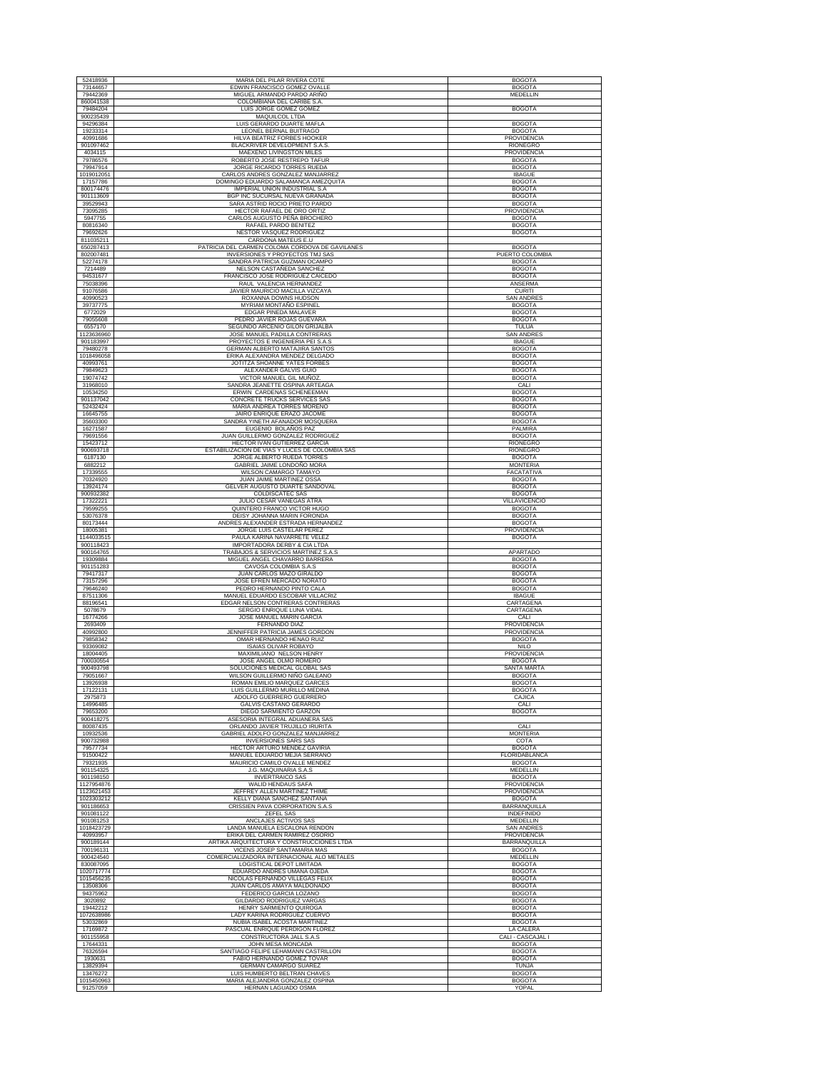| | | |
|---|---|---|
| 52418936 | MARIA DEL PILAR RIVERA COTE | BOGOTA |
| 73144657 | EDWIN FRANCISCO GOMEZ OVALLE | BOGOTA |
| 79442369 | MIGUEL ARMANDO PARDO ARIÑO | MEDELLIN |
| 860041538 | COLOMBIANA DEL CARIBE S.A. | |
| 79484204 | LUIS JORGE GOMEZ GOMEZ | BOGOTA |
| 900235439 | MAQUILCOL LTDA | |
| 94296384 | LUIS GERARDO DUARTE MAFLA | BOGOTA |
| 19233314 | LEONEL BERNAL BUITRAGO | BOGOTA |
| 40991686 | HILVA BEATRIZ FORBES HOOKER | PROVIDENCIA |
| 901097462 | BLACKRIVER DEVELOPMENT S.A.S. | RIONEGRO |
| 4034115 | MAEXENO LIVINGSTON MILES | PROVIDENCIA |
| 79786576 | ROBERTO JOSE RESTREPO TAFUR | BOGOTA |
| 79947914 | JORGE RICARDO TORRES RUEDA | BOGOTA |
| 1019012051 | CARLOS ANDRES GONZALEZ MANJARREZ | IBAGUE |
| 17157786 | DOMINGO EDUARDO SALAMANCA AMEZQUITA | BOGOTA |
| 800174476 | IMPERIAL UNION INDUSTRIAL S.A | BOGOTA |
| 901113609 | BGP INC SUCURSAL NUEVA GRANADA | BOGOTA |
| 39529943 | SARA ASTRID ROCIO PRIETO PARDO | BOGOTA |
| 73095285 | HECTOR RAFAEL DE ORO ORTIZ | PROVIDENCIA |
| 5947755 | CARLOS AUGUSTO PEÑA BROCHERO | BOGOTA |
| 80816340 | RAFAEL PARDO BENITEZ | BOGOTA |
| 79692626 | NESTOR VASQUEZ RODRIGUEZ | BOGOTA |
| 811035211 | CARDONA MATEUS E.U | |
| 650287413 | PATRICIA DEL CARMEN COLOMA CORDOVA DE GAVILANES | BOGOTA |
| 802007481 | INVERSIONES Y PROYECTOS TMJ SAS | PUERTO COLOMBIA |
| 52274178 | SANDRA PATRICIA GUZMAN OCAMPO | BOGOTA |
| 7214489 | NELSON CASTAÑEDA SANCHEZ | BOGOTA |
| 94531677 | FRANCISCO JOSE RODRIGUEZ CAICEDO | BOGOTA |
| 75038396 | RAUL VALENCIA HERNANDEZ | ANSERMA |
| 91076586 | JAVIER MAURICIO MACILLA VIZCAYA | CURITI |
| 40990523 | ROXANNA DOWNS HUDSON | SAN ANDRES |
| 39737775 | MYRIAM MONTAÑO ESPINEL | BOGOTA |
| 6772029 | EDGAR PINEDA MALAVER | BOGOTA |
| 79055608 | PEDRO JAVIER ROJAS GUEVARA | BOGOTA |
| 6557170 | SEGUNDO ARCENIO GILON GRIJALBA | TULUA |
| 1123636960 | JOSE MANUEL PADILLA CONTRERAS | SAN ANDRES |
| 901183997 | PROYECTOS E INGENIERIA PEI S.A.S | IBAGUE |
| 79480278 | GERMAN ALBERTO MATAJIRA SANTOS | BOGOTA |
| 1018496058 | ERIKA ALEXANDRA MENDEZ DELGADO | BOGOTA |
| 40993761 | JOTITZA SHOANNE YATES FORBES | BOGOTA |
| 79849623 | ALEXANDER GALVIS GUIO | BOGOTA |
| 19074742 | VICTOR MANUEL GIL MUÑOZ. | BOGOTA |
| 31968010 | SANDRA JEANETTE OSPINA ARTEAGA | CALI |
| 10534250 | ERWIN CARDENAS SCHENEEMAN | BOGOTA |
| 901137042 | CONCRETE TRUCKS SERVICES SAS | BOGOTA |
| 52432424 | MARIA ANDREA TORRES MORENO | BOGOTA |
| 16645755 | JAIRO ENRIQUE ERAZO JACOME | BOGOTA |
| 35603300 | SANDRA YINETH AFANADOR MOSQUERA | BOGOTA |
| 16271587 | EUGENIO BOLAÑOS PAZ | PALMIRA |
| 79691556 | JUAN GUILLERMO GONZALEZ RODRIGUEZ | BOGOTA |
| 15423712 | HECTOR IVAN GUTIERREZ GARCIA | RIONEGRO |
| 900693718 | ESTABILIZACION DE VIAS Y LUCES DE COLOMBIA SAS | RIONEGRO |
| 6187130 | JORGE ALBERTO RUEDA TORRES | BOGOTA |
| 6882212 | GABRIEL JAIME LONDOÑO MORA | MONTERIA |
| 17339555 | WILSON CAMARGO TAMAYO | FACATATIVA |
| 70324920 | JUAN JAIME MARTINEZ OSSA | BOGOTA |
| 13924174 | GELVER AUGUSTO DUARTE SANDOVAL | BOGOTA |
| 900932382 | COLDISCATEC SAS | BOGOTA |
| 17322221 | JULIO CESAR VANEGAS ATRA | VILLAVICENCIO |
| 79599255 | QUINTERO FRANCO VICTOR HUGO | BOGOTA |
| 53076378 | DEISY JOHANNA MARIN FORONDA | BOGOTA |
| 80173444 | ANDRES ALEXANDER ESTRADA HERNANDEZ | BOGOTA |
| 18005381 | JORGE LUIS CASTELAR PEREZ | PROVIDENCIA |
| 1144033515 | PAULA KARINA NAVARRETE VELEZ | BOGOTA |
| 900118423 | IMPORTADORA DERBY & CIA LTDA | |
| 900164765 | TRABAJOS & SERVICIOS MARTINEZ S.A.S | APARTADO |
| 19309884 | MIGUEL ANGEL CHAVARRO BARRERA | BOGOTA |
| 901151283 | CAVOSA COLOMBIA S.A.S | BOGOTA |
| 79417317 | JUAN CARLOS MAZO GIRALDO | BOGOTA |
| 73157296 | JOSE EFREN MERCADO NORATO | BOGOTA |
| 79646240 | PEDRO HERNANDO PINTO CALA | BOGOTA |
| 87511306 | MANUEL EDUARDO ESCOBAR VILLACRIZ | IBAGUE |
| 88196541 | EDGAR NELSON CONTRERAS CONTRERAS | CARTAGENA |
| 5078679 | SERGIO ENRIQUE LUNA VIDAL | CARTAGENA |
| 16774266 | JOSE MANUEL MARIN GARCIA | CALI |
| 2693409 | FERNANDO DIAZ | PROVIDENCIA |
| 40992800 | JENNIFFER PATRICIA JAMES GORDON | PROVIDENCIA |
| 79858342 | OMAR HERNANDO HENAO RUIZ | BOGOTA |
| 93369082 | ISAIAS OLIVAR ROBAYO | NILO |
| 18004405 | MAXIMILIANO NELSON HENRY | PROVIDENCIA |
| 700030554 | JOSE ANGEL OLMO ROMERO | BOGOTA |
| 900493798 | SOLUCIONES MEDICAL GLOBAL SAS | SANTA MARTA |
| 79051667 | WILSON GUILLERMO NIÑO GALEANO | BOGOTA |
| 13926938 | ROMAN EMILIO MARQUEZ GARCES | BOGOTA |
| 17122131 | LUIS GUILLERMO MURILLO MEDINA | BOGOTA |
| 2975873 | ADOLFO GUERRERO GUERRERO | CAJICA |
| 14996485 | GALVIS CASTAÑO GERARDO | CALI |
| 79653200 | DIEGO SARMIENTO GARZON | BOGOTA |
| 900418275 | ASESORIA INTEGRAL ADUANERA SAS | |
| 80087435 | ORLANDO JAVIER TRUJILLO IRURITA | CALI |
| 10932536 | GABRIEL ADOLFO GONZALEZ MANJARREZ | MONTERIA |
| 900732988 | INVERSIONES SARS SAS | COTA |
| 79577734 | HECTOR ARTURO MENDEZ GAVIRIA | BOGOTA |
| 91500422 | MANUEL EDUARDO MEJIA SERRANO | FLORIDABLANCA |
| 79321935 | MAURICIO CAMILO OVALLE MENDEZ | BOGOTA |
| 901154325 | J.G. MAQUINARIA S.A.S | MEDELLIN |
| 901198150 | INVERTRAICO SAS | BOGOTA |
| 1127954876 | WALID HENDAUS SAFA | PROVIDENCIA |
| 1123621453 | JEFFREY ALLEN MARTINEZ THIME | PROVIDENCIA |
| 1023303212 | KELLY DIANA SANCHEZ SANTANA | BOGOTA |
| 901186653 | CRISSIEN PAVA CORPORATION S.A.S | BARRANQUILLA |
| 901081122 | ZEFEL SAS | INDEFINIDO |
| 901081253 | ANCLAJES ACTIVOS SAS | MEDELLIN |
| 1018423729 | LANDA MANUELA ESCALONA RENDON | SAN ANDRES |
| 40993957 | ERIKA DEL CARMEN RAMIREZ OSORIO | PROVIDENCIA |
| 900189144 | ARTIKA ARQUITECTURA Y CONSTRUCCIONES LTDA | BARRANQUILLA |
| 700196131 | VICENS JOSEP SANTAMARIA MAS | BOGOTA |
| 900424540 | COMERCIALIZADORA INTERNACIONAL ALO METALES | MEDELLIN |
| 830087095 | LOGISTICAL DEPOT LIMITADA | BOGOTA |
| 1020717774 | EDUARDO ANDRES UMANA OJEDA | BOGOTA |
| 1015456235 | NICOLAS FERNANDO VILLEGAS FELIX | BOGOTA |
| 13508306 | JUAN CARLOS AMAYA MALDONADO | BOGOTA |
| 94375962 | FEDERICO GARCIA LOZANO | BOGOTA |
| 3020892 | GILDARDO RODRIGUEZ VARGAS | BOGOTA |
| 19442212 | HENRY SARMIENTO QUIROGA | BOGOTA |
| 1072638986 | LADY KARINA RODRIGUEZ CUERVO | BOGOTA |
| 53032869 | NUBIA ISABEL ACOSTA MARTINEZ | BOGOTA |
| 17169872 | PASCUAL ENRIQUE PERDIGON FLOREZ | LA CALERA |
| 901155958 | CONSTRUCTORA JALL S.A.S | CALI - CASCAJAL I |
| 17644331 | JOHN MESA MONCADA | BOGOTA |
| 76326594 | SANTIAGO FELIPE LEHAMANN CASTRILLON | BOGOTA |
| 1930631 | FABIO HERNANDO GOMEZ TOVAR | BOGOTA |
| 13829394 | GERMAN CAMARGO SUAREZ | TUNJA |
| 13476272 | LUIS HUMBERTO BELTRAN CHAVES | BOGOTA |
| 1015450963 | MARIA ALEJANDRA GONZALEZ OSPINA | BOGOTA |
| 91257059 | HERNAN LAGUADO OSMA | YOPAL |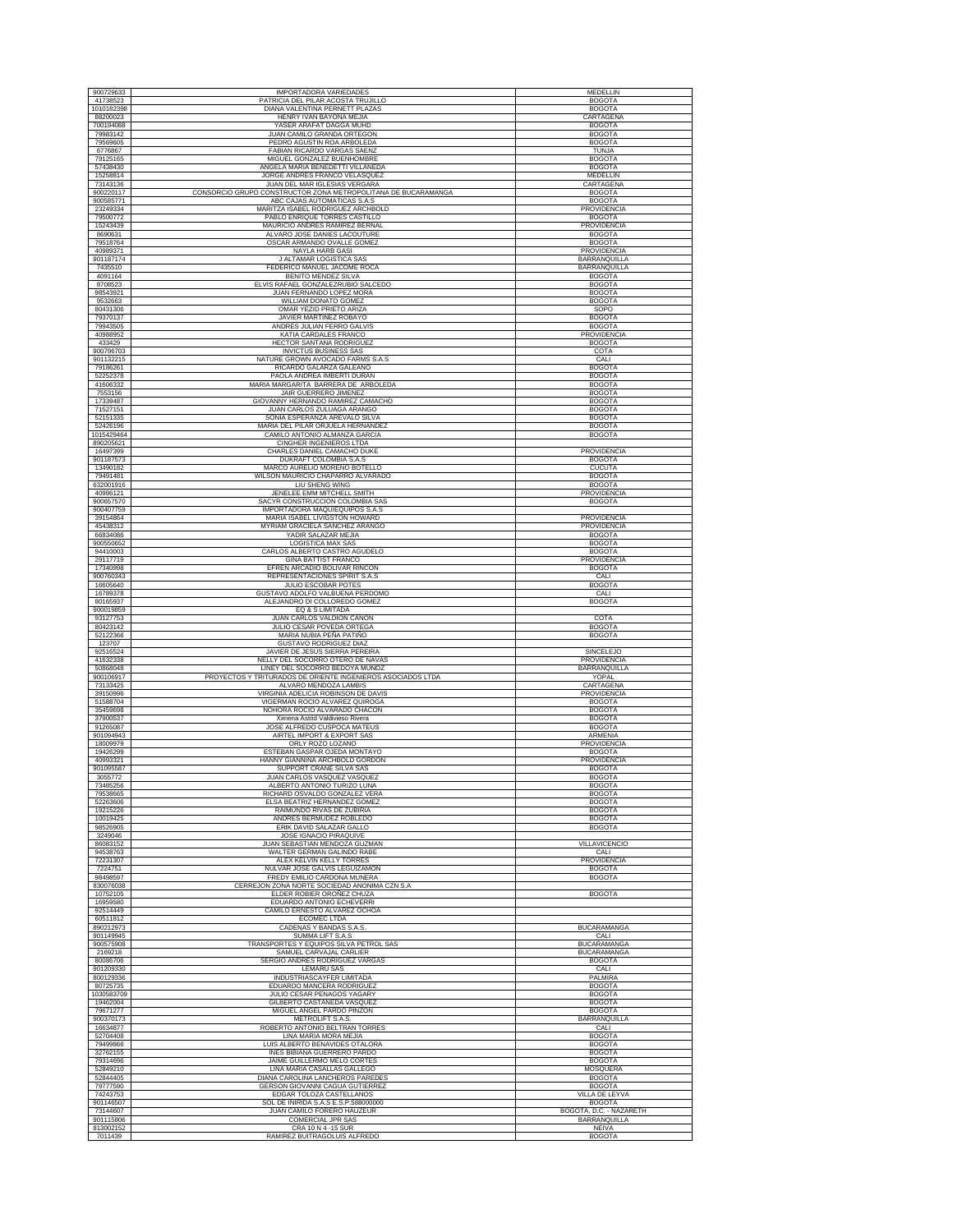| | | |
|---|---|---|
| 900729633 | IMPORTADORA VARIEDADES | MEDELLIN |
| 41738523 | PATRICIA DEL PILAR ACOSTA TRUJILLO | BOGOTA |
| 1010182398 | DIANA VALENTINA PERNETT PLAZAS | BOGOTA |
| 88200023 | HENRY IVAN BAYONA MEJIA | CARTAGENA |
| 700194088 | YASER ARAFAT DAGGA MUHD | BOGOTA |
| 79983142 | JUAN CAMILO GRANDA ORTEGON | BOGOTA |
| 79569605 | PEDRO AGUSTIN ROA ARBOLEDA | BOGOTA |
| 6776867 | FABIAN RICARDO VARGAS SAENZ | TUNJA |
| 79125165 | MIGUEL GONZALEZ BUENHOMBRE | BOGOTA |
| 57438430 | ANGELA MARIA BENEDETTI VILLANEDA | BOGOTA |
| 15258814 | JORGE ANDRES FRANCO VELASQUEZ | MEDELLIN |
| 73143136 | JUAN DEL MAR IGLESIAS VERGARA | CARTAGENA |
| 900220117 | CONSORCIO GRUPO CONSTRUCTOR ZONA METROPOLITANA DE BUCARAMANGA | BOGOTA |
| 900585771 | ABC CAJAS AUTOMATICAS S.A.S | BOGOTA |
| 23249334 | MARITZA ISABEL RODRIGUEZ ARCHBOLD | PROVIDENCIA |
| 79500772 | PABLO ENRIQUE TORRES CASTILLO | BOGOTA |
| 15243439 | MAURICIO ANDRES RAMIREZ BERNAL | PROVIDENCIA |
| 8690631 | ALVARO JOSE DANIES LACOUTURE | BOGOTA |
| 79518764 | OSCAR ARMANDO OVALLE GOMEZ | BOGOTA |
| 40989371 | NAYLA HARB GASI | PROVIDENCIA |
| 901187174 | J ALTAMAR LOGISTICA SAS | BARRANQUILLA |
| 7435510 | FEDERICO MANUEL JACOME ROCA | BARRANQUILLA |
| 4091164 | BENITO MENDEZ SILVA | BOGOTA |
| 8708523 | ELVIS RAFAEL GONZALEZRUBIO SALCEDO | BOGOTA |
| 98543921 | JUAN FERNANDO LOPEZ MORA | BOGOTA |
| 9532663 | WILLIAM DONATO GOMEZ | BOGOTA |
| 80431306 | OMAR YEZID PRIETO ARIZA | SOPO |
| 79370137 | JAVIER MARTINEZ ROBAYO | BOGOTA |
| 79943505 | ANDRES JULIAN FERRO GALVIS | BOGOTA |
| 40988952 | KATIA CARDALES FRANCO | PROVIDENCIA |
| 433429 | HECTOR SANTANA RODRIGUEZ | BOGOTA |
| 900796703 | INVICTUS BUSINESS SAS | COTA |
| 901132215 | NATURE GROWN AVOCADO FARMS S.A.S | CALI |
| 79186261 | RICARDO GALARZA GALEANO | BOGOTA |
| 52252378 | PAOLA ANDREA IMBERTI DURAN | BOGOTA |
| 41606332 | MARIA MARGARITA BARRERA DE ARBOLEDA | BOGOTA |
| 7553156 | JAIR GUERRERO JIMENEZ | BOGOTA |
| 17339487 | GIOVANNY HERNANDO RAMIREZ CAMACHO | BOGOTA |
| 71527151 | JUAN CARLOS ZULUAGA ARANGO | BOGOTA |
| 52151335 | SONIA ESPERANZA AREVALO SILVA | BOGOTA |
| 52426196 | MARIA DEL PILAR ORJUELA HERNANDEZ | BOGOTA |
| 1015429464 | CAMILO ANTONIO ALMANZA GARCIA | BOGOTA |
| 890205621 | CINGHER INGENIEROS LTDA | |
| 16497399 | CHARLES DANIEL CAMACHO DUKE | PROVIDENCIA |
| 901187573 | DUKRAFT COLOMBIA S.A.S | BOGOTA |
| 13490182 | MARCO AURELIO MORENO BOTELLO | CUCUTA |
| 79491481 | WILSON MAURICIO CHAPARRO ALVARADO | BOGOTA |
| 632001916 | LIU SHENG WING | BOGOTA |
| 40986121 | JENELEE EMM MITCHELL SMITH | PROVIDENCIA |
| 900657570 | SACYR CONSTRUCCION COLOMBIA SAS | BOGOTA |
| 900407759 | IMPORTADORA MAQUIEQUIPOS S.A.S | |
| 39154864 | MARIA ISABEL LIVIGSTON HOWARD | PROVIDENCIA |
| 45438312 | MYRIAM GRACIELA SANCHEZ ARANGO | PROVIDENCIA |
| 66834086 | YADIR SALAZAR MEJIA | BOGOTA |
| 900550652 | LOGISTICA MAX SAS | BOGOTA |
| 94410003 | CARLOS ALBERTO CASTRO AGUDELO | BOGOTA |
| 29117719 | GINA BATTIST FRANCO | PROVIDENCIA |
| 17340998 | EFREN ARCADIO BOLIVAR RINCON | BOGOTA |
| 900760343 | REPRESENTACIONES SPIRIT S.A.S | CALI |
| 16605640 | JULIO ESCOBAR POTES | BOGOTA |
| 16789378 | GUSTAVO ADOLFO VALBUENA PERDOMO | CALI |
| 80165937 | ALEJANDRO DI COLLOREDO GOMEZ | BOGOTA |
| 900019859 | EQ & S LIMITADA | |
| 93127753 | JUAN CARLOS VALDION CAÑON | COTA |
| 80423142 | JULIO CESAR POVEDA ORTEGA | BOGOTA |
| 52122366 | MARIA NUBIA PEÑA PATIÑO | BOGOTA |
| 123707 | GUSTAVO RODRIGUEZ DIAZ | |
| 92516524 | JAVIER DE JESUS SIERRA PEREIRA | SINCELEJO |
| 41632338 | NELLY DEL SOCORRO OTERO DE NAVAS | PROVIDENCIA |
| 50868048 | LINEY DEL SOCORRO BEDOYA MUÑOZ | BARRANQUILLA |
| 900106917 | PROYECTOS Y TRITURADOS DE ORIENTE INGENIEROS ASOCIADOS LTDA | YOPAL |
| 73133425 | ALVARO MENDOZA LAMBIS | CARTAGENA |
| 39150996 | VIRGINIA ADELICIA ROBINSON DE DAVIS | PROVIDENCIA |
| 51588704 | VIGERMAN ROCIO ALVAREZ QUIROGA | BOGOTA |
| 35459698 | NOHORA ROCIO ALVARADO CHACON | BOGOTA |
| 37900537 | Ximena Astrid Valdivieso Rivera | BOGOTA |
| 91265087 | JOSE ALFREDO CUSPOCA MATEUS | BOGOTA |
| 901094943 | AIRTEL IMPORT & EXPORT SAS | ARMENIA |
| 18009979 | ORLY ROZO LOZANO | PROVIDENCIA |
| 19426299 | ESTEBAN GASPAR OJEDA MONTAYO | BOGOTA |
| 40993321 | HANNY GIANNINA ARCHBOLD GORDON | PROVIDENCIA |
| 901095587 | SUPPORT CRANE SILVA SAS | BOGOTA |
| 3055772 | JUAN CARLOS VASQUEZ VASQUEZ | BOGOTA |
| 73485256 | ALBERTO ANTONIO TURIZO LUNA | BOGOTA |
| 79538665 | RICHARD OSVALDO GONZALEZ VERA | BOGOTA |
| 52263606 | ELSA BEATRIZ HERNANDEZ GOMEZ | BOGOTA |
| 19215226 | RAIMUNDO RIVAS DE ZUBIRIA | BOGOTA |
| 10019425 | ANDRES BERMUDEZ ROBLEDO | BOGOTA |
| 98526905 | ERIK DAVID SALAZAR GALLO | BOGOTA |
| 3249046 | JOSE IGNACIO PIRAQUIVE | |
| 86083152 | JUAN SEBASTIAN MENDOZA GUZMAN | VILLAVICENCIO |
| 94538763 | WALTER GERMAN GALINDO RABE | CALI |
| 72231307 | ALEX KELVIN KELLY TORRES | PROVIDENCIA |
| 7224751 | NULVAR JOSE GALVIS LEGUIZAMON | BOGOTA |
| 98498597 | FREDY EMILIO CARDONA MUNERA | BOGOTA |
| 830076038 | CERREJON ZONA NORTE SOCIEDAD ANONIMA CZN S.A | |
| 10752105 | ELDER ROBIER ORONEZ CHUZA | BOGOTA |
| 16959580 | EDUARDO ANTONIO ECHEVERRI | |
| 92514449 | CAMILO ERNESTO ALVAREZ OCHOA | |
| 60511812 | ECOMEC LTDA | |
| 890212973 | CADENAS Y BANDAS S.A.S. | BUCARAMANGA |
| 901149945 | SUMMA LIFT S.A.S | CALI |
| 900575908 | TRANSPORTES Y EQUIPOS SILVA PETROL SAS | BUCARAMANGA |
| 2169218 | SAMUEL CARVAJAL CARLIER | BUCARAMANGA |
| 80086706 | SERGIO ANDRES RODRIGUEZ VARGAS | BOGOTA |
| 901209330 | LEMARU SAS | CALI |
| 800129336 | INDUSTRIASCAYFER LIMITADA | PALMIRA |
| 80725735 | EDUARDO MANCERA RODRIGUEZ | BOGOTA |
| 1030583709 | JULIO CESAR PENAGOS YAGARY | BOGOTA |
| 19462004 | GILBERTO CASTANEDA VASQUEZ | BOGOTA |
| 79671277 | MIGUEL ANGEL PARDO PINZON | BOGOTA |
| 900370173 | METROLIFT S.A.S. | BARRANQUILLA |
| 16634877 | ROBERTO ANTONIO BELTRAN TORRES | CALI |
| 52704408 | LINA MARIA MORA MEJIA | BOGOTA |
| 79499866 | LUIS ALBERTO BENAVIDES OTALORA | BOGOTA |
| 32762155 | INES BIBIANA GUERRERO PARDO | BOGOTA |
| 79314696 | JAIME GUILLERMO MELO CORTES | BOGOTA |
| 52849210 | LINA MARIA CASALLAS GALLEGO | MOSQUERA |
| 52844405 | DIANA CAROLINA LANCHEROS PAREDES | BOGOTA |
| 79777590 | GERSON GIOVANNI CAGUA GUTIERREZ | BOGOTA |
| 74243753 | EDGAR TOLOZA CASTELLANOS | VILLA DE LEYVA |
| 901146507 | SOL DE INIRIDA S.A.S E.S.P.588000000 | BOGOTA |
| 73144607 | JUAN CAMILO FORERO HAUZEUR | BOGOTA, D.C. - NAZARETH |
| 901115806 | COMERCIAL JPR SAS | BARRANQUILLA |
| 813002152 | CRA 10 N 4 -15 SUR | NEIVA |
| 7011439 | RAMIREZ BUITRAGOLUIS ALFREDO | BOGOTA |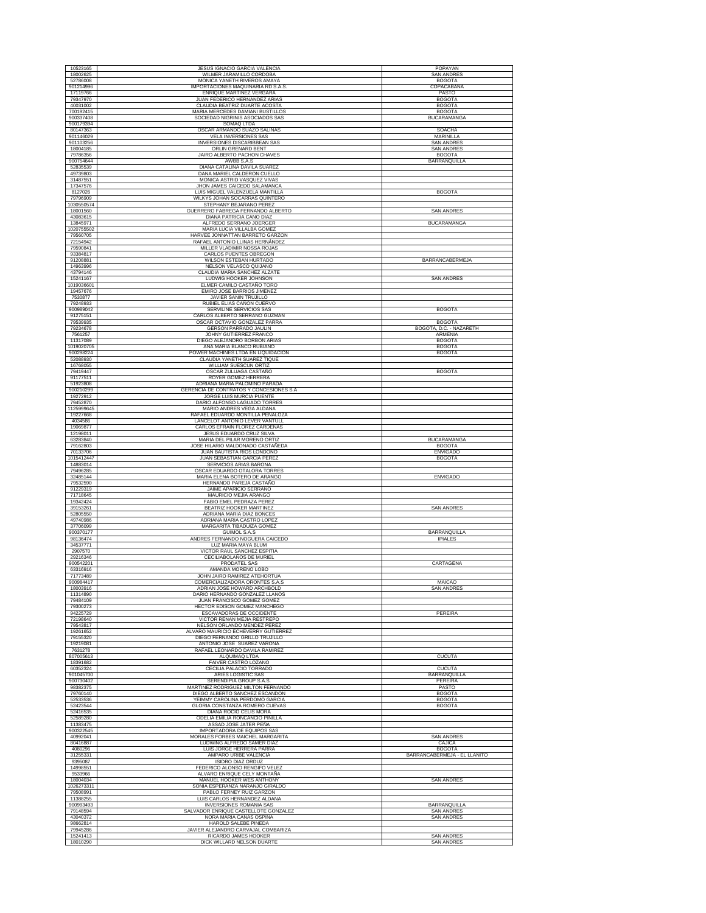| | | |
|---|---|---|
| 10523165 | JESUS IGNACIO GARCIA VALENCIA | POPAYAN |
| 18002625 | WILMER JARAMILLO CORDOBA | SAN ANDRES |
| 52786008 | MONICA YANETH RIVEROS AMAYA | BOGOTA |
| 901214996 | IMPORTACIONES MAQUINARIA RD S.A.S. | COPACABANA |
| 17119766 | ENRIQUE MARTINEZ VERGARA | PASTO |
| 79347970 | JUAN FEDERICO HERNANDEZ ARIAS | BOGOTA |
| 40031002 | CLAUDIA BEATRIZ DUARTE ACOSTA | BOGOTA |
| 700192415 | MARIA MERCEDES DAMIANI BUSTILLOS | BOGOTA |
| 900337408 | SOCIEDAD NIGRINIS ASOCIADOS SAS | BUCARAMANGA |
| 900179394 | SOMAQ LTDA | |
| 80147363 | OSCAR ARMANDO SUAZO SALINAS | SOACHA |
| 901146029 | VELA INVERSIONES SAS | MARINILLA |
| 901103256 | INVERSIONES DISCARIBBEAN SAS | SAN ANDRES |
| 18004185 | ORLIN GRENARD BENT | SAN ANDRES |
| 79786356 | JAIRO ALBERTO PACHON CHAVES | BOGOTA |
| 900754644 | AWBB S.A.S | BARRANQUILLA |
| 52835539 | DIANA CATALINA DAVILA SUAREZ | |
| 49739803 | DANA MARIEL CALDERON CUELLO | |
| 31487551 | MONICA ASTRID VASQUEZ VIVAS | |
| 17347576 | JHON JAMES CAICEDO SALAMANCA | |
| 8127026 | LUIS MIGUEL VALENZUELA MANTILLA | BOGOTA |
| 79796909 | WILKYS JOHAN SOCARRAS QUINTERO | |
| 1030550574 | STEPHANY BEJARANO PEREZ | |
| 18001560 | GUERRERO FABREGA FERNANDO ALBERTO | SAN ANDRES |
| 43083615 | DIANA PATRICIA CANO DIAZ | |
| 13845971 | ALFREDO SERRANO JOERGER | BUCARAMANGA |
| 1020755502 | MARIA LUCIA VILLALBA GOMEZ | |
| 79560705 | HARVEE JONNATTAN BARRETO GARZON | |
| 72154942 | RAFAEL ANTONIO LLINAS HERNÁNDEZ | |
| 79590841 | MILLER VLADIMIR NOSSA ROJAS | |
| 93384817 | CARLOS PUENTES OBREGON | |
| 91208881 | WILSON ESTEBAN HURTADO | BARRANCABERMEJA |
| 14963996 | NELSON VELASCO QUIJANO | |
| 43794146 | CLAUDIA MARIA SANCHEZ ALZATE | |
| 15241167 | LUDWIG HOOKER JOHNSON | SAN ANDRES |
| 1019036601 | ELMER CAMILO CASTAÑO TORO | |
| 19457676 | EMIRO JOSE BARRIOS JIMENEZ | |
| 7530877 | JAVIER SANIN TRUJILLO | |
| 79248933 | RUBIEL ELIAS CAÑON CUERVO | |
| 900989042 | SERVILINE SERVICIOS SAS | BOGOTA |
| 91275151 | CARLOS ALBERTO SERRANO GUZMAN | |
| 79539935 | OSCAR OCTAVIO GONZALEZ PARRA | BOGOTA |
| 79234678 | GERSON PARRADO JAULIN | BOGOTÁ, D.C. - NAZARETH |
| 7561257 | JOHNY GUTIERREZ FRANCO | ARMENIA |
| 11317089 | DIEGO ALEJANDRO BORBON ARIAS | BOGOTA |
| 1019020705 | ANA MARIA BLANCO RUBIANO | BOGOTA |
| 900298224 | POWER MACHINES LTDA EN LIQUIDACION | BOGOTA |
| 52088930 | CLAUDIA YANETH SUAREZ TIQUE | |
| 16768055 | WILLIAM SUESCUN ORTIZ | |
| 79419447 | OSCAR ZULUAGA CASTAÑO | BOGOTA |
| 91177511 | ROYER GOMEZ HERRERA | |
| 51923808 | ADRIANA MARIA PALOMINO PARADA | |
| 900210299 | GERENCIA DE CONTRATOS Y CONCESIONES S.A | |
| 19272912 | JORGE LUIS MURCIA PUENTE | |
| 79452870 | DARIO ALFONSO LAGUADO TORRES | |
| 1125999645 | MARIO ANDRES VEGA ALDANA | |
| 19227668 | RAFAEL EDUARDO MONTILLA PEÑALOZA | |
| 4034586 | LANCELOT ANTONIO LEVER VANTULL | |
| 19069877 | CARLOS EFRAIN FLOREZ CARDENAS | |
| 12198011 | JESUS EDUARDO CRUZ SILVA | |
| 63283840 | MARIA DEL PILAR MORENO ORTIZ | BUCARAMANGA |
| 79162803 | JOSE HILARIO MALDONADO CASTAÑEDA | BOGOTA |
| 70133706 | JUAN BAUTISTA RIOS LONDOÑO | ENVIGADO |
| 1015412447 | JUAN SEBASTIAN GARCIA PEREZ | BOGOTA |
| 14883014 | SERVICIOS ARIAS BARONA | |
| 79496285 | OSCAR EDUARDO OTALORA TORRES | |
| 32485144 | MARIA ELENA BOTERO DE ARANGO | ENVIGADO |
| 79532590 | HERNANDO PAREJA CASTAÑO | |
| 91229319 | JAIME APARICIO SERRANO | |
| 71718645 | MAURICIO MEJIA ARANGO | |
| 19342424 | FABIO EMEL PEDRAZA PEREZ | |
| 39153261 | BEATRIZ HOOKER MARTINEZ | SAN ANDRES |
| 52805550 | ADRIANA MARIA DIAZ BONCES | |
| 49740986 | ADRIANA MARIA CASTRO LOPEZ | |
| 37706099 | MARGARITA TIBADUIZA GOMEZ | |
| 900370177 | GUIMOL S.A.S | BARRANQUILLA |
| 98136474 | ANDRES FERNANDO NOGUERA CAICEDO | IPIALES |
| 34537771 | LUZ MARIA MAYA BLUM | |
| 2907570 | VICTOR RAUL SANCHEZ ESPITIA | |
| 29216346 | CECILIABOLAÑOS DE MURIEL | |
| 900542201 | PRODATEL SAS | CARTAGENA |
| 63316916 | AMANDA MORENO LOBO | |
| 71773489 | JOHN JAIRO RAMIREZ ATEHORTUA | |
| 900984417 | COMERCIALIZADORA ORONTES S.A.S | MAICAO |
| 18003916 | ADRIAN JOSE HOWARD ARCHBOLD | SAN ANDRES |
| 11314890 | DARIO HERNANDO GONZALEZ LLANOS | |
| 79484109 | JUAN FRANCISCO GOMEZ GOMEZ | |
| 79300273 | HECTOR EDISON GOMEZ MANCHEGO | |
| 94225729 | ESCAVADORAS DE OCCIDENTE | PEREIRA |
| 72198640 | VICTOR RENAN MEJIA RESTREPO | |
| 79543817 | NELSON ORLANDO MENDEZ PEREZ | |
| 19261652 | ALVARO MAURICIO ECHEVERRY GUTIERREZ | |
| 79155320 | DIEGO FERNANDO GRILLO TRUJILLO | |
| 19219081 | ANTONIO JOSE SUAREZ VARONA | |
| 7631278 | RAFAEL LEONARDO DAVILA RAMIREZ | |
| 807005613 | ALQUIMAQ LTDA | CUCUTA |
| 18391682 | FAIVER CASTRO LOZANO | |
| 60352324 | CECILIA PALACIO TORRADO | CUCUTA |
| 901045700 | ARIES LOGISTIC SAS | BARRANQUILLA |
| 900730402 | SERENDIPIA GROUP S.A.S. | PEREIRA |
| 98382375 | MARTINEZ RODRIGUEZ MILTON FERNANDO | PASTO |
| 79760140 | DIEGO ALBERTO SANCHEZ ESCANDON | BOGOTA |
| 52533536 | YEIMMY CAROLINA PERDOMO GARCIA | BOGOTA |
| 52423544 | GLORIA CONSTANZA ROMERO CUEVAS | BOGOTA |
| 52416535 | DIANA ROCIO CELIS MORA | |
| 52589280 | ODELIA EMILIA RONCANCIO PINILLA | |
| 11383475 | ASSAD JOSE JATER PEÑA | |
| 900322545 | IMPORTADORA DE EQUIPOS SAS | |
| 40992041 | MORALES FORBES MAICHEL MARGARITA | SAN ANDRES |
| 80416887 | LUDWING ALFREDO SAMER DIAZ | CAJICA |
| 4080296 | LUIS JORGE HERRERA PARRA | BOGOTA |
| 31255331 | AMPARO URIBE VALENCIA | BARRANCABERMEJA - EL LLANITO |
| 9395087 | ISIDRO DIAZ ORDUZ | |
| 14998551 | FEDERICO ALONSO RENGIFO VELEZ | |
| 9533966 | ALVARO ENRIQUE CELY MONTAÑA | |
| 18004034 | MANUEL HOOKER WES ANTHONY | SAN ANDRES |
| 1026273311 | SONIA ESPERANZA NARANJO GIRALDO | |
| 79508991 | PABLO FERNEY RUIZ GARZON | |
| 11388255 | LUIS CARLOS HERNANDEZ ALDANA | |
| 900993493 | INVERSIONES ROMANIA SAS | BARRANQUILLA |
| 79148594 | SALVADOR ENRIQUE CASTELLOTE GONZALEZ | SAN ANDRES |
| 43040372 | NORA MARIA CANAS OSPINA | SAN ANDRES |
| 98662814 | HAROLD SALEBE PINEDA | |
| 79945286 | JAVIER ALEJANDRO CARVAJAL COMBARIZA | |
| 15241413 | RICARDO JAMES HOOKER | SAN ANDRES |
| 18010290 | DICK WILLARD NELSON DUARTE | SAN ANDRES |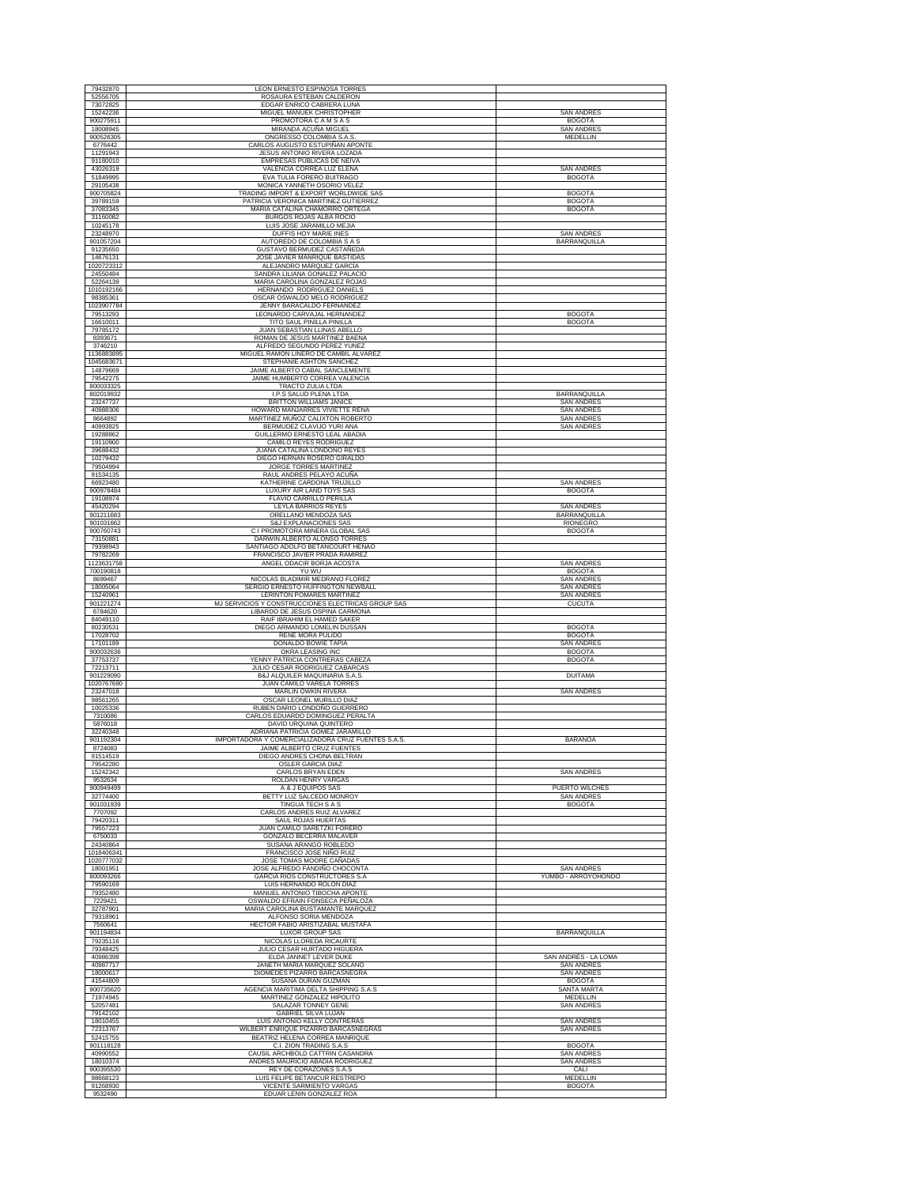| | | |
|---|---|---|
| 79432870 | LEON ERNESTO ESPINOSA TORRES | |
| 52556705 | ROSAURA ESTEBAN CALDERON | |
| 73072825 | EDGAR ENRICO CABRERA LUNA | |
| 15242236 | MIGUEL MANUEK CHRISTOPHER | SAN ANDRES |
| 900275911 | PROMOTORA C A M S A S | BOGOTA |
| 18008945 | MIRANDA ACUÑA MIGUEL | SAN ANDRES |
| 900526305 | ONGRESSO COLOMBIA S.A.S. | MEDELLIN |
| 6776442 | CARLOS AUGUSTO ESTUPIÑAN APONTE | |
| 11291943 | JESUS ANTONIO RIVERA LOZADA | |
| 91180010 | EMPRESAS PUBLICAS DE NEIVA | |
| 43026319 | VALENCIA CORREA LUZ ELENA | SAN ANDRES |
| 51849995 | EVA TULIA FORERO BUITRAGO | BOGOTA |
| 29105438 | MONICA YANNETH OSORIO VELEZ | |
| 900705824 | TRADING IMPORT & EXPORT WORLDWIDE SAS | BOGOTA |
| 39789159 | PATRICIA VERONICA MARTINEZ GUTIERREZ | BOGOTA |
| 37083345 | MARIA CATALINA CHAMORRO ORTEGA | BOGOTA |
| 31160082 | BURGOS ROJAS ALBA ROCIO | |
| 10245178 | LUIS JOSE JARAMILLO MEJIA | |
| 23248970 | DUFFIS HOY MARIE INES | SAN ANDRES |
| 901057204 | AUTOREDO DE COLOMBIA S A S | BARRANQUILLA |
| 91235650 | GUSTAVO BERMUDEZ CASTAÑEDA | |
| 14676131 | JOSE JAVIER MANRIQUE BASTIDAS | |
| 1020723312 | ALEJANDRO MARQUEZ GARCIA | |
| 24550484 | SANDRA LILIANA GONALEZ PALACIO | |
| 52264139 | MARIA CAROLINA GONZALEZ ROJAS | |
| 1010192166 | HERNANDO RODRIGUEZ DANIELS | |
| 98385361 | OSCAR OSWALDO MELO RODRIGUEZ | |
| 1023907784 | JENNY BARACALDO FERNANDEZ | |
| 79513293 | LEONARDO CARVAJAL HERNANDEZ | BOGOTA |
| 16610011 | TITO SAUL PINILLA PINILLA | BOGOTA |
| 79785172 | JUAN SEBASTIAN LLINAS ABELLO | |
| 8393671 | ROMAN DE JESUS MARTINEZ BAENA | |
| 3746210 | ALFREDO SEGUNDO PEREZ YUNEZ | |
| 1136883895 | MIGUEL RAMON LINERO DE CAMBIL ALVAREZ | |
| 1045683671 | STEPHANIE ASHTON SANCHEZ | |
| 14879669 | JAIME ALBERTO CABAL SANCLEMENTE | |
| 79542275 | JAIME HUMBERTO CORREA VALENCIA | |
| 800033325 | TRACTO ZULIA LTDA | |
| 802019932 | I.P.S SALUD PLENA LTDA | BARRANQUILLA |
| 23247737 | BRITTON WILLIAMS JANICE | SAN ANDRES |
| 40988306 | HOWARD MANJARRES VIVIETTE RENA | SAN ANDRES |
| 8664892 | MARTINEZ MUÑOZ CALIXTON ROBERTO | SAN ANDRES |
| 40993825 | BERMUDEZ CLAVIJO YURI ANA | SAN ANDRES |
| 19288862 | GUILLERMO ERNESTO LEAL ABADIA | |
| 19110900 | CAMILO REYES RODRIGUEZ | |
| 39688432 | JUANA CATALINA LONDOÑO REYES | |
| 10279432 | DIEGO HERNAN ROSERO GIRALDO | |
| 79504994 | JORGE TORRES MARTINEZ | |
| 91534135 | RAUL ANDRES PELAYO ACUÑA | |
| 66923480 | KATHERINE CARDONA TRUJILLO | SAN ANDRES |
| 900978484 | LUXURY AIR LAND TOYS SAS | BOGOTA |
| 19108974 | FLAVIO CARRILLO PERILLA | |
| 45420294 | LEYLA BARRIOS REYES | SAN ANDRES |
| 901211683 | ORELLANO MENDOZA SAS | BARRANQUILLA |
| 901031662 | S&J EXPLANACIONES SAS | RIONEGRO |
| 900760743 | C I PROMOTORA MINERA GLOBAL SAS | BOGOTA |
| 73150881 | DARWIN ALBERTO ALONSO TORRES | |
| 79398943 | SANTIAGO ADOLFO BETANCOURT HENAO | |
| 79782269 | FRANCISCO JAVIER PRADA RAMIREZ | |
| 1123631758 | ANGEL ODACIR BORJA ACOSTA | SAN ANDRES |
| 700190818 | YU WU | BOGOTA |
| 8699467 | NICOLAS BLADIMIR MEDRANO FLOREZ | SAN ANDRES |
| 18005064 | SERGIO ERNESTO HUFFINGTON NEWBALL | SAN ANDRES |
| 15240961 | LERINTON POMARES MARTINEZ | SAN ANDRES |
| 901221274 | MJ SERVICIOS Y CONSTRUCCIONES ELECTRICAS GROUP SAS | CUCUTA |
| 6784620 | LIBARDO DE JESUS OSPINA CARMONA | |
| 84049110 | RAIF IBRAHIM EL HAMED SAKER | |
| 80230531 | DIEGO ARMANDO LOMELIN DUSSAN | BOGOTA |
| 17028702 | RENE MORA PULIDO | BOGOTA |
| 17101189 | DONALDO BOWIE TAPIA | SAN ANDRES |
| 900032636 | OKRA LEASING INC | BOGOTA |
| 37753737 | YENNY PATRICIA CONTRERAS CABEZA | BOGOTA |
| 72213711 | JULIO CESAR RODRIGUEZ CABARCAS | |
| 901229090 | B&J ALQUILER MAQUINARIA S.A.S. | DUITAMA |
| 1020767690 | JUAN CAMILO VARELA TORRES | |
| 23247018 | MARLIN OWKIN RIVERA | SAN ANDRES |
| 98561265 | OSCAR LEONEL MURILLO DIAZ | |
| 10025336 | RUBEN DARIO LONDOÑO GUERRERO | |
| 7310086 | CARLOS EDUARDO DOMINGUEZ PERALTA | |
| 5876018 | DAVID URQUINA QUINTERO | |
| 32240348 | ADRIANA PATRICIA GOMEZ JARAMILLO | |
| 901192304 | IMPORTADORA Y COMERCIALIZADORA CRUZ FUENTES S.A.S. | BARANOA |
| 8724083 | JAIME ALBERTO CRUZ FUENTES | |
| 91514519 | DIEGO ANDRES CHONA BELTRAN | |
| 79542280 | OSLER GARCIA DIAZ | |
| 15242342 | CARLOS BRYAN EDEN | SAN ANDRES |
| 9532634 | ROLDAN HENRY VARGAS | |
| 900949499 | A & J EQUIPOS SAS | PUERTO WILCHES |
| 32774400 | BETTY LUZ SALCEDO MONROY | SAN ANDRES |
| 901031939 | TINGUA TECH S A S | BOGOTA |
| 7707092 | CARLOS ANDRES RUIZ ALVAREZ | |
| 79420311 | SAUL ROJAS HUERTAS | |
| 79557223 | JUAN CAMILO SARETZKI FORERO | |
| 6750033 | GONZALO BECERRA MALAVER | |
| 24340864 | SUSANA ARANGO ROBLEDO | |
| 1018406341 | FRANCISCO JOSE NIÑO RUIZ | |
| 1020777032 | JOSE TOMAS MOORE CAÑADAS | |
| 18001951 | JOSE ALFREDO FANDIÑO CHOCONTA | SAN ANDRES |
| 800093266 | GARCIA RIOS CONSTRUCTORES S.A | YUMBO - ARROYOHONDO |
| 79590169 | LUIS HERNANDO ROLON DIAZ | |
| 79352480 | MANUEL ANTONIO TIBOCHA APONTE | |
| 7229421 | OSWALDO EFRAIN FONSECA PEÑALOZA | |
| 32787901 | MARIA CAROLINA BUSTAMANTE MARQUEZ | |
| 79318961 | ALFONSO SORIA MENDOZA | |
| 7560641 | HECTOR FABIO ARISTIZABAL MUSTAFA | |
| 901194834 | LUXOR GROUP SAS | BARRANQUILLA |
| 79235116 | NICOLAS LLOREDA RICAURTE | |
| 79348425 | JULIO CESAR HURTADO HIGUERA | |
| 40986398 | ELDA JANNET LEVER DUKE | SAN ANDRÉS - LA LOMA |
| 40987717 | JANETH MARIA MARQUEZ SOLANO | SAN ANDRES |
| 18000617 | DIOMEDES PIZARRO BARCASNEGRA | SAN ANDRES |
| 41544809 | SUSANA DURAN GUZMAN | BOGOTA |
| 900735620 | AGENCIA MARITIMA DELTA SHIPPING S.A.S | SANTA MARTA |
| 71974945 | MARTINEZ GONZALEZ HIPOLITO | MEDELLIN |
| 52057481 | SALAZAR TONNEY GENE | SAN ANDRES |
| 79142102 | GABRIEL SILVA LUJAN | |
| 18010455 | LUIS ANTONIO KELLY CONTRERAS | SAN ANDRES |
| 72313767 | WILBERT ENRIQUE PIZARRO BARCASNEGRAS | SAN ANDRES |
| 52415755 | BEATRIZ HELENA CORREA MANRIQUE | |
| 901118128 | C.I. ZION TRADING S.A.S | BOGOTA |
| 40990552 | CAUSIL ARCHBOLD CATTRIN CASANDRA | SAN ANDRES |
| 18010374 | ANDRES MAURICIO ABADIA RODRIGUEZ | SAN ANDRES |
| 900395530 | REY DE CORAZONES S.A.S | CALI |
| 98668123 | LUIS FELIPE BETANCUR RESTREPO | MEDELLIN |
| 91268930 | VICENTE SARMIENTO VARGAS | BOGOTA |
| 9532490 | EDUAR LENIN GONZALEZ ROA | |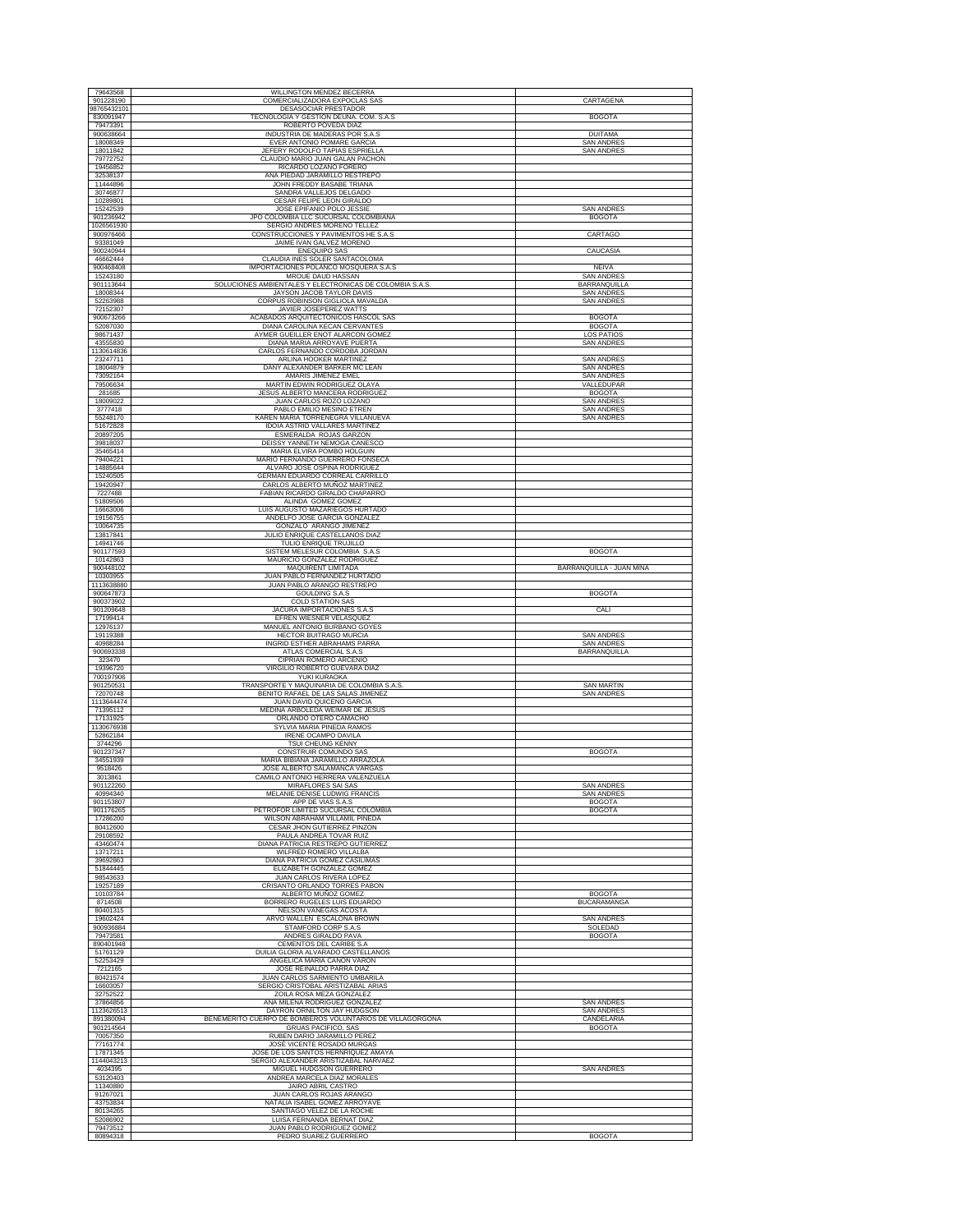| | | |
|---|---|---|
| 79643568 | WILLINGTON MENDEZ BECERRA | |
| 901228190 | COMERCIALIZADORA EXPOCLAS SAS | CARTAGENA |
| 98765432101 | DESASOCIAR PRESTADOR | |
| 830091947 | TECNOLOGIA Y GESTION DEUNA. COM. S.A.S | BOGOTA |
| 79473391 | ROBERTO POVEDA DIAZ | |
| 900638664 | INDUSTRIA DE MADERAS POR S.A.S | DUITAMA |
| 18008349 | EVER ANTONIO POMARE GARCIA | SAN ANDRES |
| 18011842 | JEFERY RODOLFO TAPIAS ESPRIELLA | SAN ANDRES |
| 79772752 | CLAUDIO MARIO JUAN GALAN PACHON | |
| 19456852 | RICARDO LOZANO FORERO | |
| 32538137 | ANA PIEDAD JARAMILLO RESTREPO | |
| 11444896 | JOHN FREDDY BASABE TRIANA | |
| 30746877 | SANDRA VALLEJOS DELGADO | |
| 10289801 | CESAR FELIPE LEON GIRALDO | |
| 15242539 | JOSE EPIFANIO POLO JESSIE | SAN ANDRES |
| 901236842 | JPO COLOMBIA LLC SUCURSAL COLOMBIANA | BOGOTA |
| 1026561930 | SERGIO ANDRES MORENO TELLEZ | |
| 900976466 | CONSTRUCCIONES Y PAVIMENTOS HE S.A.S | CARTAGO |
| 93381049 | JAIME IVAN GALVEZ MORENO | |
| 900240944 | ENEQUIPO SAS | CAUCASIA |
| 46662444 | CLAUDIA INES SOLER SANTACOLOMA | |
| 900468408 | IMPORTACIONES POLANCO MOSQUERA S.A.S | NEIVA |
| 15243180 | MROUE DAUD HASSAN | SAN ANDRES |
| 901113644 | SOLUCIONES AMBIENTALES Y ELECTRONICAS DE COLOMBIA S.A.S. | BARRANQUILLA |
| 18008344 | JAYSON JACOB TAYLOR DAVIS | SAN ANDRES |
| 52263988 | CORPUS ROBINSON GIGLIOLA MAVALDA | SAN ANDRES |
| 72152307 | JAVIER JOSEPEREZ WATTS | |
| 900673266 | ACABADOS ARQUITECTONICOS HASCOL SAS | BOGOTA |
| 52087030 | DIANA CAROLINA KECAN CERVANTES | BOGOTA |
| 98671437 | AYMER GUEILLER ENOT ALARCON GOMEZ | LOS PATIOS |
| 43555830 | DIANA MARIA ARROYAVE PUERTA | SAN ANDRES |
| 1130614836 | CARLOS FERNANDO CORDOBA JORDAN | |
| 23247711 | ARLINA HOOKER MARTINEZ | SAN ANDRES |
| 18004879 | DANY ALEXANDER BARKER MC LEAN | SAN ANDRES |
| 73092164 | AMARIS JIMENEZ EMEL | SAN ANDRES |
| 79506634 | MARTIN EDWIN RODRIGUEZ OLAYA | VALLEDUPAR |
| 281685 | JESUS ALBERTO MANCERA RODRIGUEZ | BOGOTA |
| 18009022 | JUAN CARLOS ROZO LOZANO | SAN ANDRES |
| 3777418 | PABLO EMILIO MESINO ETREN | SAN ANDRES |
| 55248170 | KAREN MARIA TORRENEGRA VILLANUEVA | SAN ANDRES |
| 51672828 | IDOIA ASTRID VALLARES MARTINEZ | |
| 20897205 | ESMERALDA ROJAS GARZON | |
| 39818037 | DEISSY YANNETH NEMOGA CANESCO | |
| 35465414 | MARIA ELVIRA POMBO HOLGUIN | |
| 79404221 | MARIO FERNANDO GUERRERO FONSECA | |
| 14885644 | ALVARO JOSE OSPINA RODRIGUEZ | |
| 15240505 | GERMAN EDUARDO CORREAL CARRILLO | |
| 19420947 | CARLOS ALBERTO MUÑOZ MARTINEZ | |
| 7227488 | FABIAN RICARDO GIRALDO CHAPARRO | |
| 51809506 | ALINDA GOMEZ GOMEZ | |
| 16663006 | LUIS AUGUSTO MAZARIEGOS HURTADO | |
| 19156755 | ANDELFO JOSE GARCIA GONZALEZ | |
| 10064735 | GONZALO ARANGO JIMENEZ | |
| 13817841 | JULIO ENRIQUE CASTELLANOS DIAZ | |
| 14941746 | TULIO ENRIQUE TRUJILLO | |
| 901177593 | SISTEM MELESUR COLOMBIA S.A.S | BOGOTA |
| 10142863 | MAURICIO GONZALEZ RODRIGUEZ | |
| 900448102 | MAQUIRENT LIMITADA | BARRANQUILLA - JUAN MINA |
| 10303955 | JUAN PABLO FERNANDEZ HURTADO | |
| 1113638880 | JUAN PABLO ARANGO RESTREPO | |
| 900647873 | GOULDING S.A.S | BOGOTA |
| 900373902 | COLD STATION SAS | |
| 901209648 | JACURA IMPORTACIONES S.A.S | CALI |
| 17199414 | EFREN WIESNER VELASQUEZ | |
| 12976137 | MANUEL ANTONIO BURBANO GOYES | |
| 19119388 | HECTOR BUITRAGO MURCIA | SAN ANDRES |
| 40988284 | INGRID ESTHER ABRAHAMS PARRA | SAN ANDRES |
| 900693338 | ATLAS COMERCIAL S.A.S | BARRANQUILLA |
| 323470 | CIPRIAN ROMERO ARCENIO | |
| 19396720 | VIRGILIO ROBERTO GUEVARA DIAZ | |
| 700197906 | YUKI KURAOKA | |
| 901250531 | TRANSPORTE Y MAQUINARIA DE COLOMBIA S.A.S. | SAN MARTIN |
| 72070748 | BENITO RAFAEL DE LAS SALAS JIMENEZ | SAN ANDRES |
| 1113644474 | JUAN DAVID QUICENO GARCIA | |
| 71395112 | MEDINA ARBOLEDA WEIMAR DE JESUS | |
| 17131925 | ORLANDO OTERO CAMACHO | |
| 1130676938 | SYLVIA MARIA PINEDA RAMOS | |
| 52862184 | IRENE OCAMPO DAVILA | |
| 3744296 | TSUI CHEUNG KENNY | |
| 901237347 | CONSTRUIR COMUNDO SAS | BOGOTA |
| 34551939 | MARIA BIBIANA JARAMILLO ARRAZOLA | |
| 9518426 | JOSE ALBERTO SALAMANCA VARGAS | |
| 3013861 | CAMILO ANTONIO HERRERA VALENZUELA | |
| 901122260 | MIRAFLORES SAI SAS | SAN ANDRES |
| 40994340 | MELANIE DENISE LUDWIG FRANCIS | SAN ANDRES |
| 901153807 | APP DE VIAS S.A.S | BOGOTA |
| 901176265 | PETROFOR LIMITED SUCURSAL COLOMBIA | BOGOTA |
| 17286200 | WILSON ABRAHAM VILLAMIL PINEDA | |
| 80412600 | CESAR JHON GUTIERREZ PINZON | |
| 29108592 | PAULA ANDREA TOVAR RUIZ | |
| 43460474 | DIANA PATRICIA RESTREPO GUTIERREZ | |
| 13717211 | WILFRED ROMERO VILLALBA | |
| 39692863 | DIANA PATRICIA GOMEZ CASILIMAS | |
| 51844445 | ELIZABETH GONZALEZ GOMEZ | |
| 98543633 | JUAN CARLOS RIVERA LOPEZ | |
| 19257189 | CRISANTO ORLANDO TORRES PABON | |
| 10103784 | ALBERTO MUÑOZ GOMEZ | BOGOTA |
| 8714508 | BORRERO RUGELES LUIS EDUARDO | BUCARAMANGA |
| 80401315 | NELSON VANEGAS ACOSTA | |
| 19602424 | ARVO WALLEN ESCALONA BROWN | SAN ANDRES |
| 900936884 | STAMFORD CORP S.A.S | SOLEDAD |
| 79473581 | ANDRES GIRALDO PAVA | BOGOTA |
| 890401948 | CEMENTOS DEL CARIBE S.A | |
| 51761129 | DUILIA GLORIA ALVARADO CASTELLANOS | |
| 52253429 | ANGELICA MARIA CANON VARON | |
| 7212165 | JOSE REINALDO PARRA DIAZ | |
| 80421574 | JUAN CARLOS SARMIENTO UMBARILA | |
| 16603057 | SERGIO CRISTOBAL ARISTIZABAL ARIAS | |
| 32752522 | ZOILA ROSA MEZA GONZALEZ | |
| 37864856 | ANA MILENA RODRIGUEZ GONZALEZ | SAN ANDRES |
| 1123626513 | DAYRON ORNILTON JAY HUDGSON | SAN ANDRES |
| 891380094 | BENEMERITO CUERPO DE BOMBEROS VOLUNTARIOS DE VILLAGORGONA | CANDELARIA |
| 901214564 | GRUAS PACIFICO, SAS | BOGOTA |
| 70057350 | RUBEN DARIO JARAMILLO PEREZ | |
| 77161774 | JOSE VICENTE ROSADO MURGAS | |
| 17871345 | JOSE DE LOS SANTOS HERNRIQUEZ AMAYA | |
| 1144043213 | SERGIO ALEXANDER ARISTIZABAL NARVAEZ | |
| 4034395 | MIGUEL HUDGSON GUERRERO | SAN ANDRES |
| 53120403 | ANDREA MARCELA DIAZ MORALES | |
| 11340880 | JAIRO ABRIL CASTRO | |
| 91267021 | JUAN CARLOS ROJAS ARANGO | |
| 43753834 | NATALIA ISABEL GOMEZ ARROYAVE | |
| 80134265 | SANTIAGO VELEZ DE LA ROCHE | |
| 52086902 | LUISA FERNANDA BERNAT DIAZ | |
| 79473512 | JUAN PABLO RODRIGUEZ GOMEZ | |
| 80894318 | PEDRO SUAREZ GUERRERO | BOGOTA |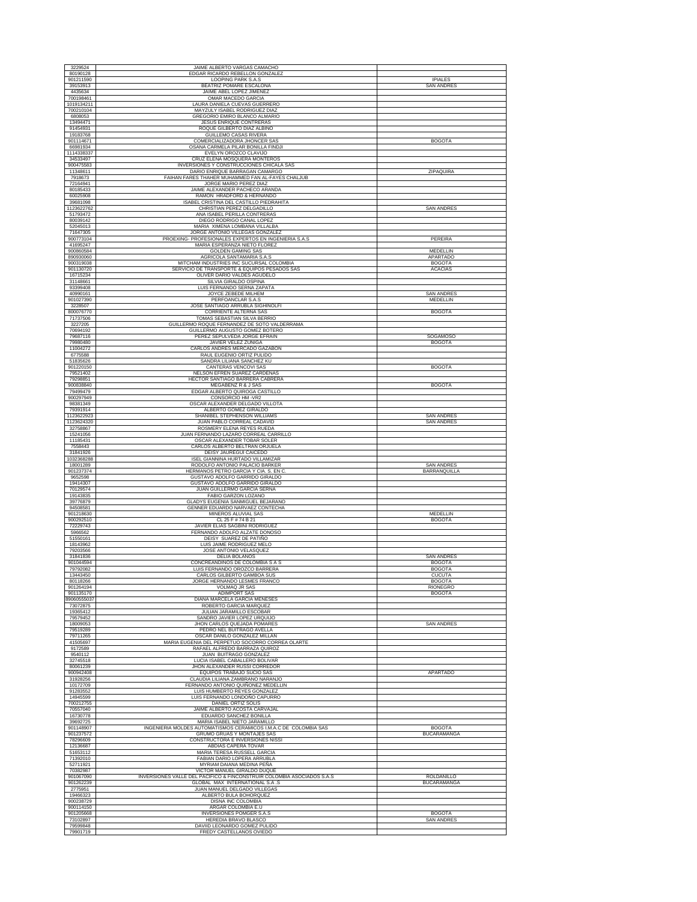| | | |
|---|---|---|
| 3229524 | JAIME ALBERTO VARGAS CAMACHO | |
| 80190128 | EDGAR RICARDO REBELLON GONZALEZ | |
| 901211590 | LOOPING PARK S.A.S | IPIALES |
| 39153913 | BEATRIZ POMARE ESCALONA | SAN ANDRES |
| 4435634 | JAIME ABEL LOPEZ JIMENEZ | |
| 700198461 | OMAR MACEDO GARCIA | |
| 1019134211 | LAURA DANIELA CUEVAS GUERRERO | |
| 700210104 | MAYZULY ISABEL RODRIGUEZ DIAZ | |
| 6808053 | GREGORIO EMIRO BLANCO ALMARIO | |
| 13494471 | JESUS ENRIQUE CONTRERAS | |
| 91454931 | ROQUE GILBERTO DIAZ ALBINO | |
| 19183768 | GUILLEMO CASAS RIVERA | |
| 901114671 | COMERCIALIZADORA JHONCER SAS | BOGOTA |
| 66981934 | OSANA CARMELA PILAR BONILLA FINDJI | |
| 1114338337 | EVELYN OROZCO CLAVIJO | |
| 34533497 | CRUZ ELENA MOSQUERA MONTEROS | |
| 900475583 | INVERSIONES Y CONSTRUCCIONES CHICALA SAS | |
| 11348611 | DARIO ENRIQUE BARRAGAN CAMARGO | ZIPAQUIRA |
| 7918673 | FAIHAN FARES THAHER MUHAMMED FAN AL-FAYES CHALJUB | |
| 72164941 | JORGE MARIO PEREZ DIAZ | |
| 80185433 | JAIME ALEXANDER PACHECO ARANDA | |
| 60025908 | RAMON HRADFORD & HERNANDO | |
| 39681098 | ISABEL CRISTINA DEL CASTILLO PIEDRAHITA | |
| 1123622762 | CHRISTIAN PEREZ DELGADILLO | SAN ANDRES |
| 51793472 | ANA ISABEL PERILLA CONTRERAS | |
| 80039142 | DIEGO RODRIGO CANAL LOPEZ | |
| 52045013 | MARIA XIMENA LOMBANA VILLALBA | |
| 71647305 | JORGE ANTONIO VILLEGAS GONZALEZ | |
| 900773104 | PROEXING- PROFESIONALES EXPERTOS EN INGENIERIA S.A.S | PEREIRA |
| 41695247 | MARIA ESPERANZA NIETO FLOREZ | |
| 900860584 | GOLDEN GAMING SAS | MEDELLIN |
| 890930060 | AGRICOLA SANTAMARIA S.A.S | APARTADO |
| 900319038 | MITCHAM INDUSTRIES INC SUCURSAL COLOMBIA | BOGOTA |
| 901130720 | SERVICIO DE TRANSPORTE & EQUIPOS PESADOS SAS | ACACIAS |
| 16715234 | OLIVER DARIO VALDES AGUDELO | |
| 31148661 | SILVIA GIRALDO OSPINA | |
| 93399408 | LUIS FERNANDO SERNA ZAPATA | |
| 40990161 | JOYCE ZEBEDE MILHEM | SAN ANDRES |
| 901027390 | PERFOANCLAR S.A.S | MEDELLIN |
| 3228507 | JOSE SANTIAGO ARRUBLA SIGHINOLFI | |
| 800076770 | CORRIENTE ALTERNA SAS | BOGOTA |
| 71737606 | TOMAS SEBASTIAN SILVA BERRIO | |
| 3227205 | GUILLERMO ROQUE FERNANDEZ DE SOTO VALDERRAMA | |
| 70694192 | GUILLERMO AUGUSTO GOMEZ BOTERO | |
| 79687116 | PEREZ SEPULVEDA JORGE EFRAIN | SOGAMOSO |
| 79980480 | JAVIER VELEZ ZUNIGA | BOGOTA |
| 11004272 | CARLOS ANDRES MERCADO GAZABON | |
| 6775588 | RAUL EUGENIO ORTIZ PULIDO | |
| 51835626 | SANDRA LILIANA SANCHEZ KU | |
| 901220150 | CANTERAS VENCOVI SAS | BOGOTA |
| 79521402 | NELSON EFREN SUAREZ CARDENAS | |
| 79298851 | HECTOR SANTIAGO BARRERA CABRERA | |
| 900838840 | MEGABENZ R & J SAS | BOGOTA |
| 79499479 | EDGAR ALBERTO QUIROGA CASTILLO | |
| 900297949 | CONSORCIO HM -VR2 | |
| 98381349 | OSCAR ALEXANDER DELGADO VILLOTA | |
| 79391914 | ALBERTO GOMEZ GIRALDO | |
| 1123622923 | SHANIBEL STEPHENSON WILLIAMS | SAN ANDRES |
| 1123624320 | JUAN PABLO CORREAL CADAVID | SAN ANDRES |
| 32758867 | ROSMERY ELENA REYES RUEDA | |
| 15241056 | JUAN FERNANDO LAZARO CORREAL CARRILLO | |
| 11185431 | OSCAR ALEXANDER TOBAR SOLER | |
| 7558443 | CARLOS ALBERTO BELTRAN ORJUELA | |
| 31841926 | DEISY JAUREGUI CAICEDO | |
| 1032368288 | ISEL GIANNINA HURTADO VILLAMIZAR | |
| 18001289 | RODOLFO ANTONIO PALACIO BARKER | SAN ANDRES |
| 901237374 | HERMANOS PETRO GARCIA Y CIA. S. EN C. | BARRANQUILLA |
| 9652598 | GUSTAVO ADOLFO GARRIDO GIRALDO | |
| 19414307 | GUSTAVO ADOLFO GARRIDO GIRALDO | |
| 70129574 | JUAN GUILLERMO GARCIA SERNA | |
| 19143835 | FABIO GARZON LOZANO | |
| 39776879 | GLADYS EUGENIA SANMIGUEL BEJARANO | |
| 94508581 | GENNER EDUARDO NARVAEZ CONTECHA | |
| 901218630 | MINEROS ALUVIAL SAS | MEDELLIN |
| 900292510 | CL 25 F # 74 B 21 | BOGOTA |
| 72229743 | JAVIER ELIAS SAGBINI RODRIGUEZ | |
| 5966562 | FERNANDO ADOLFO ALZATE DONOSO | |
| 51550161 | DEISY SUAREZ DE PATIÑO | |
| 18143962 | LUIS JAIME RODRIGUEZ MELO | |
| 79203566 | JOSE ANTONIO VELASQUEZ | |
| 31841836 | DELIA BOLAÑOS | SAN ANDRES |
| 901044594 | CONCREANDINOS DE COLOMBIA S A S | BOGOTA |
| 79792082 | LUIS FERNANDO OROZCO BARRERA | BOGOTA |
| 13443450 | CARLOS GILBERTO GAMBOA SUS | CUCUTA |
| 80118266 | JORGE HERNANDO LESMES FRANCO | BOGOTA |
| 901264194 | VOLMAQ JR SAS | RIONEGRO |
| 901135170 | ADIMPORT SAS | BOGOTA |
| 89060555037 | DIANA MARCELA GARCIA MENESES | |
| 73072875 | ROBERTO GARCIA MARQUEZ | |
| 19365412 | JULIAN JARAMILLO ESCOBAR | |
| 79579452 | SANDRO JAVIER LOPEZ URQUIJO | |
| 18009053 | JHON CARLOS QUEJADA POMARES | SAN ANDRES |
| 79519289 | PEDRO NEL BUITRAGO AVELLA | |
| 79711265 | OSCAR DANILO GONZALEZ MILLAN | |
| 41505697 | MARIA EUGENIA DEL PERPETUO SOCORRO CORREA OLARTE | |
| 9172589 | RAFAEL ALFREDO BARRAZA QUIROZ | |
| 9540112 | JUAN BUITRAGO GONZALEZ | |
| 32745518 | LUCIA ISABEL CABALLERO BOLIVAR | |
| 80061239 | JHON ALEXANDER RUSSI CORREDOR | |
| 900942408 | EQUIPOS TRABAJO SUCIO SAS | APARTADO |
| 31928256 | CLAUDIA LILIANA ZAMBRANO NARANJO | |
| 10172709 | FERNANDO ANTONIO QUIÑONEZ MEDELLIN | |
| 91283552 | LUIS HUMBERTO REYES GONZALEZ | |
| 14945599 | LUIS FERNANDO LONDOÑO CAPURRO | |
| 700212755 | DANIEL ORTIZ SOLIS | |
| 70557040 | JAIME ALBERTO ACOSTA CARVAJAL | |
| 16730778 | EDUARDO SANCHEZ BONILLA | |
| 39692725 | MARIA ISABEL NIETO JARAMILLO | |
| 901148907 | INGENIERIA MOLDES AUTOMATISMOS CERAMICOS I.M.A.C DE COLOMBIA SAS | BOGOTA |
| 901237572 | GRUMO GRUAS Y MONTAJES SAS | BUCARAMANGA |
| 78296609 | CONSTRUCTORA E INVERSIONES NISSI | |
| 12136687 | ABDIAS CAPERA TOVAR | |
| 51653112 | MARIA TERESA RUSSELL GARCIA | |
| 71392010 | FABIAN DARIO LOPERA ARRUBLA | |
| 52711921 | MYRIAM DAIANA MEDINA PEÑA | |
| 70382987 | VICTOR MANUEL GIRALDO DUQUE | |
| 901067090 | INVERSIONES VALLE DEL PACIFICO & FINCONSTRUIR COLOMBIA ASOCIADOS S.A.S | ROLDANILLO |
| 901262239 | GLOBAL MAX INTERNATIONAL S.A .S | BUCARAMANGA |
| 2775951 | JUAN MANUEL DELGADO VILLEGAS | |
| 19466323 | ALBERTO BULA BOHORQUEZ | |
| 900238729 | DISNA INC COLOMBIA | |
| 900114150 | ARGAR COLOMBIA E.U | |
| 901205668 | INVERSIONES POMGER S.A.S | BOGOTA |
| 73102897 | HEREDIA BRAVO BLASCO | SAN ANDRES |
| 79599848 | DAVIID LEONARDO GOMEZ PULIDO | |
| 79901719 | FREDY CASTELLANOS OVIEDO | |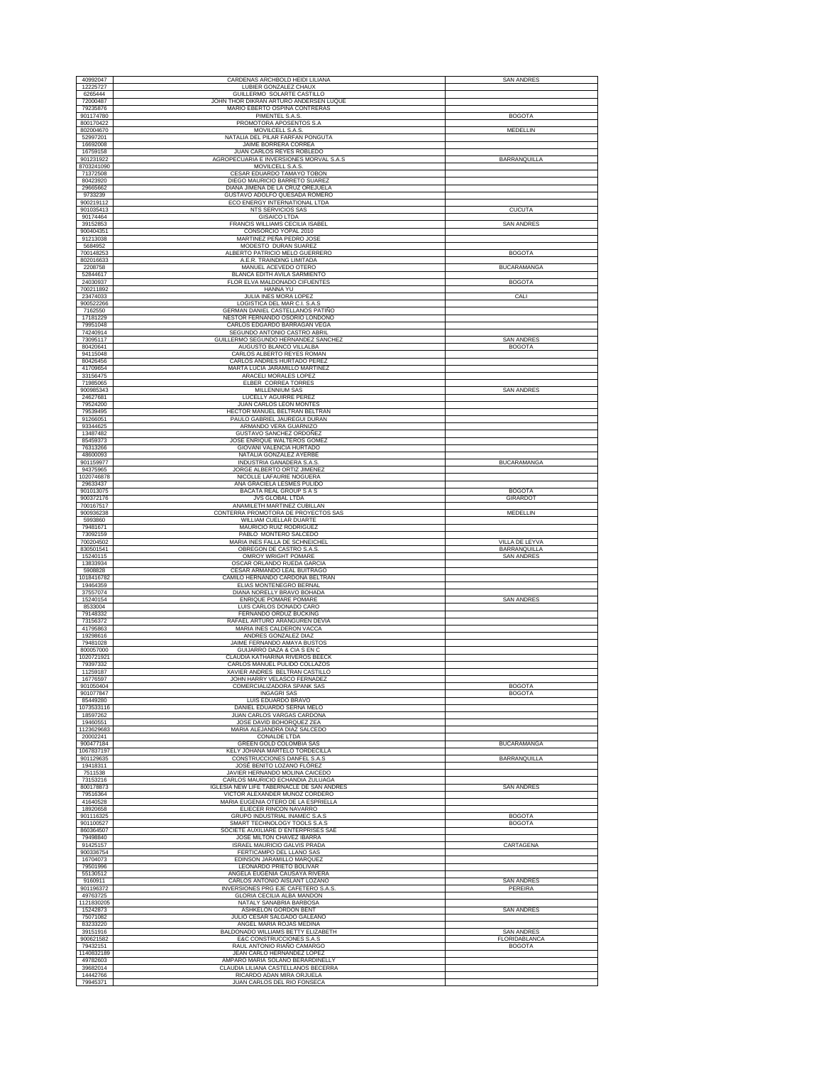| | | |
|---|---|---|
| 40992047 | CARDENAS ARCHBOLD HEIDI LILIANA | SAN ANDRES |
| 12225727 | LUBIER GONZALEZ CHAUX | |
| 6265444 | GUILLERMO SOLARTE CASTILLO | |
| 72000487 | JOHN THOR DIKRAN ARTURO ANDERSEN LUQUE | |
| 79235876 | MARIO EBERTO OSPINA CONTRERAS | |
| 901174780 | PIMENTEL S.A.S. | BOGOTA |
| 800170422 | PROMOTORA APOSENTOS S.A | |
| 802004670 | MOVILCELL S.A.S. | MEDELLIN |
| 52997201 | NATALIA DEL PILAR FARFAN PONGUTA | |
| 16692008 | JAIME BORRERA CORREA | |
| 16759158 | JUAN CARLOS REYES ROBLEDO | |
| 901231922 | AGROPECUARIA E INVERSIONES MORVAL S.A.S | BARRANQUILLA |
| 8703241090 | MOVILCELL S.A.S. | |
| 71372508 | CESAR EDUARDO TAMAYO TOBON | |
| 80423920 | DIEGO MAURICIO BARRETO SUAREZ | |
| 29665662 | DIANA JIMENA DE LA CRUZ OREJUELA | |
| 9733239 | GUSTAVO ADOLFO QUESADA ROMERO | |
| 900219112 | ECO ENERGY INTERNATIONAL LTDA | |
| 901035413 | NTS SERVICIOS SAS | CUCUTA |
| 90174464 | GISAICO LTDA | |
| 39152853 | FRANCIS WILLIAMS CECILIA ISABEL | SAN ANDRES |
| 900404351 | CONSORCIO YOPAL 2010 | |
| 91213038 | MARTINEZ PEÑA PEDRO JOSE | |
| 5684952 | MODESTO DURAN SUAREZ | |
| 700148253 | ALBERTO PATRICIO MELO GUERRERO | BOGOTA |
| 802016633 | A.E.R. TRAINDING LIMITADA | |
| 2208758 | MANUEL ACEVEDO OTERO | BUCARAMANGA |
| 52844617 | BLANCA EDITH AVILA SARMIENTO | |
| 24030937 | FLOR ELVA MALDONADO CIFUENTES | BOGOTA |
| 700211892 | HANNA YU | |
| 23474033 | JULIA INES MORA LOPEZ | CALI |
| 900522266 | LOGISTICA DEL MAR C.I. S.A.S | |
| 7162550 | GERMAN DANIEL CASTELLANOS PATIÑO | |
| 17181229 | NESTOR FERNANDO OSORIO LONDOÑO | |
| 79951048 | CARLOS EDGARDO BARRAGAN VEGA | |
| 74240914 | SEGUNDO ANTONIO CASTRO ABRIL | |
| 73095117 | GUILLERMO SEGUNDO HERNANDEZ SANCHEZ | SAN ANDRES |
| 80420641 | AUGUSTO BLANCO VILLALBA | BOGOTA |
| 94115048 | CARLOS ALBERTO REYES ROMAN | |
| 80426456 | CARLOS ANDRES HURTADO PEREZ | |
| 41709654 | MARTA LUCIA JARAMILLO MARTINEZ | |
| 33156475 | ARACELI MORALES LOPEZ | |
| 71985065 | ELBER CORREA TORRES | |
| 900985343 | MILLENNIUM SAS | SAN ANDRES |
| 24627681 | LUCELLY AGUIRRE PEREZ | |
| 79524200 | JUAN CARLOS LEON MONTES | |
| 79539495 | HECTOR MANUEL BELTRAN BELTRAN | |
| 91266051 | PAULO GABRIEL JAUREGUI DURAN | |
| 93344625 | ARMANDO VERA GUARNIZO | |
| 13487482 | GUSTAVO SANCHEZ ORDOÑEZ | |
| 85459373 | JOSE ENRIQUE WALTEROS GOMEZ | |
| 76313266 | GIOVANI VALENCIA HURTADO | |
| 48600093 | NATALIA GONZALEZ AYERBE | |
| 901159977 | INDUSTRIA GANADERA S.A.S. | BUCARAMANGA |
| 94375965 | JORGE ALBERTO ORTIZ JIMENEZ | |
| 1020746878 | NICOLLE LAFAURIE NOGUERA | |
| 29633437 | ANA GRACIELA LESMES PULIDO | |
| 901013075 | BACATA REAL GROUP S A S | BOGOTA |
| 900372176 | JVS GLOBAL LTDA | GIRARDOT |
| 700167517 | ANAMILETH MARTINEZ CUBILLAN | |
| 900936238 | CONTERRA PROMOTORA DE PROYECTOS SAS | MEDELLIN |
| 5993860 | WILLIAM CUELLAR DUARTE | |
| 79481671 | MAURICIO RUIZ RODRIGUEZ | |
| 73092159 | PABLO MONTERO SALCEDO | |
| 700204502 | MARIA INES FALLA DE SCHNEICHEL | VILLA DE LEYVA |
| 830501541 | OBREGON DE CASTRO S.A.S. | BARRANQUILLA |
| 15240115 | OMROY WRIGHT POMARE | SAN ANDRES |
| 13833934 | OSCAR ORLANDO RUEDA GARCIA | |
| 5908828 | CESAR ARMANDO LEAL BUITRAGO | |
| 1018416782 | CAMILO HERNANDO CARDONA BELTRAN | |
| 19464359 | ELIAS MONTENEGRO BERNAL | |
| 37557074 | DIANA NORELLY BRAVO BOHADA | |
| 15240154 | ENRIQUE POMARE POMARE | SAN ANDRES |
| 8533004 | LUIS CARLOS DONADO CARO | |
| 79148332 | FERNANDO ORDUZ BUCKING | |
| 73156372 | RAFAEL ARTURO ARANGUREN DEVIA | |
| 41795863 | MARIA INES CALDERON VACCA | |
| 19298616 | ANDRES GONZALEZ DIAZ | |
| 79481028 | JAIME FERNANDO AMAYA BUSTOS | |
| 800057000 | GUIJARRO DAZA & CIA S EN C | |
| 1020721921 | CLAUDIA KATHARINA RIVEROS BEECK | |
| 79397332 | CARLOS MANUEL PULIDO COLLAZOS | |
| 11259187 | XAVIER ANDRES BELTRAN CASTILLO | |
| 16776597 | JOHN HARRY VELASCO FERNADEZ | |
| 901050404 | COMERCIALIZADORA SPANK SAS | BOGOTA |
| 901077847 | INGAGRI SAS | BOGOTA |
| 85449280 | LUIS EDUARDO BRAVO | |
| 1073533116 | DANIEL EDUARDO SERNA MELO | |
| 18597262 | JUAN CARLOS VARGAS CARDONA | |
| 19460551 | JOSE DAVID BOHORQUEZ ZEA | |
| 1123629683 | MARIA ALEJANDRA DIAZ SALCEDO | |
| 20002241 | CONALDE LTDA | |
| 900477184 | GREEN GOLD COLOMBIA SAS | BUCARAMANGA |
| 1067837197 | KELY JOHANA MARTELO TORDECILLA | |
| 901129635 | CONSTRUCCIONES DANFEL S.A.S | BARRANQUILLA |
| 19418311 | JOSE BENITO LOZANO FLOREZ | |
| 7511538 | JAVIER HERNANDO MOLINA CAICEDO | |
| 73153216 | CARLOS MAURICIO ECHANDIA ZULUAGA | |
| 800178873 | IGLESIA NEW LIFE TABERNACLE DE SAN ANDRES | SAN ANDRES |
| 79516364 | VICTOR ALEXANDER MUÑOZ CORDERO | |
| 41640528 | MARIA EUGENIA OTERO DE LA ESPRIELLA | |
| 18920658 | ELIECER RINCON NAVARRO | |
| 901116325 | GRUPO INDUSTRIAL INAMEC S.A.S | BOGOTA |
| 901100527 | SMART TECHNOLOGY TOOLS S.A.S | BOGOTA |
| 860364507 | SOCIETE AUXILIARE D´ENTERPRISES SAE | |
| 79498840 | JOSE MILTON CHAVEZ IBARRA | |
| 91425157 | ISRAEL MAURICIO GALVIS PRADA | CARTAGENA |
| 900336754 | FERTICAMPO DEL LLANO SAS | |
| 16704073 | EDINSON JARAMILLO MARQUEZ | |
| 79501996 | LEONARDO PRIETO BOLIVAR | |
| 55130512 | ANGELA EUGENIA CAUSAYA RIVERA | |
| 9160911 | CARLOS ANTONIO AISLANT LOZANO | SAN ANDRES |
| 901196372 | INVERSIONES PRG EJE CAFETERO S.A.S. | PEREIRA |
| 49763725 | GLORIA CECILIA ALBA MANDON | |
| 1121830205 | NATALY SANABRIA BARBOSA | |
| 15242873 | ASHKELON GORDON BENT | SAN ANDRES |
| 75071082 | JULIO CESAR SALGADO GALEANO | |
| 83233220 | ANGEL MARIA ROJAS MEDINA | |
| 39151916 | BALDONADO WILLIAMS BETTY ELIZABETH | SAN ANDRES |
| 900621582 | E&C CONSTRUCCIONES S.A.S | FLORIDABLANCA |
| 79432151 | RAUL ANTONIO RIAÑO CAMARGO | BOGOTA |
| 1140832189 | JEAN CARLO HERNANDEZ LOPEZ | |
| 49782603 | AMPARO MARIA SOLANO BERARDINELLY | |
| 39682014 | CLAUDIA LILIANA CASTELLANOS BECERRA | |
| 14442766 | RICARDO ADAN MIRA ORJUELA | |
| 79945371 | JUAN CARLOS DEL RIO FONSECA | |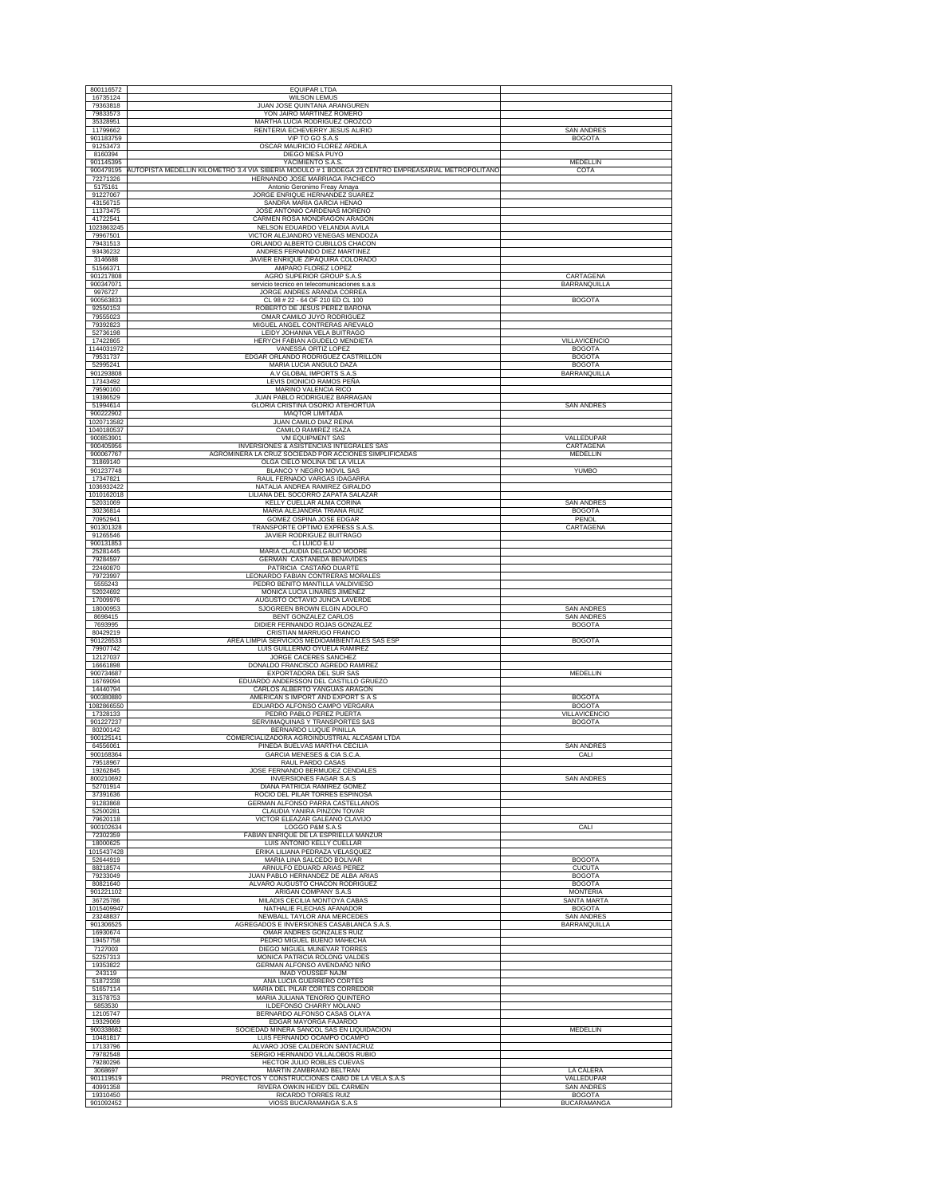| | | |
|---|---|---|
| 800116572 | EQUIPAR LTDA | |
| 16735124 | WILSON LEMUS | |
| 79363818 | JUAN JOSE QUINTANA ARANGUREN | |
| 79833573 | YON JAIRO MARTINEZ ROMERO | |
| 35328951 | MARTHA LUCIA RODRIGUEZ OROZCO | |
| 11799662 | RENTERIA ECHEVERRY JESUS ALIRIO | SAN ANDRES |
| 901183759 | VIP TO GO S.A.S | BOGOTA |
| 91253473 | OSCAR MAURICIO FLOREZ ARDILA | |
| 8160394 | DIEGO MESA PUYO | |
| 901145395 | YACIMIENTO S.A.S. | MEDELLIN |
| 900479195 | AUTOPISTA MEDELLIN KILOMETRO 3.4 VIA SIBERIA MODULO # 1 BODEGA 23 CENTRO EMPRESARIAL METROPOLITANO | COTA |
| 72271326 | HERNANDO JOSE MARRIAGA PACHECO | |
| 5175161 | Antonio Geronimo Freay Amaya | |
| 91227067 | JORGE ENRIQUE HERNANDEZ SUAREZ | |
| 43156715 | SANDRA MARIA GARCIA HENAO | |
| 11373475 | JOSE ANTONIO CARDENAS MORENO | |
| 41722541 | CARMEN ROSA MONDRAGON ARAGON | |
| 1023863245 | NELSON EDUARDO VELANDIA AVILA | |
| 79967501 | VICTOR ALEJANDRO VENEGAS MENDOZA | |
| 79431513 | ORLANDO ALBERTO CUBILLOS CHACON | |
| 93436232 | ANDRES FERNANDO DIEZ MARTINEZ | |
| 3146688 | JAVIER ENRIQUE ZIPAQUIRA COLORADO | |
| 51566371 | AMPARO FLOREZ LOPEZ | |
| 901217808 | AGRO SUPERIOR GROUP S.A.S | CARTAGENA |
| 900347071 | servicio tecnico en telecomunicaciones s.a.s | BARRANQUILLA |
| 9976727 | JORGE ANDRES ARANDA CORREA | |
| 900563833 | CL 98 # 22 - 64 OF 210 ED CL 100 | BOGOTA |
| 92550153 | ROBERTO DE JESUS PEREZ BARONA | |
| 79555023 | OMAR CAMILO JUYO RODRIGUEZ | |
| 79392823 | MIGUEL ANGEL CONTRERAS AREVALO | |
| 52736198 | LEIDY JOHANNA VELA BUITRAGO | |
| 17422865 | HERYCH FABIAN AGUDELO MENDIETA | VILLAVICENCIO |
| 1144031972 | VANESSA ORTIZ LOPEZ | BOGOTA |
| 79531737 | EDGAR ORLANDO RODRIGUEZ CASTRILLON | BOGOTA |
| 52995241 | MARIA LUCIA ANGULO DAZA | BOGOTA |
| 901293808 | A.V GLOBAL IMPORTS S.A.S | BARRANQUILLA |
| 17343492 | LEVIS DIONICIO RAMOS PEÑA | |
| 79590160 | MARINO VALENCIA RICO | |
| 19386529 | JUAN PABLO RODRIGUEZ BARRAGAN | |
| 51994614 | GLORIA CRISTINA OSORIO ATEHORTUA | SAN ANDRES |
| 900222902 | MAQTOR LIMITADA | |
| 1020713582 | JUAN CAMILO DIAZ REINA | |
| 1040180537 | CAMILO RAMIREZ ISAZA | |
| 900853901 | VM EQUIPMENT SAS | VALLEDUPAR |
| 900405956 | INVERSIONES & ASISTENCIAS INTEGRALES SAS | CARTAGENA |
| 900067767 | AGROMINERA LA CRUZ SOCIEDAD POR ACCIONES SIMPLIFICADAS | MEDELLIN |
| 31869140 | OLGA CIELO MOLINA DE LA VILLA | |
| 901237748 | BLANCO Y NEGRO MOVIL SAS | YUMBO |
| 17347821 | RAUL FERNADO VARGAS IDAGARRA | |
| 1036932422 | NATALIA ANDREA RAMIREZ GIRALDO | |
| 1010162018 | LILIANA DEL SOCORRO ZAPATA SALAZAR | |
| 52031069 | KELLY CUELLAR ALMA CORINA | SAN ANDRES |
| 30236814 | MARIA ALEJANDRA TRIANA RUIZ | BOGOTA |
| 70952941 | GOMEZ OSPINA JOSE EDGAR | PEÑOL |
| 901301328 | TRANSPORTE OPTIMO EXPRESS S.A.S. | CARTAGENA |
| 91265546 | JAVIER RODRIGUEZ BUITRAGO | |
| 900131853 | C.I LUICO E.U | |
| 25281445 | MARIA CLAUDIA DELGADO MOORE | |
| 79284597 | GERMAN CASTAÑEDA BENAVIDES | |
| 22460870 | PATRICIA CASTAÑO DUARTE | |
| 79723997 | LEONARDO FABIAN CONTRERAS MORALES | |
| 5555243 | PEDRO BENITO MANTILLA VALDIVIESO | |
| 52024692 | MONICA LUCIA LINARES JIMENEZ | |
| 17009976 | AUGUSTO OCTAVIO JUNCA LAVERDE | |
| 18000953 | SJOGREEN BROWN ELGIN ADOLFO | SAN ANDRES |
| 8698415 | BENT GONZALEZ CARLOS | SAN ANDRES |
| 7693995 | DIDIER FERNANDO ROJAS GONZALEZ | BOGOTA |
| 80429219 | CRISTIAN MARRUGO FRANCO | |
| 901226533 | AREA LIMPIA SERVICIOS MEDIOAMBIENTALES SAS ESP | BOGOTA |
| 79907742 | LUIS GUILLERMO OYUELA RAMIREZ | |
| 12127037 | JORGE CACERES SANCHEZ | |
| 16661898 | DONALDO FRANCISCO AGREDO RAMIREZ | |
| 900734687 | EXPORTADORA DEL SUR SAS | MEDELLIN |
| 16769094 | EDUARDO ANDERSSON DEL CASTILLO GRUEZO | |
| 14440794 | CARLOS ALBERTO YANGUAS ARAGON | |
| 900380880 | AMERICAN S IMPORT AND EXPORT S A S | BOGOTA |
| 1082866550 | EDUARDO ALFONSO CAMPO VERGARA | BOGOTA |
| 17328133 | PEDRO PABLO PEREZ PUERTA | VILLAVICENCIO |
| 901227237 | SERVIMAQUINAS Y TRANSPORTES SAS | BOGOTA |
| 80200142 | BERNARDO LUQUE PINILLA | |
| 900125141 | COMERCIALIZADORA AGROINDUSTRIAL ALCASAM LTDA | |
| 64556061 | PINEDA BUELVAS MARTHA CECILIA | SAN ANDRES |
| 900168364 | GARCIA MENESES & CIA S.C.A. | CALI |
| 79518967 | RAUL PARDO CASAS | |
| 19262845 | JOSE FERNANDO BERMUDEZ CENDALES | |
| 800210692 | INVERSIONES FAGAR S.A.S | SAN ANDRES |
| 52701914 | DIANA PATRICIA RAMIREZ GOMEZ | |
| 37391636 | ROCIO DEL PILAR TORRES ESPINOSA | |
| 91283868 | GERMAN ALFONSO PARRA CASTELLANOS | |
| 52500281 | CLAUDIA YANIRA PINZON TOVAR | |
| 79620118 | VICTOR ELEAZAR GALEANO CLAVIJO | |
| 900102634 | LOGGO P&M S.A.S | CALI |
| 72302359 | FABIAN ENRIQUE DE LA ESPRIELLA MANZUR | |
| 18000625 | LUIS ANTONIO KELLY CUELLAR | |
| 1015437428 | ERIKA LILIANA PEDRAZA VELASQUEZ | |
| 52644919 | MARIA LINA SALCEDO BOLIVAR | BOGOTA |
| 88218574 | ARNULFO EDUARD ARIAS PEREZ | CUCUTA |
| 79233049 | JUAN PABLO HERNANDEZ DE ALBA ARIAS | BOGOTA |
| 80821640 | ALVARO AUGUSTO CHACON RODRIGUEZ | BOGOTA |
| 901221102 | ARIGAN COMPANY S.A.S | MONTERIA |
| 36725786 | MILADIS CECILIA MONTOYA CABAS | SANTA MARTA |
| 1015409947 | NATHALIE FLECHAS AFANADOR | BOGOTA |
| 23248837 | NEWBALL TAYLOR ANA MERCEDES | SAN ANDRES |
| 901306525 | AGREGADOS E INVERSIONES CASABLANCA S.A.S. | BARRANQUILLA |
| 16930674 | OMAR ANDRES GONZALES RUIZ | |
| 19457758 | PEDRO MIGUEL BUENO MAHECHA | |
| 7127003 | DIEGO MIGUEL MUNEVAR TORRES | |
| 52257313 | MONICA PATRICIA ROLONG VALDES | |
| 19353822 | GERMAN ALFONSO AVENDAÑO NIÑO | |
| 243119 | IMAD YOUSSEF NAJM | |
| 51872338 | ANA LUCIA GUERRERO CORTES | |
| 51657114 | MARIA DEL PILAR CORTES CORREDOR | |
| 31578753 | MARIA JULIANA TENORIO QUINTERO | |
| 5853530 | ILDEFONSO CHARRY MOLANO | |
| 12105747 | BERNARDO ALFONSO CASAS OLAYA | |
| 19329069 | EDGAR MAYORGA FAJARDO | |
| 900338682 | SOCIEDAD MINERA SANCOL SAS EN LIQUIDACION | MEDELLIN |
| 10481817 | LUIS FERNANDO OCAMPO OCAMPO | |
| 17133796 | ALVARO JOSE CALDERON SANTACRUZ | |
| 79782548 | SERGIO HERNANDO VILLALOBOS RUBIO | |
| 79280296 | HECTOR JULIO ROBLES CUEVAS | |
| 3068697 | MARTIN ZAMBRANO BELTRAN | LA CALERA |
| 901119519 | PROYECTOS Y CONSTRUCCIONES CABO DE LA VELA S.A.S | VALLEDUPAR |
| 40991358 | RIVERA OWKIN HEIDY DEL CARMEN | SAN ANDRES |
| 19310450 | RICARDO TORRES RUIZ | BOGOTA |
| 901092452 | VIOSS BUCARAMANGA S.A.S | BUCARAMANGA |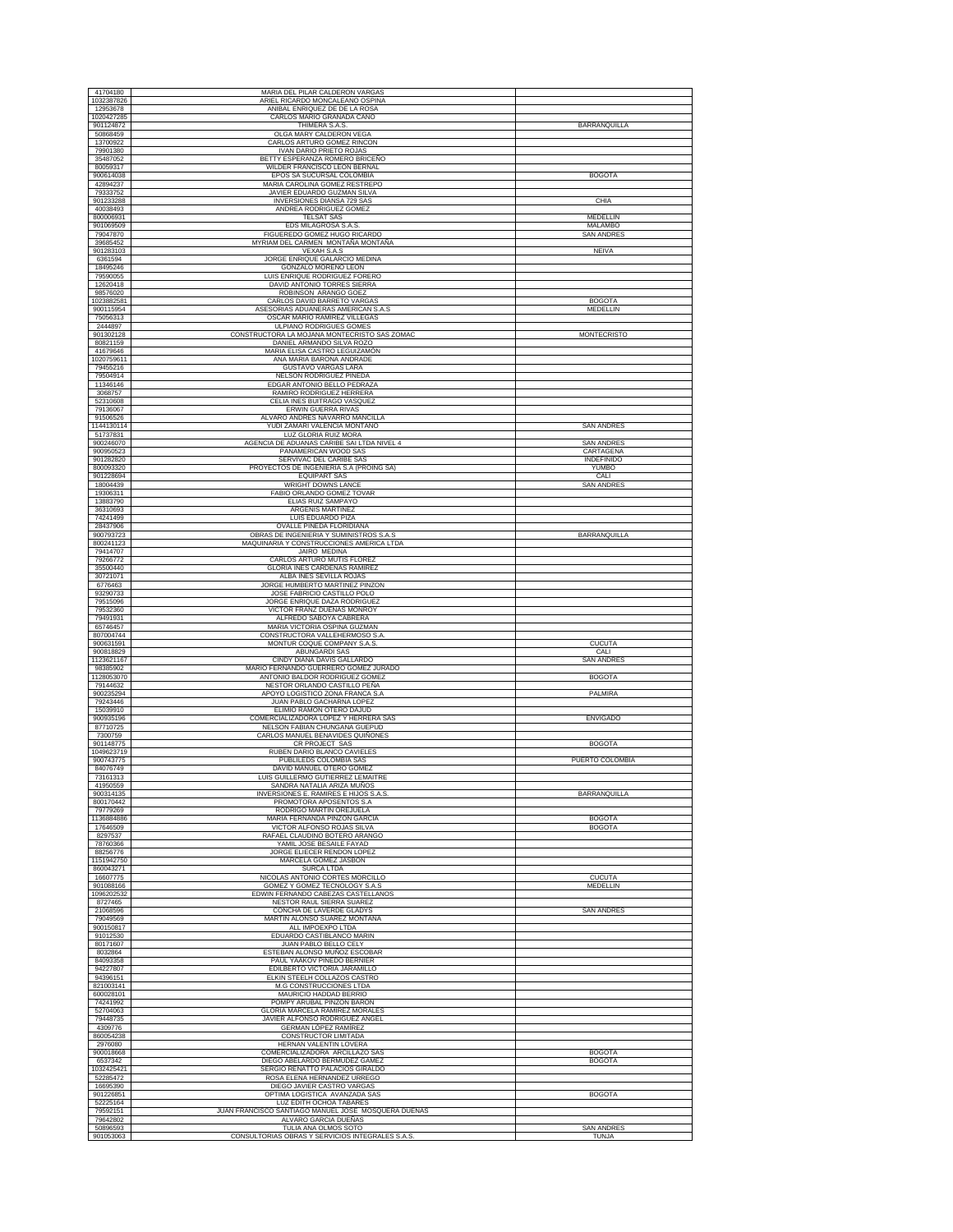| | | |
|---|---|---|
| 41704180 | MARIA DEL PILAR CALDERON VARGAS | |
| 1032387826 | ARIEL RICARDO MONCALEANO OSPINA | |
| 12953678 | ANIBAL ENRIQUEZ DE DE LA ROSA | |
| 1020427285 | CARLOS MARIO GRANADA CANO | |
| 901124872 | THIMERA S.A.S. | BARRANQUILLA |
| 50868459 | OLGA MARY CALDERON VEGA | |
| 13700922 | CARLOS ARTURO GOMEZ RINCON | |
| 79901380 | IVAN DARIO PRIETO ROJAS | |
| 35487052 | BETTY ESPERANZA ROMERO BRICEÑO | |
| 80059317 | WILDER FRANCISCO LEON BERNAL | |
| 900614038 | EPOS SA SUCURSAL COLOMBIA | BOGOTA |
| 42894237 | MARIA CAROLINA GOMEZ RESTREPO | |
| 79333752 | JAVIER EDUARDO GUZMAN SILVA | |
| 901233288 | INVERSIONES DIANSA 729 SAS | CHIA |
| 40038493 | ANDREA RODRIGUEZ GOMEZ | |
| 800006931 | TELSAT SAS | MEDELLIN |
| 901069509 | EDS MILAGROSA S.A.S. | MALAMBO |
| 79047870 | FIGUEREDO GOMEZ HUGO RICARDO | SAN ANDRES |
| 39685452 | MYRIAM DEL CARMEN MONTAÑA MONTAÑA | |
| 901283103 | VEXAH S.A.S | NEIVA |
| 6361594 | JORGE ENRIQUE GALARCIO MEDINA | |
| 18495246 | GONZALO MORENO LEON | |
| 79590055 | LUIS ENRIQUE RODRIGUEZ FORERO | |
| 12620418 | DAVID ANTONIO TORRES SIERRA | |
| 98576020 | ROBINSON ARANGO GOEZ | |
| 1023882581 | CARLOS DAVID BARRETO VARGAS | BOGOTA |
| 900115954 | ASESORIAS ADUANERAS AMERICAN S.A.S | MEDELLIN |
| 75056313 | OSCAR MARIO RAMIREZ VILLEGAS | |
| 2444897 | ULPIANO RODRIGUES GOMES | |
| 901302128 | CONSTRUCTORA LA MOJANA MONTECRISTO SAS ZOMAC | MONTECRISTO |
| 80821159 | DANIEL ARMANDO SILVA ROZO | |
| 41679646 | MARIA ELISA CASTRO LEGUIZAMÓN | |
| 1020759611 | ANA MARIA BARONA ANDRADE | |
| 79455216 | GUSTAVO VARGAS LARA | |
| 79504914 | NELSON RODRIGUEZ PINEDA | |
| 11346146 | EDGAR ANTONIO BELLO PEDRAZA | |
| 3068757 | RAMIRO RODRIGUEZ HERRERA | |
| 52310608 | CELIA INES BUITRAGO VASQUEZ | |
| 79136067 | ERWIN GUERRA RIVAS | |
| 91506526 | ALVARO ANDRES NAVARRO MANCILLA | |
| 1144130114 | YUDI ZAMARI VALENCIA MONTAÑO | SAN ANDRES |
| 51737831 | LUZ GLORIA RUIZ MORA | |
| 900246070 | AGENCIA DE ADUANAS CARIBE SAI LTDA NIVEL 4 | SAN ANDRES |
| 900950523 | PANAMERICAN WOOD SAS | CARTAGENA |
| 901282820 | SERVIVAC DEL CARIBE SAS | INDEFINIDO |
| 800093320 | PROYECTOS DE INGENIERIA S.A (PROING SA) | YUMBO |
| 901228694 | EQUIPART SAS | CALI |
| 18004439 | WRIGHT DOWNS LANCE | SAN ANDRES |
| 19306311 | FABIO ORLANDO GOMEZ TOVAR | |
| 13883790 | ELIAS RUIZ SAMPAYO | |
| 36310693 | ARGENIS MARTINEZ | |
| 74241499 | LUIS EDUARDO PIZA | |
| 28437906 | OVALLE PINEDA FLORIDIANA | |
| 900793723 | OBRAS DE INGENIERIA Y SUMINISTROS S.A.S | BARRANQUILLA |
| 800241123 | MAQUINARIA Y CONSTRUCCIONES AMERICA LTDA | |
| 79414707 | JAIRO MEDINA | |
| 79266772 | CARLOS ARTURO MUTIS FLOREZ | |
| 35500440 | GLORIA INES CARDENAS RAMIREZ | |
| 30721071 | ALBA INES SEVILLA ROJAS | |
| 6776463 | JORGE HUMBERTO MARTINEZ PINZON | |
| 93290733 | JOSE FABRICIO CASTILLO POLO | |
| 79515096 | JORGE ENRIQUE DAZA RODRIGUEZ | |
| 79532360 | VICTOR FRANZ DUEÑAS MONROY | |
| 79491931 | ALFREDO SABOYA CABRERA | |
| 65746457 | MARIA VICTORIA OSPINA GUZMAN | |
| 807004744 | CONSTRUCTORA VALLEHERMOSO S.A. | |
| 900631591 | MONTUR COQUE COMPANY S.A.S. | CUCUTA |
| 900818829 | ABUNGARDI SAS | CALI |
| 1123621167 | CINDY DIANA DAVIS GALLARDO | SAN ANDRES |
| 98385902 | MARIO FERNANDO GUERRERO GOMEZ JURADO | |
| 1128053070 | ANTONIO BALDOR RODRIGUEZ GOMEZ | BOGOTA |
| 79144632 | NESTOR ORLANDO CASTILLO PEÑA | |
| 900235294 | APOYO LOGISTICO ZONA FRANCA S.A | PALMIRA |
| 79243446 | JUAN PABLO GACHARNA LOPEZ | |
| 15039910 | ELIMIO RAMON OTERO DAJUD | |
| 900935196 | COMERCIALIZADORA LOPEZ Y HERRERA SAS | ENVIGADO |
| 87710725 | NELSON FABIAN CHUNGANA GUEPUD | |
| 7300759 | CARLOS MANUEL BENAVIDES QUIÑONES | |
| 901148775 | CR PROJECT SAS | BOGOTA |
| 1049623719 | RUBEN DARIO BLANCO CAVIELES | |
| 900743775 | PUBLILEDS COLOMBIA SAS | PUERTO COLOMBIA |
| 84076749 | DAVID MANUEL OTERO GOMEZ | |
| 73161313 | LUIS GUILLERMO GUTIERREZ LEMAITRE | |
| 41950559 | SANDRA NATALIA ARIZA MUÑOS | |
| 900314135 | INVERSIONES E. RAMIRES E HIJOS S.A.S. | BARRANQUILLA |
| 800170442 | PROMOTORA APOSENTOS S.A | |
| 79779269 | RODRIGO MARTIN OREJUELA | |
| 1136884886 | MARIA FERNANDA PINZON GARCIA | BOGOTA |
| 17646509 | VICTOR ALFONSO ROJAS SILVA | BOGOTA |
| 8297537 | RAFAEL CLAUDINO BOTERO ARANGO | |
| 78760366 | YAMIL JOSE BESAILE FAYAD | |
| 88256776 | JORGE ELIECER RENDON LOPEZ | |
| 1151942750 | MARCELA GOMEZ JASBON | |
| 860043271 | SURCA LTDA | |
| 16607775 | NICOLAS ANTONIO CORTES MORCILLO | CUCUTA |
| 901068166 | GOMEZ Y GOMEZ TECNOLOGY S.A.S | MEDELLIN |
| 1096202532 | EDWIN FERNANDO CABEZAS CASTELLANOS | |
| 8727465 | NESTOR RAUL SIERRA SUAREZ | |
| 21068596 | CONCHA DE LAVERDE GLADYS | SAN ANDRES |
| 79049569 | MARTIN ALONSO SUAREZ MONTAÑA | |
| 900150817 | ALL IMPOEXPO LTDA | |
| 91012530 | EDUARDO CASTIBLANCO MARIN | |
| 80171607 | JUAN PABLO BELLO CELY | |
| 8032864 | ESTEBAN ALONSO MUÑOZ ESCOBAR | |
| 84093358 | PAUL YAAKOV PINEDO BERNIER | |
| 94227807 | EDILBERTO VICTORIA JARAMILLO | |
| 94396151 | ELKIN STEELH COLLAZOS CASTRO | |
| 821003141 | M.G CONSTRUCCIONES LTDA | |
| 600028101 | MAURICIO HADDAD BERRIO | |
| 74241992 | POMPY ARUBAL PINZON BARON | |
| 52704063 | GLORIA MARCELA RAMIREZ MORALES | |
| 79448735 | JAVIER ALFONSO RODRIGUEZ ANGEL | |
| 4309776 | GERMAN LÓPEZ RAMÍREZ | |
| 860054238 | CONSTRUCTOR LIMITADA | |
| 2976080 | HERNAN VALENTIN LOVERA | |
| 900018668 | COMERCIALIZADORA ARCILLAZO SAS | BOGOTA |
| 6537342 | DIEGO ABELARDO BERMUDEZ GAMEZ | BOGOTA |
| 1032425421 | SERGIO RENATTO PALACIOS GIRALDO | |
| 52285472 | ROSA ELENA HERNANDEZ URREGO | |
| 16695390 | DIEGO JAVIER CASTRO VARGAS | |
| 901226851 | OPTIMA LOGISTICA AVANZADA SAS | BOGOTA |
| 52225164 | LUZ EDITH OCHOA TABARES | |
| 79592151 | JUAN FRANCISCO SANTIAGO MANUEL JOSE MOSQUERA DUENAS | |
| 79642802 | ALVARO GARCIA DUEÑAS | |
| 50896593 | TULIA ANA OLMOS SOTO | SAN ANDRES |
| 901053063 | CONSULTORIAS OBRAS Y SERVICIOS INTEGRALES S.A.S. | TUNJA |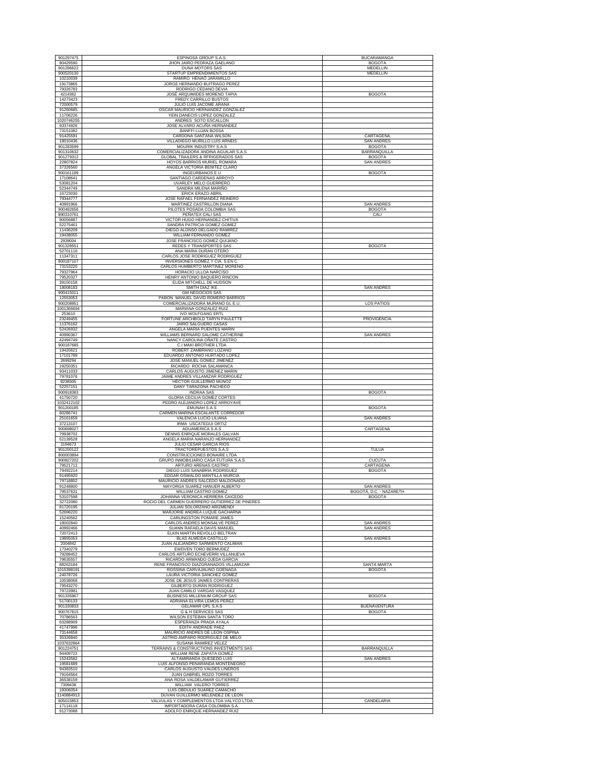| | | |
|---|---|---|
| 901297475 | ESPINOSA GROUP S.A.S. | BUCARAMANGA |
| 80429590 | JHON JAIRO PEDRAZA GAELANO | BOGOTA |
| 901286622 | DUNA MOTORS SAS | MEDELLIN |
| 900520130 | STARTUP EMPRENDIMIENTOS SAS | MEDELLIN |
| 10210039 | RAMIRO HENAO JARAMILLO | |
| 19173865 | JORGE HERNANDO BUITRAGO PEREZ | |
| 79326783 | RODRIGO CEDANO DEVIA | |
| 4214362 | JOSE ARQUIMIDES MORENO TAPIA | BOGOTA |
| 14273423 | FREDY CARRILLO BUSTOS | |
| 72000579 | JULIO LUIS JACOME ARANA | |
| 91260685 | OSCAR MAURICIO HERNANDEZ GONZALEZ | |
| 11706226 | YEIN DANECIS LOPEZ GONZALEZ | |
| 1020746255 | ANDRES SOTO ESCALLON | |
| 93374926 | JOSE ALVARO ACUÑA HERNANDEZ | |
| 73151082 | BANFFI LUJAN BOSSA | |
| 91425591 | CARDONA SANTANA WILSON | CARTAGENA |
| 18010436 | VILLADIEGO MURILLO LUIS ARNEIS | SAN ANDRES |
| 901283599 | MOURIK INDUSTRY S.A.S | BOGOTA |
| 901310632 | COMERCIALIZADORA ANDINA AGUILAR S.A.S | BARRANQUILLA |
| 901279312 | GLOBAL TRAILERS & RFRIGERADOS SAS | BOGOTA |
| 22807824 | HOYOS BARRIOS MURIEL ROMARA | SAN ANDRES |
| 37326560 | ANGELA VICTORIA BENITEZ CLARO | |
| 900161189 | INGEURBANOS E U | BOGOTA |
| 17108641 | SANTIAGO CARDENAS ARROYO | |
| 53081204 | UVARLEY MELO GUERRERO | |
| 52344749 | SANDRA MILENA MARIÑO | |
| 16723030 | ERICK ERAZO ABRIL | |
| 79344777 | JOSE RAFAEL FERNANDEZ REINERO | |
| 40991966 | MARTINEZ CASTRILLON DIANA | SAN ANDRES |
| 900482656 | PILOTES POSADA COLOMBIA SAS | BOGOTA |
| 890310761 | PEÑATEX CALI SAS | CALI |
| 80056887 | VICTOR HUGO HERNANDEZ CHITIVA | |
| 52275461 | SANDRA PATRICIA GOMEZ GOMEZ | |
| 11436209 | DIEGO ALONSO DELGADO RAMIREZ | |
| 19438055 | WILLIAM FERNANDO GOMEZ | |
| 2939004 | JOSE FRANCISCO GOMEZ QUIJANO | |
| 901328551 | REDES Y TRANSPORTES SAS | BOGOTA |
| 52701116 | ANA MARIA DURAN OTERO | |
| 11347311 | CARLOS JOSE RODRIGUEZ RODRIGUEZ | |
| 800187107 | INVERSIONES GOMEZ Y CIA. S.EN C. | |
| 73153220 | CARLOS HUMBERTO MARTINEZ MORENO | |
| 79327964 | HORACIO ULLOA NARCISO | |
| 79520327 | HENRY ANTONIO BAQUERO RINCON | |
| 39150158 | ELIDA MITCHELL DE HUDSON | |
| 18008183 | SMITH DIAZ IKE | SAN ANDRES |
| 900415011 | GM NEGOCIOS SAS | |
| 12553053 | PABON MANUEL DAVID ROMERO BARRIOS | |
| 900208951 | COMERCIALIZADORA MURANO GL E.U. | LOS PATIOS |
| 1001366694 | MARIANA GONZALEZ RUIZ | |
| 253610 | IVO WOLFGANG ERTL | |
| 23249455 | FORTUNE ARCHBOLD TARYN PAULETTE | PROVIDENCIA |
| 11376162 | JAIRO SALGUERO CASAS | |
| 52426932 | ANGELA MARIA PUENTES MARIN | |
| 40990367 | WILLIAMS BERNARD SALOME CATHERINE | SAN ANDRES |
| 42494749 | NANCY CAROLINA OÑATE CASTRO | |
| 900187685 | C.I MAKI BROTHER LTDA | |
| 19420621 | ROBERT ZAMBRANO LOZANO | |
| 17101789 | EDUARDO ANTONIO HURTADO LOPEZ | |
| 2699294 | JOSE MANUEL GOMEZ JIMENEZ | |
| 19250351 | RICARDO ROCHA SALAMANCA | |
| 93411033 | CARLOS AUGUSTO JIMENEZ MARIN | |
| 79781076 | JAIME ANDRES VILLAMIZAR RODRIGUEZ | |
| 8238305 | HECTOR GUILLERMO MUÑOZ | |
| 52257151 | DANY TARAZONA PACHECO | |
| 900918383 | INDRAA SAS | BOGOTA |
| 41750720 | GLORIA CECILIA GOMEZ CORTES | |
| 1032412102 | PEDRO ALEJANDRO LOPEZ ARROYAVE | |
| 901200185 | EMUNAH S.A.S | BOGOTA |
| 60286741 | CARMEN MARINA ESCALANTE CORREDOR | |
| 25161659 | VALENCIA LUCIO LILIANA | SAN ANDRES |
| 37213107 | IRMA USCATEGUI ORTIZ | |
| 900698027 | ADUAMERICA S.A.S | CARTAGENA |
| 79938702 | DENNIS ENRIQUE MORALES GALVAN | |
| 52139528 | ANGELA MARIA NARANJO HERNANDEZ | |
| 3194673 | JULIO CESAR GARCIA RIOS | |
| 901200122 | TRACTOREPUESTOS S.A.S | TULUA |
| 800003894 | CONSTRUCCIONES BONAIRE LTDA | |
| 900827202 | GRUPO INMOBILIARIO CASA FUTURA S.A.S | CUCUTA |
| 79521712 | ARTURO ARENAS CASTRO | CARTAGENA |
| 79492214 | DIEGO LUIS SANABRIA RODRIGUEZ | BOGOTA |
| 91495920 | EDGAR OSWALDO MANTILLA MURCIA | |
| 79718802 | MAURICIO ANDRES SALCEDO MALDONADO | |
| 91248800 | MAYORGA SUAREZ HANUER ALBERTO | SAN ANDRES |
| 79537631 | WILLIAM CASTRO GOMEZ | BOGOTÁ, D.C. - NAZARETH |
| 53107598 | JOHANNA VERONICA HERRERA CAICEDO | BOGOTA |
| 32722080 | ROCIO DEL CARMEN GUERRERO GUTIERREZ DE PIÑERES | |
| 81720195 | JULIAN SOLORZANO ARIZMENDI | |
| 52696220 | MARJORIE ANDREA LUQUE GACHARNA | |
| 15240562 | CARLINGSTON POMARE JAMES | |
| 18002840 | CARLOS ANDRES MONSALVE PEREZ | SAN ANDRES |
| 40992466 | SUANN RAFAELA DAVIS MANUEL | SAN ANDRES |
| 72072413 | ELKIN MARTIN REVOLLO BELTRAN | |
| 19895053 | BLAS ALMEIDA CASTILLO | SAN ANDRES |
| 2004842 | JUAN ALEJANDRO SARMIENTO CALIMAN | |
| 17340279 | EWDVEN TORO BERMUDEZ | |
| 79289452 | CARLOS ARTURO ECHEVERRI VILLANUEVA | |
| 79635557 | RICARDO ARMANDO OJEDA GARCIA | |
| 88263184 | RENE FRANCISCO DIAZGRANADOS VILLAMIZAR | SANTA MARTA |
| 1015398191 | ROSSINA CARVAJALINO GOENAGA | BOGOTA |
| 24078726 | LAURA VICTORIA SANCHEZ GOMEZ | |
| 10538068 | JOSE DE JESUS JAIMES CONTRERAS | |
| 79543270 | GILBERTO DURÁN RODRIGUEZ | |
| 79723981 | JUAN CAMILO VARGAS VASQUEZ | |
| 901335967 | BUSINESS MILLENIUM GROUP SAS | BOGOTA |
| 51700133 | ADRIANA ELVIRA LEMOS PEREZ | |
| 901330833 | GELAMAR OPL S.A.S | BUENAVENTURA |
| 900767815 | G & H SERVICES SAS | BOGOTA |
| 70786563 | WILSON ESTEBAN SANTA TORO | |
| 63288909 | ESPERANZA PRADA AYALA | |
| 41747996 | EDITH ANDRADE PAEZ | |
| 73144658 | MAURICIO ANDRES DE LEON OSPINA | |
| 35326840 | ASTRID AMPARO RODRIGUEZ DE MELO | |
| 1037632864 | SUSANA RAMIREZ VELEZ | |
| 901224751 | TERRAINS & CONSTRUCTIONS INVESTMENTS SAS | BARRANQUILLA |
| 94409722 | WILLIAM RENE ZAPATA GOMEZ | |
| 15243582 | ALTAMIRANDA QUESEDO LUIS | SAN ANDRES |
| 19581689 | LUIS ALFONSO PEÑARANDA MONTENEGRO | |
| 94383510 | CARLOS AUGUSTO VALDES LINEROS | |
| 79164564 | JUAN GABRIEL ROZO TORRES | |
| 36538159 | ANA ROSA VALDELAMAR GUTIERREZ | |
| 7309438 | WILLIAM VALERO TORRES | |
| 19306054 | LUIS OBDULIO SUAREZ CAMACHO | |
| 1140884913 | DUVAN GUILLERMO MELENDEZ DE LEON | |
| 805015853 | VALVULAS Y COMPLEMENTOS LTDA VALYCO LTDA | CANDELARIA |
| 17114118 | IMPORTADORA CASA COLOMBIA S.A. | |
| 91273088 | ADOLFO ENRIQUE HERNANDEZ RUIZ | |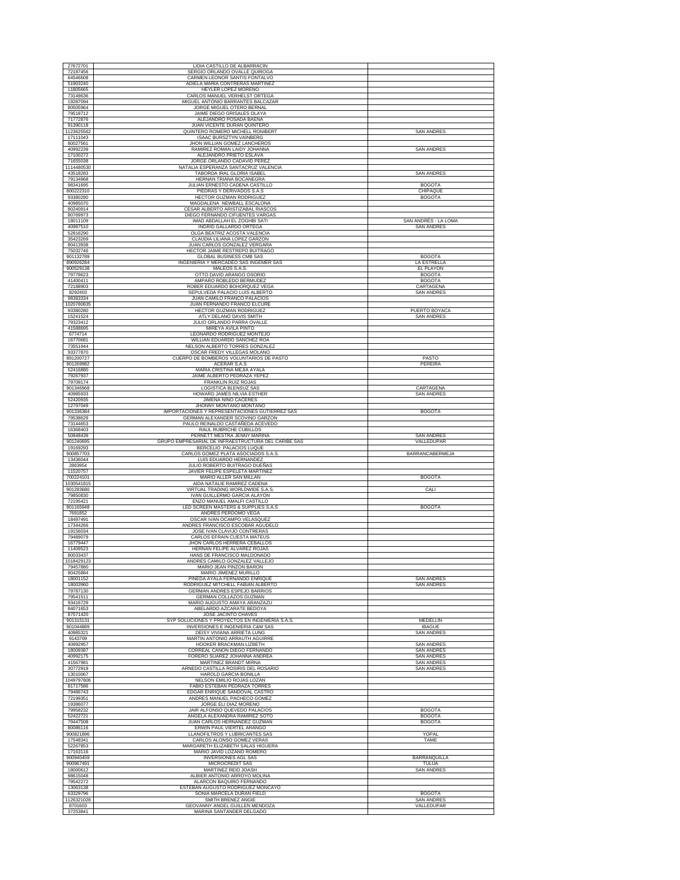| | | |
|---|---|---|
| 27672701 | LIDIA CASTILLO DE ALBARRACIN | |
| 72187456 | SERGIO ORLANDO OVALLE QUIROGA | |
| 64546608 | CARMEN LEONOR SANTIS FONTALVO | |
| 51903240 | ADIELA MARIA CONTRERAS MARTINEZ | |
| 11805665 | HEYLER LOPEZ MORENO | |
| 73149636 | CARLOS MANUEL VERHELST ORTEGA | |
| 19287094 | MIGUEL ANTONIO BARRANTES BALCAZAR | |
| 80505964 | JORGE MIGUEL OTERO BERNAL | |
| 79518712 | JAIME DIEGO GRISALES OLAYA | |
| 71772876 | ALEJANDRO POSADA BAENA | |
| 91390118 | JUAN VICENTE DURAN QUINTERO | |
| 1123625562 | QUINTERO ROMERO MICHELL RONIBERT | SAN ANDRES |
| 17111043 | ISAAC BURSZTYN VAINBERG | |
| 80027561 | JHON WILLIAN GOMEZ LANCHEROS | |
| 40992239 | RAMIREZ ROMAN LAIDY JOHANNA | SAN ANDRES |
| 17100272 | ALEJANDRO PRIETO ESLAVA | |
| 71655038 | JORGE ORLANDO CADAVID PEREZ | |
| 1114480530 | NATALIA ESPERANZA SANTACRUZ VALENCIA | |
| 43518283 | TABORDA IRAL GLORIA ISABEL | SAN ANDRES |
| 79134968 | HERNAN TRIANA BOCANEGRA | |
| 98341695 | JULIAN ERNESTO CADENA CASTILLO | BOGOTA |
| 800222310 | PIEDRAS Y DERIVADOS S.A.S | CHIPAQUE |
| 93380280 | HECTOR GUZMAN RODRIGUEZ | BOGOTA |
| 40985070 | MAGDALENA NEWBALL ESCALONA | |
| 80240914 | CESAR ALBERTO ARISTIZABAL RIASCOS | |
| 80769973 | DIEGO FERNANDO CIFUENTES VARGAS | |
| 18011109 | IMAD ABDALLAH EL ZOGHBI SATI | SAN ANDRÉS - LA LOMA |
| 40987510 | INGRID GALLARDO ORTEGA | SAN ANDRES |
| 52816290 | OLGA BEATRIZ ACOSTA VALENCIA | |
| 35423269 | CLAUDIA LILIANA LOPEZ GARZON | |
| 80413938 | JUAN CARLOS GONZALEZ VERGARA | |
| 75032746 | HECTOR JAIME RESTREPO BUITRAGO | |
| 901132789 | GLOBAL BUSINESS CMB SAS | BOGOTA |
| 890926284 | INGENIERIA Y MERCADEO SAS INGEMER SAS | LA ESTRELLA |
| 900529138 | MALEOS S.A.S. | EL PLAYON |
| 79778623 | OTTO DAVID ARANGO OSORIO | BOGOTA |
| 41400411 | AMPARO ROBLEDO BERMUDEZ | BOGOTA |
| 72188903 | ROBER EDUARDO BOHORQUEZ VEGA | CARTAGENA |
| 8292403 | SEPULVEDA PALACIO LUIS ALBERTO | SAN ANDRES |
| 98383334 | JUAN CAMILO FRANCO PALACIOS | |
| 1020780835 | JUAN FERNANDO FRANCO ELCURE | |
| 93380280 | HECTOR GUZMAN RODRIGUEZ | PUERTO BOYACA |
| 15241524 | ATLY DELANO DAVIS SMITH | SAN ANDRES |
| 79323412 | JULIO ORLANDO PARRA OVALLE | |
| 41588695 | MIREYA AVILA PINTO | |
| 6774714 | LEONARDO RODRIGUEZ MONTEJO | |
| 16770681 | WILLIAN EDUARDO SANCHEZ ROA | |
| 73551944 | NELSON ALBERTO TORRES GONZALEZ | |
| 93377870 | OSCAR FREDY VILLEGAS MOLANO | |
| 891200727 | CUERPO DE BOMBEROS VOLUNTARIOS DE PASTO | PASTO |
| 901269982 | ACERAR S.A.S | PEREIRA |
| 52416880 | MARIA CRISTINA MEJIA AYALA | |
| 79267937 | JAIME ALBERTO PEDRAZA YEPEZ | |
| 79709174 | FRANKLIN RUIZ ROJAS | |
| 901346968 | LOGISTICA BLENSUZ SAS | CARTAGENA |
| 40985933 | HOWARD JAMES NILVIA ESTHER | SAN ANDRES |
| 52420935 | JIMENA NIÑO CACERES | |
| 12797049 | JHONNY MONTAÑO MONTAÑO | |
| 901336384 | IMPORTACIONES Y REPRESENTACIONES GUTIERREZ SAS | BOGOTA |
| 79538629 | GERMAN ALEXANDER SCOVINO GARZON | |
| 73144653 | PAULO REINALDO CASTAÑEDA ACEVEDO | |
| 16368403 | RAUL RUBRICHE CUBILLOS | |
| 50848439 | PERNETT MESTRA JENNY MARINA | SAN ANDRES |
| 901240695 | GRUPO EMPRESARIAL DE INFRAESTRUCTURA DEL CARIBE SAS | VALLEDUPAR |
| 19169293 | BERCELIO PALACIOS LUQUE | |
| 900857703 | CARLOS GOMEZ PLATA ASOCIADOS S.A.S. | BARRANCABERMEJA |
| 13436044 | LUIS EDUARDO HERNANDEZ | |
| 2863954 | JULIO ROBERTO BUITRAGO DUEÑAS | |
| 11520757 | JAVIER FELIPE ESPELETA MARTINEZ | |
| 700224101 | MARIO ALLER SAN MILLAN | BOGOTA |
| 1030541815 | AIDA NATALIE RAMIREZ CADENA | |
| 901283680 | VIRTUAL TRADING WORLDWIDE S.A.S. | CALI |
| 79850830 | IVAN GUILLERMO GARCIA ALAYON | |
| 72195421 | ENZO MANUEL AMALFI CASTILLO | |
| 901165948 | LED SCREEN MASTERS & SUPPLIES S.A.S | BOGOTA |
| 7691852 | ANDRES PERDOMO VEGA | |
| 18497491 | OSCAR IVAN OCAMPO VELASQUEZ | |
| 17344266 | ANDRES FRANCISCO ESCOBAR AGUDELO | |
| 19156034 | JOSE IVAN CLAVIJO CONTRERAS | |
| 79489079 | CARLOS EFRAIN CUESTA MATEUS | |
| 16779447 | JHON CARLOS HERRERA CEBALLOS | |
| 11409523 | HERNAN FELIPE ALVAREZ ROJAS | |
| 80033437 | HANS DE FRANCISCO MALDONADO | |
| 1018429123 | ANDRES CAMILO GONZALEZ VALLEJO | |
| 79457880 | MARIO JEAN PINZON BARON | |
| 80425884 | MARIO JIMENEZ MURILLO | |
| 18001152 | PINEDA AYALA FERNANDO ENRIQUE | SAN ANDRES |
| 18003960 | RODRIGUEZ MITCHELL FABIAN ALBERTO | SAN ANDRES |
| 79787130 | GERMAN ANDRES ESPEJO BARRIOS | |
| 79541511 | GERMAN COLLAZOS GUZMAN | |
| 93416729 | MARIO AUGUSTO AMAYA ARANZAZU | |
| 84071653 | ABELARDO AZCARATE BEDOYA | |
| 87571420 | JOSE JACINTO CHAVES | |
| 901315131 | SYP SOLUCIONES Y PROYECTOS EN INGENIERIA S.A.S. | MEDELLIN |
| 901044889 | INVERSIONES E INGENIERIA C&M SAS | IBAGUE |
| 40985321 | DEISY VIVIANA ARRIETA LUNG | SAN ANDRES |
| 9143709 | MARTIN ANTONIO ARRAUTH AGUIRRE | |
| 40992957 | HOOKER BRACKMAN LIZBETH | SAN ANDRES |
| 18009387 | CORREAL CAÑON DIEGO FERNANDO | SAN ANDRES |
| 40992175 | FORERO SUAREZ JOHANNA ANDREA | SAN ANDRES |
| 41567981 | MARTINEZ BRANDT MIRNA | SAN ANDRES |
| 30772919 | ARNEDO CASTILLA ROSIRIS DEL ROSARIO | SAN ANDRES |
| 13010067 | HAROLD GARCIA BONILLA | |
| 1049797806 | NELSON EMILIO ROJAS LOZAN | |
| 81717586 | FABIO ESTEBAN PEDRAZA TORRES | |
| 79486743 | EDGAR ENRIQUE SANDOVAL CASTRO | |
| 72199351 | ANDRES MANUEL PACHECO GOMEZ | |
| 19386077 | JORGE ELI DIAZ MORENO | |
| 79958232 | JAIR ALFONSO QUEVEDO PALACIOS | BOGOTA |
| 52422721 | ANGELA ALEXANDRA RAMIREZ SOTO | BOGOTA |
| 79447508 | JUAN CARLOS HERNANDEZ GUZMAN | BOGOTA |
| 80086116 | ERWIN PAUL VIERTEL ARANGO | |
| 900821896 | LLANOFILTROS Y LUBRICANTES SAS | YOPAL |
| 17548341 | CARLOS ALONSO GOMEZ VERAS | TAME |
| 52267853 | MARGARETH ELIZABETH SALAS HIGUERA | |
| 17163116 | MARIO JAVID LOZANO ROMERO | |
| 900940459 | INVERSIONES AGL SAS | BARRANQUILLA |
| 900967491 | MICROCREDIT SAS | TULUA |
| 18000612 | MARTINEZ REID JOASH | SAN ANDRES |
| 98615048 | ALBIER ANTONIO ARROYO MOLINA | |
| 79542272 | ALARCON BAQUIRO FERNANDO | |
| 13063138 | ESTEBAN AUGUSTO RODRIGUEZ MONCAYO | |
| 63329796 | SONIA MARCELA DURAN FIELD | BOGOTA |
| 1126321028 | SMITH BRENEZ ANGIE | SAN ANDRES |
| 8701603 | GEOVANNY ANGEL GUILLEN MENDOZA | VALLEDUPAR |
| 37253841 | MARINA SANTANDER DELGADO | |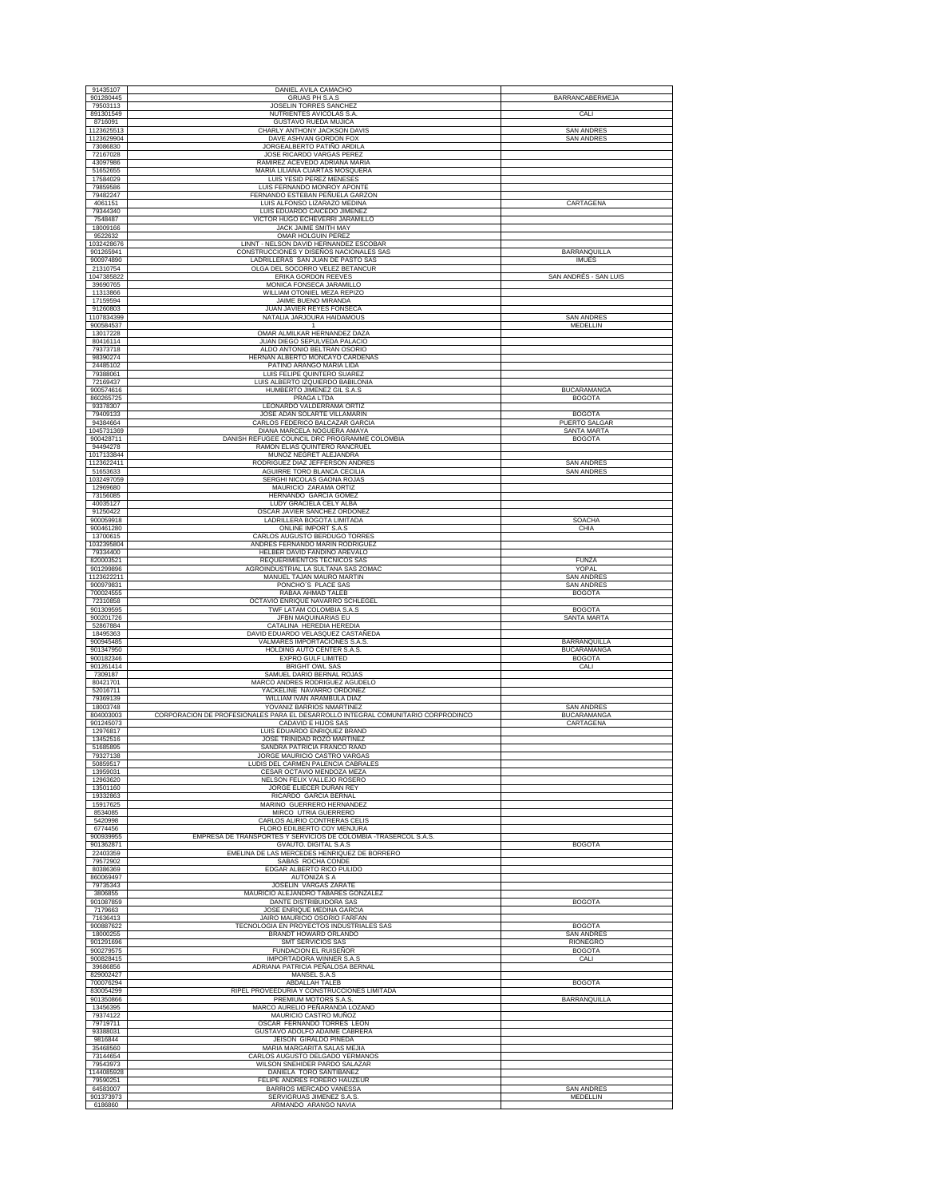| | | |
|---|---|---|
| 91435107 | DANIEL AVILA CAMACHO | |
| 901280445 | GRUAS PH S.A.S | BARRANCABERMEJA |
| 79503113 | JOSELIN TORRES SANCHEZ | |
| 891301549 | NUTRIENTES AVICOLAS S.A. | CALI |
| 8716091 | GUSTAVO RUEDA MUJICA | |
| 1123625513 | CHARLY ANTHONY JACKSON DAVIS | SAN ANDRES |
| 1123629904 | DAVE ASHVAN GORDON FOX | SAN ANDRES |
| 73086830 | JORGEALBERTO PATIÑO ARDILA | |
| 72167028 | JOSE RICARDO VARGAS PEREZ | |
| 43097986 | RAMIREZ ACEVEDO ADRIANA MARIA | |
| 51652655 | MARIA LILIANA CUARTAS MOSQUERA | |
| 17584029 | LUIS YESID PEREZ MENESES | |
| 79859586 | LUIS FERNANDO MONROY APONTE | |
| 79482247 | FERNANDO ESTEBAN PEÑUELA GARZON | |
| 4061151 | LUIS ALFONSO LIZARAZO MEDINA | CARTAGENA |
| 79344340 | LUIS EDUARDO CAICEDO JIMENEZ | |
| 7548487 | VICTOR HUGO ECHEVERRI JARAMILLO | |
| 18009166 | JACK JAIME SMITH MAY | |
| 9522632 | OMAR HOLGUIN PEREZ | |
| 1032428676 | LINNT - NELSON DAVID HERNANDEZ ESCOBAR | |
| 901265941 | CONSTRUCCIONES Y DISEÑOS NACIONALES SAS | BARRANQUILLA |
| 900974890 | LADRILLERAS SAN JUAN DE PASTO SAS | IMUES |
| 21310754 | OLGA DEL SOCORRO VELEZ BETANCUR | |
| 1047385822 | ERIKA GORDON REEVES | SAN ANDRÉS - SAN LUIS |
| 39690765 | MONICA FONSECA JARAMILLO | |
| 11313866 | WILLIAM OTONIEL MEZA REPIZO | |
| 17159594 | JAIME BUENO MIRANDA | |
| 91260803 | JUAN JAVIER REYES FONSECA | |
| 1107834399 | NATALIA JARJOURA HAIDAMOUS | SAN ANDRES |
| 900584537 | 1 | MEDELLIN |
| 13017228 | OMAR ALMILKAR HERNANDEZ DAZA | |
| 80416114 | JUAN DIEGO SEPULVEDA PALACIO | |
| 79373718 | ALDO ANTONIO BELTRAN OSORIO | |
| 98390274 | HERNAN ALBERTO MONCAYO CARDENAS | |
| 24485102 | PATINO ARANGO MARIA LIDA | |
| 79388061 | LUIS FELIPE QUINTERO SUAREZ | |
| 72169437 | LUIS ALBERTO IZQUIERDO BABILONIA | |
| 900574616 | HUMBERTO JIMENEZ GIL S.A.S | BUCARAMANGA |
| 860265725 | PRAGA LTDA | BOGOTA |
| 93378307 | LEONARDO VALDERRAMA ORTIZ | |
| 79409133 | JOSE ADAN SOLARTE VILLAMARIN | BOGOTA |
| 94384664 | CARLOS FEDERICO BALCAZAR GARCIA | PUERTO SALGAR |
| 1045731369 | DIANA MARCELA NOGUERA AMAYA | SANTA MARTA |
| 900428711 | DANISH REFUGEE COUNCIL DRC PROGRAMME COLOMBIA | BOGOTA |
| 94494278 | RAMON ELIAS QUINTERO RANCRUEL | |
| 1017133844 | MUNOZ NEGRET ALEJANDRA | |
| 1123622411 | RODRIGUEZ DIAZ JEFFERSON ANDRES | SAN ANDRES |
| 51653633 | AGUIRRE TORO BLANCA CECILIA | SAN ANDRES |
| 1032497059 | SERGHI NICOLAS GAONA ROJAS | |
| 12969680 | MAURICIO ZARAMA ORTIZ | |
| 73156085 | HERNANDO GARCIA GOMEZ | |
| 40035127 | LUDY GRACIELA CELY ALBA | |
| 91250422 | OSCAR JAVIER SANCHEZ ORDOÑEZ | |
| 900059918 | LADRILLERA BOGOTA LIMITADA | SOACHA |
| 900461280 | ONLINE IMPORT S.A.S | CHIA |
| 13700615 | CARLOS AUGUSTO BERDUGO TORRES | |
| 1032395804 | ANDRES FERNANDO MARIN RODRIGUEZ | |
| 79334400 | HELBER DAVID FANDIÑO AREVALO | |
| 820003521 | REQUERIMIENTOS TECNICOS SAS | FUNZA |
| 901299896 | AGROINDUSTRIAL LA SULTANA SAS ZOMAC | YOPAL |
| 1123622211 | MANUEL TAJAN MAURO MARTIN | SAN ANDRES |
| 900979831 | PONCHO´S PLACE SAS | SAN ANDRES |
| 700024555 | RABAA AHMAD TALEB | BOGOTA |
| 72310858 | OCTAVIO ENRIQUE NAVARRO SCHLEGEL | |
| 901309595 | TWF LATAM COLOMBIA S.A.S | BOGOTA |
| 900201726 | JFBN MAQUINARIAS EU | SANTA MARTA |
| 52867884 | CATALINA HEREDIA HEREDIA | |
| 18495363 | DAVID EDUARDO VELASQUEZ CASTAÑEDA | |
| 900945485 | VALMARES IMPORTACIONES S.A.S. | BARRANQUILLA |
| 901347950 | HOLDING AUTO CENTER S.A.S. | BUCARAMANGA |
| 900182346 | EXPRO GULF LIMITED | BOGOTA |
| 901261414 | BRIGHT OWL SAS | CALI |
| 7309187 | SAMUEL DARIO BERNAL ROJAS | |
| 80421701 | MARCO ANDRES RODRIGUEZ AGUDELO | |
| 52016711 | YACKELINE NAVARRO ORDOÑEZ | |
| 79369139 | WILLIAM IVAN ARAMBULA DIAZ | |
| 18003748 | YOVANIZ BARRIOS NMARTINEZ | SAN ANDRES |
| 804003003 | CORPORACION DE PROFESIONALES PARA EL DESARROLLO INTEGRAL COMUNITARIO CORPRODINCO | BUCARAMANGA |
| 901245073 | CADAVID E HIJOS SAS | CARTAGENA |
| 12976817 | LUIS EDUARDO ENRIQUEZ BRAND | |
| 13452516 | JOSE TRINIDAD ROZO MARTINEZ | |
| 51685895 | SANDRA PATRICIA FRANCO RAAD | |
| 79327138 | JORGE MAURICIO CASTRO VARGAS | |
| 50859517 | LUDIS DEL CARMEN PALENCIA CABRALES | |
| 13959031 | CESAR OCTAVIO MENDOZA MEZA | |
| 12963620 | NELSON FELIX VALLEJO ROSERO | |
| 13501160 | JORGE ELIECER DURAN REY | |
| 19332863 | RICARDO GARCIA BERNAL | |
| 15917625 | MARINO GUERRERO HERNANDEZ | |
| 8534085 | MIRCO UTRIA GUERRERO | |
| 5420998 | CARLOS ALIRIO CONTRERAS CELIS | |
| 6774456 | FLORO EDILBERTO COY MENJURA | |
| 900939955 | EMPRESA DE TRANSPORTES Y SERVICIOS DE COLOMBIA -TRASERCOL S.A.S. | |
| 901362871 | GVAUTO. DIGITAL S.A.S | BOGOTA |
| 22403359 | EMELINA DE LAS MERCEDES HENRIQUEZ DE BORRERO | |
| 79572902 | SABAS ROCHA CONDE | |
| 80386369 | EDGAR ALBERTO RICO PULIDO | |
| 860069497 | AUTONIZA S A | |
| 79735343 | JOSELIN VARGAS ZARATE | |
| 3806855 | MAURICIO ALEJANDRO TABARES GONZALEZ | |
| 901087859 | DANTE DISTRIBUIDORA SAS | BOGOTA |
| 7179663 | JOSE ENRIQUE MEDINA GARCIA | |
| 71636413 | JAIRO MAURICIO OSORIO FARFAN | |
| 900887622 | TECNOLOGIA EN PROYECTOS INDUSTRIALES SAS | BOGOTA |
| 18000255 | BRANDT HOWARD ORLANDO | SAN ANDRES |
| 901291696 | SMT SERVICIOS SAS | RIONEGRO |
| 900279575 | FUNDACION EL RUISEÑOR | BOGOTA |
| 900828415 | IMPORTADORA WINNER S.A.S | CALI |
| 39686856 | ADRIANA PATRICIA PEÑALOSA BERNAL | |
| 829002427 | MANSEL S.A.S | |
| 700076294 | ABDALLAH TALEB | BOGOTA |
| 830054299 | RIPEL PROVEEDURIA Y CONSTRUCCIONES LIMITADA | |
| 901350866 | PREMIUM MOTORS S.A.S. | BARRANQUILLA |
| 13456395 | MARCO AURELIO PEÑARANDA LOZANO | |
| 79374122 | MAURICIO CASTRO MUÑOZ | |
| 79719711 | OSCAR FERNANDO TORRES LEON | |
| 93388031 | GUSTAVO ADOLFO ADAIME CABRERA | |
| 9816844 | JEISON GIRALDO PINEDA | |
| 35468560 | MARIA MARGARITA SALAS MEJIA | |
| 73144654 | CARLOS AUGUSTO DELGADO YERMANOS | |
| 79543973 | WILSON SNEHIDER PARDO SALAZAR | |
| 1144085928 | DANIELA TORO SANTIBAÑEZ | |
| 79590251 | FELIPE ANDRES FORERO HAUZEUR | |
| 64583007 | BARRIOS MERCADO VANESSA | SAN ANDRES |
| 901373973 | SERVIGRUAS JIMENEZ S.A.S. | MEDELLIN |
| 6186860 | ARMANDO ARANGO NAVIA | |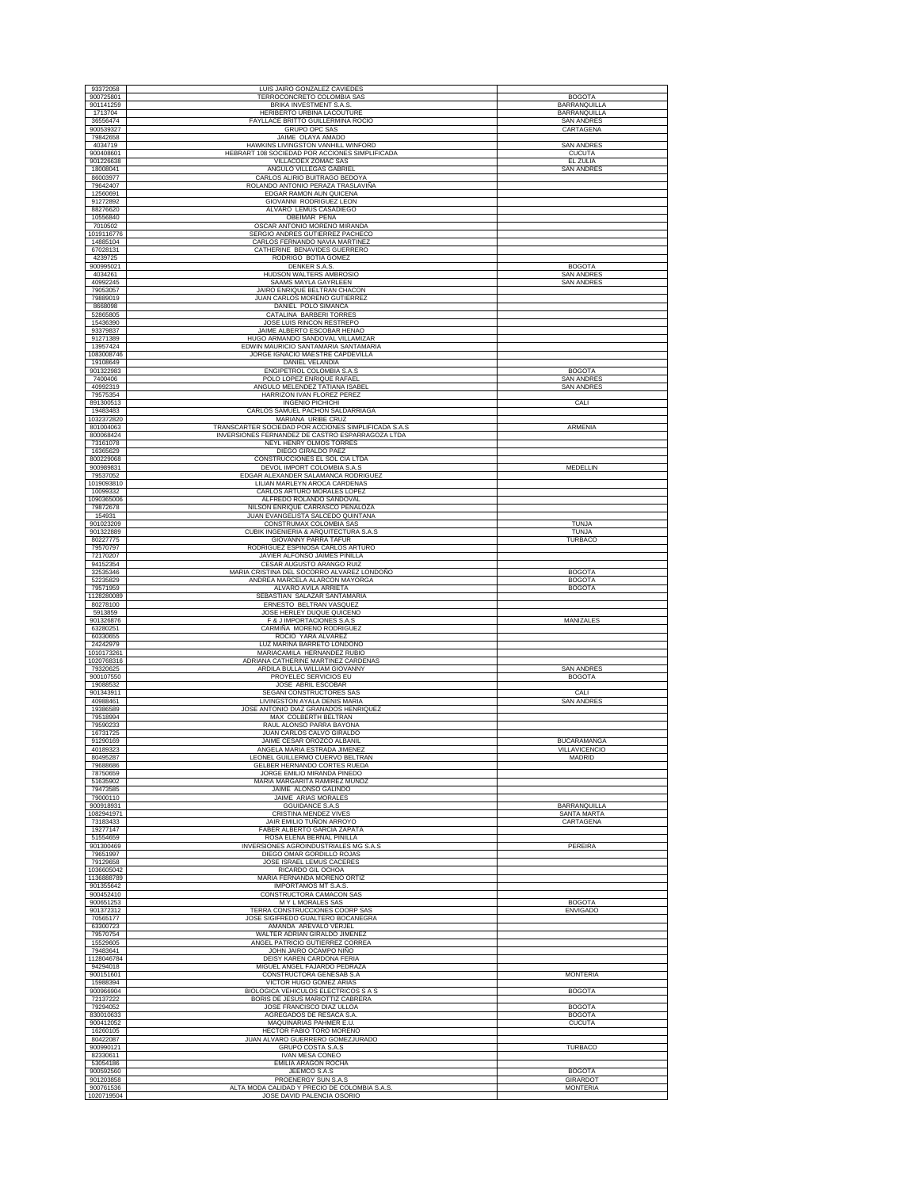| | | |
|---|---|---|
| 93372058 | LUIS JAIRO GONZALEZ CAVIEDES | |
| 900725801 | TERROCONCRETO COLOMBIA SAS | BOGOTA |
| 901141259 | BRIKA INVESTMENT S.A.S. | BARRANQUILLA |
| 1713704 | HERIBERTO URBINA LACOUTURE | BARRANQUILLA |
| 36556474 | FAYLLACE BRITTO GUILLERMINA ROCIO | SAN ANDRES |
| 900539327 | GRUPO OPC SAS | CARTAGENA |
| 79842658 | JAIME OLAYA AMADO | |
| 4034719 | HAWKINS LIVINGSTON VANHILL WINFORD | SAN ANDRES |
| 900408601 | HEBRART 108 SOCIEDAD POR ACCIONES SIMPLIFICADA | CUCUTA |
| 901226638 | VILLACOEX ZOMAC SAS | EL ZULIA |
| 18008041 | ANGULO VILLEGAS GABRIEL | SAN ANDRES |
| 86003977 | CARLOS ALIRIO BUITRAGO BEDOYA | |
| 79642407 | ROLANDO ANTONIO PERAZA TRASLAVIÑA | |
| 12560691 | EDGAR RAMON AUN QUICENA | |
| 91272892 | GIOVANNI RODRIGUEZ LEON | |
| 88276620 | ALVARO LEMUS CASADIEGO | |
| 10556840 | OBEIMAR PEÑA | |
| 7010502 | OSCAR ANTONIO MORENO MIRANDA | |
| 1019116776 | SERGIO ANDRES GUTIERREZ PACHECO | |
| 14885104 | CARLOS FERNANDO NAVIA MARTINEZ | |
| 67028131 | CATHERINE BENAVIDES GUERRERO | |
| 4239725 | RODRIGO BOTIA GOMEZ | |
| 900995021 | DENKER S.A.S. | BOGOTA |
| 4034261 | HUDSON WALTERS AMBROSIO | SAN ANDRES |
| 40992245 | SAAMS MAYLA GAYRLEEN | SAN ANDRES |
| 79053057 | JAIRO ENRIQUE BELTRAN CHACON | |
| 79889019 | JUAN CARLOS MORENO GUTIERREZ | |
| 8668098 | DANIEL POLO SIMANCA | |
| 52865805 | CATALINA BARBERI TORRES | |
| 15436390 | JOSE LUIS RINCON RESTREPO | |
| 93379837 | JAIME ALBERTO ESCOBAR HENAO | |
| 91271389 | HUGO ARMANDO SANDOVAL VILLAMIZAR | |
| 13957424 | EDWIN MAURICIO SANTAMARIA SANTAMARIA | |
| 1083008746 | JORGE IGNACIO MAESTRE CAPDEVILLA | |
| 19108649 | DANIEL VELANDIA | |
| 901322983 | ENGIPETROL COLOMBIA S.A.S | BOGOTA |
| 7400406 | POLO LOPEZ ENRIQUE RAFAEL | SAN ANDRES |
| 40992319 | ANGULO MELENDEZ TATIANA ISABEL | SAN ANDRES |
| 79575354 | HARRIZON IVAN FLOREZ PEREZ | |
| 891300513 | INGENIO PICHICHI | CALI |
| 19483483 | CARLOS SAMUEL PACHON SALDARRIAGA | |
| 1032372820 | MARIANA URIBE CRUZ | |
| 801004063 | TRANSCARTER SOCIEDAD POR ACCIONES SIMPLIFICADA S.A.S | ARMENIA |
| 800068424 | INVERSIONES FERNANDEZ DE CASTRO ESPARRAGOZA LTDA | |
| 73161078 | NEYL HENRY OLMOS TORRES | |
| 16365629 | DIEGO GIRALDO PAEZ | |
| 800229068 | CONSTRUCCIONES EL SOL CIA LTDA | |
| 900989831 | DEVOL IMPORT COLOMBIA S.A.S | MEDELLIN |
| 79537052 | EDGAR ALEXANDER SALAMANCA RODRIGUEZ | |
| 1019093810 | LILIAN MARLEYN AROCA CARDENAS | |
| 10099332 | CARLOS ARTURO MORALES LOPEZ | |
| 1090365006 | ALFREDO ROLANDO SANDOVAL | |
| 79872678 | NILSON ENRIQUE CARRASCO PEÑALOZA | |
| 154931 | JUAN EVANGELISTA SALCEDO QUINTANA | |
| 901023209 | CONSTRUMAX COLOMBIA SAS | TUNJA |
| 901322889 | CUBIK INGENIERIA & ARQUITECTURA S.A.S | TUNJA |
| 80227775 | GIOVANNY PARRA TAFUR | TURBACO |
| 79570797 | RODRIGUEZ ESPINOSA CARLOS ARTURO | |
| 72170207 | JAVIER ALFONSO JAIMES PINILLA | |
| 94152354 | CESAR AUGUSTO ARANGO RUIZ | |
| 32535346 | MARIA CRISTINA DEL SOCORRO ALVAREZ LONDOÑO | BOGOTA |
| 52235829 | ANDREA MARCELA ALARCON MAYORGA | BOGOTA |
| 79571959 | ALVARO AVILA ARRIETA | BOGOTA |
| 1128280089 | SEBASTIAN SALAZAR SANTAMARIA | |
| 80278100 | ERNESTO BELTRAN VASQUEZ | |
| 5913859 | JOSE HERLEY DUQUE QUICENO | |
| 901326876 | F & J IMPORTACIONES S.A.S | MANIZALES |
| 63280251 | CARMIÑA MORENO RODRIGUEZ | |
| 60330655 | ROCIO YARA ALVAREZ | |
| 24242979 | LUZ MARINA BARRETO LONDOÑO | |
| 1010173261 | MARIACAMILA HERNANDEZ RUBIO | |
| 1020768316 | ADRIANA CATHERINE MARTINEZ CARDENAS | |
| 79320625 | ARDILA BULLA WILLIAM GIOVANNY | SAN ANDRES |
| 900107550 | PROYELEC SERVICIOS EU | BOGOTA |
| 19088532 | JOSE ABRIL ESCOBAR | |
| 901343911 | SEGANI CONSTRUCTORES SAS | CALI |
| 40988461 | LIVINGSTON AYALA DENIS MARIA | SAN ANDRES |
| 19386589 | JOSE ANTONIO DIAZ GRANADOS HENRIQUEZ | |
| 79518994 | MAX COLBERTH BELTRAN | |
| 79590233 | RAUL ALONSO PARRA BAYONA | |
| 16731725 | JUAN CARLOS CALVO GIRALDO | |
| 91290169 | JAIME CESAR OROZCO ALBANIL | BUCARAMANGA |
| 40189323 | ANGELA MARIA ESTRADA JIMENEZ | VILLAVICENCIO |
| 80495287 | LEONEL GUILLERMO CUERVO BELTRAN | MADRID |
| 79688686 | GELBER HERNANDO CORTES RUEDA | |
| 78750659 | JORGE EMILIO MIRANDA PINEDO | |
| 51635902 | MARIA MARGARITA RAMIREZ MUÑOZ | |
| 79473585 | JAIME ALONSO GALINDO | |
| 79000110 | JAIME ARIAS MORALES | |
| 900918931 | GGUIDANCE S.A.S | BARRANQUILLA |
| 1082941971 | CRISTINA MENDEZ VIVES | SANTA MARTA |
| 73183433 | JAIR EMILIO TUÑON ARROYO | CARTAGENA |
| 19277147 | FABER ALBERTO GARCIA ZAPATA | |
| 51554659 | ROSA ELENA BERNAL PINILLA | |
| 901300469 | INVERSIONES AGROINDUSTRIALES MG S.A.S | PEREIRA |
| 79651997 | DIEGO OMAR GORDILLO ROJAS | |
| 79129658 | JOSE ISRAEL LEMUS CACERES | |
| 1036605042 | RICARDO GIL OCHOA | |
| 1136888789 | MARIA FERNANDA MORENO ORTIZ | |
| 901355642 | IMPORTAMOS MT S.A.S. | |
| 900452410 | CONSTRUCTORA CAMACON SAS | |
| 900651253 | M Y L MORALES SAS | BOGOTA |
| 901372312 | TERRA CONSTRUCCIONES COORP SAS | ENVIGADO |
| 70565177 | JOSE SIGIFREDO GUALTERO BOCANEGRA | |
| 63300723 | AMANDA AREVALO VERJEL | |
| 79570754 | WALTER ADRIAN GIRALDO JIMENEZ | |
| 15529605 | ANGEL PATRICIO GUTIERREZ CORREA | |
| 79483641 | JOHN JAIRO OCAMPO NIÑO | |
| 1128046784 | DEISY KAREN CARDONA FERIA | |
| 94294018 | MIGUEL ANGEL FAJARDO PEDRAZA | |
| 900151601 | CONSTRUCTORA GENESAB S.A | MONTERIA |
| 15988394 | VICTOR HUGO GOMEZ ARIAS | |
| 900966904 | BIOLOGICA VEHICULOS ELECTRICOS S A S | BOGOTA |
| 72137222 | BORIS DE JESUS MARIOTTIZ CABRERA | |
| 79294052 | JOSE FRANCISCO DIAZ ULLOA | BOGOTA |
| 830010633 | AGREGADOS DE RESACA S.A. | BOGOTA |
| 900412052 | MAQUINARIAS PAHMER E.U. | CUCUTA |
| 16260105 | HECTOR FABIO TORO MORENO | |
| 80422087 | JUAN ALVARO GUERRERO GOMEZJURADO | |
| 900990121 | GRUPO COSTA S.A.S | TURBACO |
| 82330611 | IVAN MESA CONEO | |
| 53054186 | EMILIA ARAGON ROCHA | |
| 900592560 | JEEMCO S.A.S | BOGOTA |
| 901203858 | PROENERGY SUN S.A.S | GIRARDOT |
| 900761536 | ALTA MODA CALIDAD Y PRECIO DE COLOMBIA S.A.S. | MONTERIA |
| 1020719504 | JOSE DAVID PALENCIA OSORIO | |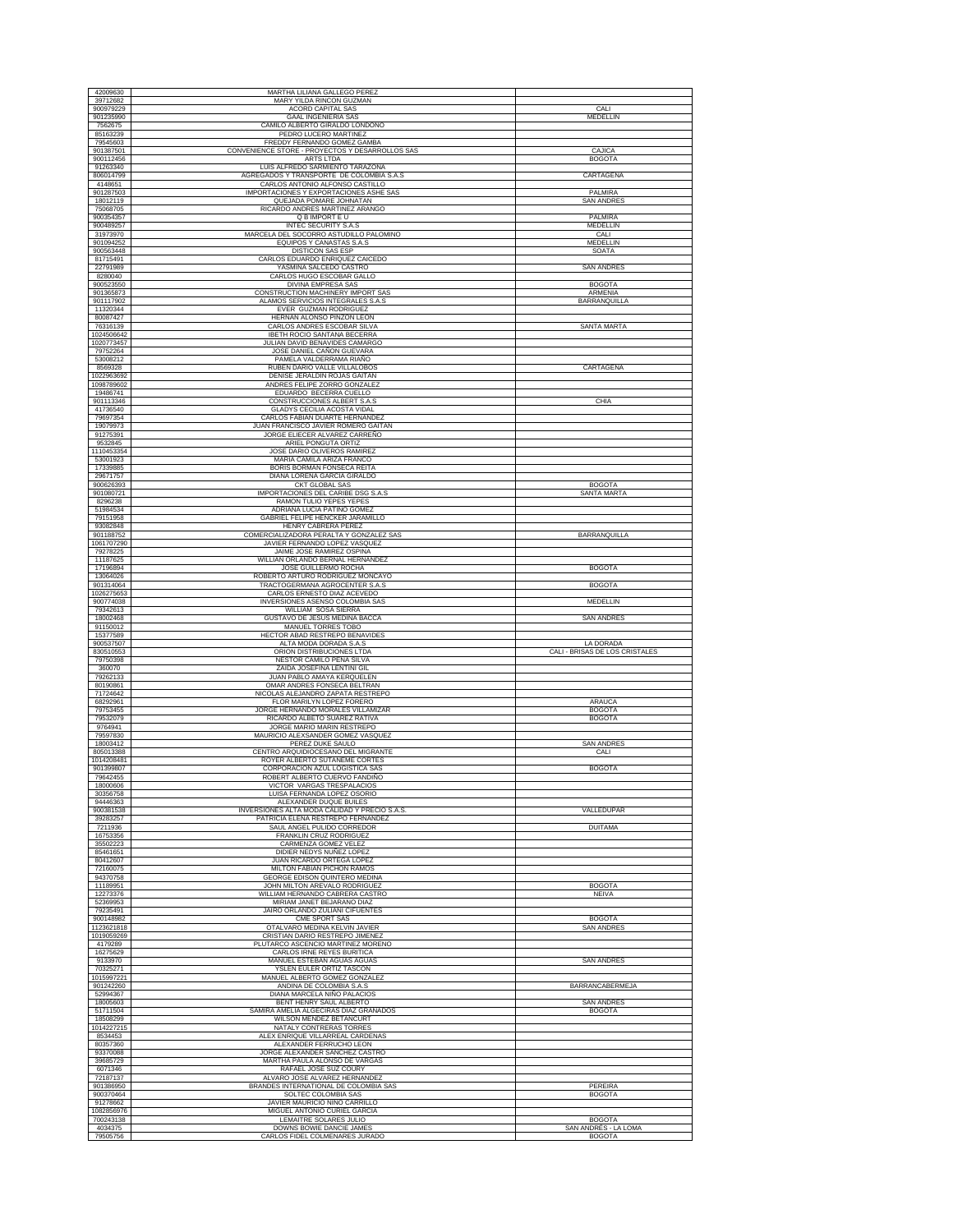| | | |
|---|---|---|
| 42009630 | MARTHA LILIANA GALLEGO PEREZ | |
| 39712682 | MARY YILDA RINCON GUZMAN | |
| 900979229 | ACORD CAPITAL SAS | CALI |
| 901235990 | GAAL INGENIERIA SAS | MEDELLIN |
| 7562675 | CAMILO ALBERTO GIRALDO LONDOÑO | |
| 85163239 | PEDRO LUCERO MARTINEZ | |
| 79545603 | FREDDY FERNANDO GOMEZ GAMBA | |
| 901387501 | CONVENIENCE STORE - PROYECTOS Y DESARROLLOS SAS | CAJICA |
| 900112456 | ARTS LTDA | BOGOTA |
| 91263340 | LUIS ALFREDO SARMIENTO TARAZONA | |
| 806014799 | AGREGADOS Y TRANSPORTE DE COLOMBIA S.A.S | CARTAGENA |
| 4148651 | CARLOS ANTONIO ALFONSO CASTILLO | |
| 901287503 | IMPORTACIONES Y EXPORTACIONES ASHE SAS | PALMIRA |
| 18012119 | QUEJADA POMARE JOHNATAN | SAN ANDRES |
| 75068705 | RICARDO ANDRES MARTINEZ ARANGO | |
| 900354357 | Q B IMPORT E U | PALMIRA |
| 900489257 | INTEC SECURITY S.A.S | MEDELLIN |
| 31973970 | MARCELA DEL SOCORRO ASTUDILLO PALOMINO | CALI |
| 901094252 | EQUIPOS Y CANASTAS S.A.S | MEDELLIN |
| 900563448 | DISTICON SAS ESP | SOATA |
| 81715491 | CARLOS EDUARDO ENRIQUEZ CAICEDO | |
| 22791989 | YASMINA SALCEDO CASTRO | SAN ANDRES |
| 8280040 | CARLOS HUGO ESCOBAR GALLO | |
| 900523550 | DIVINA EMPRESA SAS | BOGOTA |
| 901365873 | CONSTRUCTION MACHINERY IMPORT SAS | ARMENIA |
| 901117902 | ALAMOS SERVICIOS INTEGRALES S.A.S | BARRANQUILLA |
| 11320344 | EVER GUZMAN RODRIGUEZ | |
| 80087427 | HERNAN ALONSO PINZON LEON | |
| 76316139 | CARLOS ANDRES ESCOBAR SILVA | SANTA MARTA |
| 1024506642 | IBETH ROCIO SANTANA BECERRA | |
| 1020773457 | JULIAN DAVID BENAVIDES CAMARGO | |
| 79752264 | JOSE DANIEL CAÑON GUEVARA | |
| 53008212 | PAMELA VALDERRAMA RIAÑO | |
| 8569328 | RUBEN DARIO VALLE VILLALOBOS | CARTAGENA |
| 1022963692 | DENISE JERALDIN ROJAS GAITAN | |
| 1098789602 | ANDRES FELIPE ZORRO GONZALEZ | |
| 19486741 | EDUARDO BECERRA CUELLO | |
| 901113346 | CONSTRUCCIONES ALBERT S.A.S | CHIA |
| 41736540 | GLADYS CECILIA ACOSTA VIDAL | |
| 79697354 | CARLOS FABIAN DUARTE HERNANDEZ | |
| 19079973 | JUAN FRANCISCO JAVIER ROMERO GAITAN | |
| 91275391 | JORGE ELIECER ALVAREZ CARREÑO | |
| 9532845 | ARIEL PONGUTA ORTIZ | |
| 1110453354 | JOSE DARIO OLIVEROS RAMIREZ | |
| 53001923 | MARIA CAMILA ARIZA FRANCO | |
| 17339885 | BORIS BORMAN FONSECA REITA | |
| 29671757 | DIANA LORENA GARCIA GIRALDO | |
| 900626393 | CKT GLOBAL SAS | BOGOTA |
| 901080721 | IMPORTACIONES DEL CARIBE DSG S.A.S | SANTA MARTA |
| 8296238 | RAMON TULIO YEPES YEPES | |
| 51984534 | ADRIANA LUCIA PATIÑO GOMEZ | |
| 79151958 | GABRIEL FELIPE HENCKER JARAMILLO | |
| 93082848 | HENRY CABRERA PEREZ | |
| 901188752 | COMERCIALIZADORA PERALTA Y GONZALEZ SAS | BARRANQUILLA |
| 1061707290 | JAVIER FERNANDO LOPEZ VASQUEZ | |
| 79278225 | JAIME JOSE RAMIREZ OSPINA | |
| 11187625 | WILLIAN ORLANDO BERNAL HERNANDEZ | |
| 17196894 | JOSE GUILLERMO ROCHA | BOGOTA |
| 13064026 | ROBERTO ARTURO RODRIGUEZ MONCAYO | |
| 901314064 | TRACTOGERMANA AGROCENTER S.A.S | BOGOTA |
| 1026275653 | CARLOS ERNESTO DIAZ ACEVEDO | |
| 900774038 | INVERSIONES ASENSO COLOMBIA SAS | MEDELLIN |
| 79342613 | WILLIAM SOSA SIERRA | |
| 18002468 | GUSTAVO DE JESUS MEDINA BACCA | SAN ANDRES |
| 91150012 | MANUEL TORRES TOBO | |
| 15377589 | HECTOR ABAD RESTREPO BENAVIDES | |
| 900537507 | ALTA MODA DORADA S.A.S | LA DORADA |
| 830510553 | ORION DISTRIBUCIONES LTDA | CALI - BRISAS DE LOS CRISTALES |
| 79750398 | NESTOR CAMILO PEÑA SILVA | |
| 360070 | ZAIDA JOSEFINA LENTINI GIL | |
| 79262133 | JUAN PABLO AMAYA KERQUELEN | |
| 80190861 | OMAR ANDRES FONSECA BELTRAN | |
| 71724642 | NICOLAS ALEJANDRO ZAPATA RESTREPO | |
| 68292961 | FLOR MARILYN LOPEZ FORERO | ARAUCA |
| 79753455 | JORGE HERNANDO MORALES VILLAMIZAR | BOGOTA |
| 79532079 | RICARDO ALBETO SUAREZ RATIVA | BOGOTA |
| 9764941 | JORGE MARIO MARIN RESTREPO | |
| 79597830 | MAURICIO ALEXSANDER GOMEZ VASQUEZ | |
| 18003412 | PEREZ DUKE SAULO | SAN ANDRES |
| 805013388 | CENTRO ARQUIDIOCESANO DEL MIGRANTE | CALI |
| 1014208481 | ROYER ALBERTO SUTANEME CORTES | |
| 901399807 | CORPORACION AZUL LOGISTICA SAS | BOGOTA |
| 79642455 | ROBERT ALBERTO CUERVO FANDIÑO | |
| 18000606 | VICTOR VARGAS TRESPALACIOS | |
| 30356758 | LUISA FERNANDA LOPEZ OSORIO | |
| 94446363 | ALEXANDER DUQUE BUILES | |
| 900381538 | INVERSIONES ALTA MODA CALIDAD Y PRECIO S.A.S. | VALLEDUPAR |
| 39283257 | PATRICIA ELENA RESTREPO FERNANDEZ | |
| 7211936 | SAUL ANGEL PULIDO CORREDOR | DUITAMA |
| 16753356 | FRANKLIN CRUZ RODRIGUEZ | |
| 35502223 | CARMENZA GOMEZ VELEZ | |
| 85461651 | DIDIER NEDYS NUÑEZ LOPEZ | |
| 80412607 | JUAN RICARDO ORTEGA LOPEZ | |
| 72160075 | MILTON FABIAN PICHON RAMOS | |
| 94370758 | GEORGE EDISON QUINTERO MEDINA | |
| 11189951 | JOHN MILTON AREVALO RODRIGUEZ | BOGOTA |
| 12273376 | WILLIAM HERNANDO CABRERA CASTRO | NEIVA |
| 52369953 | MIRIAM JANET BEJARANO DIAZ | |
| 79235491 | JAIRO ORLANDO ZULIANI CIFUENTES | |
| 900148982 | CME SPORT SAS | BOGOTA |
| 1123621818 | OTALVARO MEDINA KELVIN JAVIER | SAN ANDRES |
| 1019059269 | CRISTIAN DARIO RESTREPO JIMENEZ | |
| 4179289 | PLUTARCO ASCENCIO MARTINEZ MORENO | |
| 16275629 | CARLOS IRNE REYES BURITICA | |
| 9133970 | MANUEL ESTEBAN AGUAS AGUAS | SAN ANDRES |
| 70325271 | YSLEN EULER ORTIZ TASCON | |
| 1015997221 | MANUEL ALBERTO GOMEZ GONZALEZ | |
| 901242260 | ANDINA DE COLOMBIA S.A.S | BARRANCABERMEJA |
| 52994367 | DIANA MARCELA NIÑO PALACIOS | |
| 18005603 | BENT HENRY SAUL ALBERTO | SAN ANDRES |
| 51711504 | SAMIRA AMELIA ALGECIRAS DIAZ GRANADOS | BOGOTA |
| 18508299 | WILSON MENDEZ BETANCURT | |
| 1014227215 | NATALY CONTRERAS TORRES | |
| 8534453 | ALEX ENRIQUE VILLARREAL CARDENAS | |
| 80357360 | ALEXANDER FERRUCHO LEON | |
| 93370088 | JORGE ALEXANDER SANCHEZ CASTRO | |
| 39685729 | MARTHA PAULA ALONSO DE VARGAS | |
| 6071346 | RAFAEL JOSE SUZ COURY | |
| 72187137 | ALVARO JOSE ALVAREZ HERNANDEZ | |
| 901386950 | BRANDES INTERNATIONAL DE COLOMBIA SAS | PEREIRA |
| 900370464 | SOLTEC COLOMBIA SAS | BOGOTA |
| 91278662 | JAVIER MAURICIO NIÑO CARRILLO | |
| 1082856976 | MIGUEL ANTONIO CURIEL GARCIA | |
| 700243138 | LEMAITRE SOLARES JULIO | BOGOTA |
| 4034375 | DOWNS BOWIE DANCIE JAMES | SAN ANDRÉS - LA LOMA |
| 79505756 | CARLOS FIDEL COLMENARES JURADO | BOGOTA |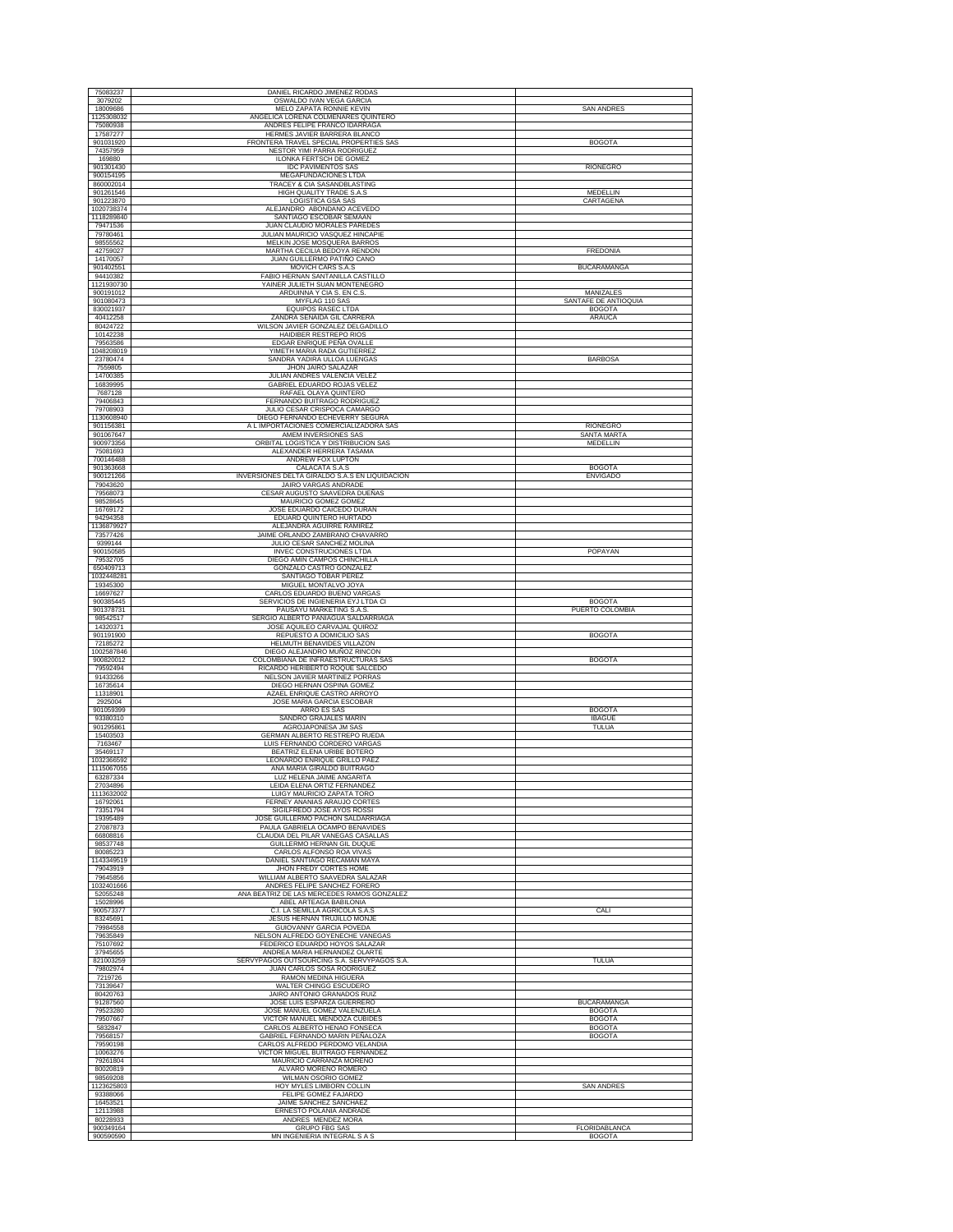| | | |
|---|---|---|
| 75083237 | DANIEL RICARDO JIMENEZ RODAS | |
| 3079202 | OSWALDO IVAN VEGA GARCIA | |
| 18009686 | MELO ZAPATA RONNIE KEVIN | SAN ANDRES |
| 1125308032 | ANGELICA LORENA COLMENARES QUINTERO | |
| 75080938 | ANDRES FELIPE FRANCO IDARRAGA | |
| 17587277 | HERMES JAVIER BARRERA BLANCO | |
| 901031920 | FRONTERA TRAVEL SPECIAL PROPERTIES SAS | BOGOTA |
| 74357959 | NESTOR YIMI PARRA RODRIGUEZ | |
| 169880 | ILONKA FERTSCH DE GOMEZ | |
| 901301430 | IDC PAVIMENTOS SAS | RIONEGRO |
| 900154195 | MEGAFUNDACIONES LTDA | |
| 860002014 | TRACEY & CIA SASANDBLASTING | |
| 901261546 | HIGH QUALITY TRADE S.A.S | MEDELLIN |
| 901223870 | LOGISTICA GSA SAS | CARTAGENA |
| 1020738374 | ALEJANDRO ABONDANO ACEVEDO | |
| 1118289840 | SANTIAGO ESCOBAR SEMAAN | |
| 79471536 | JUAN CLAUDIO MORALES PAREDES | |
| 79780461 | JULIAN MAURICIO VASQUEZ HINCAPIE | |
| 98555562 | MELKIN JOSE MOSQUERA BARROS | |
| 42759027 | MARTHA CECILIA BEDOYA RENDON | FREDONIA |
| 14170057 | JUAN GUILLERMO PATIÑO CANO | |
| 901402551 | MOVICH CARS S.A.S | BUCARAMANGA |
| 94410382 | FABIO HERNAN SANTANILLA CASTILLO | |
| 1121930730 | YAINER JULIETH SUAN MONTENEGRO | |
| 900191012 | ARDUINNA Y CIA S. EN C.S. | MANIZALES |
| 901080473 | MYFLAG 110 SAS | SANTAFE DE ANTIOQUIA |
| 830021937 | EQUIPOS RASEC LTDA | BOGOTA |
| 40412258 | ZANDRA SENAIDA GIL CARRERA | ARAUCA |
| 80424722 | WILSON JAVIER GONZALEZ DELGADILLO | |
| 10142238 | HAIDIBER RESTREPO RIOS | |
| 79563586 | EDGAR ENRIQUE PEÑA OVALLE | |
| 1048208019 | YIMETH MARIA RADA GUTIERREZ | |
| 23780474 | SANDRA YADIRA ULLOA LUENGAS | BARBOSA |
| 7559805 | JHON JAIRO SALAZAR | |
| 14700385 | JULIAN ANDRES VALENCIA VELEZ | |
| 16839995 | GABRIEL EDUARDO ROJAS VELEZ | |
| 7687128 | RAFAEL OLAYA QUINTERO | |
| 79406843 | FERNANDO BUITRAGO RODRIGUEZ | |
| 79708903 | JULIO CESAR CRISPOCA CAMARGO | |
| 1130608940 | DIEGO FERNANDO ECHEVERRY SEGURA | |
| 901156381 | A L IMPORTACIONES COMERCIALIZADORA SAS | RIONEGRO |
| 901067647 | AMEM INVERSIONES SAS | SANTA MARTA |
| 900973356 | ORBITAL LOGISTICA Y DISTRIBUCION SAS | MEDELLIN |
| 75081693 | ALEXANDER HERRERA TASAMA | |
| 700146488 | ANDREW FOX LUPTON | |
| 901363668 | CALACATA S.A.S | BOGOTA |
| 900121266 | INVERSIONES DELTA GIRALDO S.A.S EN LIQUIDACION | ENVIGADO |
| 79043620 | JAIRO VARGAS ANDRADE | |
| 79568073 | CESAR AUGUSTO SAAVEDRA DUEÑAS | |
| 98528645 | MAURICIO GOMEZ GOMEZ | |
| 16769172 | JOSE EDUARDO CAICEDO DURAN | |
| 94294358 | EDUARD QUINTERO HURTADO | |
| 1136879927 | ALEJANDRA AGUIRRE RAMIREZ | |
| 73577426 | JAIME ORLANDO ZAMBRANO CHAVARRO | |
| 9399144 | JULIO CESAR SANCHEZ MOLINA | |
| 900150585 | INVEC CONSTRUCCIONES LTDA | POPAYAN |
| 79532705 | DIEGO AMIN CAMPOS CHINCHILLA | |
| 650409713 | GONZALO CASTRO GONZALEZ | |
| 1032448281 | SANTIAGO TOBAR PEREZ | |
| 19345300 | MIGUEL MONTALVO JOYA | |
| 16697627 | CARLOS EDUARDO BUENO VARGAS | |
| 900385445 | SERVICIOS DE INGIENERIA EYJ LTDA CI | BOGOTA |
| 901378731 | PAUSAYU MARKETING S.A.S. | PUERTO COLOMBIA |
| 98542517 | SERGIO ALBERTO PANIAGUA SALDARRIAGA | |
| 14320371 | JOSE AQUILEO CARVAJAL QUIROZ | |
| 901191900 | REPUESTO A DOMICILIO SAS | BOGOTA |
| 72185272 | HELMUTH BENAVIDES VILLAZON | |
| 1002587846 | DIEGO ALEJANDRO MUÑOZ RINCON | |
| 900820012 | COLOMBIANA DE INFRAESTRUCTURAS SAS | BOGOTA |
| 79592494 | RICARDO HERIBERTO ROQUE SALCEDO | |
| 91433266 | NELSON JAVIER MARTINEZ PORRAS | |
| 16735614 | DIEGO HERNAN OSPINA GOMEZ | |
| 11318901 | AZAEL ENRIQUE CASTRO ARROYO | |
| 2925004 | JOSE MARIA GARCIA ESCOBAR | |
| 901059399 | ARRO ES SAS | BOGOTA |
| 93380310 | SANDRO GRAJALES MARIN | IBAGUE |
| 901295861 | AGROJAPONESA JM SAS | TULUA |
| 15403503 | GERMAN ALBERTO RESTREPO RUEDA | |
| 7163467 | LUIS FERNANDO CORDERO VARGAS | |
| 35469117 | BEATRIZ ELENA URIBE BOTERO | |
| 1032366592 | LEONARDO ENRIQUE GRILLO PAEZ | |
| 1115067055 | ANA MARIA GIRALDO BUITRAGO | |
| 63287334 | LUZ HELENA JAIME ANGARITA | |
| 27034896 | LEIDA ELENA ORTIZ FERNANDEZ | |
| 1113632002 | LUIGY MAURICIO ZAPATA TORO | |
| 16792061 | FERNEY ANANIAS ARAUJO CORTES | |
| 73351794 | SIGILFREDO JOSE AYOS ROSSI | |
| 19395489 | JOSE GUILLERMO PACHON SALDARRIAGA | |
| 27087873 | PAULA GABRIELA OCAMPO BENAVIDES | |
| 66808816 | CLAUDIA DEL PILAR VANEGAS CASALLAS | |
| 98537748 | GUILLERMO HERNAN GIL DUQUE | |
| 80085223 | CARLOS ALFONSO ROA VIVAS | |
| 1143349519 | DANIEL SANTIAGO RECAMAN MAYA | |
| 79043919 | JHON FREDY CORTES HOME | |
| 79645856 | WILLIAM ALBERTO SAAVEDRA SALAZAR | |
| 1032401666 | ANDRES FELIPE SANCHEZ FORERO | |
| 52055248 | ANA BEATRIZ DE LAS MERCEDES RAMOS GONZALEZ | |
| 15028996 | ABEL ARTEAGA BABILONIA | |
| 900573377 | C.I. LA SEMILLA AGRICOLA S.A.S | CALI |
| 83245691 | JESUS HERNAN TRUJILLO MONJE | |
| 79984558 | GUIOVANNY GARCIA POVEDA | |
| 79635849 | NELSON ALFREDO GOYENECHE VANEGAS | |
| 75107692 | FEDERICO EDUARDO HOYOS SALAZAR | |
| 37945655 | ANDREA MARIA HERNANDEZ OLARTE | |
| 821003259 | SERVYPAGOS OUTSOURCING S.A. SERVYPAGOS S.A. | TULUA |
| 79802974 | JUAN CARLOS SOSA RODRIGUEZ | |
| 7219726 | RAMON MEDINA HIGUERA | |
| 73139647 | WALTER CHINGG ESCUDERO | |
| 80420763 | JAIRO ANTONIO GRANADOS RUIZ | |
| 91287560 | JOSE LUIS ESPARZA GUERRERO | BUCARAMANGA |
| 79523280 | JOSE MANUEL GOMEZ VALENZUELA | BOGOTA |
| 79507667 | VICTOR MANUEL MENDOZA CUBIDES | BOGOTA |
| 5832847 | CARLOS ALBERTO HENAO FONSECA | BOGOTA |
| 79568157 | GABRIEL FERNANDO MARIN PEÑALOZA | BOGOTA |
| 79590198 | CARLOS ALFREDO PERDOMO VELANDIA | |
| 10063276 | VICTOR MIGUEL BUITRAGO FERNANDEZ | |
| 79261804 | MAURICIO CARRANZA MORENO | |
| 80020819 | ALVARO MORENO ROMERO | |
| 98569208 | WILMAN OSORIO GOMEZ | |
| 1123625803 | HOY MYLES LIMBORN COLLIN | SAN ANDRES |
| 93388066 | FELIPE GOMEZ FAJARDO | |
| 16453521 | JAIME SANCHEZ SANCHAEZ | |
| 12113988 | ERNESTO POLANIA ANDRADE | |
| 80228933 | ANDRES MENDEZ MORA | |
| 900349164 | GRUPO FBG SAS | FLORIDABLANCA |
| 900590590 | MN INGENIERIA INTEGRAL S A S | BOGOTA |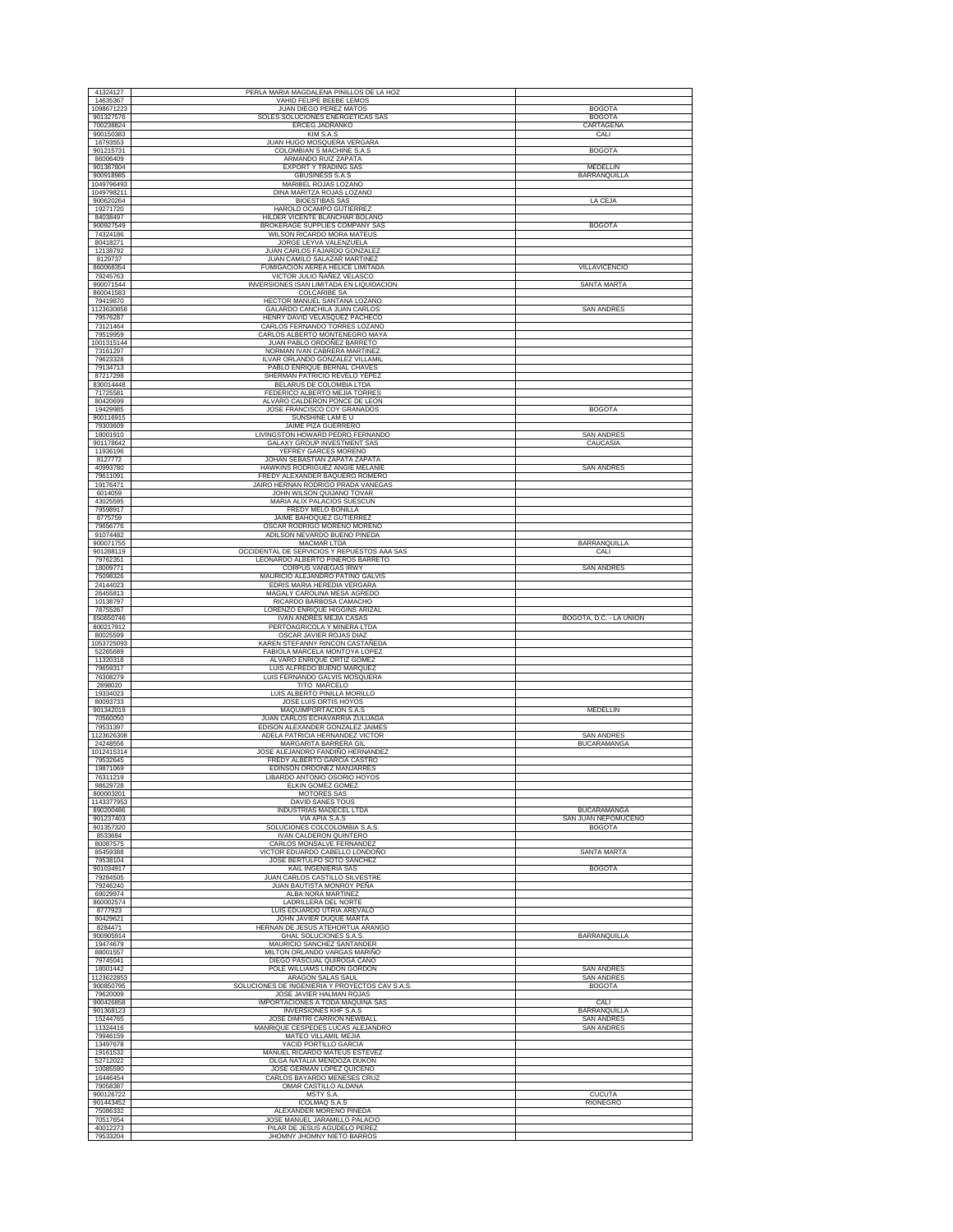| | | |
|---|---|---|
| 41324127 | PERLA MARIA MAGDALENA PINILLOS DE LA HOZ | |
| 14635367 | VAHID FELIPE BEEBE LEMOS | |
| 1098671223 | JUAN DIEGO PEREZ MATOS | BOGOTA |
| 901327576 | SOLES SOLUCIONES ENERGETICAS SAS | BOGOTA |
| 700238824 | ERCEG JADRANKO | CARTAGENA |
| 900150383 | KIM S.A.S | CALI |
| 16793553 | JUAN HUGO MOSQUERA VERGARA | |
| 901215731 | COLOMBIAN´S MACHINE S.A.S | BOGOTA |
| 86006409 | ARMANDO RUIZ ZAPATA | |
| 901387804 | EXPORT Y TRADING SAS | MEDELLIN |
| 900918985 | GBUSINESS S.A.S | BARRANQUILLA |
| 1049796493 | MARIBEL ROJAS LOZANO | |
| 1049798211 | DINA MARITZA ROJAS LOZANO | |
| 900620264 | BIOESTIBAS SAS | LA CEJA |
| 19271720 | HAROLD OCAMPO GUTIERREZ | |
| 84038497 | HILDER VICENTE BLANCHAR BOLAÑO | |
| 900927549 | BROKERAGE SUPPLIES COMPANY SAS | BOGOTA |
| 74324186 | WILSON RICARDO MORA MATEUS | |
| 80418271 | JORGE LEYVA VALENZUELA | |
| 12138792 | JUAN CARLOS FAJARDO GONZALEZ | |
| 8129737 | JUAN CAMILO SALAZAR MARTINEZ | |
| 860068354 | FUMIGACION AEREA HELICE LIMITADA | VILLAVICENCIO |
| 79245763 | VICTOR JULIO ÑAÑEZ VELASCO | |
| 900071544 | INVERSIONES ISAN LIMITADA EN LIQUIDACION | SANTA MARTA |
| 860041583 | COLCARIBE SA | |
| 79419870 | HECTOR MANUEL SANTANA LOZANO | |
| 1123630858 | GALARDO CANCHILA JUAN CARLOS | SAN ANDRES |
| 79576287 | HENRY DAVID VELASQUEZ PACHECO | |
| 73121464 | CARLOS FERNANDO TORRES LOZANO | |
| 79519959 | CARLOS ALBERTO MONTENEGRO MAYA | |
| 1001315144 | JUAN PABLO ORDOÑEZ BARRETO | |
| 73161297 | NORMAN IVAN CABRERA MARTINEZ | |
| 79623328 | ILVAR ORLANDO GONZALEZ VILLAMIL | |
| 79134713 | PABLO ENRIQUE BERNAL CHAVES | |
| 87217298 | SHERMAN PATRICIO REVELO YEPEZ | |
| 830014448 | BELARUS DE COLOMBIA LTDA | |
| 71725581 | FEDERICO ALBERTO MEJIA TORRES | |
| 80420699 | ALVARO CALDERON PONCE DE LEON | |
| 19429985 | JOSE FRANCISCO COY GRANADOS | BOGOTA |
| 900116915 | SUNSHINE LAM E U | |
| 79303609 | JAIME PIZA GUERRERO | |
| 18001910 | LIVINGSTON HOWARD PEDRO FERNANDO | SAN ANDRES |
| 901178642 | GALAXY GROUP INVESTMENT SAS | CAUCASIA |
| 11936196 | YEFREY GARCES MORENO | |
| 8127772 | JOHAN SEBASTIAN ZAPATA ZAPATA | |
| 40993780 | HAWKINS RODRIGUEZ ANGIE MELANIE | SAN ANDRES |
| 79611091 | FREDY ALEXANDER BAQUERO ROMERO | |
| 19176471 | JAIRO HERNAN RODRIGO PRADA VANEGAS | |
| 6014059 | JOHN WILSON QUIJANO TOVAR | |
| 43025595 | MARIA ALIX PALACIOS SUESCUN | |
| 79598917 | FREDY MELO BONILLA | |
| 8775759 | JAIME BAHOQUEZ GUTIERREZ | |
| 79656776 | OSCAR RODRIGO MORENO MORENO | |
| 91074482 | ADILSON NEVARDO BUENO PINEDA | |
| 900071755 | MACMAR LTDA | BARRANQUILLA |
| 901288119 | OCCIDENTAL DE SERVICIOS Y REPUESTOS AAA SAS | CALI |
| 79762351 | LEONARDO ALBERTO PIÑEROS BARRETO | |
| 18009771 | CORPUS VANEGAS IRWY | SAN ANDRES |
| 75098326 | MAURICIO ALEJANDRO PATIÑO GALVIS | |
| 24144023 | EDRIS MARIA HEREDIA VERGARA | |
| 26455813 | MAGALY CAROLINA MESA AGREDO | |
| 10138797 | RICARDO BARBOSA CAMACHO | |
| 78755267 | LORENZO ENRIQUE HIGGINS ARIZAL | |
| 650650746 | IVAN ANDRES MEJIA CASAS | BOGOTA, D.C. - LA UNION |
| 800217912 | PERTOAGRICOLA Y MINERA LTDA | |
| 80025599 | OSCAR JAVIER ROJAS DIAZ | |
| 1053725093 | KAREN STEFANNY RINCON CASTAÑEDA | |
| 52265689 | FABIOLA MARCELA MONTOYA LOPEZ | |
| 11320318 | ALVARO ENRIQUE ORTIZ GOMEZ | |
| 79659317 | LUIS ALFREDO BUENO MARQUEZ | |
| 76308279 | LUIS FERNANDO GALVIS MOSQUERA | |
| 2898020 | TITO MARCELO | |
| 19334023 | LUIS ALBERTO PINILLA MORILLO | |
| 80093733 | JOSE LUIS ORTIS HOYOS | |
| 901342019 | MAQUIMPORTACION S.A.S | MEDELLIN |
| 70560050 | JUAN CARLOS ECHAVARRIA ZULUAGA | |
| 79531397 | EDISON ALEXANDER GONZALEZ JAIMES | |
| 1123626308 | ADELA PATRICIA HERNANDEZ VICTOR | SAN ANDRES |
| 24248556 | MARGARITA BARRERA GIL | BUCARAMANGA |
| 1012415314 | JOSE ALEJANDRO FANDIÑO HERNANDEZ | |
| 79532645 | FREDY ALBERTO GARCIA CASTRO | |
| 19871069 | EDINSON ORDOÑEZ MANJARRES | |
| 76311219 | LIBARDO ANTONIO OSORIO HOYOS | |
| 98629728 | ELKIN GOMEZ GOMEZ | |
| 800003201 | MOTORES SAS | |
| 1143377953 | DAVID SANES TOUS | |
| 890200486 | INDUSTRIAS MADECEL LTDA | BUCARAMANGA |
| 901237403 | VIA APIA S.A.S | SAN JUAN NEPOMUCENO |
| 901357320 | SOLUCIONES COLCOLOMBIA S.A.S. | BOGOTA |
| 8533684 | IVAN CALDERON QUINTERO | |
| 80087575 | CARLOS MONSALVE FERNANDEZ | |
| 85459388 | VICTOR EDUARDO CABELLO LONDOÑO | SANTA MARTA |
| 79538104 | JOSE BERTULFO SOTO SANCHEZ | |
| 901034917 | KAIL INGENIERIA SAS | BOGOTA |
| 79284505 | JUAN CARLOS CASTILLO SILVESTRE | |
| 79246240 | JUAN BAUTISTA MONROY PEÑA | |
| 69029974 | ALBA NORA MARTINEZ | |
| 860002574 | LADRILLERA DEL NORTE | |
| 8777923 | LUIS EDUARDO UTRIA AREVALO | |
| 80429621 | JOHN JAVIER DUQUE MARTA | |
| 8284471 | HERNAN DE JESUS ATEHORTUA ARANGO | |
| 900905914 | GHAL SOLUCIONES S.A.S. | BARRANQUILLA |
| 19474679 | MAURICIO SANCHEZ SANTANDER | |
| 88001557 | MILTON ORLANDO VARGAS MARIÑO | |
| 79745041 | DIEGO PASCUAL QUIROGA CANO | |
| 18001442 | POLE WILLIAMS LINDON GORDON | SAN ANDRES |
| 1123622853 | ARAGON SALAS SAUL | SAN ANDRES |
| 900850795 | SOLUCIONES DE INGENIERIA Y PROYECTOS CAV S.A.S. | BOGOTA |
| 79620009 | JOSE JAVIER HALMAN ROJAS | |
| 900426858 | IMPORTACIONES A TODA MAQUINA SAS | CALI |
| 901368123 | INVERSIONES KHF S.A.S | BARRANQUILLA |
| 15244765 | JOSE DIMITRI CARRION NEWBALL | SAN ANDRES |
| 11324416 | MANRIQUE CESPEDES LUCAS ALEJANDRO | SAN ANDRES |
| 79946159 | MATEO VILLAMIL MEJIA | |
| 13497678 | YACID PORTILLO GARCIA | |
| 19161532 | MANUEL RICARDO MATEUS ESTEVEZ | |
| 52712022 | OLGA NATALIA MENDOZA DUKON | |
| 10085590 | JOSE GERMAN LOPEZ QUICENO | |
| 16446454 | CARLOS BAYARDO MENESES CRUZ | |
| 79058387 | OMAR CASTILLO ALDANA | |
| 900126722 | MSTY S.A. | CUCUTA |
| 901443452 | ICOLMAQ S.A.S | RIONEGRO |
| 75086332 | ALEXANDER MORENO PINEDA | |
| 70517654 | JOSE MANUEL JARAMILLO PALACIO | |
| 40012273 | PILAR DE JESUS AGUDELO PEREZ | |
| 79533204 | JHOMNY JHOMNY NIETO BARROS | |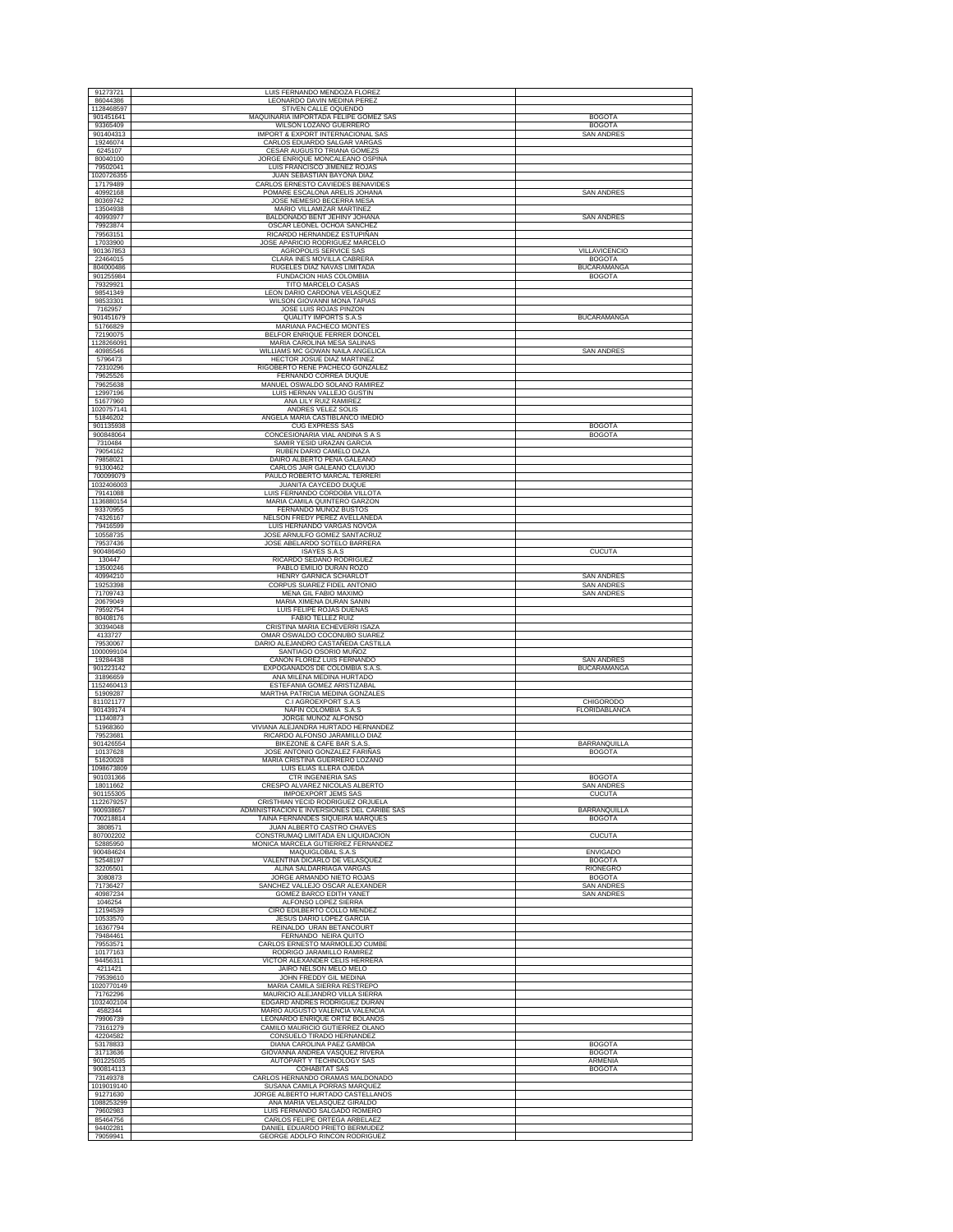| | | |
|---|---|---|
| 91273721 | LUIS FERNANDO MENDOZA FLOREZ | |
| 86044386 | LEONARDO DAVIN MEDINA PEREZ | |
| 1128468597 | STIVEN CALLE OQUENDO | |
| 901451641 | MAQUINARIA IMPORTADA FELIPE GOMEZ SAS | BOGOTA |
| 93365409 | WILSON LOZANO GUERRERO | BOGOTA |
| 901404313 | IMPORT & EXPORT INTERNACIONAL SAS | SAN ANDRES |
| 19246074 | CARLOS EDUARDO SALGAR VARGAS | |
| 6245107 | CESAR AUGUSTO TRIANA GOMEZS | |
| 80040100 | JORGE ENRIQUE MONCALEANO OSPINA | |
| 79502041 | LUIS FRANCISCO JIMENEZ ROJAS | |
| 1020726355 | JUAN SEBASTIAN BAYONA DIAZ | |
| 17179489 | CARLOS ERNESTO CAVIEDES BENAVIDES | |
| 40992168 | POMARE ESCALONA ARELIS JOHANA | SAN ANDRES |
| 80369742 | JOSE NEMESIO BECERRA MESA | |
| 13504938 | MARIO VILLAMIZAR MARTINEZ | |
| 40993977 | BALDONADO BENT JEHINY JOHANA | SAN ANDRES |
| 79923874 | OSCAR LEONEL OCHOA SANCHEZ | |
| 79563151 | RICARDO HERNANDEZ ESTUPIÑAN | |
| 17033900 | JOSE APARICIO RODRIGUEZ MARCELO | |
| 901367853 | AGROPOLIS SERVICE SAS | VILLAVICENCIO |
| 22464015 | CLARA INES MOVILLA CABRERA | BOGOTA |
| 804000486 | RUGELES DIAZ NAVAS LIMITADA | BUCARAMANGA |
| 901255984 | FUNDACION HIAS COLOMBIA | BOGOTA |
| 79329921 | TITO MARCELO CASAS | |
| 98541349 | LEON DARIO CARDONA VELASQUEZ | |
| 98533301 | WILSON GIOVANNI MONA TAPIAS | |
| 7162957 | JOSE LUIS ROJAS PINZON | |
| 901451679 | QUALITY IMPORTS S.A.S | BUCARAMANGA |
| 51766829 | MARIANA PACHECO MONTES | |
| 72190075 | BELFOR ENRIQUE FERRER DONCEL | |
| 1128266091 | MARIA CAROLINA MESA SALINAS | |
| 40985546 | WILLIAMS MC GOWAN NAILA ANGELICA | SAN ANDRES |
| 5796473 | HECTOR JOSUE DIAZ MARTINEZ | |
| 72310296 | RIGOBERTO RENE PACHECO GONZALEZ | |
| 79625526 | FERNANDO CORREA DUQUE | |
| 79625638 | MANUEL OSWALDO SOLANO RAMIREZ | |
| 12997196 | LUIS HERNAN VALLEJO GUSTIN | |
| 51677960 | ANA LILY RUIZ RAMIREZ | |
| 1020757141 | ANDRES VELEZ SOLIS | |
| 51846202 | ANGELA MARIA CASTIBLANCO IMEDIO | |
| 901135938 | CUG EXPRESS SAS | BOGOTA |
| 900848064 | CONCESIONARIA VIAL ANDINA S A S | BOGOTA |
| 7310484 | SAMIR YESID URAZAN GARCIA | |
| 79054162 | RUBEN DARIO CAMELO DAZA | |
| 79858021 | DAIRO ALBERTO PEÑA GALEANO | |
| 91300462 | CARLOS JAIR GALEANO CLAVIJO | |
| 700099079 | PAULO ROBERTO MARCAL TERRERI | |
| 1032406003 | JUANITA CAYCEDO DUQUE | |
| 79141088 | LUIS FERNANDO CORDOBA VILLOTA | |
| 1136880154 | MARIA CAMILA QUINTERO GARZON | |
| 93370955 | FERNANDO MUÑOZ BUSTOS | |
| 74326167 | NELSON FREDY PEREZ AVELLANEDA | |
| 79416599 | LUIS HERNANDO VARGAS NOVOA | |
| 10558735 | JOSE ARNULFO GOMEZ SANTACRUZ | |
| 79537436 | JOSE ABELARDO SOTELO BARRERA | |
| 900486450 | ISAYES S.A.S | CUCUTA |
| 130447 | RICARDO SEDANO RODRIGUEZ | |
| 13500246 | PABLO EMILIO DURAN ROZO | |
| 40994210 | HENRY GARNICA SCHARLOT | SAN ANDRES |
| 19253398 | CORPUS SUAREZ FIDEL ANTONIO | SAN ANDRES |
| 71709743 | MENA GIL FABIO MAXIMO | SAN ANDRES |
| 20679049 | MARIA XIMENA DURAN SANIN | |
| 79592754 | LUIS FELIPE ROJAS DUEÑAS | |
| 80408176 | FABIO TELLEZ RUIZ | |
| 30394048 | CRISTINA MARIA ECHEVERRI ISAZA | |
| 4133727 | OMAR OSWALDO COCONUBO SUAREZ | |
| 79530067 | DARIO ALEJANDRO CASTAÑEDA CASTILLA | |
| 1000099104 | SANTIAGO OSORIO MUÑOZ | |
| 19284438 | CANON FLOREZ LUIS FERNANDO | SAN ANDRES |
| 901223142 | EXPOGANADOS DE COLOMBIA S.A.S. | BUCARAMANGA |
| 31896659 | ANA MILENA MEDINA HURTADO | |
| 1152460413 | ESTEFANIA GOMEZ ARISTIZABAL | |
| 51909287 | MARTHA PATRICIA MEDINA GONZALES | |
| 811021177 | C.I AGROEXPORT S.A.S | CHIGORODO |
| 901439174 | NAFIN COLOMBIA S.A.S | FLORIDABLANCA |
| 11340873 | JORGE MUÑOZ ALFONSO | |
| 51968360 | VIVIANA ALEJANDRA HURTADO HERNANDEZ | |
| 79523681 | RICARDO ALFONSO JARAMILLO DIAZ | |
| 901426554 | BIKEZONE & CAFE BAR S.A.S. | BARRANQUILLA |
| 10137628 | JOSE ANTONIO GONZALEZ FARIÑAS | BOGOTA |
| 51620028 | MARIA CRISTINA GUERRERO LOZANO | |
| 1098673809 | LUIS ELIAS ILLERA OJEDA | |
| 901031366 | CTR INGENIERIA SAS | BOGOTA |
| 18011662 | CRESPO ALVAREZ NICOLAS ALBERTO | SAN ANDRES |
| 901155305 | IMPOEXPORT JEMS SAS | CUCUTA |
| 1122679257 | CRISTHIAN YECID RODRIGUEZ ORJUELA | |
| 900938657 | ADMINISTRACION E INVERSIONES DEL CARIBE SAS | BARRANQUILLA |
| 700218814 | TAINA FERNANDES SIQUEIRA MARQUES | BOGOTA |
| 3808571 | JUAN ALBERTO CASTRO CHAVES | |
| 807002202 | CONSTRUMAQ LIMITADA EN LIQUIDACION | CUCUTA |
| 52885950 | MONICA MARCELA GUTIERREZ FERNANDEZ | |
| 900484624 | MAQUIGLOBAL S.A.S | ENVIGADO |
| 52548197 | VALENTINA DICARLO DE VELASQUEZ | BOGOTA |
| 32205501 | ALINA SALDARRIAGA VARGAS | RIONEGRO |
| 3080873 | JORGE ARMANDO NIETO ROJAS | BOGOTA |
| 71736427 | SANCHEZ VALLEJO OSCAR ALEXANDER | SAN ANDRES |
| 40987234 | GOMEZ BARCO EDITH YANET | SAN ANDRES |
| 1046254 | ALFONSO LOPEZ SIERRA | |
| 12194539 | CIRO EDILBERTO COLLO MENDEZ | |
| 10533570 | JESUS DARIO LOPEZ GARCIA | |
| 16367794 | REINALDO URAN BETANCOURT | |
| 79484461 | FERNANDO NEIRA QUITO | |
| 79553571 | CARLOS ERNESTO MARMOLEJO CUMBE | |
| 10177163 | RODRIGO JARAMILLO RAMIREZ | |
| 94456311 | VICTOR ALEXANDER CELIS HERRERA | |
| 4211421 | JAIRO NELSON MELO MELO | |
| 79539610 | JOHN FREDDY GIL MEDINA | |
| 1020770149 | MARIA CAMILA SIERRA RESTREPO | |
| 71762296 | MAURICIO ALEJANDRO VILLA SIERRA | |
| 1032402104 | EDGARD ANDRES RODRIGUEZ DURAN | |
| 4582344 | MARIO AUGUSTO VALENCIA VALENCIA | |
| 79906739 | LEONARDO ENRIQUE ORTIZ BOLAÑOS | |
| 73161279 | CAMILO MAURICIO GUTIERREZ OLANO | |
| 42204582 | CONSUELO TIRADO HERNANDEZ | |
| 53178833 | DIANA CAROLINA PAEZ GAMBOA | BOGOTA |
| 31713636 | GIOVANNA ANDREA VASQUEZ RIVERA | BOGOTA |
| 901225035 | AUTOPART Y TECHNOLOGY SAS | ARMENIA |
| 900814113 | COHABITAT SAS | BOGOTA |
| 73149378 | CARLOS HERNANDO ORAMAS MALDONADO | |
| 1019019140 | SUSANA CAMILA PORRAS MARQUEZ | |
| 91271630 | JORGE ALBERTO HURTADO CASTELLANOS | |
| 1088253299 | ANA MARIA VELASQUEZ GIRALDO | |
| 79602983 | LUIS FERNANDO SALGADO ROMERO | |
| 85464756 | CARLOS FELIPE ORTEGA ARBELAEZ | |
| 94402281 | DANIEL EDUARDO PRIETO BERMUDEZ | |
| 79059941 | GEORGE ADOLFO RINCON RODRIGUEZ | |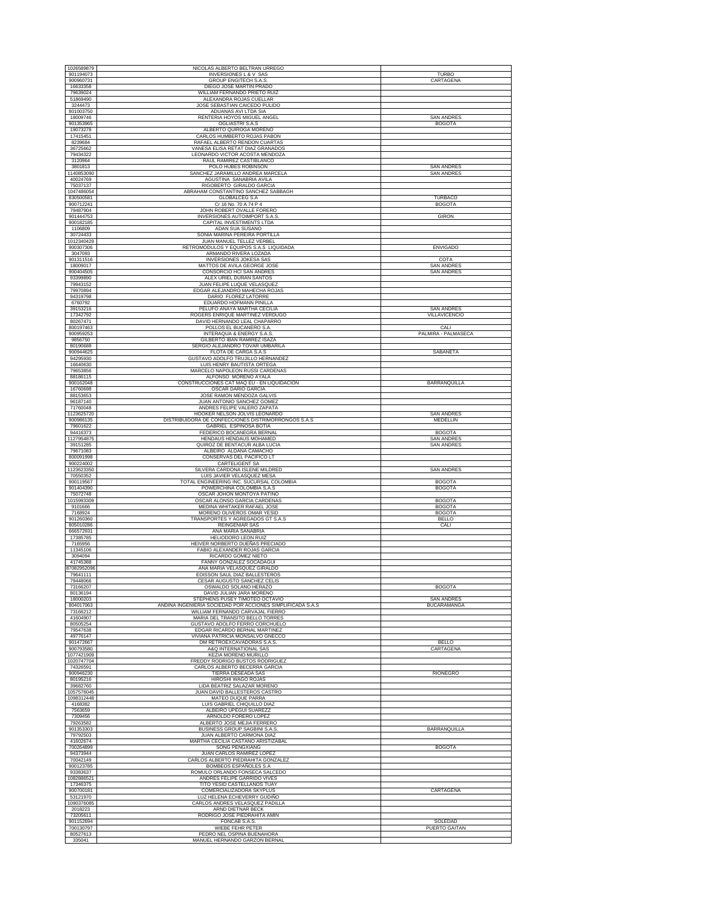| | | |
|---|---|---|
| 1026589879 | NICOLAS ALBERTO BELTRAN URREGO | |
| 901194073 | INVERSIONES L & V SAS | TURBO |
| 900960731 | GROUP ENGITECH S.A.S. | CARTAGENA |
| 16633358 | DIEGO JOSE MARTIN PRADO | |
| 79639024 | WILLIAM FERNANDO PRIETO RUIZ | |
| 51869490 | ALEXANDRA ROJAS CUELLAR | |
| 3244473 | JOSE SEBASTIAN CAICEDO PULIDO | |
| 801003750 | ADUANAS AVI LTDA SIA | |
| 18009746 | RENTERIA HOYOS MIGUEL ANGEL | SAN ANDRES |
| 901353965 | OGLIASTRI S.A.S | BOGOTA |
| 19073278 | ALBERTO QUIROGA MORENO | |
| 17415451 | CARLOS HUMBERTO ROJAS PABON | |
| 8239684 | RAFAEL ALBERTO RENDON CUARTAS | |
| 36725662 | VANESA ELISA RETAT DIAZ GRANADOS | |
| 79434322 | LEONARDO VICTOR ACOSTA MENDOZA | |
| 3120964 | RAUL RAMIREZ CASTIBLANCO | |
| 3801813 | POLO HUBES ROBINSON | SAN ANDRES |
| 1140853090 | SANCHEZ JARAMILLO ANDREA MARCELA | SAN ANDRES |
| 40024769 | AGUSTINA SANABRIA AVILA | |
| 75037137 | RIGOBERTO GIRALDO GARCIA | |
| 1047486054 | ABRAHAM CONSTANTINO SANCHEZ SABBAGH | |
| 830500581 | GLOBALCEG S.A | TURBACO |
| 900712241 | Cr 16 No. 70 A 74 P 4 | BOGOTA |
| 79487904 | JOHN ROBERT OVALLE FORERO | |
| 901444753 | INVERSIONES AUTOIMPORT S.A.S. | GIRON |
| 900182185 | CAPITAL INVESTIMENTS LTDA | |
| 1106809 | ADAN SUA SUSANO | |
| 30724433 | SONIA MARINA PEREIRA PORTILLA | |
| 1012340429 | JUAN MANUEL TELLEZ VERBEL | |
| 900307306 | RETROMODULOS Y EQUIPOS S.A.S LIQUIDADA | ENVIGADO |
| 3047093 | ARMANDO RIVERA LOZADA | |
| 901311516 | INVERSIONES JOKESA SAS | COTA |
| 18009017 | MATTOS DE AVILA GEORGE JOSE | SAN ANDRES |
| 900404505 | CONSORCIO HCI SAN ANDRES | SAN ANDRES |
| 93399890 | ALEX URIEL DURAN SANTOS | |
| 79943152 | JUAN FELIPE LUQUE VELASQUEZ | |
| 79970894 | EDGAR ALEJANDRO MAHECHA ROJAS | |
| 94319798 | DARIO FLOREZ LATORRE | |
| 6760792 | EDUARDO HOFMANN PINILLA | |
| 39153216 | PELUFO ANAYA MARTHA CECILIA | SAN ANDRES |
| 17342792 | ROGERS ENRIQUE MARTINEZ VERDUGO | VILLAVICENCIO |
| 80267471 | DAVID HERNANDO LEAL CHAPARRO | |
| 800197463 | POLLOS EL BUCANERO S.A. | CALI |
| 900959253 | INTERAQUA & ENERGY S.A.S. | PALMIRA - PALMASECA |
| 9856750 | GILBERTO IBAN RAMIREZ ISAZA | |
| 80190688 | SERGIO ALEJANDRO TOVAR UMBARILA | |
| 900944625 | FLOTA DE CARGA S.A.S | SABANETA |
| 94295930 | GUSTAVO ADOLFO TRUJILLO HERNANDEZ | |
| 16640630 | LUIS HENRY BAUTISTA ORTEGA | |
| 79653856 | MARCELO NAPOLEON RUSSI CARDENAS | |
| 88186115 | ALFONSO MORENO AYALA | |
| 900162048 | CONSTRUCCIONES CAT MAQ EU - EN LIQUIDACION | BARRANQUILLA |
| 16760698 | OSCAR DARIO GARCIA | |
| 88153653 | JOSE RAMON MENDOZA GALVIS | |
| 96187140 | JUAN ANTONIO SANCHEZ GOMEZ | |
| 71760048 | ANDRES FELIPE VALERO ZAPATA | |
| 1123625720 | HOOKER NELSON JOLVIS LEONARDO | SAN ANDRES |
| 900986135 | DISTRIBUIDORA DE CONFECCIONES DISTRIMORRONGOS S.A.S | MEDELLIN |
| 79601622 | GABRIEL ESPINOSA BOTIA | |
| 94416373 | FEDERICO BOCANEGRA BERNAL | BOGOTA |
| 1127954875 | HENDAUS HENDAUS MOHAMED | SAN ANDRES |
| 39151285 | QUIROZ DE BENTACUR ALBA LUCIA | SAN ANDRES |
| 79671083 | ALBEIRO ALDANA CAMACHO | |
| 800091998 | CONSERVAS DEL PACIFICO LT | |
| 900224002 | CARTELIGENT SA | |
| 1123623350 | SILVERA CARDONA ISLENE MILDRED | SAN ANDRES |
| 70550352 | LUIS JAVIER VELASQUEZ MESA | |
| 900119567 | TOTAL ENGINEERING INC. SUCURSAL COLOMBIA | BOGOTA |
| 901404390 | POWERCHINA COLOMBIA S.A.S | BOGOTA |
| 75072748 | OSCAR JOHON MONTOYA PATIÑO | |
| 1015993309 | OSCAR ALONSO GARCIA CARDENAS | BOGOTA |
| 9101666 | MEDINA WHITAKER RAFAEL JOSE | BOGOTA |
| 7168924 | MORENO OLIVEROS OMAR YESID | BOGOTA |
| 901260360 | TRANSPORTES Y AGREGADOS GT S.A.S | BELLO |
| 805010286 | REINGENIAR SAS | CALI |
| 666572931 | ANA MARIA SANABRIA | |
| 17385785 | HELIODORO LEON RUIZ | |
| 7165956 | HEIVER NORBERTO DUEÑAS PRECIADO | |
| 11345106 | FABIO ALEXANDER ROJAS GARCIA | |
| 3094094 | RICARDO GOMEZ NIETO | |
| 41745388 | FANNY GONZALEZ SOCADAGUI | |
| 87082952096 | ANA MARIA VELASQUEZ GIRALDO | |
| 79641111 | EDISSON SAUL DIAZ BALLESTEROS | |
| 79448066 | CESAR AUGUSTO SANCHEZ CELIS | |
| 73166207 | OSWALDO SOLANO HERAZO | BOGOTA |
| 80136194 | DAVID JULIAN JARA MORENO | |
| 18000203 | STEPHENS PUSEY TIMOTEO OCTAVIO | SAN ANDRES |
| 804017063 | ANDINA INGENIERIA SOCIEDAD POR ACCIONES SIMPLIFICADA S.A.S | BUCARAMANGA |
| 73166212 | WILLIAM FERNANDO CARVAJAL FIERRO | |
| 41604907 | MARIA DEL TRANSITO BELLO TORRES | |
| 80505254 | GUSTAVO ADOLFO FERRO CORCHUELO | |
| 79547638 | EDGAR RICARDO BERNAL MARTINEZ | |
| 49778147 | VIVIANA PATRICIA MONSALVO GNECCO | |
| 901472667 | DM RETROEXCAVADORAS S.A.S. | BELLO |
| 900793580 | A&Q INTERNATIONAL SAS | CARTAGENA |
| 1077421909 | KEZIA MORENO MURILLO | |
| 1020747704 | FREDDY RODRIGO BUSTOS RODRIGUEZ | |
| 74326591 | CARLOS ALBERTO BECERRA GARCIA | |
| 900946230 | TIERRA DESEADA SAS | RIONEGRO |
| 80195216 | HIROSHI WAGO ROJAS | |
| 39682760 | LIDA BEATRIZ SALAZAR MORENO | |
| 1057576045 | JUAN DAVID BALLESTEROS CASTRO | |
| 1098312448 | MATEO DUQUE PARRA | |
| 4168382 | LUIS GABRIEL CHIQUILLO DIAZ | |
| 7563659 | ALBEIRO UPEGUI SUAREZZ | |
| 7309456 | ARNOLDO FORERO LOPEZ | |
| 79263582 | ALBERTO JOSE MEJIA FERRERO | |
| 901353303 | BUSINESS GROUP SAGBINI S.A.S. | BARRANQUILLA |
| 79792503 | JUAN ALBERTO CARMONA DIAZ | |
| 41602674 | MARTHA CECILIA CASTAÑO ARISTIZABAL | |
| 700264899 | SONG PENGXIANG | BOGOTA |
| 94373944 | JUAN CARLOS RAMIREZ LOPEZ | |
| 70042149 | CARLOS ALBERTO PIEDRAHITA GONZALEZ | |
| 900123785 | BOMBEOS ESPAÑOLES S.A | |
| 93383637 | ROMULO ORLANDO FONSECA SALCEDO | |
| 1082886521 | ANDRES FELIPE GARRIDO VIVES | |
| 17346375 | TITO YESID CASTELLANOS TUAY | |
| 900700181 | COMERCIALIZADORA SKYPLUS | CARTAGENA |
| 53121970 | LUZ HELENA ECHEVERRY GUDIÑO | |
| 1090376085 | CARLOS ANDRES VELASQUEZ PADILLA | |
| 2018223 | ARND DIETNAR BECK | |
| 73205611 | RODRIGO JOSE PIEDRAHITA AMIN | |
| 901152694 | FONCAB S.A.S. | SOLEDAD |
| 700130797 | WIEBE FEHR PETER | PUERTO GAITAN |
| 80527613 | PEDRO NEL OSPINA BUENAHORA | |
| 335041 | MANUEL HERNANDO GARZON BERNAL | |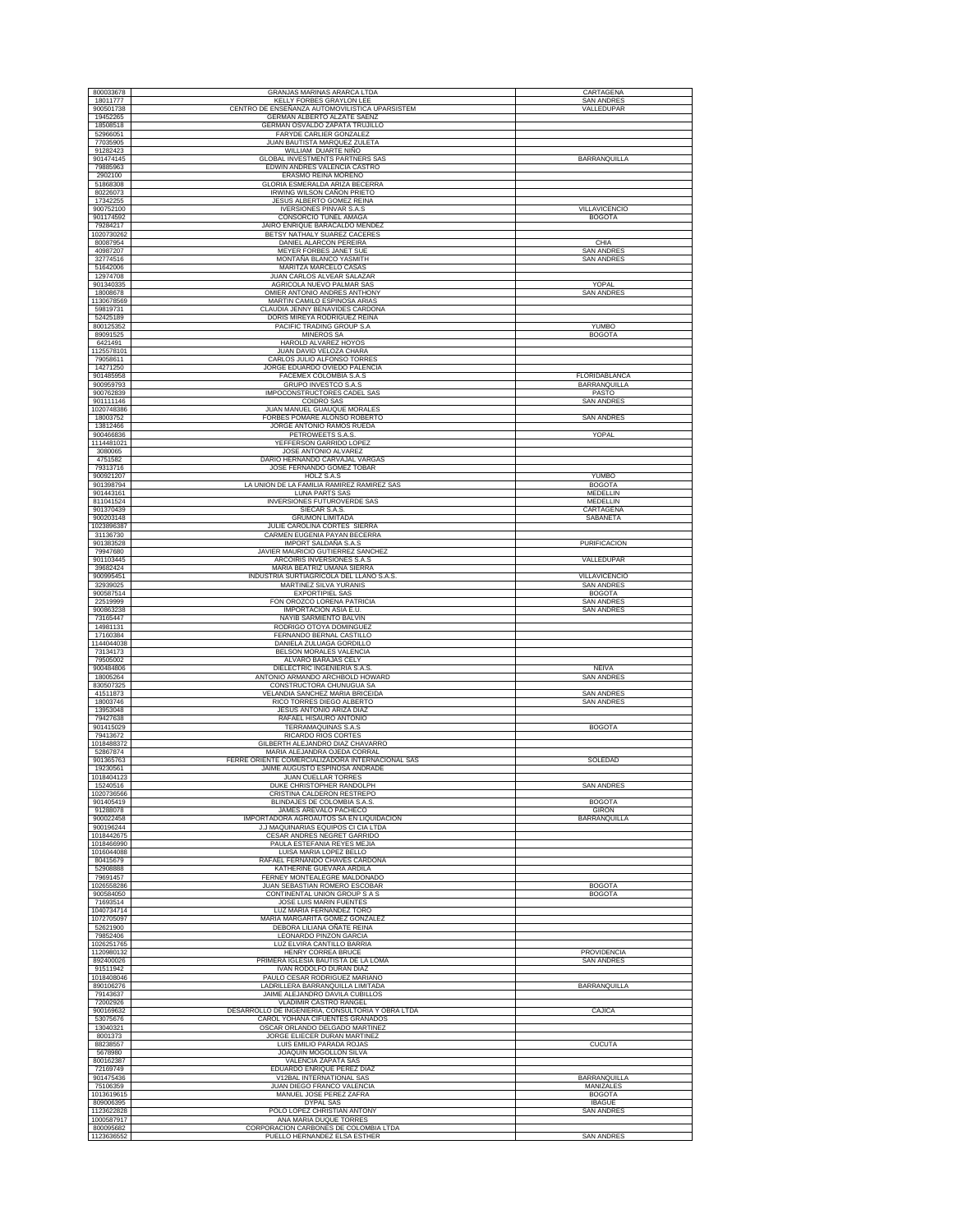| | | |
|---|---|---|
| 800033678 | GRANJAS MARINAS ARARCA LTDA | CARTAGENA |
| 18011777 | KELLY FORBES GRAYLON LEE | SAN ANDRES |
| 900501738 | CENTRO DE ENSEÑANZA AUTOMOVILISTICA UPARSISTEM | VALLEDUPAR |
| 19452265 | GERMAN ALBERTO ALZATE SAENZ | |
| 18508518 | GERMAN OSVALDO ZAPATA TRUJILLO | |
| 52966051 | FARYDE CARLIER GONZALEZ | |
| 77035905 | JUAN BAUTISTA MARQUEZ ZULETA | |
| 91282423 | WILLIAM DUARTE NIÑO | |
| 901474145 | GLOBAL INVESTMENTS PARTNERS SAS | BARRANQUILLA |
| 79885963 | EDWIN ANDRES VALENCIA CASTRO | |
| 2902100 | ERASMO REINA MORENO | |
| 51868308 | GLORIA ESMERALDA ARIZA BECERRA | |
| 80226073 | IRWING WILSON CAÑON PRIETO | |
| 17342255 | JESUS ALBERTO GOMEZ REINA | |
| 900752100 | IVERSIONES PINVAR S.A.S | VILLAVICENCIO |
| 901174592 | CONSORCIO TUNEL AMAGA | BOGOTA |
| 79284217 | JAIRO ENRIQUE BARACALDO MENDEZ | |
| 1020730262 | BETSY NATHALY SUAREZ CACERES | |
| 80087954 | DANIEL ALARCON PEREIRA | CHIA |
| 40987207 | MEYER FORBES JANET SUE | SAN ANDRES |
| 32774516 | MONTAÑA BLANCO YASMITH | SAN ANDRES |
| 51642006 | MARITZA MARCELO CASAS | |
| 12974708 | JUAN CARLOS ALVEAR SALAZAR | |
| 901340335 | AGRICOLA NUEVO PALMAR SAS | YOPAL |
| 18008678 | OMIER ANTONIO ANDRES ANTHONY | SAN ANDRES |
| 1130678569 | MARTIN CAMILO ESPINOSA ARIAS | |
| 59819731 | CLAUDIA JENNY BENAVIDES CARDONA | |
| 52425189 | DORIS MIREYA RODRIGUEZ REINA | |
| 800125352 | PACIFIC TRADING GROUP S.A | YUMBO |
| 89091525 | MINEROS SA | BOGOTA |
| 6421491 | HAROLD ALVAREZ HOYOS | |
| 1125578101 | JUAN DAVID VELOZA CHARA | |
| 79058611 | CARLOS JULIO ALFONSO TORRES | |
| 14271250 | JORGE EDUARDO OVIEDO PALENCIA | |
| 901485958 | FACEMEX COLOMBIA S.A.S | FLORIDABLANCA |
| 900959793 | GRUPO INVESTCO S.A.S | BARRANQUILLA |
| 900762839 | IMPOCONSTRUCTORES CADEL SAS | PASTO |
| 901111146 | COIDRO SAS | SAN ANDRES |
| 1020748386 | JUAN MANUEL GUAUQUE MORALES | |
| 18003752 | FORBES POMARE ALONSO ROBERTO | SAN ANDRES |
| 13812466 | JORGE ANTONIO RAMOS RUEDA | |
| 900466836 | PETROWEETS S.A.S. | YOPAL |
| 1114481021 | YEFFERSON GARRIDO LOPEZ | |
| 3080065 | JOSE ANTONIO ALVAREZ | |
| 4751582 | DARIO HERNANDO CARVAJAL VARGAS | |
| 79313716 | JOSE FERNANDO GOMEZ TOBAR | |
| 900921207 | HOLZ S.A.S | YUMBO |
| 901398794 | LA UNION DE LA FAMILIA RAMIREZ RAMIREZ SAS | BOGOTA |
| 901443161 | LUNA PARTS SAS | MEDELLIN |
| 811041524 | INVERSIONES FUTUROVERDE SAS | MEDELLIN |
| 901370439 | SIECAR S.A.S. | CARTAGENA |
| 900203148 | GRUMON LIMITADA | SABANETA |
| 1023896387 | JULIE CAROLINA CORTES SIERRA | |
| 31136730 | CARMEN EUGENIA PAYAN BECERRA | |
| 901383528 | IMPORT SALDAÑA S.A.S | PURIFICACION |
| 79947680 | JAVIER MAURICIO GUTIERREZ SANCHEZ | |
| 901103445 | ARCOIRIS INVERSIONES S.A.S | VALLEDUPAR |
| 39682424 | MARIA BEATRIZ UMAÑA SIERRA | |
| 900995451 | INDUSTRIA SURTIAGRICOLA DEL LLANO S.A.S. | VILLAVICENCIO |
| 32939025 | MARTINEZ SILVA YURANIS | SAN ANDRES |
| 900587514 | EXPORTIPIEL SAS | BOGOTA |
| 22519999 | FON OROZCO LORENA PATRICIA | SAN ANDRES |
| 900863238 | IMPORTACION ASIA E.U. | SAN ANDRES |
| 73165447 | NAYIB SARMIENTO BALVIN | |
| 14981131 | RODRIGO OTOYA DOMINGUEZ | |
| 17160384 | FERNANDO BERNAL CASTILLO | |
| 1144044038 | DANIELA ZULUAGA GORDILLO | |
| 73134173 | BELSON MORALES VALENCIA | |
| 79505002 | ALVARO BARAJAS CELY | |
| 900484806 | DIELECTRIC INGENIERIA S.A.S. | NEIVA |
| 18005264 | ANTONIO ARMANDO ARCHBOLD HOWARD | SAN ANDRES |
| 830507325 | CONSTRUCTORA CHUNUGUA SA | |
| 41511873 | VELANDIA SANCHEZ MARIA BRICEIDA | SAN ANDRES |
| 18003746 | RICO TORRES DIEGO ALBERTO | SAN ANDRES |
| 13953048 | JESUS ANTONIO ARIZA DIAZ | |
| 79427638 | RAFAEL HISAURO ANTONIO | |
| 901415029 | TERRAMAQUINAS S.A.S | BOGOTA |
| 79413672 | RICARDO RIOS CORTES | |
| 1018488372 | GILBERTH ALEJANDRO DIAZ CHAVARRO | |
| 52867874 | MARIA ALEJANDRA OJEDA CORRAL | |
| 901365763 | FERRE ORIENTE COMERCIALIZADORA INTERNACIONAL SAS | SOLEDAD |
| 19230561 | JAIME AUGUSTO ESPINOSA ANDRADE | |
| 1018404123 | JUAN CUELLAR TORRES | |
| 15240516 | DUKE CHRISTOPHER RANDOLPH | SAN ANDRES |
| 1020736566 | CRISTINA CALDERON RESTREPO | |
| 901405419 | BLINDAJES DE COLOMBIA S.A.S. | BOGOTA |
| 91288078 | JAMES AREVALO PACHECO | GIRON |
| 900022458 | IMPORTADORA AGROAUTOS SA EN LIQUIDACION | BARRANQUILLA |
| 900196244 | J.J MAQUINARIAS EQUIPOS CI CIA LTDA | |
| 1018442675 | CESAR ANDRES NEGRET GARRIDO | |
| 1018466990 | PAULA ESTEFANIA REYES MEJIA | |
| 1016044088 | LUISA MARIA LOPEZ BELLO | |
| 80415679 | RAFAEL FERNANDO CHAVES CARDONA | |
| 52908888 | KATHERINE GUEVARA ARDILA | |
| 79691457 | FERNEY MONTEALEGRE MALDONADO | |
| 1026558286 | JUAN SEBASTIAN ROMERO ESCOBAR | BOGOTA |
| 900584050 | CONTINENTAL UNION GROUP S A S | BOGOTA |
| 71693514 | JOSE LUIS MARIN FUENTES | |
| 1040734714 | LUZ MARIA FERNANDEZ TORO | |
| 1072705097 | MARIA MARGARITA GOMEZ GONZALEZ | |
| 52621900 | DEBORA LILIANA OÑATE REINA | |
| 79852406 | LEONARDO PINZON GARCIA | |
| 1026251765 | LUZ ELVIRA CANTILLO BARRIA | |
| 1120980132 | HENRY CORREA BRUCE | PROVIDENCIA |
| 892400026 | PRIMERA IGLESIA BAUTISTA DE LA LOMA | SAN ANDRES |
| 91511942 | IVAN RODOLFO DURAN DIAZ | |
| 1018408046 | PAULO CESAR RODRIGUEZ MARIANO | |
| 890106276 | LADRILLERA BARRANQUILLA LIMITADA | BARRANQUILLA |
| 79143637 | JAIME ALEJANDRO DAVILA CUBILLOS | |
| 72002926 | VLADIMIR CASTRO RANGEL | |
| 900169632 | DESARROLLO DE INGENIERIA, CONSULTORIA Y OBRA LTDA | CAJICA |
| 53075676 | CAROL YOHANA CIFUENTES GRANADOS | |
| 13040321 | OSCAR ORLANDO DELGADO MARTINEZ | |
| 8001373 | JORGE ELIECER DURAN MARTINEZ | |
| 88238557 | LUIS EMILIO PARADA ROJAS | CUCUTA |
| 5678980 | JOAQUIN MOGOLLON SILVA | |
| 800162387 | VALENCIA ZAPATA SAS | |
| 72169749 | EDUARDO ENRIQUE PEREZ DIAZ | |
| 901475436 | V12BAL INTERNATIONAL SAS | BARRANQUILLA |
| 75106359 | JUAN DIEGO FRANCO VALENCIA | MANIZALES |
| 1013619615 | MANUEL JOSE PEREZ ZAFRA | BOGOTA |
| 809006395 | DYPAL SAS | IBAGUE |
| 1123622828 | POLO LOPEZ CHRISTIAN ANTONY | SAN ANDRES |
| 1000587917 | ANA MARIA DUQUE TORRES | |
| 800095682 | CORPORACION CARBONES DE COLOMBIA LTDA | |
| 1123636552 | PUELLO HERNANDEZ ELSA ESTHER | SAN ANDRES |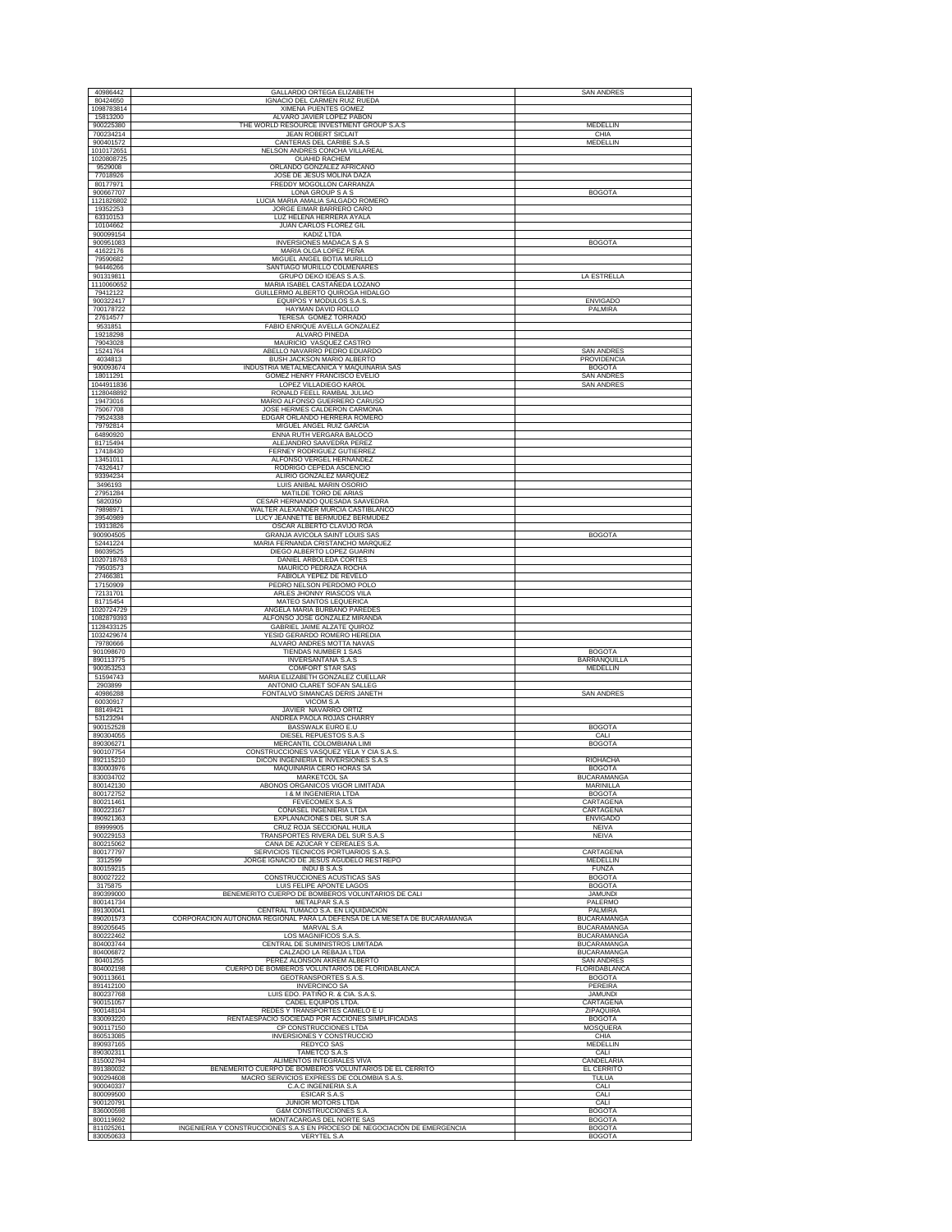| | | |
|---|---|---|
| 40986442 | GALLARDO ORTEGA ELIZABETH | SAN ANDRES |
| 80424650 | IGNACIO DEL CARMEN RUIZ RUEDA | |
| 1098783814 | XIMENA PUENTES GOMEZ | |
| 15813200 | ALVARO JAVIER LOPEZ PABON | |
| 900225380 | THE WORLD RESOURCE INVESTMENT GROUP S.A.S | MEDELLIN |
| 700234214 | JEAN ROBERT SICLAIT | CHIA |
| 900401572 | CANTERAS DEL CARIBE S.A.S | MEDELLIN |
| 1010172651 | NELSON ANDRES CONCHA VILLAREAL | |
| 1020808725 | OUAHID RACHEM | |
| 9529008 | ORLANDO GONZALEZ AFRICANO | |
| 77018926 | JOSE DE JESUS MOLINA DAZA | |
| 80177971 | FREDDY MOGOLLON CARRANZA | |
| 900667707 | LONA GROUP S A S | BOGOTA |
| 1121826802 | LUCIA MARIA AMALIA SALGADO ROMERO | |
| 19352253 | JORGE EIMAR BARRERO CARO | |
| 63310153 | LUZ HELENA HERRERA AYALA | |
| 10104662 | JUAN CARLOS FLOREZ GIL | |
| 900099154 | KADIZ LTDA | |
| 900951083 | INVERSIONES MADACA S A S | BOGOTA |
| 41622176 | MARIA OLGA LOPEZ PEÑA | |
| 79590682 | MIGUEL ANGEL BOTIA MURILLO | |
| 94446266 | SANTIAGO MURILLO COLMENARES | |
| 901319811 | GRUPO DEKO IDEAS S.A.S. | LA ESTRELLA |
| 1110060652 | MARIA ISABEL CASTAÑEDA LOZANO | |
| 79412122 | GUILLERMO ALBERTO QUIROGA HIDALGO | |
| 900322417 | EQUIPOS Y MODULOS S.A.S. | ENVIGADO |
| 700178722 | HAYMAN DAVID ROLLO | PALMIRA |
| 27614577 | TERESA GOMEZ TORRADO | |
| 9531851 | FABIO ENRIQUE AVELLA GONZALEZ | |
| 19218298 | ALVARO PINEDA | |
| 79043028 | MAURICIO VASQUEZ CASTRO | |
| 15241764 | ABELLO NAVARRO PEDRO EDUARDO | SAN ANDRES |
| 4034813 | BUSH JACKSON MARIO ALBERTO | PROVIDENCIA |
| 900093674 | INDUSTRIA METALMECANICA Y MAQUINARIA SAS | BOGOTA |
| 18011291 | GOMEZ HENRY FRANCISCO EVELIO | SAN ANDRES |
| 1044911836 | LOPEZ VILLADIEGO KAROL | SAN ANDRES |
| 1128048892 | RONALD FEELL RAMBAL JULIAO | |
| 19473016 | MARIO ALFONSO GUERRERO CARUSO | |
| 75067708 | JOSE HERMES CALDERON CARMONA | |
| 79524338 | EDGAR ORLANDO HERRERA ROMERO | |
| 79792814 | MIGUEL ANGEL RUIZ GARCIA | |
| 64890920 | ENNA RUTH VERGARA BALOCO | |
| 81715494 | ALEJANDRO SAAVEDRA PEREZ | |
| 17418430 | FERNEY RODRIGUEZ GUTIERREZ | |
| 13451011 | ALFONSO VERGEL HERNANDEZ | |
| 74326417 | RODRIGO CEPEDA ASCENCIO | |
| 93394234 | ALIRIO GONZALEZ MARQUEZ | |
| 3496193 | LUIS ANIBAL MARIN OSORIO | |
| 27951284 | MATILDE TORO DE ARIAS | |
| 5820350 | CESAR HERNANDO QUESADA SAAVEDRA | |
| 79898971 | WALTER ALEXANDER MURCIA CASTIBLANCO | |
| 39540989 | LUCY JEANNETTE BERMUDEZ BERMUDEZ | |
| 19313826 | OSCAR ALBERTO CLAVIJO ROA | |
| 900904505 | GRANJA AVICOLA SAINT LOUIS SAS | BOGOTA |
| 52441224 | MARIA FERNANDA CRISTANCHO MARQUEZ | |
| 86039525 | DIEGO ALBERTO LOPEZ GUARIN | |
| 1020718763 | DANIEL ARBOLEDA CORTES | |
| 79503573 | MAURICO PEDRAZA ROCHA | |
| 27466381 | FABIOLA YEPEZ DE REVELO | |
| 17150909 | PEDRO NELSON PERDOMO POLO | |
| 72131701 | ARLES JHONNY RIASCOS VILA | |
| 81715454 | MATEO SANTOS LEQUERICA | |
| 1020724729 | ANGELA MARIA BURBANO PAREDES | |
| 1082879393 | ALFONSO JOSE GONZALEZ MIRANDA | |
| 1128433125 | GABRIEL JAIME ALZATE QUIROZ | |
| 1032429674 | YESID GERARDO ROMERO HEREDIA | |
| 79780666 | ALVARO ANDRES MOTTA NAVAS | |
| 901098670 | TIENDAS NUMBER 1 SAS | BOGOTA |
| 890113775 | INVERSANTANA S.A.S | BARRANQUILLA |
| 900353253 | COMFORT STAR SAS | MEDELLIN |
| 51594743 | MARIA ELIZABETH GONZALEZ CUELLAR | |
| 2903899 | ANTONIO CLARET SOFAN SALLEG | |
| 40986288 | FONTALVO SIMANCAS DERIS JANETH | SAN ANDRES |
| 60030917 | VICOM S.A | |
| 88149421 | JAVIER NAVARRO ORTIZ | |
| 53123294 | ANDREA PAOLA ROJAS CHARRY | |
| 900152528 | BASSWALK EURO E.U | BOGOTA |
| 890304055 | DIESEL REPUESTOS S.A.S | CALI |
| 890306271 | MERCANTIL COLOMBIANA LIMI | BOGOTA |
| 900107754 | CONSTRUCCIONES VASQUEZ YELA Y CIA S.A.S. | |
| 892115210 | DICON INGENIERIA E INVERSIONES S.A.S | RIOHACHA |
| 830003976 | MAQUINARIA CERO HORAS SA | BOGOTA |
| 830034702 | MARKETCOL SA | BUCARAMANGA |
| 800142130 | ABONOS ORGANICOS VIGOR LIMITADA | MARINILLA |
| 800172752 | I & M INGENIERIA LTDA | BOGOTA |
| 800211461 | FEVECOMEX S.A.S | CARTAGENA |
| 800223167 | CONASEL INGENIERIA LTDA | CARTAGENA |
| 890921363 | EXPLANACIONES DEL SUR S.A | ENVIGADO |
| 89999905 | CRUZ ROJA SECCIONAL HUILA | NEIVA |
| 900229153 | TRANSPORTES RIVERA DEL SUR S.A.S | NEIVA |
| 800215062 | CANA DE AZÚCAR Y CEREALES S.A. | |
| 800177797 | SERVICIOS TECNICOS PORTUARIOS S.A.S. | CARTAGENA |
| 3312599 | JORGE IGNACIO DE JESUS AGUDELO RESTREPO | MEDELLIN |
| 800159215 | INDU B S.A.S | FUNZA |
| 800027222 | CONSTRUCCIONES ACUSTICAS SAS | BOGOTA |
| 3175875 | LUIS FELIPE APONTE LAGOS | BOGOTA |
| 890399000 | BENEMERITO CUERPO DE BOMBEROS VOLUNTARIOS DE CALI | JAMUNDI |
| 800141734 | METALPAR S.A.S | PALERMO |
| 891300041 | CENTRAL TUMACO S.A. EN LIQUIDACION | PALMIRA |
| 890201573 | CORPORACION AUTONOMA REGIONAL PARA LA DEFENSA DE LA MESETA DE BUCARAMANGA | BUCARAMANGA |
| 890205645 | MARVAL S.A | BUCARAMANGA |
| 800222462 | LOS MAGNIFICOS S.A.S. | BUCARAMANGA |
| 804003744 | CENTRAL DE SUMINISTROS LIMITADA | BUCARAMANGA |
| 804006872 | CALZADO LA REBAJA LTDA | BUCARAMANGA |
| 80401255 | PEREZ ALONSON AKREM ALBERTO | SAN ANDRES |
| 804002198 | CUERPO DE BOMBEROS VOLUNTARIOS DE FLORIDABLANCA | FLORIDABLANCA |
| 900113661 | GEOTRANSPORTES S.A.S. | BOGOTA |
| 891412100 | INVERCINCO SA | PEREIRA |
| 800237768 | LUIS EDO. PATIÑO R. & CIA. S.A.S. | JAMUNDI |
| 900151057 | CADEL EQUIPOS LTDA. | CARTAGENA |
| 900148104 | REDES Y TRANSPORTES CAMELO E U | ZIPAQUIRA |
| 830093220 | RENTAESPACIO SOCIEDAD POR ACCIONES SIMPLIFICADAS | BOGOTA |
| 900117150 | CP CONSTRUCCIONES LTDA | MOSQUERA |
| 860513085 | INVERSIONES Y CONSTRUCCIO | CHIA |
| 890937165 | REDYCO SAS | MEDELLIN |
| 890302311 | TAMETCO S.A.S | CALI |
| 815002794 | ALIMENTOS INTEGRALES VIVA | CANDELARIA |
| 891380032 | BENEMERITO CUERPO DE BOMBEROS VOLUNTARIOS DE EL CERRITO | EL CERRITO |
| 900294608 | MACRO SERVICIOS EXPRESS DE COLOMBIA S.A.S. | TULUA |
| 900040337 | C.A.C INGENIERIA S.A | CALI |
| 800099500 | ESICAR S.A.S | CALI |
| 900120791 | JUNIOR MOTORS LTDA | CALI |
| 836000598 | G&M CONSTRUCCIONES S.A. | BOGOTA |
| 800119692 | MONTACARGAS DEL NORTE SAS | BOGOTA |
| 811025261 | INGENIERIA Y CONSTRUCCIONES S.A.S EN PROCESO DE NEGOCIACIÓN DE EMERGENCIA | BOGOTA |
| 830050633 | VERYTEL S.A | BOGOTA |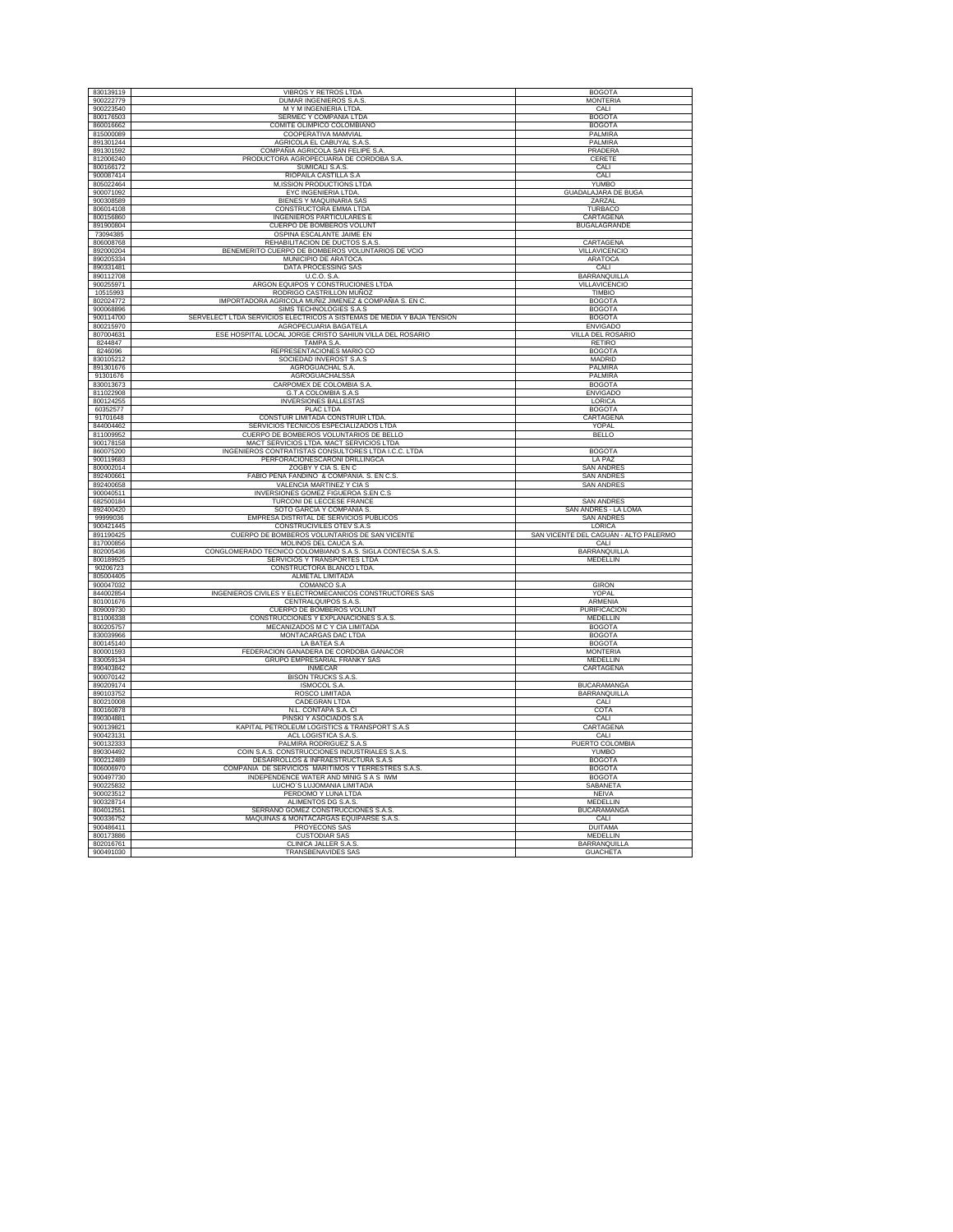| | | |
|---|---|---|
| 830139119 | VIBROS Y RETROS LTDA | BOGOTA |
| 900222779 | DUMAR INGENIEROS S.A.S. | MONTERIA |
| 900223540 | M Y M INGENIERIA LTDA. | CALI |
| 800176503 | SERMEC Y COMPAÑIA LTDA | BOGOTA |
| 860016662 | COMITE OLIMPICO COLOMBIANO | BOGOTA |
| 815000089 | COOPERATIVA MAMVIAL | PALMIRA |
| 891301244 | AGRICOLA EL CABUYAL S.A.S. | PALMIRA |
| 891301592 | COMPAÑIA AGRICOLA SAN FELIPE S.A. | PRADERA |
| 812006240 | PRODUCTORA AGROPECUARIA DE CORDOBA S.A. | CERETE |
| 800166172 | SUMICALI S.A.S. | CALI |
| 900087414 | RIOPAILA CASTILLA S.A | CALI |
| 805022464 | M,ISSION PRODUCTIONS LTDA | YUMBO |
| 900071092 | EYC INGENIERIA LTDA. | GUADALAJARA DE BUGA |
| 900308589 | BIENES Y MAQUINARIA SAS | ZARZAL |
| 806014108 | CONSTRUCTORA EMMA LTDA | TURBACO |
| 800156860 | INGENIEROS PARTICULARES E | CARTAGENA |
| 891900804 | CUERPO DE BOMBEROS VOLUNT | BUGALAGRANDE |
| 73094385 | OSPINA ESCALANTE JAIME EN | |
| 806008768 | REHABILITACION DE DUCTOS S.A.S. | CARTAGENA |
| 892000204 | BENEMERITO CUERPO DE BOMBEROS VOLUNTARIOS DE VCIO | VILLAVICENCIO |
| 890205334 | MUNICIPIO DE ARATOCA | ARATOCA |
| 890331481 | DATA PROCESSING SAS | CALI |
| 890112708 | U.C.O. S.A. | BARRANQUILLA |
| 900255971 | ARGON EQUIPOS Y CONSTRUCIONES LTDA | VILLAVICENCIO |
| 10515993 | RODRIGO CASTRILLON MUÑOZ | TIMBIO |
| 802024772 | IMPORTADORA AGRICOLA MUÑIZ JIMENEZ & COMPAÑIA S. EN C. | BOGOTA |
| 900068896 | SIMS TECHNOLOGIES S.A.S | BOGOTA |
| 900114700 | SERVELECT LTDA SERVICIOS ELECTRICOS A SISTEMAS DE MEDIA Y BAJA TENSION | BOGOTA |
| 800215970 | AGROPECUARIA BAGATELA | ENVIGADO |
| 807004631 | ESE HOSPITAL LOCAL JORGE CRISTO SAHIUN VILLA DEL ROSARIO | VILLA DEL ROSARIO |
| 8244847 | TAMPA S.A. | RETIRO |
| 8246096 | REPRESENTACIONES MARIO CO | BOGOTA |
| 830105212 | SOCIEDAD INVEROST S.A.S | MADRID |
| 891301676 | AGROGUACHAL S.A. | PALMIRA |
| 91301676 | AGROGUACHALSSA | PALMIRA |
| 830013673 | CARPOMEX DE COLOMBIA S.A. | BOGOTA |
| 811022908 | G.T.A COLOMBIA S.A.S | ENVIGADO |
| 800124255 | INVERSIONES BALLESTAS | LORICA |
| 60352577 | PLAC LTDA | BOGOTA |
| 91701648 | CONSTUIR LIMITADA CONSTRUIR LTDA. | CARTAGENA |
| 844004462 | SERVICIOS TECNICOS ESPECIALIZADOS LTDA | YOPAL |
| 811009952 | CUERPO DE BOMBEROS VOLUNTARIOS DE BELLO | BELLO |
| 900178158 | MACT SERVICIOS LTDA. MACT SERVICIOS LTDA | |
| 860075200 | INGENIEROS CONTRATISTAS CONSULTORES LTDA I.C.C. LTDA | BOGOTA |
| 900119683 | PERFORACIONESCARONI DRILLINGCA | LA PAZ |
| 800002014 | ZOGBY Y CIA S. EN C | SAN ANDRES |
| 892400661 | FABIO PENA FANDINO & COMPANIA. S. EN C.S. | SAN ANDRES |
| 892400658 | VALENCIA MARTINEZ Y CIA S | SAN ANDRES |
| 900040511 | INVERSIONES GOMEZ FIGUEROA S.EN C.S | |
| 682500184 | TURCONI DE LECCESE FRANCE | SAN ANDRES |
| 892400420 | SOTO GARCIA Y COMPANIA S. | SAN ANDRES - LA LOMA |
| 99999036 | EMPRESA DISTRITAL DE SERVICIOS PUBLICOS | SAN ANDRES |
| 900421445 | CONSTRUCIVILES OTEV S.A.S | LORICA |
| 891190425 | CUERPO DE BOMBEROS VOLUNTARIOS DE SAN VICENTE | SAN VICENTE DEL CAGUÁN - ALTO PALERMO |
| 817000856 | MOLINOS DEL CAUCA S.A. | CALI |
| 802005436 | CONGLOMERADO TECNICO COLOMBIANO S.A.S. SIGLA CONTECSA S.A.S. | BARRANQUILLA |
| 800189925 | SERVICIOS Y TRANSPORTES LTDA | MEDELLIN |
| 90206723 | CONSTRUCTORA BLANCO LTDA. | |
| 805004405 | ALMETAL LIMITADA | |
| 900047032 | COMANCO S.A | GIRON |
| 844002854 | INGENIEROS CIVILES Y ELECTROMECANICOS CONSTRUCTORES SAS | YOPAL |
| 801001676 | CENTRALQUIPOS S.A.S. | ARMENIA |
| 809009730 | CUERPO DE BOMBEROS VOLUNT | PURIFICACION |
| 811006338 | CONSTRUCCIONES Y EXPLANACIONES S.A.S. | MEDELLIN |
| 800205757 | MECANIZADOS M C Y CIA LIMITADA | BOGOTA |
| 830039966 | MONTACARGAS DAC LTDA | BOGOTA |
| 800145140 | LA BATEA S.A | BOGOTA |
| 800001593 | FEDERACION GANADERA DE CORDOBA GANACOR | MONTERIA |
| 830059134 | GRUPO EMPRESARIAL FRANKY SAS | MEDELLIN |
| 890403842 | INMECAR | CARTAGENA |
| 900070142 | BISON TRUCKS S.A.S. | |
| 890209174 | ISMOCOL S.A. | BUCARAMANGA |
| 890103752 | ROSCO LIMITADA | BARRANQUILLA |
| 800210008 | CADEGRAN LTDA | CALI |
| 800160878 | N.L. CONTAPA S.A. CI | COTA |
| 890304881 | PINSKI Y ASOCIADOS S.A | CALI |
| 900139821 | KAPITAL PETROLEUM LOGISTICS & TRANSPORT S.A.S | CARTAGENA |
| 900423131 | ACL LOGISTICA S.A.S. | CALI |
| 900132333 | PALMIRA RODRIGUEZ S.A.S | PUERTO COLOMBIA |
| 890304492 | COIN S.A.S. CONSTRUCCIONES INDUSTRIALES S.A.S. | YUMBO |
| 900212489 | DESARROLLOS & INFRAESTRUCTURA S.A.S | BOGOTA |
| 806006970 | COMPANIA DE SERVICIOS MARITIMOS Y TERRESTRES S.A.S. | BOGOTA |
| 900497730 | INDEPENDENCE WATER AND MINIG S A S IWM | BOGOTA |
| 900225832 | LUCHO´S LUJOMANIA LIMITADA | SABANETA |
| 900023512 | PERDOMO Y LUNA LTDA | NEIVA |
| 900328714 | ALIMENTOS DG S.A.S. | MEDELLIN |
| 804012551 | SERRANO GOMEZ CONSTRUCCIONES S.A.S. | BUCARAMANGA |
| 900336752 | MAQUINAS & MONTACARGAS EQUIPARSE S.A.S. | CALI |
| 900486411 | PROYECONS SAS | DUITAMA |
| 800173886 | CUSTODIAR SAS | MEDELLIN |
| 802016761 | CLINICA JALLER S.A.S. | BARRANQUILLA |
| 900491030 | TRANSBENAVIDES SAS | GUACHETA |